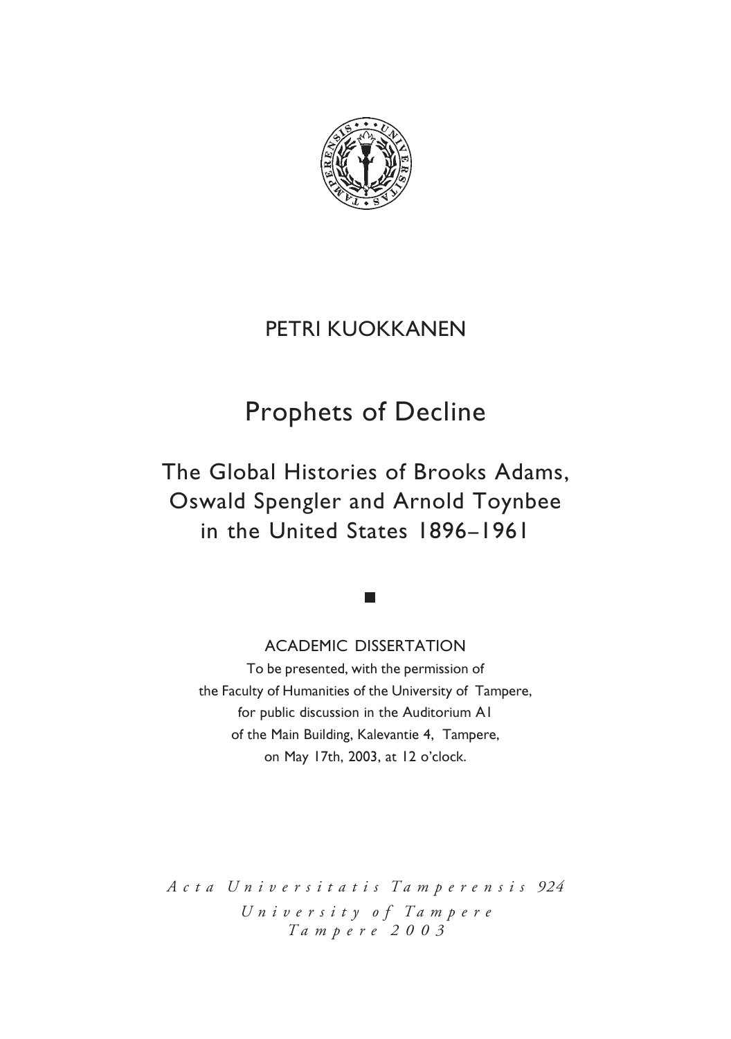PETRI KUOKKANEN

# Prophets of Decline

## The Global Histories of Brooks Adams, Oswald Spengler and Arnold Toynbee in the United States 1896–1961

ACADEMIC DISSERTATION

To be presented, with the permission of
the Faculty of Humanities of the University of Tampere,
for public discussion in the Auditorium A1
of the Main Building, Kalevantie 4, Tampere,
on May 17th, 2003, at 12 o'clock.

*Acta Universitatis Tamperensis 924*
*University of Tampere*
*Tampere 2003*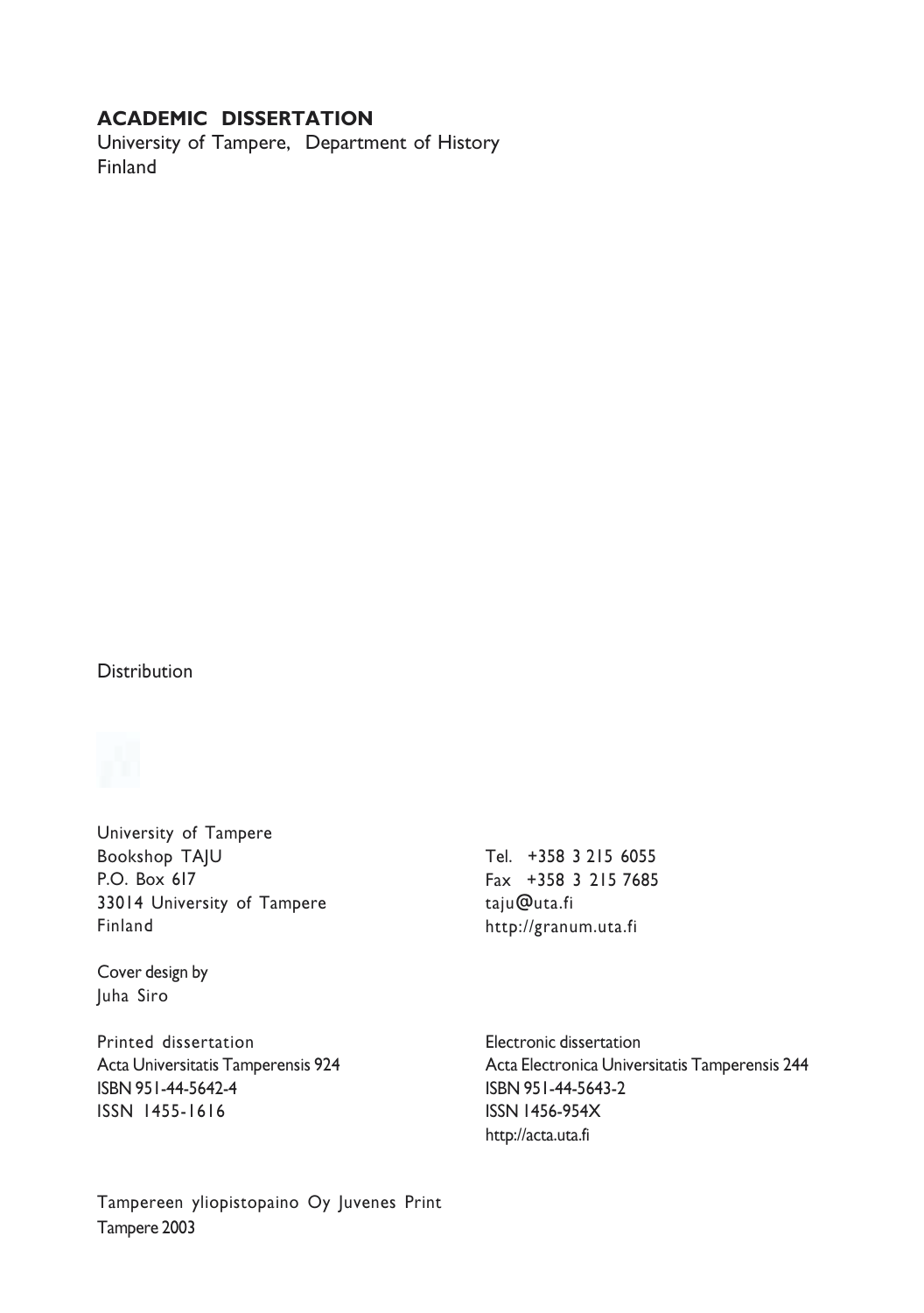**ACADEMIC DISSERTATION**
University of Tampere, Department of History
Finland

Distribution

University of Tampere
Bookshop TAJU
P.O. Box 617
33014 University of Tampere
Finland

Tel. +358 3 215 6055
Fax +358 3 215 7685
taju@uta.fi
http://granum.uta.fi

Cover design by
Juha Siro

Printed dissertation
Acta Universitatis Tamperensis 924
ISBN 951-44-5642-4
ISSN 1455-1616

Electronic dissertation
Acta Electronica Universitatis Tamperensis 244
ISBN 951-44-5643-2
ISSN 1456-954X
http://acta.uta.fi

Tampereen yliopistopaino Oy Juvenes Print
Tampere 2003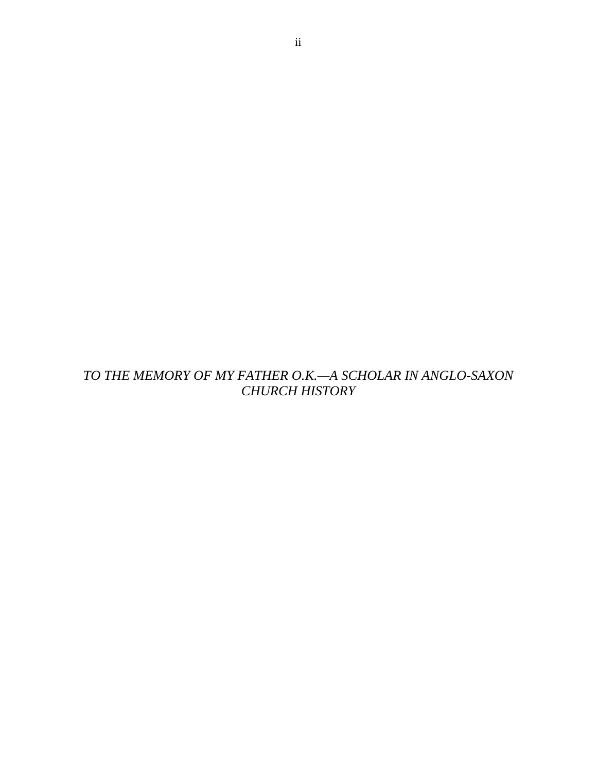*TO THE MEMORY OF MY FATHER O.K.—A SCHOLAR IN ANGLO-SAXON CHURCH HISTORY*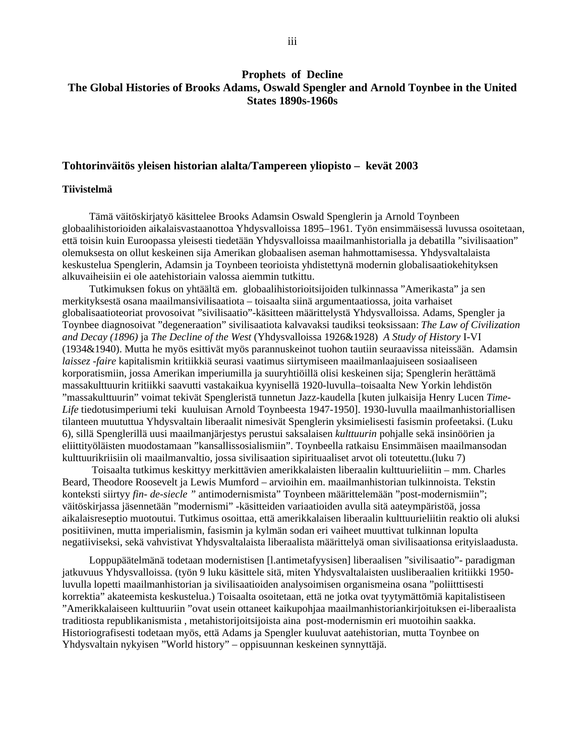**Prophets of Decline**
**The Global Histories of Brooks Adams, Oswald Spengler and Arnold Toynbee in the United States 1890s-1960s**

### Tohtorinväitös yleisen historian alalta/Tampereen yliopisto – kevät 2003

#### Tiivistelmä

Tämä väitöskirjatyö käsittelee Brooks Adamsin Oswald Spenglerin ja Arnold Toynbeen globaalihistorioiden aikalaisvastaanottoa Yhdysvalloissa 1895–1961. Työn ensimmäisessä luvussa osoitetaan, että toisin kuin Euroopassa yleisesti tiedetään Yhdysvalloissa maailmanhistorialla ja debatilla "sivilisaation" olemuksesta on ollut keskeinen sija Amerikan globaalisen aseman hahmottamisessa. Yhdysvaltalaista keskustelua Spenglerin, Adamsin ja Toynbeen teorioista yhdistettynä modernin globalisaatiokehityksen alkuvaiheisiin ei ole aatehistoriain valossa aiemmin tutkittu.

Tutkimuksen fokus on yhtäältä em. globaalihistorioitsijoiden tulkinnassa "Amerikasta" ja sen merkityksestä osana maailmansivilisaatiota – toisaalta siinä argumentaatiossa, joita varhaiset globalisaatioteoriat provosoivat "sivilisaatio"-käsitteen määrittelystä Yhdysvalloissa. Adams, Spengler ja Toynbee diagnosoivat "degeneraation" sivilisaatiota kalvavaksi taudiksi teoksissaan: *The Law of Civilization and Decay (1896)* ja *The Decline of the West* (Yhdysvalloissa 1926&1928) *A Study of History* I-VI (1934&1940). Mutta he myös esittivät myös parannuskeinot tuohon tautiin seuraavissa niteissään. Adamsin *laissez -faire* kapitalismin kritiikkiä seurasi vaatimus siirtymiseen maailmanlaajuiseen sosiaaliseen korporatismiin, jossa Amerikan imperiumilla ja suuryhtiöillä olisi keskeinen sija; Spenglerin herättämä massakulttuurin kritiikki saavutti vastakaikua kyynisellä 1920-luvulla–toisaalta New Yorkin lehdistön "massakulttuurin" voimat tekivät Spengleristä tunnetun Jazz-kaudella [kuten julkaisija Henry Lucen *Time-Life* tiedotusimperiumi teki kuuluisan Arnold Toynbeesta 1947-1950]. 1930-luvulla maailmanhistoriallisen tilanteen muututtua Yhdysvaltain liberaalit nimesivät Spenglerin yksimielisesti fasismin profeetaksi. (Luku 6), sillä Spenglerillä uusi maailmanjärjestys perustui saksalaisen *kulttuurin* pohjalle sekä insinöörien ja eliittityöläisten muodostamaan "kansallissosialismiin". Toynbeella ratkaisu Ensimmäisen maailmansodan kulttuurikriisiin oli maailmanvaltio, jossa sivilisaation sipirituaaliset arvot oli toteutettu.(luku 7)

Toisaalta tutkimus keskittyy merkittävien amerikkalaisten liberaalin kulttuurieliitin – mm. Charles Beard, Theodore Roosevelt ja Lewis Mumford – arvioihin em. maailmanhistorian tulkinnoista. Tekstin konteksti siirtyy *fin- de-siecle* " antimodernismista" Toynbeen määrittelemään "post-modernismiin"; väitöskirjassa jäsennetään "modernismi" -käsitteiden variaatioiden avulla sitä aateympäristöä, jossa aikalaisreseptio muotoutui. Tutkimus osoittaa, että amerikkalaisen liberaalin kulttuurieliitin reaktio oli aluksi positiivinen, mutta imperialismin, fasismin ja kylmän sodan eri vaiheet muuttivat tulkinnan lopulta negatiiviseksi, sekä vahvistivat Yhdysvaltalaista liberaalista määrittelyä oman sivilisaationsa erityislaadusta.

Loppupäätelmänä todetaan modernistisen [l.antimetafyysisen] liberaalisen "sivilisaatio"- paradigman jatkuvuus Yhdysvalloissa. (työn 9 luku käsittele sitä, miten Yhdysvaltalaisten uusliberaalien kritiikki 1950-luvulla lopetti maailmanhistorian ja sivilisaatioiden analysoimisen organismeina osana "poliitttisesti korrektia" akateemista keskustelua.) Toisaalta osoitetaan, että ne jotka ovat tyytymättömiä kapitalistiseen "Amerikkalaiseen kulttuuriin "ovat usein ottaneet kaikupohjaa maailmanhistoriankirjoituksen ei-liberaalista traditiosta republikanismista , metahistorijoitsijoista aina post-modernismin eri muotoihin saakka. Historiografisesti todetaan myös, että Adams ja Spengler kuuluvat aatehistorian, mutta Toynbee on Yhdysvaltain nykyisen "World history" – oppisuunnan keskeinen synnyttäjä.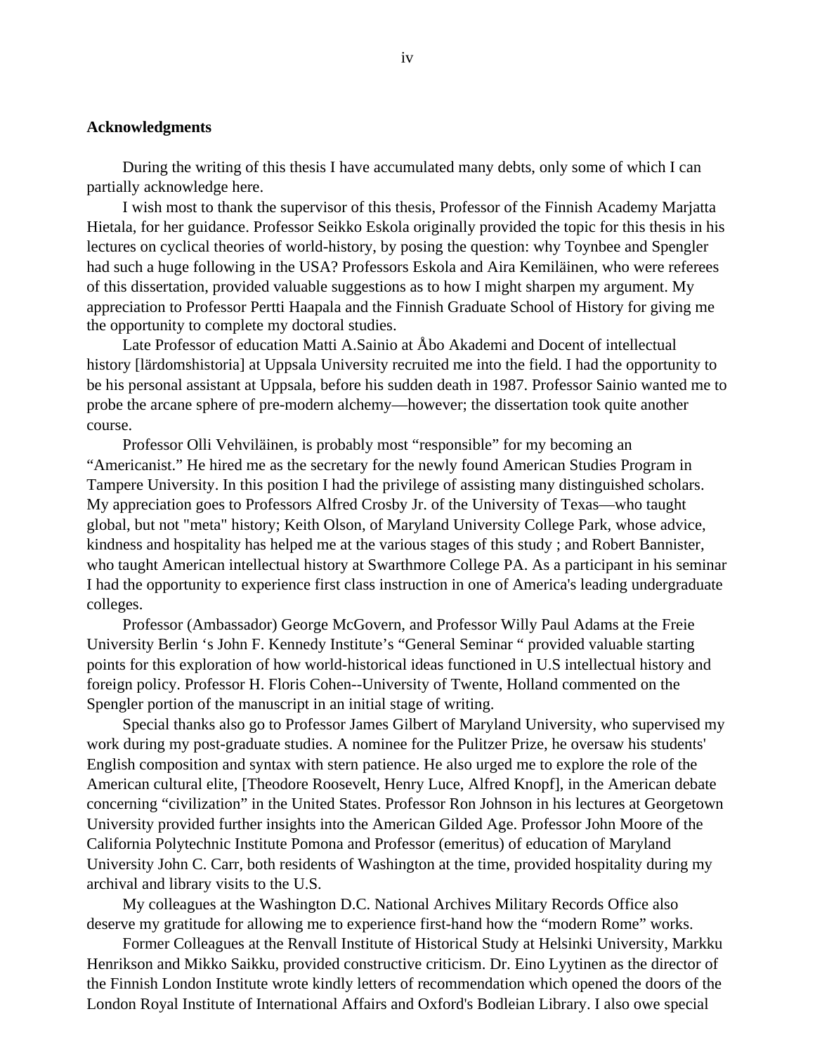**Acknowledgments**

During the writing of this thesis I have accumulated many debts, only some of which I can partially acknowledge here.

I wish most to thank the supervisor of this thesis, Professor of the Finnish Academy Marjatta Hietala, for her guidance. Professor Seikko Eskola originally provided the topic for this thesis in his lectures on cyclical theories of world-history, by posing the question: why Toynbee and Spengler had such a huge following in the USA? Professors Eskola and Aira Kemiläinen, who were referees of this dissertation, provided valuable suggestions as to how I might sharpen my argument. My appreciation to Professor Pertti Haapala and the Finnish Graduate School of History for giving me the opportunity to complete my doctoral studies.

Late Professor of education Matti A.Sainio at Åbo Akademi and Docent of intellectual history [lärdomshistoria] at Uppsala University recruited me into the field. I had the opportunity to be his personal assistant at Uppsala, before his sudden death in 1987. Professor Sainio wanted me to probe the arcane sphere of pre-modern alchemy—however; the dissertation took quite another course.

Professor Olli Vehviläinen, is probably most "responsible" for my becoming an "Americanist." He hired me as the secretary for the newly found American Studies Program in Tampere University. In this position I had the privilege of assisting many distinguished scholars. My appreciation goes to Professors Alfred Crosby Jr. of the University of Texas—who taught global, but not "meta" history; Keith Olson, of Maryland University College Park, whose advice, kindness and hospitality has helped me at the various stages of this study ; and Robert Bannister, who taught American intellectual history at Swarthmore College PA. As a participant in his seminar I had the opportunity to experience first class instruction in one of America's leading undergraduate colleges.

Professor (Ambassador) George McGovern, and Professor Willy Paul Adams at the Freie University Berlin 's John F. Kennedy Institute's "General Seminar " provided valuable starting points for this exploration of how world-historical ideas functioned in U.S intellectual history and foreign policy. Professor H. Floris Cohen--University of Twente, Holland commented on the Spengler portion of the manuscript in an initial stage of writing.

Special thanks also go to Professor James Gilbert of Maryland University, who supervised my work during my post-graduate studies. A nominee for the Pulitzer Prize, he oversaw his students' English composition and syntax with stern patience. He also urged me to explore the role of the American cultural elite, [Theodore Roosevelt, Henry Luce, Alfred Knopf], in the American debate concerning "civilization" in the United States. Professor Ron Johnson in his lectures at Georgetown University provided further insights into the American Gilded Age. Professor John Moore of the California Polytechnic Institute Pomona and Professor (emeritus) of education of Maryland University John C. Carr, both residents of Washington at the time, provided hospitality during my archival and library visits to the U.S.

My colleagues at the Washington D.C. National Archives Military Records Office also deserve my gratitude for allowing me to experience first-hand how the "modern Rome" works.

Former Colleagues at the Renvall Institute of Historical Study at Helsinki University, Markku Henrikson and Mikko Saikku, provided constructive criticism. Dr. Eino Lyytinen as the director of the Finnish London Institute wrote kindly letters of recommendation which opened the doors of the London Royal Institute of International Affairs and Oxford's Bodleian Library. I also owe special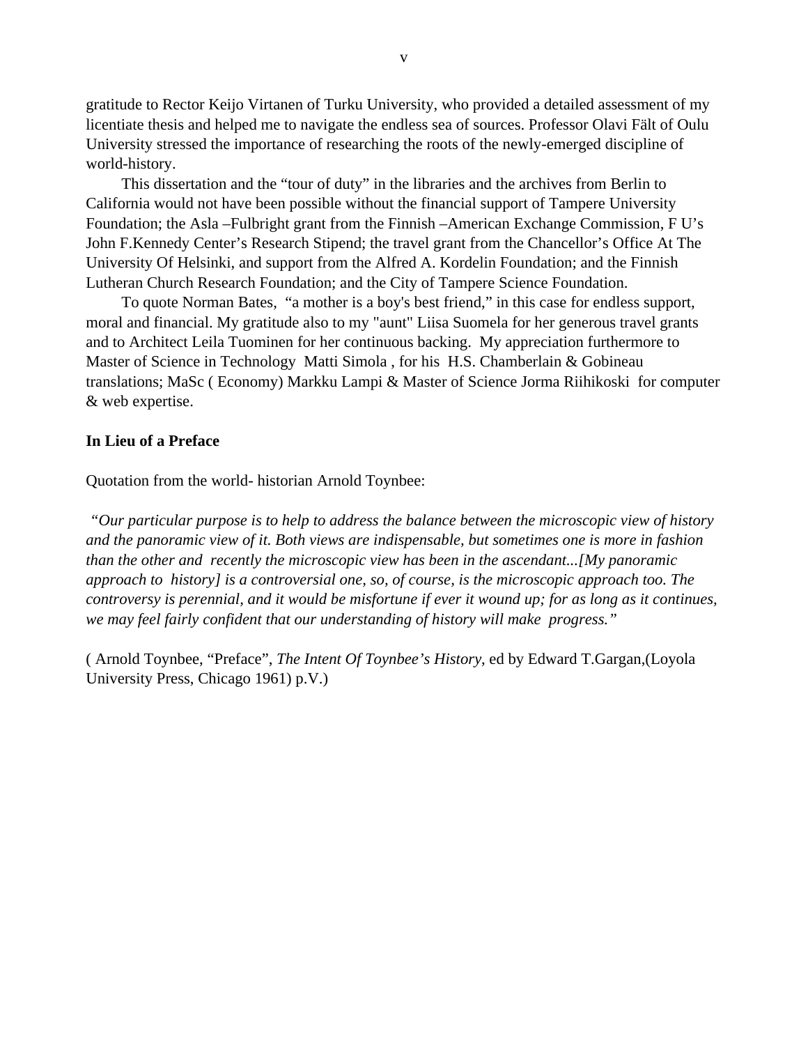gratitude to Rector Keijo Virtanen of Turku University, who provided a detailed assessment of my licentiate thesis and helped me to navigate the endless sea of sources. Professor Olavi Fält of Oulu University stressed the importance of researching the roots of the newly-emerged discipline of world-history.

This dissertation and the “tour of duty” in the libraries and the archives from Berlin to California would not have been possible without the financial support of Tampere University Foundation; the Asla –Fulbright grant from the Finnish –American Exchange Commission, F U’s John F.Kennedy Center’s Research Stipend; the travel grant from the Chancellor’s Office At The University Of Helsinki, and support from the Alfred A. Kordelin Foundation; and the Finnish Lutheran Church Research Foundation; and the City of Tampere Science Foundation.

To quote Norman Bates, “a mother is a boy's best friend,” in this case for endless support, moral and financial. My gratitude also to my "aunt" Liisa Suomela for her generous travel grants and to Architect Leila Tuominen for her continuous backing. My appreciation furthermore to Master of Science in Technology Matti Simola , for his H.S. Chamberlain & Gobineau translations; MaSc ( Economy) Markku Lampi & Master of Science Jorma Riihikoski for computer & web expertise.

**In Lieu of a Preface**

Quotation from the world- historian Arnold Toynbee:

*“Our particular purpose is to help to address the balance between the microscopic view of history and the panoramic view of it. Both views are indispensable, but sometimes one is more in fashion than the other and recently the microscopic view has been in the ascendant...[My panoramic approach to history] is a controversial one, so, of course, is the microscopic approach too. The controversy is perennial, and it would be misfortune if ever it wound up; for as long as it continues, we may feel fairly confident that our understanding of history will make progress.”*

( Arnold Toynbee, “Preface”, *The Intent Of Toynbee’s History*, ed by Edward T.Gargan,(Loyola University Press, Chicago 1961) p.V.)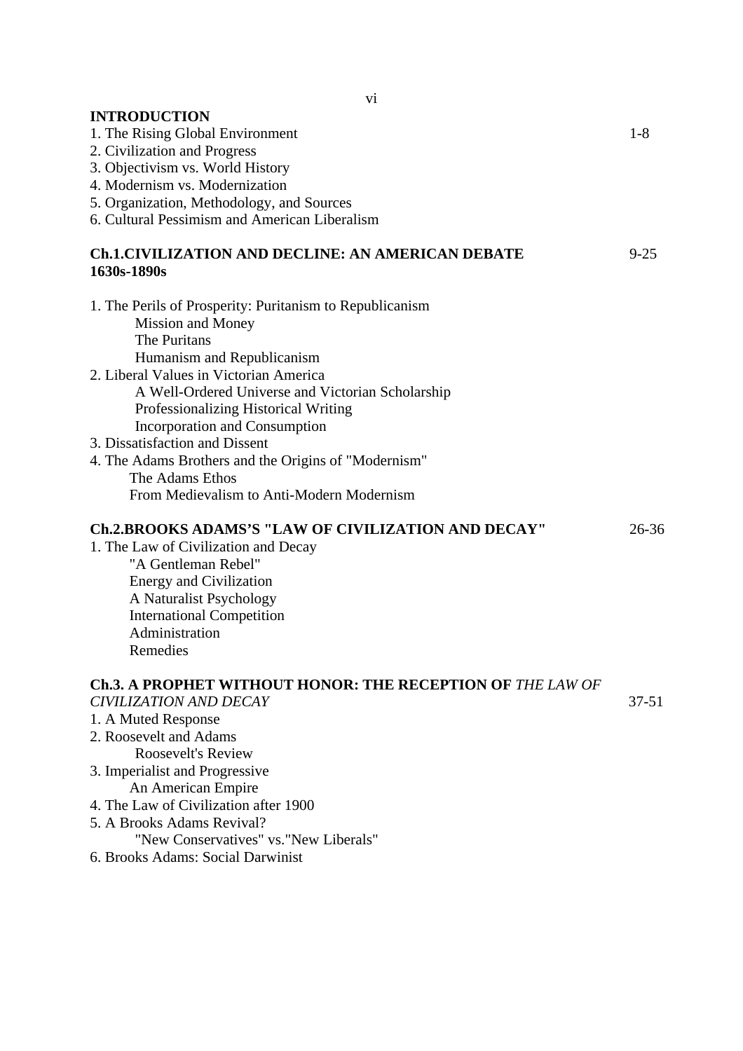**INTRODUCTION** 1-8

1. The Rising Global Environment
2. Civilization and Progress
3. Objectivism vs. World History
4. Modernism vs. Modernization
5. Organization, Methodology, and Sources
6. Cultural Pessimism and American Liberalism

**Ch.1.CIVILIZATION AND DECLINE: AN AMERICAN DEBATE 1630s-1890s** 9-25

1. The Perils of Prosperity: Puritanism to Republicanism
   - Mission and Money
   - The Puritans
   - Humanism and Republicanism
2. Liberal Values in Victorian America
   - A Well-Ordered Universe and Victorian Scholarship
   - Professionalizing Historical Writing
   - Incorporation and Consumption
3. Dissatisfaction and Dissent
4. The Adams Brothers and the Origins of "Modernism"
   - The Adams Ethos
   - From Medievalism to Anti-Modern Modernism

**Ch.2.BROOKS ADAMS'S "LAW OF CIVILIZATION AND DECAY"** 26-36

1. The Law of Civilization and Decay
   - "A Gentleman Rebel"
   - Energy and Civilization
   - A Naturalist Psychology
   - International Competition
   - Administration
   - Remedies

**Ch.3. A PROPHET WITHOUT HONOR: THE RECEPTION OF** ***THE LAW OF CIVILIZATION AND DECAY*** 37-51

1. A Muted Response
2. Roosevelt and Adams
   - Roosevelt's Review
3. Imperialist and Progressive
   - An American Empire
4. The Law of Civilization after 1900
5. A Brooks Adams Revival?
   - "New Conservatives" vs."New Liberals"
6. Brooks Adams: Social Darwinist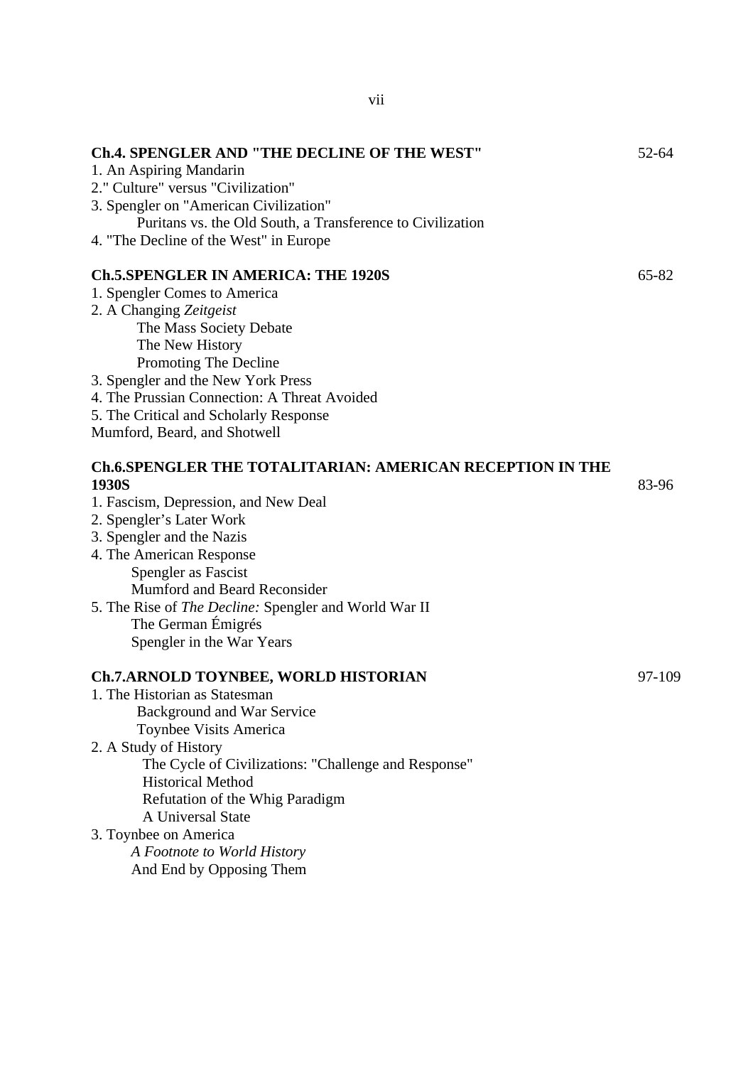**Ch.4. SPENGLER AND "THE DECLINE OF THE WEST"** 52-64

1. An Aspiring Mandarin
2." Culture" versus "Civilization"
3. Spengler on "American Civilization"
    Puritans vs. the Old South, a Transference to Civilization
4. "The Decline of the West" in Europe

**Ch.5.SPENGLER IN AMERICA: THE 1920S** 65-82

1. Spengler Comes to America
2. A Changing *Zeitgeist*
    The Mass Society Debate
    The New History
    Promoting The Decline
3. Spengler and the New York Press
4. The Prussian Connection: A Threat Avoided
5. The Critical and Scholarly Response

Mumford, Beard, and Shotwell

**Ch.6.SPENGLER THE TOTALITARIAN: AMERICAN RECEPTION IN THE 1930S** 83-96

1. Fascism, Depression, and New Deal
2. Spengler's Later Work
3. Spengler and the Nazis
4. The American Response
    Spengler as Fascist
    Mumford and Beard Reconsider
5. The Rise of *The Decline:* Spengler and World War II
    The German Émigrés
    Spengler in the War Years

**Ch.7.ARNOLD TOYNBEE, WORLD HISTORIAN** 97-109

1. The Historian as Statesman
    Background and War Service
    Toynbee Visits America
2. A Study of History
    The Cycle of Civilizations: "Challenge and Response"
    Historical Method
    Refutation of the Whig Paradigm
    A Universal State
3. Toynbee on America
    *A Footnote to World History*
    And End by Opposing Them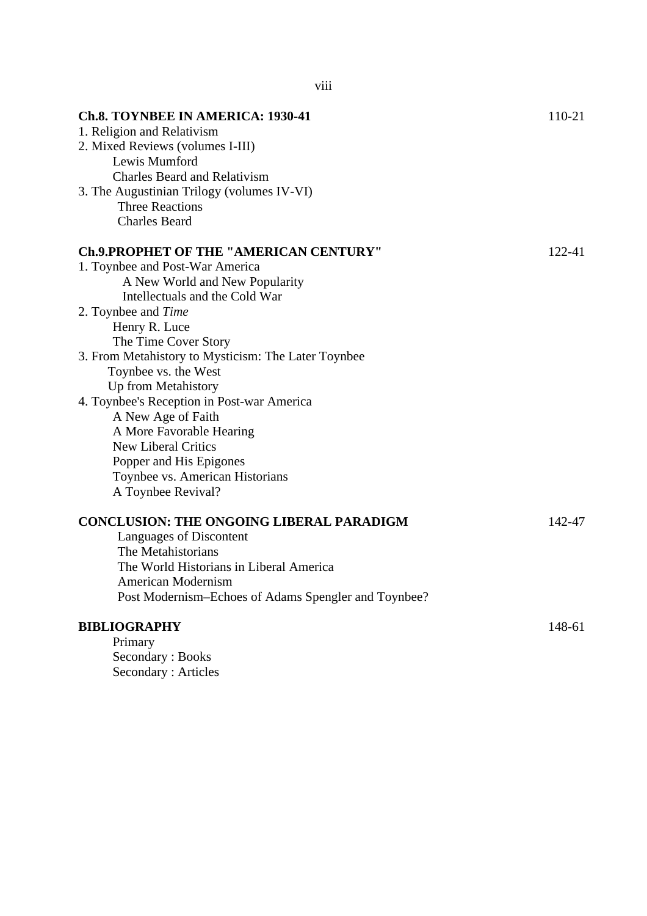**Ch.8. TOYNBEE IN AMERICA: 1930-41** 110-21

1. Religion and Relativism
2. Mixed Reviews (volumes I-III)
   - Lewis Mumford
   - Charles Beard and Relativism
3. The Augustinian Trilogy (volumes IV-VI)
   - Three Reactions
   - Charles Beard

**Ch.9.PROPHET OF THE "AMERICAN CENTURY"** 122-41

1. Toynbee and Post-War America
   - A New World and New Popularity
   - Intellectuals and the Cold War
2. Toynbee and *Time*
   - Henry R. Luce
   - The Time Cover Story
3. From Metahistory to Mysticism: The Later Toynbee
   - Toynbee vs. the West
   - Up from Metahistory
4. Toynbee's Reception in Post-war America
   - A New Age of Faith
   - A More Favorable Hearing
   - New Liberal Critics
   - Popper and His Epigones
   - Toynbee vs. American Historians
   - A Toynbee Revival?

**CONCLUSION: THE ONGOING LIBERAL PARADIGM** 142-47

- Languages of Discontent
- The Metahistorians
- The World Historians in Liberal America
- American Modernism
- Post Modernism–Echoes of Adams Spengler and Toynbee?

**BIBLIOGRAPHY** 148-61

- Primary
- Secondary : Books
- Secondary : Articles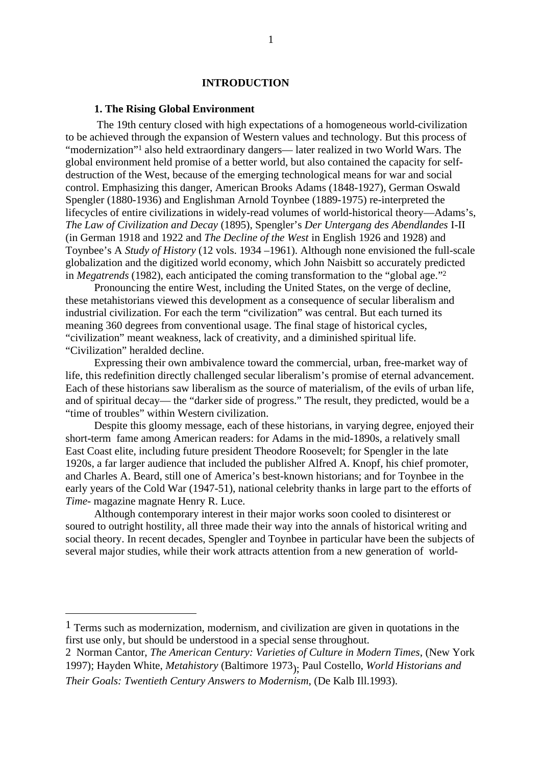# INTRODUCTION

## 1. The Rising Global Environment

The 19th century closed with high expectations of a homogeneous world-civilization to be achieved through the expansion of Western values and technology. But this process of "modernization"[1] also held extraordinary dangers— later realized in two World Wars. The global environment held promise of a better world, but also contained the capacity for self-destruction of the West, because of the emerging technological means for war and social control. Emphasizing this danger, American Brooks Adams (1848-1927), German Oswald Spengler (1880-1936) and Englishman Arnold Toynbee (1889-1975) re-interpreted the lifecycles of entire civilizations in widely-read volumes of world-historical theory—Adams's, *The Law of Civilization and Decay* (1895), Spengler's *Der Untergang des Abendlandes* I-II (in German 1918 and 1922 and *The Decline of the West* in English 1926 and 1928) and Toynbee's A *Study of History* (12 vols. 1934 –1961). Although none envisioned the full-scale globalization and the digitized world economy, which John Naisbitt so accurately predicted in *Megatrends* (1982), each anticipated the coming transformation to the "global age."[2]

Pronouncing the entire West, including the United States, on the verge of decline, these metahistorians viewed this development as a consequence of secular liberalism and industrial civilization. For each the term "civilization" was central. But each turned its meaning 360 degrees from conventional usage. The final stage of historical cycles, "civilization" meant weakness, lack of creativity, and a diminished spiritual life. "Civilization" heralded decline.

Expressing their own ambivalence toward the commercial, urban, free-market way of life, this redefinition directly challenged secular liberalism's promise of eternal advancement. Each of these historians saw liberalism as the source of materialism, of the evils of urban life, and of spiritual decay— the "darker side of progress." The result, they predicted, would be a "time of troubles" within Western civilization.

Despite this gloomy message, each of these historians, in varying degree, enjoyed their short-term fame among American readers: for Adams in the mid-1890s, a relatively small East Coast elite, including future president Theodore Roosevelt; for Spengler in the late 1920s, a far larger audience that included the publisher Alfred A. Knopf, his chief promoter, and Charles A. Beard, still one of America's best-known historians; and for Toynbee in the early years of the Cold War (1947-51), national celebrity thanks in large part to the efforts of *Time*- magazine magnate Henry R. Luce.

Although contemporary interest in their major works soon cooled to disinterest or soured to outright hostility, all three made their way into the annals of historical writing and social theory. In recent decades, Spengler and Toynbee in particular have been the subjects of several major studies, while their work attracts attention from a new generation of world-

---

[1] Terms such as modernization, modernism, and civilization are given in quotations in the first use only, but should be understood in a special sense throughout.

[2] Norman Cantor, *The American Century: Varieties of Culture in Modern Times*, (New York 1997); Hayden White, *Metahistory* (Baltimore 1973); Paul Costello, *World Historians and Their Goals: Twentieth Century Answers to Modernism*, (De Kalb Ill.1993).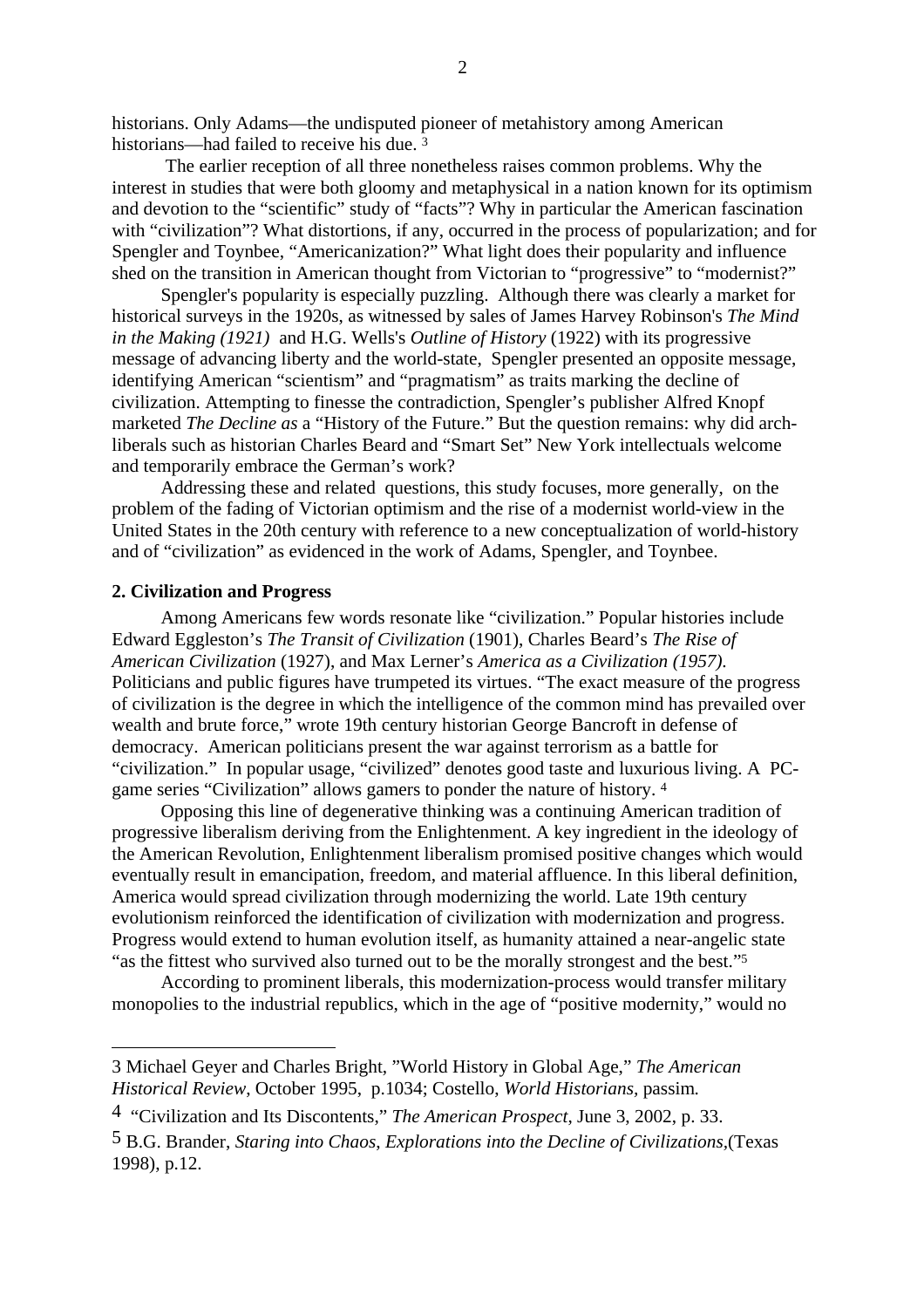historians. Only Adams—the undisputed pioneer of metahistory among American historians—had failed to receive his due. [3]

The earlier reception of all three nonetheless raises common problems. Why the interest in studies that were both gloomy and metaphysical in a nation known for its optimism and devotion to the "scientific" study of "facts"? Why in particular the American fascination with "civilization"? What distortions, if any, occurred in the process of popularization; and for Spengler and Toynbee, "Americanization?" What light does their popularity and influence shed on the transition in American thought from Victorian to "progressive" to "modernist?"

Spengler's popularity is especially puzzling. Although there was clearly a market for historical surveys in the 1920s, as witnessed by sales of James Harvey Robinson's *The Mind in the Making (1921)* and H.G. Wells's *Outline of History* (1922) with its progressive message of advancing liberty and the world-state, Spengler presented an opposite message, identifying American "scientism" and "pragmatism" as traits marking the decline of civilization. Attempting to finesse the contradiction, Spengler's publisher Alfred Knopf marketed *The Decline as* a "History of the Future." But the question remains: why did arch-liberals such as historian Charles Beard and "Smart Set" New York intellectuals welcome and temporarily embrace the German's work?

Addressing these and related questions, this study focuses, more generally, on the problem of the fading of Victorian optimism and the rise of a modernist world-view in the United States in the 20th century with reference to a new conceptualization of world-history and of "civilization" as evidenced in the work of Adams, Spengler, and Toynbee.

**2. Civilization and Progress**

Among Americans few words resonate like "civilization." Popular histories include Edward Eggleston's *The Transit of Civilization* (1901), Charles Beard's *The Rise of American Civilization* (1927), and Max Lerner's *America as a Civilization (1957).* Politicians and public figures have trumpeted its virtues. "The exact measure of the progress of civilization is the degree in which the intelligence of the common mind has prevailed over wealth and brute force," wrote 19th century historian George Bancroft in defense of democracy. American politicians present the war against terrorism as a battle for "civilization." In popular usage, "civilized" denotes good taste and luxurious living. A PC-game series "Civilization" allows gamers to ponder the nature of history. [4]

Opposing this line of degenerative thinking was a continuing American tradition of progressive liberalism deriving from the Enlightenment. A key ingredient in the ideology of the American Revolution, Enlightenment liberalism promised positive changes which would eventually result in emancipation, freedom, and material affluence. In this liberal definition, America would spread civilization through modernizing the world. Late 19th century evolutionism reinforced the identification of civilization with modernization and progress. Progress would extend to human evolution itself, as humanity attained a near-angelic state "as the fittest who survived also turned out to be the morally strongest and the best."[5]

According to prominent liberals, this modernization-process would transfer military monopolies to the industrial republics, which in the age of "positive modernity," would no

---

3 Michael Geyer and Charles Bright, "World History in Global Age," *The American Historical Review*, October 1995, p.1034; Costello, *World Historians,* passim.

4 "Civilization and Its Discontents," *The American Prospect*, June 3, 2002, p. 33.

5 B.G. Brander, *Staring into Chaos, Explorations into the Decline of Civilizations*,(Texas 1998), p.12.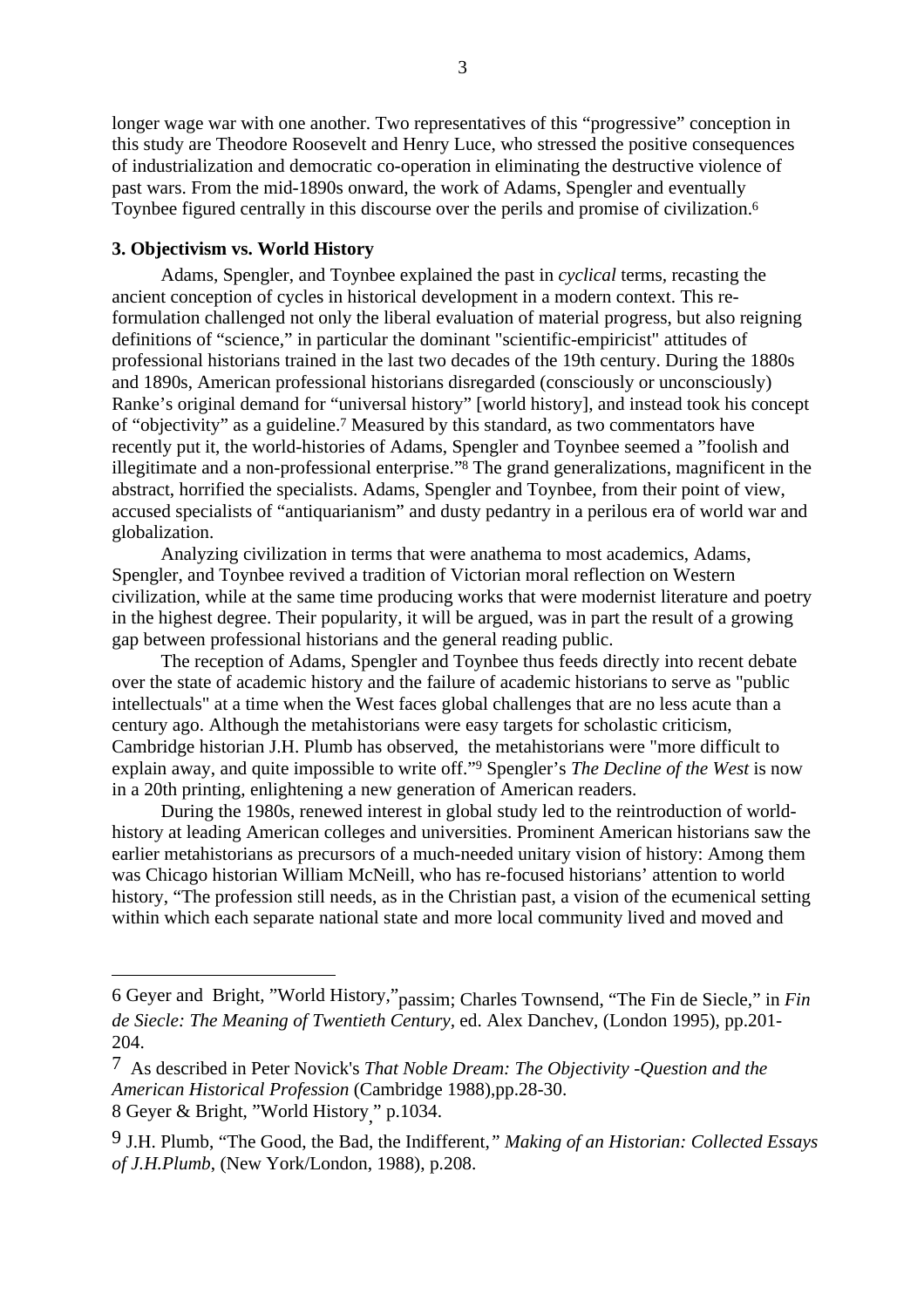longer wage war with one another. Two representatives of this "progressive" conception in this study are Theodore Roosevelt and Henry Luce, who stressed the positive consequences of industrialization and democratic co-operation in eliminating the destructive violence of past wars. From the mid-1890s onward, the work of Adams, Spengler and eventually Toynbee figured centrally in this discourse over the perils and promise of civilization.[6]

**3. Objectivism vs. World History**

Adams, Spengler, and Toynbee explained the past in *cyclical* terms, recasting the ancient conception of cycles in historical development in a modern context. This re-formulation challenged not only the liberal evaluation of material progress, but also reigning definitions of "science," in particular the dominant "scientific-empiricist" attitudes of professional historians trained in the last two decades of the 19th century. During the 1880s and 1890s, American professional historians disregarded (consciously or unconsciously) Ranke's original demand for "universal history" [world history], and instead took his concept of "objectivity" as a guideline.[7] Measured by this standard, as two commentators have recently put it, the world-histories of Adams, Spengler and Toynbee seemed a "foolish and illegitimate and a non-professional enterprise."[8] The grand generalizations, magnificent in the abstract, horrified the specialists. Adams, Spengler and Toynbee, from their point of view, accused specialists of "antiquarianism" and dusty pedantry in a perilous era of world war and globalization.

Analyzing civilization in terms that were anathema to most academics, Adams, Spengler, and Toynbee revived a tradition of Victorian moral reflection on Western civilization, while at the same time producing works that were modernist literature and poetry in the highest degree. Their popularity, it will be argued, was in part the result of a growing gap between professional historians and the general reading public.

The reception of Adams, Spengler and Toynbee thus feeds directly into recent debate over the state of academic history and the failure of academic historians to serve as "public intellectuals" at a time when the West faces global challenges that are no less acute than a century ago. Although the metahistorians were easy targets for scholastic criticism, Cambridge historian J.H. Plumb has observed, the metahistorians were "more difficult to explain away, and quite impossible to write off."[9] Spengler's *The Decline of the West* is now in a 20th printing, enlightening a new generation of American readers.

During the 1980s, renewed interest in global study led to the reintroduction of world-history at leading American colleges and universities. Prominent American historians saw the earlier metahistorians as precursors of a much-needed unitary vision of history: Among them was Chicago historian William McNeill, who has re-focused historians' attention to world history, "The profession still needs, as in the Christian past, a vision of the ecumenical setting within which each separate national state and more local community lived and moved and

---

6 Geyer and Bright, "World History," passim; Charles Townsend, "The Fin de Siecle," in *Fin de Siecle: The Meaning of Twentieth Century,* ed. Alex Danchev, (London 1995), pp.201-204.

7 As described in Peter Novick's *That Noble Dream: The Objectivity -Question and the American Historical Profession* (Cambridge 1988),pp.28-30.

8 Geyer & Bright, "World History," p.1034.

9 J.H. Plumb, "The Good, the Bad, the Indifferent," *Making of an Historian: Collected Essays of J.H.Plumb*, (New York/London, 1988), p.208.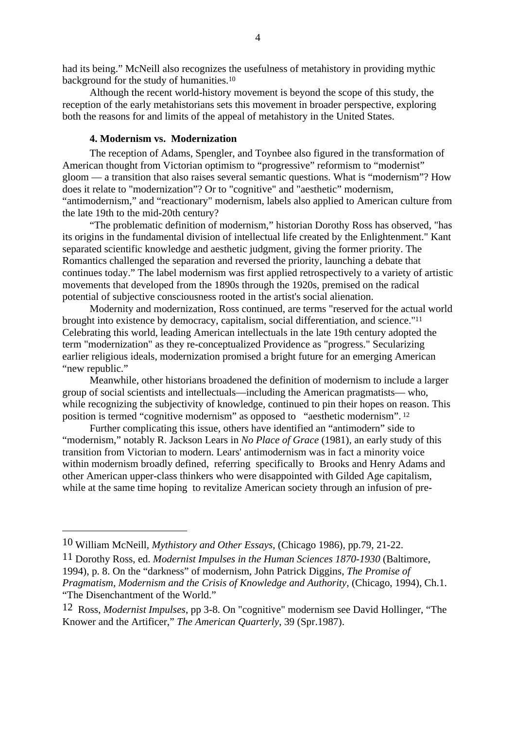had its being." McNeill also recognizes the usefulness of metahistory in providing mythic background for the study of humanities.[10]

Although the recent world-history movement is beyond the scope of this study, the reception of the early metahistorians sets this movement in broader perspective, exploring both the reasons for and limits of the appeal of metahistory in the United States.

### 4. Modernism vs. Modernization

The reception of Adams, Spengler, and Toynbee also figured in the transformation of American thought from Victorian optimism to "progressive" reformism to "modernist" gloom — a transition that also raises several semantic questions. What is "modernism"? How does it relate to "modernization"? Or to "cognitive" and "aesthetic" modernism, "antimodernism," and "reactionary" modernism, labels also applied to American culture from the late 19th to the mid-20th century?

"The problematic definition of modernism," historian Dorothy Ross has observed, "has its origins in the fundamental division of intellectual life created by the Enlightenment." Kant separated scientific knowledge and aesthetic judgment, giving the former priority. The Romantics challenged the separation and reversed the priority, launching a debate that continues today." The label modernism was first applied retrospectively to a variety of artistic movements that developed from the 1890s through the 1920s, premised on the radical potential of subjective consciousness rooted in the artist's social alienation.

Modernity and modernization, Ross continued, are terms "reserved for the actual world brought into existence by democracy, capitalism, social differentiation, and science."[11] Celebrating this world, leading American intellectuals in the late 19th century adopted the term "modernization" as they re-conceptualized Providence as "progress." Secularizing earlier religious ideals, modernization promised a bright future for an emerging American "new republic."

Meanwhile, other historians broadened the definition of modernism to include a larger group of social scientists and intellectuals—including the American pragmatists— who, while recognizing the subjectivity of knowledge, continued to pin their hopes on reason. This position is termed "cognitive modernism" as opposed to "aesthetic modernism".[12]

Further complicating this issue, others have identified an "antimodern" side to "modernism," notably R. Jackson Lears in *No Place of Grace* (1981), an early study of this transition from Victorian to modern. Lears' antimodernism was in fact a minority voice within modernism broadly defined, referring specifically to Brooks and Henry Adams and other American upper-class thinkers who were disappointed with Gilded Age capitalism, while at the same time hoping to revitalize American society through an infusion of pre-

---

10 William McNeill, *Mythistory and Other Essays*, (Chicago 1986), pp.79, 21-22.

11 Dorothy Ross, ed. *Modernist Impulses in the Human Sciences 1870-1930* (Baltimore, 1994), p. 8. On the "darkness" of modernism, John Patrick Diggins, *The Promise of Pragmatism, Modernism and the Crisis of Knowledge and Authority*, (Chicago, 1994), Ch.1. "The Disenchantment of the World."

12 Ross, *Modernist Impulses*, pp 3-8. On "cognitive" modernism see David Hollinger, "The Knower and the Artificer," *The American Quarterly*, 39 (Spr.1987).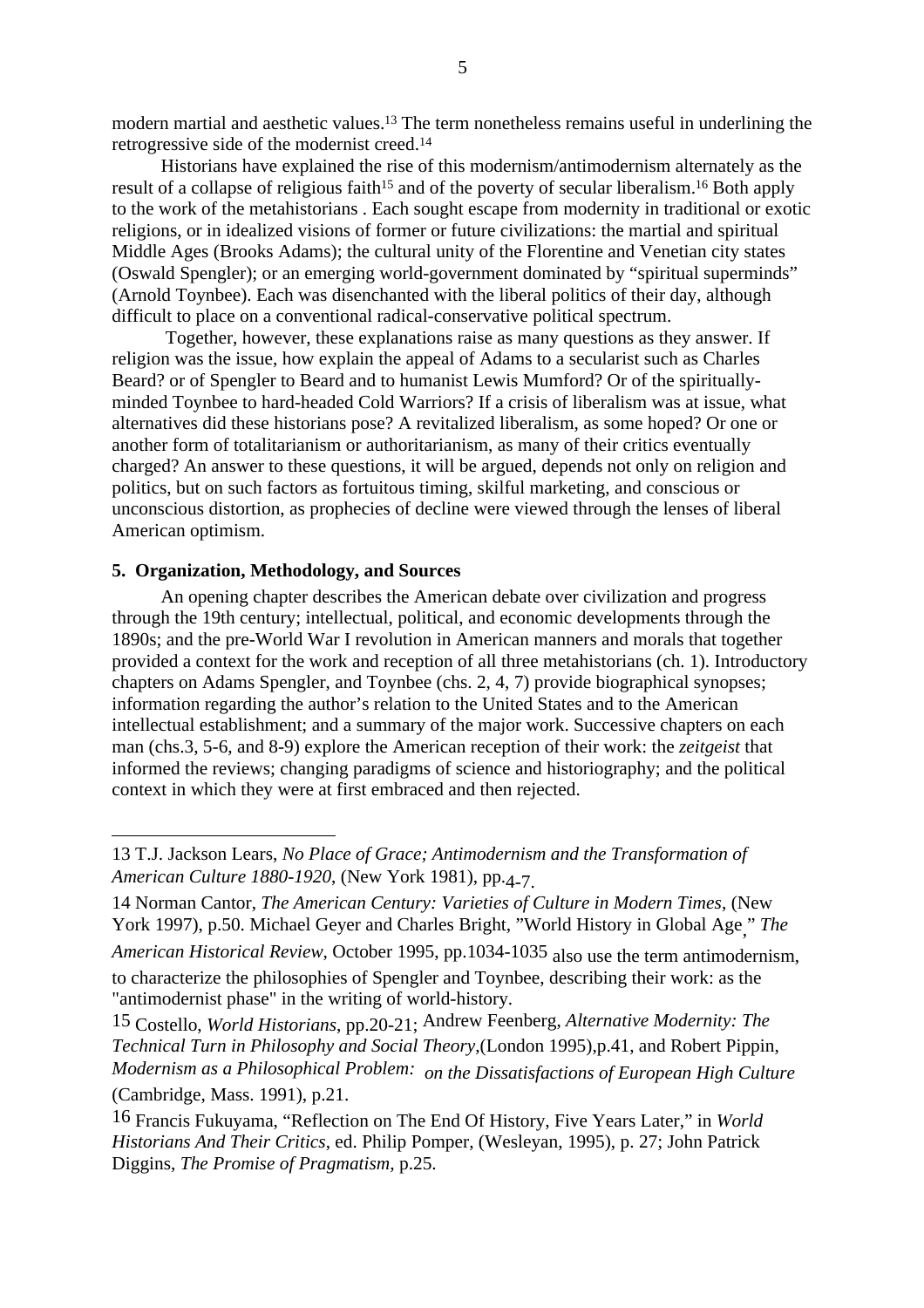modern martial and aesthetic values.[13] The term nonetheless remains useful in underlining the retrogressive side of the modernist creed.[14]

Historians have explained the rise of this modernism/antimodernism alternately as the result of a collapse of religious faith[15] and of the poverty of secular liberalism.[16] Both apply to the work of the metahistorians . Each sought escape from modernity in traditional or exotic religions, or in idealized visions of former or future civilizations: the martial and spiritual Middle Ages (Brooks Adams); the cultural unity of the Florentine and Venetian city states (Oswald Spengler); or an emerging world-government dominated by "spiritual superminds" (Arnold Toynbee). Each was disenchanted with the liberal politics of their day, although difficult to place on a conventional radical-conservative political spectrum.

Together, however, these explanations raise as many questions as they answer. If religion was the issue, how explain the appeal of Adams to a secularist such as Charles Beard? or of Spengler to Beard and to humanist Lewis Mumford? Or of the spiritually-minded Toynbee to hard-headed Cold Warriors? If a crisis of liberalism was at issue, what alternatives did these historians pose? A revitalized liberalism, as some hoped? Or one or another form of totalitarianism or authoritarianism, as many of their critics eventually charged? An answer to these questions, it will be argued, depends not only on religion and politics, but on such factors as fortuitous timing, skilful marketing, and conscious or unconscious distortion, as prophecies of decline were viewed through the lenses of liberal American optimism.

**5. Organization, Methodology, and Sources**

An opening chapter describes the American debate over civilization and progress through the 19th century; intellectual, political, and economic developments through the 1890s; and the pre-World War I revolution in American manners and morals that together provided a context for the work and reception of all three metahistorians (ch. 1). Introductory chapters on Adams Spengler, and Toynbee (chs. 2, 4, 7) provide biographical synopses; information regarding the author's relation to the United States and to the American intellectual establishment; and a summary of the major work. Successive chapters on each man (chs.3, 5-6, and 8-9) explore the American reception of their work: the *zeitgeist* that informed the reviews; changing paradigms of science and historiography; and the political context in which they were at first embraced and then rejected.

---

13 T.J. Jackson Lears, *No Place of Grace; Antimodernism and the Transformation of American Culture 1880-1920*, (New York 1981), pp.4-7.

14 Norman Cantor, *The American Century: Varieties of Culture in Modern Times*, (New York 1997), p.50. Michael Geyer and Charles Bright, "World History in Global Age," *The American Historical Review*, October 1995, pp.1034-1035 also use the term antimodernism, to characterize the philosophies of Spengler and Toynbee, describing their work: as the "antimodernist phase" in the writing of world-history.

15 Costello, *World Historians*, pp.20-21; Andrew Feenberg, *Alternative Modernity: The Technical Turn in Philosophy and Social Theory*,(London 1995),p.41, and Robert Pippin, *Modernism as a Philosophical Problem: on the Dissatisfactions of European High Culture* (Cambridge, Mass. 1991), p.21.

16 Francis Fukuyama, "Reflection on The End Of History, Five Years Later," in *World Historians And Their Critics*, ed. Philip Pomper, (Wesleyan, 1995), p. 27; John Patrick Diggins, *The Promise of Pragmatism*, p.25.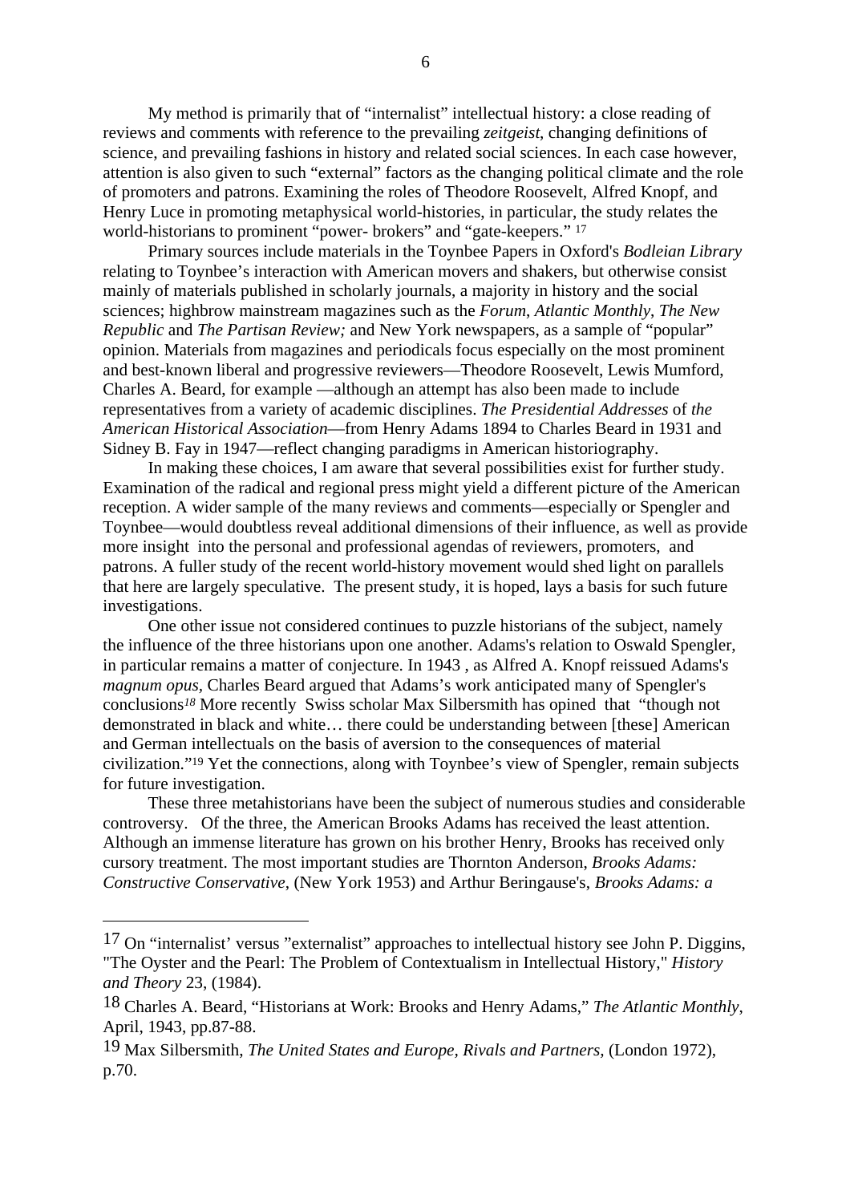My method is primarily that of "internalist" intellectual history: a close reading of reviews and comments with reference to the prevailing *zeitgeist*, changing definitions of science, and prevailing fashions in history and related social sciences. In each case however, attention is also given to such "external" factors as the changing political climate and the role of promoters and patrons. Examining the roles of Theodore Roosevelt, Alfred Knopf, and Henry Luce in promoting metaphysical world-histories, in particular, the study relates the world-historians to prominent "power- brokers" and "gate-keepers." [17]

Primary sources include materials in the Toynbee Papers in Oxford's *Bodleian Library* relating to Toynbee's interaction with American movers and shakers, but otherwise consist mainly of materials published in scholarly journals, a majority in history and the social sciences; highbrow mainstream magazines such as the *Forum*, *Atlantic Monthly*, *The New Republic* and *The Partisan Review;* and New York newspapers, as a sample of "popular" opinion. Materials from magazines and periodicals focus especially on the most prominent and best-known liberal and progressive reviewers—Theodore Roosevelt, Lewis Mumford, Charles A. Beard, for example —although an attempt has also been made to include representatives from a variety of academic disciplines. *The Presidential Addresses* of *the American Historical Association*—from Henry Adams 1894 to Charles Beard in 1931 and Sidney B. Fay in 1947—reflect changing paradigms in American historiography.

In making these choices, I am aware that several possibilities exist for further study. Examination of the radical and regional press might yield a different picture of the American reception. A wider sample of the many reviews and comments—especially or Spengler and Toynbee—would doubtless reveal additional dimensions of their influence, as well as provide more insight into the personal and professional agendas of reviewers, promoters, and patrons. A fuller study of the recent world-history movement would shed light on parallels that here are largely speculative. The present study, it is hoped, lays a basis for such future investigations.

One other issue not considered continues to puzzle historians of the subject, namely the influence of the three historians upon one another. Adams's relation to Oswald Spengler, in particular remains a matter of conjecture. In 1943 , as Alfred A. Knopf reissued Adams'*s magnum opus,* Charles Beard argued that Adams's work anticipated many of Spengler's conclusions[18] More recently Swiss scholar Max Silbersmith has opined that "though not demonstrated in black and white… there could be understanding between [these] American and German intellectuals on the basis of aversion to the consequences of material civilization."[19] Yet the connections, along with Toynbee's view of Spengler, remain subjects for future investigation.

These three metahistorians have been the subject of numerous studies and considerable controversy. Of the three, the American Brooks Adams has received the least attention. Although an immense literature has grown on his brother Henry, Brooks has received only cursory treatment. The most important studies are Thornton Anderson, *Brooks Adams: Constructive Conservative*, (New York 1953) and Arthur Beringause's, *Brooks Adams: a*

---

17 On "internalist' versus "externalist" approaches to intellectual history see John P. Diggins, "The Oyster and the Pearl: The Problem of Contextualism in Intellectual History," *History and Theory* 23, (1984).

18 Charles A. Beard, "Historians at Work: Brooks and Henry Adams," *The Atlantic Monthly*, April, 1943, pp.87-88.

19 Max Silbersmith, *The United States and Europe, Rivals and Partners,* (London 1972), p.70.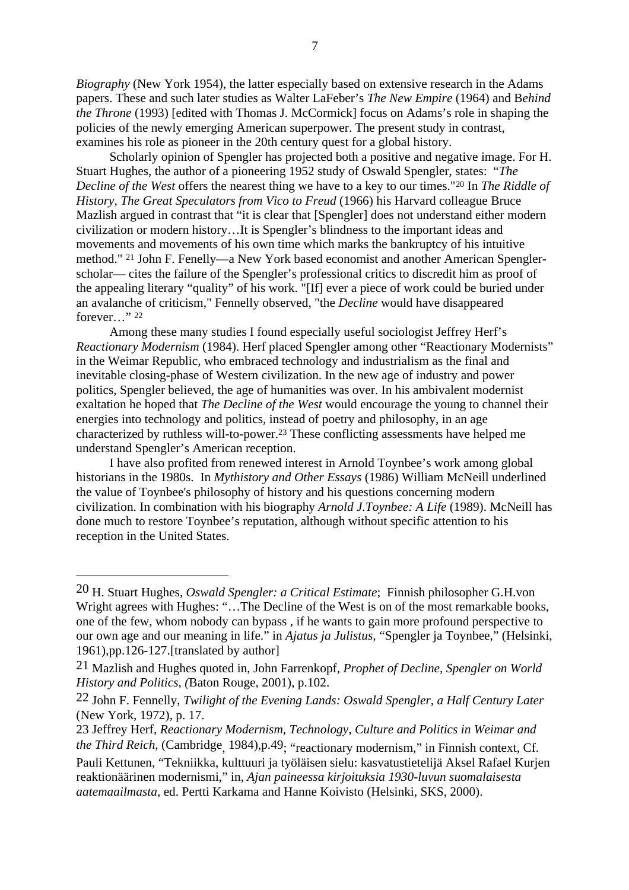*Biography* (New York 1954), the latter especially based on extensive research in the Adams papers. These and such later studies as Walter LaFeber's *The New Empire* (1964) and B*ehind the Throne* (1993) [edited with Thomas J. McCormick] focus on Adams's role in shaping the policies of the newly emerging American superpower. The present study in contrast, examines his role as pioneer in the 20th century quest for a global history.

Scholarly opinion of Spengler has projected both a positive and negative image. For H. Stuart Hughes, the author of a pioneering 1952 study of Oswald Spengler, states: "*The Decline of the West* offers the nearest thing we have to a key to our times."[20] In *The Riddle of History, The Great Speculators from Vico to Freud* (1966) his Harvard colleague Bruce Mazlish argued in contrast that "it is clear that [Spengler] does not understand either modern civilization or modern history…It is Spengler's blindness to the important ideas and movements and movements of his own time which marks the bankruptcy of his intuitive method." [21] John F. Fenelly—a New York based economist and another American Spengler-scholar— cites the failure of the Spengler's professional critics to discredit him as proof of the appealing literary "quality" of his work. "[If] ever a piece of work could be buried under an avalanche of criticism," Fennelly observed, "the *Decline* would have disappeared forever…" [22]

Among these many studies I found especially useful sociologist Jeffrey Herf's *Reactionary Modernism* (1984). Herf placed Spengler among other "Reactionary Modernists" in the Weimar Republic, who embraced technology and industrialism as the final and inevitable closing-phase of Western civilization. In the new age of industry and power politics, Spengler believed, the age of humanities was over. In his ambivalent modernist exaltation he hoped that *The Decline of the West* would encourage the young to channel their energies into technology and politics, instead of poetry and philosophy, in an age characterized by ruthless will-to-power.[23] These conflicting assessments have helped me understand Spengler's American reception.

I have also profited from renewed interest in Arnold Toynbee's work among global historians in the 1980s. In *Mythistory and Other Essays* (1986) William McNeill underlined the value of Toynbee's philosophy of history and his questions concerning modern civilization. In combination with his biography *Arnold J.Toynbee: A Life* (1989). McNeill has done much to restore Toynbee's reputation, although without specific attention to his reception in the United States.

---

20 H. Stuart Hughes, *Oswald Spengler: a Critical Estimate*; Finnish philosopher G.H.von Wright agrees with Hughes: "…The Decline of the West is on of the most remarkable books, one of the few, whom nobody can bypass , if he wants to gain more profound perspective to our own age and our meaning in life." in *Ajatus ja Julistus*, "Spengler ja Toynbee," (Helsinki, 1961),pp.126-127.[translated by author]

21 Mazlish and Hughes quoted in, John Farrenkopf, *Prophet of Decline, Spengler on World History and Politics, (*Baton Rouge, 2001), p.102.

22 John F. Fennelly, *Twilight of the Evening Lands: Oswald Spengler, a Half Century Later* (New York, 1972), p. 17.

23 Jeffrey Herf, *Reactionary Modernism, Technology, Culture and Politics in Weimar and the Third Reich*, (Cambridge, 1984),p.49; "reactionary modernism," in Finnish context, Cf. Pauli Kettunen, "Tekniikka, kulttuuri ja työläisen sielu: kasvatustieteilijä Aksel Rafael Kurjen reaktionäärinen modernismi," in, *Ajan paineessa kirjoituksia 1930-luvun suomalaisesta aatemaailmasta*, ed. Pertti Karkama and Hanne Koivisto (Helsinki, SKS, 2000).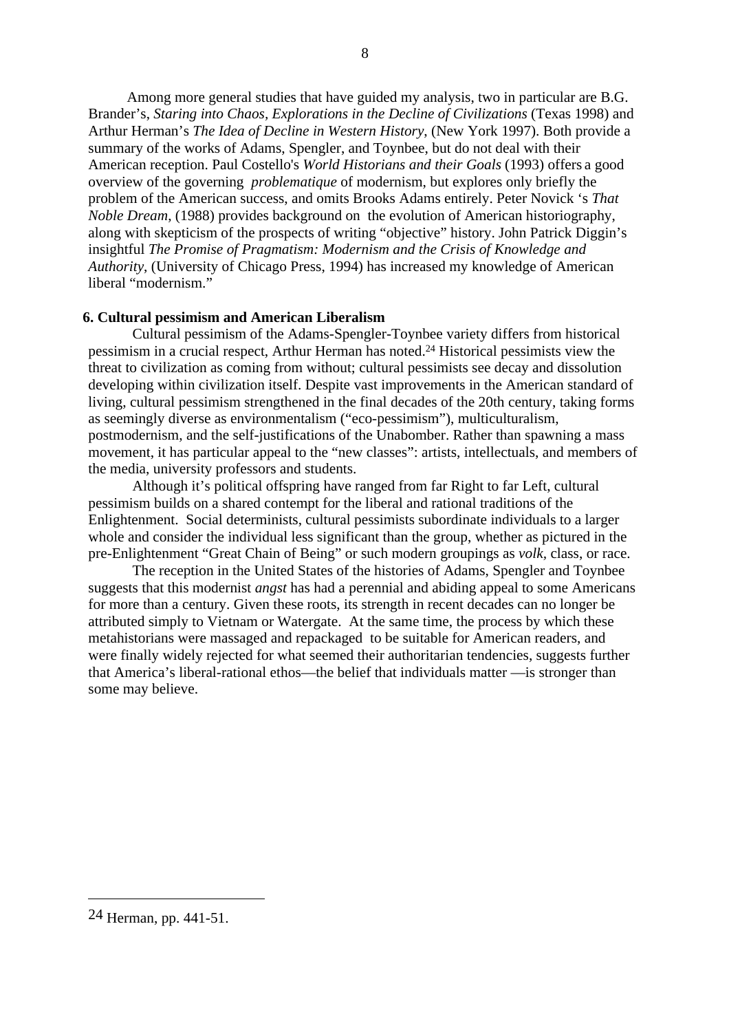Among more general studies that have guided my analysis, two in particular are B.G. Brander's, *Staring into Chaos, Explorations in the Decline of Civilizations* (Texas 1998) and Arthur Herman's *The Idea of Decline in Western History*, (New York 1997). Both provide a summary of the works of Adams, Spengler, and Toynbee, but do not deal with their American reception. Paul Costello's *World Historians and their Goals* (1993) offers a good overview of the governing *problematique* of modernism, but explores only briefly the problem of the American success, and omits Brooks Adams entirely. Peter Novick 's *That Noble Dream*, (1988) provides background on the evolution of American historiography, along with skepticism of the prospects of writing "objective" history. John Patrick Diggin's insightful *The Promise of Pragmatism: Modernism and the Crisis of Knowledge and Authority*, (University of Chicago Press, 1994) has increased my knowledge of American liberal "modernism."

**6. Cultural pessimism and American Liberalism**

Cultural pessimism of the Adams-Spengler-Toynbee variety differs from historical pessimism in a crucial respect, Arthur Herman has noted.[24] Historical pessimists view the threat to civilization as coming from without; cultural pessimists see decay and dissolution developing within civilization itself. Despite vast improvements in the American standard of living, cultural pessimism strengthened in the final decades of the 20th century, taking forms as seemingly diverse as environmentalism ("eco-pessimism"), multiculturalism, postmodernism, and the self-justifications of the Unabomber. Rather than spawning a mass movement, it has particular appeal to the "new classes": artists, intellectuals, and members of the media, university professors and students.

Although it's political offspring have ranged from far Right to far Left, cultural pessimism builds on a shared contempt for the liberal and rational traditions of the Enlightenment. Social determinists, cultural pessimists subordinate individuals to a larger whole and consider the individual less significant than the group, whether as pictured in the pre-Enlightenment "Great Chain of Being" or such modern groupings as *volk*, class, or race.

The reception in the United States of the histories of Adams, Spengler and Toynbee suggests that this modernist *angst* has had a perennial and abiding appeal to some Americans for more than a century. Given these roots, its strength in recent decades can no longer be attributed simply to Vietnam or Watergate. At the same time, the process by which these metahistorians were massaged and repackaged to be suitable for American readers, and were finally widely rejected for what seemed their authoritarian tendencies, suggests further that America's liberal-rational ethos—the belief that individuals matter —is stronger than some may believe.

---

24 Herman, pp. 441-51.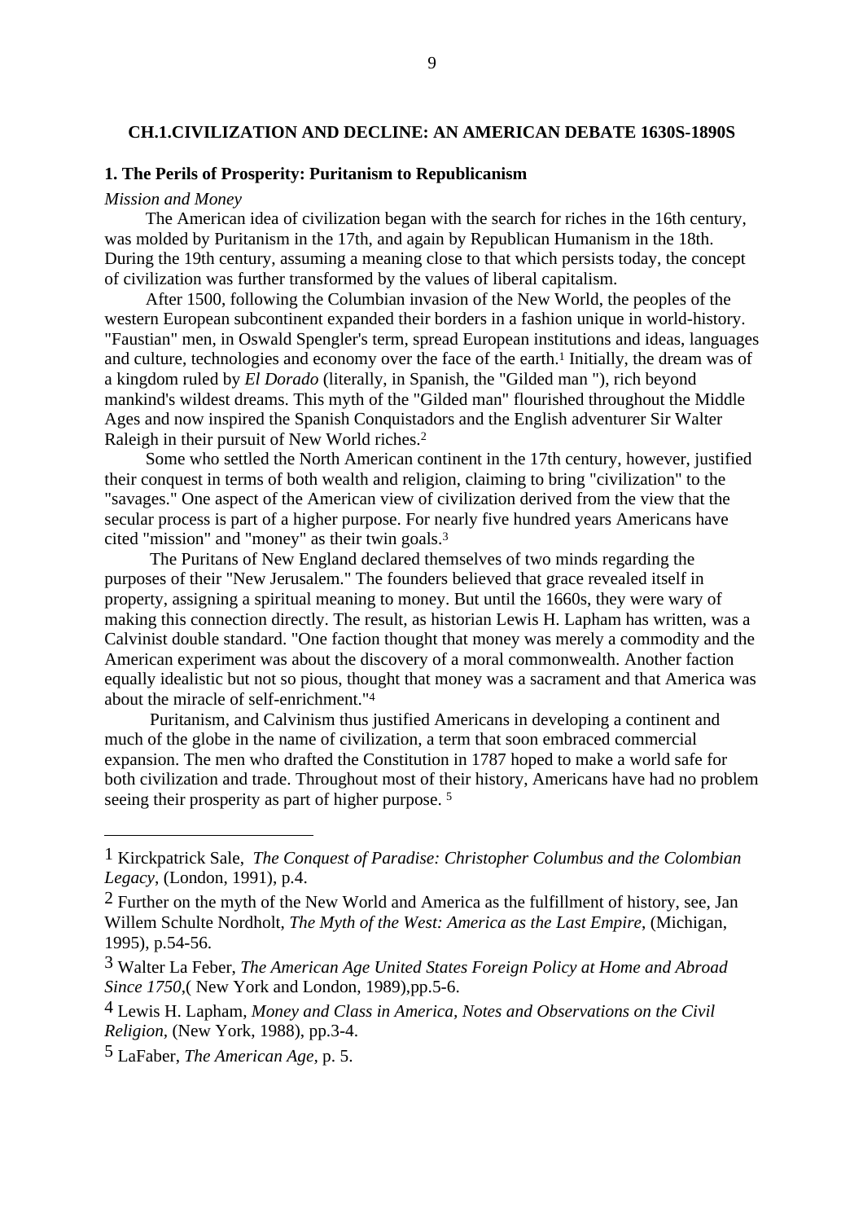## CH.1.CIVILIZATION AND DECLINE: AN AMERICAN DEBATE 1630S-1890S

### 1. The Perils of Prosperity: Puritanism to Republicanism

*Mission and Money*

The American idea of civilization began with the search for riches in the 16th century, was molded by Puritanism in the 17th, and again by Republican Humanism in the 18th. During the 19th century, assuming a meaning close to that which persists today, the concept of civilization was further transformed by the values of liberal capitalism.

After 1500, following the Columbian invasion of the New World, the peoples of the western European subcontinent expanded their borders in a fashion unique in world-history. "Faustian" men, in Oswald Spengler's term, spread European institutions and ideas, languages and culture, technologies and economy over the face of the earth.[1] Initially, the dream was of a kingdom ruled by *El Dorado* (literally, in Spanish, the "Gilded man "), rich beyond mankind's wildest dreams. This myth of the "Gilded man" flourished throughout the Middle Ages and now inspired the Spanish Conquistadors and the English adventurer Sir Walter Raleigh in their pursuit of New World riches.[2]

Some who settled the North American continent in the 17th century, however, justified their conquest in terms of both wealth and religion, claiming to bring "civilization" to the "savages." One aspect of the American view of civilization derived from the view that the secular process is part of a higher purpose. For nearly five hundred years Americans have cited "mission" and "money" as their twin goals.[3]

The Puritans of New England declared themselves of two minds regarding the purposes of their "New Jerusalem." The founders believed that grace revealed itself in property, assigning a spiritual meaning to money. But until the 1660s, they were wary of making this connection directly. The result, as historian Lewis H. Lapham has written, was a Calvinist double standard. "One faction thought that money was merely a commodity and the American experiment was about the discovery of a moral commonwealth. Another faction equally idealistic but not so pious, thought that money was a sacrament and that America was about the miracle of self-enrichment."[4]

Puritanism, and Calvinism thus justified Americans in developing a continent and much of the globe in the name of civilization, a term that soon embraced commercial expansion. The men who drafted the Constitution in 1787 hoped to make a world safe for both civilization and trade. Throughout most of their history, Americans have had no problem seeing their prosperity as part of higher purpose. [5]

---

1 Kirckpatrick Sale, *The Conquest of Paradise: Christopher Columbus and the Colombian Legacy*, (London, 1991), p.4.

2 Further on the myth of the New World and America as the fulfillment of history, see, Jan Willem Schulte Nordholt, *The Myth of the West: America as the Last Empire*, (Michigan, 1995), p.54-56.

3 Walter La Feber, *The American Age United States Foreign Policy at Home and Abroad Since 1750*,( New York and London, 1989),pp.5-6.

4 Lewis H. Lapham, *Money and Class in America, Notes and Observations on the Civil Religion*, (New York, 1988), pp.3-4.

5 LaFaber, *The American Age*, p. 5.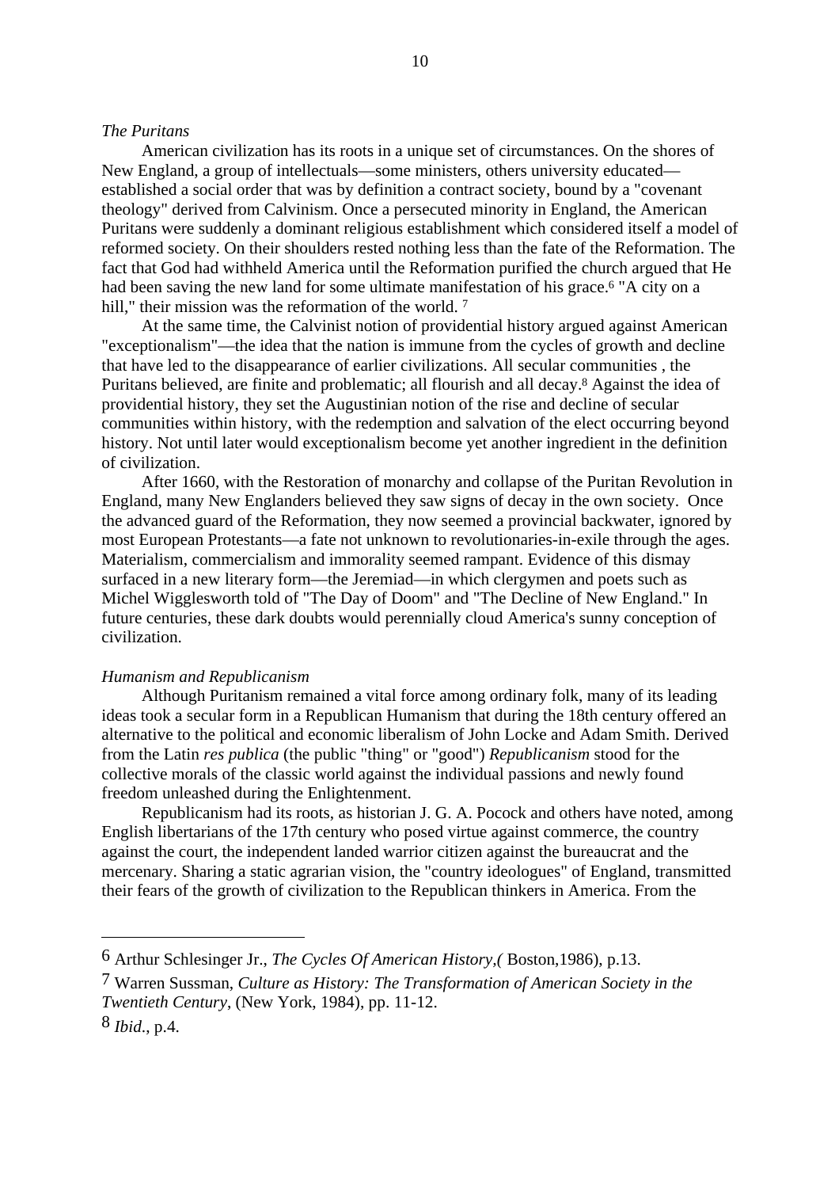*The Puritans*

American civilization has its roots in a unique set of circumstances. On the shores of New England, a group of intellectuals—some ministers, others university educated—established a social order that was by definition a contract society, bound by a "covenant theology" derived from Calvinism. Once a persecuted minority in England, the American Puritans were suddenly a dominant religious establishment which considered itself a model of reformed society. On their shoulders rested nothing less than the fate of the Reformation. The fact that God had withheld America until the Reformation purified the church argued that He had been saving the new land for some ultimate manifestation of his grace.[6] "A city on a hill," their mission was the reformation of the world. [7]

At the same time, the Calvinist notion of providential history argued against American "exceptionalism"—the idea that the nation is immune from the cycles of growth and decline that have led to the disappearance of earlier civilizations. All secular communities , the Puritans believed, are finite and problematic; all flourish and all decay.[8] Against the idea of providential history, they set the Augustinian notion of the rise and decline of secular communities within history, with the redemption and salvation of the elect occurring beyond history. Not until later would exceptionalism become yet another ingredient in the definition of civilization.

After 1660, with the Restoration of monarchy and collapse of the Puritan Revolution in England, many New Englanders believed they saw signs of decay in the own society. Once the advanced guard of the Reformation, they now seemed a provincial backwater, ignored by most European Protestants—a fate not unknown to revolutionaries-in-exile through the ages. Materialism, commercialism and immorality seemed rampant. Evidence of this dismay surfaced in a new literary form—the Jeremiad—in which clergymen and poets such as Michel Wigglesworth told of "The Day of Doom" and "The Decline of New England." In future centuries, these dark doubts would perennially cloud America's sunny conception of civilization.

*Humanism and Republicanism*

Although Puritanism remained a vital force among ordinary folk, many of its leading ideas took a secular form in a Republican Humanism that during the 18th century offered an alternative to the political and economic liberalism of John Locke and Adam Smith. Derived from the Latin *res publica* (the public "thing" or "good") *Republicanism* stood for the collective morals of the classic world against the individual passions and newly found freedom unleashed during the Enlightenment.

Republicanism had its roots, as historian J. G. A. Pocock and others have noted, among English libertarians of the 17th century who posed virtue against commerce, the country against the court, the independent landed warrior citizen against the bureaucrat and the mercenary. Sharing a static agrarian vision, the "country ideologues" of England, transmitted their fears of the growth of civilization to the Republican thinkers in America. From the

---

6 Arthur Schlesinger Jr., *The Cycles Of American History,(* Boston,1986), p.13.

7 Warren Sussman, *Culture as History: The Transformation of American Society in the Twentieth Century*, (New York, 1984), pp. 11-12.

8 *Ibid*., p.4.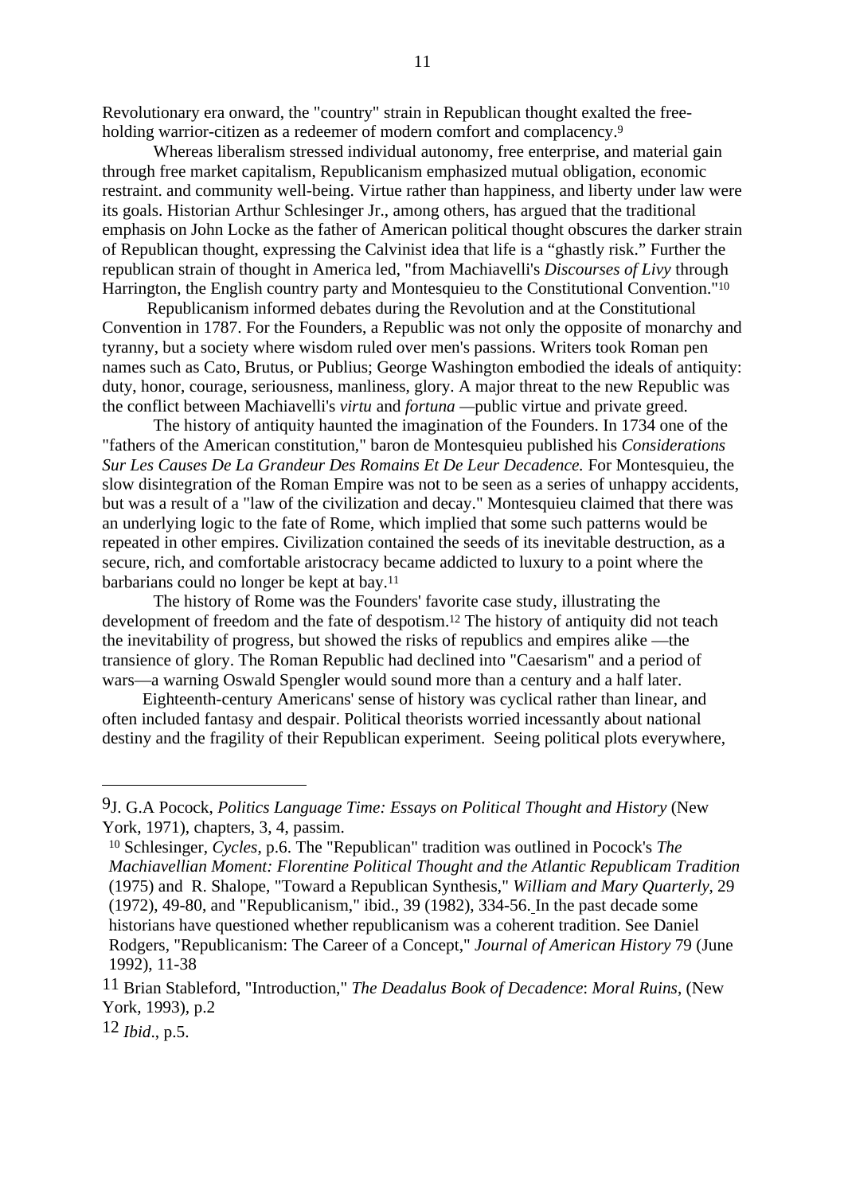Revolutionary era onward, the "country" strain in Republican thought exalted the free-holding warrior-citizen as a redeemer of modern comfort and complacency.[9]

Whereas liberalism stressed individual autonomy, free enterprise, and material gain through free market capitalism, Republicanism emphasized mutual obligation, economic restraint. and community well-being. Virtue rather than happiness, and liberty under law were its goals. Historian Arthur Schlesinger Jr., among others, has argued that the traditional emphasis on John Locke as the father of American political thought obscures the darker strain of Republican thought, expressing the Calvinist idea that life is a "ghastly risk." Further the republican strain of thought in America led, "from Machiavelli's *Discourses of Livy* through Harrington, the English country party and Montesquieu to the Constitutional Convention."[10]

Republicanism informed debates during the Revolution and at the Constitutional Convention in 1787. For the Founders, a Republic was not only the opposite of monarchy and tyranny, but a society where wisdom ruled over men's passions. Writers took Roman pen names such as Cato, Brutus, or Publius; George Washington embodied the ideals of antiquity: duty, honor, courage, seriousness, manliness, glory. A major threat to the new Republic was the conflict between Machiavelli's *virtu* and *fortuna* —public virtue and private greed.

The history of antiquity haunted the imagination of the Founders. In 1734 one of the "fathers of the American constitution," baron de Montesquieu published his *Considerations Sur Les Causes De La Grandeur Des Romains Et De Leur Decadence.* For Montesquieu, the slow disintegration of the Roman Empire was not to be seen as a series of unhappy accidents, but was a result of a "law of the civilization and decay." Montesquieu claimed that there was an underlying logic to the fate of Rome, which implied that some such patterns would be repeated in other empires. Civilization contained the seeds of its inevitable destruction, as a secure, rich, and comfortable aristocracy became addicted to luxury to a point where the barbarians could no longer be kept at bay.[11]

The history of Rome was the Founders' favorite case study, illustrating the development of freedom and the fate of despotism.[12] The history of antiquity did not teach the inevitability of progress, but showed the risks of republics and empires alike —the transience of glory. The Roman Republic had declined into "Caesarism" and a period of wars—a warning Oswald Spengler would sound more than a century and a half later.

Eighteenth-century Americans' sense of history was cyclical rather than linear, and often included fantasy and despair. Political theorists worried incessantly about national destiny and the fragility of their Republican experiment. Seeing political plots everywhere,

---

[9] J. G.A Pocock, *Politics Language Time: Essays on Political Thought and History* (New York, 1971), chapters, 3, 4, passim.

[10] Schlesinger, *Cycles*, p.6. The "Republican" tradition was outlined in Pocock's *The Machiavellian Moment: Florentine Political Thought and the Atlantic Republicam Tradition* (1975) and R. Shalope, "Toward a Republican Synthesis," *William and Mary Quarterly*, 29 (1972), 49-80, and "Republicanism," ibid., 39 (1982), 334-56. In the past decade some historians have questioned whether republicanism was a coherent tradition. See Daniel Rodgers, "Republicanism: The Career of a Concept," *Journal of American History* 79 (June 1992), 11-38

[11] Brian Stableford, "Introduction," *The Deadalus Book of Decadence*: *Moral Ruins*, (New York, 1993), p.2

[12] *Ibid*., p.5.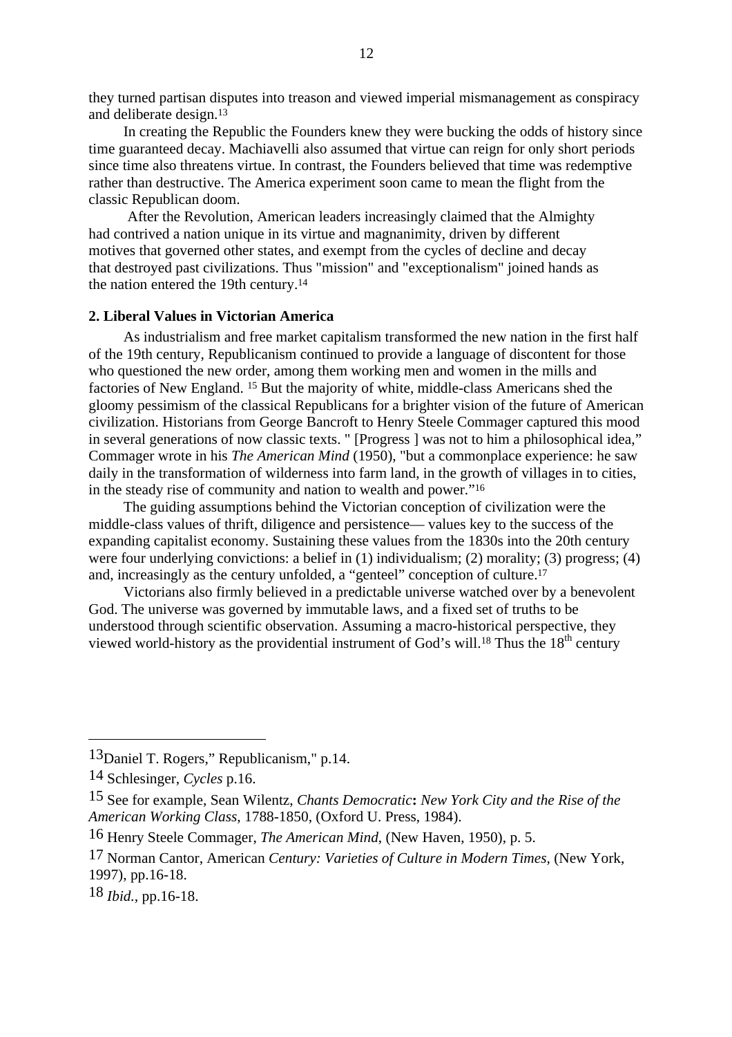they turned partisan disputes into treason and viewed imperial mismanagement as conspiracy and deliberate design.[13]

In creating the Republic the Founders knew they were bucking the odds of history since time guaranteed decay. Machiavelli also assumed that virtue can reign for only short periods since time also threatens virtue. In contrast, the Founders believed that time was redemptive rather than destructive. The America experiment soon came to mean the flight from the classic Republican doom.

After the Revolution, American leaders increasingly claimed that the Almighty had contrived a nation unique in its virtue and magnanimity, driven by different motives that governed other states, and exempt from the cycles of decline and decay that destroyed past civilizations. Thus "mission" and "exceptionalism" joined hands as the nation entered the 19th century.[14]

**2. Liberal Values in Victorian America**

As industrialism and free market capitalism transformed the new nation in the first half of the 19th century, Republicanism continued to provide a language of discontent for those who questioned the new order, among them working men and women in the mills and factories of New England. [15] But the majority of white, middle-class Americans shed the gloomy pessimism of the classical Republicans for a brighter vision of the future of American civilization. Historians from George Bancroft to Henry Steele Commager captured this mood in several generations of now classic texts. " [Progress ] was not to him a philosophical idea," Commager wrote in his *The American Mind* (1950), "but a commonplace experience: he saw daily in the transformation of wilderness into farm land, in the growth of villages in to cities, in the steady rise of community and nation to wealth and power."[16]

The guiding assumptions behind the Victorian conception of civilization were the middle-class values of thrift, diligence and persistence— values key to the success of the expanding capitalist economy. Sustaining these values from the 1830s into the 20th century were four underlying convictions: a belief in (1) individualism; (2) morality; (3) progress; (4) and, increasingly as the century unfolded, a "genteel" conception of culture.[17]

Victorians also firmly believed in a predictable universe watched over by a benevolent God. The universe was governed by immutable laws, and a fixed set of truths to be understood through scientific observation. Assuming a macro-historical perspective, they viewed world-history as the providential instrument of God's will.[18] Thus the 18th century

---

13 Daniel T. Rogers," Republicanism," p.14.

14 Schlesinger, *Cycles* p.16.

15 See for example, Sean Wilentz, *Chants Democratic*: *New York City and the Rise of the American Working Class*, 1788-1850, (Oxford U. Press, 1984).

16 Henry Steele Commager, *The American Mind*, (New Haven, 1950), p. 5.

17 Norman Cantor, American *Century: Varieties of Culture in Modern Times*, (New York, 1997), pp.16-18.

18 *Ibid.*, pp.16-18.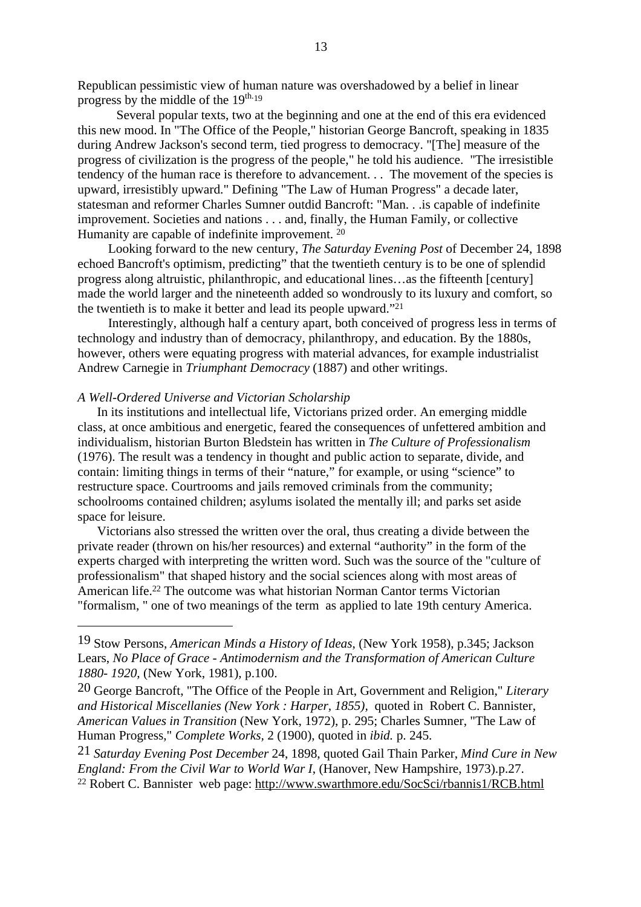Republican pessimistic view of human nature was overshadowed by a belief in linear progress by the middle of the 19th.[19]

Several popular texts, two at the beginning and one at the end of this era evidenced this new mood. In "The Office of the People," historian George Bancroft, speaking in 1835 during Andrew Jackson's second term, tied progress to democracy. "[The] measure of the progress of civilization is the progress of the people," he told his audience. "The irresistible tendency of the human race is therefore to advancement. . . The movement of the species is upward, irresistibly upward." Defining "The Law of Human Progress" a decade later, statesman and reformer Charles Sumner outdid Bancroft: "Man. . .is capable of indefinite improvement. Societies and nations . . . and, finally, the Human Family, or collective Humanity are capable of indefinite improvement. [20]

Looking forward to the new century, *The Saturday Evening Post* of December 24, 1898 echoed Bancroft's optimism, predicting" that the twentieth century is to be one of splendid progress along altruistic, philanthropic, and educational lines…as the fifteenth [century] made the world larger and the nineteenth added so wondrously to its luxury and comfort, so the twentieth is to make it better and lead its people upward."[21]

Interestingly, although half a century apart, both conceived of progress less in terms of technology and industry than of democracy, philanthropy, and education. By the 1880s, however, others were equating progress with material advances, for example industrialist Andrew Carnegie in *Triumphant Democracy* (1887) and other writings.

*A Well-Ordered Universe and Victorian Scholarship*

In its institutions and intellectual life, Victorians prized order. An emerging middle class, at once ambitious and energetic, feared the consequences of unfettered ambition and individualism, historian Burton Bledstein has written in *The Culture of Professionalism* (1976). The result was a tendency in thought and public action to separate, divide, and contain: limiting things in terms of their "nature," for example, or using "science" to restructure space. Courtrooms and jails removed criminals from the community; schoolrooms contained children; asylums isolated the mentally ill; and parks set aside space for leisure.

Victorians also stressed the written over the oral, thus creating a divide between the private reader (thrown on his/her resources) and external "authority" in the form of the experts charged with interpreting the written word. Such was the source of the "culture of professionalism" that shaped history and the social sciences along with most areas of American life.[22] The outcome was what historian Norman Cantor terms Victorian "formalism, " one of two meanings of the term as applied to late 19th century America.

---

19 Stow Persons, *American Minds a History of Ideas*, (New York 1958), p.345; Jackson Lears, *No Place of Grace - Antimodernism and the Transformation of American Culture 1880- 1920*, (New York, 1981), p.100.

20 George Bancroft, "The Office of the People in Art, Government and Religion," *Literary and Historical Miscellanies (New York : Harper, 1855)*, quoted in Robert C. Bannister, *American Values in Transition* (New York, 1972), p. 295; Charles Sumner, "The Law of Human Progress," *Complete Works*, 2 (1900), quoted in *ibid.* p. 245.

21 *Saturday Evening Post December* 24, 1898, quoted Gail Thain Parker, *Mind Cure in New England: From the Civil War to World War I*, (Hanover, New Hampshire, 1973).p.27.

22 Robert C. Bannister web page: http://www.swarthmore.edu/SocSci/rbannis1/RCB.html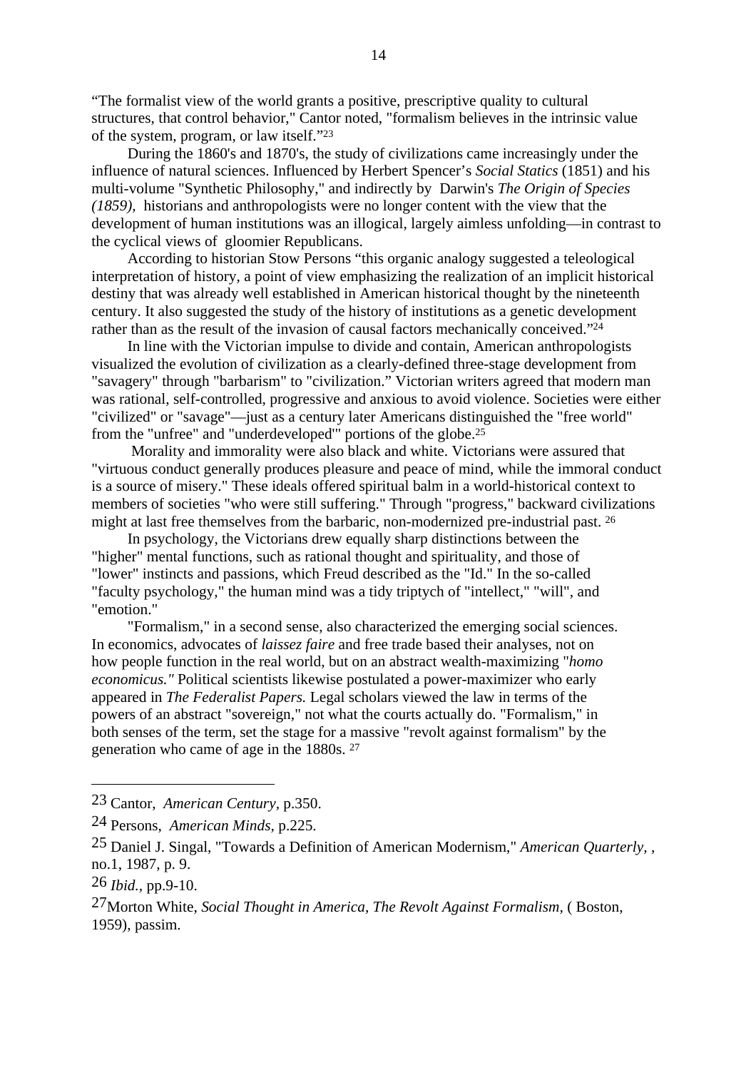"The formalist view of the world grants a positive, prescriptive quality to cultural structures, that control behavior," Cantor noted, "formalism believes in the intrinsic value of the system, program, or law itself."[23]

During the 1860's and 1870's, the study of civilizations came increasingly under the influence of natural sciences. Influenced by Herbert Spencer's *Social Statics* (1851) and his multi-volume "Synthetic Philosophy," and indirectly by Darwin's *The Origin of Species (1859),* historians and anthropologists were no longer content with the view that the development of human institutions was an illogical, largely aimless unfolding—in contrast to the cyclical views of gloomier Republicans.

According to historian Stow Persons "this organic analogy suggested a teleological interpretation of history, a point of view emphasizing the realization of an implicit historical destiny that was already well established in American historical thought by the nineteenth century. It also suggested the study of the history of institutions as a genetic development rather than as the result of the invasion of causal factors mechanically conceived."[24]

In line with the Victorian impulse to divide and contain, American anthropologists visualized the evolution of civilization as a clearly-defined three-stage development from "savagery" through "barbarism" to "civilization." Victorian writers agreed that modern man was rational, self-controlled, progressive and anxious to avoid violence. Societies were either "civilized" or "savage"—just as a century later Americans distinguished the "free world" from the "unfree" and "underdeveloped'" portions of the globe.[25]

Morality and immorality were also black and white. Victorians were assured that "virtuous conduct generally produces pleasure and peace of mind, while the immoral conduct is a source of misery." These ideals offered spiritual balm in a world-historical context to members of societies "who were still suffering." Through "progress," backward civilizations might at last free themselves from the barbaric, non-modernized pre-industrial past. [26]

In psychology, the Victorians drew equally sharp distinctions between the "higher" mental functions, such as rational thought and spirituality, and those of "lower" instincts and passions, which Freud described as the "Id." In the so-called "faculty psychology," the human mind was a tidy triptych of "intellect," "will", and "emotion."

"Formalism," in a second sense, also characterized the emerging social sciences. In economics, advocates of *laissez faire* and free trade based their analyses, not on how people function in the real world, but on an abstract wealth-maximizing "*homo economicus."* Political scientists likewise postulated a power-maximizer who early appeared in *The Federalist Papers.* Legal scholars viewed the law in terms of the powers of an abstract "sovereign," not what the courts actually do. "Formalism," in both senses of the term, set the stage for a massive "revolt against formalism" by the generation who came of age in the 1880s. [27]

---

23 Cantor, *American Century,* p.350.

24 Persons, *American Minds,* p.225.

25 Daniel J. Singal, "Towards a Definition of American Modernism," *American Quarterly,* , no.1, 1987, p. 9.

26 *Ibid.,* pp.9-10.

27 Morton White, *Social Thought in America, The Revolt Against Formalism,* ( Boston, 1959), passim.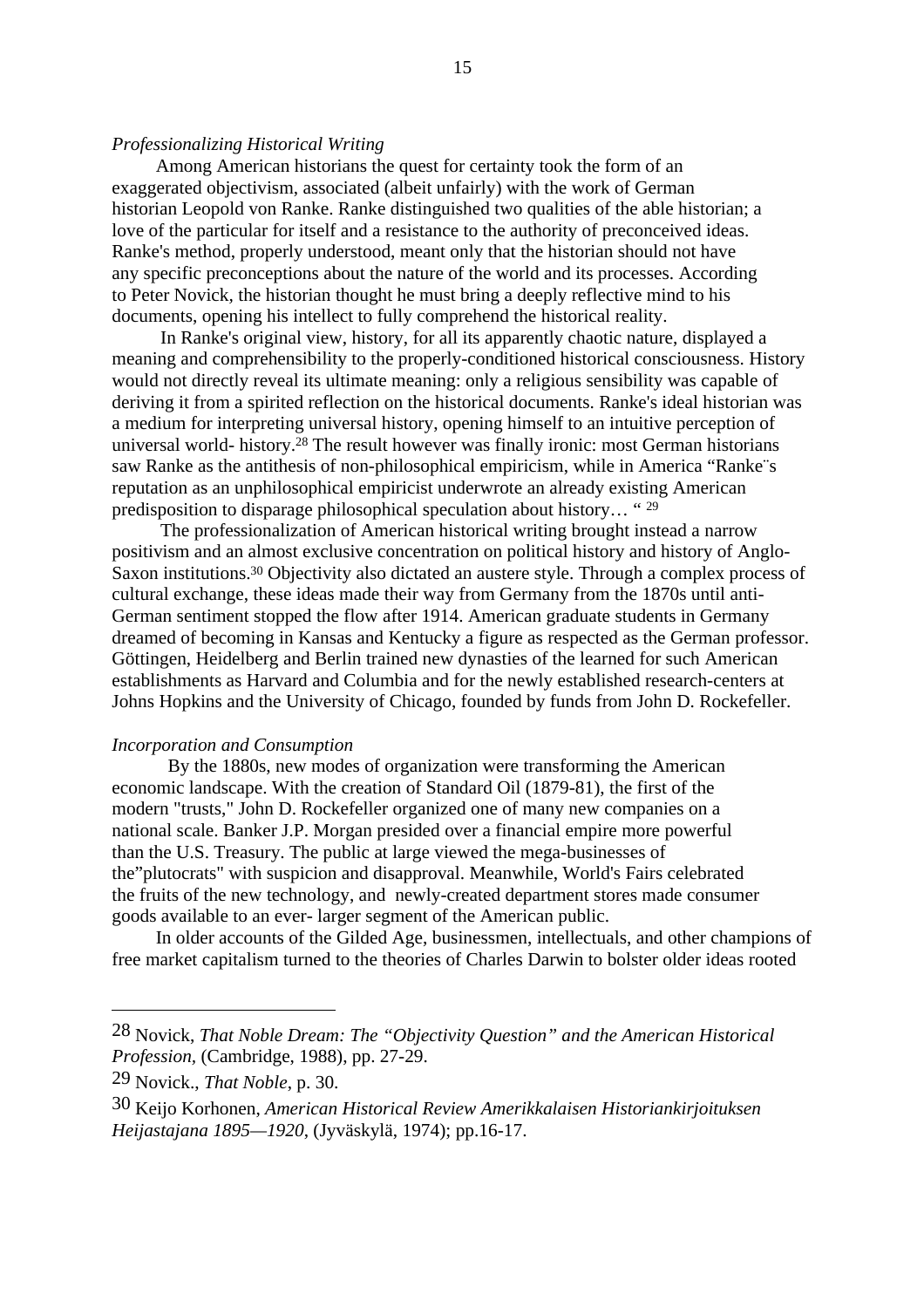*Professionalizing Historical Writing*

Among American historians the quest for certainty took the form of an exaggerated objectivism, associated (albeit unfairly) with the work of German historian Leopold von Ranke. Ranke distinguished two qualities of the able historian; a love of the particular for itself and a resistance to the authority of preconceived ideas. Ranke's method, properly understood, meant only that the historian should not have any specific preconceptions about the nature of the world and its processes. According to Peter Novick, the historian thought he must bring a deeply reflective mind to his documents, opening his intellect to fully comprehend the historical reality.

In Ranke's original view, history, for all its apparently chaotic nature, displayed a meaning and comprehensibility to the properly-conditioned historical consciousness. History would not directly reveal its ultimate meaning: only a religious sensibility was capable of deriving it from a spirited reflection on the historical documents. Ranke's ideal historian was a medium for interpreting universal history, opening himself to an intuitive perception of universal world- history.[28] The result however was finally ironic: most German historians saw Ranke as the antithesis of non-philosophical empiricism, while in America "Ranke¨s reputation as an unphilosophical empiricist underwrote an already existing American predisposition to disparage philosophical speculation about history… "[29]

The professionalization of American historical writing brought instead a narrow positivism and an almost exclusive concentration on political history and history of Anglo-Saxon institutions.[30] Objectivity also dictated an austere style. Through a complex process of cultural exchange, these ideas made their way from Germany from the 1870s until anti-German sentiment stopped the flow after 1914. American graduate students in Germany dreamed of becoming in Kansas and Kentucky a figure as respected as the German professor. Göttingen, Heidelberg and Berlin trained new dynasties of the learned for such American establishments as Harvard and Columbia and for the newly established research-centers at Johns Hopkins and the University of Chicago, founded by funds from John D. Rockefeller.

*Incorporation and Consumption*

By the 1880s, new modes of organization were transforming the American economic landscape. With the creation of Standard Oil (1879-81), the first of the modern "trusts," John D. Rockefeller organized one of many new companies on a national scale. Banker J.P. Morgan presided over a financial empire more powerful than the U.S. Treasury. The public at large viewed the mega-businesses of the"plutocrats" with suspicion and disapproval. Meanwhile, World's Fairs celebrated the fruits of the new technology, and newly-created department stores made consumer goods available to an ever- larger segment of the American public.

In older accounts of the Gilded Age, businessmen, intellectuals, and other champions of free market capitalism turned to the theories of Charles Darwin to bolster older ideas rooted

---

[28] Novick, *That Noble Dream: The "Objectivity Question" and the American Historical Profession*, (Cambridge, 1988), pp. 27-29.

[29] Novick., *That Noble*, p. 30.

[30] Keijo Korhonen, *American Historical Review Amerikkalaisen Historiankirjoituksen Heijastajana 1895—1920*, (Jyväskylä, 1974); pp.16-17.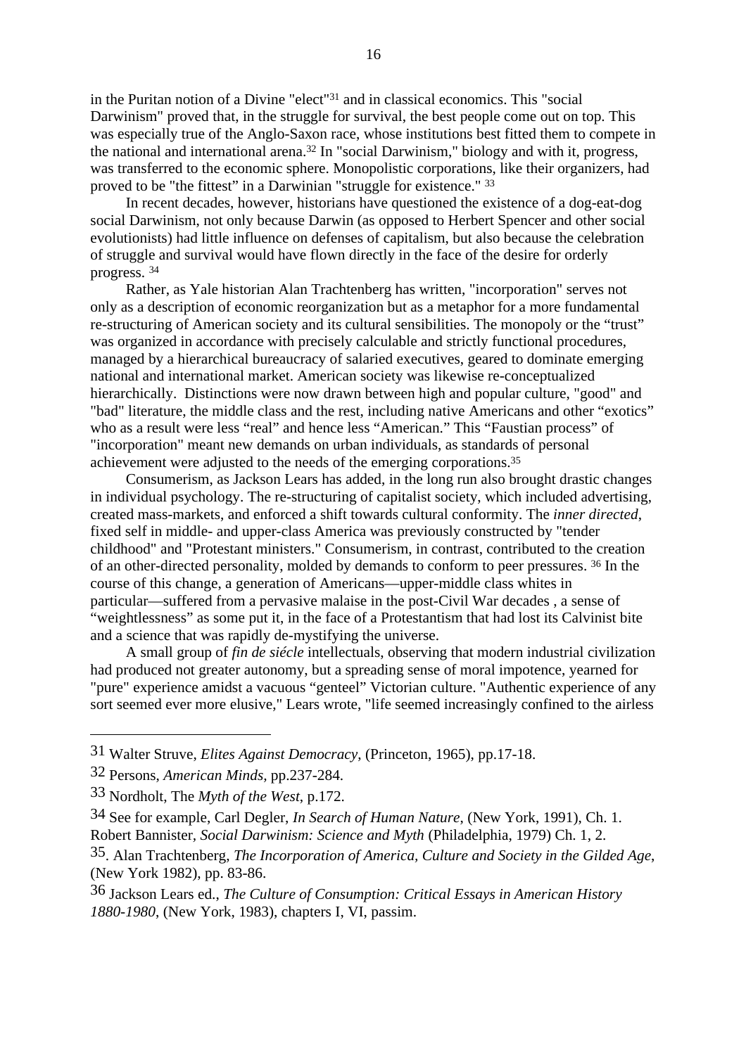in the Puritan notion of a Divine "elect"[31] and in classical economics. This "social Darwinism" proved that, in the struggle for survival, the best people come out on top. This was especially true of the Anglo-Saxon race, whose institutions best fitted them to compete in the national and international arena.[32] In "social Darwinism," biology and with it, progress, was transferred to the economic sphere. Monopolistic corporations, like their organizers, had proved to be "the fittest" in a Darwinian "struggle for existence." [33]

In recent decades, however, historians have questioned the existence of a dog-eat-dog social Darwinism, not only because Darwin (as opposed to Herbert Spencer and other social evolutionists) had little influence on defenses of capitalism, but also because the celebration of struggle and survival would have flown directly in the face of the desire for orderly progress. [34]

Rather, as Yale historian Alan Trachtenberg has written, "incorporation" serves not only as a description of economic reorganization but as a metaphor for a more fundamental re-structuring of American society and its cultural sensibilities. The monopoly or the "trust" was organized in accordance with precisely calculable and strictly functional procedures, managed by a hierarchical bureaucracy of salaried executives, geared to dominate emerging national and international market. American society was likewise re-conceptualized hierarchically. Distinctions were now drawn between high and popular culture, "good" and "bad" literature, the middle class and the rest, including native Americans and other "exotics" who as a result were less "real" and hence less "American." This "Faustian process" of "incorporation" meant new demands on urban individuals, as standards of personal achievement were adjusted to the needs of the emerging corporations.[35]

Consumerism, as Jackson Lears has added, in the long run also brought drastic changes in individual psychology. The re-structuring of capitalist society, which included advertising, created mass-markets, and enforced a shift towards cultural conformity. The *inner directed*, fixed self in middle- and upper-class America was previously constructed by "tender childhood" and "Protestant ministers." Consumerism, in contrast, contributed to the creation of an other-directed personality, molded by demands to conform to peer pressures. [36] In the course of this change, a generation of Americans—upper-middle class whites in particular—suffered from a pervasive malaise in the post-Civil War decades , a sense of "weightlessness" as some put it, in the face of a Protestantism that had lost its Calvinist bite and a science that was rapidly de-mystifying the universe.

A small group of *fin de siécle* intellectuals, observing that modern industrial civilization had produced not greater autonomy, but a spreading sense of moral impotence, yearned for "pure" experience amidst a vacuous "genteel" Victorian culture. "Authentic experience of any sort seemed ever more elusive," Lears wrote, "life seemed increasingly confined to the airless

---

31 Walter Struve, *Elites Against Democracy*, (Princeton, 1965), pp.17-18.

32 Persons, *American Minds*, pp.237-284.

33 Nordholt, The *Myth of the West*, p.172.

34 See for example, Carl Degler, *In Search of Human Nature*, (New York, 1991), Ch. 1. Robert Bannister, *Social Darwinism: Science and Myth* (Philadelphia, 1979) Ch. 1, 2.

35. Alan Trachtenberg, *The Incorporation of America, Culture and Society in the Gilded Age*, (New York 1982), pp. 83-86.

36 Jackson Lears ed., *The Culture of Consumption: Critical Essays in American History 1880-1980*, (New York, 1983), chapters I, VI, passim.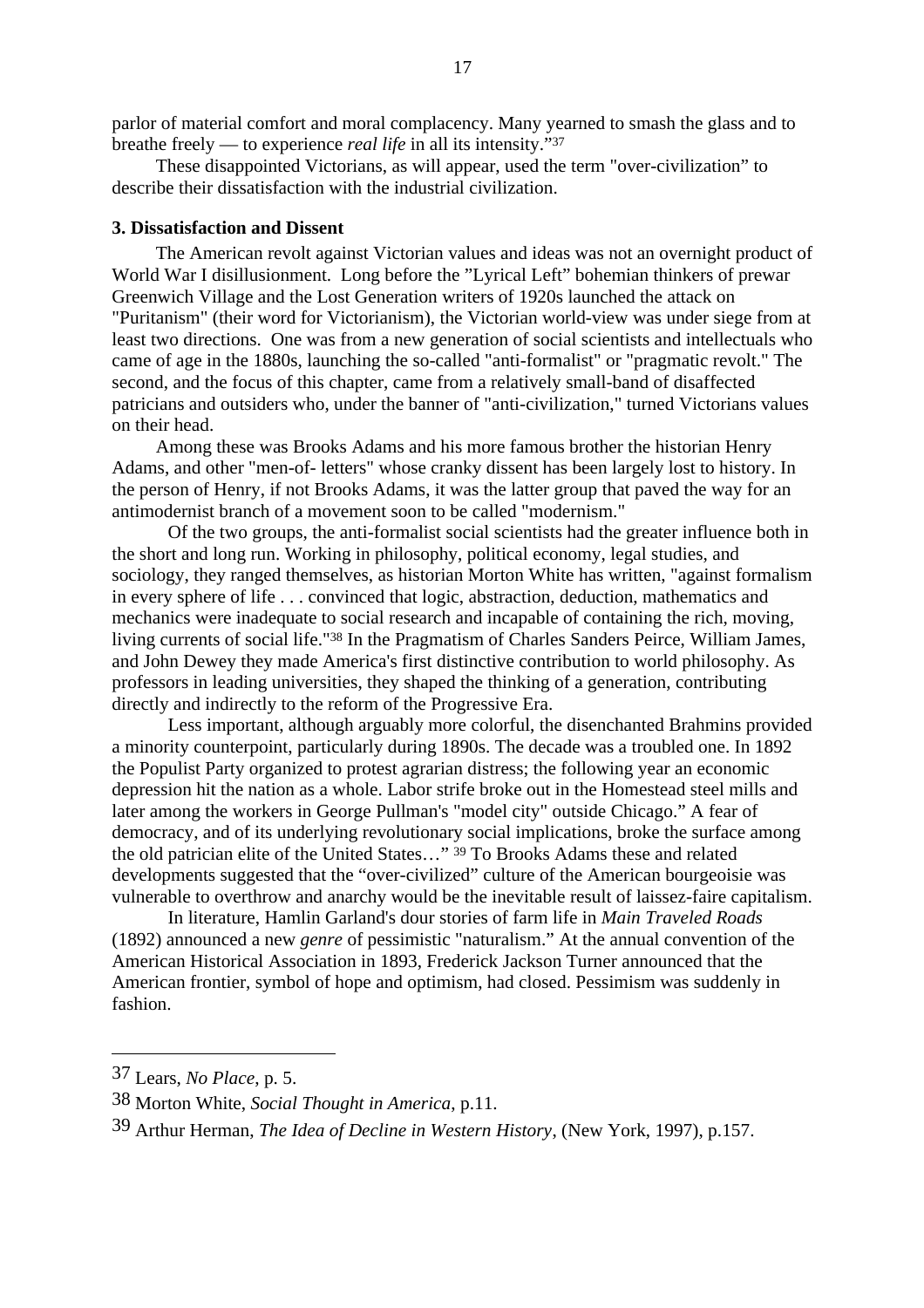parlor of material comfort and moral complacency. Many yearned to smash the glass and to breathe freely — to experience *real life* in all its intensity."[37]

These disappointed Victorians, as will appear, used the term "over-civilization" to describe their dissatisfaction with the industrial civilization.

**3. Dissatisfaction and Dissent**

The American revolt against Victorian values and ideas was not an overnight product of World War I disillusionment. Long before the "Lyrical Left" bohemian thinkers of prewar Greenwich Village and the Lost Generation writers of 1920s launched the attack on "Puritanism" (their word for Victorianism), the Victorian world-view was under siege from at least two directions. One was from a new generation of social scientists and intellectuals who came of age in the 1880s, launching the so-called "anti-formalist" or "pragmatic revolt." The second, and the focus of this chapter, came from a relatively small-band of disaffected patricians and outsiders who, under the banner of "anti-civilization," turned Victorians values on their head.

Among these was Brooks Adams and his more famous brother the historian Henry Adams, and other "men-of- letters" whose cranky dissent has been largely lost to history. In the person of Henry, if not Brooks Adams, it was the latter group that paved the way for an antimodernist branch of a movement soon to be called "modernism."

Of the two groups, the anti-formalist social scientists had the greater influence both in the short and long run. Working in philosophy, political economy, legal studies, and sociology, they ranged themselves, as historian Morton White has written, "against formalism in every sphere of life . . . convinced that logic, abstraction, deduction, mathematics and mechanics were inadequate to social research and incapable of containing the rich, moving, living currents of social life."[38] In the Pragmatism of Charles Sanders Peirce, William James, and John Dewey they made America's first distinctive contribution to world philosophy. As professors in leading universities, they shaped the thinking of a generation, contributing directly and indirectly to the reform of the Progressive Era.

Less important, although arguably more colorful, the disenchanted Brahmins provided a minority counterpoint, particularly during 1890s. The decade was a troubled one. In 1892 the Populist Party organized to protest agrarian distress; the following year an economic depression hit the nation as a whole. Labor strife broke out in the Homestead steel mills and later among the workers in George Pullman's "model city" outside Chicago." A fear of democracy, and of its underlying revolutionary social implications, broke the surface among the old patrician elite of the United States…" [39] To Brooks Adams these and related developments suggested that the "over-civilized" culture of the American bourgeoisie was vulnerable to overthrow and anarchy would be the inevitable result of laissez-faire capitalism.

In literature, Hamlin Garland's dour stories of farm life in *Main Traveled Roads* (1892) announced a new *genre* of pessimistic "naturalism." At the annual convention of the American Historical Association in 1893, Frederick Jackson Turner announced that the American frontier, symbol of hope and optimism, had closed. Pessimism was suddenly in fashion.

---

37 Lears, *No Place*, p. 5.

38 Morton White, *Social Thought in America*, p.11.

39 Arthur Herman, *The Idea of Decline in Western History*, (New York, 1997), p.157.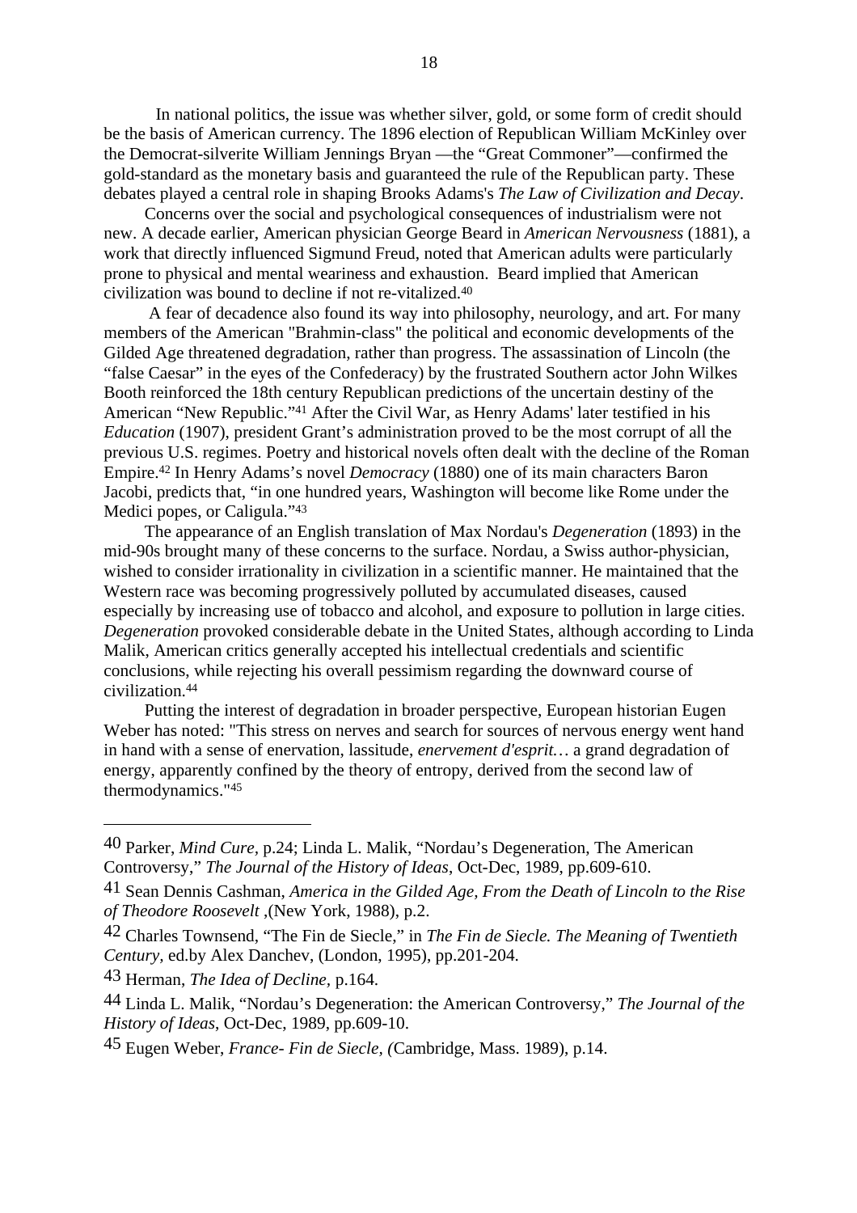In national politics, the issue was whether silver, gold, or some form of credit should be the basis of American currency. The 1896 election of Republican William McKinley over the Democrat-silverite William Jennings Bryan —the "Great Commoner"—confirmed the gold-standard as the monetary basis and guaranteed the rule of the Republican party. These debates played a central role in shaping Brooks Adams's *The Law of Civilization and Decay*.

Concerns over the social and psychological consequences of industrialism were not new. A decade earlier, American physician George Beard in *American Nervousness* (1881), a work that directly influenced Sigmund Freud, noted that American adults were particularly prone to physical and mental weariness and exhaustion. Beard implied that American civilization was bound to decline if not re-vitalized.[40]

A fear of decadence also found its way into philosophy, neurology, and art. For many members of the American "Brahmin-class" the political and economic developments of the Gilded Age threatened degradation, rather than progress. The assassination of Lincoln (the "false Caesar" in the eyes of the Confederacy) by the frustrated Southern actor John Wilkes Booth reinforced the 18th century Republican predictions of the uncertain destiny of the American "New Republic."[41] After the Civil War, as Henry Adams' later testified in his *Education* (1907), president Grant's administration proved to be the most corrupt of all the previous U.S. regimes. Poetry and historical novels often dealt with the decline of the Roman Empire.[42] In Henry Adams's novel *Democracy* (1880) one of its main characters Baron Jacobi, predicts that, "in one hundred years, Washington will become like Rome under the Medici popes, or Caligula."[43]

The appearance of an English translation of Max Nordau's *Degeneration* (1893) in the mid-90s brought many of these concerns to the surface. Nordau, a Swiss author-physician, wished to consider irrationality in civilization in a scientific manner. He maintained that the Western race was becoming progressively polluted by accumulated diseases, caused especially by increasing use of tobacco and alcohol, and exposure to pollution in large cities. *Degeneration* provoked considerable debate in the United States, although according to Linda Malik, American critics generally accepted his intellectual credentials and scientific conclusions, while rejecting his overall pessimism regarding the downward course of civilization.[44]

Putting the interest of degradation in broader perspective, European historian Eugen Weber has noted: "This stress on nerves and search for sources of nervous energy went hand in hand with a sense of enervation, lassitude, *enervement d'esprit…* a grand degradation of energy, apparently confined by the theory of entropy, derived from the second law of thermodynamics."[45]

---

40 Parker, *Mind Cure,* p.24; Linda L. Malik, "Nordau's Degeneration, The American Controversy," *The Journal of the History of Ideas*, Oct-Dec, 1989, pp.609-610.

41 Sean Dennis Cashman, *America in the Gilded Age, From the Death of Lincoln to the Rise of Theodore Roosevelt* ,(New York, 1988), p.2.

42 Charles Townsend, "The Fin de Siecle," in *The Fin de Siecle. The Meaning of Twentieth Century,* ed.by Alex Danchev, (London, 1995), pp.201-204.

43 Herman, *The Idea of Decline,* p.164.

44 Linda L. Malik, "Nordau's Degeneration: the American Controversy," *The Journal of the History of Ideas*, Oct-Dec, 1989, pp.609-10.

45 Eugen Weber, *France- Fin de Siecle, (*Cambridge, Mass. 1989), p.14.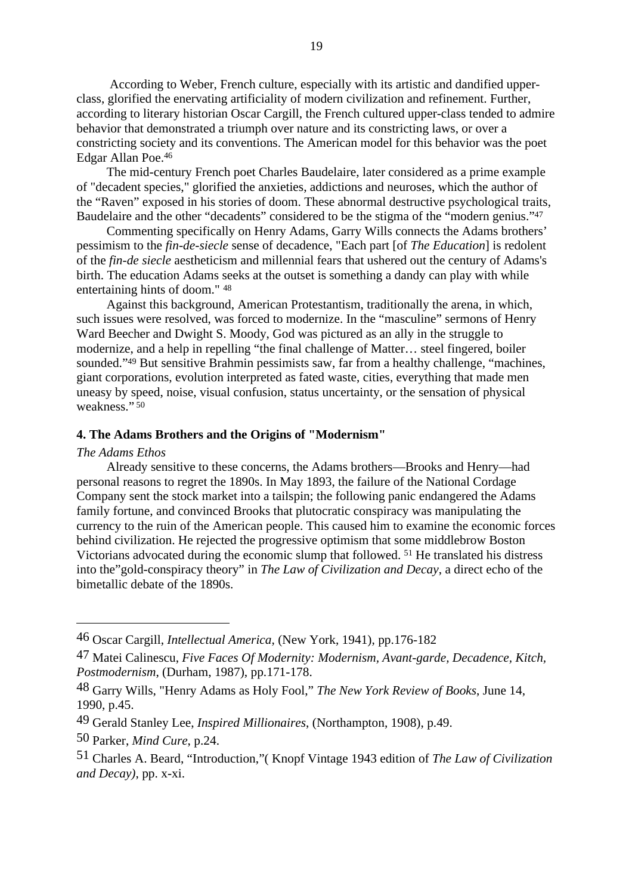According to Weber, French culture, especially with its artistic and dandified upper-class, glorified the enervating artificiality of modern civilization and refinement. Further, according to literary historian Oscar Cargill, the French cultured upper-class tended to admire behavior that demonstrated a triumph over nature and its constricting laws, or over a constricting society and its conventions. The American model for this behavior was the poet Edgar Allan Poe.[46]

The mid-century French poet Charles Baudelaire, later considered as a prime example of "decadent species," glorified the anxieties, addictions and neuroses, which the author of the "Raven" exposed in his stories of doom. These abnormal destructive psychological traits, Baudelaire and the other "decadents" considered to be the stigma of the "modern genius."[47]

Commenting specifically on Henry Adams, Garry Wills connects the Adams brothers' pessimism to the *fin-de-siecle* sense of decadence, "Each part [of *The Education*] is redolent of the *fin-de siecle* aestheticism and millennial fears that ushered out the century of Adams's birth. The education Adams seeks at the outset is something a dandy can play with while entertaining hints of doom." [48]

Against this background, American Protestantism, traditionally the arena, in which, such issues were resolved, was forced to modernize. In the "masculine" sermons of Henry Ward Beecher and Dwight S. Moody, God was pictured as an ally in the struggle to modernize, and a help in repelling "the final challenge of Matter… steel fingered, boiler sounded."[49] But sensitive Brahmin pessimists saw, far from a healthy challenge, "machines, giant corporations, evolution interpreted as fated waste, cities, everything that made men uneasy by speed, noise, visual confusion, status uncertainty, or the sensation of physical weakness." [50]

## 4. The Adams Brothers and the Origins of "Modernism"

*The Adams Ethos*

Already sensitive to these concerns, the Adams brothers—Brooks and Henry—had personal reasons to regret the 1890s. In May 1893, the failure of the National Cordage Company sent the stock market into a tailspin; the following panic endangered the Adams family fortune, and convinced Brooks that plutocratic conspiracy was manipulating the currency to the ruin of the American people. This caused him to examine the economic forces behind civilization. He rejected the progressive optimism that some middlebrow Boston Victorians advocated during the economic slump that followed. [51] He translated his distress into the"gold-conspiracy theory" in *The Law of Civilization and Decay*, a direct echo of the bimetallic debate of the 1890s.

---

46 Oscar Cargill, *Intellectual America*, (New York, 1941), pp.176-182

47 Matei Calinescu, *Five Faces Of Modernity: Modernism, Avant-garde, Decadence, Kitch, Postmodernism*, (Durham, 1987), pp.171-178.

48 Garry Wills, "Henry Adams as Holy Fool," *The New York Review of Books*, June 14, 1990, p.45.

49 Gerald Stanley Lee, *Inspired Millionaires*, (Northampton, 1908), p.49.

50 Parker, *Mind Cure*, p.24.

51 Charles A. Beard, "Introduction,"( Knopf Vintage 1943 edition of *The Law of Civilization and Decay)*, pp. x-xi.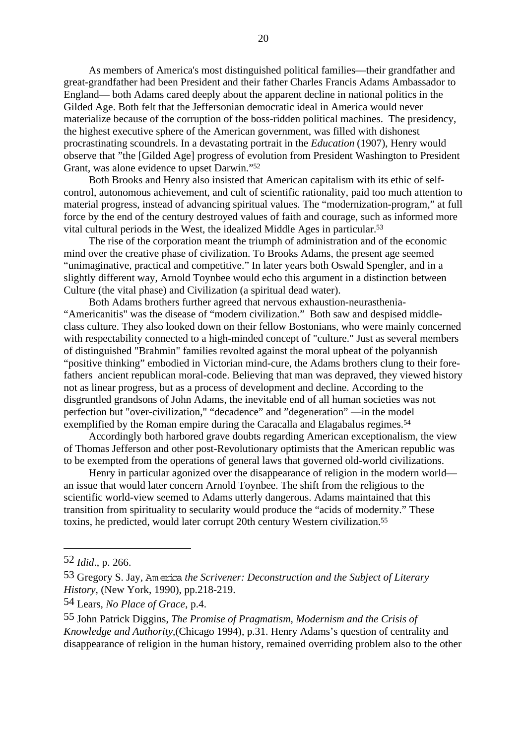As members of America's most distinguished political families—their grandfather and great-grandfather had been President and their father Charles Francis Adams Ambassador to England— both Adams cared deeply about the apparent decline in national politics in the Gilded Age. Both felt that the Jeffersonian democratic ideal in America would never materialize because of the corruption of the boss-ridden political machines. The presidency, the highest executive sphere of the American government, was filled with dishonest procrastinating scoundrels. In a devastating portrait in the *Education* (1907), Henry would observe that "the [Gilded Age] progress of evolution from President Washington to President Grant, was alone evidence to upset Darwin."[52]

Both Brooks and Henry also insisted that American capitalism with its ethic of self-control, autonomous achievement, and cult of scientific rationality, paid too much attention to material progress, instead of advancing spiritual values. The "modernization-program," at full force by the end of the century destroyed values of faith and courage, such as informed more vital cultural periods in the West, the idealized Middle Ages in particular.[53]

The rise of the corporation meant the triumph of administration and of the economic mind over the creative phase of civilization. To Brooks Adams, the present age seemed "unimaginative, practical and competitive." In later years both Oswald Spengler, and in a slightly different way, Arnold Toynbee would echo this argument in a distinction between Culture (the vital phase) and Civilization (a spiritual dead water).

Both Adams brothers further agreed that nervous exhaustion-neurasthenia-"Americanitis" was the disease of "modern civilization." Both saw and despised middle-class culture. They also looked down on their fellow Bostonians, who were mainly concerned with respectability connected to a high-minded concept of "culture." Just as several members of distinguished "Brahmin" families revolted against the moral upbeat of the polyannish "positive thinking" embodied in Victorian mind-cure, the Adams brothers clung to their fore-fathers ancient republican moral-code. Believing that man was depraved, they viewed history not as linear progress, but as a process of development and decline. According to the disgruntled grandsons of John Adams, the inevitable end of all human societies was not perfection but "over-civilization," "decadence" and "degeneration" —in the model exemplified by the Roman empire during the Caracalla and Elagabalus regimes.[54]

Accordingly both harbored grave doubts regarding American exceptionalism, the view of Thomas Jefferson and other post-Revolutionary optimists that the American republic was to be exempted from the operations of general laws that governed old-world civilizations.

Henry in particular agonized over the disappearance of religion in the modern world—an issue that would later concern Arnold Toynbee. The shift from the religious to the scientific world-view seemed to Adams utterly dangerous. Adams maintained that this transition from spirituality to secularity would produce the "acids of modernity." These toxins, he predicted, would later corrupt 20th century Western civilization.[55]

---

52 *Idid*., p. 266.

53 Gregory S. Jay, *America the Scrivener: Deconstruction and the Subject of Literary History*, (New York, 1990), pp.218-219.

54 Lears, *No Place of Grace*, p.4.

55 John Patrick Diggins, *The Promise of Pragmatism, Modernism and the Crisis of Knowledge and Authority*,(Chicago 1994), p.31. Henry Adams's question of centrality and disappearance of religion in the human history, remained overriding problem also to the other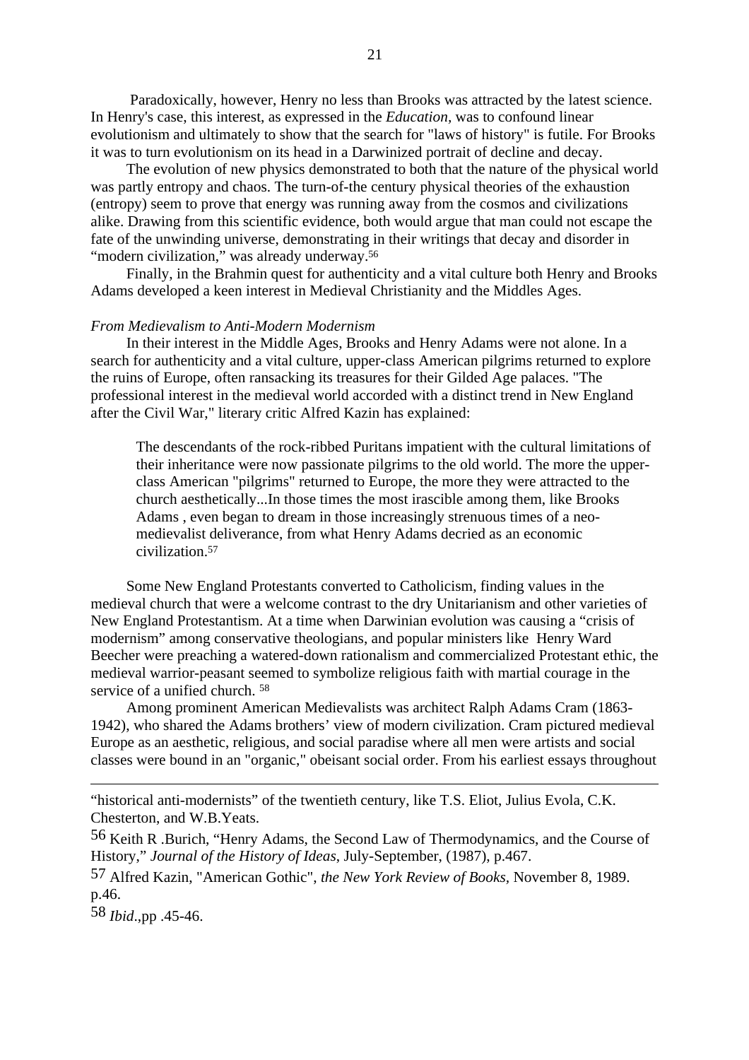Paradoxically, however, Henry no less than Brooks was attracted by the latest science. In Henry's case, this interest, as expressed in the *Education*, was to confound linear evolutionism and ultimately to show that the search for "laws of history" is futile. For Brooks it was to turn evolutionism on its head in a Darwinized portrait of decline and decay.

The evolution of new physics demonstrated to both that the nature of the physical world was partly entropy and chaos. The turn-of-the century physical theories of the exhaustion (entropy) seem to prove that energy was running away from the cosmos and civilizations alike. Drawing from this scientific evidence, both would argue that man could not escape the fate of the unwinding universe, demonstrating in their writings that decay and disorder in "modern civilization," was already underway.[56]

Finally, in the Brahmin quest for authenticity and a vital culture both Henry and Brooks Adams developed a keen interest in Medieval Christianity and the Middles Ages.

*From Medievalism to Anti-Modern Modernism*

In their interest in the Middle Ages, Brooks and Henry Adams were not alone. In a search for authenticity and a vital culture, upper-class American pilgrims returned to explore the ruins of Europe, often ransacking its treasures for their Gilded Age palaces. "The professional interest in the medieval world accorded with a distinct trend in New England after the Civil War," literary critic Alfred Kazin has explained:

> The descendants of the rock-ribbed Puritans impatient with the cultural limitations of their inheritance were now passionate pilgrims to the old world. The more the upper-class American "pilgrims" returned to Europe, the more they were attracted to the church aesthetically...In those times the most irascible among them, like Brooks Adams , even began to dream in those increasingly strenuous times of a neo-medievalist deliverance, from what Henry Adams decried as an economic civilization.[57]

Some New England Protestants converted to Catholicism, finding values in the medieval church that were a welcome contrast to the dry Unitarianism and other varieties of New England Protestantism. At a time when Darwinian evolution was causing a "crisis of modernism" among conservative theologians, and popular ministers like Henry Ward Beecher were preaching a watered-down rationalism and commercialized Protestant ethic, the medieval warrior-peasant seemed to symbolize religious faith with martial courage in the service of a unified church. [58]

Among prominent American Medievalists was architect Ralph Adams Cram (1863-1942), who shared the Adams brothers' view of modern civilization. Cram pictured medieval Europe as an aesthetic, religious, and social paradise where all men were artists and social classes were bound in an "organic," obeisant social order. From his earliest essays throughout

---

"historical anti-modernists" of the twentieth century, like T.S. Eliot, Julius Evola, C.K. Chesterton, and W.B.Yeats.

[56] Keith R .Burich, "Henry Adams, the Second Law of Thermodynamics, and the Course of History," *Journal of the History of Ideas*, July-September, (1987), p.467.

[57] Alfred Kazin, "American Gothic", *the New York Review of Books,* November 8, 1989. p.46.

[58] *Ibid*.,pp .45-46.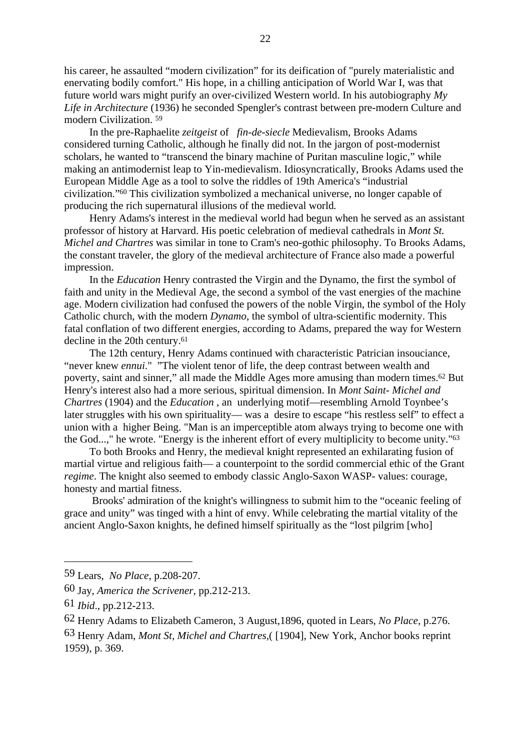his career, he assaulted "modern civilization" for its deification of "purely materialistic and enervating bodily comfort." His hope, in a chilling anticipation of World War I, was that future world wars might purify an over-civilized Western world. In his autobiography *My Life in Architecture* (1936) he seconded Spengler's contrast between pre-modern Culture and modern Civilization. [59]

In the pre-Raphaelite *zeitgeist* of *fin-de-siecle* Medievalism, Brooks Adams considered turning Catholic, although he finally did not. In the jargon of post-modernist scholars, he wanted to "transcend the binary machine of Puritan masculine logic," while making an antimodernist leap to Yin-medievalism. Idiosyncratically, Brooks Adams used the European Middle Age as a tool to solve the riddles of 19th America's "industrial civilization."[60] This civilization symbolized a mechanical universe, no longer capable of producing the rich supernatural illusions of the medieval world.

Henry Adams's interest in the medieval world had begun when he served as an assistant professor of history at Harvard. His poetic celebration of medieval cathedrals in *Mont St. Michel and Chartres* was similar in tone to Cram's neo-gothic philosophy. To Brooks Adams, the constant traveler, the glory of the medieval architecture of France also made a powerful impression.

In the *Education* Henry contrasted the Virgin and the Dynamo, the first the symbol of faith and unity in the Medieval Age, the second a symbol of the vast energies of the machine age. Modern civilization had confused the powers of the noble Virgin, the symbol of the Holy Catholic church, with the modern *Dynamo*, the symbol of ultra-scientific modernity. This fatal conflation of two different energies, according to Adams, prepared the way for Western decline in the 20th century.[61]

The 12th century, Henry Adams continued with characteristic Patrician insouciance, "never knew *ennui*." "The violent tenor of life, the deep contrast between wealth and poverty, saint and sinner," all made the Middle Ages more amusing than modern times.[62] But Henry's interest also had a more serious, spiritual dimension. In *Mont Saint- Michel and Chartres* (1904) and the *Education* , an underlying motif—resembling Arnold Toynbee's later struggles with his own spirituality— was a desire to escape "his restless self" to effect a union with a higher Being. "Man is an imperceptible atom always trying to become one with the God...," he wrote. "Energy is the inherent effort of every multiplicity to become unity."[63]

To both Brooks and Henry, the medieval knight represented an exhilarating fusion of martial virtue and religious faith— a counterpoint to the sordid commercial ethic of the Grant *regime*. The knight also seemed to embody classic Anglo-Saxon WASP- values: courage, honesty and martial fitness.

Brooks' admiration of the knight's willingness to submit him to the "oceanic feeling of grace and unity" was tinged with a hint of envy. While celebrating the martial vitality of the ancient Anglo-Saxon knights, he defined himself spiritually as the "lost pilgrim [who]

---

59 Lears, *No Place*, p.208-207.

60 Jay, *America the Scrivener*, pp.212-213.

61 *Ibid*., pp.212-213.

62 Henry Adams to Elizabeth Cameron, 3 August,1896, quoted in Lears, *No Place*, p.276.

63 Henry Adam, *Mont St, Michel and Chartres*,( [1904], New York, Anchor books reprint 1959), p. 369.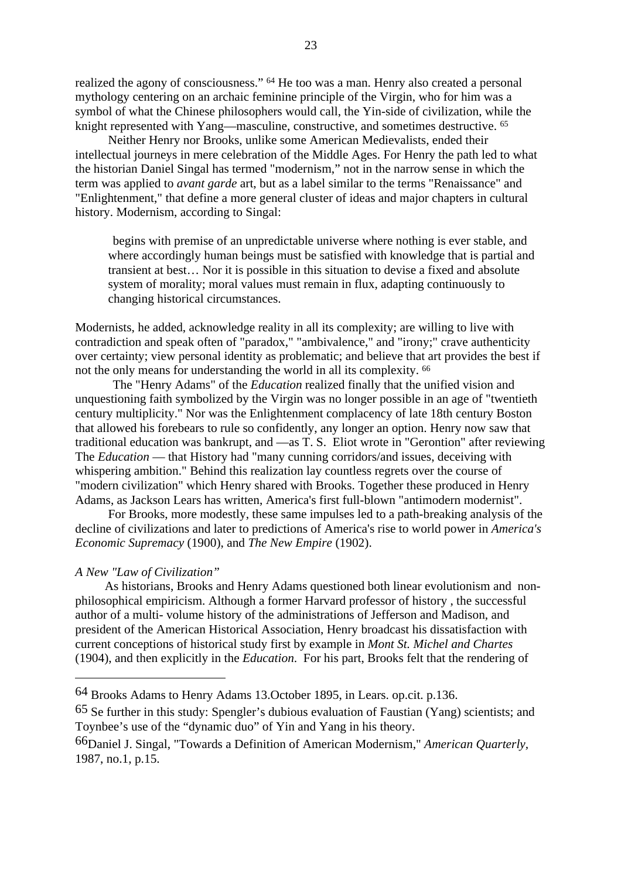realized the agony of consciousness." [64] He too was a man. Henry also created a personal mythology centering on an archaic feminine principle of the Virgin, who for him was a symbol of what the Chinese philosophers would call, the Yin-side of civilization, while the knight represented with Yang—masculine, constructive, and sometimes destructive. [65]

Neither Henry nor Brooks, unlike some American Medievalists, ended their intellectual journeys in mere celebration of the Middle Ages. For Henry the path led to what the historian Daniel Singal has termed "modernism," not in the narrow sense in which the term was applied to *avant garde* art, but as a label similar to the terms "Renaissance" and "Enlightenment," that define a more general cluster of ideas and major chapters in cultural history. Modernism, according to Singal:

> begins with premise of an unpredictable universe where nothing is ever stable, and where accordingly human beings must be satisfied with knowledge that is partial and transient at best… Nor it is possible in this situation to devise a fixed and absolute system of morality; moral values must remain in flux, adapting continuously to changing historical circumstances.

Modernists, he added, acknowledge reality in all its complexity; are willing to live with contradiction and speak often of "paradox," "ambivalence," and "irony;" crave authenticity over certainty; view personal identity as problematic; and believe that art provides the best if not the only means for understanding the world in all its complexity. [66]

The "Henry Adams" of the *Education* realized finally that the unified vision and unquestioning faith symbolized by the Virgin was no longer possible in an age of "twentieth century multiplicity." Nor was the Enlightenment complacency of late 18th century Boston that allowed his forebears to rule so confidently, any longer an option. Henry now saw that traditional education was bankrupt, and —as T. S. Eliot wrote in "Gerontion" after reviewing The *Education* — that History had "many cunning corridors/and issues, deceiving with whispering ambition." Behind this realization lay countless regrets over the course of "modern civilization" which Henry shared with Brooks. Together these produced in Henry Adams, as Jackson Lears has written, America's first full-blown "antimodern modernist".

For Brooks, more modestly, these same impulses led to a path-breaking analysis of the decline of civilizations and later to predictions of America's rise to world power in *America's Economic Supremacy* (1900), and *The New Empire* (1902).

### *A New "Law of Civilization"*

As historians, Brooks and Henry Adams questioned both linear evolutionism and non-philosophical empiricism. Although a former Harvard professor of history , the successful author of a multi- volume history of the administrations of Jefferson and Madison, and president of the American Historical Association, Henry broadcast his dissatisfaction with current conceptions of historical study first by example in *Mont St. Michel and Chartes* (1904), and then explicitly in the *Education.* For his part, Brooks felt that the rendering of

---

64 Brooks Adams to Henry Adams 13.October 1895, in Lears. op.cit. p.136.

65 Se further in this study: Spengler's dubious evaluation of Faustian (Yang) scientists; and Toynbee's use of the "dynamic duo" of Yin and Yang in his theory.

66 Daniel J. Singal, "Towards a Definition of American Modernism," *American Quarterly*, 1987, no.1, p.15.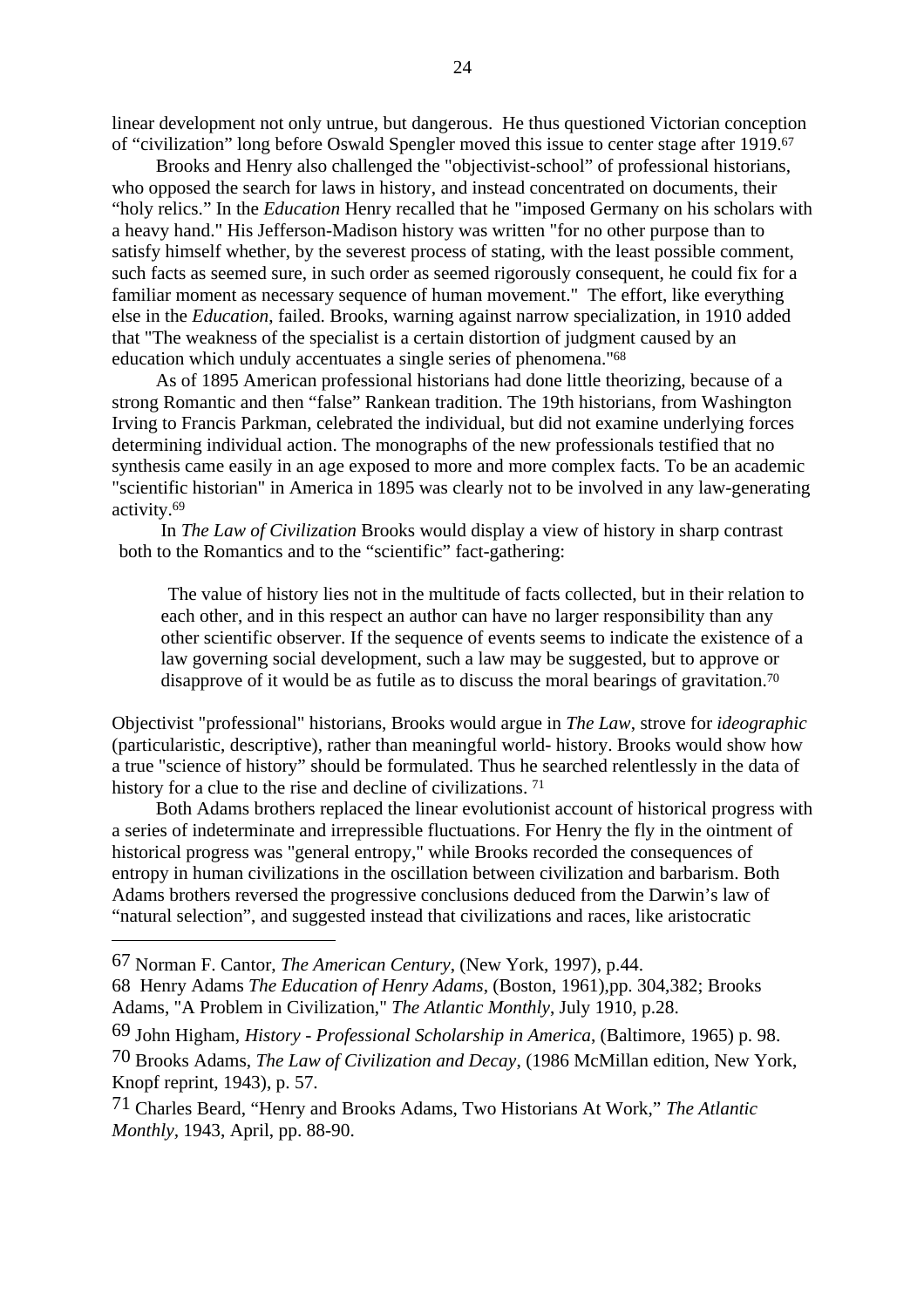linear development not only untrue, but dangerous. He thus questioned Victorian conception of "civilization" long before Oswald Spengler moved this issue to center stage after 1919.[67]

Brooks and Henry also challenged the "objectivist-school" of professional historians, who opposed the search for laws in history, and instead concentrated on documents, their "holy relics." In the *Education* Henry recalled that he "imposed Germany on his scholars with a heavy hand." His Jefferson-Madison history was written "for no other purpose than to satisfy himself whether, by the severest process of stating, with the least possible comment, such facts as seemed sure, in such order as seemed rigorously consequent, he could fix for a familiar moment as necessary sequence of human movement." The effort, like everything else in the *Education*, failed. Brooks, warning against narrow specialization, in 1910 added that "The weakness of the specialist is a certain distortion of judgment caused by an education which unduly accentuates a single series of phenomena."[68]

As of 1895 American professional historians had done little theorizing, because of a strong Romantic and then "false" Rankean tradition. The 19th historians, from Washington Irving to Francis Parkman, celebrated the individual, but did not examine underlying forces determining individual action. The monographs of the new professionals testified that no synthesis came easily in an age exposed to more and more complex facts. To be an academic "scientific historian" in America in 1895 was clearly not to be involved in any law-generating activity.[69]

In *The Law of Civilization* Brooks would display a view of history in sharp contrast both to the Romantics and to the "scientific" fact-gathering:

> The value of history lies not in the multitude of facts collected, but in their relation to each other, and in this respect an author can have no larger responsibility than any other scientific observer. If the sequence of events seems to indicate the existence of a law governing social development, such a law may be suggested, but to approve or disapprove of it would be as futile as to discuss the moral bearings of gravitation.[70]

Objectivist "professional" historians, Brooks would argue in *The Law*, strove for *ideographic* (particularistic, descriptive), rather than meaningful world- history. Brooks would show how a true "science of history" should be formulated. Thus he searched relentlessly in the data of history for a clue to the rise and decline of civilizations. [71]

Both Adams brothers replaced the linear evolutionist account of historical progress with a series of indeterminate and irrepressible fluctuations. For Henry the fly in the ointment of historical progress was "general entropy," while Brooks recorded the consequences of entropy in human civilizations in the oscillation between civilization and barbarism. Both Adams brothers reversed the progressive conclusions deduced from the Darwin's law of "natural selection", and suggested instead that civilizations and races, like aristocratic

---

67 Norman F. Cantor, *The American Century*, (New York, 1997), p.44.

68 Henry Adams *The Education of Henry Adams*, (Boston, 1961),pp. 304,382; Brooks Adams, "A Problem in Civilization," *The Atlantic Monthly*, July 1910, p.28.

69 John Higham, *History - Professional Scholarship in America*, (Baltimore, 1965) p. 98.

70 Brooks Adams, *The Law of Civilization and Decay*, (1986 McMillan edition, New York, Knopf reprint, 1943), p. 57.

71 Charles Beard, "Henry and Brooks Adams, Two Historians At Work," *The Atlantic Monthly*, 1943, April, pp. 88-90.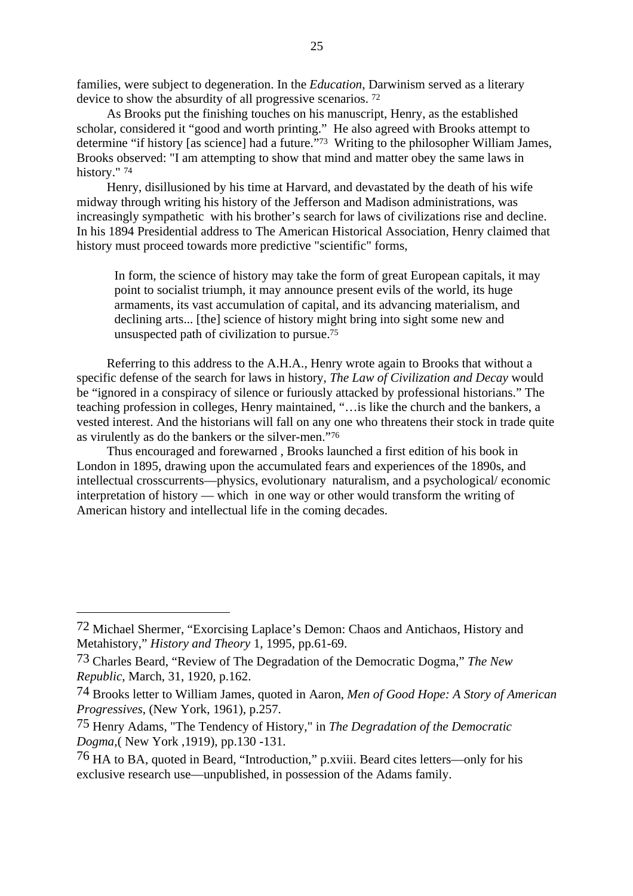families, were subject to degeneration. In the *Education*, Darwinism served as a literary device to show the absurdity of all progressive scenarios. [72]

As Brooks put the finishing touches on his manuscript, Henry, as the established scholar, considered it “good and worth printing.” He also agreed with Brooks attempt to determine “if history [as science] had a future.”[73] Writing to the philosopher William James, Brooks observed: "I am attempting to show that mind and matter obey the same laws in history." [74]

Henry, disillusioned by his time at Harvard, and devastated by the death of his wife midway through writing his history of the Jefferson and Madison administrations, was increasingly sympathetic with his brother’s search for laws of civilizations rise and decline. In his 1894 Presidential address to The American Historical Association, Henry claimed that history must proceed towards more predictive "scientific" forms,

> In form, the science of history may take the form of great European capitals, it may point to socialist triumph, it may announce present evils of the world, its huge armaments, its vast accumulation of capital, and its advancing materialism, and declining arts... [the] science of history might bring into sight some new and unsuspected path of civilization to pursue.[75]

Referring to this address to the A.H.A., Henry wrote again to Brooks that without a specific defense of the search for laws in history, *The Law of Civilization and Decay* would be “ignored in a conspiracy of silence or furiously attacked by professional historians.” The teaching profession in colleges, Henry maintained, “…is like the church and the bankers, a vested interest. And the historians will fall on any one who threatens their stock in trade quite as virulently as do the bankers or the silver-men.”[76]

Thus encouraged and forewarned , Brooks launched a first edition of his book in London in 1895, drawing upon the accumulated fears and experiences of the 1890s, and intellectual crosscurrents—physics, evolutionary naturalism, and a psychological/ economic interpretation of history — which in one way or other would transform the writing of American history and intellectual life in the coming decades.

---

72 Michael Shermer, “Exorcising Laplace’s Demon: Chaos and Antichaos, History and Metahistory,” *History and Theory* 1, 1995, pp.61-69.

73 Charles Beard, “Review of The Degradation of the Democratic Dogma,” *The New Republic*, March, 31, 1920, p.162.

74 Brooks letter to William James, quoted in Aaron, *Men of Good Hope: A Story of American Progressives*, (New York, 1961), p.257.

75 Henry Adams, "The Tendency of History," in *The Degradation of the Democratic Dogma*,( New York ,1919), pp.130 -131.

76 HA to BA, quoted in Beard, “Introduction,” p.xviii. Beard cites letters—only for his exclusive research use—unpublished, in possession of the Adams family.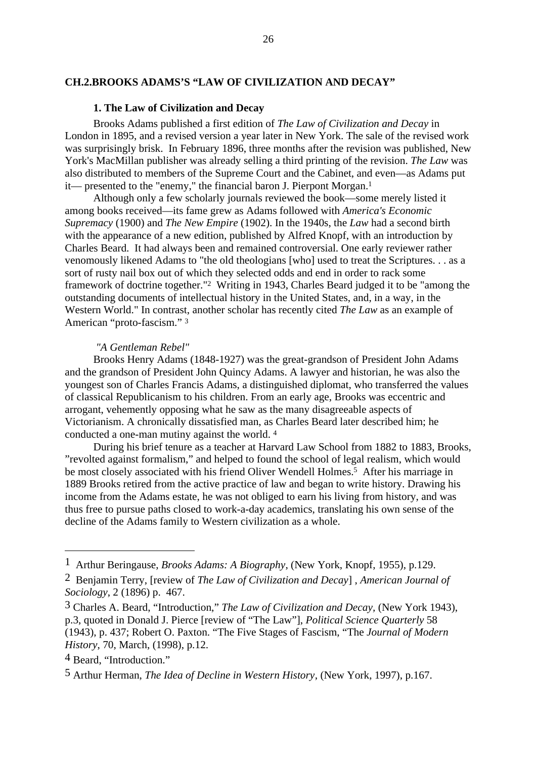## CH.2.BROOKS ADAMS'S "LAW OF CIVILIZATION AND DECAY"

### 1. The Law of Civilization and Decay

Brooks Adams published a first edition of *The Law of Civilization and Decay* in London in 1895, and a revised version a year later in New York. The sale of the revised work was surprisingly brisk. In February 1896, three months after the revision was published, New York's MacMillan publisher was already selling a third printing of the revision. *The Law* was also distributed to members of the Supreme Court and the Cabinet, and even—as Adams put it— presented to the "enemy," the financial baron J. Pierpont Morgan.[1]

Although only a few scholarly journals reviewed the book—some merely listed it among books received—its fame grew as Adams followed with *America's Economic Supremacy* (1900) and *The New Empire* (1902). In the 1940s, the *Law* had a second birth with the appearance of a new edition, published by Alfred Knopf, with an introduction by Charles Beard. It had always been and remained controversial. One early reviewer rather venomously likened Adams to "the old theologians [who] used to treat the Scriptures. . . as a sort of rusty nail box out of which they selected odds and end in order to rack some framework of doctrine together."[2] Writing in 1943, Charles Beard judged it to be "among the outstanding documents of intellectual history in the United States, and, in a way, in the Western World." In contrast, another scholar has recently cited *The Law* as an example of American "proto-fascism." [3]

*"A Gentleman Rebel"*

Brooks Henry Adams (1848-1927) was the great-grandson of President John Adams and the grandson of President John Quincy Adams. A lawyer and historian, he was also the youngest son of Charles Francis Adams, a distinguished diplomat, who transferred the values of classical Republicanism to his children. From an early age, Brooks was eccentric and arrogant, vehemently opposing what he saw as the many disagreeable aspects of Victorianism. A chronically dissatisfied man, as Charles Beard later described him; he conducted a one-man mutiny against the world. [4]

During his brief tenure as a teacher at Harvard Law School from 1882 to 1883, Brooks, "revolted against formalism," and helped to found the school of legal realism, which would be most closely associated with his friend Oliver Wendell Holmes.[5] After his marriage in 1889 Brooks retired from the active practice of law and began to write history. Drawing his income from the Adams estate, he was not obliged to earn his living from history, and was thus free to pursue paths closed to work-a-day academics, translating his own sense of the decline of the Adams family to Western civilization as a whole.

---

1 Arthur Beringause, *Brooks Adams: A Biography*, (New York, Knopf, 1955), p.129.

2 Benjamin Terry, [review of *The Law of Civilization and Decay*] , *American Journal of Sociology*, 2 (1896) p. 467.

3 Charles A. Beard, "Introduction," *The Law of Civilization and Decay*, (New York 1943), p.3, quoted in Donald J. Pierce [review of "The Law"], *Political Science Quarterly* 58 (1943), p. 437; Robert O. Paxton. "The Five Stages of Fascism, "The *Journal of Modern History*, 70, March, (1998), p.12.

4 Beard, "Introduction."

5 Arthur Herman, *The Idea of Decline in Western History*, (New York, 1997), p.167.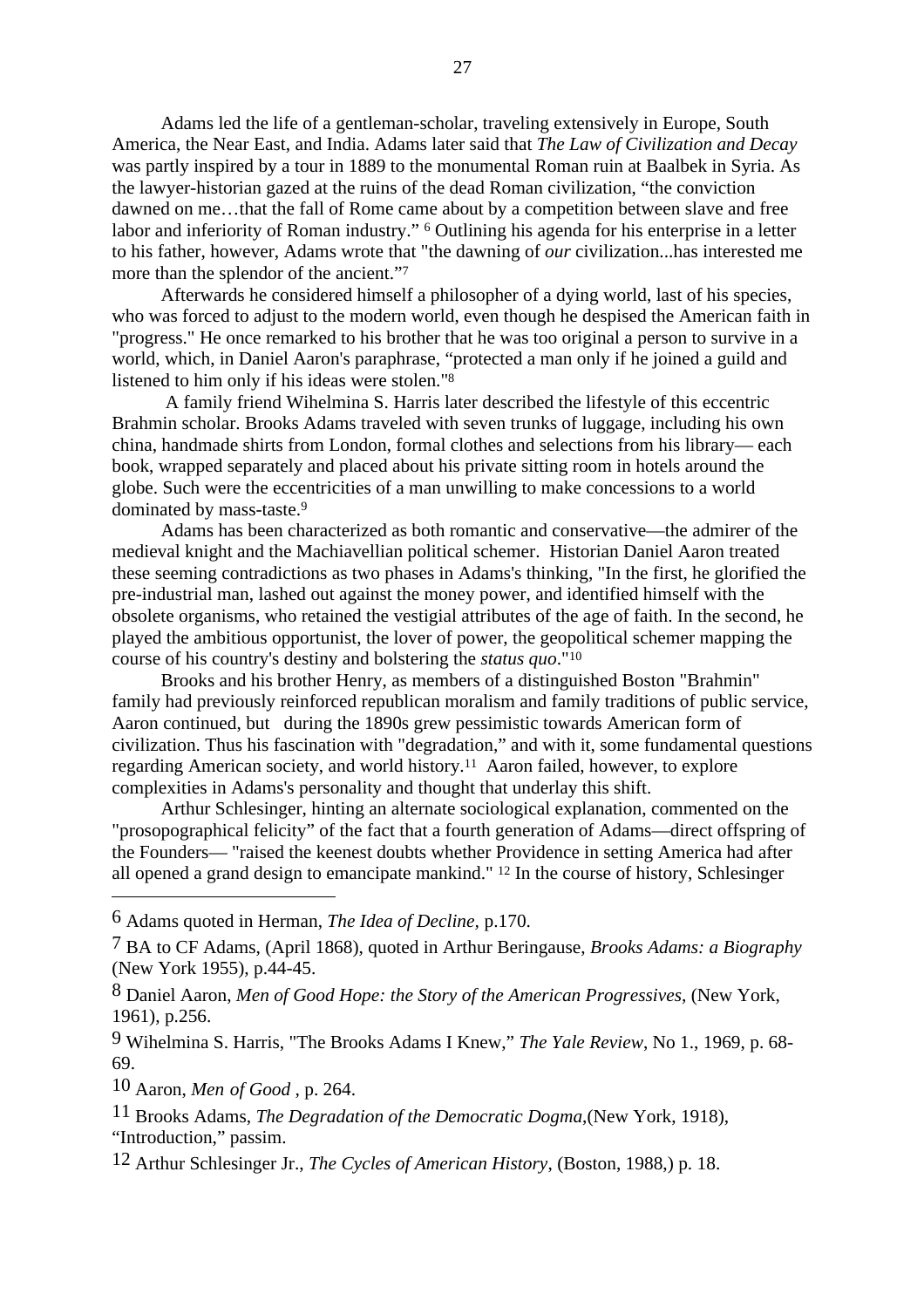Adams led the life of a gentleman-scholar, traveling extensively in Europe, South America, the Near East, and India. Adams later said that *The Law of Civilization and Decay* was partly inspired by a tour in 1889 to the monumental Roman ruin at Baalbek in Syria. As the lawyer-historian gazed at the ruins of the dead Roman civilization, "the conviction dawned on me…that the fall of Rome came about by a competition between slave and free labor and inferiority of Roman industry." [6] Outlining his agenda for his enterprise in a letter to his father, however, Adams wrote that "the dawning of *our* civilization...has interested me more than the splendor of the ancient."[7]

Afterwards he considered himself a philosopher of a dying world, last of his species, who was forced to adjust to the modern world, even though he despised the American faith in "progress." He once remarked to his brother that he was too original a person to survive in a world, which, in Daniel Aaron's paraphrase, "protected a man only if he joined a guild and listened to him only if his ideas were stolen."[8]

A family friend Wihelmina S. Harris later described the lifestyle of this eccentric Brahmin scholar. Brooks Adams traveled with seven trunks of luggage, including his own china, handmade shirts from London, formal clothes and selections from his library— each book, wrapped separately and placed about his private sitting room in hotels around the globe. Such were the eccentricities of a man unwilling to make concessions to a world dominated by mass-taste.[9]

Adams has been characterized as both romantic and conservative—the admirer of the medieval knight and the Machiavellian political schemer. Historian Daniel Aaron treated these seeming contradictions as two phases in Adams's thinking, "In the first, he glorified the pre-industrial man, lashed out against the money power, and identified himself with the obsolete organisms, who retained the vestigial attributes of the age of faith. In the second, he played the ambitious opportunist, the lover of power, the geopolitical schemer mapping the course of his country's destiny and bolstering the *status quo*."[10]

Brooks and his brother Henry, as members of a distinguished Boston "Brahmin" family had previously reinforced republican moralism and family traditions of public service, Aaron continued, but during the 1890s grew pessimistic towards American form of civilization. Thus his fascination with "degradation," and with it, some fundamental questions regarding American society, and world history.[11] Aaron failed, however, to explore complexities in Adams's personality and thought that underlay this shift.

Arthur Schlesinger, hinting an alternate sociological explanation, commented on the "prosopographical felicity" of the fact that a fourth generation of Adams—direct offspring of the Founders— "raised the keenest doubts whether Providence in setting America had after all opened a grand design to emancipate mankind." [12] In the course of history, Schlesinger

---

[6] Adams quoted in Herman, *The Idea of Decline*, p.170.

[7] BA to CF Adams, (April 1868), quoted in Arthur Beringause, *Brooks Adams: a Biography* (New York 1955), p.44-45.

[8] Daniel Aaron, *Men of Good Hope: the Story of the American Progressives*, (New York, 1961), p.256.

[9] Wihelmina S. Harris, "The Brooks Adams I Knew," *The Yale Review*, No 1., 1969, p. 68-69.

[10] Aaron, *Men of Good* , p. 264.

[11] Brooks Adams, *The Degradation of the Democratic Dogma*,(New York, 1918), "Introduction," passim.

[12] Arthur Schlesinger Jr., *The Cycles of American History*, (Boston, 1988,) p. 18.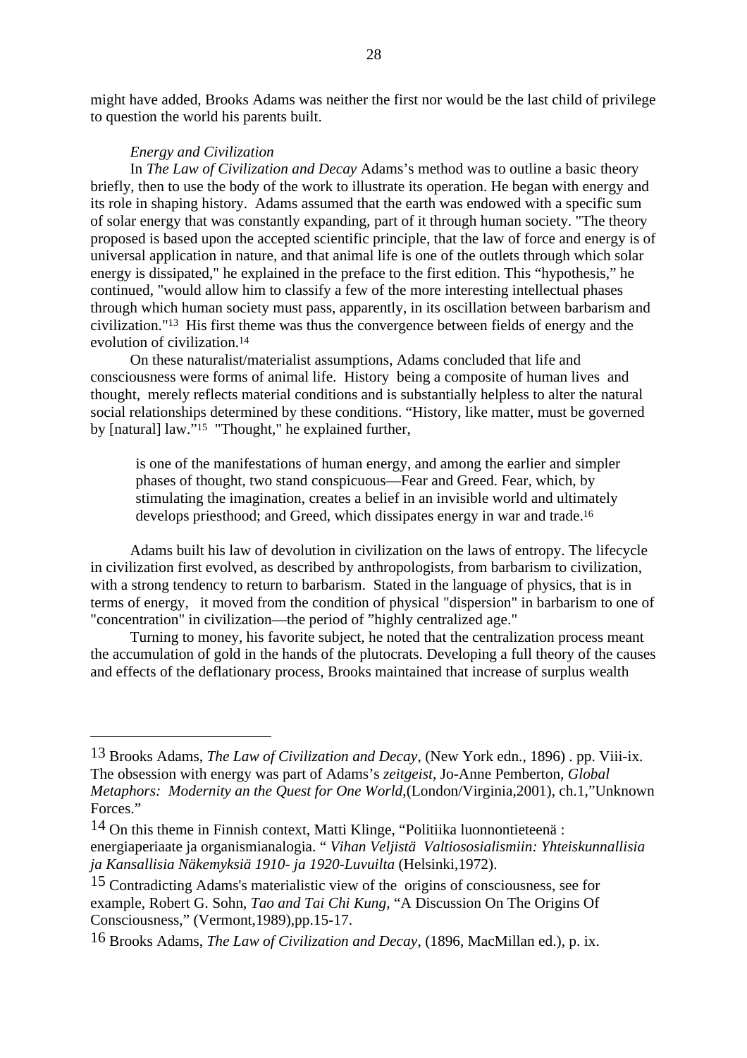might have added, Brooks Adams was neither the first nor would be the last child of privilege to question the world his parents built.

*Energy and Civilization*

In *The Law of Civilization and Decay* Adams's method was to outline a basic theory briefly, then to use the body of the work to illustrate its operation. He began with energy and its role in shaping history. Adams assumed that the earth was endowed with a specific sum of solar energy that was constantly expanding, part of it through human society. "The theory proposed is based upon the accepted scientific principle, that the law of force and energy is of universal application in nature, and that animal life is one of the outlets through which solar energy is dissipated," he explained in the preface to the first edition. This "hypothesis," he continued, "would allow him to classify a few of the more interesting intellectual phases through which human society must pass, apparently, in its oscillation between barbarism and civilization."[13] His first theme was thus the convergence between fields of energy and the evolution of civilization.[14]

On these naturalist/materialist assumptions, Adams concluded that life and consciousness were forms of animal life. History being a composite of human lives and thought, merely reflects material conditions and is substantially helpless to alter the natural social relationships determined by these conditions. "History, like matter, must be governed by [natural] law."[15] "Thought," he explained further,

> is one of the manifestations of human energy, and among the earlier and simpler phases of thought, two stand conspicuous—Fear and Greed. Fear, which, by stimulating the imagination, creates a belief in an invisible world and ultimately develops priesthood; and Greed, which dissipates energy in war and trade.[16]

Adams built his law of devolution in civilization on the laws of entropy. The lifecycle in civilization first evolved, as described by anthropologists, from barbarism to civilization, with a strong tendency to return to barbarism. Stated in the language of physics, that is in terms of energy, it moved from the condition of physical "dispersion" in barbarism to one of "concentration" in civilization—the period of "highly centralized age."

Turning to money, his favorite subject, he noted that the centralization process meant the accumulation of gold in the hands of the plutocrats. Developing a full theory of the causes and effects of the deflationary process, Brooks maintained that increase of surplus wealth

---

13 Brooks Adams, *The Law of Civilization and Decay*, (New York edn., 1896) . pp. Viii-ix. The obsession with energy was part of Adams's *zeitgeist*, Jo-Anne Pemberton, *Global Metaphors: Modernity an the Quest for One World*,(London/Virginia,2001), ch.1,"Unknown Forces."

14 On this theme in Finnish context, Matti Klinge, "Politiika luonnontieteenä : energiaperiaate ja organismianalogia. " *Vihan Veljistä Valtiososialismiin: Yhteiskunnallisia ja Kansallisia Näkemyksiä 1910- ja 1920-Luvuilta* (Helsinki,1972).

15 Contradicting Adams's materialistic view of the origins of consciousness, see for example, Robert G. Sohn, *Tao and Tai Chi Kung*, "A Discussion On The Origins Of Consciousness," (Vermont,1989),pp.15-17.

16 Brooks Adams, *The Law of Civilization and Decay*, (1896, MacMillan ed.), p. ix.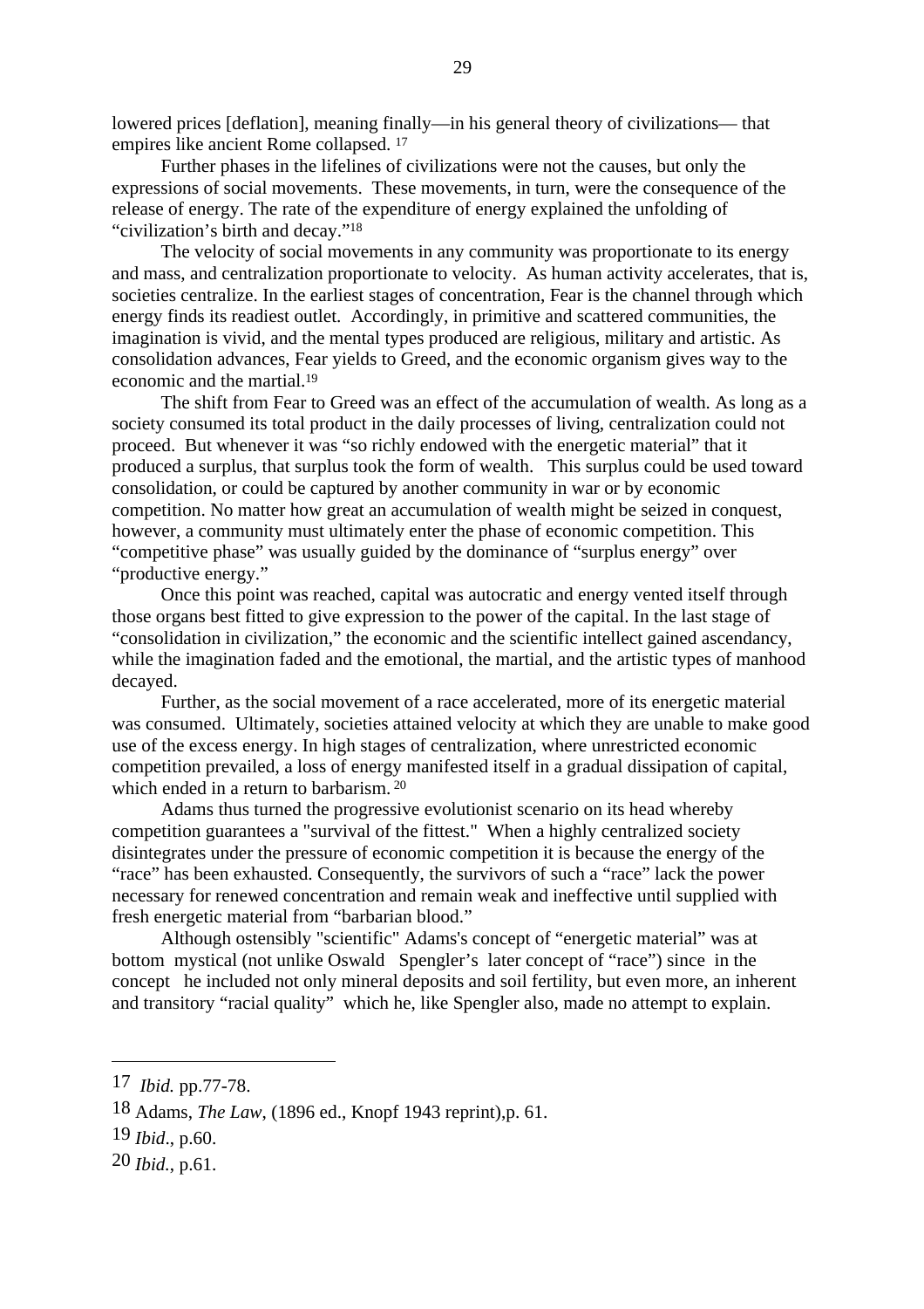lowered prices [deflation], meaning finally—in his general theory of civilizations— that empires like ancient Rome collapsed. [17]

Further phases in the lifelines of civilizations were not the causes, but only the expressions of social movements. These movements, in turn, were the consequence of the release of energy. The rate of the expenditure of energy explained the unfolding of "civilization's birth and decay."[18]

The velocity of social movements in any community was proportionate to its energy and mass, and centralization proportionate to velocity. As human activity accelerates, that is, societies centralize. In the earliest stages of concentration, Fear is the channel through which energy finds its readiest outlet. Accordingly, in primitive and scattered communities, the imagination is vivid, and the mental types produced are religious, military and artistic. As consolidation advances, Fear yields to Greed, and the economic organism gives way to the economic and the martial.[19]

The shift from Fear to Greed was an effect of the accumulation of wealth. As long as a society consumed its total product in the daily processes of living, centralization could not proceed. But whenever it was "so richly endowed with the energetic material" that it produced a surplus, that surplus took the form of wealth. This surplus could be used toward consolidation, or could be captured by another community in war or by economic competition. No matter how great an accumulation of wealth might be seized in conquest, however, a community must ultimately enter the phase of economic competition. This "competitive phase" was usually guided by the dominance of "surplus energy" over "productive energy."

Once this point was reached, capital was autocratic and energy vented itself through those organs best fitted to give expression to the power of the capital. In the last stage of "consolidation in civilization," the economic and the scientific intellect gained ascendancy, while the imagination faded and the emotional, the martial, and the artistic types of manhood decayed.

Further, as the social movement of a race accelerated, more of its energetic material was consumed. Ultimately, societies attained velocity at which they are unable to make good use of the excess energy. In high stages of centralization, where unrestricted economic competition prevailed, a loss of energy manifested itself in a gradual dissipation of capital, which ended in a return to barbarism. [20]

Adams thus turned the progressive evolutionist scenario on its head whereby competition guarantees a "survival of the fittest." When a highly centralized society disintegrates under the pressure of economic competition it is because the energy of the "race" has been exhausted. Consequently, the survivors of such a "race" lack the power necessary for renewed concentration and remain weak and ineffective until supplied with fresh energetic material from "barbarian blood."

Although ostensibly "scientific" Adams's concept of "energetic material" was at bottom mystical (not unlike Oswald Spengler's later concept of "race") since in the concept he included not only mineral deposits and soil fertility, but even more, an inherent and transitory "racial quality" which he, like Spengler also, made no attempt to explain.

---

17 *Ibid.* pp.77-78.

18 Adams, *The Law*, (1896 ed., Knopf 1943 reprint),p. 61.

19 *Ibid*., p.60.

20 *Ibid.*, p.61.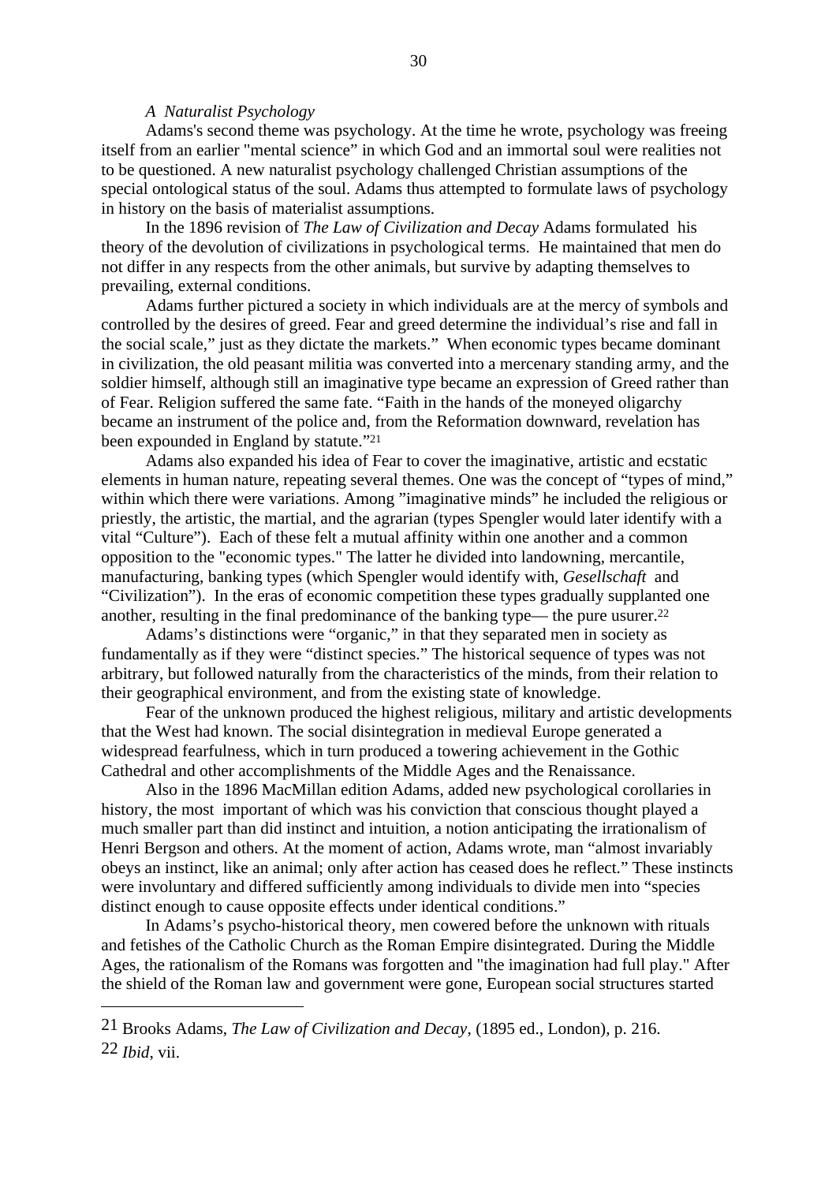*A Naturalist Psychology*

Adams's second theme was psychology. At the time he wrote, psychology was freeing itself from an earlier "mental science" in which God and an immortal soul were realities not to be questioned. A new naturalist psychology challenged Christian assumptions of the special ontological status of the soul. Adams thus attempted to formulate laws of psychology in history on the basis of materialist assumptions.

In the 1896 revision of *The Law of Civilization and Decay* Adams formulated his theory of the devolution of civilizations in psychological terms. He maintained that men do not differ in any respects from the other animals, but survive by adapting themselves to prevailing, external conditions.

Adams further pictured a society in which individuals are at the mercy of symbols and controlled by the desires of greed. Fear and greed determine the individual's rise and fall in the social scale," just as they dictate the markets." When economic types became dominant in civilization, the old peasant militia was converted into a mercenary standing army, and the soldier himself, although still an imaginative type became an expression of Greed rather than of Fear. Religion suffered the same fate. "Faith in the hands of the moneyed oligarchy became an instrument of the police and, from the Reformation downward, revelation has been expounded in England by statute."[21]

Adams also expanded his idea of Fear to cover the imaginative, artistic and ecstatic elements in human nature, repeating several themes. One was the concept of "types of mind," within which there were variations. Among "imaginative minds" he included the religious or priestly, the artistic, the martial, and the agrarian (types Spengler would later identify with a vital "Culture"). Each of these felt a mutual affinity within one another and a common opposition to the "economic types." The latter he divided into landowning, mercantile, manufacturing, banking types (which Spengler would identify with, *Gesellschaft* and "Civilization"). In the eras of economic competition these types gradually supplanted one another, resulting in the final predominance of the banking type— the pure usurer.[22]

Adams's distinctions were "organic," in that they separated men in society as fundamentally as if they were "distinct species." The historical sequence of types was not arbitrary, but followed naturally from the characteristics of the minds, from their relation to their geographical environment, and from the existing state of knowledge.

Fear of the unknown produced the highest religious, military and artistic developments that the West had known. The social disintegration in medieval Europe generated a widespread fearfulness, which in turn produced a towering achievement in the Gothic Cathedral and other accomplishments of the Middle Ages and the Renaissance.

Also in the 1896 MacMillan edition Adams, added new psychological corollaries in history, the most important of which was his conviction that conscious thought played a much smaller part than did instinct and intuition, a notion anticipating the irrationalism of Henri Bergson and others. At the moment of action, Adams wrote, man "almost invariably obeys an instinct, like an animal; only after action has ceased does he reflect." These instincts were involuntary and differed sufficiently among individuals to divide men into "species distinct enough to cause opposite effects under identical conditions."

In Adams's psycho-historical theory, men cowered before the unknown with rituals and fetishes of the Catholic Church as the Roman Empire disintegrated. During the Middle Ages, the rationalism of the Romans was forgotten and "the imagination had full play." After the shield of the Roman law and government were gone, European social structures started

---

21 Brooks Adams, *The Law of Civilization and Decay*, (1895 ed., London), p. 216.

22 *Ibid*, vii.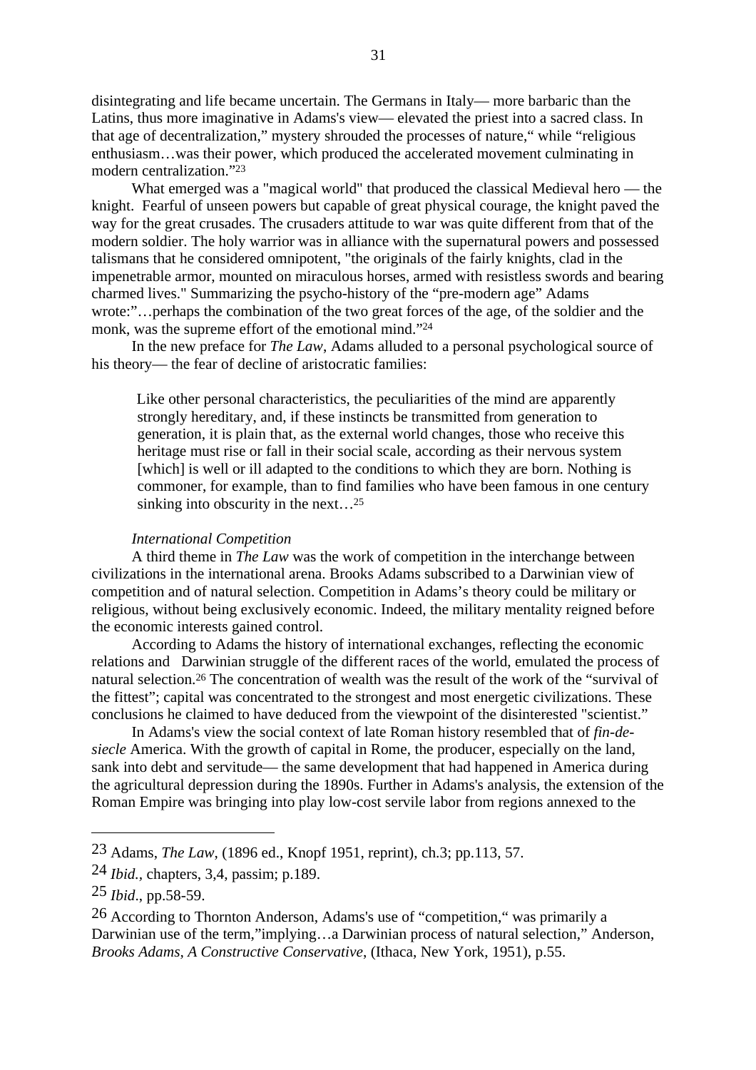disintegrating and life became uncertain. The Germans in Italy— more barbaric than the Latins, thus more imaginative in Adams's view— elevated the priest into a sacred class. In that age of decentralization," mystery shrouded the processes of nature," while "religious enthusiasm…was their power, which produced the accelerated movement culminating in modern centralization."[23]

What emerged was a "magical world" that produced the classical Medieval hero — the knight. Fearful of unseen powers but capable of great physical courage, the knight paved the way for the great crusades. The crusaders attitude to war was quite different from that of the modern soldier. The holy warrior was in alliance with the supernatural powers and possessed talismans that he considered omnipotent, "the originals of the fairly knights, clad in the impenetrable armor, mounted on miraculous horses, armed with resistless swords and bearing charmed lives." Summarizing the psycho-history of the "pre-modern age" Adams wrote:"…perhaps the combination of the two great forces of the age, of the soldier and the monk, was the supreme effort of the emotional mind."[24]

In the new preface for *The Law*, Adams alluded to a personal psychological source of his theory— the fear of decline of aristocratic families:

> Like other personal characteristics, the peculiarities of the mind are apparently strongly hereditary, and, if these instincts be transmitted from generation to generation, it is plain that, as the external world changes, those who receive this heritage must rise or fall in their social scale, according as their nervous system [which] is well or ill adapted to the conditions to which they are born. Nothing is commoner, for example, than to find families who have been famous in one century sinking into obscurity in the next…[25]

*International Competition*

A third theme in *The Law* was the work of competition in the interchange between civilizations in the international arena. Brooks Adams subscribed to a Darwinian view of competition and of natural selection. Competition in Adams's theory could be military or religious, without being exclusively economic. Indeed, the military mentality reigned before the economic interests gained control.

According to Adams the history of international exchanges, reflecting the economic relations and Darwinian struggle of the different races of the world, emulated the process of natural selection.[26] The concentration of wealth was the result of the work of the "survival of the fittest"; capital was concentrated to the strongest and most energetic civilizations. These conclusions he claimed to have deduced from the viewpoint of the disinterested "scientist."

In Adams's view the social context of late Roman history resembled that of *fin-de-siecle* America. With the growth of capital in Rome, the producer, especially on the land, sank into debt and servitude— the same development that had happened in America during the agricultural depression during the 1890s. Further in Adams's analysis, the extension of the Roman Empire was bringing into play low-cost servile labor from regions annexed to the

---

23 Adams, *The Law*, (1896 ed., Knopf 1951, reprint), ch.3; pp.113, 57.

24 *Ibid.,* chapters, 3,4, passim; p.189.

25 *Ibid*., pp.58-59.

26 According to Thornton Anderson, Adams's use of "competition," was primarily a Darwinian use of the term,"implying…a Darwinian process of natural selection," Anderson, *Brooks Adams, A Constructive Conservative*, (Ithaca, New York, 1951), p.55.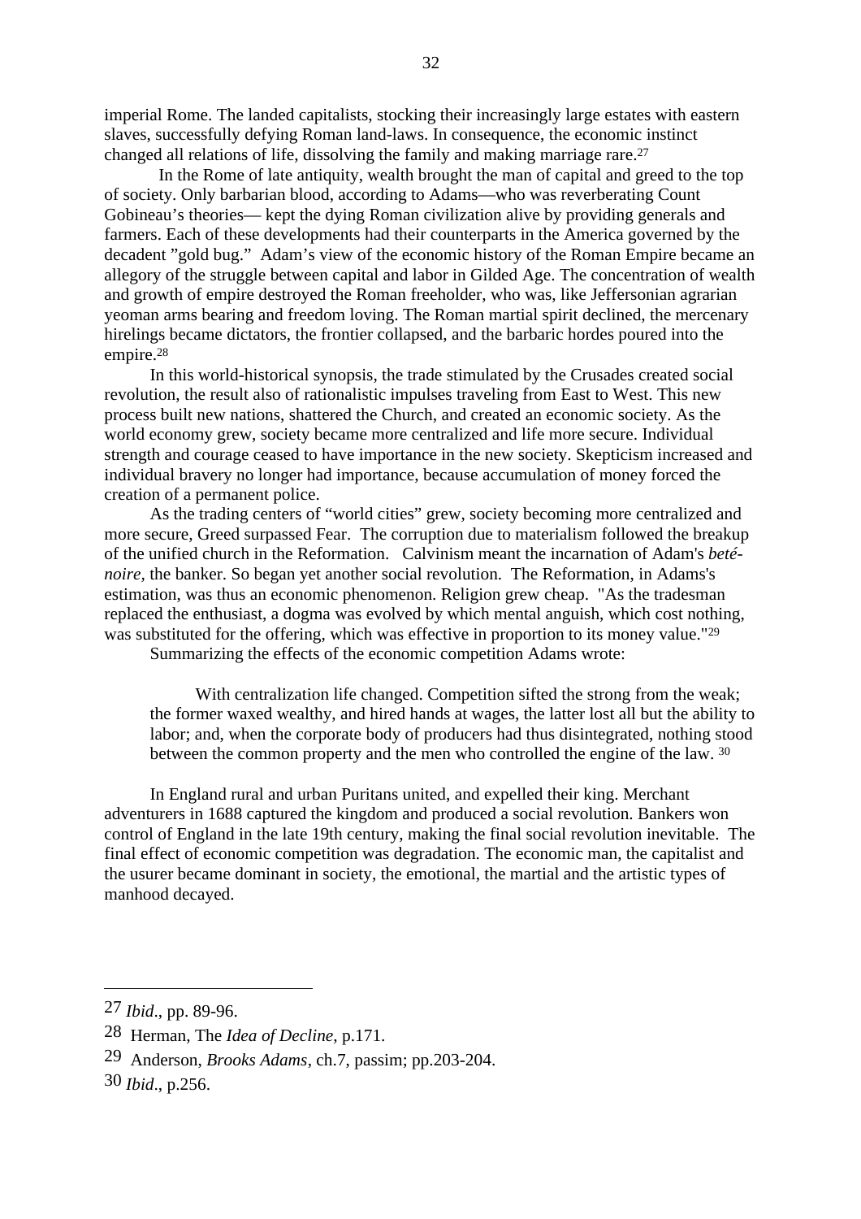imperial Rome. The landed capitalists, stocking their increasingly large estates with eastern slaves, successfully defying Roman land-laws. In consequence, the economic instinct changed all relations of life, dissolving the family and making marriage rare.[27]

In the Rome of late antiquity, wealth brought the man of capital and greed to the top of society. Only barbarian blood, according to Adams—who was reverberating Count Gobineau's theories— kept the dying Roman civilization alive by providing generals and farmers. Each of these developments had their counterparts in the America governed by the decadent "gold bug." Adam's view of the economic history of the Roman Empire became an allegory of the struggle between capital and labor in Gilded Age. The concentration of wealth and growth of empire destroyed the Roman freeholder, who was, like Jeffersonian agrarian yeoman arms bearing and freedom loving. The Roman martial spirit declined, the mercenary hirelings became dictators, the frontier collapsed, and the barbaric hordes poured into the empire.[28]

In this world-historical synopsis, the trade stimulated by the Crusades created social revolution, the result also of rationalistic impulses traveling from East to West. This new process built new nations, shattered the Church, and created an economic society. As the world economy grew, society became more centralized and life more secure. Individual strength and courage ceased to have importance in the new society. Skepticism increased and individual bravery no longer had importance, because accumulation of money forced the creation of a permanent police.

As the trading centers of "world cities" grew, society becoming more centralized and more secure, Greed surpassed Fear. The corruption due to materialism followed the breakup of the unified church in the Reformation. Calvinism meant the incarnation of Adam's *beté-noire*, the banker. So began yet another social revolution. The Reformation, in Adams's estimation, was thus an economic phenomenon. Religion grew cheap. "As the tradesman replaced the enthusiast, a dogma was evolved by which mental anguish, which cost nothing, was substituted for the offering, which was effective in proportion to its money value."[29]

Summarizing the effects of the economic competition Adams wrote:

> With centralization life changed. Competition sifted the strong from the weak; the former waxed wealthy, and hired hands at wages, the latter lost all but the ability to labor; and, when the corporate body of producers had thus disintegrated, nothing stood between the common property and the men who controlled the engine of the law. [30]

In England rural and urban Puritans united, and expelled their king. Merchant adventurers in 1688 captured the kingdom and produced a social revolution. Bankers won control of England in the late 19th century, making the final social revolution inevitable. The final effect of economic competition was degradation. The economic man, the capitalist and the usurer became dominant in society, the emotional, the martial and the artistic types of manhood decayed.

---

27 *Ibid*., pp. 89-96.

28 Herman, The *Idea of Decline*, p.171.

29 Anderson, *Brooks Adams*, ch.7, passim; pp.203-204.

30 *Ibid*., p.256.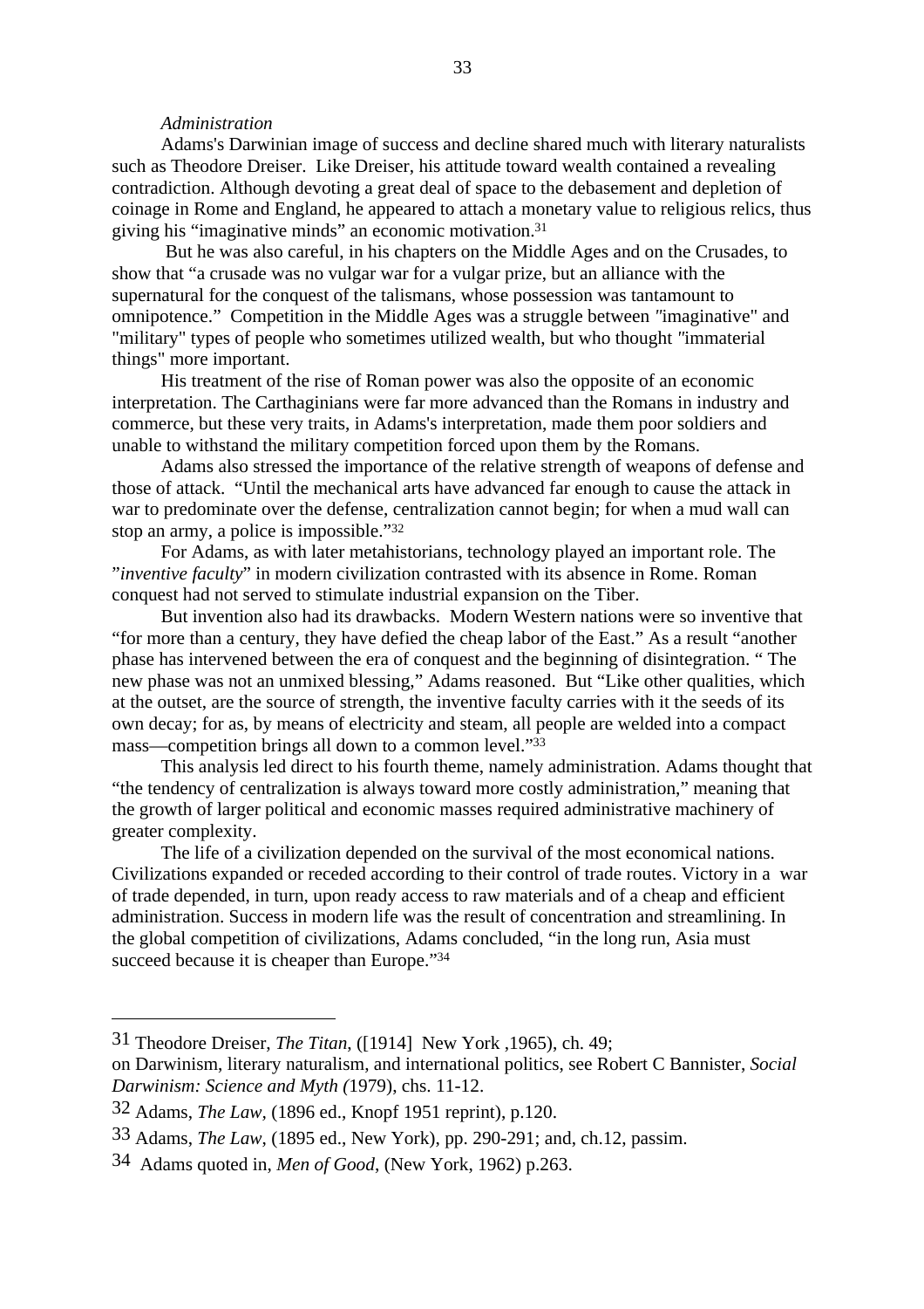*Administration*

Adams's Darwinian image of success and decline shared much with literary naturalists such as Theodore Dreiser. Like Dreiser, his attitude toward wealth contained a revealing contradiction. Although devoting a great deal of space to the debasement and depletion of coinage in Rome and England, he appeared to attach a monetary value to religious relics, thus giving his "imaginative minds" an economic motivation.[31]

But he was also careful, in his chapters on the Middle Ages and on the Crusades, to show that "a crusade was no vulgar war for a vulgar prize, but an alliance with the supernatural for the conquest of the talismans, whose possession was tantamount to omnipotence." Competition in the Middle Ages was a struggle between "imaginative" and "military" types of people who sometimes utilized wealth, but who thought "immaterial things" more important.

His treatment of the rise of Roman power was also the opposite of an economic interpretation. The Carthaginians were far more advanced than the Romans in industry and commerce, but these very traits, in Adams's interpretation, made them poor soldiers and unable to withstand the military competition forced upon them by the Romans.

Adams also stressed the importance of the relative strength of weapons of defense and those of attack. "Until the mechanical arts have advanced far enough to cause the attack in war to predominate over the defense, centralization cannot begin; for when a mud wall can stop an army, a police is impossible."[32]

For Adams, as with later metahistorians, technology played an important role. The "*inventive faculty*" in modern civilization contrasted with its absence in Rome. Roman conquest had not served to stimulate industrial expansion on the Tiber.

But invention also had its drawbacks. Modern Western nations were so inventive that "for more than a century, they have defied the cheap labor of the East." As a result "another phase has intervened between the era of conquest and the beginning of disintegration. " The new phase was not an unmixed blessing," Adams reasoned. But "Like other qualities, which at the outset, are the source of strength, the inventive faculty carries with it the seeds of its own decay; for as, by means of electricity and steam, all people are welded into a compact mass—competition brings all down to a common level."[33]

This analysis led direct to his fourth theme, namely administration. Adams thought that "the tendency of centralization is always toward more costly administration," meaning that the growth of larger political and economic masses required administrative machinery of greater complexity.

The life of a civilization depended on the survival of the most economical nations. Civilizations expanded or receded according to their control of trade routes. Victory in a war of trade depended, in turn, upon ready access to raw materials and of a cheap and efficient administration. Success in modern life was the result of concentration and streamlining. In the global competition of civilizations, Adams concluded, "in the long run, Asia must succeed because it is cheaper than Europe."[34]

---

31 Theodore Dreiser, *The Titan*, ([1914] New York ,1965), ch. 49;
on Darwinism, literary naturalism, and international politics, see Robert C Bannister, *Social Darwinism: Science and Myth (*1979), chs. 11-12.

32 Adams, *The Law*, (1896 ed., Knopf 1951 reprint), p.120.

33 Adams, *The Law*, (1895 ed., New York), pp. 290-291; and, ch.12, passim.

34 Adams quoted in, *Men of Good*, (New York, 1962) p.263.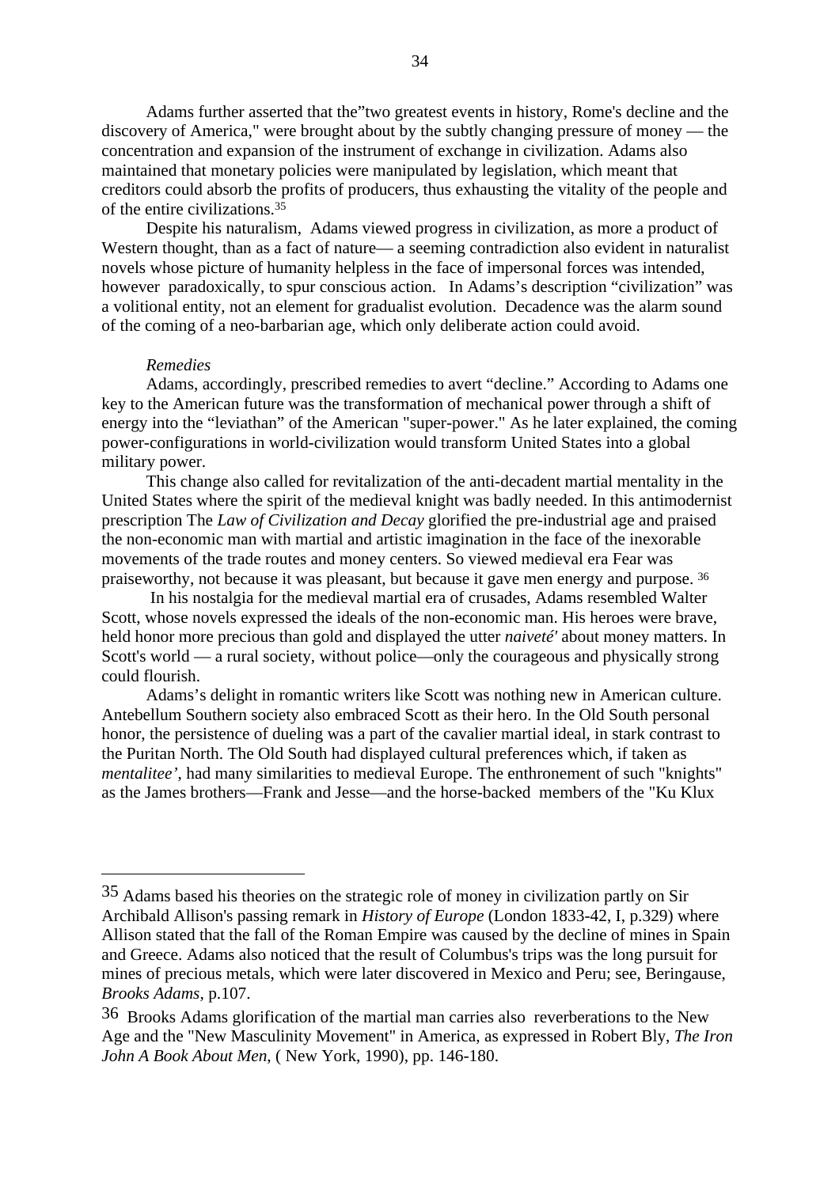Adams further asserted that the"two greatest events in history, Rome's decline and the discovery of America," were brought about by the subtly changing pressure of money — the concentration and expansion of the instrument of exchange in civilization. Adams also maintained that monetary policies were manipulated by legislation, which meant that creditors could absorb the profits of producers, thus exhausting the vitality of the people and of the entire civilizations.[35]

Despite his naturalism, Adams viewed progress in civilization, as more a product of Western thought, than as a fact of nature— a seeming contradiction also evident in naturalist novels whose picture of humanity helpless in the face of impersonal forces was intended, however paradoxically, to spur conscious action. In Adams's description "civilization" was a volitional entity, not an element for gradualist evolution. Decadence was the alarm sound of the coming of a neo-barbarian age, which only deliberate action could avoid.

*Remedies*

Adams, accordingly, prescribed remedies to avert "decline." According to Adams one key to the American future was the transformation of mechanical power through a shift of energy into the "leviathan" of the American "super-power." As he later explained, the coming power-configurations in world-civilization would transform United States into a global military power.

This change also called for revitalization of the anti-decadent martial mentality in the United States where the spirit of the medieval knight was badly needed. In this antimodernist prescription The *Law of Civilization and Decay* glorified the pre-industrial age and praised the non-economic man with martial and artistic imagination in the face of the inexorable movements of the trade routes and money centers. So viewed medieval era Fear was praiseworthy, not because it was pleasant, but because it gave men energy and purpose.[36]

In his nostalgia for the medieval martial era of crusades, Adams resembled Walter Scott, whose novels expressed the ideals of the non-economic man. His heroes were brave, held honor more precious than gold and displayed the utter *naiveté'* about money matters. In Scott's world — a rural society, without police—only the courageous and physically strong could flourish.

Adams's delight in romantic writers like Scott was nothing new in American culture. Antebellum Southern society also embraced Scott as their hero. In the Old South personal honor, the persistence of dueling was a part of the cavalier martial ideal, in stark contrast to the Puritan North. The Old South had displayed cultural preferences which, if taken as *mentalitee'*, had many similarities to medieval Europe. The enthronement of such "knights" as the James brothers—Frank and Jesse—and the horse-backed members of the "Ku Klux

---

35 Adams based his theories on the strategic role of money in civilization partly on Sir Archibald Allison's passing remark in *History of Europe* (London 1833-42, I, p.329) where Allison stated that the fall of the Roman Empire was caused by the decline of mines in Spain and Greece. Adams also noticed that the result of Columbus's trips was the long pursuit for mines of precious metals, which were later discovered in Mexico and Peru; see, Beringause, *Brooks Adams*, p.107.

36 Brooks Adams glorification of the martial man carries also reverberations to the New Age and the "New Masculinity Movement" in America, as expressed in Robert Bly, *The Iron John A Book About Men*, ( New York, 1990), pp. 146-180.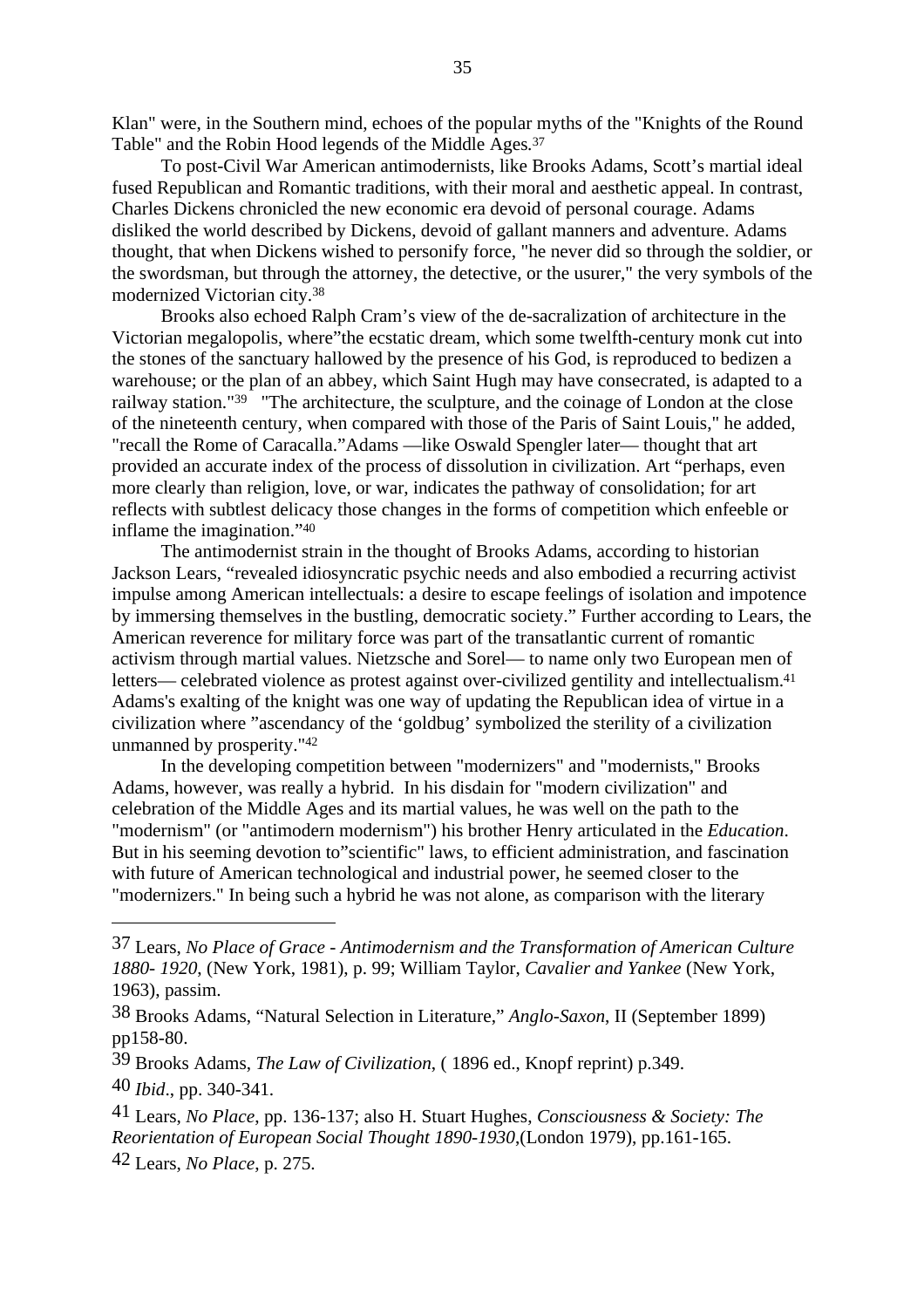Klan" were, in the Southern mind, echoes of the popular myths of the "Knights of the Round Table" and the Robin Hood legends of the Middle Ages.[37]

To post-Civil War American antimodernists, like Brooks Adams, Scott's martial ideal fused Republican and Romantic traditions, with their moral and aesthetic appeal. In contrast, Charles Dickens chronicled the new economic era devoid of personal courage. Adams disliked the world described by Dickens, devoid of gallant manners and adventure. Adams thought, that when Dickens wished to personify force, "he never did so through the soldier, or the swordsman, but through the attorney, the detective, or the usurer," the very symbols of the modernized Victorian city.[38]

Brooks also echoed Ralph Cram's view of the de-sacralization of architecture in the Victorian megalopolis, where"the ecstatic dream, which some twelfth-century monk cut into the stones of the sanctuary hallowed by the presence of his God, is reproduced to bedizen a warehouse; or the plan of an abbey, which Saint Hugh may have consecrated, is adapted to a railway station."[39] "The architecture, the sculpture, and the coinage of London at the close of the nineteenth century, when compared with those of the Paris of Saint Louis," he added, "recall the Rome of Caracalla."Adams —like Oswald Spengler later— thought that art provided an accurate index of the process of dissolution in civilization. Art "perhaps, even more clearly than religion, love, or war, indicates the pathway of consolidation; for art reflects with subtlest delicacy those changes in the forms of competition which enfeeble or inflame the imagination."[40]

The antimodernist strain in the thought of Brooks Adams, according to historian Jackson Lears, "revealed idiosyncratic psychic needs and also embodied a recurring activist impulse among American intellectuals: a desire to escape feelings of isolation and impotence by immersing themselves in the bustling, democratic society." Further according to Lears, the American reverence for military force was part of the transatlantic current of romantic activism through martial values. Nietzsche and Sorel— to name only two European men of letters— celebrated violence as protest against over-civilized gentility and intellectualism.[41] Adams's exalting of the knight was one way of updating the Republican idea of virtue in a civilization where "ascendancy of the 'goldbug' symbolized the sterility of a civilization unmanned by prosperity."[42]

In the developing competition between "modernizers" and "modernists," Brooks Adams, however, was really a hybrid. In his disdain for "modern civilization" and celebration of the Middle Ages and its martial values, he was well on the path to the "modernism" (or "antimodern modernism") his brother Henry articulated in the *Education*. But in his seeming devotion to"scientific" laws, to efficient administration, and fascination with future of American technological and industrial power, he seemed closer to the "modernizers." In being such a hybrid he was not alone, as comparison with the literary

---

37 Lears, *No Place of Grace - Antimodernism and the Transformation of American Culture 1880- 1920*, (New York, 1981), p. 99; William Taylor, *Cavalier and Yankee* (New York, 1963), passim.

38 Brooks Adams, "Natural Selection in Literature," *Anglo-Saxon*, II (September 1899) pp158-80.

39 Brooks Adams, *The Law of Civilization*, ( 1896 ed., Knopf reprint) p.349.

40 *Ibid*., pp. 340-341.

41 Lears, *No Place*, pp. 136-137; also H. Stuart Hughes, *Consciousness & Society: The Reorientation of European Social Thought 1890-1930*,(London 1979), pp.161-165.

42 Lears, *No Place*, p. 275.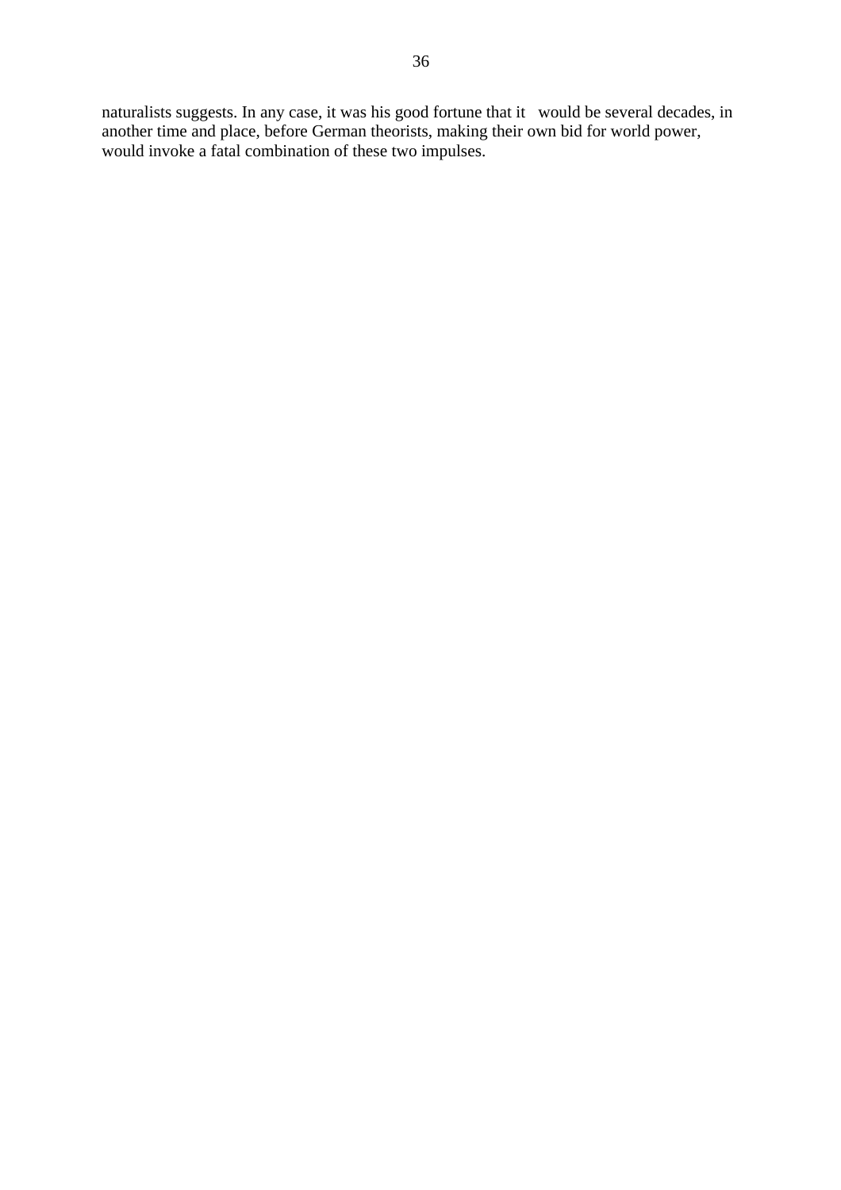naturalists suggests. In any case, it was his good fortune that it would be several decades, in another time and place, before German theorists, making their own bid for world power, would invoke a fatal combination of these two impulses.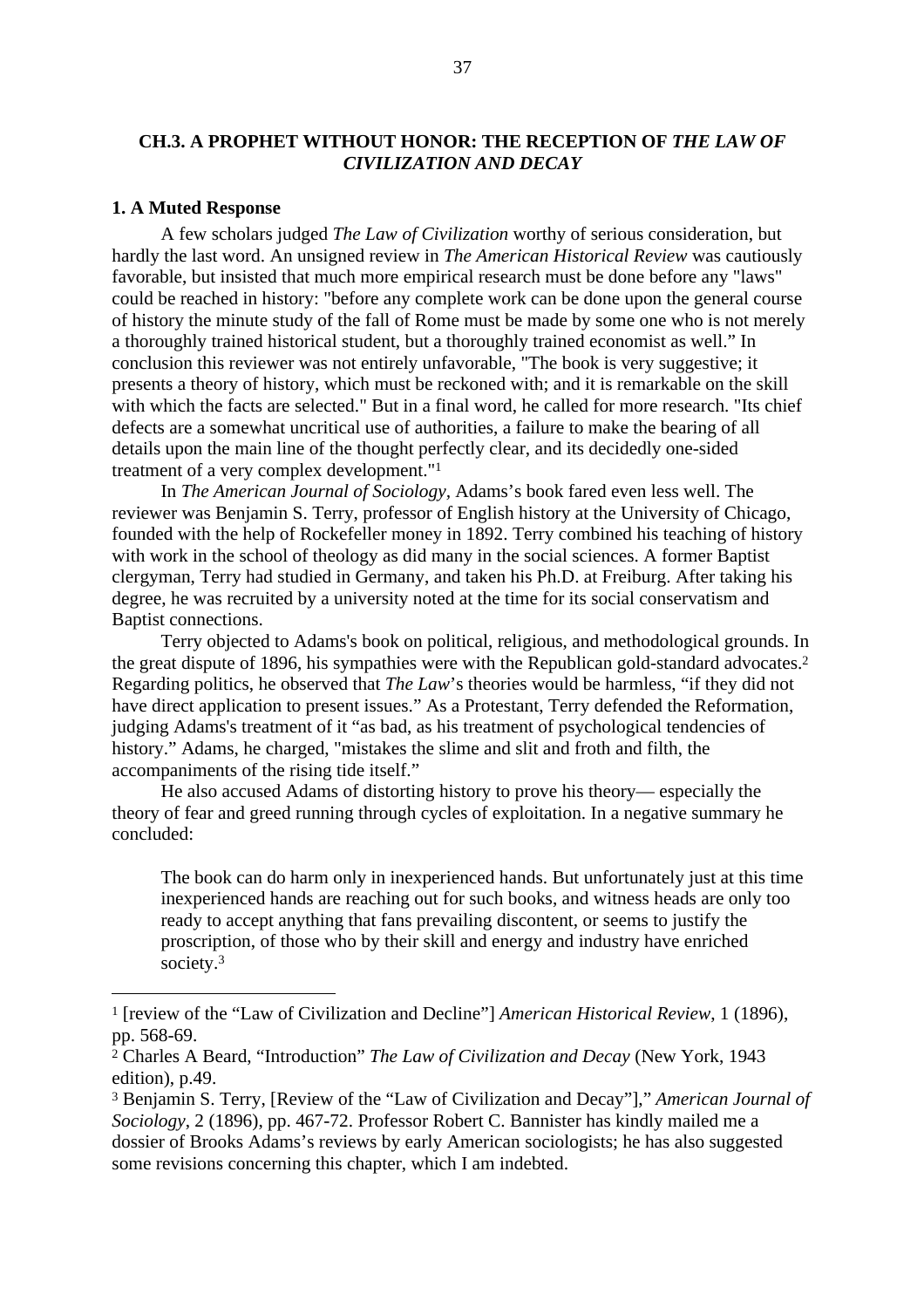## CH.3. A PROPHET WITHOUT HONOR: THE RECEPTION OF *THE LAW OF CIVILIZATION AND DECAY*

### 1. A Muted Response

A few scholars judged *The Law of Civilization* worthy of serious consideration, but hardly the last word. An unsigned review in *The American Historical Review* was cautiously favorable, but insisted that much more empirical research must be done before any "laws" could be reached in history: "before any complete work can be done upon the general course of history the minute study of the fall of Rome must be made by some one who is not merely a thoroughly trained historical student, but a thoroughly trained economist as well." In conclusion this reviewer was not entirely unfavorable, "The book is very suggestive; it presents a theory of history, which must be reckoned with; and it is remarkable on the skill with which the facts are selected." But in a final word, he called for more research. "Its chief defects are a somewhat uncritical use of authorities, a failure to make the bearing of all details upon the main line of the thought perfectly clear, and its decidedly one-sided treatment of a very complex development."[1]

In *The American Journal of Sociology*, Adams's book fared even less well. The reviewer was Benjamin S. Terry, professor of English history at the University of Chicago, founded with the help of Rockefeller money in 1892. Terry combined his teaching of history with work in the school of theology as did many in the social sciences. A former Baptist clergyman, Terry had studied in Germany, and taken his Ph.D. at Freiburg. After taking his degree, he was recruited by a university noted at the time for its social conservatism and Baptist connections.

Terry objected to Adams's book on political, religious, and methodological grounds. In the great dispute of 1896, his sympathies were with the Republican gold-standard advocates.[2] Regarding politics, he observed that *The Law*'s theories would be harmless, "if they did not have direct application to present issues." As a Protestant, Terry defended the Reformation, judging Adams's treatment of it "as bad, as his treatment of psychological tendencies of history." Adams, he charged, "mistakes the slime and slit and froth and filth, the accompaniments of the rising tide itself."

He also accused Adams of distorting history to prove his theory— especially the theory of fear and greed running through cycles of exploitation. In a negative summary he concluded:

> The book can do harm only in inexperienced hands. But unfortunately just at this time inexperienced hands are reaching out for such books, and witness heads are only too ready to accept anything that fans prevailing discontent, or seems to justify the proscription, of those who by their skill and energy and industry have enriched society.[3]

---

[1] [review of the "Law of Civilization and Decline"] *American Historical Review*, 1 (1896), pp. 568-69.

[2] Charles A Beard, "Introduction" *The Law of Civilization and Decay* (New York, 1943 edition), p.49.

[3] Benjamin S. Terry, [Review of the "Law of Civilization and Decay"]," *American Journal of Sociology*, 2 (1896), pp. 467-72. Professor Robert C. Bannister has kindly mailed me a dossier of Brooks Adams's reviews by early American sociologists; he has also suggested some revisions concerning this chapter, which I am indebted.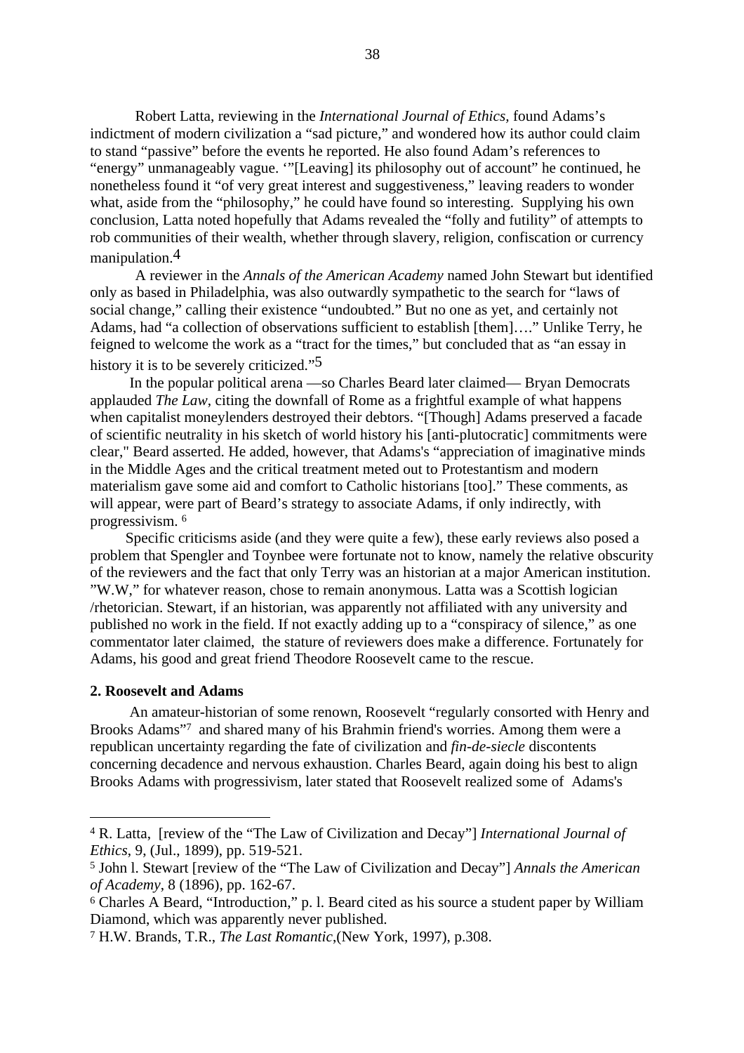Robert Latta, reviewing in the *International Journal of Ethics,* found Adams's indictment of modern civilization a "sad picture," and wondered how its author could claim to stand "passive" before the events he reported. He also found Adam's references to "energy" unmanageably vague. '"[Leaving] its philosophy out of account" he continued, he nonetheless found it "of very great interest and suggestiveness," leaving readers to wonder what, aside from the "philosophy," he could have found so interesting. Supplying his own conclusion, Latta noted hopefully that Adams revealed the "folly and futility" of attempts to rob communities of their wealth, whether through slavery, religion, confiscation or currency manipulation.[4]

A reviewer in the *Annals of the American Academy* named John Stewart but identified only as based in Philadelphia, was also outwardly sympathetic to the search for "laws of social change," calling their existence "undoubted." But no one as yet, and certainly not Adams, had "a collection of observations sufficient to establish [them]…." Unlike Terry, he feigned to welcome the work as a "tract for the times," but concluded that as "an essay in history it is to be severely criticized."[5]

In the popular political arena —so Charles Beard later claimed— Bryan Democrats applauded *The Law*, citing the downfall of Rome as a frightful example of what happens when capitalist moneylenders destroyed their debtors. "[Though] Adams preserved a facade of scientific neutrality in his sketch of world history his [anti-plutocratic] commitments were clear," Beard asserted. He added, however, that Adams's "appreciation of imaginative minds in the Middle Ages and the critical treatment meted out to Protestantism and modern materialism gave some aid and comfort to Catholic historians [too]." These comments, as will appear, were part of Beard's strategy to associate Adams, if only indirectly, with progressivism. [6]

Specific criticisms aside (and they were quite a few), these early reviews also posed a problem that Spengler and Toynbee were fortunate not to know, namely the relative obscurity of the reviewers and the fact that only Terry was an historian at a major American institution. "W.W," for whatever reason, chose to remain anonymous. Latta was a Scottish logician /rhetorician. Stewart, if an historian, was apparently not affiliated with any university and published no work in the field. If not exactly adding up to a "conspiracy of silence," as one commentator later claimed, the stature of reviewers does make a difference. Fortunately for Adams, his good and great friend Theodore Roosevelt came to the rescue.

**2. Roosevelt and Adams**

An amateur-historian of some renown, Roosevelt "regularly consorted with Henry and Brooks Adams"[7] and shared many of his Brahmin friend's worries. Among them were a republican uncertainty regarding the fate of civilization and *fin-de-siecle* discontents concerning decadence and nervous exhaustion. Charles Beard, again doing his best to align Brooks Adams with progressivism, later stated that Roosevelt realized some of Adams's

---

[4] R. Latta, [review of the "The Law of Civilization and Decay"] *International Journal of Ethics*, 9, (Jul., 1899), pp. 519-521.

[5] John l. Stewart [review of the "The Law of Civilization and Decay"] *Annals the American of Academy*, 8 (1896), pp. 162-67.

[6] Charles A Beard, "Introduction," p. l. Beard cited as his source a student paper by William Diamond, which was apparently never published.

[7] H.W. Brands, T.R., *The Last Romantic*,(New York, 1997), p.308.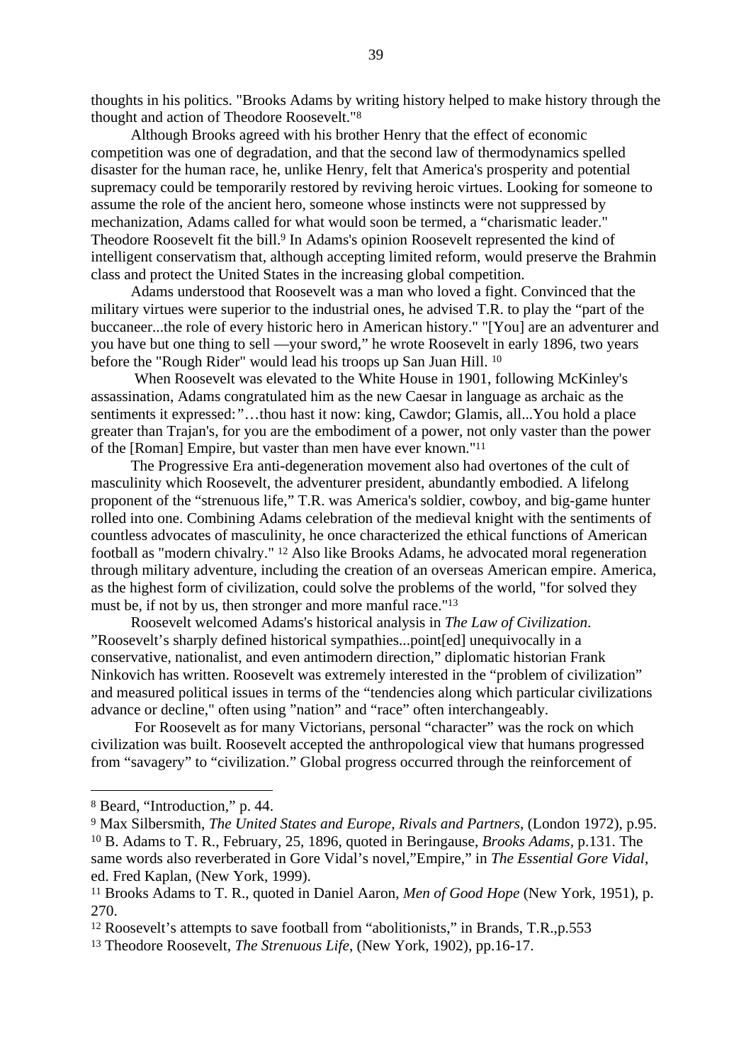thoughts in his politics. "Brooks Adams by writing history helped to make history through the thought and action of Theodore Roosevelt."[8]

Although Brooks agreed with his brother Henry that the effect of economic competition was one of degradation, and that the second law of thermodynamics spelled disaster for the human race, he, unlike Henry, felt that America's prosperity and potential supremacy could be temporarily restored by reviving heroic virtues. Looking for someone to assume the role of the ancient hero, someone whose instincts were not suppressed by mechanization, Adams called for what would soon be termed, a "charismatic leader." Theodore Roosevelt fit the bill.[9] In Adams's opinion Roosevelt represented the kind of intelligent conservatism that, although accepting limited reform, would preserve the Brahmin class and protect the United States in the increasing global competition.

Adams understood that Roosevelt was a man who loved a fight. Convinced that the military virtues were superior to the industrial ones, he advised T.R. to play the "part of the buccaneer...the role of every historic hero in American history." "[You] are an adventurer and you have but one thing to sell —your sword," he wrote Roosevelt in early 1896, two years before the "Rough Rider" would lead his troops up San Juan Hill. [10]

When Roosevelt was elevated to the White House in 1901, following McKinley's assassination, Adams congratulated him as the new Caesar in language as archaic as the sentiments it expressed:"…thou hast it now: king, Cawdor; Glamis, all...You hold a place greater than Trajan's, for you are the embodiment of a power, not only vaster than the power of the [Roman] Empire, but vaster than men have ever known."[11]

The Progressive Era anti-degeneration movement also had overtones of the cult of masculinity which Roosevelt, the adventurer president, abundantly embodied. A lifelong proponent of the "strenuous life," T.R. was America's soldier, cowboy, and big-game hunter rolled into one. Combining Adams celebration of the medieval knight with the sentiments of countless advocates of masculinity, he once characterized the ethical functions of American football as "modern chivalry." [12] Also like Brooks Adams, he advocated moral regeneration through military adventure, including the creation of an overseas American empire. America, as the highest form of civilization, could solve the problems of the world, "for solved they must be, if not by us, then stronger and more manful race."[13]

Roosevelt welcomed Adams's historical analysis in *The Law of Civilization*. "Roosevelt's sharply defined historical sympathies...point[ed] unequivocally in a conservative, nationalist, and even antimodern direction," diplomatic historian Frank Ninkovich has written. Roosevelt was extremely interested in the "problem of civilization" and measured political issues in terms of the "tendencies along which particular civilizations advance or decline," often using "nation" and "race" often interchangeably.

For Roosevelt as for many Victorians, personal "character" was the rock on which civilization was built. Roosevelt accepted the anthropological view that humans progressed from "savagery" to "civilization." Global progress occurred through the reinforcement of

---

[8] Beard, "Introduction," p. 44.

[9] Max Silbersmith, *The United States and Europe, Rivals and Partners*, (London 1972), p.95.

[10] B. Adams to T. R., February, 25, 1896, quoted in Beringause, *Brooks Adams*, p.131. The same words also reverberated in Gore Vidal's novel,"Empire," in *The Essential Gore Vidal*, ed. Fred Kaplan, (New York, 1999).

[11] Brooks Adams to T. R., quoted in Daniel Aaron, *Men of Good Hope* (New York, 1951), p. 270.

[12] Roosevelt's attempts to save football from "abolitionists," in Brands, T.R.,p.553

[13] Theodore Roosevelt, *The Strenuous Life*, (New York, 1902), pp.16-17.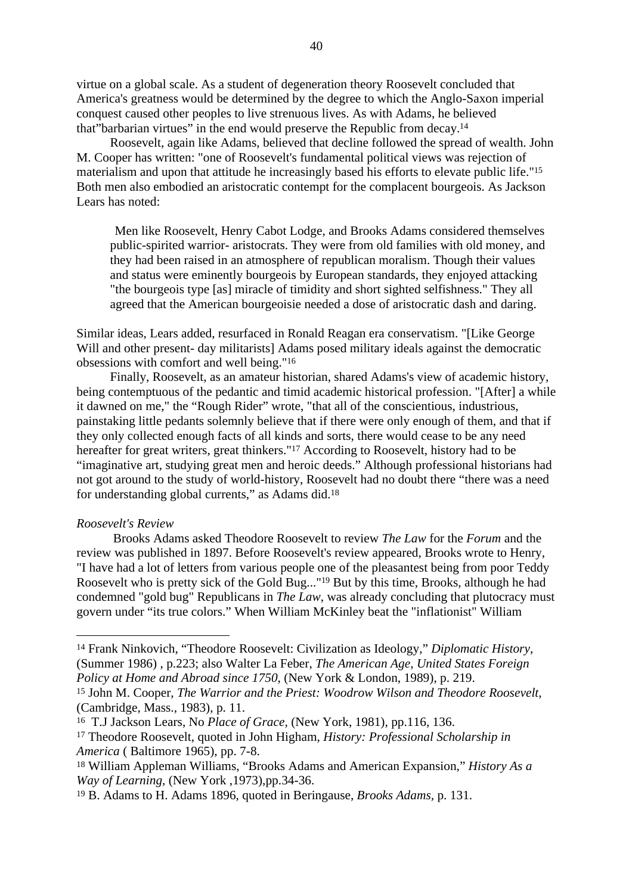virtue on a global scale. As a student of degeneration theory Roosevelt concluded that America's greatness would be determined by the degree to which the Anglo-Saxon imperial conquest caused other peoples to live strenuous lives. As with Adams, he believed that"barbarian virtues" in the end would preserve the Republic from decay.[14]

Roosevelt, again like Adams, believed that decline followed the spread of wealth. John M. Cooper has written: "one of Roosevelt's fundamental political views was rejection of materialism and upon that attitude he increasingly based his efforts to elevate public life."[15] Both men also embodied an aristocratic contempt for the complacent bourgeois. As Jackson Lears has noted:

> Men like Roosevelt, Henry Cabot Lodge, and Brooks Adams considered themselves public-spirited warrior- aristocrats. They were from old families with old money, and they had been raised in an atmosphere of republican moralism. Though their values and status were eminently bourgeois by European standards, they enjoyed attacking "the bourgeois type [as] miracle of timidity and short sighted selfishness." They all agreed that the American bourgeoisie needed a dose of aristocratic dash and daring.

Similar ideas, Lears added, resurfaced in Ronald Reagan era conservatism. "[Like George Will and other present- day militarists] Adams posed military ideals against the democratic obsessions with comfort and well being."[16]

Finally, Roosevelt, as an amateur historian, shared Adams's view of academic history, being contemptuous of the pedantic and timid academic historical profession. "[After] a while it dawned on me," the "Rough Rider" wrote, "that all of the conscientious, industrious, painstaking little pedants solemnly believe that if there were only enough of them, and that if they only collected enough facts of all kinds and sorts, there would cease to be any need hereafter for great writers, great thinkers."[17] According to Roosevelt, history had to be "imaginative art, studying great men and heroic deeds." Although professional historians had not got around to the study of world-history, Roosevelt had no doubt there "there was a need for understanding global currents," as Adams did.[18]

*Roosevelt's Review*

Brooks Adams asked Theodore Roosevelt to review *The Law* for the *Forum* and the review was published in 1897. Before Roosevelt's review appeared, Brooks wrote to Henry, "I have had a lot of letters from various people one of the pleasantest being from poor Teddy Roosevelt who is pretty sick of the Gold Bug..."[19] But by this time, Brooks, although he had condemned "gold bug" Republicans in *The Law*, was already concluding that plutocracy must govern under "its true colors." When William McKinley beat the "inflationist" William

---

[14] Frank Ninkovich, "Theodore Roosevelt: Civilization as Ideology," *Diplomatic History*, (Summer 1986) , p.223; also Walter La Feber, *The American Age, United States Foreign Policy at Home and Abroad since 1750*, (New York & London, 1989), p. 219.

[15] John M. Cooper, *The Warrior and the Priest: Woodrow Wilson and Theodore Roosevelt*, (Cambridge, Mass., 1983), p. 11.

[16] T.J Jackson Lears, No *Place of Grace*, (New York, 1981), pp.116, 136.

[17] Theodore Roosevelt, quoted in John Higham, *History: Professional Scholarship in America* ( Baltimore 1965), pp. 7-8.

[18] William Appleman Williams, "Brooks Adams and American Expansion," *History As a Way of Learning,* (New York ,1973),pp.34-36.

[19] B. Adams to H. Adams 1896, quoted in Beringause, *Brooks Adams,* p. 131.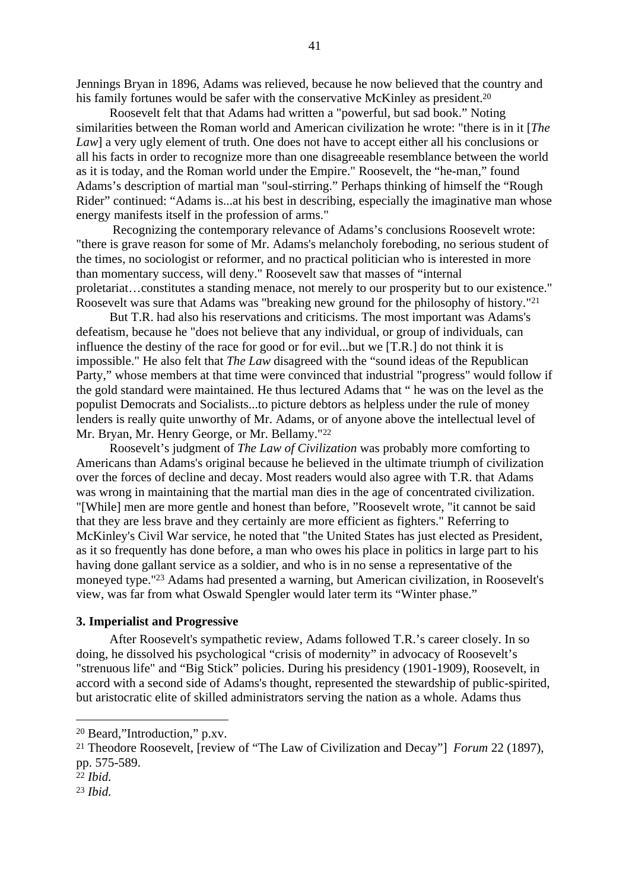Jennings Bryan in 1896, Adams was relieved, because he now believed that the country and his family fortunes would be safer with the conservative McKinley as president.[20]

Roosevelt felt that that Adams had written a "powerful, but sad book." Noting similarities between the Roman world and American civilization he wrote: "there is in it [*The Law*] a very ugly element of truth. One does not have to accept either all his conclusions or all his facts in order to recognize more than one disagreeable resemblance between the world as it is today, and the Roman world under the Empire." Roosevelt, the "he-man," found Adams's description of martial man "soul-stirring." Perhaps thinking of himself the "Rough Rider" continued: "Adams is...at his best in describing, especially the imaginative man whose energy manifests itself in the profession of arms."

Recognizing the contemporary relevance of Adams's conclusions Roosevelt wrote: "there is grave reason for some of Mr. Adams's melancholy foreboding, no serious student of the times, no sociologist or reformer, and no practical politician who is interested in more than momentary success, will deny." Roosevelt saw that masses of "internal proletariat…constitutes a standing menace, not merely to our prosperity but to our existence." Roosevelt was sure that Adams was "breaking new ground for the philosophy of history."[21]

But T.R. had also his reservations and criticisms. The most important was Adams's defeatism, because he "does not believe that any individual, or group of individuals, can influence the destiny of the race for good or for evil...but we [T.R.] do not think it is impossible." He also felt that *The Law* disagreed with the "sound ideas of the Republican Party," whose members at that time were convinced that industrial "progress" would follow if the gold standard were maintained. He thus lectured Adams that " he was on the level as the populist Democrats and Socialists...to picture debtors as helpless under the rule of money lenders is really quite unworthy of Mr. Adams, or of anyone above the intellectual level of Mr. Bryan, Mr. Henry George, or Mr. Bellamy."[22]

Roosevelt's judgment of *The Law of Civilization* was probably more comforting to Americans than Adams's original because he believed in the ultimate triumph of civilization over the forces of decline and decay. Most readers would also agree with T.R. that Adams was wrong in maintaining that the martial man dies in the age of concentrated civilization. "[While] men are more gentle and honest than before, "Roosevelt wrote, "it cannot be said that they are less brave and they certainly are more efficient as fighters." Referring to McKinley's Civil War service, he noted that "the United States has just elected as President, as it so frequently has done before, a man who owes his place in politics in large part to his having done gallant service as a soldier, and who is in no sense a representative of the moneyed type."[23] Adams had presented a warning, but American civilization, in Roosevelt's view, was far from what Oswald Spengler would later term its "Winter phase."

### 3. Imperialist and Progressive

After Roosevelt's sympathetic review, Adams followed T.R.'s career closely. In so doing, he dissolved his psychological "crisis of modernity" in advocacy of Roosevelt's "strenuous life" and "Big Stick" policies. During his presidency (1901-1909), Roosevelt, in accord with a second side of Adams's thought, represented the stewardship of public-spirited, but aristocratic elite of skilled administrators serving the nation as a whole. Adams thus

---

[20] Beard,"Introduction," p.xv.

[21] Theodore Roosevelt, [review of "The Law of Civilization and Decay"] *Forum* 22 (1897), pp. 575-589.

[22] *Ibid.*

[23] *Ibid.*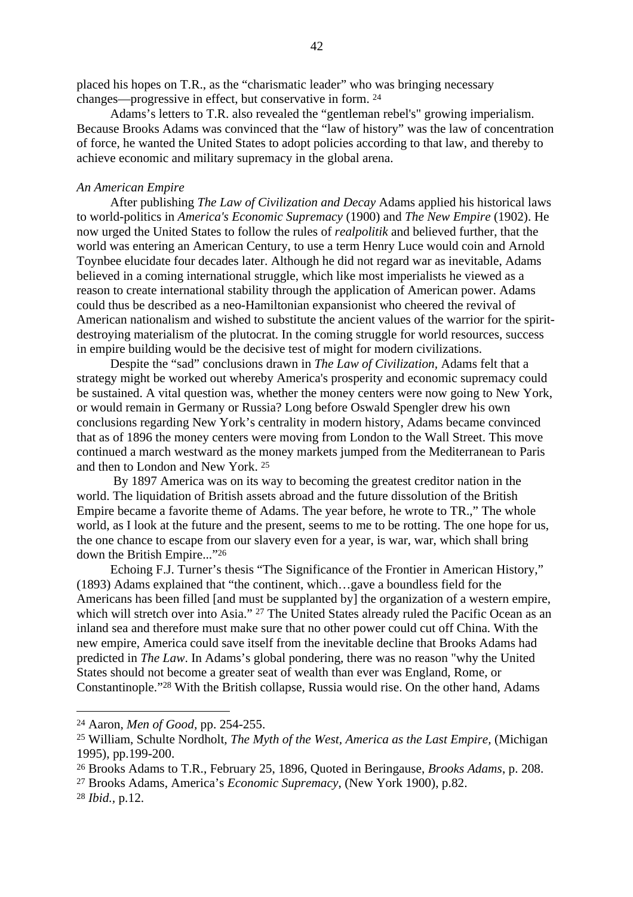placed his hopes on T.R., as the “charismatic leader” who was bringing necessary changes—progressive in effect, but conservative in form. [24]

Adams’s letters to T.R. also revealed the “gentleman rebel's" growing imperialism. Because Brooks Adams was convinced that the “law of history” was the law of concentration of force, he wanted the United States to adopt policies according to that law, and thereby to achieve economic and military supremacy in the global arena.

*An American Empire*

After publishing *The Law of Civilization and Decay* Adams applied his historical laws to world-politics in *America's Economic Supremacy* (1900) and *The New Empire* (1902). He now urged the United States to follow the rules of *realpolitik* and believed further, that the world was entering an American Century, to use a term Henry Luce would coin and Arnold Toynbee elucidate four decades later. Although he did not regard war as inevitable, Adams believed in a coming international struggle, which like most imperialists he viewed as a reason to create international stability through the application of American power. Adams could thus be described as a neo-Hamiltonian expansionist who cheered the revival of American nationalism and wished to substitute the ancient values of the warrior for the spirit-destroying materialism of the plutocrat. In the coming struggle for world resources, success in empire building would be the decisive test of might for modern civilizations.

Despite the “sad” conclusions drawn in *The Law of Civilization,* Adams felt that a strategy might be worked out whereby America's prosperity and economic supremacy could be sustained. A vital question was, whether the money centers were now going to New York, or would remain in Germany or Russia? Long before Oswald Spengler drew his own conclusions regarding New York’s centrality in modern history, Adams became convinced that as of 1896 the money centers were moving from London to the Wall Street. This move continued a march westward as the money markets jumped from the Mediterranean to Paris and then to London and New York. [25]

By 1897 America was on its way to becoming the greatest creditor nation in the world. The liquidation of British assets abroad and the future dissolution of the British Empire became a favorite theme of Adams. The year before, he wrote to TR.,” The whole world, as I look at the future and the present, seems to me to be rotting. The one hope for us, the one chance to escape from our slavery even for a year, is war, war, which shall bring down the British Empire...”[26]

Echoing F.J. Turner’s thesis “The Significance of the Frontier in American History,” (1893) Adams explained that “the continent, which…gave a boundless field for the Americans has been filled [and must be supplanted by] the organization of a western empire, which will stretch over into Asia.” [27] The United States already ruled the Pacific Ocean as an inland sea and therefore must make sure that no other power could cut off China. With the new empire, America could save itself from the inevitable decline that Brooks Adams had predicted in *The Law*. In Adams’s global pondering, there was no reason "why the United States should not become a greater seat of wealth than ever was England, Rome, or Constantinople.”[28] With the British collapse, Russia would rise. On the other hand, Adams

---

[24] Aaron, *Men of Good,* pp. 254-255.

[25] William, Schulte Nordholt, *The Myth of the West, America as the Last Empire,* (Michigan 1995), pp.199-200.

[26] Brooks Adams to T.R., February 25, 1896, Quoted in Beringause, *Brooks Adams*, p. 208.

[27] Brooks Adams, America’s *Economic Supremacy*, (New York 1900), p.82.

[28] *Ibid.*, p.12.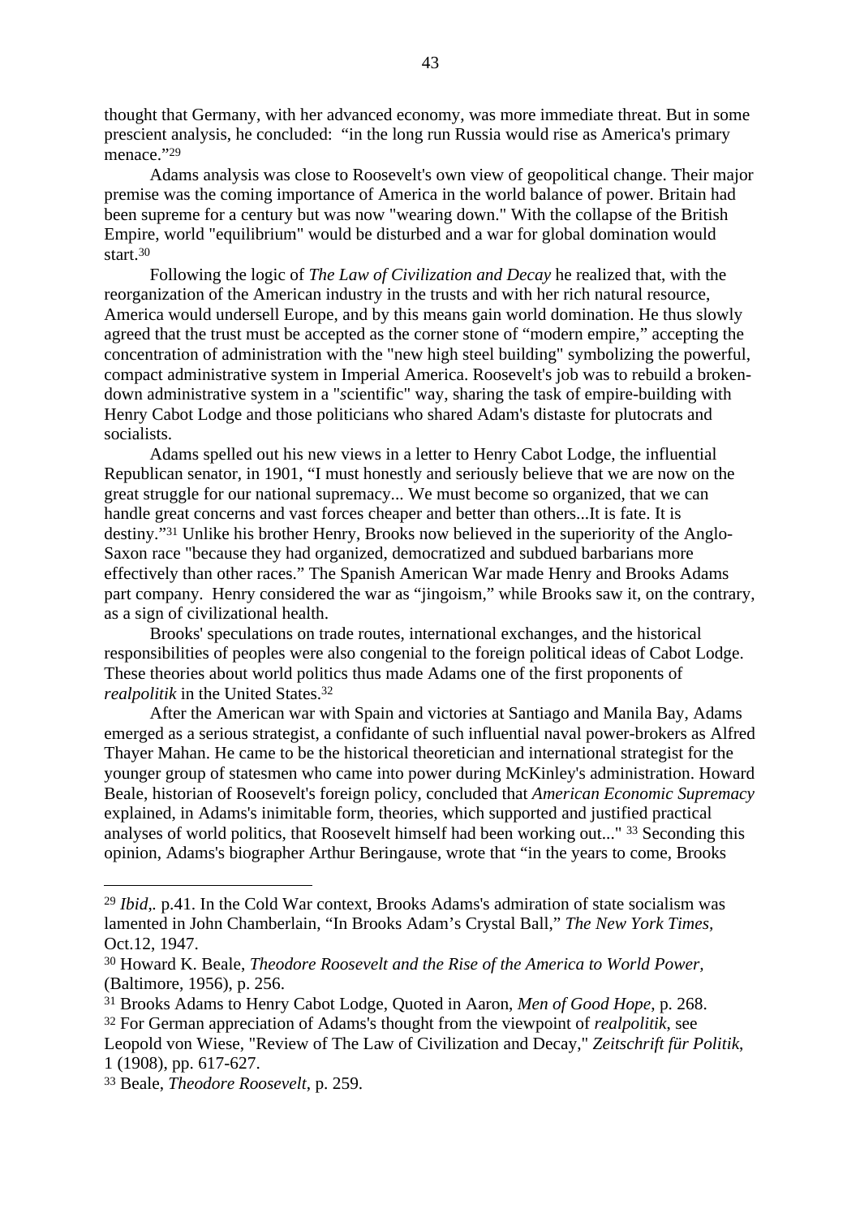thought that Germany, with her advanced economy, was more immediate threat. But in some prescient analysis, he concluded: "in the long run Russia would rise as America's primary menace."[29]

Adams analysis was close to Roosevelt's own view of geopolitical change. Their major premise was the coming importance of America in the world balance of power. Britain had been supreme for a century but was now "wearing down." With the collapse of the British Empire, world "equilibrium" would be disturbed and a war for global domination would start.[30]

Following the logic of *The Law of Civilization and Decay* he realized that, with the reorganization of the American industry in the trusts and with her rich natural resource, America would undersell Europe, and by this means gain world domination. He thus slowly agreed that the trust must be accepted as the corner stone of "modern empire," accepting the concentration of administration with the "new high steel building" symbolizing the powerful, compact administrative system in Imperial America. Roosevelt's job was to rebuild a broken-down administrative system in a "scientific" way, sharing the task of empire-building with Henry Cabot Lodge and those politicians who shared Adam's distaste for plutocrats and socialists.

Adams spelled out his new views in a letter to Henry Cabot Lodge, the influential Republican senator, in 1901, "I must honestly and seriously believe that we are now on the great struggle for our national supremacy... We must become so organized, that we can handle great concerns and vast forces cheaper and better than others...It is fate. It is destiny."[31] Unlike his brother Henry, Brooks now believed in the superiority of the Anglo-Saxon race "because they had organized, democratized and subdued barbarians more effectively than other races." The Spanish American War made Henry and Brooks Adams part company. Henry considered the war as "jingoism," while Brooks saw it, on the contrary, as a sign of civilizational health.

Brooks' speculations on trade routes, international exchanges, and the historical responsibilities of peoples were also congenial to the foreign political ideas of Cabot Lodge. These theories about world politics thus made Adams one of the first proponents of *realpolitik* in the United States.[32]

After the American war with Spain and victories at Santiago and Manila Bay, Adams emerged as a serious strategist, a confidante of such influential naval power-brokers as Alfred Thayer Mahan. He came to be the historical theoretician and international strategist for the younger group of statesmen who came into power during McKinley's administration. Howard Beale, historian of Roosevelt's foreign policy, concluded that *American Economic Supremacy* explained, in Adams's inimitable form, theories, which supported and justified practical analyses of world politics, that Roosevelt himself had been working out..." [33] Seconding this opinion, Adams's biographer Arthur Beringause, wrote that "in the years to come, Brooks

---

[29] *Ibid*,. p.41. In the Cold War context, Brooks Adams's admiration of state socialism was lamented in John Chamberlain, "In Brooks Adam's Crystal Ball," *The New York Times,* Oct.12, 1947.

[30] Howard K. Beale, *Theodore Roosevelt and the Rise of the America to World Power,* (Baltimore, 1956), p. 256.

[31] Brooks Adams to Henry Cabot Lodge, Quoted in Aaron, *Men of Good Hope*, p. 268.

[32] For German appreciation of Adams's thought from the viewpoint of *realpolitik*, see Leopold von Wiese, "Review of The Law of Civilization and Decay," *Zeitschrift für Politik*, 1 (1908), pp. 617-627.

[33] Beale, *Theodore Roosevelt*, p. 259.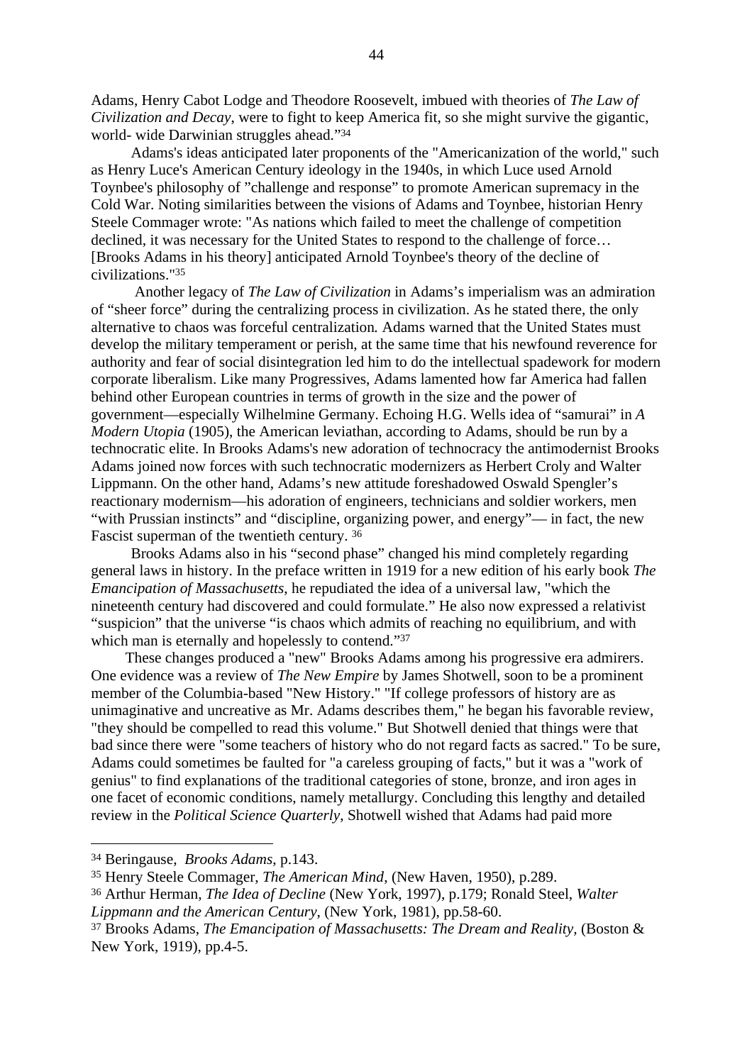Adams, Henry Cabot Lodge and Theodore Roosevelt, imbued with theories of *The Law of Civilization and Decay*, were to fight to keep America fit, so she might survive the gigantic, world- wide Darwinian struggles ahead."[34]

Adams's ideas anticipated later proponents of the "Americanization of the world," such as Henry Luce's American Century ideology in the 1940s, in which Luce used Arnold Toynbee's philosophy of "challenge and response" to promote American supremacy in the Cold War. Noting similarities between the visions of Adams and Toynbee, historian Henry Steele Commager wrote: "As nations which failed to meet the challenge of competition declined, it was necessary for the United States to respond to the challenge of force… [Brooks Adams in his theory] anticipated Arnold Toynbee's theory of the decline of civilizations."[35]

Another legacy of *The Law of Civilization* in Adams's imperialism was an admiration of "sheer force" during the centralizing process in civilization. As he stated there, the only alternative to chaos was forceful centralization. Adams warned that the United States must develop the military temperament or perish, at the same time that his newfound reverence for authority and fear of social disintegration led him to do the intellectual spadework for modern corporate liberalism. Like many Progressives, Adams lamented how far America had fallen behind other European countries in terms of growth in the size and the power of government—especially Wilhelmine Germany. Echoing H.G. Wells idea of "samurai" in *A Modern Utopia* (1905), the American leviathan, according to Adams, should be run by a technocratic elite. In Brooks Adams's new adoration of technocracy the antimodernist Brooks Adams joined now forces with such technocratic modernizers as Herbert Croly and Walter Lippmann. On the other hand, Adams's new attitude foreshadowed Oswald Spengler's reactionary modernism—his adoration of engineers, technicians and soldier workers, men "with Prussian instincts" and "discipline, organizing power, and energy"— in fact, the new Fascist superman of the twentieth century. [36]

Brooks Adams also in his "second phase" changed his mind completely regarding general laws in history. In the preface written in 1919 for a new edition of his early book *The Emancipation of Massachusetts*, he repudiated the idea of a universal law, "which the nineteenth century had discovered and could formulate." He also now expressed a relativist "suspicion" that the universe "is chaos which admits of reaching no equilibrium, and with which man is eternally and hopelessly to contend."[37]

These changes produced a "new" Brooks Adams among his progressive era admirers. One evidence was a review of *The New Empire* by James Shotwell, soon to be a prominent member of the Columbia-based "New History." "If college professors of history are as unimaginative and uncreative as Mr. Adams describes them," he began his favorable review, "they should be compelled to read this volume." But Shotwell denied that things were that bad since there were "some teachers of history who do not regard facts as sacred." To be sure, Adams could sometimes be faulted for "a careless grouping of facts," but it was a "work of genius" to find explanations of the traditional categories of stone, bronze, and iron ages in one facet of economic conditions, namely metallurgy. Concluding this lengthy and detailed review in the *Political Science Quarterly*, Shotwell wished that Adams had paid more

---

[34] Beringause, *Brooks Adams*, p.143.

[35] Henry Steele Commager, *The American Mind*, (New Haven, 1950), p.289.

[36] Arthur Herman, *The Idea of Decline* (New York, 1997), p.179; Ronald Steel, *Walter Lippmann and the American Century*, (New York, 1981), pp.58-60.

[37] Brooks Adams, *The Emancipation of Massachusetts: The Dream and Reality*, (Boston & New York, 1919), pp.4-5.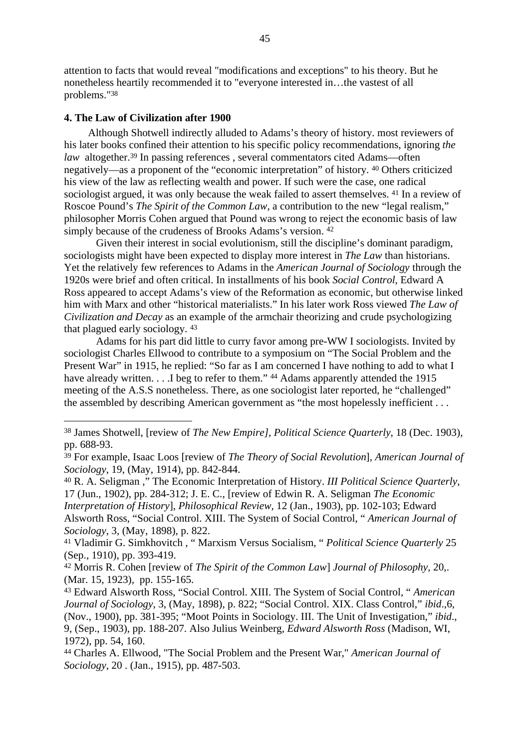attention to facts that would reveal "modifications and exceptions" to his theory. But he nonetheless heartily recommended it to "everyone interested in…the vastest of all problems."[38]

**4. The Law of Civilization after 1900**

Although Shotwell indirectly alluded to Adams's theory of history. most reviewers of his later books confined their attention to his specific policy recommendations, ignoring *the law* altogether.[39] In passing references , several commentators cited Adams—often negatively—as a proponent of the "economic interpretation" of history. [40] Others criticized his view of the law as reflecting wealth and power. If such were the case, one radical sociologist argued, it was only because the weak failed to assert themselves. [41] In a review of Roscoe Pound's *The Spirit of the Common Law*, a contribution to the new "legal realism," philosopher Morris Cohen argued that Pound was wrong to reject the economic basis of law simply because of the crudeness of Brooks Adams's version. [42]

Given their interest in social evolutionism, still the discipline's dominant paradigm, sociologists might have been expected to display more interest in *The Law* than historians. Yet the relatively few references to Adams in the *American Journal of Sociology* through the 1920s were brief and often critical. In installments of his book *Social Control*, Edward A Ross appeared to accept Adams's view of the Reformation as economic, but otherwise linked him with Marx and other "historical materialists." In his later work Ross viewed *The Law of Civilization and Decay* as an example of the armchair theorizing and crude psychologizing that plagued early sociology. [43]

Adams for his part did little to curry favor among pre-WW I sociologists. Invited by sociologist Charles Ellwood to contribute to a symposium on "The Social Problem and the Present War" in 1915, he replied: "So far as I am concerned I have nothing to add to what I have already written. . . .I beg to refer to them." [44] Adams apparently attended the 1915 meeting of the A.S.S nonetheless. There, as one sociologist later reported, he "challenged" the assembled by describing American government as "the most hopelessly inefficient . . .

---

[38] James Shotwell, [review of *The New Empire], Political Science Quarterly*, 18 (Dec. 1903), pp. 688-93.

[39] For example, Isaac Loos [review of *The Theory of Social Revolution*], *American Journal of Sociology*, 19, (May, 1914), pp. 842-844.

[40] R. A. Seligman ," The Economic Interpretation of History. *III Political Science Quarterly*, 17 (Jun., 1902), pp. 284-312; J. E. C., [review of Edwin R. A. Seligman *The Economic Interpretation of History*], *Philosophical Review*, 12 (Jan., 1903), pp. 102-103; Edward Alsworth Ross, "Social Control. XIII. The System of Social Control, " *American Journal of Sociology*, 3, (May, 1898), p. 822.

[41] Vladimir G. Simkhovitch , " Marxism Versus Socialism, " *Political Science Quarterly* 25 (Sep., 1910), pp. 393-419.

[42] Morris R. Cohen [review of *The Spirit of the Common Law*] *Journal of Philosophy*, 20,. (Mar. 15, 1923), pp. 155-165.

[43] Edward Alsworth Ross, "Social Control. XIII. The System of Social Control, " *American Journal of Sociology*, 3, (May, 1898), p. 822; "Social Control. XIX. Class Control," *ibid*.,6, (Nov., 1900), pp. 381-395; "Moot Points in Sociology. III. The Unit of Investigation," *ibid*., 9, (Sep., 1903), pp. 188-207. Also Julius Weinberg, *Edward Alsworth Ross* (Madison, WI, 1972), pp. 54, 160.

[44] Charles A. Ellwood, "The Social Problem and the Present War," *American Journal of Sociology*, 20 . (Jan., 1915), pp. 487-503.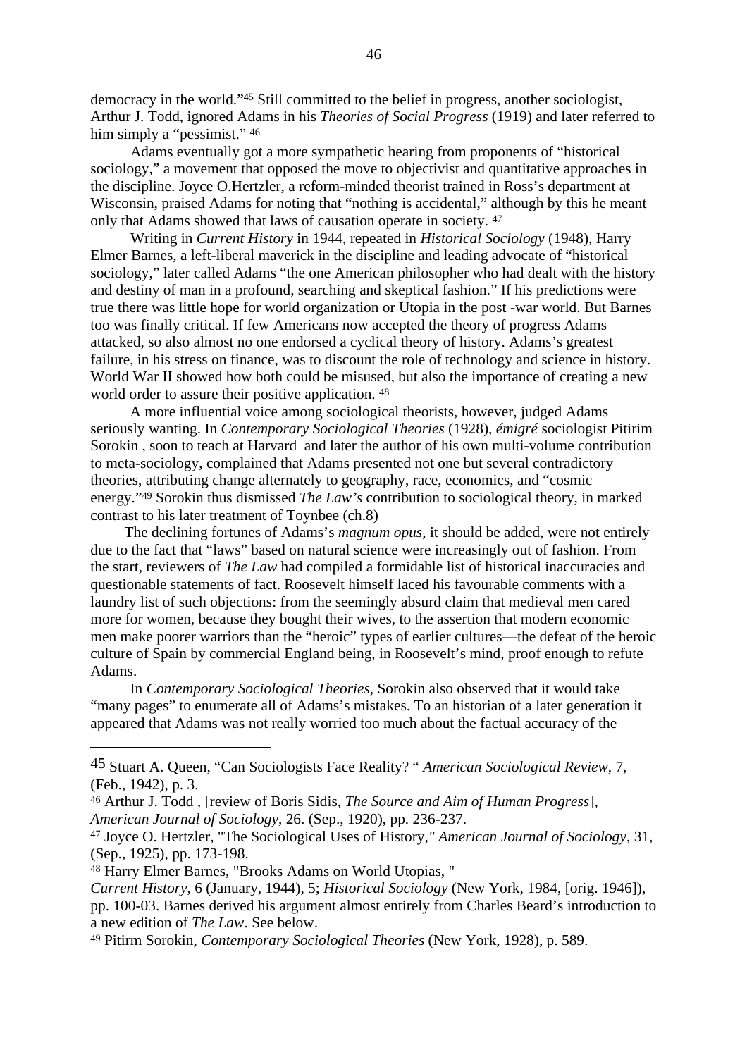democracy in the world."[45] Still committed to the belief in progress, another sociologist, Arthur J. Todd, ignored Adams in his *Theories of Social Progress* (1919) and later referred to him simply a "pessimist." [46]

Adams eventually got a more sympathetic hearing from proponents of "historical sociology," a movement that opposed the move to objectivist and quantitative approaches in the discipline. Joyce O.Hertzler, a reform-minded theorist trained in Ross's department at Wisconsin, praised Adams for noting that "nothing is accidental," although by this he meant only that Adams showed that laws of causation operate in society. [47]

Writing in *Current History* in 1944, repeated in *Historical Sociology* (1948), Harry Elmer Barnes, a left-liberal maverick in the discipline and leading advocate of "historical sociology," later called Adams "the one American philosopher who had dealt with the history and destiny of man in a profound, searching and skeptical fashion." If his predictions were true there was little hope for world organization or Utopia in the post -war world. But Barnes too was finally critical. If few Americans now accepted the theory of progress Adams attacked, so also almost no one endorsed a cyclical theory of history. Adams's greatest failure, in his stress on finance, was to discount the role of technology and science in history. World War II showed how both could be misused, but also the importance of creating a new world order to assure their positive application. [48]

A more influential voice among sociological theorists, however, judged Adams seriously wanting. In *Contemporary Sociological Theories* (1928), *émigré* sociologist Pitirim Sorokin , soon to teach at Harvard and later the author of his own multi-volume contribution to meta-sociology, complained that Adams presented not one but several contradictory theories, attributing change alternately to geography, race, economics, and "cosmic energy."[49] Sorokin thus dismissed *The Law's* contribution to sociological theory, in marked contrast to his later treatment of Toynbee (ch.8)

The declining fortunes of Adams's *magnum opus*, it should be added, were not entirely due to the fact that "laws" based on natural science were increasingly out of fashion. From the start, reviewers of *The Law* had compiled a formidable list of historical inaccuracies and questionable statements of fact. Roosevelt himself laced his favourable comments with a laundry list of such objections: from the seemingly absurd claim that medieval men cared more for women, because they bought their wives, to the assertion that modern economic men make poorer warriors than the "heroic" types of earlier cultures—the defeat of the heroic culture of Spain by commercial England being, in Roosevelt's mind, proof enough to refute Adams.

In *Contemporary Sociological Theories,* Sorokin also observed that it would take "many pages" to enumerate all of Adams's mistakes. To an historian of a later generation it appeared that Adams was not really worried too much about the factual accuracy of the

---

[45] Stuart A. Queen, "Can Sociologists Face Reality? " *American Sociological Review*, 7, (Feb., 1942), p. 3.

[46] Arthur J. Todd , [review of Boris Sidis, *The Source and Aim of Human Progress*], *American Journal of Sociology*, 26. (Sep., 1920), pp. 236-237.

[47] Joyce O. Hertzler, "The Sociological Uses of History," *American Journal of Sociology*, 31, (Sep., 1925), pp. 173-198.

[48] Harry Elmer Barnes, "Brooks Adams on World Utopias, " *Current History*, 6 (January, 1944), 5; *Historical Sociology* (New York, 1984, [orig. 1946]), pp. 100-03. Barnes derived his argument almost entirely from Charles Beard's introduction to a new edition of *The Law*. See below.

[49] Pitirm Sorokin, *Contemporary Sociological Theories* (New York, 1928), p. 589.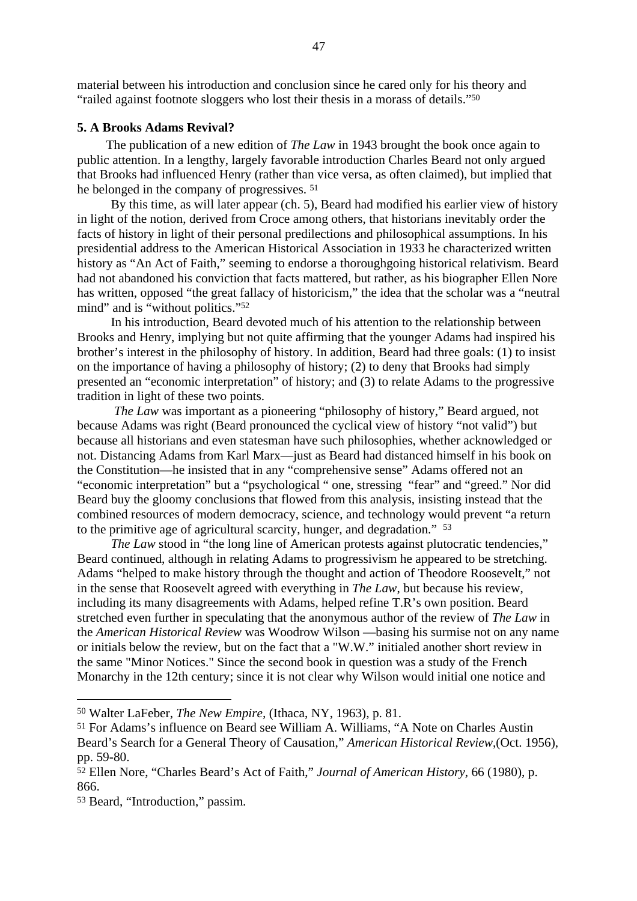material between his introduction and conclusion since he cared only for his theory and "railed against footnote sloggers who lost their thesis in a morass of details."[50]

**5. A Brooks Adams Revival?**

The publication of a new edition of *The Law* in 1943 brought the book once again to public attention. In a lengthy, largely favorable introduction Charles Beard not only argued that Brooks had influenced Henry (rather than vice versa, as often claimed), but implied that he belonged in the company of progressives. [51]

By this time, as will later appear (ch. 5), Beard had modified his earlier view of history in light of the notion, derived from Croce among others, that historians inevitably order the facts of history in light of their personal predilections and philosophical assumptions. In his presidential address to the American Historical Association in 1933 he characterized written history as "An Act of Faith," seeming to endorse a thoroughgoing historical relativism. Beard had not abandoned his conviction that facts mattered, but rather, as his biographer Ellen Nore has written, opposed "the great fallacy of historicism," the idea that the scholar was a "neutral mind" and is "without politics."[52]

In his introduction, Beard devoted much of his attention to the relationship between Brooks and Henry, implying but not quite affirming that the younger Adams had inspired his brother's interest in the philosophy of history. In addition, Beard had three goals: (1) to insist on the importance of having a philosophy of history; (2) to deny that Brooks had simply presented an "economic interpretation" of history; and (3) to relate Adams to the progressive tradition in light of these two points.

*The Law* was important as a pioneering "philosophy of history," Beard argued, not because Adams was right (Beard pronounced the cyclical view of history "not valid") but because all historians and even statesman have such philosophies, whether acknowledged or not. Distancing Adams from Karl Marx—just as Beard had distanced himself in his book on the Constitution—he insisted that in any "comprehensive sense" Adams offered not an "economic interpretation" but a "psychological " one, stressing "fear" and "greed." Nor did Beard buy the gloomy conclusions that flowed from this analysis, insisting instead that the combined resources of modern democracy, science, and technology would prevent "a return to the primitive age of agricultural scarcity, hunger, and degradation." [53]

*The Law* stood in "the long line of American protests against plutocratic tendencies," Beard continued, although in relating Adams to progressivism he appeared to be stretching. Adams "helped to make history through the thought and action of Theodore Roosevelt," not in the sense that Roosevelt agreed with everything in *The Law*, but because his review, including its many disagreements with Adams, helped refine T.R's own position. Beard stretched even further in speculating that the anonymous author of the review of *The Law* in the *American Historical Review* was Woodrow Wilson —basing his surmise not on any name or initials below the review, but on the fact that a "W.W." initialed another short review in the same "Minor Notices." Since the second book in question was a study of the French Monarchy in the 12th century; since it is not clear why Wilson would initial one notice and

---

[50] Walter LaFeber, *The New Empire*, (Ithaca, NY, 1963), p. 81.

[51] For Adams's influence on Beard see William A. Williams, "A Note on Charles Austin Beard's Search for a General Theory of Causation," *American Historical Review*,(Oct. 1956), pp. 59-80.

[52] Ellen Nore, "Charles Beard's Act of Faith," *Journal of American History*, 66 (1980), p. 866.

[53] Beard, "Introduction," passim.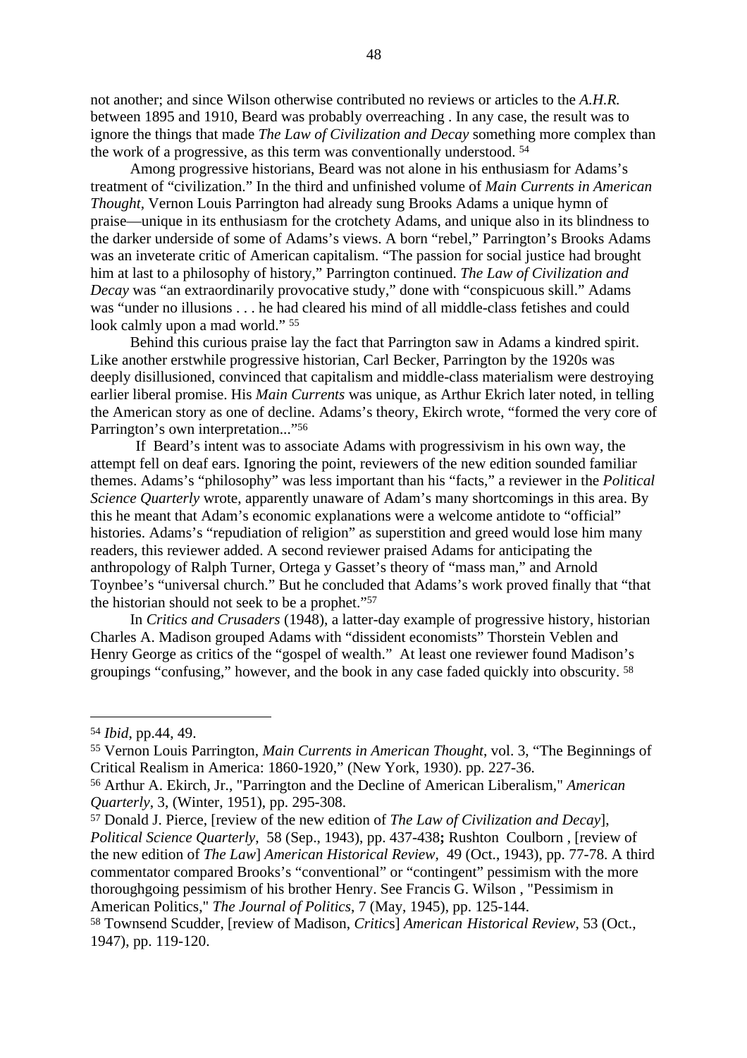not another; and since Wilson otherwise contributed no reviews or articles to the *A.H.R.* between 1895 and 1910, Beard was probably overreaching . In any case, the result was to ignore the things that made *The Law of Civilization and Decay* something more complex than the work of a progressive, as this term was conventionally understood. [54]

Among progressive historians, Beard was not alone in his enthusiasm for Adams's treatment of "civilization." In the third and unfinished volume of *Main Currents in American Thought*, Vernon Louis Parrington had already sung Brooks Adams a unique hymn of praise—unique in its enthusiasm for the crotchety Adams, and unique also in its blindness to the darker underside of some of Adams's views. A born "rebel," Parrington's Brooks Adams was an inveterate critic of American capitalism. "The passion for social justice had brought him at last to a philosophy of history," Parrington continued. *The Law of Civilization and Decay* was "an extraordinarily provocative study," done with "conspicuous skill." Adams was "under no illusions . . . he had cleared his mind of all middle-class fetishes and could look calmly upon a mad world." [55]

Behind this curious praise lay the fact that Parrington saw in Adams a kindred spirit. Like another erstwhile progressive historian, Carl Becker, Parrington by the 1920s was deeply disillusioned, convinced that capitalism and middle-class materialism were destroying earlier liberal promise. His *Main Currents* was unique, as Arthur Ekrich later noted, in telling the American story as one of decline. Adams's theory, Ekirch wrote, "formed the very core of Parrington's own interpretation..."[56]

If Beard's intent was to associate Adams with progressivism in his own way, the attempt fell on deaf ears. Ignoring the point, reviewers of the new edition sounded familiar themes. Adams's "philosophy" was less important than his "facts," a reviewer in the *Political Science Quarterly* wrote, apparently unaware of Adam's many shortcomings in this area. By this he meant that Adam's economic explanations were a welcome antidote to "official" histories. Adams's "repudiation of religion" as superstition and greed would lose him many readers, this reviewer added. A second reviewer praised Adams for anticipating the anthropology of Ralph Turner, Ortega y Gasset's theory of "mass man," and Arnold Toynbee's "universal church." But he concluded that Adams's work proved finally that "that the historian should not seek to be a prophet."[57]

In *Critics and Crusaders* (1948), a latter-day example of progressive history, historian Charles A. Madison grouped Adams with "dissident economists" Thorstein Veblen and Henry George as critics of the "gospel of wealth." At least one reviewer found Madison's groupings "confusing," however, and the book in any case faded quickly into obscurity. [58]

---

[54] *Ibid*, pp.44, 49.

[55] Vernon Louis Parrington, *Main Currents in American Thought*, vol. 3, "The Beginnings of Critical Realism in America: 1860-1920," (New York, 1930). pp. 227-36.

[56] Arthur A. Ekirch, Jr., "Parrington and the Decline of American Liberalism," *American Quarterly*, 3, (Winter, 1951), pp. 295-308.

[57] Donald J. Pierce, [review of the new edition of *The Law of Civilization and Decay*], *Political Science Quarterly*, 58 (Sep., 1943), pp. 437-438**;** Rushton Coulborn , [review of the new edition of *The Law*] *American Historical Review*, 49 (Oct., 1943), pp. 77-78. A third commentator compared Brooks's "conventional" or "contingent" pessimism with the more thoroughgoing pessimism of his brother Henry. See Francis G. Wilson , "Pessimism in American Politics," *The Journal of Politics*, 7 (May, 1945), pp. 125-144.

[58] Townsend Scudder, [review of Madison, *Critics*] *American Historical Review*, 53 (Oct., 1947), pp. 119-120.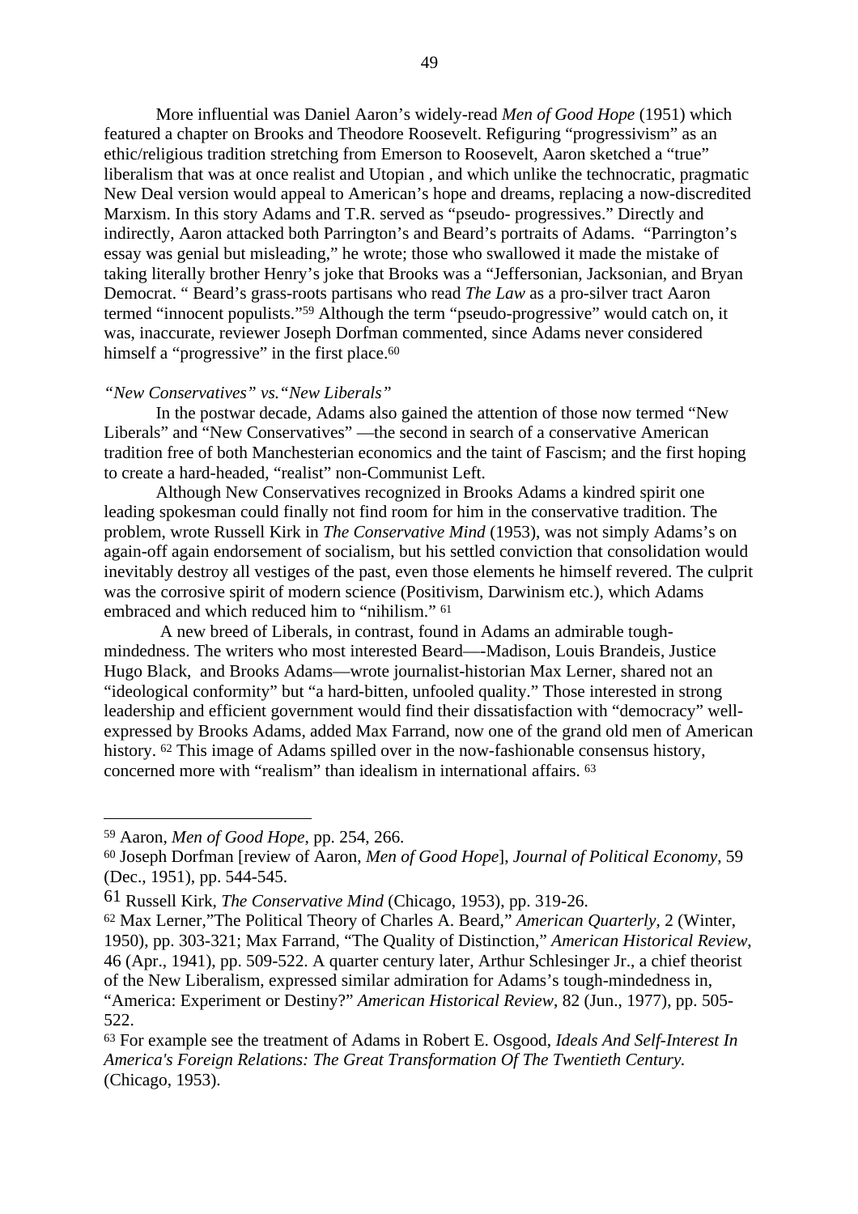More influential was Daniel Aaron's widely-read *Men of Good Hope* (1951) which featured a chapter on Brooks and Theodore Roosevelt. Refiguring "progressivism" as an ethic/religious tradition stretching from Emerson to Roosevelt, Aaron sketched a "true" liberalism that was at once realist and Utopian , and which unlike the technocratic, pragmatic New Deal version would appeal to American's hope and dreams, replacing a now-discredited Marxism. In this story Adams and T.R. served as "pseudo- progressives." Directly and indirectly, Aaron attacked both Parrington's and Beard's portraits of Adams. "Parrington's essay was genial but misleading," he wrote; those who swallowed it made the mistake of taking literally brother Henry's joke that Brooks was a "Jeffersonian, Jacksonian, and Bryan Democrat. " Beard's grass-roots partisans who read *The Law* as a pro-silver tract Aaron termed "innocent populists."[59] Although the term "pseudo-progressive" would catch on, it was, inaccurate, reviewer Joseph Dorfman commented, since Adams never considered himself a "progressive" in the first place.[60]

*"New Conservatives" vs."New Liberals"*

In the postwar decade, Adams also gained the attention of those now termed "New Liberals" and "New Conservatives" —the second in search of a conservative American tradition free of both Manchesterian economics and the taint of Fascism; and the first hoping to create a hard-headed, "realist" non-Communist Left.

Although New Conservatives recognized in Brooks Adams a kindred spirit one leading spokesman could finally not find room for him in the conservative tradition. The problem, wrote Russell Kirk in *The Conservative Mind* (1953), was not simply Adams's on again-off again endorsement of socialism, but his settled conviction that consolidation would inevitably destroy all vestiges of the past, even those elements he himself revered. The culprit was the corrosive spirit of modern science (Positivism, Darwinism etc.), which Adams embraced and which reduced him to "nihilism." [61]

A new breed of Liberals, in contrast, found in Adams an admirable tough-mindedness. The writers who most interested Beard—-Madison, Louis Brandeis, Justice Hugo Black, and Brooks Adams—wrote journalist-historian Max Lerner, shared not an "ideological conformity" but "a hard-bitten, unfooled quality." Those interested in strong leadership and efficient government would find their dissatisfaction with "democracy" well-expressed by Brooks Adams, added Max Farrand, now one of the grand old men of American history. [62] This image of Adams spilled over in the now-fashionable consensus history, concerned more with "realism" than idealism in international affairs. [63]

---

[59] Aaron, *Men of Good Hope*, pp. 254, 266.

[60] Joseph Dorfman [review of Aaron, *Men of Good Hope*], *Journal of Political Economy*, 59 (Dec., 1951), pp. 544-545.

[61] Russell Kirk, *The Conservative Mind* (Chicago, 1953), pp. 319-26.

[62] Max Lerner,"The Political Theory of Charles A. Beard," *American Quarterly*, 2 (Winter, 1950), pp. 303-321; Max Farrand, "The Quality of Distinction," *American Historical Review*, 46 (Apr., 1941), pp. 509-522. A quarter century later, Arthur Schlesinger Jr., a chief theorist of the New Liberalism, expressed similar admiration for Adams's tough-mindedness in, "America: Experiment or Destiny?" *American Historical Review*, 82 (Jun., 1977), pp. 505-522.

[63] For example see the treatment of Adams in Robert E. Osgood, *Ideals And Self-Interest In America's Foreign Relations: The Great Transformation Of The Twentieth Century.* (Chicago, 1953).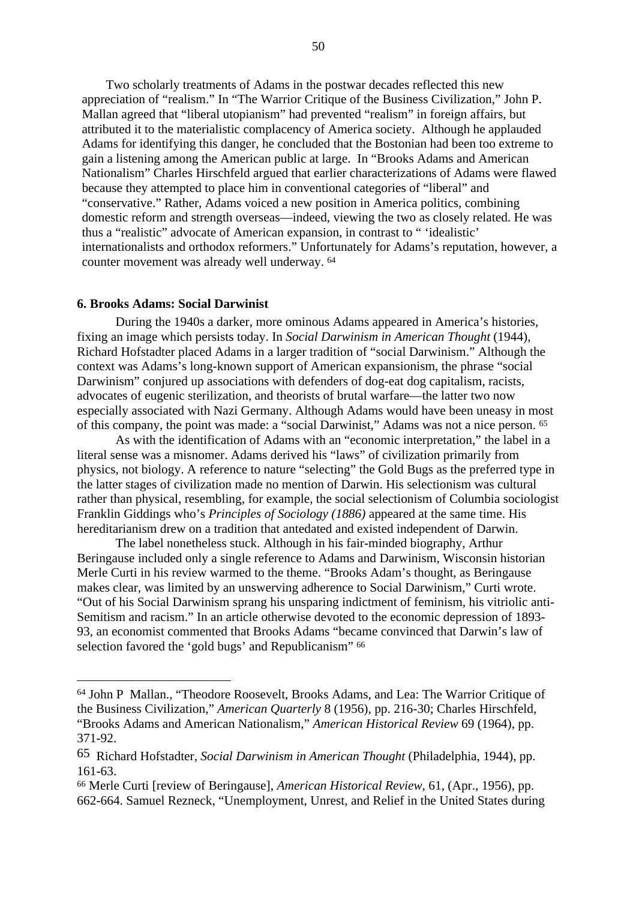Two scholarly treatments of Adams in the postwar decades reflected this new appreciation of "realism." In "The Warrior Critique of the Business Civilization," John P. Mallan agreed that "liberal utopianism" had prevented "realism" in foreign affairs, but attributed it to the materialistic complacency of America society. Although he applauded Adams for identifying this danger, he concluded that the Bostonian had been too extreme to gain a listening among the American public at large. In "Brooks Adams and American Nationalism" Charles Hirschfeld argued that earlier characterizations of Adams were flawed because they attempted to place him in conventional categories of "liberal" and "conservative." Rather, Adams voiced a new position in America politics, combining domestic reform and strength overseas—indeed, viewing the two as closely related. He was thus a "realistic" advocate of American expansion, in contrast to " 'idealistic' internationalists and orthodox reformers." Unfortunately for Adams's reputation, however, a counter movement was already well underway. [64]

**6. Brooks Adams: Social Darwinist**

During the 1940s a darker, more ominous Adams appeared in America's histories, fixing an image which persists today. In *Social Darwinism in American Thought* (1944), Richard Hofstadter placed Adams in a larger tradition of "social Darwinism." Although the context was Adams's long-known support of American expansionism, the phrase "social Darwinism" conjured up associations with defenders of dog-eat dog capitalism, racists, advocates of eugenic sterilization, and theorists of brutal warfare—the latter two now especially associated with Nazi Germany. Although Adams would have been uneasy in most of this company, the point was made: a "social Darwinist," Adams was not a nice person. [65]

As with the identification of Adams with an "economic interpretation," the label in a literal sense was a misnomer. Adams derived his "laws" of civilization primarily from physics, not biology. A reference to nature "selecting" the Gold Bugs as the preferred type in the latter stages of civilization made no mention of Darwin. His selectionism was cultural rather than physical, resembling, for example, the social selectionism of Columbia sociologist Franklin Giddings who's *Principles of Sociology (1886)* appeared at the same time. His hereditarianism drew on a tradition that antedated and existed independent of Darwin.

The label nonetheless stuck. Although in his fair-minded biography, Arthur Beringause included only a single reference to Adams and Darwinism, Wisconsin historian Merle Curti in his review warmed to the theme. "Brooks Adam's thought, as Beringause makes clear, was limited by an unswerving adherence to Social Darwinism," Curti wrote. "Out of his Social Darwinism sprang his unsparing indictment of feminism, his vitriolic anti-Semitism and racism." In an article otherwise devoted to the economic depression of 1893-93, an economist commented that Brooks Adams "became convinced that Darwin's law of selection favored the 'gold bugs' and Republicanism" [66]

---

[64] John P Mallan., "Theodore Roosevelt, Brooks Adams, and Lea: The Warrior Critique of the Business Civilization," *American Quarterly* 8 (1956), pp. 216-30; Charles Hirschfeld, "Brooks Adams and American Nationalism," *American Historical Review* 69 (1964), pp. 371-92.

[65] Richard Hofstadter, *Social Darwinism in American Thought* (Philadelphia, 1944), pp. 161-63.

[66] Merle Curti [review of Beringause], *American Historical Review*, 61, (Apr., 1956), pp. 662-664. Samuel Rezneck, "Unemployment, Unrest, and Relief in the United States during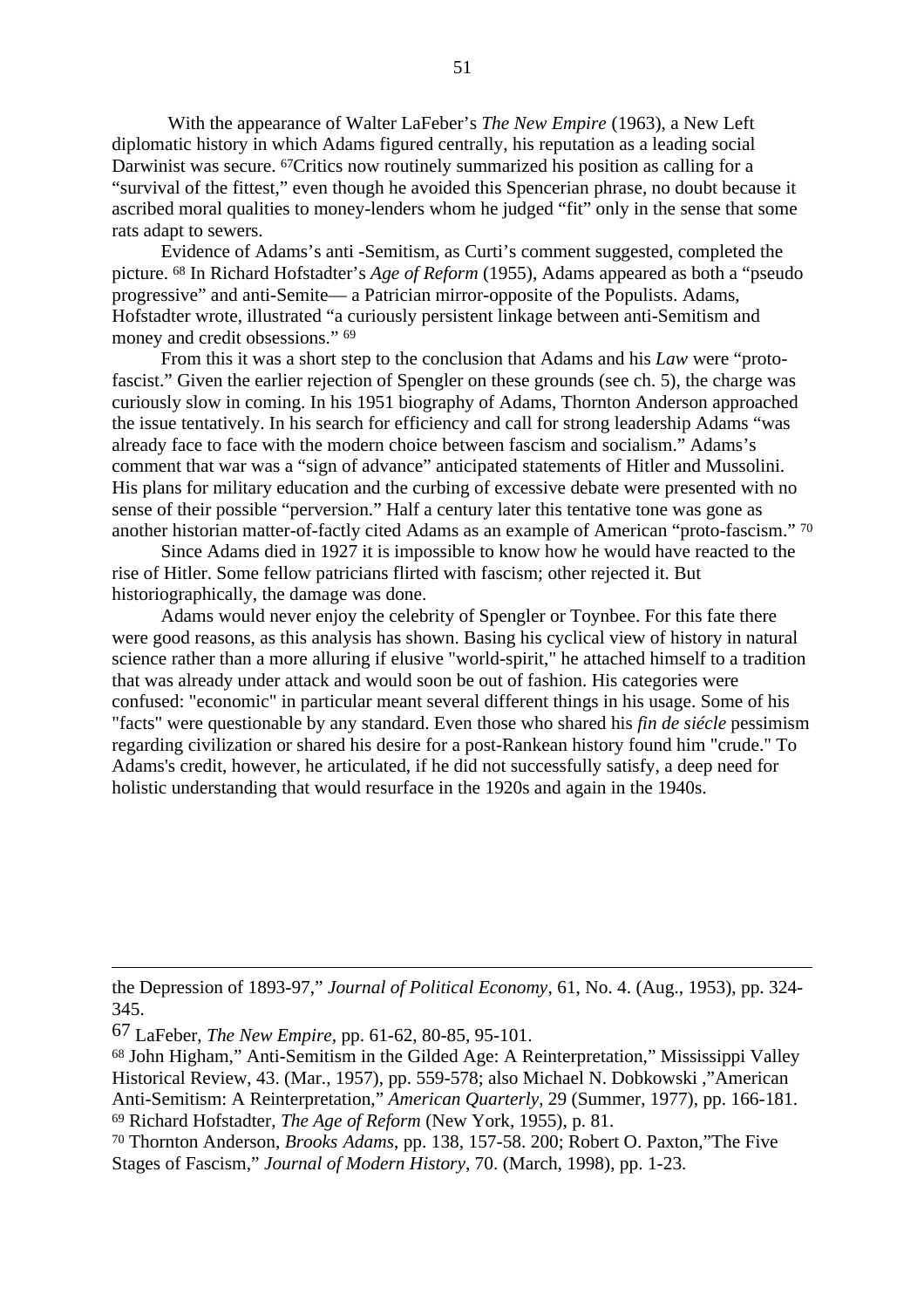With the appearance of Walter LaFeber's *The New Empire* (1963), a New Left diplomatic history in which Adams figured centrally, his reputation as a leading social Darwinist was secure. [67]Critics now routinely summarized his position as calling for a "survival of the fittest," even though he avoided this Spencerian phrase, no doubt because it ascribed moral qualities to money-lenders whom he judged "fit" only in the sense that some rats adapt to sewers.

Evidence of Adams's anti -Semitism, as Curti's comment suggested, completed the picture. [68] In Richard Hofstadter's *Age of Reform* (1955), Adams appeared as both a "pseudo progressive" and anti-Semite— a Patrician mirror-opposite of the Populists. Adams, Hofstadter wrote, illustrated "a curiously persistent linkage between anti-Semitism and money and credit obsessions." [69]

From this it was a short step to the conclusion that Adams and his *Law* were "proto-fascist." Given the earlier rejection of Spengler on these grounds (see ch. 5), the charge was curiously slow in coming. In his 1951 biography of Adams, Thornton Anderson approached the issue tentatively. In his search for efficiency and call for strong leadership Adams "was already face to face with the modern choice between fascism and socialism." Adams's comment that war was a "sign of advance" anticipated statements of Hitler and Mussolini. His plans for military education and the curbing of excessive debate were presented with no sense of their possible "perversion." Half a century later this tentative tone was gone as another historian matter-of-factly cited Adams as an example of American "proto-fascism." [70]

Since Adams died in 1927 it is impossible to know how he would have reacted to the rise of Hitler. Some fellow patricians flirted with fascism; other rejected it. But historiographically, the damage was done.

Adams would never enjoy the celebrity of Spengler or Toynbee. For this fate there were good reasons, as this analysis has shown. Basing his cyclical view of history in natural science rather than a more alluring if elusive "world-spirit," he attached himself to a tradition that was already under attack and would soon be out of fashion. His categories were confused: "economic" in particular meant several different things in his usage. Some of his "facts" were questionable by any standard. Even those who shared his *fin de siécle* pessimism regarding civilization or shared his desire for a post-Rankean history found him "crude." To Adams's credit, however, he articulated, if he did not successfully satisfy, a deep need for holistic understanding that would resurface in the 1920s and again in the 1940s.

---

the Depression of 1893-97," *Journal of Political Economy*, 61, No. 4. (Aug., 1953), pp. 324-345.

[67] LaFeber, *The New Empire*, pp. 61-62, 80-85, 95-101.

[68] John Higham," Anti-Semitism in the Gilded Age: A Reinterpretation," Mississippi Valley Historical Review, 43. (Mar., 1957), pp. 559-578; also Michael N. Dobkowski ,"American Anti-Semitism: A Reinterpretation," *American Quarterly*, 29 (Summer, 1977), pp. 166-181.

[69] Richard Hofstadter, *The Age of Reform* (New York, 1955), p. 81.

[70] Thornton Anderson, *Brooks Adams*, pp. 138, 157-58. 200; Robert O. Paxton,"The Five Stages of Fascism," *Journal of Modern History*, 70. (March, 1998), pp. 1-23.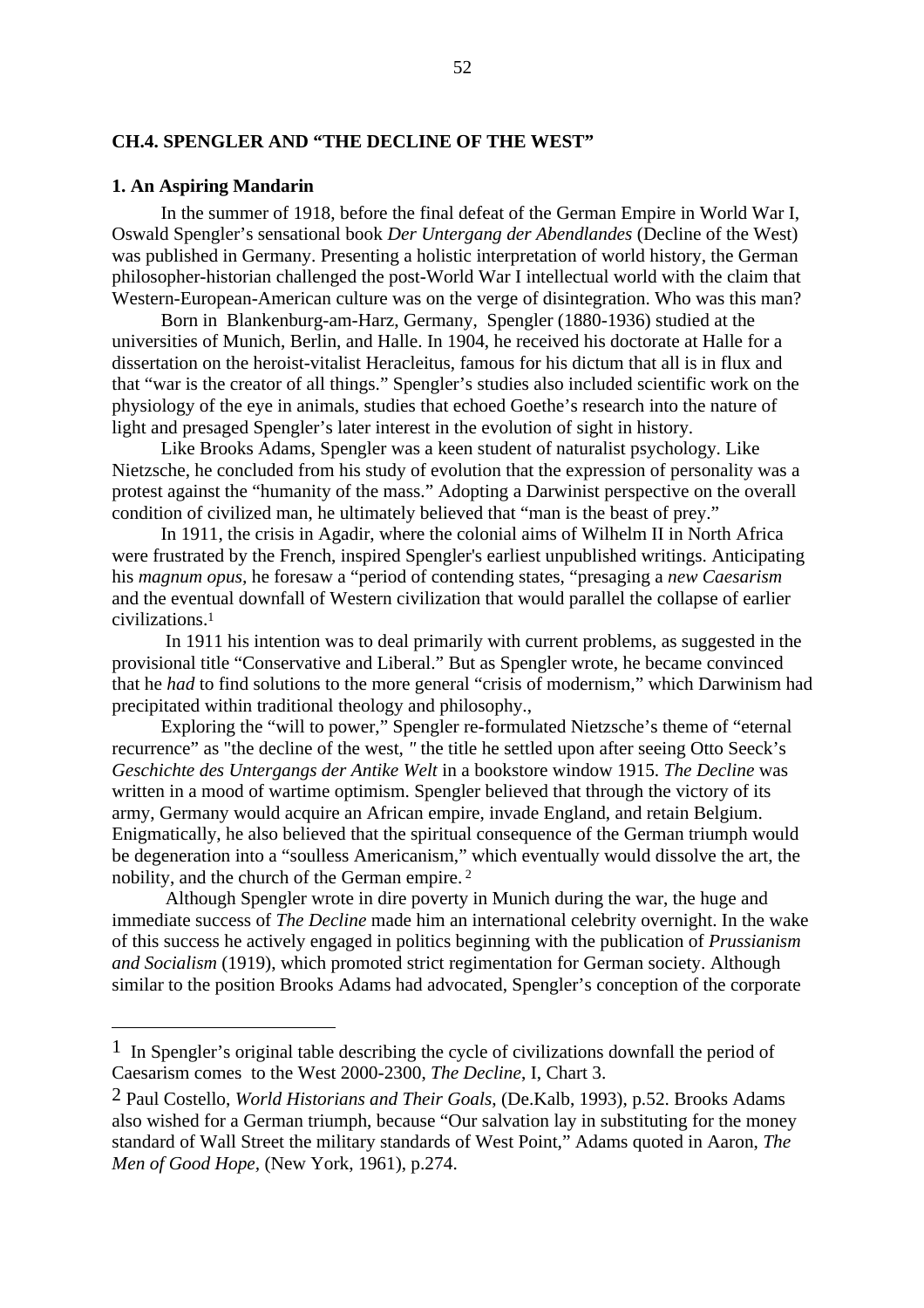## CH.4. SPENGLER AND "THE DECLINE OF THE WEST"

### 1. An Aspiring Mandarin

In the summer of 1918, before the final defeat of the German Empire in World War I, Oswald Spengler's sensational book *Der Untergang der Abendlandes* (Decline of the West) was published in Germany. Presenting a holistic interpretation of world history, the German philosopher-historian challenged the post-World War I intellectual world with the claim that Western-European-American culture was on the verge of disintegration. Who was this man?

Born in Blankenburg-am-Harz, Germany, Spengler (1880-1936) studied at the universities of Munich, Berlin, and Halle. In 1904, he received his doctorate at Halle for a dissertation on the heroist-vitalist Heracleitus, famous for his dictum that all is in flux and that "war is the creator of all things." Spengler's studies also included scientific work on the physiology of the eye in animals, studies that echoed Goethe's research into the nature of light and presaged Spengler's later interest in the evolution of sight in history.

Like Brooks Adams, Spengler was a keen student of naturalist psychology. Like Nietzsche, he concluded from his study of evolution that the expression of personality was a protest against the "humanity of the mass." Adopting a Darwinist perspective on the overall condition of civilized man, he ultimately believed that "man is the beast of prey."

In 1911, the crisis in Agadir, where the colonial aims of Wilhelm II in North Africa were frustrated by the French, inspired Spengler's earliest unpublished writings. Anticipating his *magnum opus,* he foresaw a "period of contending states, "presaging a *new Caesarism* and the eventual downfall of Western civilization that would parallel the collapse of earlier civilizations.[1]

In 1911 his intention was to deal primarily with current problems, as suggested in the provisional title "Conservative and Liberal." But as Spengler wrote, he became convinced that he *had* to find solutions to the more general "crisis of modernism," which Darwinism had precipitated within traditional theology and philosophy.,

Exploring the "will to power," Spengler re-formulated Nietzsche's theme of "eternal recurrence" as "the decline of the west, " the title he settled upon after seeing Otto Seeck's *Geschichte des Untergangs der Antike Welt* in a bookstore window 1915. *The Decline* was written in a mood of wartime optimism. Spengler believed that through the victory of its army, Germany would acquire an African empire, invade England, and retain Belgium. Enigmatically, he also believed that the spiritual consequence of the German triumph would be degeneration into a "soulless Americanism," which eventually would dissolve the art, the nobility, and the church of the German empire. [2]

Although Spengler wrote in dire poverty in Munich during the war, the huge and immediate success of *The Decline* made him an international celebrity overnight. In the wake of this success he actively engaged in politics beginning with the publication of *Prussianism and Socialism* (1919), which promoted strict regimentation for German society. Although similar to the position Brooks Adams had advocated, Spengler's conception of the corporate

---

1 In Spengler's original table describing the cycle of civilizations downfall the period of Caesarism comes to the West 2000-2300, *The Decline*, I, Chart 3.

2 Paul Costello, *World Historians and Their Goals*, (De.Kalb, 1993), p.52. Brooks Adams also wished for a German triumph, because "Our salvation lay in substituting for the money standard of Wall Street the military standards of West Point," Adams quoted in Aaron, *The Men of Good Hope*, (New York, 1961), p.274.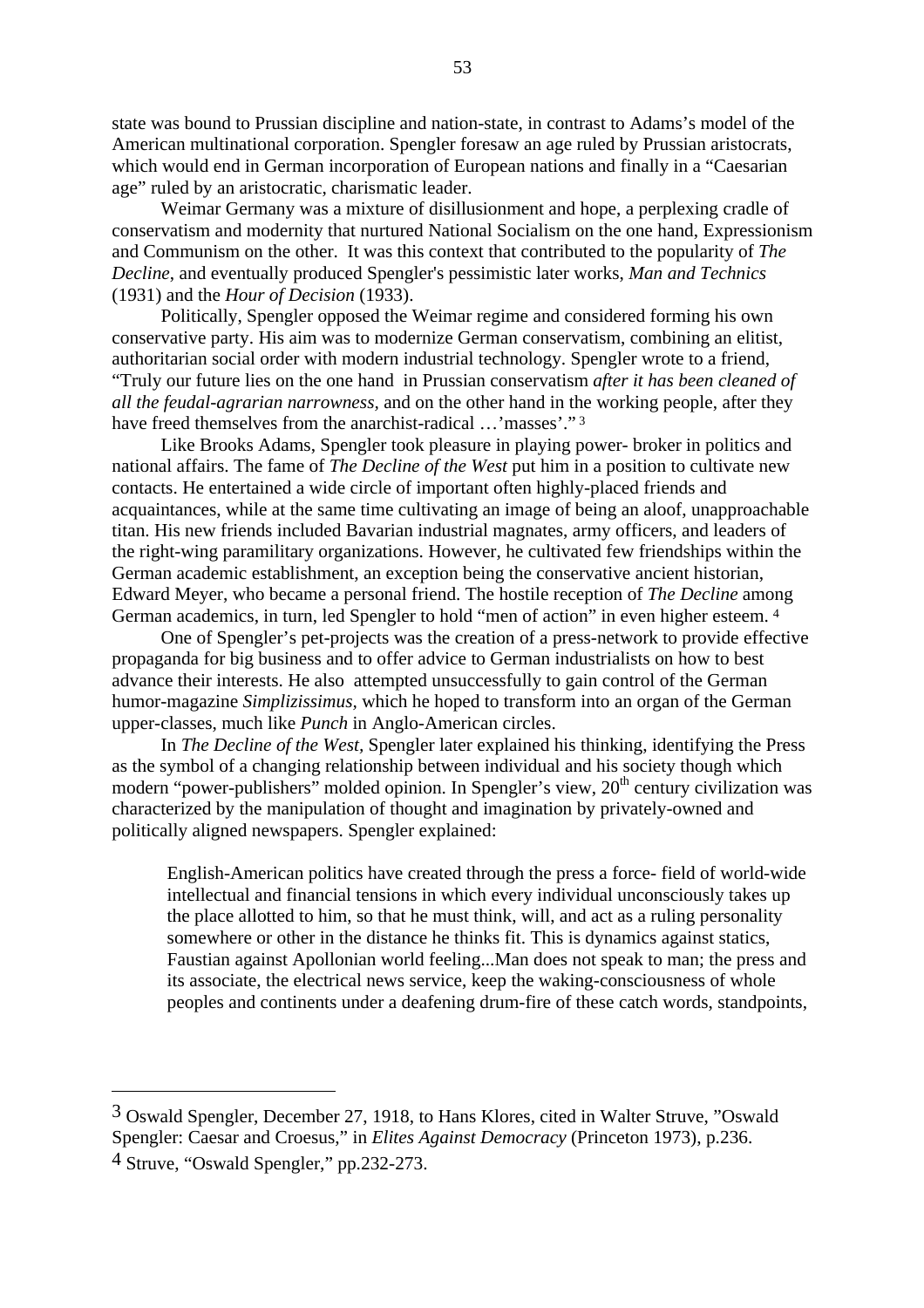state was bound to Prussian discipline and nation-state, in contrast to Adams's model of the American multinational corporation. Spengler foresaw an age ruled by Prussian aristocrats, which would end in German incorporation of European nations and finally in a "Caesarian age" ruled by an aristocratic, charismatic leader.

Weimar Germany was a mixture of disillusionment and hope, a perplexing cradle of conservatism and modernity that nurtured National Socialism on the one hand, Expressionism and Communism on the other. It was this context that contributed to the popularity of *The Decline*, and eventually produced Spengler's pessimistic later works, *Man and Technics* (1931) and the *Hour of Decision* (1933).

Politically, Spengler opposed the Weimar regime and considered forming his own conservative party. His aim was to modernize German conservatism, combining an elitist, authoritarian social order with modern industrial technology. Spengler wrote to a friend, "Truly our future lies on the one hand in Prussian conservatism *after it has been cleaned of all the feudal-agrarian narrowness*, and on the other hand in the working people, after they have freed themselves from the anarchist-radical …'masses'."[3]

Like Brooks Adams, Spengler took pleasure in playing power- broker in politics and national affairs. The fame of *The Decline of the West* put him in a position to cultivate new contacts. He entertained a wide circle of important often highly-placed friends and acquaintances, while at the same time cultivating an image of being an aloof, unapproachable titan. His new friends included Bavarian industrial magnates, army officers, and leaders of the right-wing paramilitary organizations. However, he cultivated few friendships within the German academic establishment, an exception being the conservative ancient historian, Edward Meyer, who became a personal friend. The hostile reception of *The Decline* among German academics, in turn, led Spengler to hold "men of action" in even higher esteem.[4]

One of Spengler's pet-projects was the creation of a press-network to provide effective propaganda for big business and to offer advice to German industrialists on how to best advance their interests. He also attempted unsuccessfully to gain control of the German humor-magazine *Simplizissimus*, which he hoped to transform into an organ of the German upper-classes, much like *Punch* in Anglo-American circles.

In *The Decline of the West*, Spengler later explained his thinking, identifying the Press as the symbol of a changing relationship between individual and his society though which modern "power-publishers" molded opinion. In Spengler's view, 20th century civilization was characterized by the manipulation of thought and imagination by privately-owned and politically aligned newspapers. Spengler explained:

> English-American politics have created through the press a force- field of world-wide intellectual and financial tensions in which every individual unconsciously takes up the place allotted to him, so that he must think, will, and act as a ruling personality somewhere or other in the distance he thinks fit. This is dynamics against statics, Faustian against Apollonian world feeling...Man does not speak to man; the press and its associate, the electrical news service, keep the waking-consciousness of whole peoples and continents under a deafening drum-fire of these catch words, standpoints,

---

3 Oswald Spengler, December 27, 1918, to Hans Klores, cited in Walter Struve, "Oswald Spengler: Caesar and Croesus," in *Elites Against Democracy* (Princeton 1973), p.236.

4 Struve, "Oswald Spengler," pp.232-273.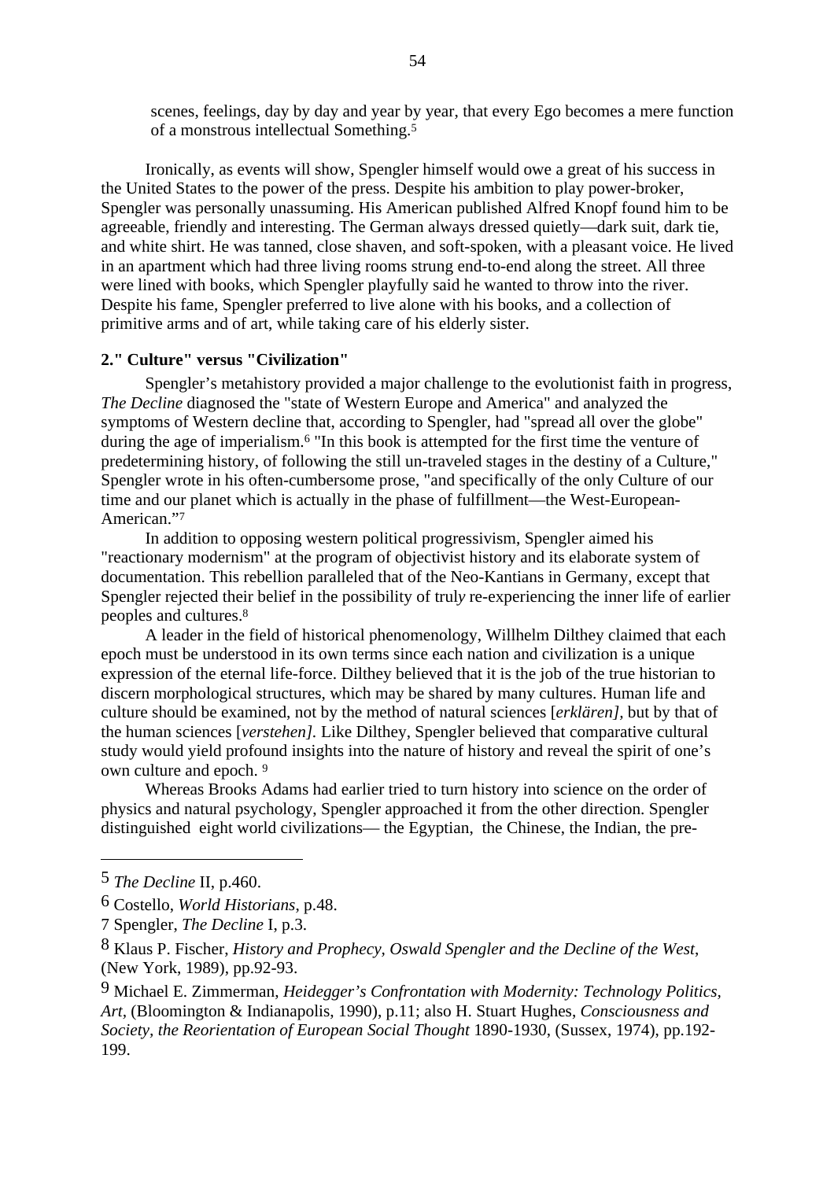> scenes, feelings, day by day and year by year, that every Ego becomes a mere function of a monstrous intellectual Something.[5]

Ironically, as events will show, Spengler himself would owe a great of his success in the United States to the power of the press. Despite his ambition to play power-broker, Spengler was personally unassuming. His American published Alfred Knopf found him to be agreeable, friendly and interesting. The German always dressed quietly—dark suit, dark tie, and white shirt. He was tanned, close shaven, and soft-spoken, with a pleasant voice. He lived in an apartment which had three living rooms strung end-to-end along the street. All three were lined with books, which Spengler playfully said he wanted to throw into the river. Despite his fame, Spengler preferred to live alone with his books, and a collection of primitive arms and of art, while taking care of his elderly sister.

**2." Culture" versus "Civilization"**

Spengler's metahistory provided a major challenge to the evolutionist faith in progress, *The Decline* diagnosed the "state of Western Europe and America" and analyzed the symptoms of Western decline that, according to Spengler, had "spread all over the globe" during the age of imperialism.[6] "In this book is attempted for the first time the venture of predetermining history, of following the still un-traveled stages in the destiny of a Culture," Spengler wrote in his often-cumbersome prose, "and specifically of the only Culture of our time and our planet which is actually in the phase of fulfillment—the West-European-American."[7]

In addition to opposing western political progressivism, Spengler aimed his "reactionary modernism" at the program of objectivist history and its elaborate system of documentation. This rebellion paralleled that of the Neo-Kantians in Germany, except that Spengler rejected their belief in the possibility of truly re-experiencing the inner life of earlier peoples and cultures.[8]

A leader in the field of historical phenomenology, Willhelm Dilthey claimed that each epoch must be understood in its own terms since each nation and civilization is a unique expression of the eternal life-force. Dilthey believed that it is the job of the true historian to discern morphological structures, which may be shared by many cultures. Human life and culture should be examined, not by the method of natural sciences [*erklären]*, but by that of the human sciences [*verstehen].* Like Dilthey, Spengler believed that comparative cultural study would yield profound insights into the nature of history and reveal the spirit of one's own culture and epoch. [9]

Whereas Brooks Adams had earlier tried to turn history into science on the order of physics and natural psychology, Spengler approached it from the other direction. Spengler distinguished eight world civilizations— the Egyptian, the Chinese, the Indian, the pre-

---

5 *The Decline* II, p.460.

6 Costello, *World Historians*, p.48.

7 Spengler, *The Decline* I, p.3.

8 Klaus P. Fischer, *History and Prophecy, Oswald Spengler and the Decline of the West,* (New York, 1989), pp.92-93.

9 Michael E. Zimmerman, *Heidegger's Confrontation with Modernity: Technology Politics, Art,* (Bloomington & Indianapolis, 1990), p.11; also H. Stuart Hughes, *Consciousness and Society, the Reorientation of European Social Thought* 1890-1930, (Sussex, 1974), pp.192-199.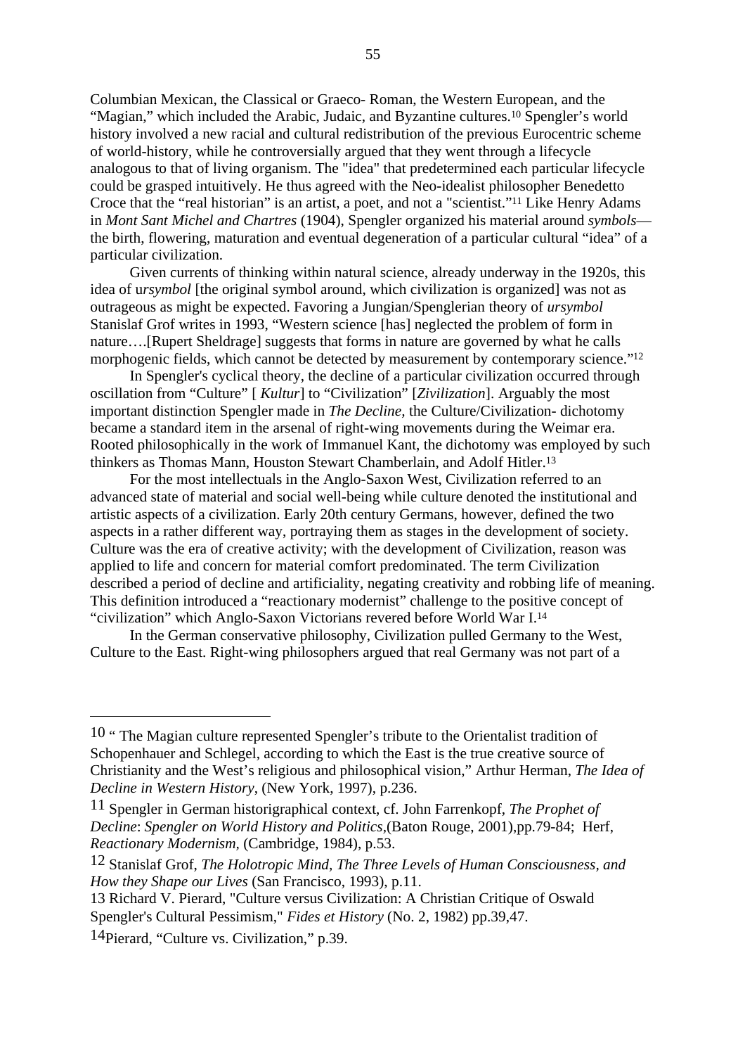Columbian Mexican, the Classical or Graeco- Roman, the Western European, and the "Magian," which included the Arabic, Judaic, and Byzantine cultures.[10] Spengler's world history involved a new racial and cultural redistribution of the previous Eurocentric scheme of world-history, while he controversially argued that they went through a lifecycle analogous to that of living organism. The "idea" that predetermined each particular lifecycle could be grasped intuitively. He thus agreed with the Neo-idealist philosopher Benedetto Croce that the "real historian" is an artist, a poet, and not a "scientist."[11] Like Henry Adams in *Mont Sant Michel and Chartres* (1904), Spengler organized his material around *symbols*—the birth, flowering, maturation and eventual degeneration of a particular cultural "idea" of a particular civilization.

Given currents of thinking within natural science, already underway in the 1920s, this idea of u*rsymbol* [the original symbol around, which civilization is organized] was not as outrageous as might be expected. Favoring a Jungian/Spenglerian theory of *ursymbol* Stanislaf Grof writes in 1993, "Western science [has] neglected the problem of form in nature….[Rupert Sheldrage] suggests that forms in nature are governed by what he calls morphogenic fields, which cannot be detected by measurement by contemporary science."[12]

In Spengler's cyclical theory, the decline of a particular civilization occurred through oscillation from "Culture" [ *Kultur*] to "Civilization" [*Zivilization*]. Arguably the most important distinction Spengler made in *The Decline,* the Culture/Civilization- dichotomy became a standard item in the arsenal of right-wing movements during the Weimar era. Rooted philosophically in the work of Immanuel Kant, the dichotomy was employed by such thinkers as Thomas Mann, Houston Stewart Chamberlain, and Adolf Hitler.[13]

For the most intellectuals in the Anglo-Saxon West, Civilization referred to an advanced state of material and social well-being while culture denoted the institutional and artistic aspects of a civilization. Early 20th century Germans, however, defined the two aspects in a rather different way, portraying them as stages in the development of society. Culture was the era of creative activity; with the development of Civilization, reason was applied to life and concern for material comfort predominated. The term Civilization described a period of decline and artificiality, negating creativity and robbing life of meaning. This definition introduced a "reactionary modernist" challenge to the positive concept of "civilization" which Anglo-Saxon Victorians revered before World War I.[14]

In the German conservative philosophy, Civilization pulled Germany to the West, Culture to the East. Right-wing philosophers argued that real Germany was not part of a

---

10 " The Magian culture represented Spengler's tribute to the Orientalist tradition of Schopenhauer and Schlegel, according to which the East is the true creative source of Christianity and the West's religious and philosophical vision," Arthur Herman, *The Idea of Decline in Western History,* (New York, 1997), p.236.

11 Spengler in German historigraphical context, cf. John Farrenkopf, *The Prophet of Decline*: *Spengler on World History and Politics,*(Baton Rouge, 2001),pp.79-84; Herf, *Reactionary Modernism,* (Cambridge, 1984), p.53.

12 Stanislaf Grof, *The Holotropic Mind, The Three Levels of Human Consciousness, and How they Shape our Lives* (San Francisco, 1993), p.11.

13 Richard V. Pierard, "Culture versus Civilization: A Christian Critique of Oswald Spengler's Cultural Pessimism," *Fides et History* (No. 2, 1982) pp.39,47.

14 Pierard, "Culture vs. Civilization," p.39.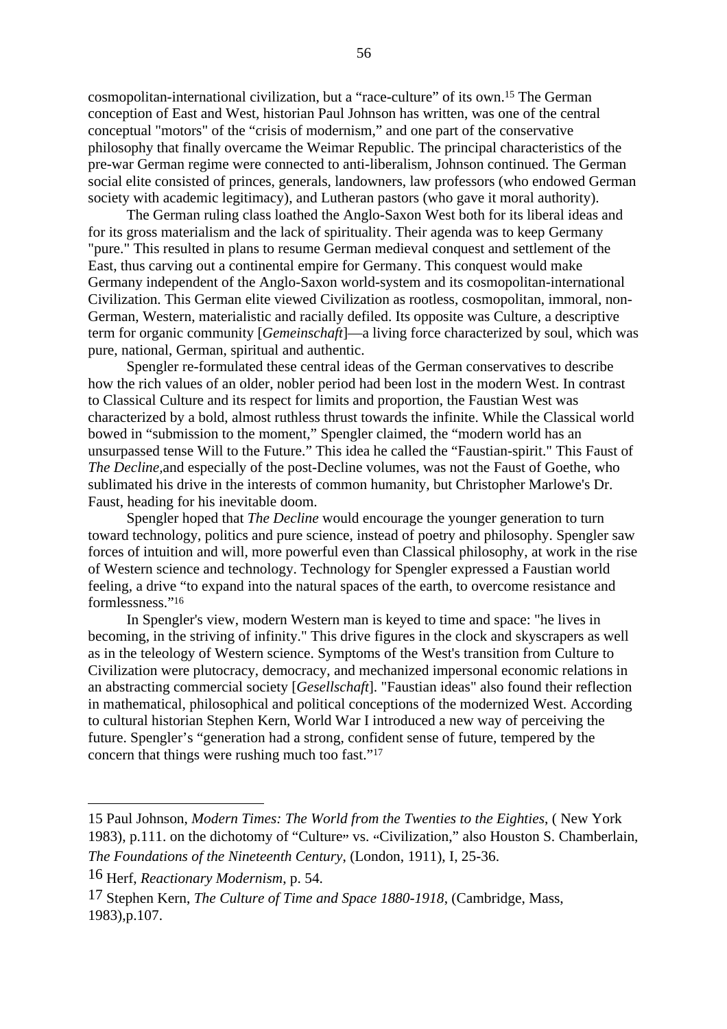cosmopolitan-international civilization, but a "race-culture" of its own.[15] The German conception of East and West, historian Paul Johnson has written, was one of the central conceptual "motors" of the "crisis of modernism," and one part of the conservative philosophy that finally overcame the Weimar Republic. The principal characteristics of the pre-war German regime were connected to anti-liberalism, Johnson continued. The German social elite consisted of princes, generals, landowners, law professors (who endowed German society with academic legitimacy), and Lutheran pastors (who gave it moral authority).

The German ruling class loathed the Anglo-Saxon West both for its liberal ideas and for its gross materialism and the lack of spirituality. Their agenda was to keep Germany "pure." This resulted in plans to resume German medieval conquest and settlement of the East, thus carving out a continental empire for Germany. This conquest would make Germany independent of the Anglo-Saxon world-system and its cosmopolitan-international Civilization. This German elite viewed Civilization as rootless, cosmopolitan, immoral, non-German, Western, materialistic and racially defiled. Its opposite was Culture, a descriptive term for organic community [*Gemeinschaft*]—a living force characterized by soul, which was pure, national, German, spiritual and authentic.

Spengler re-formulated these central ideas of the German conservatives to describe how the rich values of an older, nobler period had been lost in the modern West. In contrast to Classical Culture and its respect for limits and proportion, the Faustian West was characterized by a bold, almost ruthless thrust towards the infinite. While the Classical world bowed in "submission to the moment," Spengler claimed, the "modern world has an unsurpassed tense Will to the Future." This idea he called the "Faustian-spirit." This Faust of *The Decline*,and especially of the post-Decline volumes, was not the Faust of Goethe, who sublimated his drive in the interests of common humanity, but Christopher Marlowe's Dr. Faust, heading for his inevitable doom.

Spengler hoped that *The Decline* would encourage the younger generation to turn toward technology, politics and pure science, instead of poetry and philosophy. Spengler saw forces of intuition and will, more powerful even than Classical philosophy, at work in the rise of Western science and technology. Technology for Spengler expressed a Faustian world feeling, a drive "to expand into the natural spaces of the earth, to overcome resistance and formlessness."[16]

In Spengler's view, modern Western man is keyed to time and space: "he lives in becoming, in the striving of infinity." This drive figures in the clock and skyscrapers as well as in the teleology of Western science. Symptoms of the West's transition from Culture to Civilization were plutocracy, democracy, and mechanized impersonal economic relations in an abstracting commercial society [*Gesellschaft*]. "Faustian ideas" also found their reflection in mathematical, philosophical and political conceptions of the modernized West. According to cultural historian Stephen Kern, World War I introduced a new way of perceiving the future. Spengler's "generation had a strong, confident sense of future, tempered by the concern that things were rushing much too fast."[17]

---

15 Paul Johnson, *Modern Times: The World from the Twenties to the Eighties*, ( New York 1983), p.111. on the dichotomy of "Culture" vs. "Civilization," also Houston S. Chamberlain, *The Foundations of the Nineteenth Century*, (London, 1911), I, 25-36.

16 Herf, *Reactionary Modernism*, p. 54.

17 Stephen Kern, *The Culture of Time and Space 1880-1918*, (Cambridge, Mass, 1983),p.107.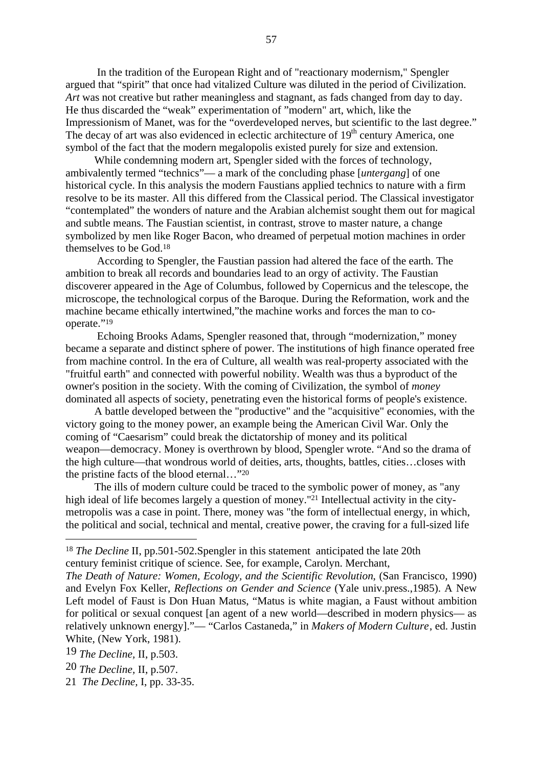In the tradition of the European Right and of "reactionary modernism," Spengler argued that "spirit" that once had vitalized Culture was diluted in the period of Civilization. *Art* was not creative but rather meaningless and stagnant, as fads changed from day to day. He thus discarded the "weak" experimentation of "modern" art, which, like the Impressionism of Manet, was for the "overdeveloped nerves, but scientific to the last degree." The decay of art was also evidenced in eclectic architecture of 19th century America, one symbol of the fact that the modern megalopolis existed purely for size and extension.

While condemning modern art, Spengler sided with the forces of technology, ambivalently termed "technics"— a mark of the concluding phase [*untergang*] of one historical cycle. In this analysis the modern Faustians applied technics to nature with a firm resolve to be its master. All this differed from the Classical period. The Classical investigator "contemplated" the wonders of nature and the Arabian alchemist sought them out for magical and subtle means. The Faustian scientist, in contrast, strove to master nature, a change symbolized by men like Roger Bacon, who dreamed of perpetual motion machines in order themselves to be God.[18]

According to Spengler, the Faustian passion had altered the face of the earth. The ambition to break all records and boundaries lead to an orgy of activity. The Faustian discoverer appeared in the Age of Columbus, followed by Copernicus and the telescope, the microscope, the technological corpus of the Baroque. During the Reformation, work and the machine became ethically intertwined,"the machine works and forces the man to co-operate."[19]

Echoing Brooks Adams, Spengler reasoned that, through "modernization," money became a separate and distinct sphere of power. The institutions of high finance operated free from machine control. In the era of Culture, all wealth was real-property associated with the "fruitful earth" and connected with powerful nobility. Wealth was thus a byproduct of the owner's position in the society. With the coming of Civilization, the symbol of *money* dominated all aspects of society, penetrating even the historical forms of people's existence.

A battle developed between the "productive" and the "acquisitive" economies, with the victory going to the money power, an example being the American Civil War. Only the coming of "Caesarism" could break the dictatorship of money and its political weapon—democracy. Money is overthrown by blood, Spengler wrote. "And so the drama of the high culture—that wondrous world of deities, arts, thoughts, battles, cities…closes with the pristine facts of the blood eternal…"[20]

The ills of modern culture could be traced to the symbolic power of money, as "any high ideal of life becomes largely a question of money."[21] Intellectual activity in the city-metropolis was a case in point. There, money was "the form of intellectual energy, in which, the political and social, technical and mental, creative power, the craving for a full-sized life

---

[18] *The Decline* II, pp.501-502.Spengler in this statement anticipated the late 20th century feminist critique of science. See, for example, Carolyn. Merchant, *The Death of Nature: Women, Ecology, and the Scientific Revolution*, (San Francisco, 1990) and Evelyn Fox Keller, *Reflections on Gender and Science* (Yale univ.press.,1985). A New Left model of Faust is Don Huan Matus, "Matus is white magian, a Faust without ambition for political or sexual conquest [an agent of a new world—described in modern physics— as relatively unknown energy]."— "Carlos Castaneda," in *Makers of Modern Culture*, ed. Justin White, (New York, 1981).

[19] *The Decline*, II, p.503.

[20] *The Decline*, II, p.507.

[21] *The Decline*, I, pp. 33-35.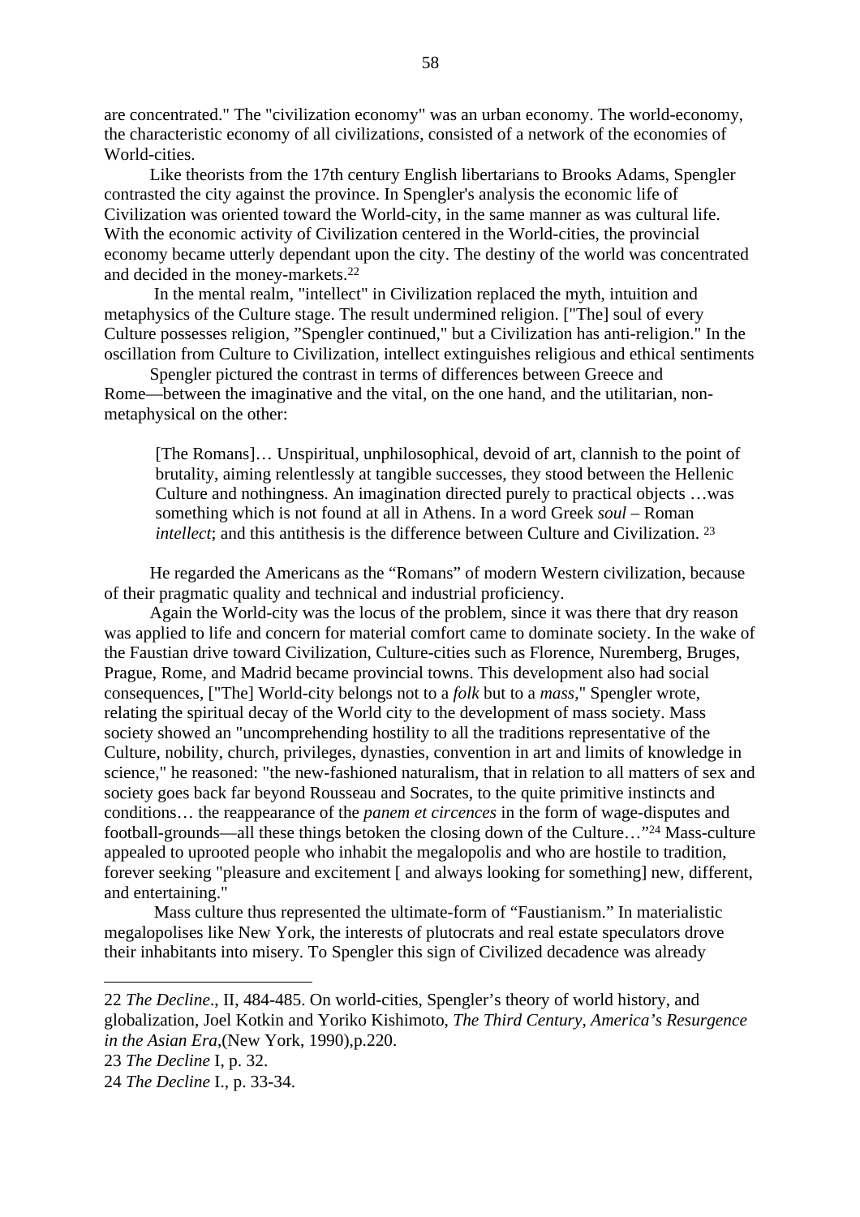are concentrated." The "civilization economy" was an urban economy. The world-economy, the characteristic economy of all civilizations, consisted of a network of the economies of World-cities.

Like theorists from the 17th century English libertarians to Brooks Adams, Spengler contrasted the city against the province. In Spengler's analysis the economic life of Civilization was oriented toward the World-city, in the same manner as was cultural life. With the economic activity of Civilization centered in the World-cities, the provincial economy became utterly dependant upon the city. The destiny of the world was concentrated and decided in the money-markets.[22]

In the mental realm, "intellect" in Civilization replaced the myth, intuition and metaphysics of the Culture stage. The result undermined religion. ["The] soul of every Culture possesses religion, "Spengler continued," but a Civilization has anti-religion." In the oscillation from Culture to Civilization, intellect extinguishes religious and ethical sentiments

Spengler pictured the contrast in terms of differences between Greece and Rome—between the imaginative and the vital, on the one hand, and the utilitarian, non-metaphysical on the other:

> [The Romans]… Unspiritual, unphilosophical, devoid of art, clannish to the point of brutality, aiming relentlessly at tangible successes, they stood between the Hellenic Culture and nothingness. An imagination directed purely to practical objects …was something which is not found at all in Athens. In a word Greek *soul* – Roman *intellect*; and this antithesis is the difference between Culture and Civilization. [23]

He regarded the Americans as the "Romans" of modern Western civilization, because of their pragmatic quality and technical and industrial proficiency.

Again the World-city was the locus of the problem, since it was there that dry reason was applied to life and concern for material comfort came to dominate society. In the wake of the Faustian drive toward Civilization, Culture-cities such as Florence, Nuremberg, Bruges, Prague, Rome, and Madrid became provincial towns. This development also had social consequences, ["The] World-city belongs not to a *folk* but to a *mass*," Spengler wrote, relating the spiritual decay of the World city to the development of mass society. Mass society showed an "uncomprehending hostility to all the traditions representative of the Culture, nobility, church, privileges, dynasties, convention in art and limits of knowledge in science," he reasoned: "the new-fashioned naturalism, that in relation to all matters of sex and society goes back far beyond Rousseau and Socrates, to the quite primitive instincts and conditions… the reappearance of the *panem et circences* in the form of wage-disputes and football-grounds—all these things betoken the closing down of the Culture…"[24] Mass-culture appealed to uprooted people who inhabit the megalopolis and who are hostile to tradition, forever seeking "pleasure and excitement [ and always looking for something] new, different, and entertaining."

Mass culture thus represented the ultimate-form of "Faustianism." In materialistic megalopolises like New York, the interests of plutocrats and real estate speculators drove their inhabitants into misery. To Spengler this sign of Civilized decadence was already

---

22 *The Decline*., II, 484-485. On world-cities, Spengler's theory of world history, and globalization, Joel Kotkin and Yoriko Kishimoto, *The Third Century, America's Resurgence in the Asian Era*,(New York, 1990),p.220.

23 *The Decline* I, p. 32.

24 *The Decline* I., p. 33-34.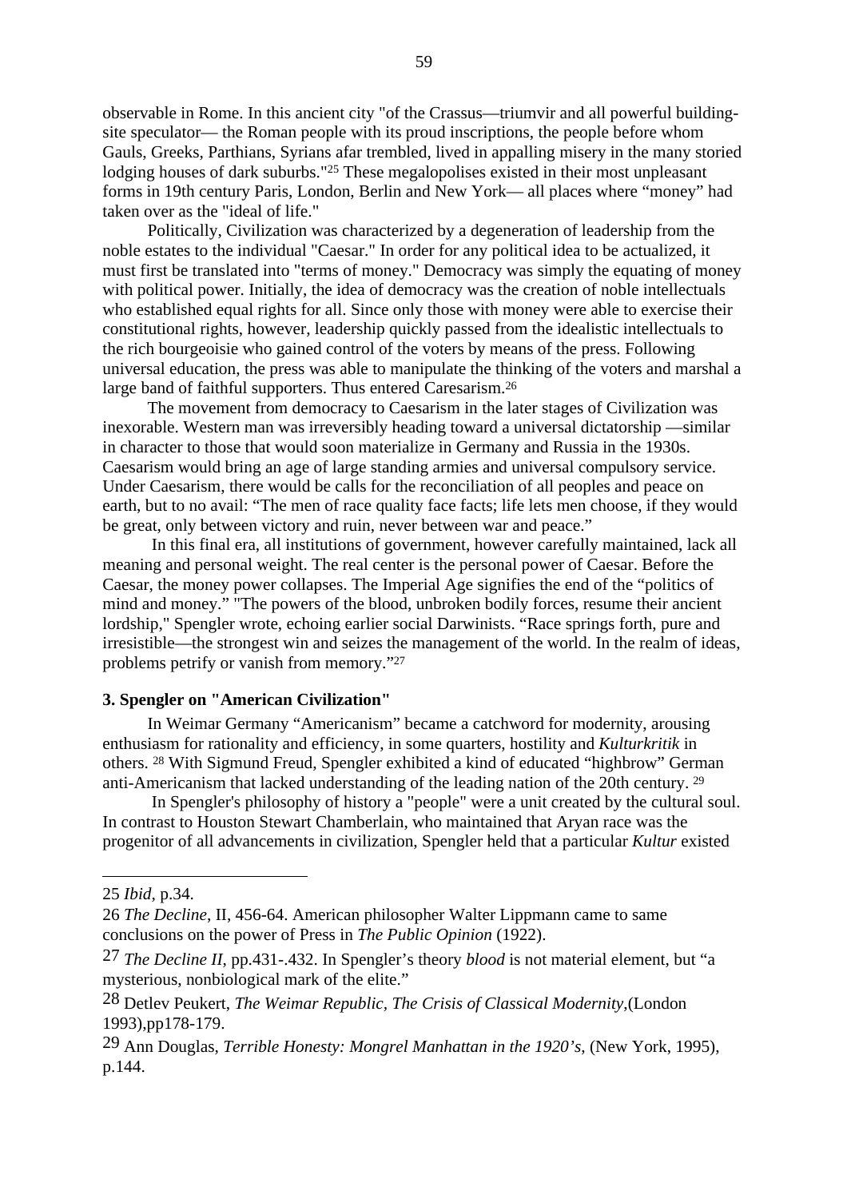observable in Rome. In this ancient city "of the Crassus—triumvir and all powerful building-site speculator— the Roman people with its proud inscriptions, the people before whom Gauls, Greeks, Parthians, Syrians afar trembled, lived in appalling misery in the many storied lodging houses of dark suburbs."[25] These megalopolises existed in their most unpleasant forms in 19th century Paris, London, Berlin and New York— all places where "money" had taken over as the "ideal of life."

Politically, Civilization was characterized by a degeneration of leadership from the noble estates to the individual "Caesar." In order for any political idea to be actualized, it must first be translated into "terms of money." Democracy was simply the equating of money with political power. Initially, the idea of democracy was the creation of noble intellectuals who established equal rights for all. Since only those with money were able to exercise their constitutional rights, however, leadership quickly passed from the idealistic intellectuals to the rich bourgeoisie who gained control of the voters by means of the press. Following universal education, the press was able to manipulate the thinking of the voters and marshal a large band of faithful supporters. Thus entered Caresarism.[26]

The movement from democracy to Caesarism in the later stages of Civilization was inexorable. Western man was irreversibly heading toward a universal dictatorship —similar in character to those that would soon materialize in Germany and Russia in the 1930s. Caesarism would bring an age of large standing armies and universal compulsory service. Under Caesarism, there would be calls for the reconciliation of all peoples and peace on earth, but to no avail: "The men of race quality face facts; life lets men choose, if they would be great, only between victory and ruin, never between war and peace."

In this final era, all institutions of government, however carefully maintained, lack all meaning and personal weight. The real center is the personal power of Caesar. Before the Caesar, the money power collapses. The Imperial Age signifies the end of the "politics of mind and money." "The powers of the blood, unbroken bodily forces, resume their ancient lordship," Spengler wrote, echoing earlier social Darwinists. "Race springs forth, pure and irresistible—the strongest win and seizes the management of the world. In the realm of ideas, problems petrify or vanish from memory."[27]

**3. Spengler on "American Civilization"**

In Weimar Germany "Americanism" became a catchword for modernity, arousing enthusiasm for rationality and efficiency, in some quarters, hostility and *Kulturkritik* in others. [28] With Sigmund Freud, Spengler exhibited a kind of educated "highbrow" German anti-Americanism that lacked understanding of the leading nation of the 20th century. [29]

In Spengler's philosophy of history a "people" were a unit created by the cultural soul. In contrast to Houston Stewart Chamberlain, who maintained that Aryan race was the progenitor of all advancements in civilization, Spengler held that a particular *Kultur* existed

---

25 *Ibid*, p.34.

26 *The Decline*, II, 456-64. American philosopher Walter Lippmann came to same conclusions on the power of Press in *The Public Opinion* (1922).

27 *The Decline II*, pp.431-.432. In Spengler's theory *blood* is not material element, but "a mysterious, nonbiological mark of the elite."

28 Detlev Peukert, *The Weimar Republic, The Crisis of Classical Modernity*,(London 1993),pp178-179.

29 Ann Douglas, *Terrible Honesty: Mongrel Manhattan in the 1920's*, (New York, 1995), p.144.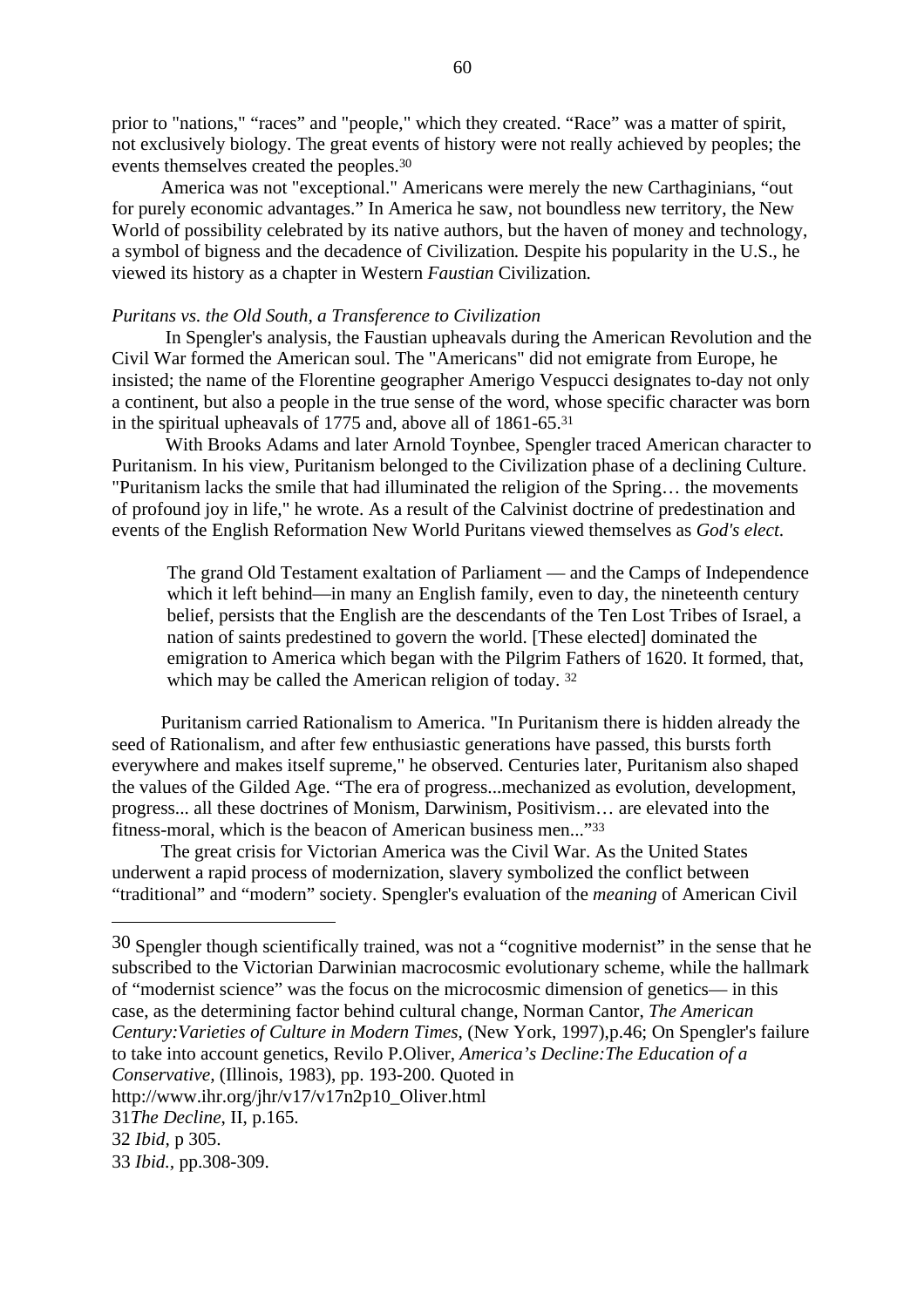prior to "nations," "races" and "people," which they created. "Race" was a matter of spirit, not exclusively biology. The great events of history were not really achieved by peoples; the events themselves created the peoples.[30]

America was not "exceptional." Americans were merely the new Carthaginians, "out for purely economic advantages." In America he saw, not boundless new territory, the New World of possibility celebrated by its native authors, but the haven of money and technology, a symbol of bigness and the decadence of Civilization. Despite his popularity in the U.S., he viewed its history as a chapter in Western *Faustian* Civilization.

*Puritans vs. the Old South, a Transference to Civilization*

In Spengler's analysis, the Faustian upheavals during the American Revolution and the Civil War formed the American soul. The "Americans" did not emigrate from Europe, he insisted; the name of the Florentine geographer Amerigo Vespucci designates to-day not only a continent, but also a people in the true sense of the word, whose specific character was born in the spiritual upheavals of 1775 and, above all of 1861-65.[31]

With Brooks Adams and later Arnold Toynbee, Spengler traced American character to Puritanism. In his view, Puritanism belonged to the Civilization phase of a declining Culture. "Puritanism lacks the smile that had illuminated the religion of the Spring… the movements of profound joy in life," he wrote. As a result of the Calvinist doctrine of predestination and events of the English Reformation New World Puritans viewed themselves as *God's elect*.

> The grand Old Testament exaltation of Parliament — and the Camps of Independence which it left behind—in many an English family, even to day, the nineteenth century belief, persists that the English are the descendants of the Ten Lost Tribes of Israel, a nation of saints predestined to govern the world. [These elected] dominated the emigration to America which began with the Pilgrim Fathers of 1620. It formed, that, which may be called the American religion of today. [32]

Puritanism carried Rationalism to America. "In Puritanism there is hidden already the seed of Rationalism, and after few enthusiastic generations have passed, this bursts forth everywhere and makes itself supreme," he observed. Centuries later, Puritanism also shaped the values of the Gilded Age. "The era of progress...mechanized as evolution, development, progress... all these doctrines of Monism, Darwinism, Positivism… are elevated into the fitness-moral, which is the beacon of American business men..."[33]

The great crisis for Victorian America was the Civil War. As the United States underwent a rapid process of modernization, slavery symbolized the conflict between "traditional" and "modern" society. Spengler's evaluation of the *meaning* of American Civil

---

30 Spengler though scientifically trained, was not a "cognitive modernist" in the sense that he subscribed to the Victorian Darwinian macrocosmic evolutionary scheme, while the hallmark of "modernist science" was the focus on the microcosmic dimension of genetics— in this case, as the determining factor behind cultural change, Norman Cantor, *The American Century:Varieties of Culture in Modern Times*, (New York, 1997),p.46; On Spengler's failure to take into account genetics, Revilo P.Oliver, *America's Decline:The Education of a Conservative*, (Illinois, 1983), pp. 193-200. Quoted in http://www.ihr.org/jhr/v17/v17n2p10_Oliver.html

31 *The Decline*, II, p.165.

32 *Ibid*, p 305.

33 *Ibid.*, pp.308-309.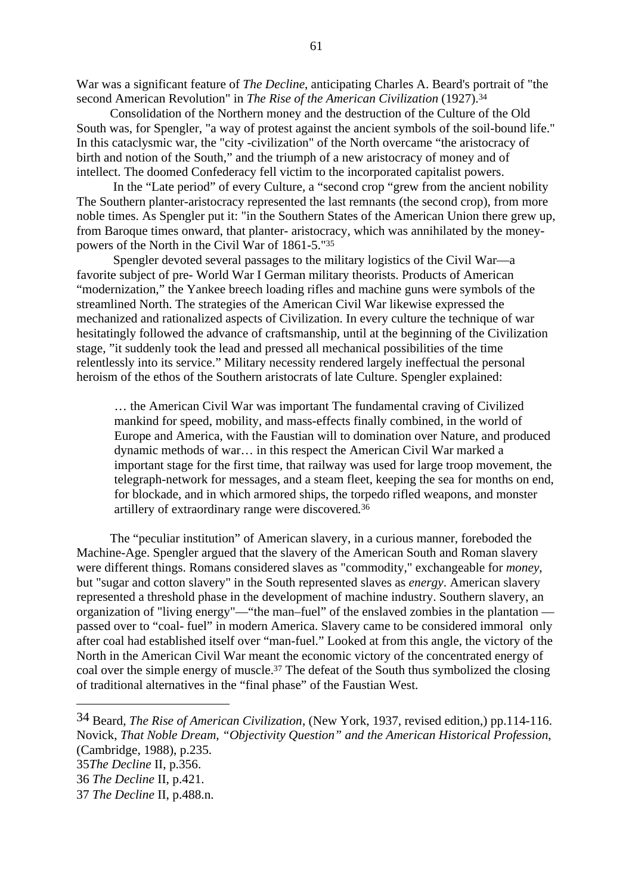War was a significant feature of *The Decline*, anticipating Charles A. Beard's portrait of "the second American Revolution" in *The Rise of the American Civilization* (1927).[34]

Consolidation of the Northern money and the destruction of the Culture of the Old South was, for Spengler, "a way of protest against the ancient symbols of the soil-bound life." In this cataclysmic war, the "city -civilization" of the North overcame "the aristocracy of birth and notion of the South," and the triumph of a new aristocracy of money and of intellect. The doomed Confederacy fell victim to the incorporated capitalist powers.

In the "Late period" of every Culture, a "second crop "grew from the ancient nobility The Southern planter-aristocracy represented the last remnants (the second crop), from more noble times. As Spengler put it: "in the Southern States of the American Union there grew up, from Baroque times onward, that planter- aristocracy, which was annihilated by the money-powers of the North in the Civil War of 1861-5."[35]

Spengler devoted several passages to the military logistics of the Civil War—a favorite subject of pre- World War I German military theorists. Products of American "modernization," the Yankee breech loading rifles and machine guns were symbols of the streamlined North. The strategies of the American Civil War likewise expressed the mechanized and rationalized aspects of Civilization. In every culture the technique of war hesitatingly followed the advance of craftsmanship, until at the beginning of the Civilization stage, "it suddenly took the lead and pressed all mechanical possibilities of the time relentlessly into its service." Military necessity rendered largely ineffectual the personal heroism of the ethos of the Southern aristocrats of late Culture. Spengler explained:

> … the American Civil War was important The fundamental craving of Civilized mankind for speed, mobility, and mass-effects finally combined, in the world of Europe and America, with the Faustian will to domination over Nature, and produced dynamic methods of war… in this respect the American Civil War marked a important stage for the first time, that railway was used for large troop movement, the telegraph-network for messages, and a steam fleet, keeping the sea for months on end, for blockade, and in which armored ships, the torpedo rifled weapons, and monster artillery of extraordinary range were discovered.[36]

The "peculiar institution" of American slavery, in a curious manner, foreboded the Machine-Age. Spengler argued that the slavery of the American South and Roman slavery were different things. Romans considered slaves as "commodity," exchangeable for *money*, but "sugar and cotton slavery" in the South represented slaves as *energy*. American slavery represented a threshold phase in the development of machine industry. Southern slavery, an organization of "living energy"—"the man–fuel" of the enslaved zombies in the plantation —passed over to "coal- fuel" in modern America. Slavery came to be considered immoral only after coal had established itself over "man-fuel." Looked at from this angle, the victory of the North in the American Civil War meant the economic victory of the concentrated energy of coal over the simple energy of muscle.[37] The defeat of the South thus symbolized the closing of traditional alternatives in the "final phase" of the Faustian West.

---

34 Beard, *The Rise of American Civilization*, (New York, 1937, revised edition,) pp.114-116. Novick, *That Noble Dream, "Objectivity Question" and the American Historical Profession*, (Cambridge, 1988), p.235.

35*The Decline* II, p.356.

36 *The Decline* II, p.421.

37 *The Decline* II, p.488.n.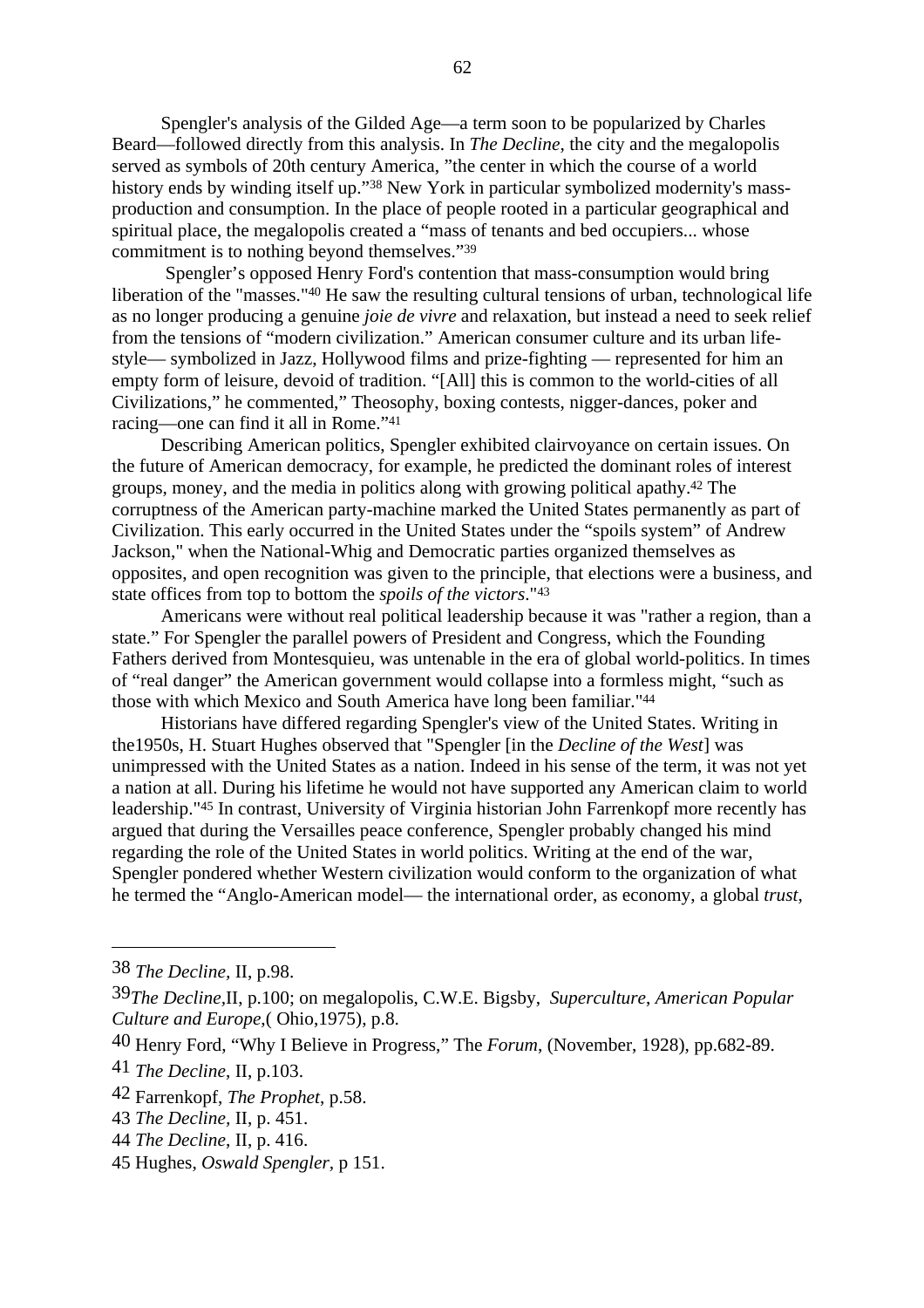Spengler's analysis of the Gilded Age—a term soon to be popularized by Charles Beard—followed directly from this analysis. In *The Decline*, the city and the megalopolis served as symbols of 20th century America, "the center in which the course of a world history ends by winding itself up."[38] New York in particular symbolized modernity's mass-production and consumption. In the place of people rooted in a particular geographical and spiritual place, the megalopolis created a "mass of tenants and bed occupiers... whose commitment is to nothing beyond themselves."[39]

Spengler's opposed Henry Ford's contention that mass-consumption would bring liberation of the "masses."[40] He saw the resulting cultural tensions of urban, technological life as no longer producing a genuine *joie de vivre* and relaxation, but instead a need to seek relief from the tensions of "modern civilization." American consumer culture and its urban life-style— symbolized in Jazz, Hollywood films and prize-fighting — represented for him an empty form of leisure, devoid of tradition. "[All] this is common to the world-cities of all Civilizations," he commented," Theosophy, boxing contests, nigger-dances, poker and racing—one can find it all in Rome."[41]

Describing American politics, Spengler exhibited clairvoyance on certain issues. On the future of American democracy, for example, he predicted the dominant roles of interest groups, money, and the media in politics along with growing political apathy.[42] The corruptness of the American party-machine marked the United States permanently as part of Civilization. This early occurred in the United States under the "spoils system" of Andrew Jackson," when the National-Whig and Democratic parties organized themselves as opposites, and open recognition was given to the principle, that elections were a business, and state offices from top to bottom the *spoils of the victors*."[43]

Americans were without real political leadership because it was "rather a region, than a state." For Spengler the parallel powers of President and Congress, which the Founding Fathers derived from Montesquieu, was untenable in the era of global world-politics. In times of "real danger" the American government would collapse into a formless might, "such as those with which Mexico and South America have long been familiar."[44]

Historians have differed regarding Spengler's view of the United States. Writing in the1950s, H. Stuart Hughes observed that "Spengler [in the *Decline of the West*] was unimpressed with the United States as a nation. Indeed in his sense of the term, it was not yet a nation at all. During his lifetime he would not have supported any American claim to world leadership."[45] In contrast, University of Virginia historian John Farrenkopf more recently has argued that during the Versailles peace conference, Spengler probably changed his mind regarding the role of the United States in world politics. Writing at the end of the war, Spengler pondered whether Western civilization would conform to the organization of what he termed the "Anglo-American model— the international order, as economy, a global *trust*,

---

38 *The Decline*, II, p.98.

39 *The Decline*,II, p.100; on megalopolis, C.W.E. Bigsby, *Superculture*, *American Popular Culture and Europe*,( Ohio,1975), p.8.

40 Henry Ford, "Why I Believe in Progress," The *Forum*, (November, 1928), pp.682-89.

41 *The Decline*, II, p.103.

42 Farrenkopf, *The Prophet*, p.58.

43 *The Decline*, II, p. 451.

44 *The Decline*, II, p. 416.

45 Hughes, *Oswald Spengler*, p 151.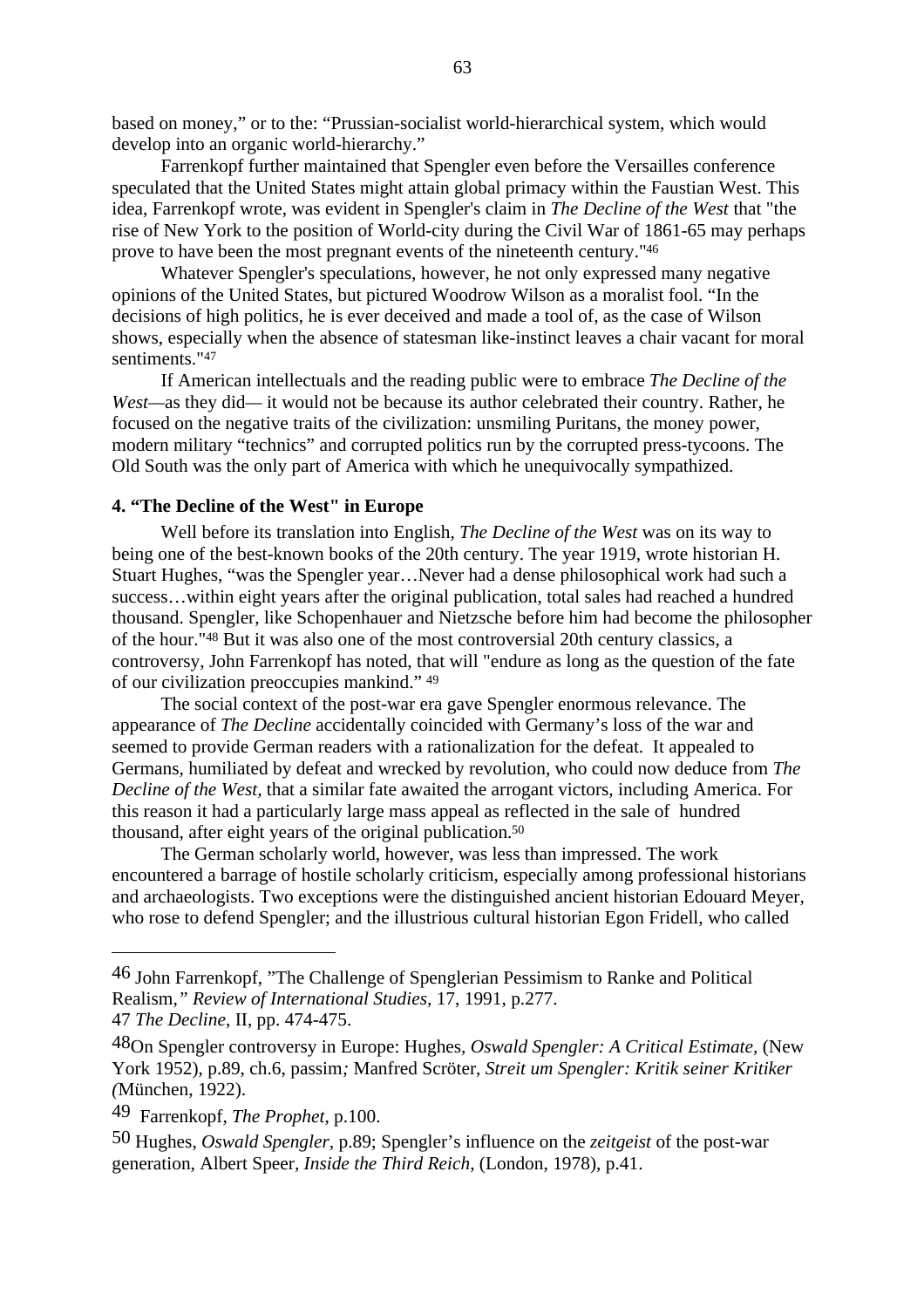based on money," or to the: "Prussian-socialist world-hierarchical system, which would develop into an organic world-hierarchy."

Farrenkopf further maintained that Spengler even before the Versailles conference speculated that the United States might attain global primacy within the Faustian West. This idea, Farrenkopf wrote, was evident in Spengler's claim in *The Decline of the West* that "the rise of New York to the position of World-city during the Civil War of 1861-65 may perhaps prove to have been the most pregnant events of the nineteenth century."[46]

Whatever Spengler's speculations, however, he not only expressed many negative opinions of the United States, but pictured Woodrow Wilson as a moralist fool. "In the decisions of high politics, he is ever deceived and made a tool of, as the case of Wilson shows, especially when the absence of statesman like-instinct leaves a chair vacant for moral sentiments."[47]

If American intellectuals and the reading public were to embrace *The Decline of the West*—as they did— it would not be because its author celebrated their country. Rather, he focused on the negative traits of the civilization: unsmiling Puritans, the money power, modern military "technics" and corrupted politics run by the corrupted press-tycoons. The Old South was the only part of America with which he unequivocally sympathized.

**4. "The Decline of the West" in Europe**

Well before its translation into English, *The Decline of the West* was on its way to being one of the best-known books of the 20th century. The year 1919, wrote historian H. Stuart Hughes, "was the Spengler year…Never had a dense philosophical work had such a success…within eight years after the original publication, total sales had reached a hundred thousand. Spengler, like Schopenhauer and Nietzsche before him had become the philosopher of the hour."[48] But it was also one of the most controversial 20th century classics, a controversy, John Farrenkopf has noted, that will "endure as long as the question of the fate of our civilization preoccupies mankind." [49]

The social context of the post-war era gave Spengler enormous relevance. The appearance of *The Decline* accidentally coincided with Germany's loss of the war and seemed to provide German readers with a rationalization for the defeat. It appealed to Germans, humiliated by defeat and wrecked by revolution, who could now deduce from *The Decline of the West,* that a similar fate awaited the arrogant victors, including America. For this reason it had a particularly large mass appeal as reflected in the sale of hundred thousand, after eight years of the original publication.[50]

The German scholarly world, however, was less than impressed. The work encountered a barrage of hostile scholarly criticism, especially among professional historians and archaeologists. Two exceptions were the distinguished ancient historian Edouard Meyer, who rose to defend Spengler; and the illustrious cultural historian Egon Fridell, who called

---

46 John Farrenkopf, "The Challenge of Spenglerian Pessimism to Ranke and Political Realism," *Review of International Studies,* 17, 1991, p.277.

47 *The Decline*, II, pp. 474-475.

48On Spengler controversy in Europe: Hughes, *Oswald Spengler: A Critical Estimate*, (New York 1952), p.89, ch.6, passim*;* Manfred Scröter, *Streit um Spengler: Kritik seiner Kritiker (*München, 1922).

49 Farrenkopf, *The Prophet*, p.100.

50 Hughes, *Oswald Spengler*, p.89; Spengler's influence on the *zeitgeist* of the post-war generation, Albert Speer, *Inside the Third Reich*, (London, 1978), p.41.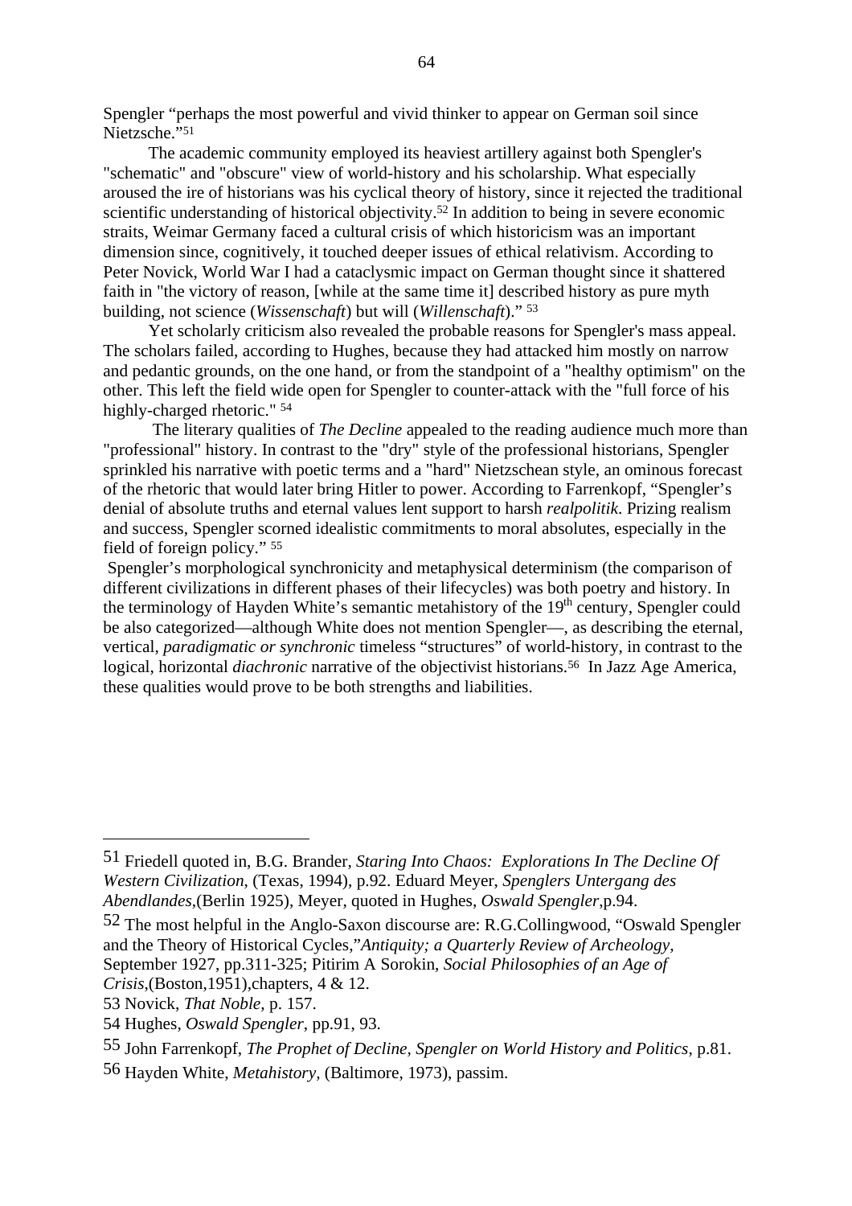Spengler “perhaps the most powerful and vivid thinker to appear on German soil since Nietzsche.”[51]

The academic community employed its heaviest artillery against both Spengler's "schematic" and "obscure" view of world-history and his scholarship. What especially aroused the ire of historians was his cyclical theory of history, since it rejected the traditional scientific understanding of historical objectivity.[52] In addition to being in severe economic straits, Weimar Germany faced a cultural crisis of which historicism was an important dimension since, cognitively, it touched deeper issues of ethical relativism. According to Peter Novick, World War I had a cataclysmic impact on German thought since it shattered faith in "the victory of reason, [while at the same time it] described history as pure myth building, not science (*Wissenschaft*) but will (*Willenschaft*).” [53]

Yet scholarly criticism also revealed the probable reasons for Spengler's mass appeal. The scholars failed, according to Hughes, because they had attacked him mostly on narrow and pedantic grounds, on the one hand, or from the standpoint of a "healthy optimism" on the other. This left the field wide open for Spengler to counter-attack with the "full force of his highly-charged rhetoric." [54]

The literary qualities of *The Decline* appealed to the reading audience much more than "professional" history. In contrast to the "dry" style of the professional historians, Spengler sprinkled his narrative with poetic terms and a "hard" Nietzschean style, an ominous forecast of the rhetoric that would later bring Hitler to power. According to Farrenkopf, “Spengler’s denial of absolute truths and eternal values lent support to harsh *realpolitik*. Prizing realism and success, Spengler scorned idealistic commitments to moral absolutes, especially in the field of foreign policy.” [55]

Spengler’s morphological synchronicity and metaphysical determinism (the comparison of different civilizations in different phases of their lifecycles) was both poetry and history. In the terminology of Hayden White’s semantic metahistory of the 19th century, Spengler could be also categorized—although White does not mention Spengler—, as describing the eternal, vertical, *paradigmatic or synchronic* timeless “structures” of world-history, in contrast to the logical, horizontal *diachronic* narrative of the objectivist historians.[56] In Jazz Age America, these qualities would prove to be both strengths and liabilities.

---

51 Friedell quoted in, B.G. Brander, *Staring Into Chaos: Explorations In The Decline Of Western Civilization*, (Texas, 1994), p.92. Eduard Meyer, *Spenglers Untergang des Abendlandes*,(Berlin 1925), Meyer, quoted in Hughes, *Oswald Spengler*,p.94.

52 The most helpful in the Anglo-Saxon discourse are: R.G.Collingwood, “Oswald Spengler and the Theory of Historical Cycles,”*Antiquity; a Quarterly Review of Archeology,* September 1927, pp.311-325; Pitirim A Sorokin, *Social Philosophies of an Age of Crisis*,(Boston,1951),chapters, 4 & 12.

53 Novick, *That Noble,* p. 157.

54 Hughes, *Oswald Spengler*, pp.91, 93.

55 John Farrenkopf, *The Prophet of Decline, Spengler on World History and Politics*, p.81.

56 Hayden White, *Metahistory*, (Baltimore, 1973), passim.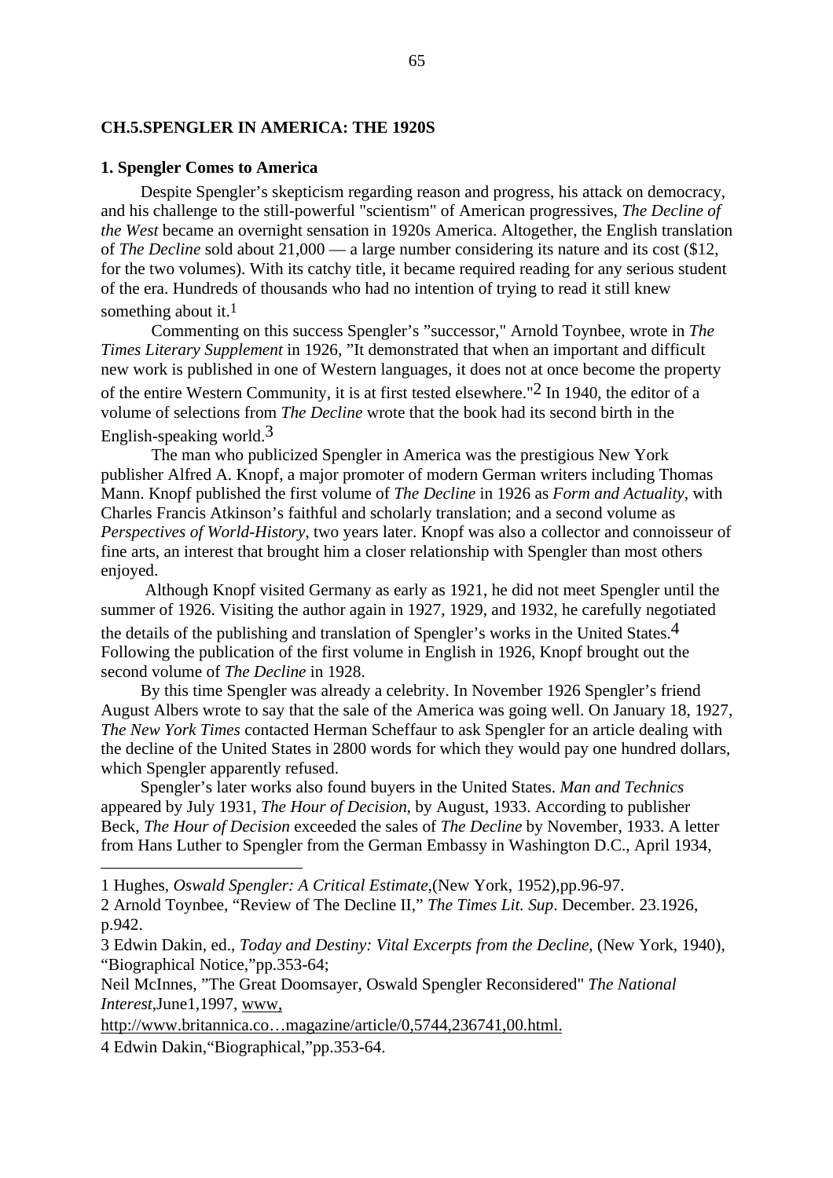## CH.5.SPENGLER IN AMERICA: THE 1920S

### 1. Spengler Comes to America

Despite Spengler's skepticism regarding reason and progress, his attack on democracy, and his challenge to the still-powerful "scientism" of American progressives, *The Decline of the West* became an overnight sensation in 1920s America. Altogether, the English translation of *The Decline* sold about 21,000 — a large number considering its nature and its cost ($12, for the two volumes). With its catchy title, it became required reading for any serious student of the era. Hundreds of thousands who had no intention of trying to read it still knew something about it.[1]

Commenting on this success Spengler's "successor," Arnold Toynbee, wrote in *The Times Literary Supplement* in 1926, "It demonstrated that when an important and difficult new work is published in one of Western languages, it does not at once become the property of the entire Western Community, it is at first tested elsewhere."[2] In 1940, the editor of a volume of selections from *The Decline* wrote that the book had its second birth in the English-speaking world.[3]

The man who publicized Spengler in America was the prestigious New York publisher Alfred A. Knopf, a major promoter of modern German writers including Thomas Mann. Knopf published the first volume of *The Decline* in 1926 as *Form and Actuality*, with Charles Francis Atkinson's faithful and scholarly translation; and a second volume as *Perspectives of World-History*, two years later. Knopf was also a collector and connoisseur of fine arts, an interest that brought him a closer relationship with Spengler than most others enjoyed.

Although Knopf visited Germany as early as 1921, he did not meet Spengler until the summer of 1926. Visiting the author again in 1927, 1929, and 1932, he carefully negotiated the details of the publishing and translation of Spengler's works in the United States.[4] Following the publication of the first volume in English in 1926, Knopf brought out the second volume of *The Decline* in 1928.

By this time Spengler was already a celebrity. In November 1926 Spengler's friend August Albers wrote to say that the sale of the America was going well. On January 18, 1927, *The New York Times* contacted Herman Scheffaur to ask Spengler for an article dealing with the decline of the United States in 2800 words for which they would pay one hundred dollars, which Spengler apparently refused.

Spengler's later works also found buyers in the United States. *Man and Technics* appeared by July 1931, *The Hour of Decision*, by August, 1933. According to publisher Beck, *The Hour of Decision* exceeded the sales of *The Decline* by November, 1933. A letter from Hans Luther to Spengler from the German Embassy in Washington D.C., April 1934,

---

1 Hughes, *Oswald Spengler: A Critical Estimate*,(New York, 1952),pp.96-97.

2 Arnold Toynbee, "Review of The Decline II," *The Times Lit. Sup*. December. 23.1926, p.942.

3 Edwin Dakin, ed., *Today and Destiny: Vital Excerpts from the Decline*, (New York, 1940), "Biographical Notice,"pp.353-64;

Neil McInnes, "The Great Doomsayer, Oswald Spengler Reconsidered" *The National Interest*,June1,1997, www,

http://www.britannica.co…magazine/article/0,5744,236741,00.html.

4 Edwin Dakin,"Biographical,"pp.353-64.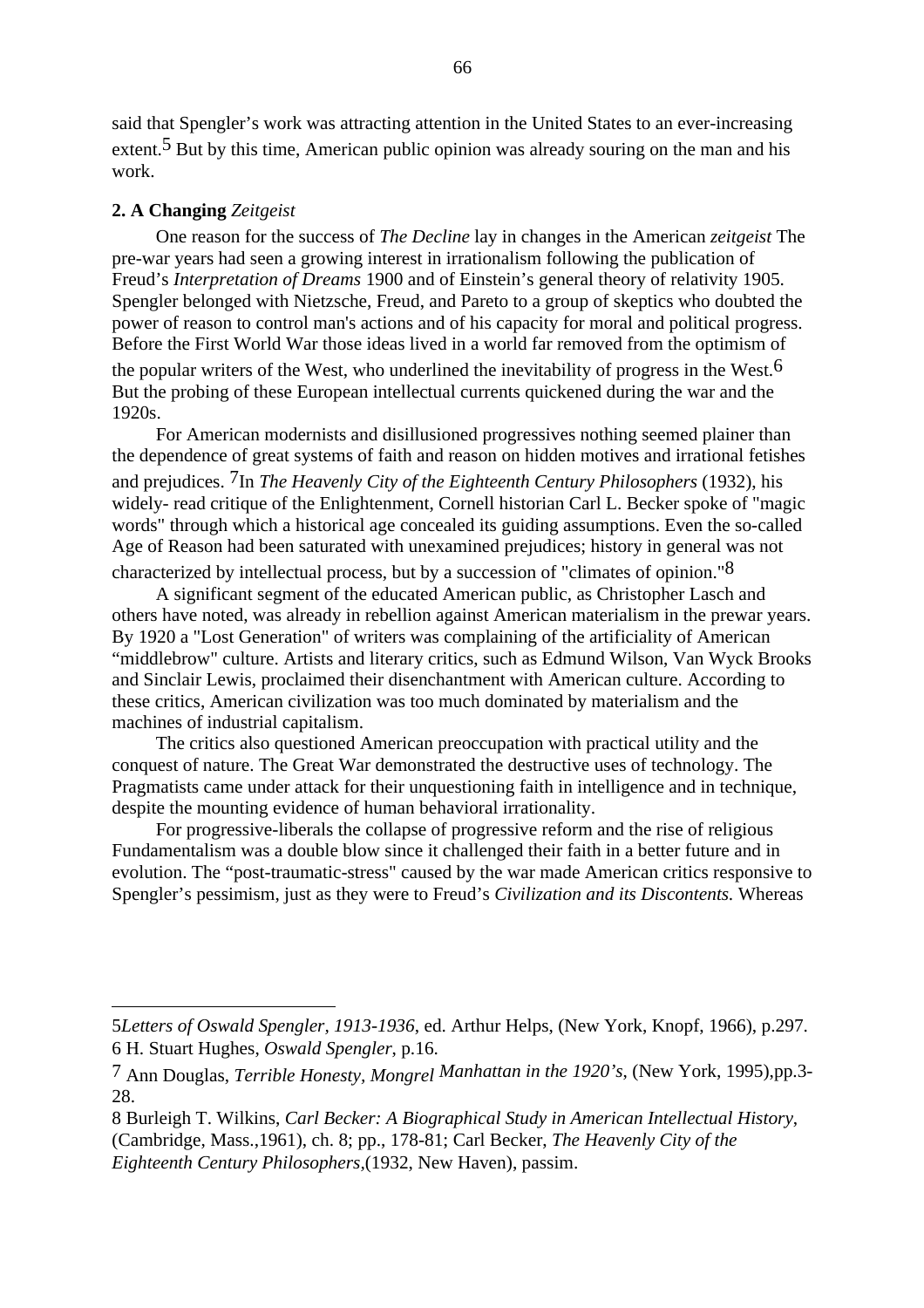said that Spengler's work was attracting attention in the United States to an ever-increasing extent.[5] But by this time, American public opinion was already souring on the man and his work.

**2. A Changing** *Zeitgeist*

One reason for the success of *The Decline* lay in changes in the American *zeitgeist* The pre-war years had seen a growing interest in irrationalism following the publication of Freud's *Interpretation of Dreams* 1900 and of Einstein's general theory of relativity 1905. Spengler belonged with Nietzsche, Freud, and Pareto to a group of skeptics who doubted the power of reason to control man's actions and of his capacity for moral and political progress. Before the First World War those ideas lived in a world far removed from the optimism of the popular writers of the West, who underlined the inevitability of progress in the West.[6] But the probing of these European intellectual currents quickened during the war and the 1920s.

For American modernists and disillusioned progressives nothing seemed plainer than the dependence of great systems of faith and reason on hidden motives and irrational fetishes and prejudices. [7]In *The Heavenly City of the Eighteenth Century Philosophers* (1932), his widely- read critique of the Enlightenment, Cornell historian Carl L. Becker spoke of "magic words" through which a historical age concealed its guiding assumptions. Even the so-called Age of Reason had been saturated with unexamined prejudices; history in general was not characterized by intellectual process, but by a succession of "climates of opinion."[8]

A significant segment of the educated American public, as Christopher Lasch and others have noted, was already in rebellion against American materialism in the prewar years. By 1920 a "Lost Generation" of writers was complaining of the artificiality of American "middlebrow" culture. Artists and literary critics, such as Edmund Wilson, Van Wyck Brooks and Sinclair Lewis, proclaimed their disenchantment with American culture. According to these critics, American civilization was too much dominated by materialism and the machines of industrial capitalism.

The critics also questioned American preoccupation with practical utility and the conquest of nature. The Great War demonstrated the destructive uses of technology. The Pragmatists came under attack for their unquestioning faith in intelligence and in technique, despite the mounting evidence of human behavioral irrationality.

For progressive-liberals the collapse of progressive reform and the rise of religious Fundamentalism was a double blow since it challenged their faith in a better future and in evolution. The "post-traumatic-stress" caused by the war made American critics responsive to Spengler's pessimism, just as they were to Freud's *Civilization and its Discontents.* Whereas

---

5*Letters of Oswald Spengler, 1913-1936*, ed. Arthur Helps, (New York, Knopf, 1966), p.297.

6 H. Stuart Hughes, *Oswald Spengler*, p.16.

7 Ann Douglas, *Terrible Honesty, Mongrel Manhattan in the 1920's*, (New York, 1995),pp.3-28.

8 Burleigh T. Wilkins, *Carl Becker: A Biographical Study in American Intellectual History*, (Cambridge, Mass.,1961), ch. 8; pp., 178-81; Carl Becker, *The Heavenly City of the Eighteenth Century Philosophers*,(1932, New Haven), passim.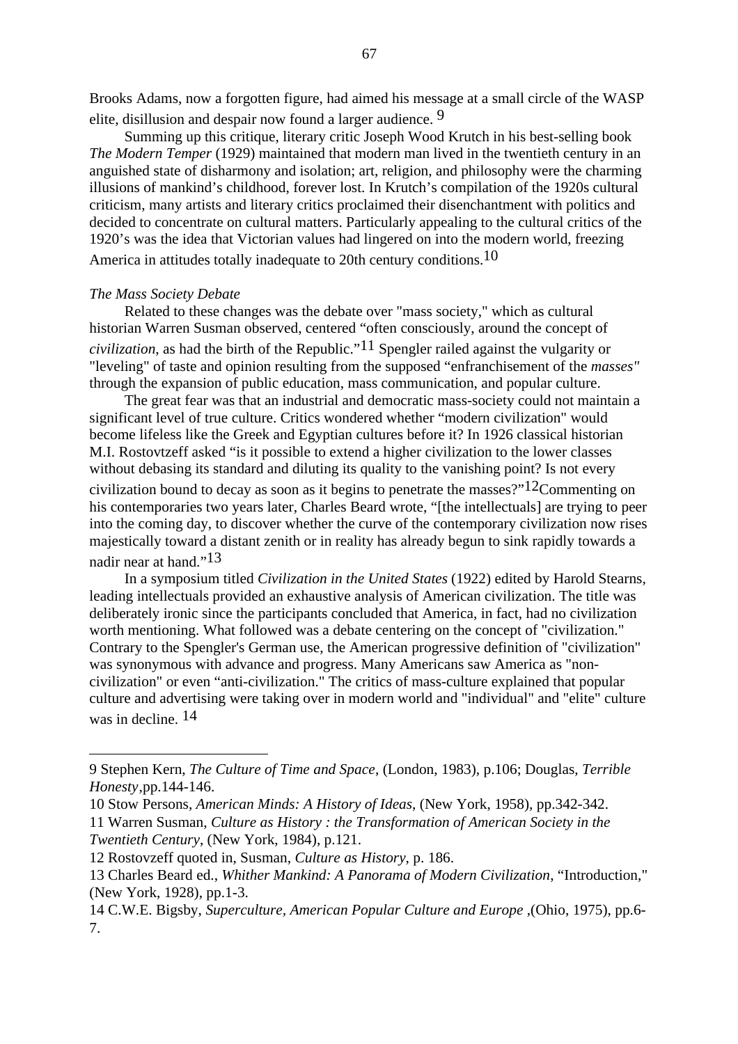Brooks Adams, now a forgotten figure, had aimed his message at a small circle of the WASP elite, disillusion and despair now found a larger audience. [9]

Summing up this critique, literary critic Joseph Wood Krutch in his best-selling book *The Modern Temper* (1929) maintained that modern man lived in the twentieth century in an anguished state of disharmony and isolation; art, religion, and philosophy were the charming illusions of mankind's childhood, forever lost. In Krutch's compilation of the 1920s cultural criticism, many artists and literary critics proclaimed their disenchantment with politics and decided to concentrate on cultural matters. Particularly appealing to the cultural critics of the 1920's was the idea that Victorian values had lingered on into the modern world, freezing America in attitudes totally inadequate to 20th century conditions.[10]

*The Mass Society Debate*

Related to these changes was the debate over "mass society," which as cultural historian Warren Susman observed, centered "often consciously, around the concept of *civilization*, as had the birth of the Republic."[11] Spengler railed against the vulgarity or "leveling" of taste and opinion resulting from the supposed "enfranchisement of the *masses"* through the expansion of public education, mass communication, and popular culture.

The great fear was that an industrial and democratic mass-society could not maintain a significant level of true culture. Critics wondered whether "modern civilization" would become lifeless like the Greek and Egyptian cultures before it? In 1926 classical historian M.I. Rostovtzeff asked "is it possible to extend a higher civilization to the lower classes without debasing its standard and diluting its quality to the vanishing point? Is not every civilization bound to decay as soon as it begins to penetrate the masses?"[12]Commenting on his contemporaries two years later, Charles Beard wrote, "[the intellectuals] are trying to peer into the coming day, to discover whether the curve of the contemporary civilization now rises majestically toward a distant zenith or in reality has already begun to sink rapidly towards a nadir near at hand."[13]

In a symposium titled *Civilization in the United States* (1922) edited by Harold Stearns, leading intellectuals provided an exhaustive analysis of American civilization. The title was deliberately ironic since the participants concluded that America, in fact, had no civilization worth mentioning. What followed was a debate centering on the concept of "civilization." Contrary to the Spengler's German use, the American progressive definition of "civilization" was synonymous with advance and progress. Many Americans saw America as "non-civilization" or even "anti-civilization." The critics of mass-culture explained that popular culture and advertising were taking over in modern world and "individual" and "elite" culture was in decline. [14]

---

9 Stephen Kern, *The Culture of Time and Space*, (London, 1983), p.106; Douglas, *Terrible Honesty*,pp.144-146.

10 Stow Persons, *American Minds: A History of Ideas*, (New York, 1958), pp.342-342.

11 Warren Susman, *Culture as History : the Transformation of American Society in the Twentieth Century*, (New York, 1984), p.121.

12 Rostovzeff quoted in, Susman, *Culture as History*, p. 186.

13 Charles Beard ed., *Whither Mankind: A Panorama of Modern Civilization*, "Introduction," (New York, 1928), pp.1-3.

14 C.W.E. Bigsby, *Superculture, American Popular Culture and Europe* ,(Ohio, 1975), pp.6-7.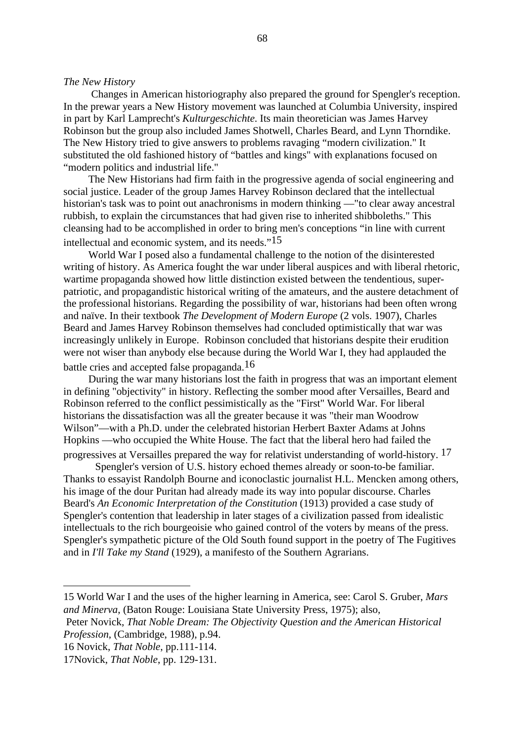*The New History*

Changes in American historiography also prepared the ground for Spengler's reception. In the prewar years a New History movement was launched at Columbia University, inspired in part by Karl Lamprecht's *Kulturgeschichte*. Its main theoretician was James Harvey Robinson but the group also included James Shotwell, Charles Beard, and Lynn Thorndike. The New History tried to give answers to problems ravaging "modern civilization." It substituted the old fashioned history of "battles and kings" with explanations focused on "modern politics and industrial life."

The New Historians had firm faith in the progressive agenda of social engineering and social justice. Leader of the group James Harvey Robinson declared that the intellectual historian's task was to point out anachronisms in modern thinking —"to clear away ancestral rubbish, to explain the circumstances that had given rise to inherited shibboleths." This cleansing had to be accomplished in order to bring men's conceptions "in line with current intellectual and economic system, and its needs."[15]

World War I posed also a fundamental challenge to the notion of the disinterested writing of history. As America fought the war under liberal auspices and with liberal rhetoric, wartime propaganda showed how little distinction existed between the tendentious, super-patriotic, and propagandistic historical writing of the amateurs, and the austere detachment of the professional historians. Regarding the possibility of war, historians had been often wrong and naïve. In their textbook *The Development of Modern Europe* (2 vols. 1907), Charles Beard and James Harvey Robinson themselves had concluded optimistically that war was increasingly unlikely in Europe. Robinson concluded that historians despite their erudition were not wiser than anybody else because during the World War I, they had applauded the battle cries and accepted false propaganda.[16]

During the war many historians lost the faith in progress that was an important element in defining "objectivity" in history. Reflecting the somber mood after Versailles, Beard and Robinson referred to the conflict pessimistically as the "First" World War. For liberal historians the dissatisfaction was all the greater because it was "their man Woodrow Wilson"—with a Ph.D. under the celebrated historian Herbert Baxter Adams at Johns Hopkins —who occupied the White House. The fact that the liberal hero had failed the progressives at Versailles prepared the way for relativist understanding of world-history.[17]

Spengler's version of U.S. history echoed themes already or soon-to-be familiar. Thanks to essayist Randolph Bourne and iconoclastic journalist H.L. Mencken among others, his image of the dour Puritan had already made its way into popular discourse. Charles Beard's *An Economic Interpretation of the Constitution* (1913) provided a case study of Spengler's contention that leadership in later stages of a civilization passed from idealistic intellectuals to the rich bourgeoisie who gained control of the voters by means of the press. Spengler's sympathetic picture of the Old South found support in the poetry of The Fugitives and in *I'll Take my Stand* (1929), a manifesto of the Southern Agrarians.

---

15 World War I and the uses of the higher learning in America, see: Carol S. Gruber, *Mars and Minerva*, (Baton Rouge: Louisiana State University Press, 1975); also, Peter Novick, *That Noble Dream: The Objectivity Question and the American Historical Profession*, (Cambridge, 1988), p.94.

16 Novick, *That Noble*, pp.111-114.

17 Novick, *That Noble*, pp. 129-131.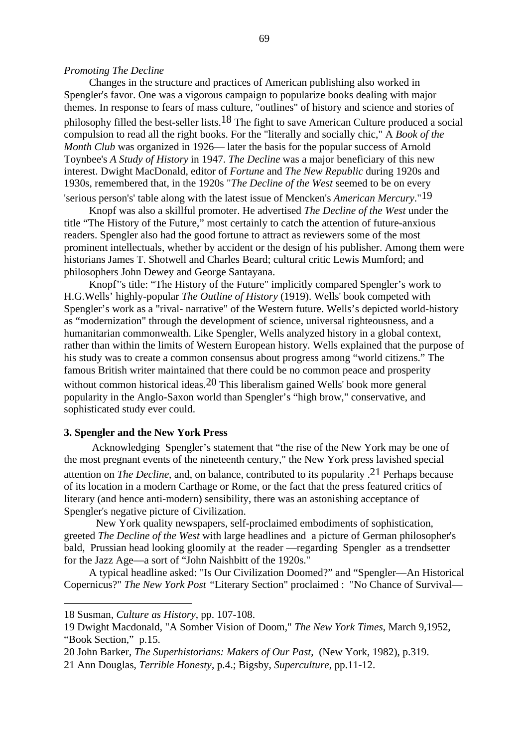*Promoting The Decline*

Changes in the structure and practices of American publishing also worked in Spengler's favor. One was a vigorous campaign to popularize books dealing with major themes. In response to fears of mass culture, "outlines" of history and science and stories of philosophy filled the best-seller lists.[18] The fight to save American Culture produced a social compulsion to read all the right books. For the "literally and socially chic," A *Book of the Month Club* was organized in 1926— later the basis for the popular success of Arnold Toynbee's *A Study of History* in 1947. *The Decline* was a major beneficiary of this new interest. Dwight MacDonald, editor of *Fortune* and *The New Republic* during 1920s and 1930s, remembered that, in the 1920s "*The Decline of the West* seemed to be on every 'serious person's' table along with the latest issue of Mencken's *American Mercury*."[19]

Knopf was also a skillful promoter. He advertised *The Decline of the West* under the title "The History of the Future," most certainly to catch the attention of future-anxious readers. Spengler also had the good fortune to attract as reviewers some of the most prominent intellectuals, whether by accident or the design of his publisher. Among them were historians James T. Shotwell and Charles Beard; cultural critic Lewis Mumford; and philosophers John Dewey and George Santayana.

Knopf''s title: "The History of the Future" implicitly compared Spengler's work to H.G.Wells' highly-popular *The Outline of History* (1919). Wells' book competed with Spengler's work as a "rival- narrative" of the Western future. Wells's depicted world-history as "modernization" through the development of science, universal righteousness, and a humanitarian commonwealth. Like Spengler, Wells analyzed history in a global context, rather than within the limits of Western European history. Wells explained that the purpose of his study was to create a common consensus about progress among "world citizens." The famous British writer maintained that there could be no common peace and prosperity without common historical ideas.[20] This liberalism gained Wells' book more general popularity in the Anglo-Saxon world than Spengler's "high brow," conservative, and sophisticated study ever could.

### 3. Spengler and the New York Press

Acknowledging Spengler's statement that "the rise of the New York may be one of the most pregnant events of the nineteenth century," the New York press lavished special attention on *The Decline*, and, on balance, contributed to its popularity .[21] Perhaps because of its location in a modern Carthage or Rome, or the fact that the press featured critics of literary (and hence anti-modern) sensibility, there was an astonishing acceptance of Spengler's negative picture of Civilization.

New York quality newspapers, self-proclaimed embodiments of sophistication, greeted *The Decline of the West* with large headlines and a picture of German philosopher's bald, Prussian head looking gloomily at the reader —regarding Spengler as a trendsetter for the Jazz Age—a sort of "John Naishbitt of the 1920s."

A typical headline asked: "Is Our Civilization Doomed?" and "Spengler—An Historical Copernicus?" *The New York Post* "Literary Section" proclaimed : "No Chance of Survival—

---

18 Susman, *Culture as History*, pp. 107-108.

19 Dwight Macdonald, "A Somber Vision of Doom," *The New York Times*, March 9,1952, "Book Section," p.15.

20 John Barker, *The Superhistorians: Makers of Our Past*, (New York, 1982), p.319.

21 Ann Douglas, *Terrible Honesty*, p.4.; Bigsby, *Superculture*, pp.11-12.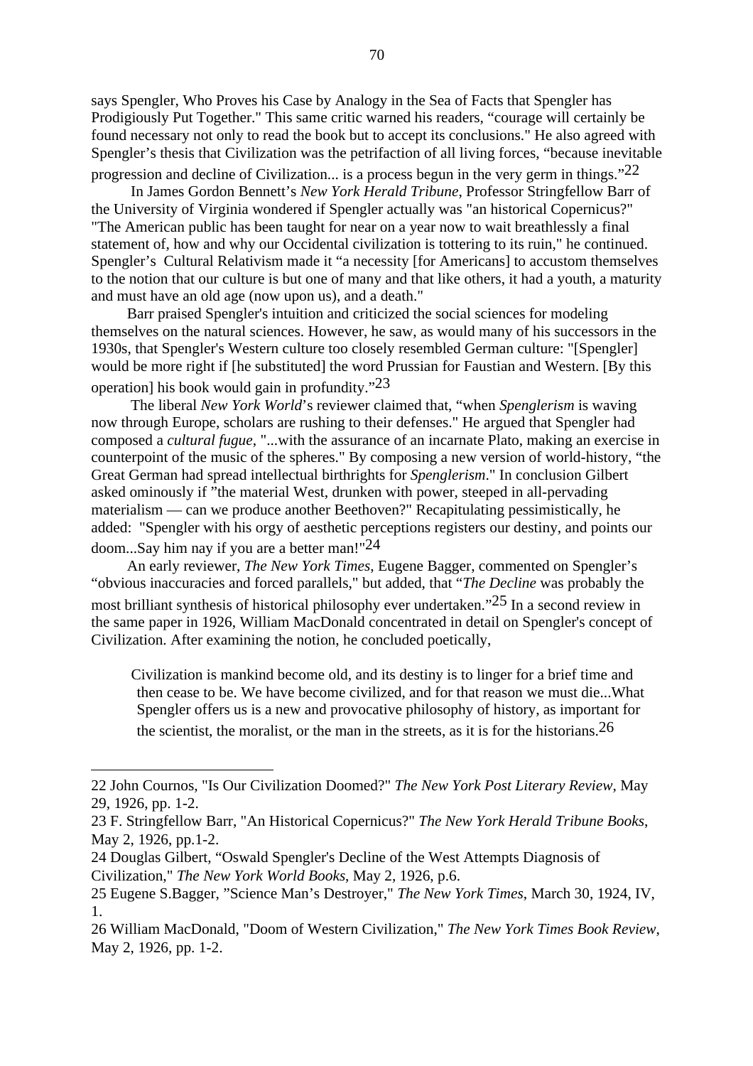says Spengler, Who Proves his Case by Analogy in the Sea of Facts that Spengler has Prodigiously Put Together." This same critic warned his readers, "courage will certainly be found necessary not only to read the book but to accept its conclusions." He also agreed with Spengler's thesis that Civilization was the petrifaction of all living forces, "because inevitable progression and decline of Civilization... is a process begun in the very germ in things."[22]

In James Gordon Bennett's *New York Herald Tribune*, Professor Stringfellow Barr of the University of Virginia wondered if Spengler actually was "an historical Copernicus?" "The American public has been taught for near on a year now to wait breathlessly a final statement of, how and why our Occidental civilization is tottering to its ruin," he continued. Spengler's Cultural Relativism made it "a necessity [for Americans] to accustom themselves to the notion that our culture is but one of many and that like others, it had a youth, a maturity and must have an old age (now upon us), and a death."

Barr praised Spengler's intuition and criticized the social sciences for modeling themselves on the natural sciences. However, he saw, as would many of his successors in the 1930s, that Spengler's Western culture too closely resembled German culture: "[Spengler] would be more right if [he substituted] the word Prussian for Faustian and Western. [By this operation] his book would gain in profundity."[23]

The liberal *New York World*'s reviewer claimed that, "when *Spenglerism* is waving now through Europe, scholars are rushing to their defenses." He argued that Spengler had composed a *cultural fugue*, "...with the assurance of an incarnate Plato, making an exercise in counterpoint of the music of the spheres." By composing a new version of world-history, "the Great German had spread intellectual birthrights for *Spenglerism*." In conclusion Gilbert asked ominously if "the material West, drunken with power, steeped in all-pervading materialism — can we produce another Beethoven?" Recapitulating pessimistically, he added: "Spengler with his orgy of aesthetic perceptions registers our destiny, and points our doom...Say him nay if you are a better man!"[24]

An early reviewer, *The New York Times*, Eugene Bagger, commented on Spengler's "obvious inaccuracies and forced parallels," but added, that "*The Decline* was probably the most brilliant synthesis of historical philosophy ever undertaken."[25] In a second review in the same paper in 1926, William MacDonald concentrated in detail on Spengler's concept of Civilization. After examining the notion, he concluded poetically,

> Civilization is mankind become old, and its destiny is to linger for a brief time and then cease to be. We have become civilized, and for that reason we must die...What Spengler offers us is a new and provocative philosophy of history, as important for the scientist, the moralist, or the man in the streets, as it is for the historians.[26]

---

22 John Cournos, "Is Our Civilization Doomed?" *The New York Post Literary Review*, May 29, 1926, pp. 1-2.

23 F. Stringfellow Barr, "An Historical Copernicus?" *The New York Herald Tribune Books*, May 2, 1926, pp.1-2.

24 Douglas Gilbert, "Oswald Spengler's Decline of the West Attempts Diagnosis of Civilization," *The New York World Books*, May 2, 1926, p.6.

25 Eugene S.Bagger, "Science Man's Destroyer," *The New York Times*, March 30, 1924, IV, 1.

26 William MacDonald, "Doom of Western Civilization," *The New York Times Book Review*, May 2, 1926, pp. 1-2.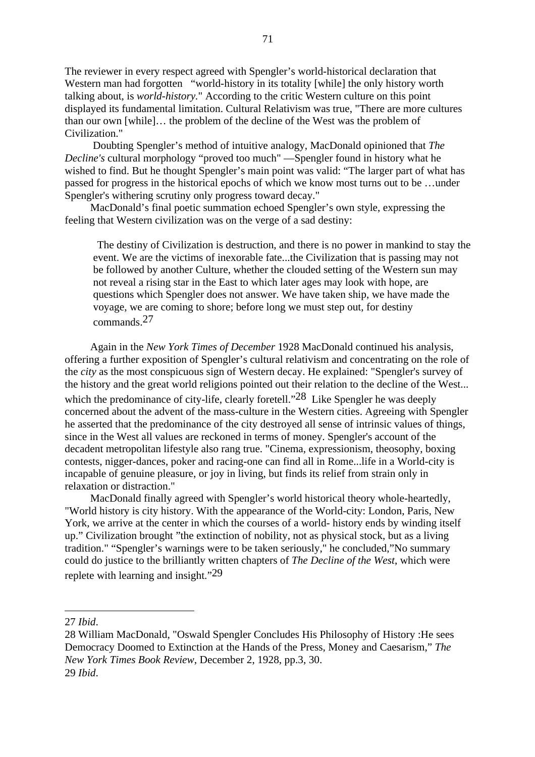The reviewer in every respect agreed with Spengler's world-historical declaration that Western man had forgotten "world-history in its totality [while] the only history worth talking about, is *world-history.*" According to the critic Western culture on this point displayed its fundamental limitation. Cultural Relativism was true, "There are more cultures than our own [while]… the problem of the decline of the West was the problem of Civilization."

Doubting Spengler's method of intuitive analogy, MacDonald opinioned that *The Decline's* cultural morphology "proved too much" —Spengler found in history what he wished to find. But he thought Spengler's main point was valid: "The larger part of what has passed for progress in the historical epochs of which we know most turns out to be …under Spengler's withering scrutiny only progress toward decay."

MacDonald's final poetic summation echoed Spengler's own style, expressing the feeling that Western civilization was on the verge of a sad destiny:

> The destiny of Civilization is destruction, and there is no power in mankind to stay the event. We are the victims of inexorable fate...the Civilization that is passing may not be followed by another Culture, whether the clouded setting of the Western sun may not reveal a rising star in the East to which later ages may look with hope, are questions which Spengler does not answer. We have taken ship, we have made the voyage, we are coming to shore; before long we must step out, for destiny commands.[27]

Again in the *New York Times of December* 1928 MacDonald continued his analysis, offering a further exposition of Spengler's cultural relativism and concentrating on the role of the *city* as the most conspicuous sign of Western decay. He explained: "Spengler's survey of the history and the great world religions pointed out their relation to the decline of the West... which the predominance of city-life, clearly foretell."[28] Like Spengler he was deeply concerned about the advent of the mass-culture in the Western cities. Agreeing with Spengler he asserted that the predominance of the city destroyed all sense of intrinsic values of things, since in the West all values are reckoned in terms of money. Spengler's account of the decadent metropolitan lifestyle also rang true. "Cinema, expressionism, theosophy, boxing contests, nigger-dances, poker and racing-one can find all in Rome...life in a World-city is incapable of genuine pleasure, or joy in living, but finds its relief from strain only in relaxation or distraction."

MacDonald finally agreed with Spengler's world historical theory whole-heartedly, "World history is city history. With the appearance of the World-city: London, Paris, New York, we arrive at the center in which the courses of a world- history ends by winding itself up." Civilization brought "the extinction of nobility, not as physical stock, but as a living tradition." "Spengler's warnings were to be taken seriously," he concluded,"No summary could do justice to the brilliantly written chapters of *The Decline of the West*, which were replete with learning and insight."[29]

---

27 *Ibid*.

28 William MacDonald, "Oswald Spengler Concludes His Philosophy of History :He sees Democracy Doomed to Extinction at the Hands of the Press, Money and Caesarism," *The New York Times Book Review*, December 2, 1928, pp.3, 30.

29 *Ibid*.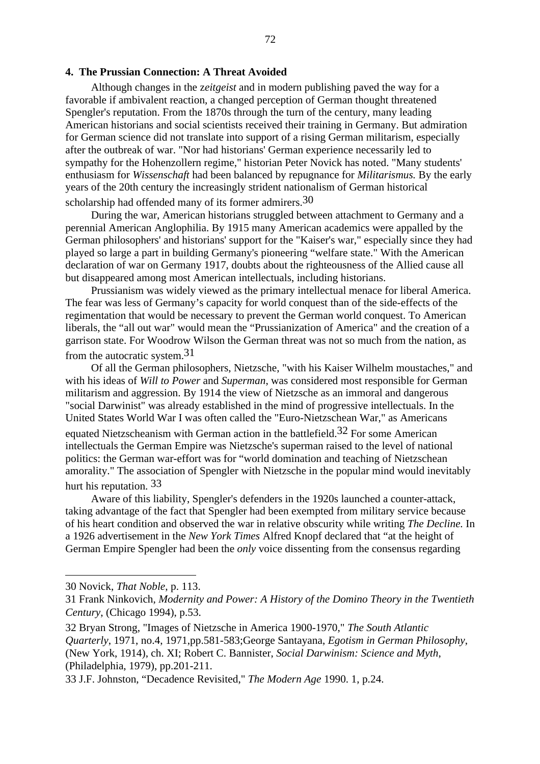### 4. The Prussian Connection: A Threat Avoided

Although changes in the z*eitgeist* and in modern publishing paved the way for a favorable if ambivalent reaction, a changed perception of German thought threatened Spengler's reputation. From the 1870s through the turn of the century, many leading American historians and social scientists received their training in Germany. But admiration for German science did not translate into support of a rising German militarism, especially after the outbreak of war. "Nor had historians' German experience necessarily led to sympathy for the Hohenzollern regime," historian Peter Novick has noted. "Many students' enthusiasm for *Wissenschaft* had been balanced by repugnance for *Militarismus.* By the early years of the 20th century the increasingly strident nationalism of German historical scholarship had offended many of its former admirers.[30]

During the war, American historians struggled between attachment to Germany and a perennial American Anglophilia. By 1915 many American academics were appalled by the German philosophers' and historians' support for the "Kaiser's war," especially since they had played so large a part in building Germany's pioneering "welfare state." With the American declaration of war on Germany 1917, doubts about the righteousness of the Allied cause all but disappeared among most American intellectuals, including historians.

Prussianism was widely viewed as the primary intellectual menace for liberal America. The fear was less of Germany's capacity for world conquest than of the side-effects of the regimentation that would be necessary to prevent the German world conquest. To American liberals, the "all out war" would mean the "Prussianization of America" and the creation of a garrison state. For Woodrow Wilson the German threat was not so much from the nation, as from the autocratic system.[31]

Of all the German philosophers, Nietzsche, "with his Kaiser Wilhelm moustaches," and with his ideas of *Will to Power* and *Superman*, was considered most responsible for German militarism and aggression. By 1914 the view of Nietzsche as an immoral and dangerous "social Darwinist" was already established in the mind of progressive intellectuals. In the United States World War I was often called the "Euro-Nietzschean War," as Americans equated Nietzscheanism with German action in the battlefield.[32] For some American intellectuals the German Empire was Nietzsche's superman raised to the level of national politics: the German war-effort was for "world domination and teaching of Nietzschean amorality." The association of Spengler with Nietzsche in the popular mind would inevitably hurt his reputation. [33]

Aware of this liability, Spengler's defenders in the 1920s launched a counter-attack, taking advantage of the fact that Spengler had been exempted from military service because of his heart condition and observed the war in relative obscurity while writing *The Decline.* In a 1926 advertisement in the *New York Times* Alfred Knopf declared that "at the height of German Empire Spengler had been the *only* voice dissenting from the consensus regarding

---

30 Novick, *That Noble*, p. 113.

31 Frank Ninkovich, *Modernity and Power: A History of the Domino Theory in the Twentieth Century*, (Chicago 1994), p.53.

32 Bryan Strong, "Images of Nietzsche in America 1900-1970," *The South Atlantic Quarterly*, 1971, no.4, 1971,pp.581-583;George Santayana, *Egotism in German Philosophy*, (New York, 1914), ch. XI; Robert C. Bannister, *Social Darwinism: Science and Myth*, (Philadelphia, 1979), pp.201-211.

33 J.F. Johnston, "Decadence Revisited," *The Modern Age* 1990. 1, p.24.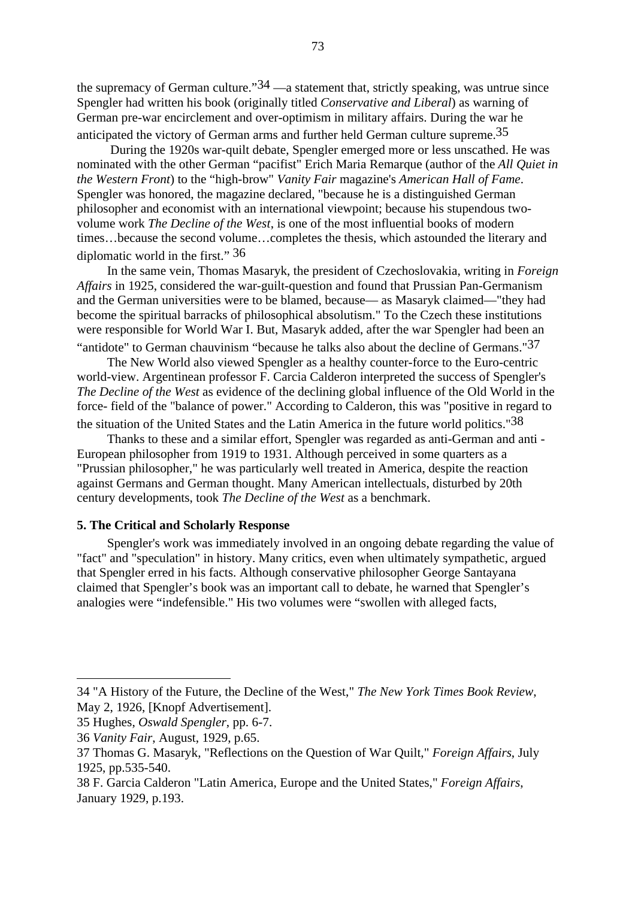the supremacy of German culture."[34] —a statement that, strictly speaking, was untrue since Spengler had written his book (originally titled *Conservative and Liberal*) as warning of German pre-war encirclement and over-optimism in military affairs. During the war he anticipated the victory of German arms and further held German culture supreme.[35]

During the 1920s war-quilt debate, Spengler emerged more or less unscathed. He was nominated with the other German "pacifist" Erich Maria Remarque (author of the *All Quiet in the Western Front*) to the "high-brow" *Vanity Fair* magazine's *American Hall of Fame*. Spengler was honored, the magazine declared, "because he is a distinguished German philosopher and economist with an international viewpoint; because his stupendous two-volume work *The Decline of the West*, is one of the most influential books of modern times…because the second volume…completes the thesis, which astounded the literary and diplomatic world in the first." [36]

In the same vein, Thomas Masaryk, the president of Czechoslovakia, writing in *Foreign Affairs* in 1925, considered the war-guilt-question and found that Prussian Pan-Germanism and the German universities were to be blamed, because— as Masaryk claimed—"they had become the spiritual barracks of philosophical absolutism." To the Czech these institutions were responsible for World War I. But, Masaryk added, after the war Spengler had been an "antidote" to German chauvinism "because he talks also about the decline of Germans."[37]

The New World also viewed Spengler as a healthy counter-force to the Euro-centric world-view. Argentinean professor F. Carcia Calderon interpreted the success of Spengler's *The Decline of the West* as evidence of the declining global influence of the Old World in the force- field of the "balance of power." According to Calderon, this was "positive in regard to the situation of the United States and the Latin America in the future world politics."[38]

Thanks to these and a similar effort, Spengler was regarded as anti-German and anti - European philosopher from 1919 to 1931. Although perceived in some quarters as a "Prussian philosopher," he was particularly well treated in America, despite the reaction against Germans and German thought. Many American intellectuals, disturbed by 20th century developments, took *The Decline of the West* as a benchmark.

**5. The Critical and Scholarly Response**

Spengler's work was immediately involved in an ongoing debate regarding the value of "fact" and "speculation" in history. Many critics, even when ultimately sympathetic, argued that Spengler erred in his facts. Although conservative philosopher George Santayana claimed that Spengler's book was an important call to debate, he warned that Spengler's analogies were "indefensible." His two volumes were "swollen with alleged facts,

---

34 "A History of the Future, the Decline of the West," *The New York Times Book Review*, May 2, 1926, [Knopf Advertisement].

35 Hughes, *Oswald Spengler*, pp. 6-7.

36 *Vanity Fair*, August, 1929, p.65.

37 Thomas G. Masaryk, "Reflections on the Question of War Quilt," *Foreign Affairs*, July 1925, pp.535-540.

38 F. Garcia Calderon "Latin America, Europe and the United States," *Foreign Affairs*, January 1929, p.193.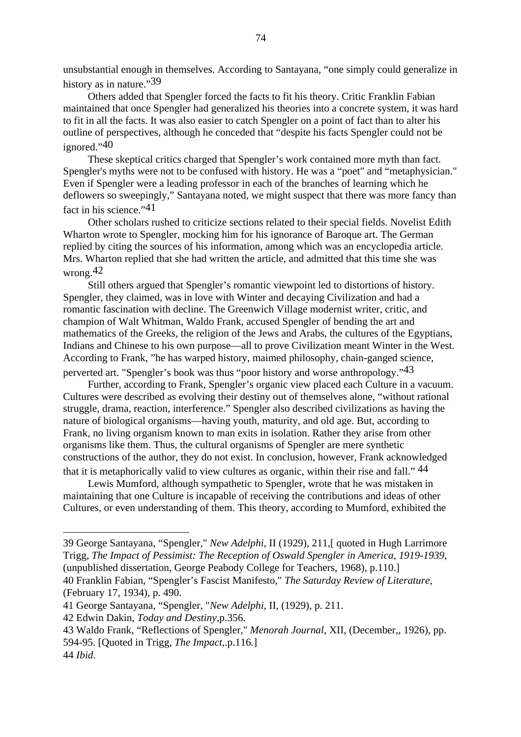unsubstantial enough in themselves. According to Santayana, “one simply could generalize in history as in nature.”[39]

Others added that Spengler forced the facts to fit his theory. Critic Franklin Fabian maintained that once Spengler had generalized his theories into a concrete system, it was hard to fit in all the facts. It was also easier to catch Spengler on a point of fact than to alter his outline of perspectives, although he conceded that “despite his facts Spengler could not be ignored.”[40]

These skeptical critics charged that Spengler’s work contained more myth than fact. Spengler's myths were not to be confused with history. He was a “poet" and “metaphysician." Even if Spengler were a leading professor in each of the branches of learning which he deflowers so sweepingly,” Santayana noted, we might suspect that there was more fancy than fact in his science.”[41]

Other scholars rushed to criticize sections related to their special fields. Novelist Edith Wharton wrote to Spengler, mocking him for his ignorance of Baroque art. The German replied by citing the sources of his information, among which was an encyclopedia article. Mrs. Wharton replied that she had written the article, and admitted that this time she was wrong.[42]

Still others argued that Spengler’s romantic viewpoint led to distortions of history. Spengler, they claimed, was in love with Winter and decaying Civilization and had a romantic fascination with decline. The Greenwich Village modernist writer, critic, and champion of Walt Whitman, Waldo Frank, accused Spengler of bending the art and mathematics of the Greeks, the religion of the Jews and Arabs, the cultures of the Egyptians, Indians and Chinese to his own purpose—all to prove Civilization meant Winter in the West. According to Frank, ”he has warped history, maimed philosophy, chain-ganged science, perverted art. "Spengler’s book was thus “poor history and worse anthropology.”[43]

Further, according to Frank, Spengler’s organic view placed each Culture in a vacuum. Cultures were described as evolving their destiny out of themselves alone, “without rational struggle, drama, reaction, interference.” Spengler also described civilizations as having the nature of biological organisms—having youth, maturity, and old age. But, according to Frank, no living organism known to man exits in isolation. Rather they arise from other organisms like them. Thus, the cultural organisms of Spengler are mere synthetic constructions of the author, they do not exist. In conclusion, however, Frank acknowledged that it is metaphorically valid to view cultures as organic, within their rise and fall.” [44]

Lewis Mumford, although sympathetic to Spengler, wrote that he was mistaken in maintaining that one Culture is incapable of receiving the contributions and ideas of other Cultures, or even understanding of them. This theory, according to Mumford, exhibited the

---

39 George Santayana, “Spengler," *New Adelphi*, II (1929), 211,[ quoted in Hugh Larrimore Trigg, *The Impact of Pessimist: The Reception of Oswald Spengler in America, 1919-1939*, (unpublished dissertation, George Peabody College for Teachers, 1968), p.110.]

40 Franklin Fabian, “Spengler’s Fascist Manifesto," *The Saturday Review of Literature*, (February 17, 1934), p. 490.

41 George Santayana, “Spengler, "*New Adelphi*, II, (1929), p. 211.

42 Edwin Dakin, *Today and Destiny*,p.356.

43 Waldo Frank, “Reflections of Spengler," *Menorah Journal*, XII, (December,, 1926), pp. 594-95. [Quoted in Trigg, *The Impact*,.p.116.]

44 *Ibid*.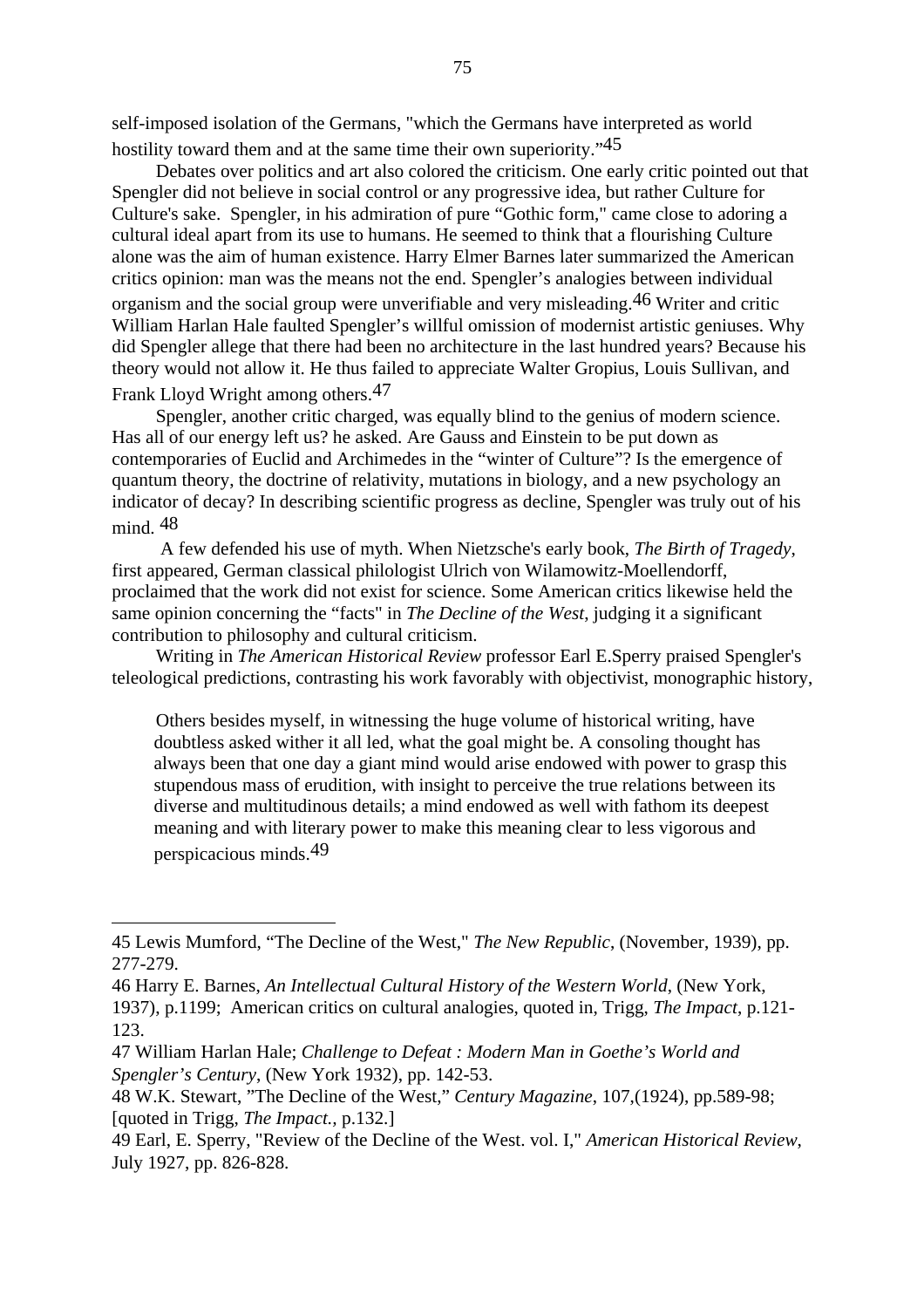self-imposed isolation of the Germans, "which the Germans have interpreted as world hostility toward them and at the same time their own superiority."[45]

Debates over politics and art also colored the criticism. One early critic pointed out that Spengler did not believe in social control or any progressive idea, but rather Culture for Culture's sake. Spengler, in his admiration of pure "Gothic form," came close to adoring a cultural ideal apart from its use to humans. He seemed to think that a flourishing Culture alone was the aim of human existence. Harry Elmer Barnes later summarized the American critics opinion: man was the means not the end. Spengler's analogies between individual organism and the social group were unverifiable and very misleading.[46] Writer and critic William Harlan Hale faulted Spengler's willful omission of modernist artistic geniuses. Why did Spengler allege that there had been no architecture in the last hundred years? Because his theory would not allow it. He thus failed to appreciate Walter Gropius, Louis Sullivan, and Frank Lloyd Wright among others.[47]

Spengler, another critic charged, was equally blind to the genius of modern science. Has all of our energy left us? he asked. Are Gauss and Einstein to be put down as contemporaries of Euclid and Archimedes in the "winter of Culture"? Is the emergence of quantum theory, the doctrine of relativity, mutations in biology, and a new psychology an indicator of decay? In describing scientific progress as decline, Spengler was truly out of his mind. [48]

A few defended his use of myth. When Nietzsche's early book, *The Birth of Tragedy*, first appeared, German classical philologist Ulrich von Wilamowitz-Moellendorff, proclaimed that the work did not exist for science. Some American critics likewise held the same opinion concerning the "facts" in *The Decline of the West*, judging it a significant contribution to philosophy and cultural criticism.

Writing in *The American Historical Review* professor Earl E.Sperry praised Spengler's teleological predictions, contrasting his work favorably with objectivist, monographic history,

> Others besides myself, in witnessing the huge volume of historical writing, have doubtless asked wither it all led, what the goal might be. A consoling thought has always been that one day a giant mind would arise endowed with power to grasp this stupendous mass of erudition, with insight to perceive the true relations between its diverse and multitudinous details; a mind endowed as well with fathom its deepest meaning and with literary power to make this meaning clear to less vigorous and perspicacious minds.[49]

---

45 Lewis Mumford, "The Decline of the West," *The New Republic*, (November, 1939), pp. 277-279.

46 Harry E. Barnes, *An Intellectual Cultural History of the Western World*, (New York, 1937), p.1199; American critics on cultural analogies, quoted in, Trigg, *The Impact*, p.121-123.

47 William Harlan Hale; *Challenge to Defeat : Modern Man in Goethe's World and Spengler's Century*, (New York 1932), pp. 142-53.

48 W.K. Stewart, "The Decline of the West," *Century Magazine*, 107,(1924), pp.589-98; [quoted in Trigg, *The Impact.*, p.132.]

49 Earl, E. Sperry, "Review of the Decline of the West. vol. I," *American Historical Review*, July 1927, pp. 826-828.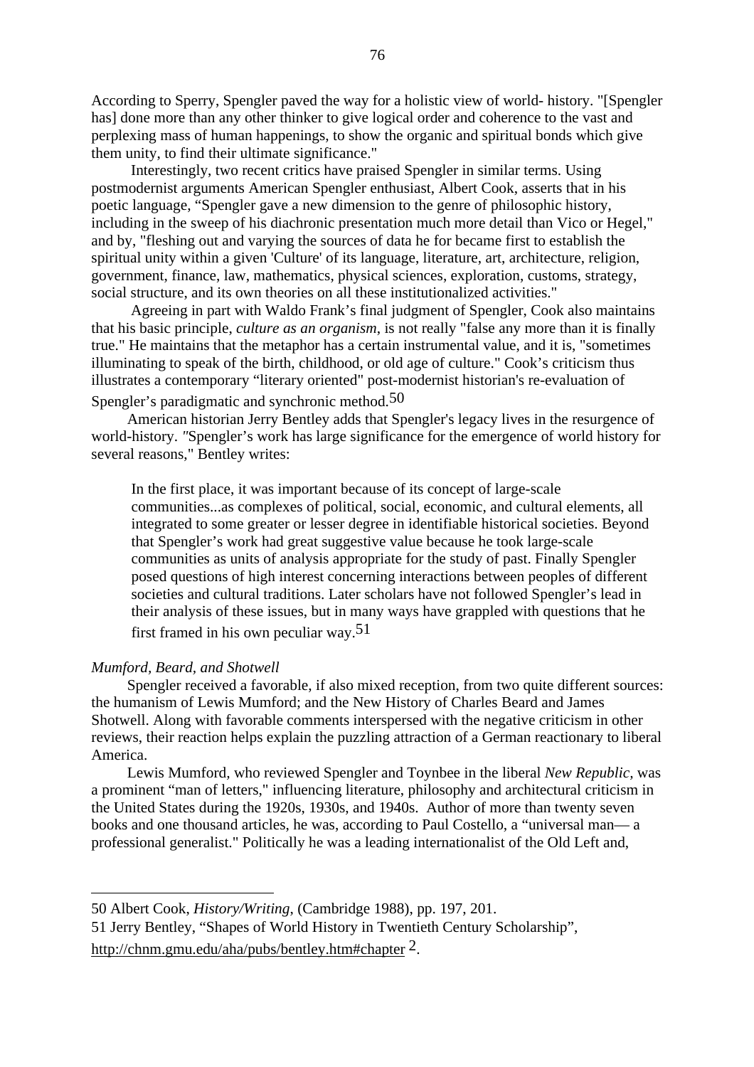According to Sperry, Spengler paved the way for a holistic view of world- history. "[Spengler has] done more than any other thinker to give logical order and coherence to the vast and perplexing mass of human happenings, to show the organic and spiritual bonds which give them unity, to find their ultimate significance."

Interestingly, two recent critics have praised Spengler in similar terms. Using postmodernist arguments American Spengler enthusiast, Albert Cook, asserts that in his poetic language, “Spengler gave a new dimension to the genre of philosophic history, including in the sweep of his diachronic presentation much more detail than Vico or Hegel," and by, "fleshing out and varying the sources of data he for became first to establish the spiritual unity within a given 'Culture' of its language, literature, art, architecture, religion, government, finance, law, mathematics, physical sciences, exploration, customs, strategy, social structure, and its own theories on all these institutionalized activities."

Agreeing in part with Waldo Frank’s final judgment of Spengler, Cook also maintains that his basic principle, *culture as an organism*, is not really "false any more than it is finally true." He maintains that the metaphor has a certain instrumental value, and it is, "sometimes illuminating to speak of the birth, childhood, or old age of culture." Cook’s criticism thus illustrates a contemporary “literary oriented" post-modernist historian's re-evaluation of Spengler’s paradigmatic and synchronic method.[50]

American historian Jerry Bentley adds that Spengler's legacy lives in the resurgence of world-history. "Spengler’s work has large significance for the emergence of world history for several reasons," Bentley writes:

> In the first place, it was important because of its concept of large-scale communities...as complexes of political, social, economic, and cultural elements, all integrated to some greater or lesser degree in identifiable historical societies. Beyond that Spengler’s work had great suggestive value because he took large-scale communities as units of analysis appropriate for the study of past. Finally Spengler posed questions of high interest concerning interactions between peoples of different societies and cultural traditions. Later scholars have not followed Spengler’s lead in their analysis of these issues, but in many ways have grappled with questions that he first framed in his own peculiar way.[51]

*Mumford, Beard, and Shotwell*

Spengler received a favorable, if also mixed reception, from two quite different sources: the humanism of Lewis Mumford; and the New History of Charles Beard and James Shotwell. Along with favorable comments interspersed with the negative criticism in other reviews, their reaction helps explain the puzzling attraction of a German reactionary to liberal America.

Lewis Mumford, who reviewed Spengler and Toynbee in the liberal *New Republic*, was a prominent “man of letters," influencing literature, philosophy and architectural criticism in the United States during the 1920s, 1930s, and 1940s. Author of more than twenty seven books and one thousand articles, he was, according to Paul Costello, a “universal man— a professional generalist." Politically he was a leading internationalist of the Old Left and,

---

50 Albert Cook, *History/Writing*, (Cambridge 1988), pp. 197, 201.

51 Jerry Bentley, “Shapes of World History in Twentieth Century Scholarship”, http://chnm.gmu.edu/aha/pubs/bentley.htm#chapter 2.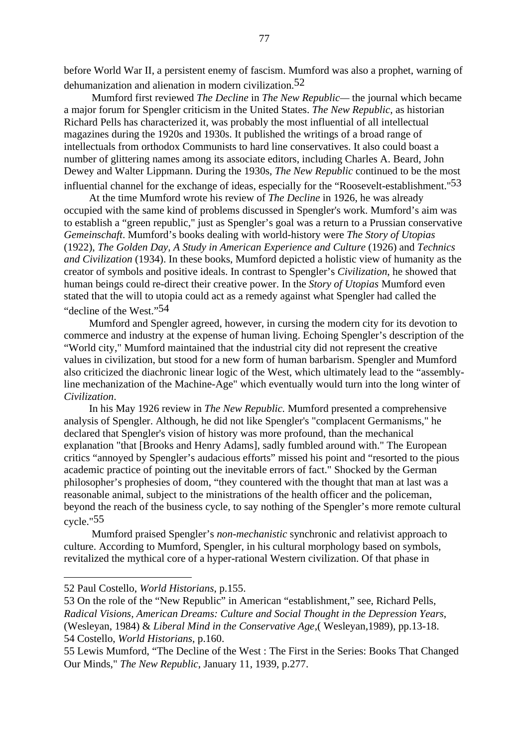before World War II, a persistent enemy of fascism. Mumford was also a prophet, warning of dehumanization and alienation in modern civilization.[52]

Mumford first reviewed *The Decline* in *The New Republic*— the journal which became a major forum for Spengler criticism in the United States. *The New Republic*, as historian Richard Pells has characterized it, was probably the most influential of all intellectual magazines during the 1920s and 1930s. It published the writings of a broad range of intellectuals from orthodox Communists to hard line conservatives. It also could boast a number of glittering names among its associate editors, including Charles A. Beard, John Dewey and Walter Lippmann. During the 1930s, *The New Republic* continued to be the most influential channel for the exchange of ideas, especially for the "Roosevelt-establishment."[53]

At the time Mumford wrote his review of *The Decline* in 1926, he was already occupied with the same kind of problems discussed in Spengler's work. Mumford's aim was to establish a "green republic," just as Spengler's goal was a return to a Prussian conservative *Gemeinschaft*. Mumford's books dealing with world-history were *The Story of Utopias* (1922), *The Golden Day, A Study in American Experience and Culture* (1926) and *Technics and Civilization* (1934). In these books, Mumford depicted a holistic view of humanity as the creator of symbols and positive ideals. In contrast to Spengler's *Civilization*, he showed that human beings could re-direct their creative power. In the *Story of Utopias* Mumford even stated that the will to utopia could act as a remedy against what Spengler had called the "decline of the West."[54]

Mumford and Spengler agreed, however, in cursing the modern city for its devotion to commerce and industry at the expense of human living. Echoing Spengler's description of the "World city," Mumford maintained that the industrial city did not represent the creative values in civilization, but stood for a new form of human barbarism. Spengler and Mumford also criticized the diachronic linear logic of the West, which ultimately lead to the "assembly-line mechanization of the Machine-Age" which eventually would turn into the long winter of *Civilization*.

In his May 1926 review in *The New Republic.* Mumford presented a comprehensive analysis of Spengler. Although, he did not like Spengler's "complacent Germanisms," he declared that Spengler's vision of history was more profound, than the mechanical explanation "that [Brooks and Henry Adams], sadly fumbled around with." The European critics "annoyed by Spengler's audacious efforts" missed his point and "resorted to the pious academic practice of pointing out the inevitable errors of fact." Shocked by the German philosopher's prophesies of doom, "they countered with the thought that man at last was a reasonable animal, subject to the ministrations of the health officer and the policeman, beyond the reach of the business cycle, to say nothing of the Spengler's more remote cultural cycle."[55]

Mumford praised Spengler's *non-mechanistic* synchronic and relativist approach to culture. According to Mumford, Spengler, in his cultural morphology based on symbols, revitalized the mythical core of a hyper-rational Western civilization. Of that phase in

---

52 Paul Costello, *World Historians*, p.155.

53 On the role of the "New Republic" in American "establishment," see, Richard Pells, *Radical Visions, American Dreams: Culture and Social Thought in the Depression Years*, (Wesleyan, 1984) & *Liberal Mind in the Conservative Age*,( Wesleyan,1989), pp.13-18.

54 Costello, *World Historians*, p.160.

55 Lewis Mumford, "The Decline of the West : The First in the Series: Books That Changed Our Minds," *The New Republic*, January 11, 1939, p.277.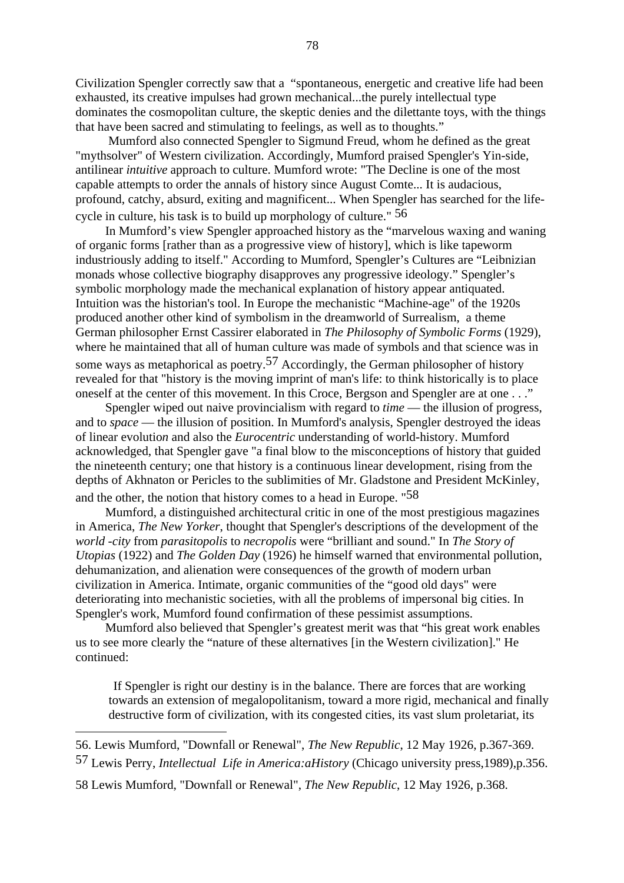Civilization Spengler correctly saw that a "spontaneous, energetic and creative life had been exhausted, its creative impulses had grown mechanical...the purely intellectual type dominates the cosmopolitan culture, the skeptic denies and the dilettante toys, with the things that have been sacred and stimulating to feelings, as well as to thoughts."

Mumford also connected Spengler to Sigmund Freud, whom he defined as the great "mythsolver" of Western civilization. Accordingly, Mumford praised Spengler's Yin-side, antilinear *intuitive* approach to culture. Mumford wrote: "The Decline is one of the most capable attempts to order the annals of history since August Comte... It is audacious, profound, catchy, absurd, exiting and magnificent... When Spengler has searched for the life-cycle in culture, his task is to build up morphology of culture." [56]

In Mumford's view Spengler approached history as the "marvelous waxing and waning of organic forms [rather than as a progressive view of history], which is like tapeworm industriously adding to itself." According to Mumford, Spengler's Cultures are "Leibnizian monads whose collective biography disapproves any progressive ideology." Spengler's symbolic morphology made the mechanical explanation of history appear antiquated. Intuition was the historian's tool. In Europe the mechanistic "Machine-age" of the 1920s produced another other kind of symbolism in the dreamworld of Surrealism, a theme German philosopher Ernst Cassirer elaborated in *The Philosophy of Symbolic Forms* (1929), where he maintained that all of human culture was made of symbols and that science was in some ways as metaphorical as poetry.[57] Accordingly, the German philosopher of history revealed for that "history is the moving imprint of man's life: to think historically is to place oneself at the center of this movement. In this Croce, Bergson and Spengler are at one . . ."

Spengler wiped out naive provincialism with regard to *time* — the illusion of progress, and to *space* — the illusion of position. In Mumford's analysis, Spengler destroyed the ideas of linear evolutio*n* and also the *Eurocentric* understanding of world-history. Mumford acknowledged, that Spengler gave "a final blow to the misconceptions of history that guided the nineteenth century; one that history is a continuous linear development, rising from the depths of Akhnaton or Pericles to the sublimities of Mr. Gladstone and President McKinley, and the other, the notion that history comes to a head in Europe. "[58]

Mumford, a distinguished architectural critic in one of the most prestigious magazines in America, *The New Yorker*, thought that Spengler's descriptions of the development of the *world -city* from *parasitopolis* to *necropolis* were "brilliant and sound." In *The Story of Utopias* (1922) and *The Golden Day* (1926) he himself warned that environmental pollution, dehumanization, and alienation were consequences of the growth of modern urban civilization in America. Intimate, organic communities of the "good old days" were deteriorating into mechanistic societies, with all the problems of impersonal big cities. In Spengler's work, Mumford found confirmation of these pessimist assumptions.

Mumford also believed that Spengler's greatest merit was that "his great work enables us to see more clearly the "nature of these alternatives [in the Western civilization]." He continued:

> If Spengler is right our destiny is in the balance. There are forces that are working towards an extension of megalopolitanism, toward a more rigid, mechanical and finally destructive form of civilization, with its congested cities, its vast slum proletariat, its

---

56. Lewis Mumford, "Downfall or Renewal", *The New Republic*, 12 May 1926, p.367-369.

57 Lewis Perry, *Intellectual Life in America:aHistory* (Chicago university press,1989),p.356.

58 Lewis Mumford, "Downfall or Renewal", *The New Republic*, 12 May 1926, p.368.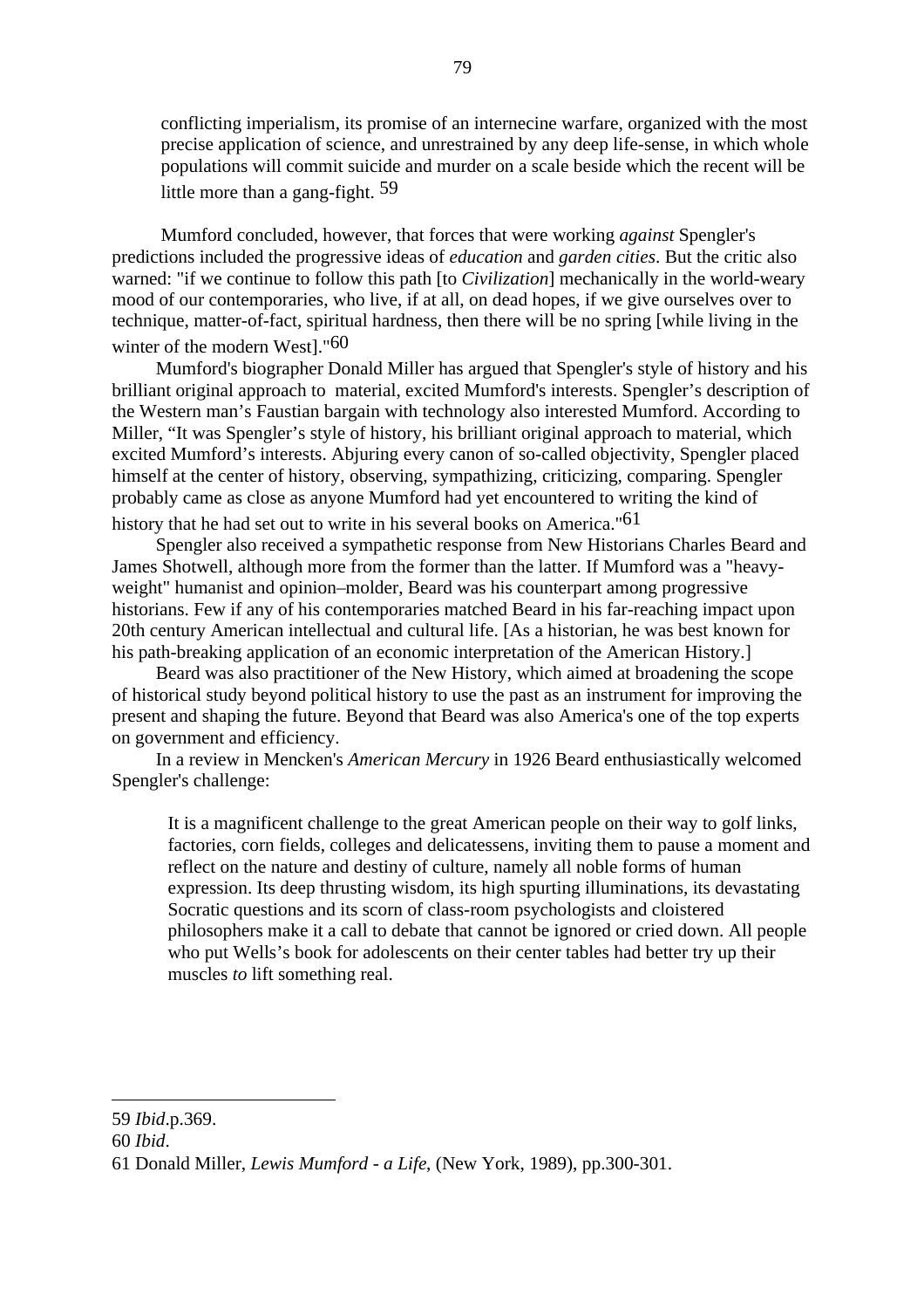> conflicting imperialism, its promise of an internecine warfare, organized with the most precise application of science, and unrestrained by any deep life-sense, in which whole populations will commit suicide and murder on a scale beside which the recent will be little more than a gang-fight. [59]

Mumford concluded, however, that forces that were working *against* Spengler's predictions included the progressive ideas of *education* and *garden cities*. But the critic also warned: "if we continue to follow this path [to *Civilization*] mechanically in the world-weary mood of our contemporaries, who live, if at all, on dead hopes, if we give ourselves over to technique, matter-of-fact, spiritual hardness, then there will be no spring [while living in the winter of the modern West]."[60]

Mumford's biographer Donald Miller has argued that Spengler's style of history and his brilliant original approach to material, excited Mumford's interests. Spengler's description of the Western man's Faustian bargain with technology also interested Mumford. According to Miller, "It was Spengler's style of history, his brilliant original approach to material, which excited Mumford's interests. Abjuring every canon of so-called objectivity, Spengler placed himself at the center of history, observing, sympathizing, criticizing, comparing. Spengler probably came as close as anyone Mumford had yet encountered to writing the kind of history that he had set out to write in his several books on America."[61]

Spengler also received a sympathetic response from New Historians Charles Beard and James Shotwell, although more from the former than the latter. If Mumford was a "heavy-weight" humanist and opinion–molder, Beard was his counterpart among progressive historians. Few if any of his contemporaries matched Beard in his far-reaching impact upon 20th century American intellectual and cultural life. [As a historian, he was best known for his path-breaking application of an economic interpretation of the American History.]

Beard was also practitioner of the New History, which aimed at broadening the scope of historical study beyond political history to use the past as an instrument for improving the present and shaping the future. Beyond that Beard was also America's one of the top experts on government and efficiency.

In a review in Mencken's *American Mercury* in 1926 Beard enthusiastically welcomed Spengler's challenge:

> It is a magnificent challenge to the great American people on their way to golf links, factories, corn fields, colleges and delicatessens, inviting them to pause a moment and reflect on the nature and destiny of culture, namely all noble forms of human expression. Its deep thrusting wisdom, its high spurting illuminations, its devastating Socratic questions and its scorn of class-room psychologists and cloistered philosophers make it a call to debate that cannot be ignored or cried down. All people who put Wells's book for adolescents on their center tables had better try up their muscles *to* lift something real.

---

59 *Ibid*.p.369.

60 *Ibid*.

61 Donald Miller, *Lewis Mumford - a Life*, (New York, 1989), pp.300-301.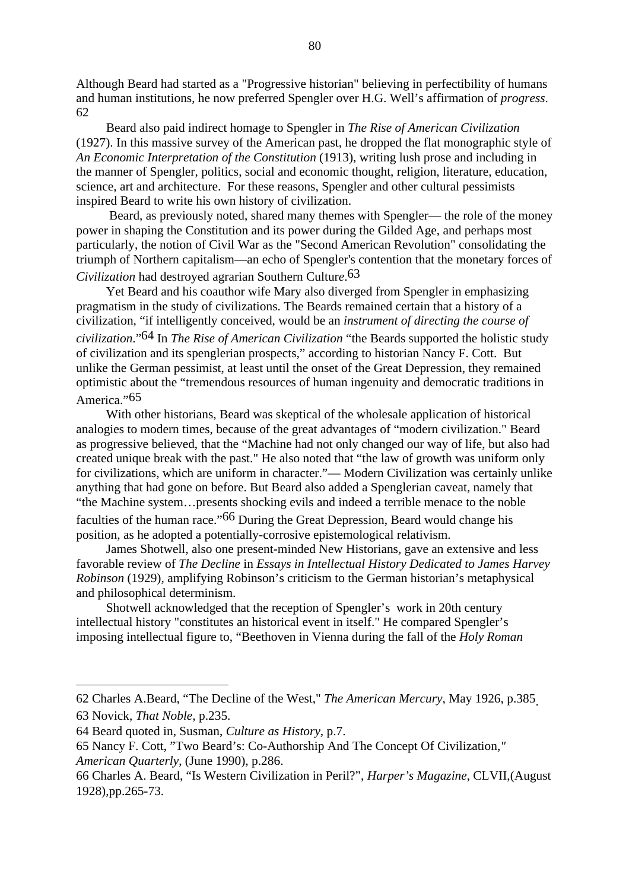Although Beard had started as a "Progressive historian" believing in perfectibility of humans and human institutions, he now preferred Spengler over H.G. Well's affirmation of *progress*. 62

Beard also paid indirect homage to Spengler in *The Rise of American Civilization* (1927). In this massive survey of the American past, he dropped the flat monographic style of *An Economic Interpretation of the Constitution* (1913), writing lush prose and including in the manner of Spengler, politics, social and economic thought, religion, literature, education, science, art and architecture. For these reasons, Spengler and other cultural pessimists inspired Beard to write his own history of civilization.

Beard, as previously noted, shared many themes with Spengler— the role of the money power in shaping the Constitution and its power during the Gilded Age, and perhaps most particularly, the notion of Civil War as the "Second American Revolution" consolidating the triumph of Northern capitalism—an echo of Spengler's contention that the monetary forces of *Civilization* had destroyed agrarian Southern Culture.[63]

Yet Beard and his coauthor wife Mary also diverged from Spengler in emphasizing pragmatism in the study of civilizations. The Beards remained certain that a history of a civilization, "if intelligently conceived, would be an *instrument of directing the course of civilization*."[64] In *The Rise of American Civilization* "the Beards supported the holistic study of civilization and its spenglerian prospects," according to historian Nancy F. Cott. But unlike the German pessimist, at least until the onset of the Great Depression, they remained optimistic about the "tremendous resources of human ingenuity and democratic traditions in America."[65]

With other historians, Beard was skeptical of the wholesale application of historical analogies to modern times, because of the great advantages of "modern civilization." Beard as progressive believed, that the "Machine had not only changed our way of life, but also had created unique break with the past." He also noted that "the law of growth was uniform only for civilizations, which are uniform in character."— Modern Civilization was certainly unlike anything that had gone on before. But Beard also added a Spenglerian caveat, namely that "the Machine system…presents shocking evils and indeed a terrible menace to the noble faculties of the human race."[66] During the Great Depression, Beard would change his position, as he adopted a potentially-corrosive epistemological relativism.

James Shotwell, also one present-minded New Historians, gave an extensive and less favorable review of *The Decline* in *Essays in Intellectual History Dedicated to James Harvey Robinson* (1929), amplifying Robinson's criticism to the German historian's metaphysical and philosophical determinism.

Shotwell acknowledged that the reception of Spengler's work in 20th century intellectual history "constitutes an historical event in itself." He compared Spengler's imposing intellectual figure to, "Beethoven in Vienna during the fall of the *Holy Roman*

---

62 Charles A.Beard, "The Decline of the West," *The American Mercury*, May 1926, p.385.

63 Novick, *That Noble*, p.235.

64 Beard quoted in, Susman, *Culture as History*, p.7.

65 Nancy F. Cott, "Two Beard's: Co-Authorship And The Concept Of Civilization," *American Quarterly*, (June 1990), p.286.

66 Charles A. Beard, "Is Western Civilization in Peril?", *Harper's Magazine*, CLVII,(August 1928),pp.265-73.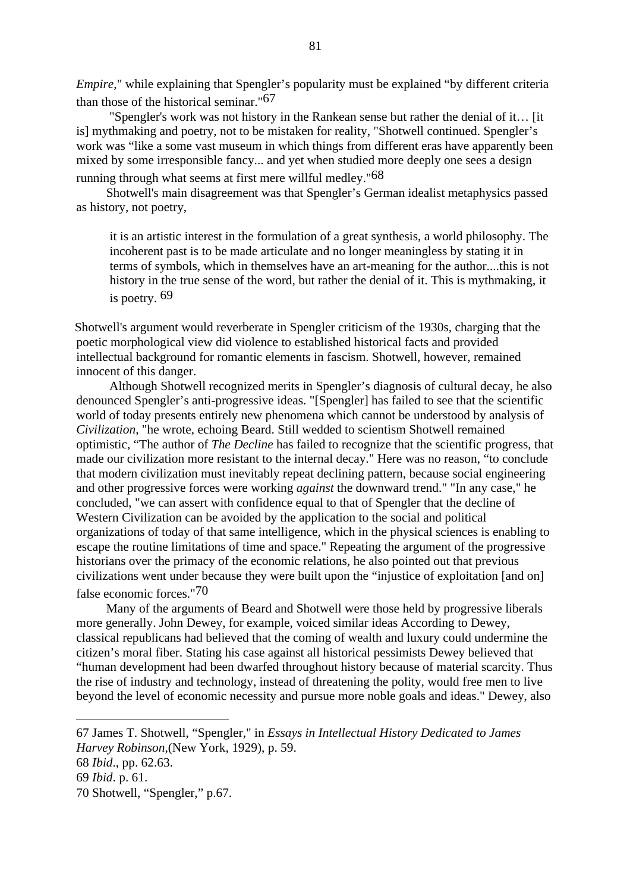*Empire*," while explaining that Spengler's popularity must be explained "by different criteria than those of the historical seminar."[67]

"Spengler's work was not history in the Rankean sense but rather the denial of it… [it is] mythmaking and poetry, not to be mistaken for reality, "Shotwell continued. Spengler's work was "like a some vast museum in which things from different eras have apparently been mixed by some irresponsible fancy... and yet when studied more deeply one sees a design running through what seems at first mere willful medley."[68]

Shotwell's main disagreement was that Spengler's German idealist metaphysics passed as history, not poetry,

> it is an artistic interest in the formulation of a great synthesis, a world philosophy. The incoherent past is to be made articulate and no longer meaningless by stating it in terms of symbols, which in themselves have an art-meaning for the author....this is not history in the true sense of the word, but rather the denial of it. This is mythmaking, it is poetry. [69]

Shotwell's argument would reverberate in Spengler criticism of the 1930s, charging that the poetic morphological view did violence to established historical facts and provided intellectual background for romantic elements in fascism. Shotwell, however, remained innocent of this danger.

Although Shotwell recognized merits in Spengler's diagnosis of cultural decay, he also denounced Spengler's anti-progressive ideas. "[Spengler] has failed to see that the scientific world of today presents entirely new phenomena which cannot be understood by analysis of *Civilization*, "he wrote, echoing Beard. Still wedded to scientism Shotwell remained optimistic, "The author of *The Decline* has failed to recognize that the scientific progress, that made our civilization more resistant to the internal decay." Here was no reason, "to conclude that modern civilization must inevitably repeat declining pattern, because social engineering and other progressive forces were working *against* the downward trend." "In any case," he concluded, "we can assert with confidence equal to that of Spengler that the decline of Western Civilization can be avoided by the application to the social and political organizations of today of that same intelligence, which in the physical sciences is enabling to escape the routine limitations of time and space." Repeating the argument of the progressive historians over the primacy of the economic relations, he also pointed out that previous civilizations went under because they were built upon the "injustice of exploitation [and on] false economic forces."[70]

Many of the arguments of Beard and Shotwell were those held by progressive liberals more generally. John Dewey, for example, voiced similar ideas According to Dewey, classical republicans had believed that the coming of wealth and luxury could undermine the citizen's moral fiber. Stating his case against all historical pessimists Dewey believed that "human development had been dwarfed throughout history because of material scarcity. Thus the rise of industry and technology, instead of threatening the polity, would free men to live beyond the level of economic necessity and pursue more noble goals and ideas." Dewey, also

---

67 James T. Shotwell, "Spengler," in *Essays in Intellectual History Dedicated to James Harvey Robinson*,(New York, 1929), p. 59.

68 *Ibid*., pp. 62.63.

69 *Ibid*. p. 61.

70 Shotwell, "Spengler," p.67.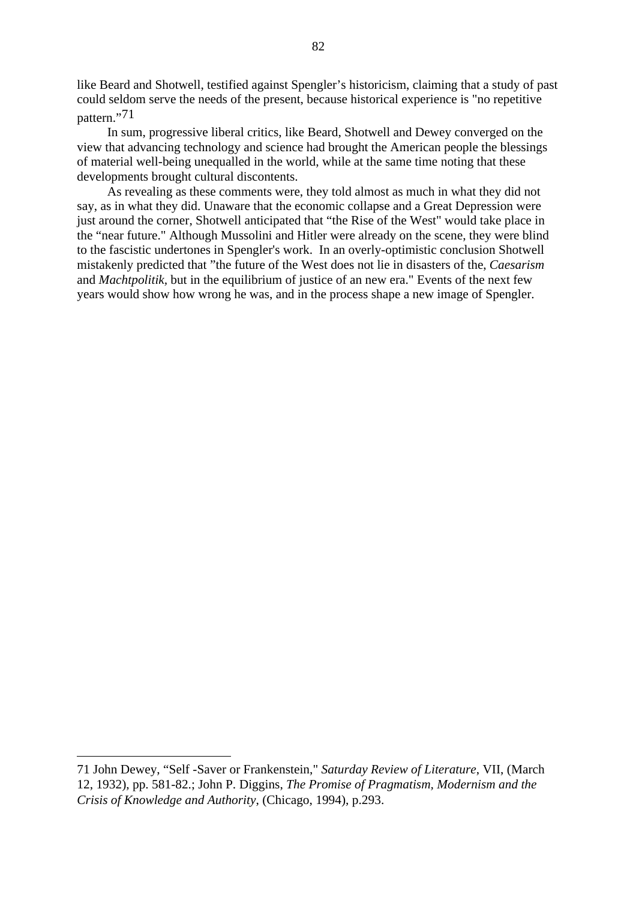like Beard and Shotwell, testified against Spengler's historicism, claiming that a study of past could seldom serve the needs of the present, because historical experience is "no repetitive pattern."[71]

In sum, progressive liberal critics, like Beard, Shotwell and Dewey converged on the view that advancing technology and science had brought the American people the blessings of material well-being unequalled in the world, while at the same time noting that these developments brought cultural discontents.

As revealing as these comments were, they told almost as much in what they did not say, as in what they did. Unaware that the economic collapse and a Great Depression were just around the corner, Shotwell anticipated that "the Rise of the West" would take place in the "near future." Although Mussolini and Hitler were already on the scene, they were blind to the fascistic undertones in Spengler's work. In an overly-optimistic conclusion Shotwell mistakenly predicted that "the future of the West does not lie in disasters of the, *Caesarism* and *Machtpolitik,* but in the equilibrium of justice of an new era." Events of the next few years would show how wrong he was, and in the process shape a new image of Spengler.

---

71 John Dewey, "Self -Saver or Frankenstein," *Saturday Review of Literature*, VII, (March 12, 1932), pp. 581-82.; John P. Diggins, *The Promise of Pragmatism, Modernism and the Crisis of Knowledge and Authority*, (Chicago, 1994), p.293.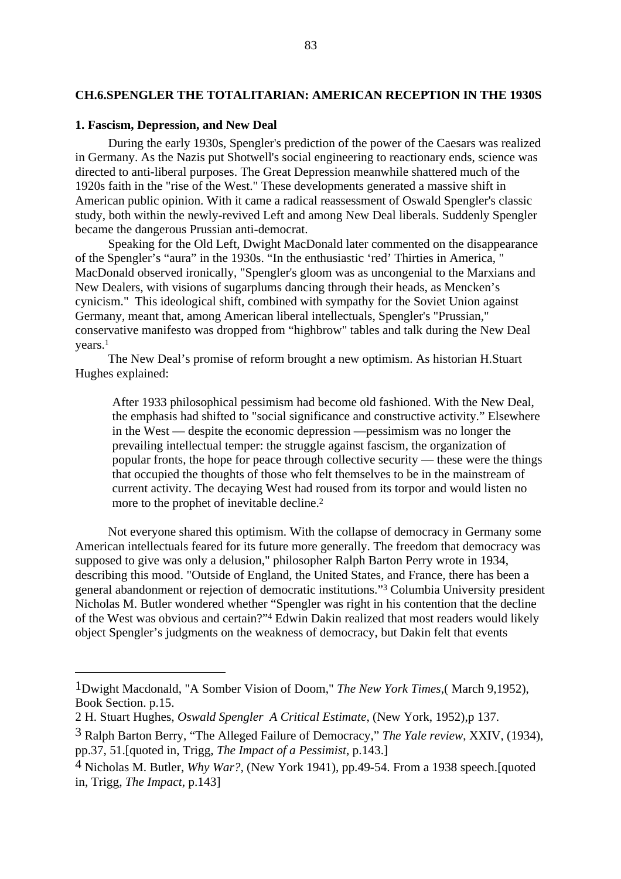## CH.6.SPENGLER THE TOTALITARIAN: AMERICAN RECEPTION IN THE 1930S

### 1. Fascism, Depression, and New Deal

During the early 1930s, Spengler's prediction of the power of the Caesars was realized in Germany. As the Nazis put Shotwell's social engineering to reactionary ends, science was directed to anti-liberal purposes. The Great Depression meanwhile shattered much of the 1920s faith in the "rise of the West." These developments generated a massive shift in American public opinion. With it came a radical reassessment of Oswald Spengler's classic study, both within the newly-revived Left and among New Deal liberals. Suddenly Spengler became the dangerous Prussian anti-democrat.

Speaking for the Old Left, Dwight MacDonald later commented on the disappearance of the Spengler's "aura" in the 1930s. "In the enthusiastic 'red' Thirties in America, " MacDonald observed ironically, "Spengler's gloom was as uncongenial to the Marxians and New Dealers, with visions of sugarplums dancing through their heads, as Mencken's cynicism." This ideological shift, combined with sympathy for the Soviet Union against Germany, meant that, among American liberal intellectuals, Spengler's "Prussian," conservative manifesto was dropped from "highbrow" tables and talk during the New Deal years.[1]

The New Deal's promise of reform brought a new optimism. As historian H.Stuart Hughes explained:

> After 1933 philosophical pessimism had become old fashioned. With the New Deal, the emphasis had shifted to "social significance and constructive activity." Elsewhere in the West — despite the economic depression —pessimism was no longer the prevailing intellectual temper: the struggle against fascism, the organization of popular fronts, the hope for peace through collective security — these were the things that occupied the thoughts of those who felt themselves to be in the mainstream of current activity. The decaying West had roused from its torpor and would listen no more to the prophet of inevitable decline.[2]

Not everyone shared this optimism. With the collapse of democracy in Germany some American intellectuals feared for its future more generally. The freedom that democracy was supposed to give was only a delusion," philosopher Ralph Barton Perry wrote in 1934, describing this mood. "Outside of England, the United States, and France, there has been a general abandonment or rejection of democratic institutions."[3] Columbia University president Nicholas M. Butler wondered whether "Spengler was right in his contention that the decline of the West was obvious and certain?"[4] Edwin Dakin realized that most readers would likely object Spengler's judgments on the weakness of democracy, but Dakin felt that events

---

1 Dwight Macdonald, "A Somber Vision of Doom," *The New York Times*,( March 9,1952), Book Section. p.15.

2 H. Stuart Hughes, *Oswald Spengler A Critical Estimate*, (New York, 1952),p 137.

3 Ralph Barton Berry, "The Alleged Failure of Democracy," *The Yale review*, XXIV, (1934), pp.37, 51.[quoted in, Trigg, *The Impact of a Pessimist*, p.143.]

4 Nicholas M. Butler, *Why War?*, (New York 1941), pp.49-54. From a 1938 speech.[quoted in, Trigg, *The Impact*, p.143]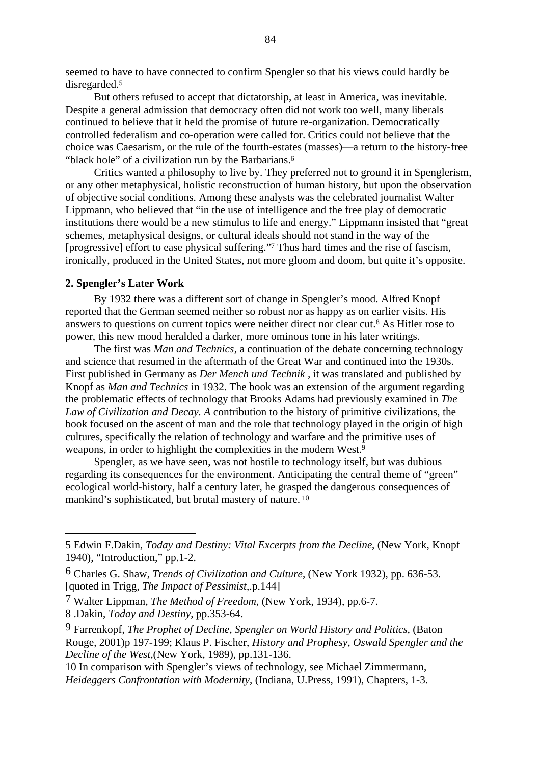seemed to have to have connected to confirm Spengler so that his views could hardly be disregarded.[5]

But others refused to accept that dictatorship, at least in America, was inevitable. Despite a general admission that democracy often did not work too well, many liberals continued to believe that it held the promise of future re-organization. Democratically controlled federalism and co-operation were called for. Critics could not believe that the choice was Caesarism, or the rule of the fourth-estates (masses)—a return to the history-free "black hole" of a civilization run by the Barbarians.[6]

Critics wanted a philosophy to live by. They preferred not to ground it in Spenglerism, or any other metaphysical, holistic reconstruction of human history, but upon the observation of objective social conditions. Among these analysts was the celebrated journalist Walter Lippmann, who believed that "in the use of intelligence and the free play of democratic institutions there would be a new stimulus to life and energy." Lippmann insisted that "great schemes, metaphysical designs, or cultural ideals should not stand in the way of the [progressive] effort to ease physical suffering."[7] Thus hard times and the rise of fascism, ironically, produced in the United States, not more gloom and doom, but quite it's opposite.

**2. Spengler's Later Work**

By 1932 there was a different sort of change in Spengler's mood. Alfred Knopf reported that the German seemed neither so robust nor as happy as on earlier visits. His answers to questions on current topics were neither direct nor clear cut.[8] As Hitler rose to power, this new mood heralded a darker, more ominous tone in his later writings.

The first was *Man and Technics*, a continuation of the debate concerning technology and science that resumed in the aftermath of the Great War and continued into the 1930s. First published in Germany as *Der Mench und Technik* , it was translated and published by Knopf as *Man and Technics* in 1932. The book was an extension of the argument regarding the problematic effects of technology that Brooks Adams had previously examined in *The Law of Civilization and Decay. A* contribution to the history of primitive civilizations, the book focused on the ascent of man and the role that technology played in the origin of high cultures, specifically the relation of technology and warfare and the primitive uses of weapons, in order to highlight the complexities in the modern West.[9]

Spengler, as we have seen, was not hostile to technology itself, but was dubious regarding its consequences for the environment. Anticipating the central theme of "green" ecological world-history, half a century later, he grasped the dangerous consequences of mankind's sophisticated, but brutal mastery of nature.[10]

---

5 Edwin F.Dakin, *Today and Destiny: Vital Excerpts from the Decline*, (New York, Knopf 1940), "Introduction," pp.1-2.

6 Charles G. Shaw, *Trends of Civilization and Culture*, (New York 1932), pp. 636-53. [quoted in Trigg, *The Impact of Pessimist*,.p.144]

7 Walter Lippman, *The Method of Freedom*, (New York, 1934), pp.6-7.

8 .Dakin, *Today and Destiny*, pp.353-64.

9 Farrenkopf, *The Prophet of Decline, Spengler on World History and Politics*, (Baton Rouge, 2001)p 197-199; Klaus P. Fischer, *History and Prophesy, Oswald Spengler and the Decline of the West*,(New York, 1989), pp.131-136.

10 In comparison with Spengler's views of technology, see Michael Zimmermann, *Heideggers Confrontation with Modernity*, (Indiana, U.Press, 1991), Chapters, 1-3.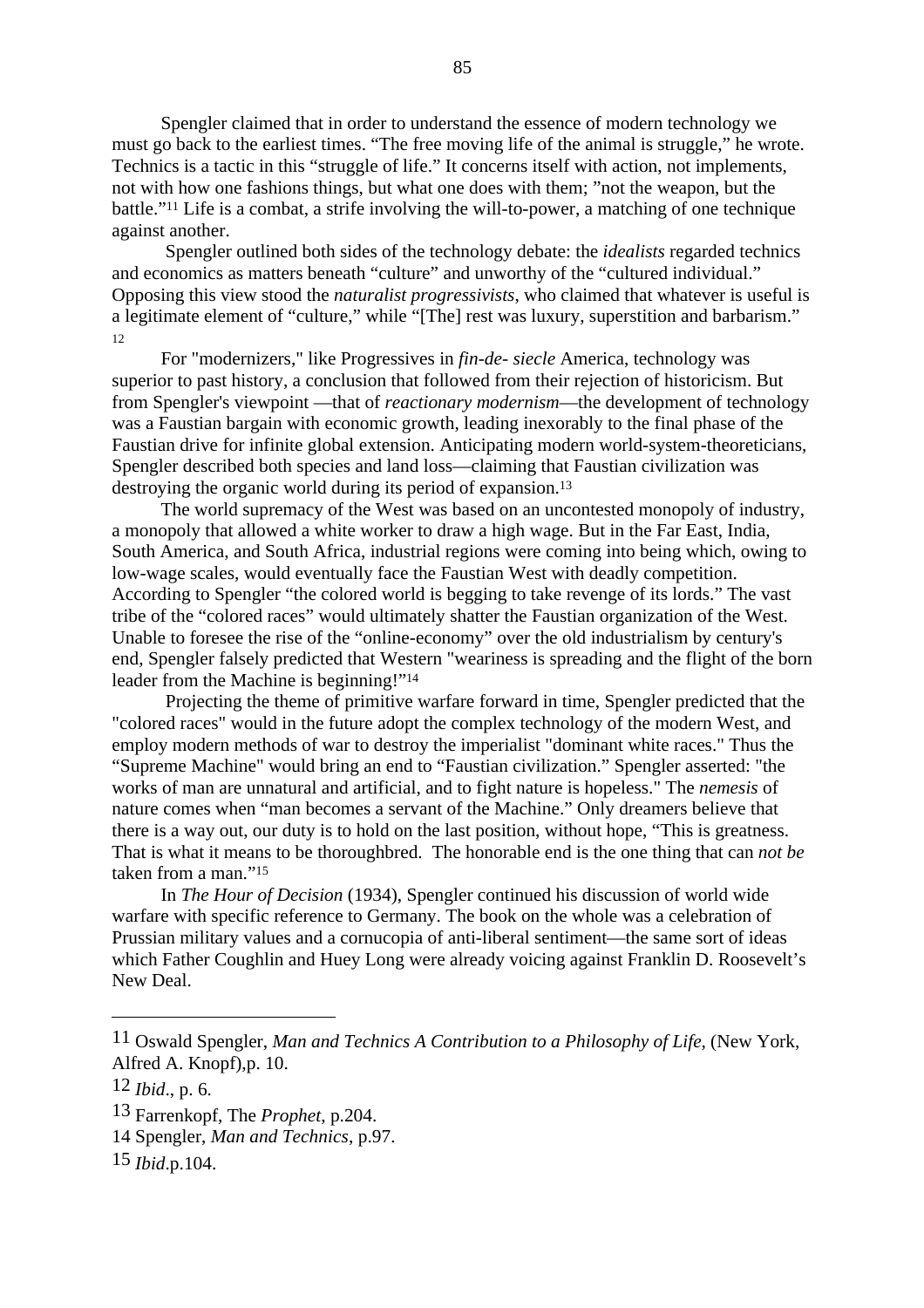Spengler claimed that in order to understand the essence of modern technology we must go back to the earliest times. "The free moving life of the animal is struggle," he wrote. Technics is a tactic in this "struggle of life." It concerns itself with action, not implements, not with how one fashions things, but what one does with them; "not the weapon, but the battle."[11] Life is a combat, a strife involving the will-to-power, a matching of one technique against another.

Spengler outlined both sides of the technology debate: the *idealists* regarded technics and economics as matters beneath "culture" and unworthy of the "cultured individual." Opposing this view stood the *naturalist progressivists*, who claimed that whatever is useful is a legitimate element of "culture," while "[The] rest was luxury, superstition and barbarism." [12]

For "modernizers," like Progressives in *fin-de- siecle* America, technology was superior to past history, a conclusion that followed from their rejection of historicism. But from Spengler's viewpoint —that of *reactionary modernism*—the development of technology was a Faustian bargain with economic growth, leading inexorably to the final phase of the Faustian drive for infinite global extension. Anticipating modern world-system-theoreticians, Spengler described both species and land loss—claiming that Faustian civilization was destroying the organic world during its period of expansion.[13]

The world supremacy of the West was based on an uncontested monopoly of industry, a monopoly that allowed a white worker to draw a high wage. But in the Far East, India, South America, and South Africa, industrial regions were coming into being which, owing to low-wage scales, would eventually face the Faustian West with deadly competition. According to Spengler "the colored world is begging to take revenge of its lords." The vast tribe of the "colored races" would ultimately shatter the Faustian organization of the West. Unable to foresee the rise of the "online-economy" over the old industrialism by century's end, Spengler falsely predicted that Western "weariness is spreading and the flight of the born leader from the Machine is beginning!"[14]

Projecting the theme of primitive warfare forward in time, Spengler predicted that the "colored races" would in the future adopt the complex technology of the modern West, and employ modern methods of war to destroy the imperialist "dominant white races." Thus the "Supreme Machine" would bring an end to "Faustian civilization." Spengler asserted: "the works of man are unnatural and artificial, and to fight nature is hopeless." The *nemesis* of nature comes when "man becomes a servant of the Machine." Only dreamers believe that there is a way out, our duty is to hold on the last position, without hope, "This is greatness. That is what it means to be thoroughbred. The honorable end is the one thing that can *not be* taken from a man."[15]

In *The Hour of Decision* (1934), Spengler continued his discussion of world wide warfare with specific reference to Germany. The book on the whole was a celebration of Prussian military values and a cornucopia of anti-liberal sentiment—the same sort of ideas which Father Coughlin and Huey Long were already voicing against Franklin D. Roosevelt's New Deal.

---

11 Oswald Spengler, *Man and Technics A Contribution to a Philosophy of Life*, (New York, Alfred A. Knopf),p. 10.

12 *Ibid*., p. 6.

13 Farrenkopf, The *Prophet*, p.204.

14 Spengler, *Man and Technics*, p.97.

15 *Ibid*.p.104.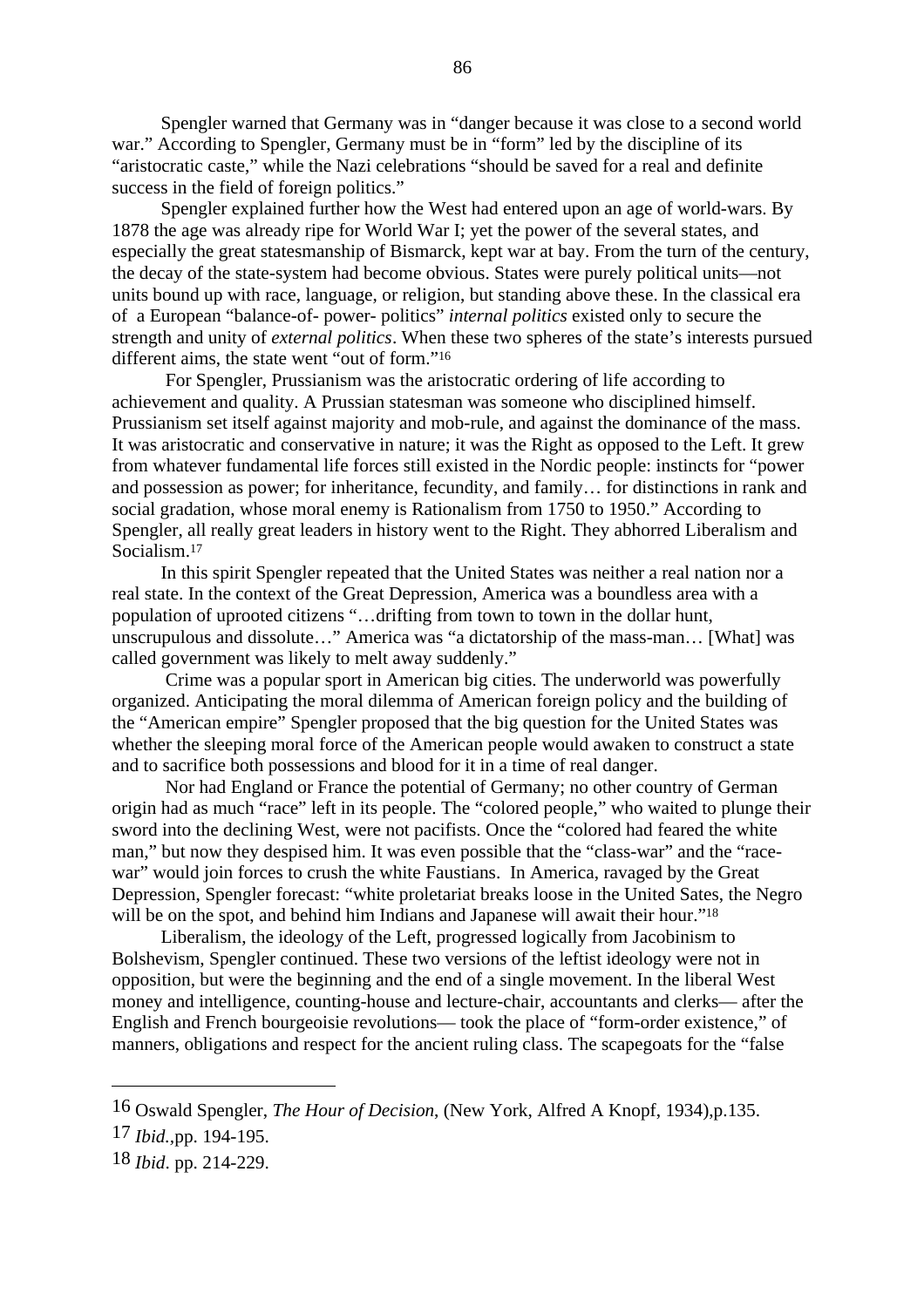Spengler warned that Germany was in "danger because it was close to a second world war." According to Spengler, Germany must be in "form" led by the discipline of its "aristocratic caste," while the Nazi celebrations "should be saved for a real and definite success in the field of foreign politics."

Spengler explained further how the West had entered upon an age of world-wars. By 1878 the age was already ripe for World War I; yet the power of the several states, and especially the great statesmanship of Bismarck, kept war at bay. From the turn of the century, the decay of the state-system had become obvious. States were purely political units—not units bound up with race, language, or religion, but standing above these. In the classical era of a European "balance-of- power- politics" *internal politics* existed only to secure the strength and unity of *external politics*. When these two spheres of the state's interests pursued different aims, the state went "out of form."[16]

For Spengler, Prussianism was the aristocratic ordering of life according to achievement and quality. A Prussian statesman was someone who disciplined himself. Prussianism set itself against majority and mob-rule, and against the dominance of the mass. It was aristocratic and conservative in nature; it was the Right as opposed to the Left. It grew from whatever fundamental life forces still existed in the Nordic people: instincts for "power and possession as power; for inheritance, fecundity, and family… for distinctions in rank and social gradation, whose moral enemy is Rationalism from 1750 to 1950." According to Spengler, all really great leaders in history went to the Right. They abhorred Liberalism and Socialism.[17]

In this spirit Spengler repeated that the United States was neither a real nation nor a real state. In the context of the Great Depression, America was a boundless area with a population of uprooted citizens "…drifting from town to town in the dollar hunt, unscrupulous and dissolute…" America was "a dictatorship of the mass-man… [What] was called government was likely to melt away suddenly."

Crime was a popular sport in American big cities. The underworld was powerfully organized. Anticipating the moral dilemma of American foreign policy and the building of the "American empire" Spengler proposed that the big question for the United States was whether the sleeping moral force of the American people would awaken to construct a state and to sacrifice both possessions and blood for it in a time of real danger.

Nor had England or France the potential of Germany; no other country of German origin had as much "race" left in its people. The "colored people," who waited to plunge their sword into the declining West, were not pacifists. Once the "colored had feared the white man," but now they despised him. It was even possible that the "class-war" and the "race-war" would join forces to crush the white Faustians. In America, ravaged by the Great Depression, Spengler forecast: "white proletariat breaks loose in the United Sates, the Negro will be on the spot, and behind him Indians and Japanese will await their hour."[18]

Liberalism, the ideology of the Left, progressed logically from Jacobinism to Bolshevism, Spengler continued. These two versions of the leftist ideology were not in opposition, but were the beginning and the end of a single movement. In the liberal West money and intelligence, counting-house and lecture-chair, accountants and clerks— after the English and French bourgeoisie revolutions— took the place of "form-order existence," of manners, obligations and respect for the ancient ruling class. The scapegoats for the "false

---

16 Oswald Spengler, *The Hour of Decision*, (New York, Alfred A Knopf, 1934),p.135.

17 *Ibid.*,pp. 194-195.

18 *Ibid*. pp. 214-229.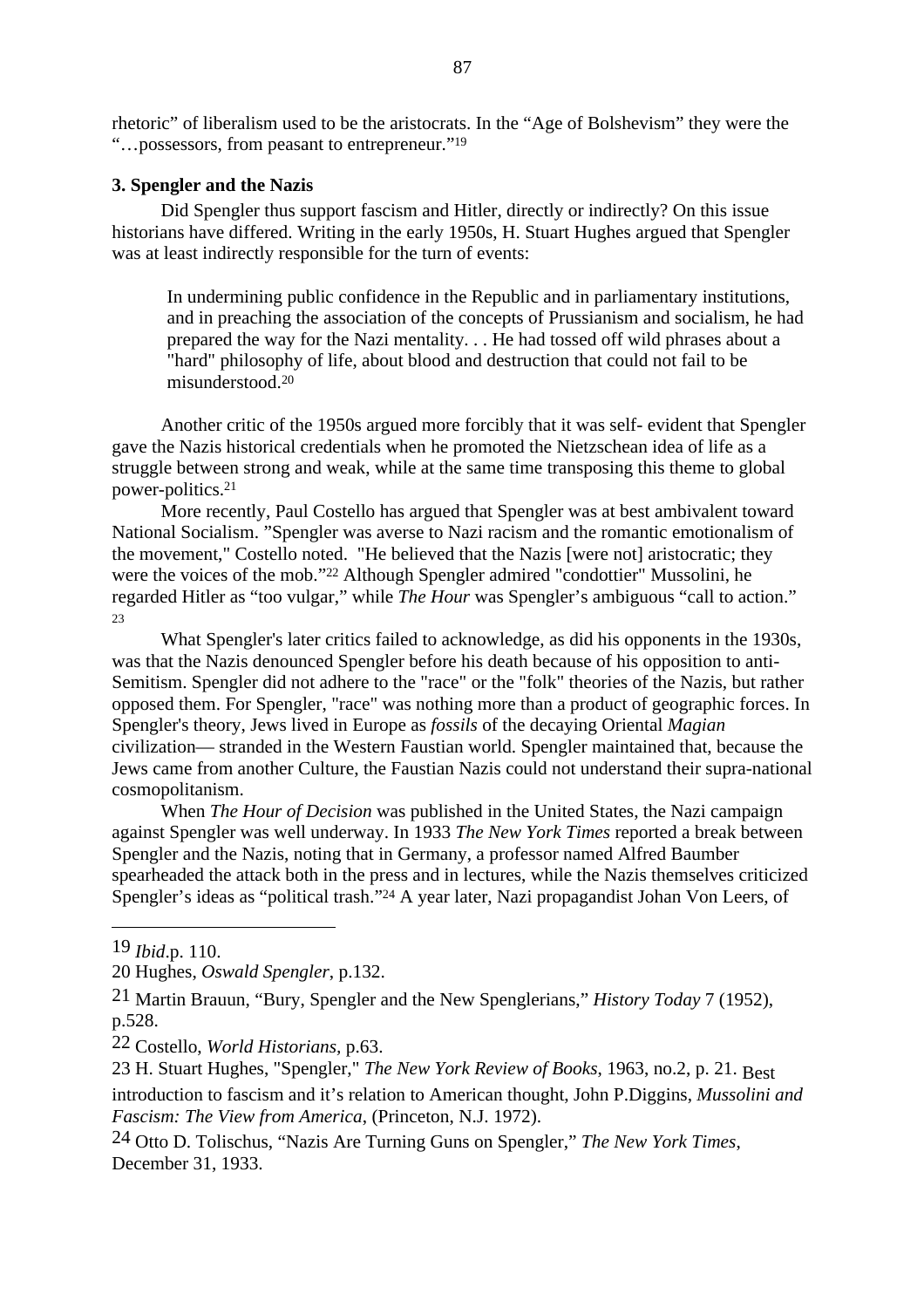rhetoric" of liberalism used to be the aristocrats. In the "Age of Bolshevism" they were the "…possessors, from peasant to entrepreneur."[19]

### 3. Spengler and the Nazis

Did Spengler thus support fascism and Hitler, directly or indirectly? On this issue historians have differed. Writing in the early 1950s, H. Stuart Hughes argued that Spengler was at least indirectly responsible for the turn of events:

> In undermining public confidence in the Republic and in parliamentary institutions, and in preaching the association of the concepts of Prussianism and socialism, he had prepared the way for the Nazi mentality. . . He had tossed off wild phrases about a "hard" philosophy of life, about blood and destruction that could not fail to be misunderstood.[20]

Another critic of the 1950s argued more forcibly that it was self- evident that Spengler gave the Nazis historical credentials when he promoted the Nietzschean idea of life as a struggle between strong and weak, while at the same time transposing this theme to global power-politics.[21]

More recently, Paul Costello has argued that Spengler was at best ambivalent toward National Socialism. "Spengler was averse to Nazi racism and the romantic emotionalism of the movement," Costello noted. "He believed that the Nazis [were not] aristocratic; they were the voices of the mob."[22] Although Spengler admired "condottier" Mussolini, he regarded Hitler as "too vulgar," while *The Hour* was Spengler's ambiguous "call to action." [23]

What Spengler's later critics failed to acknowledge, as did his opponents in the 1930s, was that the Nazis denounced Spengler before his death because of his opposition to anti-Semitism. Spengler did not adhere to the "race" or the "folk" theories of the Nazis, but rather opposed them. For Spengler, "race" was nothing more than a product of geographic forces. In Spengler's theory, Jews lived in Europe as *fossils* of the decaying Oriental *Magian* civilization— stranded in the Western Faustian world. Spengler maintained that, because the Jews came from another Culture, the Faustian Nazis could not understand their supra-national cosmopolitanism.

When *The Hour of Decision* was published in the United States, the Nazi campaign against Spengler was well underway. In 1933 *The New York Times* reported a break between Spengler and the Nazis, noting that in Germany, a professor named Alfred Baumber spearheaded the attack both in the press and in lectures, while the Nazis themselves criticized Spengler's ideas as "political trash."[24] A year later, Nazi propagandist Johan Von Leers, of

---

19 *Ibid*.p. 110.

20 Hughes, *Oswald Spengler*, p.132.

21 Martin Brauun, "Bury, Spengler and the New Spenglerians," *History Today* 7 (1952), p.528.

22 Costello, *World Historians*, p.63.

23 H. Stuart Hughes, "Spengler," *The New York Review of Books*, 1963, no.2, p. 21. Best introduction to fascism and it's relation to American thought, John P.Diggins, *Mussolini and Fascism: The View from America*, (Princeton, N.J. 1972).

24 Otto D. Tolischus, "Nazis Are Turning Guns on Spengler," *The New York Times*, December 31, 1933.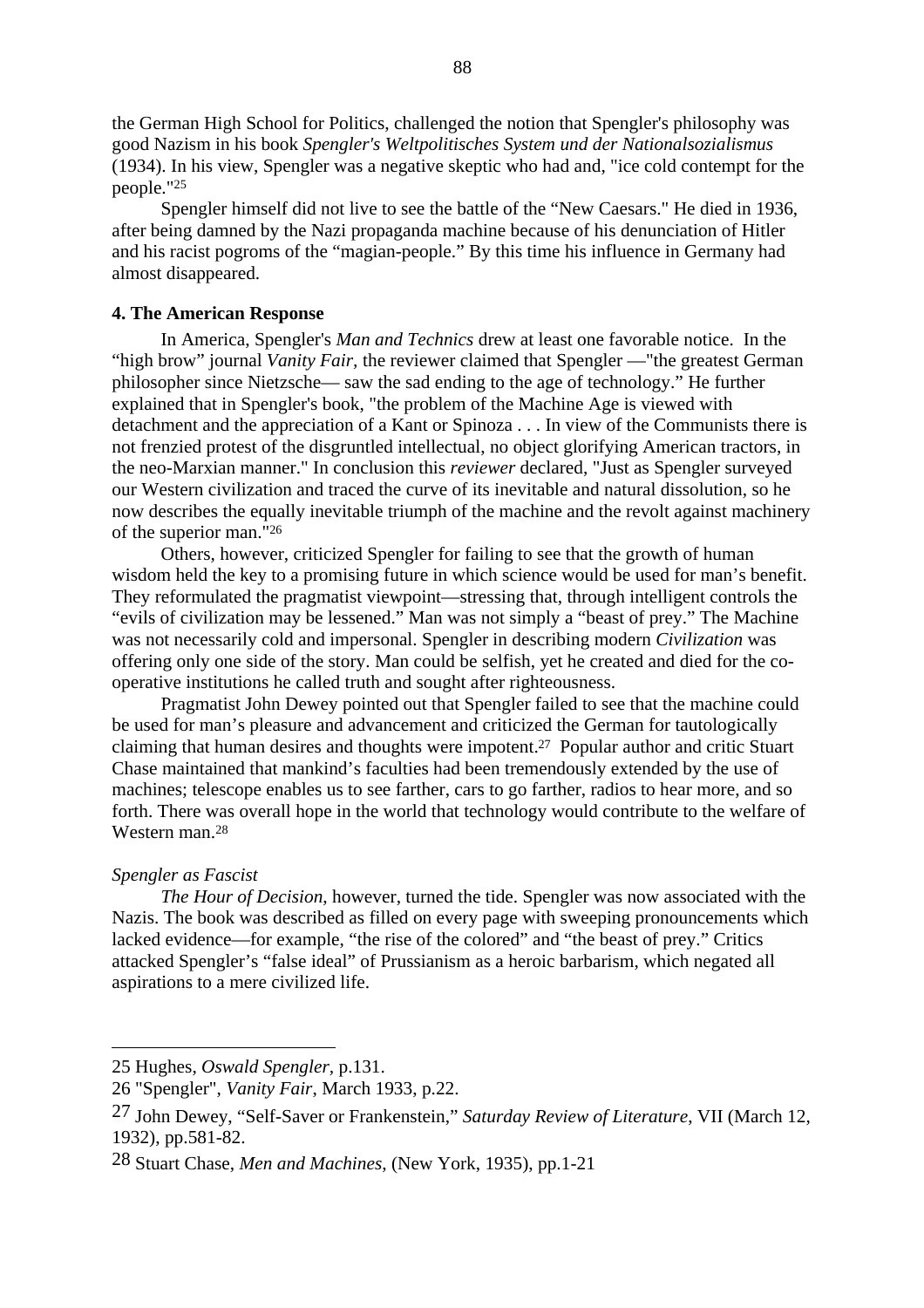the German High School for Politics, challenged the notion that Spengler's philosophy was good Nazism in his book *Spengler's Weltpolitisches System und der Nationalsozialismus* (1934). In his view, Spengler was a negative skeptic who had and, "ice cold contempt for the people."[25]

Spengler himself did not live to see the battle of the "New Caesars." He died in 1936, after being damned by the Nazi propaganda machine because of his denunciation of Hitler and his racist pogroms of the "magian-people." By this time his influence in Germany had almost disappeared.

**4. The American Response**

In America, Spengler's *Man and Technics* drew at least one favorable notice. In the "high brow" journal *Vanity Fair,* the reviewer claimed that Spengler —"the greatest German philosopher since Nietzsche— saw the sad ending to the age of technology." He further explained that in Spengler's book, "the problem of the Machine Age is viewed with detachment and the appreciation of a Kant or Spinoza . . . In view of the Communists there is not frenzied protest of the disgruntled intellectual, no object glorifying American tractors, in the neo-Marxian manner." In conclusion this *reviewer* declared, "Just as Spengler surveyed our Western civilization and traced the curve of its inevitable and natural dissolution, so he now describes the equally inevitable triumph of the machine and the revolt against machinery of the superior man."[26]

Others, however, criticized Spengler for failing to see that the growth of human wisdom held the key to a promising future in which science would be used for man's benefit. They reformulated the pragmatist viewpoint—stressing that, through intelligent controls the "evils of civilization may be lessened." Man was not simply a "beast of prey." The Machine was not necessarily cold and impersonal. Spengler in describing modern *Civilization* was offering only one side of the story. Man could be selfish, yet he created and died for the co-operative institutions he called truth and sought after righteousness.

Pragmatist John Dewey pointed out that Spengler failed to see that the machine could be used for man's pleasure and advancement and criticized the German for tautologically claiming that human desires and thoughts were impotent.[27] Popular author and critic Stuart Chase maintained that mankind's faculties had been tremendously extended by the use of machines; telescope enables us to see farther, cars to go farther, radios to hear more, and so forth. There was overall hope in the world that technology would contribute to the welfare of Western man.[28]

*Spengler as Fascist*

*The Hour of Decision,* however, turned the tide. Spengler was now associated with the Nazis. The book was described as filled on every page with sweeping pronouncements which lacked evidence—for example, "the rise of the colored" and "the beast of prey." Critics attacked Spengler's "false ideal" of Prussianism as a heroic barbarism, which negated all aspirations to a mere civilized life.

---

25 Hughes, *Oswald Spengler*, p.131.

26 "Spengler", *Vanity Fair*, March 1933, p.22.

27 John Dewey, "Self-Saver or Frankenstein," *Saturday Review of Literature*, VII (March 12, 1932), pp.581-82.

28 Stuart Chase, *Men and Machines*, (New York, 1935), pp.1-21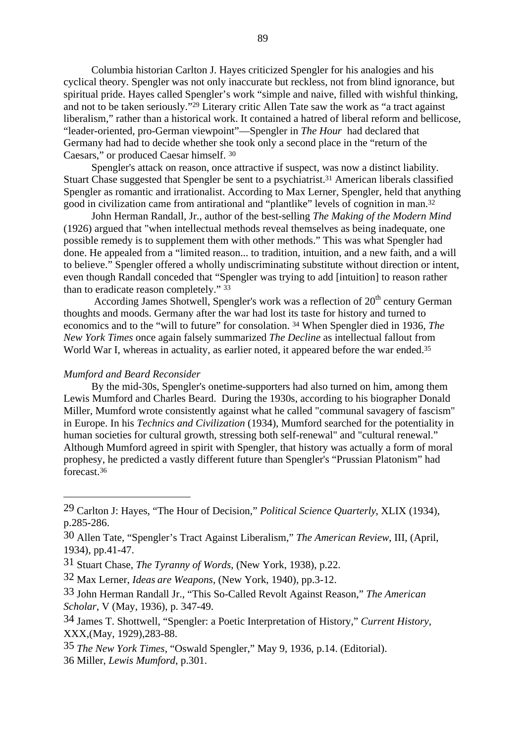Columbia historian Carlton J. Hayes criticized Spengler for his analogies and his cyclical theory. Spengler was not only inaccurate but reckless, not from blind ignorance, but spiritual pride. Hayes called Spengler's work "simple and naive, filled with wishful thinking, and not to be taken seriously."[29] Literary critic Allen Tate saw the work as "a tract against liberalism," rather than a historical work. It contained a hatred of liberal reform and bellicose, "leader-oriented, pro-German viewpoint"—Spengler in *The Hour* had declared that Germany had had to decide whether she took only a second place in the "return of the Caesars," or produced Caesar himself. [30]

Spengler's attack on reason, once attractive if suspect, was now a distinct liability. Stuart Chase suggested that Spengler be sent to a psychiatrist.[31] American liberals classified Spengler as romantic and irrationalist. According to Max Lerner, Spengler, held that anything good in civilization came from antirational and "plantlike" levels of cognition in man.[32]

John Herman Randall, Jr., author of the best-selling *The Making of the Modern Mind* (1926) argued that "when intellectual methods reveal themselves as being inadequate, one possible remedy is to supplement them with other methods." This was what Spengler had done. He appealed from a "limited reason... to tradition, intuition, and a new faith, and a will to believe." Spengler offered a wholly undiscriminating substitute without direction or intent, even though Randall conceded that "Spengler was trying to add [intuition] to reason rather than to eradicate reason completely." [33]

According James Shotwell, Spengler's work was a reflection of 20th century German thoughts and moods. Germany after the war had lost its taste for history and turned to economics and to the "will to future" for consolation. [34] When Spengler died in 1936, *The New York Times* once again falsely summarized *The Decline* as intellectual fallout from World War I, whereas in actuality, as earlier noted, it appeared before the war ended.[35]

*Mumford and Beard Reconsider*

By the mid-30s, Spengler's onetime-supporters had also turned on him, among them Lewis Mumford and Charles Beard. During the 1930s, according to his biographer Donald Miller, Mumford wrote consistently against what he called "communal savagery of fascism" in Europe. In his *Technics and Civilization* (1934), Mumford searched for the potentiality in human societies for cultural growth, stressing both self-renewal" and "cultural renewal." Although Mumford agreed in spirit with Spengler, that history was actually a form of moral prophesy, he predicted a vastly different future than Spengler's "Prussian Platonism" had forecast.[36]

---

29 Carlton J: Hayes, "The Hour of Decision," *Political Science Quarterly*, XLIX (1934), p.285-286.

30 Allen Tate, "Spengler's Tract Against Liberalism," *The American Review*, III, (April, 1934), pp.41-47.

31 Stuart Chase, *The Tyranny of Words*, (New York, 1938), p.22.

32 Max Lerner, *Ideas are Weapons*, (New York, 1940), pp.3-12.

33 John Herman Randall Jr., "This So-Called Revolt Against Reason," *The American Scholar*, V (May, 1936), p. 347-49.

34 James T. Shottwell, "Spengler: a Poetic Interpretation of History," *Current History*, XXX,(May, 1929),283-88.

35 *The New York Times*, "Oswald Spengler," May 9, 1936, p.14. (Editorial).

36 Miller, *Lewis Mumford*, p.301.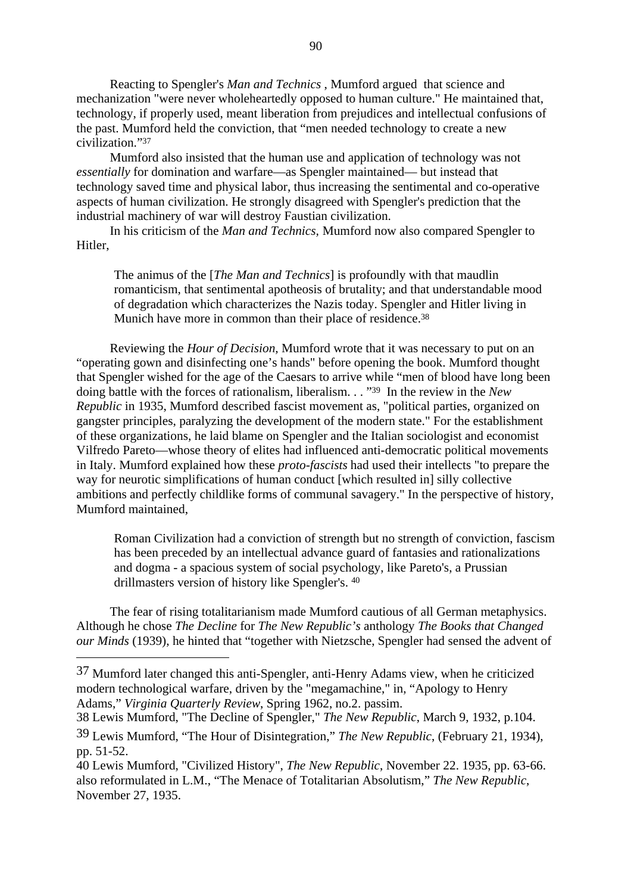Reacting to Spengler's *Man and Technics* , Mumford argued that science and mechanization "were never wholeheartedly opposed to human culture." He maintained that, technology, if properly used, meant liberation from prejudices and intellectual confusions of the past. Mumford held the conviction, that "men needed technology to create a new civilization."[37]

Mumford also insisted that the human use and application of technology was not *essentially* for domination and warfare—as Spengler maintained— but instead that technology saved time and physical labor, thus increasing the sentimental and co-operative aspects of human civilization. He strongly disagreed with Spengler's prediction that the industrial machinery of war will destroy Faustian civilization.

In his criticism of the *Man and Technics,* Mumford now also compared Spengler to Hitler,

> The animus of the [*The Man and Technics*] is profoundly with that maudlin romanticism, that sentimental apotheosis of brutality; and that understandable mood of degradation which characterizes the Nazis today. Spengler and Hitler living in Munich have more in common than their place of residence.[38]

Reviewing the *Hour of Decision,* Mumford wrote that it was necessary to put on an "operating gown and disinfecting one's hands" before opening the book. Mumford thought that Spengler wished for the age of the Caesars to arrive while "men of blood have long been doing battle with the forces of rationalism, liberalism. . . "[39] In the review in the *New Republic* in 1935, Mumford described fascist movement as, "political parties, organized on gangster principles, paralyzing the development of the modern state." For the establishment of these organizations, he laid blame on Spengler and the Italian sociologist and economist Vilfredo Pareto—whose theory of elites had influenced anti-democratic political movements in Italy. Mumford explained how these *proto-fascists* had used their intellects "to prepare the way for neurotic simplifications of human conduct [which resulted in] silly collective ambitions and perfectly childlike forms of communal savagery." In the perspective of history, Mumford maintained,

> Roman Civilization had a conviction of strength but no strength of conviction, fascism has been preceded by an intellectual advance guard of fantasies and rationalizations and dogma - a spacious system of social psychology, like Pareto's, a Prussian drillmasters version of history like Spengler's. [40]

The fear of rising totalitarianism made Mumford cautious of all German metaphysics. Although he chose *The Decline* for *The New Republic's* anthology *The Books that Changed our Minds* (1939), he hinted that "together with Nietzsche, Spengler had sensed the advent of

---

37 Mumford later changed this anti-Spengler, anti-Henry Adams view, when he criticized modern technological warfare, driven by the "megamachine," in, "Apology to Henry Adams," *Virginia Quarterly Review*, Spring 1962, no.2. passim.

38 Lewis Mumford, "The Decline of Spengler," *The New Republic*, March 9, 1932, p.104.

39 Lewis Mumford, "The Hour of Disintegration," *The New Republic*, (February 21, 1934), pp. 51-52.

40 Lewis Mumford, "Civilized History", *The New Republic*, November 22. 1935, pp. 63-66. also reformulated in L.M., "The Menace of Totalitarian Absolutism," *The New Republic*, November 27, 1935.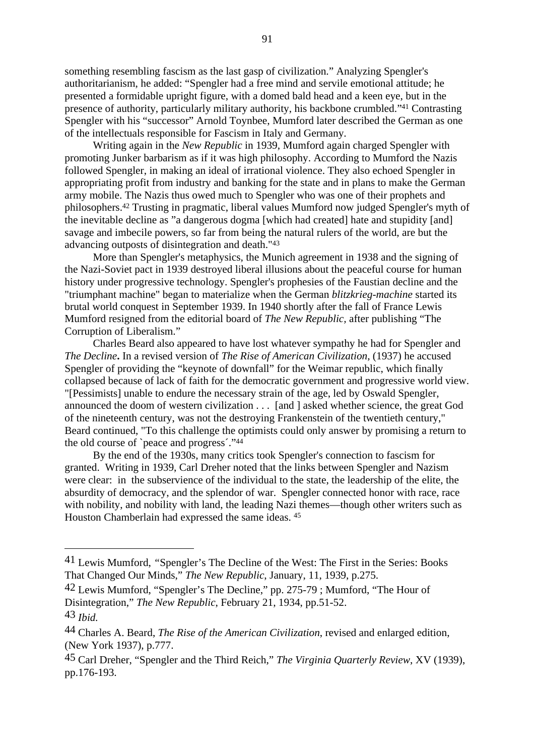something resembling fascism as the last gasp of civilization." Analyzing Spengler's authoritarianism, he added: "Spengler had a free mind and servile emotional attitude; he presented a formidable upright figure, with a domed bald head and a keen eye, but in the presence of authority, particularly military authority, his backbone crumbled."[41] Contrasting Spengler with his "successor" Arnold Toynbee, Mumford later described the German as one of the intellectuals responsible for Fascism in Italy and Germany.

Writing again in the *New Republic* in 1939, Mumford again charged Spengler with promoting Junker barbarism as if it was high philosophy. According to Mumford the Nazis followed Spengler, in making an ideal of irrational violence. They also echoed Spengler in appropriating profit from industry and banking for the state and in plans to make the German army mobile. The Nazis thus owed much to Spengler who was one of their prophets and philosophers.[42] Trusting in pragmatic, liberal values Mumford now judged Spengler's myth of the inevitable decline as "a dangerous dogma [which had created] hate and stupidity [and] savage and imbecile powers, so far from being the natural rulers of the world, are but the advancing outposts of disintegration and death."[43]

More than Spengler's metaphysics, the Munich agreement in 1938 and the signing of the Nazi-Soviet pact in 1939 destroyed liberal illusions about the peaceful course for human history under progressive technology. Spengler's prophesies of the Faustian decline and the "triumphant machine" began to materialize when the German *blitzkrieg-machine* started its brutal world conquest in September 1939. In 1940 shortly after the fall of France Lewis Mumford resigned from the editorial board of *The New Republic*, after publishing "The Corruption of Liberalism."

Charles Beard also appeared to have lost whatever sympathy he had for Spengler and *The Decline***.** In a revised version of *The Rise of American Civilization*, (1937) he accused Spengler of providing the "keynote of downfall" for the Weimar republic, which finally collapsed because of lack of faith for the democratic government and progressive world view. "[Pessimists] unable to endure the necessary strain of the age, led by Oswald Spengler, announced the doom of western civilization . . . [and ] asked whether science, the great God of the nineteenth century, was not the destroying Frankenstein of the twentieth century," Beard continued, "To this challenge the optimists could only answer by promising a return to the old course of `peace and progress´."[44]

By the end of the 1930s, many critics took Spengler's connection to fascism for granted. Writing in 1939, Carl Dreher noted that the links between Spengler and Nazism were clear: in the subservience of the individual to the state, the leadership of the elite, the absurdity of democracy, and the splendor of war. Spengler connected honor with race, race with nobility, and nobility with land, the leading Nazi themes—though other writers such as Houston Chamberlain had expressed the same ideas. [45]

---

41 Lewis Mumford, "Spengler's The Decline of the West: The First in the Series: Books That Changed Our Minds," *The New Republic*, January, 11, 1939, p.275.

42 Lewis Mumford, "Spengler's The Decline," pp. 275-79 ; Mumford, "The Hour of Disintegration," *The New Republic*, February 21, 1934, pp.51-52.

43 *Ibid.*

44 Charles A. Beard, *The Rise of the American Civilization*, revised and enlarged edition, (New York 1937), p.777.

45 Carl Dreher, "Spengler and the Third Reich," *The Virginia Quarterly Review*, XV (1939), pp.176-193.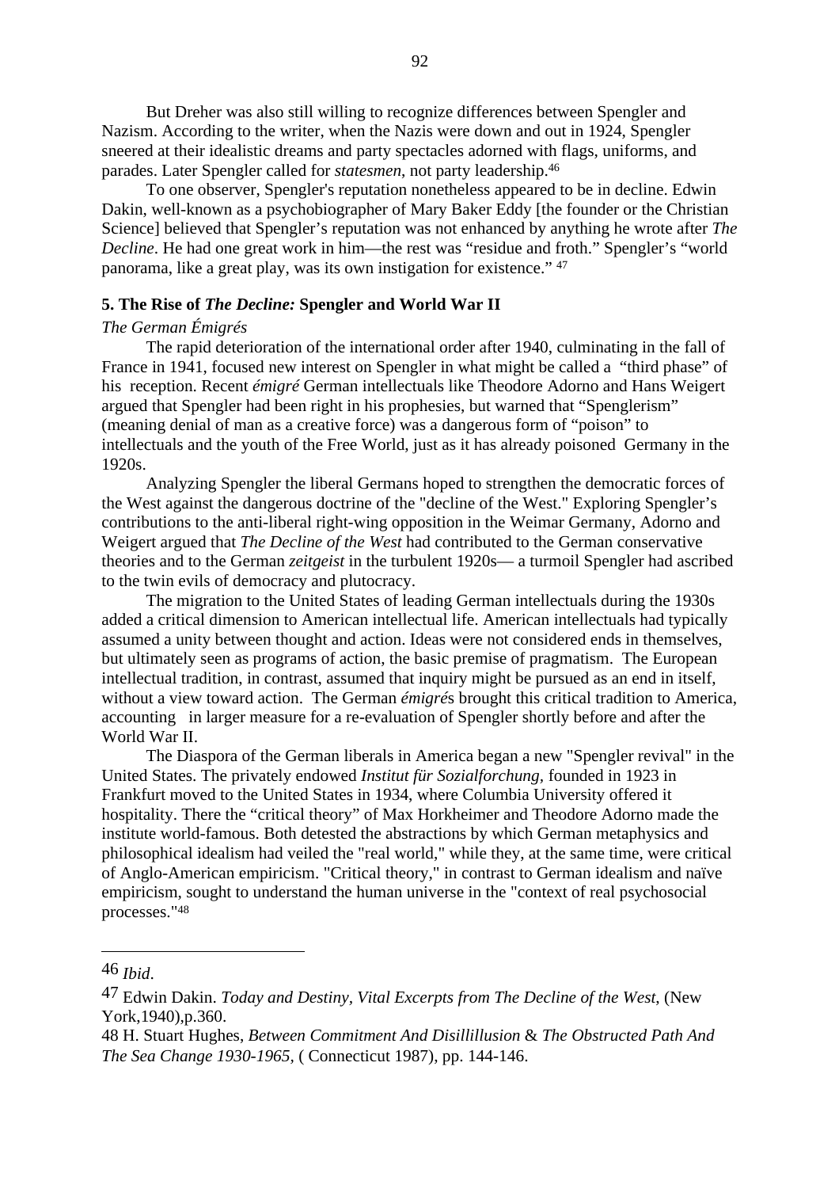But Dreher was also still willing to recognize differences between Spengler and Nazism. According to the writer, when the Nazis were down and out in 1924, Spengler sneered at their idealistic dreams and party spectacles adorned with flags, uniforms, and parades. Later Spengler called for *statesmen*, not party leadership.[46]

To one observer, Spengler's reputation nonetheless appeared to be in decline. Edwin Dakin, well-known as a psychobiographer of Mary Baker Eddy [the founder or the Christian Science] believed that Spengler's reputation was not enhanced by anything he wrote after *The Decline*. He had one great work in him—the rest was "residue and froth." Spengler's "world panorama, like a great play, was its own instigation for existence." [47]

## 5. The Rise of *The Decline:* Spengler and World War II

*The German Émigrés*

The rapid deterioration of the international order after 1940, culminating in the fall of France in 1941, focused new interest on Spengler in what might be called a "third phase" of his reception. Recent *émigré* German intellectuals like Theodore Adorno and Hans Weigert argued that Spengler had been right in his prophesies, but warned that "Spenglerism" (meaning denial of man as a creative force) was a dangerous form of "poison" to intellectuals and the youth of the Free World, just as it has already poisoned Germany in the 1920s.

Analyzing Spengler the liberal Germans hoped to strengthen the democratic forces of the West against the dangerous doctrine of the "decline of the West." Exploring Spengler's contributions to the anti-liberal right-wing opposition in the Weimar Germany, Adorno and Weigert argued that *The Decline of the West* had contributed to the German conservative theories and to the German *zeitgeist* in the turbulent 1920s— a turmoil Spengler had ascribed to the twin evils of democracy and plutocracy.

The migration to the United States of leading German intellectuals during the 1930s added a critical dimension to American intellectual life. American intellectuals had typically assumed a unity between thought and action. Ideas were not considered ends in themselves, but ultimately seen as programs of action, the basic premise of pragmatism. The European intellectual tradition, in contrast, assumed that inquiry might be pursued as an end in itself, without a view toward action. The German *émigré*s brought this critical tradition to America, accounting in larger measure for a re-evaluation of Spengler shortly before and after the World War II.

The Diaspora of the German liberals in America began a new "Spengler revival" in the United States. The privately endowed *Institut für Sozialforchung*, founded in 1923 in Frankfurt moved to the United States in 1934, where Columbia University offered it hospitality. There the "critical theory" of Max Horkheimer and Theodore Adorno made the institute world-famous. Both detested the abstractions by which German metaphysics and philosophical idealism had veiled the "real world," while they, at the same time, were critical of Anglo-American empiricism. "Critical theory," in contrast to German idealism and naïve empiricism, sought to understand the human universe in the "context of real psychosocial processes."[48]

---

46 *Ibid*.

47 Edwin Dakin. *Today and Destiny, Vital Excerpts from The Decline of the West*, (New York,1940),p.360.

48 H. Stuart Hughes, *Between Commitment And Disillillusion* & *The Obstructed Path And The Sea Change 1930-1965*, ( Connecticut 1987), pp. 144-146.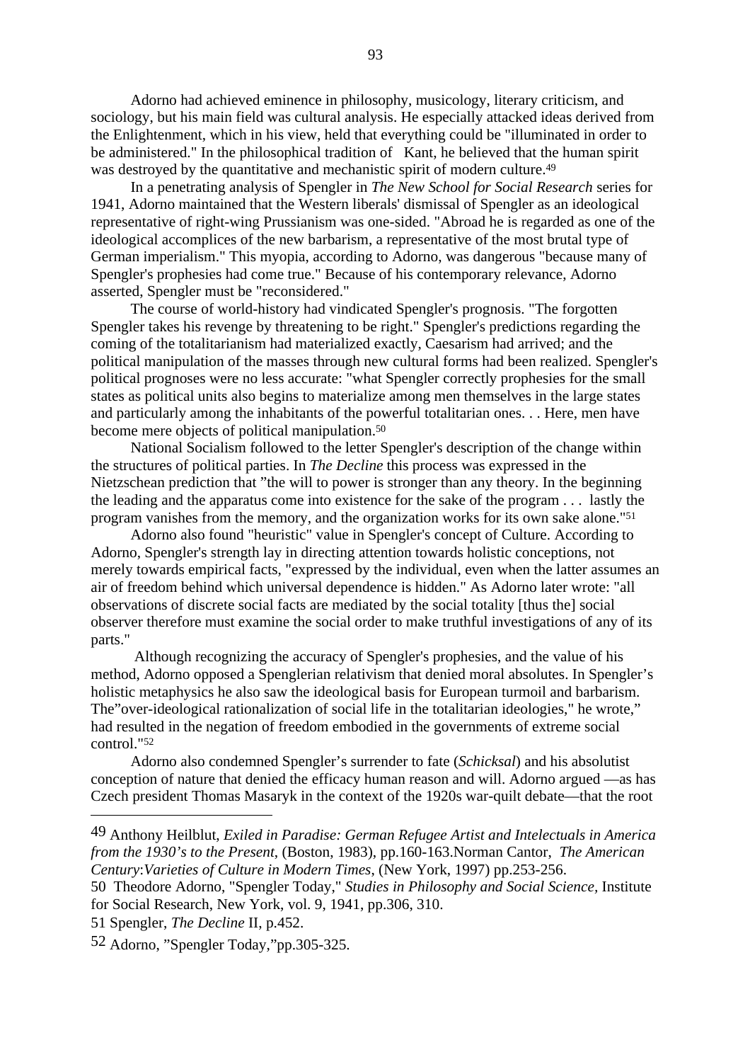Adorno had achieved eminence in philosophy, musicology, literary criticism, and sociology, but his main field was cultural analysis. He especially attacked ideas derived from the Enlightenment, which in his view, held that everything could be "illuminated in order to be administered." In the philosophical tradition of  Kant, he believed that the human spirit was destroyed by the quantitative and mechanistic spirit of modern culture.[49]

In a penetrating analysis of Spengler in *The New School for Social Research* series for 1941, Adorno maintained that the Western liberals' dismissal of Spengler as an ideological representative of right-wing Prussianism was one-sided. "Abroad he is regarded as one of the ideological accomplices of the new barbarism, a representative of the most brutal type of German imperialism." This myopia, according to Adorno, was dangerous "because many of Spengler's prophesies had come true." Because of his contemporary relevance, Adorno asserted, Spengler must be "reconsidered."

The course of world-history had vindicated Spengler's prognosis. "The forgotten Spengler takes his revenge by threatening to be right." Spengler's predictions regarding the coming of the totalitarianism had materialized exactly, Caesarism had arrived; and the political manipulation of the masses through new cultural forms had been realized. Spengler's political prognoses were no less accurate: "what Spengler correctly prophesies for the small states as political units also begins to materialize among men themselves in the large states and particularly among the inhabitants of the powerful totalitarian ones. . . Here, men have become mere objects of political manipulation.[50]

National Socialism followed to the letter Spengler's description of the change within the structures of political parties. In *The Decline* this process was expressed in the Nietzschean prediction that "the will to power is stronger than any theory. In the beginning the leading and the apparatus come into existence for the sake of the program . . .  lastly the program vanishes from the memory, and the organization works for its own sake alone."[51]

Adorno also found "heuristic" value in Spengler's concept of Culture. According to Adorno, Spengler's strength lay in directing attention towards holistic conceptions, not merely towards empirical facts, "expressed by the individual, even when the latter assumes an air of freedom behind which universal dependence is hidden." As Adorno later wrote: "all observations of discrete social facts are mediated by the social totality [thus the] social observer therefore must examine the social order to make truthful investigations of any of its parts."

Although recognizing the accuracy of Spengler's prophesies, and the value of his method, Adorno opposed a Spenglerian relativism that denied moral absolutes. In Spengler's holistic metaphysics he also saw the ideological basis for European turmoil and barbarism. The"over-ideological rationalization of social life in the totalitarian ideologies," he wrote," had resulted in the negation of freedom embodied in the governments of extreme social control."[52]

Adorno also condemned Spengler's surrender to fate (*Schicksal*) and his absolutist conception of nature that denied the efficacy human reason and will. Adorno argued —as has Czech president Thomas Masaryk in the context of the 1920s war-quilt debate—that the root

---

49 Anthony Heilblut, *Exiled in Paradise: German Refugee Artist and Intelectuals in America from the 1930's to the Present*, (Boston, 1983), pp.160-163.Norman Cantor, *The American Century*:*Varieties of Culture in Modern Times*, (New York, 1997) pp.253-256.

50 Theodore Adorno, "Spengler Today," *Studies in Philosophy and Social Science*, Institute for Social Research, New York, vol. 9, 1941, pp.306, 310.

51 Spengler, *The Decline* II, p.452.

52 Adorno, "Spengler Today,"pp.305-325.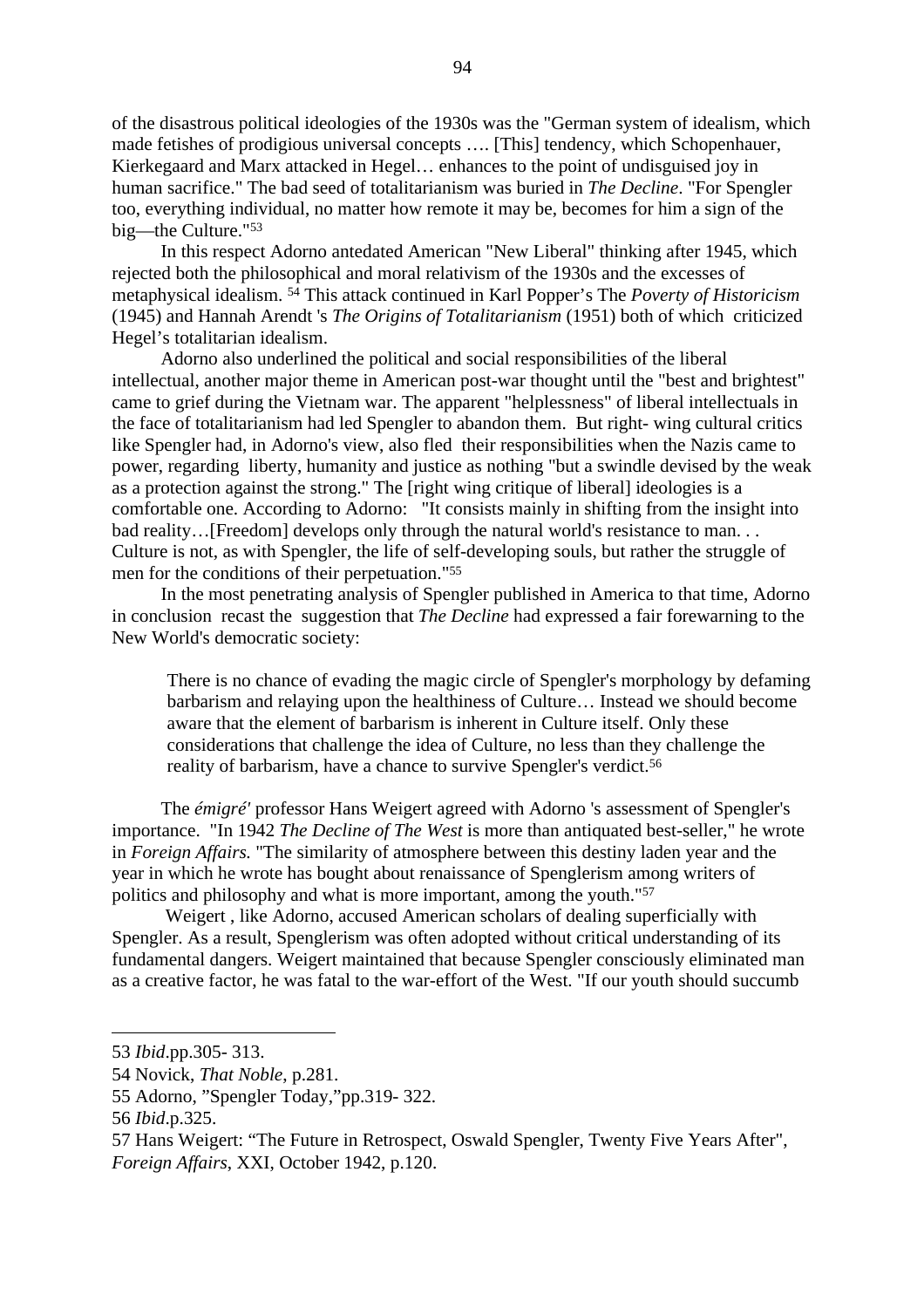of the disastrous political ideologies of the 1930s was the "German system of idealism, which made fetishes of prodigious universal concepts …. [This] tendency, which Schopenhauer, Kierkegaard and Marx attacked in Hegel… enhances to the point of undisguised joy in human sacrifice." The bad seed of totalitarianism was buried in *The Decline*. "For Spengler too, everything individual, no matter how remote it may be, becomes for him a sign of the big—the Culture."[53]

In this respect Adorno antedated American "New Liberal" thinking after 1945, which rejected both the philosophical and moral relativism of the 1930s and the excesses of metaphysical idealism. [54] This attack continued in Karl Popper's The *Poverty of Historicism* (1945) and Hannah Arendt 's *The Origins of Totalitarianism* (1951) both of which criticized Hegel's totalitarian idealism.

Adorno also underlined the political and social responsibilities of the liberal intellectual, another major theme in American post-war thought until the "best and brightest" came to grief during the Vietnam war. The apparent "helplessness" of liberal intellectuals in the face of totalitarianism had led Spengler to abandon them. But right- wing cultural critics like Spengler had, in Adorno's view, also fled their responsibilities when the Nazis came to power, regarding liberty, humanity and justice as nothing "but a swindle devised by the weak as a protection against the strong." The [right wing critique of liberal] ideologies is a comfortable one. According to Adorno: "It consists mainly in shifting from the insight into bad reality…[Freedom] develops only through the natural world's resistance to man. . . Culture is not, as with Spengler, the life of self-developing souls, but rather the struggle of men for the conditions of their perpetuation."[55]

In the most penetrating analysis of Spengler published in America to that time, Adorno in conclusion recast the suggestion that *The Decline* had expressed a fair forewarning to the New World's democratic society:

> There is no chance of evading the magic circle of Spengler's morphology by defaming barbarism and relaying upon the healthiness of Culture… Instead we should become aware that the element of barbarism is inherent in Culture itself. Only these considerations that challenge the idea of Culture, no less than they challenge the reality of barbarism, have a chance to survive Spengler's verdict.[56]

The *émigré'* professor Hans Weigert agreed with Adorno 's assessment of Spengler's importance. "In 1942 *The Decline of The West* is more than antiquated best-seller," he wrote in *Foreign Affairs.* "The similarity of atmosphere between this destiny laden year and the year in which he wrote has bought about renaissance of Spenglerism among writers of politics and philosophy and what is more important, among the youth."[57]

Weigert , like Adorno, accused American scholars of dealing superficially with Spengler. As a result, Spenglerism was often adopted without critical understanding of its fundamental dangers. Weigert maintained that because Spengler consciously eliminated man as a creative factor, he was fatal to the war-effort of the West. "If our youth should succumb

---

53 *Ibid*.pp.305- 313.

54 Novick, *That Noble*, p.281.

55 Adorno, "Spengler Today,"pp.319- 322.

56 *Ibid*.p.325.

57 Hans Weigert: "The Future in Retrospect, Oswald Spengler, Twenty Five Years After", *Foreign Affairs*, XXI, October 1942, p.120.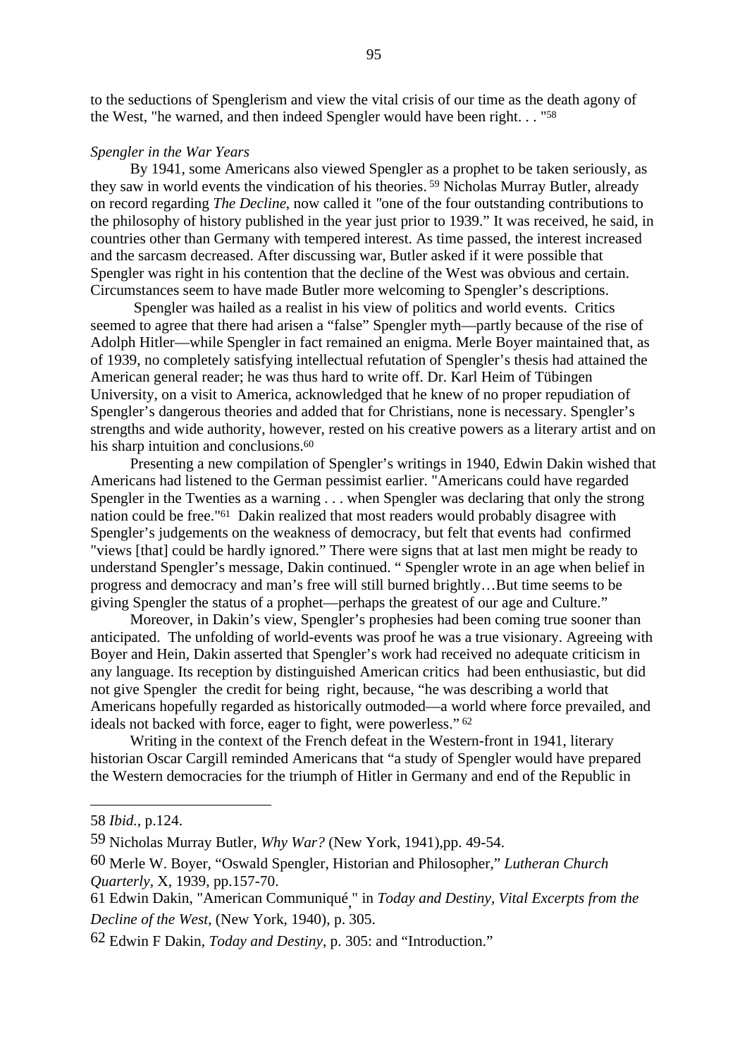to the seductions of Spenglerism and view the vital crisis of our time as the death agony of the West, "he warned, and then indeed Spengler would have been right. . . "[58]

*Spengler in the War Years*

By 1941, some Americans also viewed Spengler as a prophet to be taken seriously, as they saw in world events the vindication of his theories.[59] Nicholas Murray Butler, already on record regarding *The Decline*, now called it "one of the four outstanding contributions to the philosophy of history published in the year just prior to 1939." It was received, he said, in countries other than Germany with tempered interest. As time passed, the interest increased and the sarcasm decreased. After discussing war, Butler asked if it were possible that Spengler was right in his contention that the decline of the West was obvious and certain. Circumstances seem to have made Butler more welcoming to Spengler's descriptions.

Spengler was hailed as a realist in his view of politics and world events. Critics seemed to agree that there had arisen a "false" Spengler myth—partly because of the rise of Adolph Hitler—while Spengler in fact remained an enigma. Merle Boyer maintained that, as of 1939, no completely satisfying intellectual refutation of Spengler's thesis had attained the American general reader; he was thus hard to write off. Dr. Karl Heim of Tübingen University, on a visit to America, acknowledged that he knew of no proper repudiation of Spengler's dangerous theories and added that for Christians, none is necessary. Spengler's strengths and wide authority, however, rested on his creative powers as a literary artist and on his sharp intuition and conclusions.[60]

Presenting a new compilation of Spengler's writings in 1940, Edwin Dakin wished that Americans had listened to the German pessimist earlier. "Americans could have regarded Spengler in the Twenties as a warning . . . when Spengler was declaring that only the strong nation could be free."[61] Dakin realized that most readers would probably disagree with Spengler's judgements on the weakness of democracy, but felt that events had confirmed "views [that] could be hardly ignored." There were signs that at last men might be ready to understand Spengler's message, Dakin continued. " Spengler wrote in an age when belief in progress and democracy and man's free will still burned brightly…But time seems to be giving Spengler the status of a prophet—perhaps the greatest of our age and Culture."

Moreover, in Dakin's view, Spengler's prophesies had been coming true sooner than anticipated. The unfolding of world-events was proof he was a true visionary. Agreeing with Boyer and Hein, Dakin asserted that Spengler's work had received no adequate criticism in any language. Its reception by distinguished American critics had been enthusiastic, but did not give Spengler the credit for being right, because, "he was describing a world that Americans hopefully regarded as historically outmoded—a world where force prevailed, and ideals not backed with force, eager to fight, were powerless."[62]

Writing in the context of the French defeat in the Western-front in 1941, literary historian Oscar Cargill reminded Americans that "a study of Spengler would have prepared the Western democracies for the triumph of Hitler in Germany and end of the Republic in

---

58 *Ibid.*, p.124.

59 Nicholas Murray Butler, *Why War?* (New York, 1941),pp. 49-54.

60 Merle W. Boyer, "Oswald Spengler, Historian and Philosopher," *Lutheran Church Quarterly*, X, 1939, pp.157-70.

61 Edwin Dakin, "American Communiqué¸" in *Today and Destiny, Vital Excerpts from the Decline of the West*, (New York, 1940), p. 305.

62 Edwin F Dakin, *Today and Destiny*, p. 305: and "Introduction."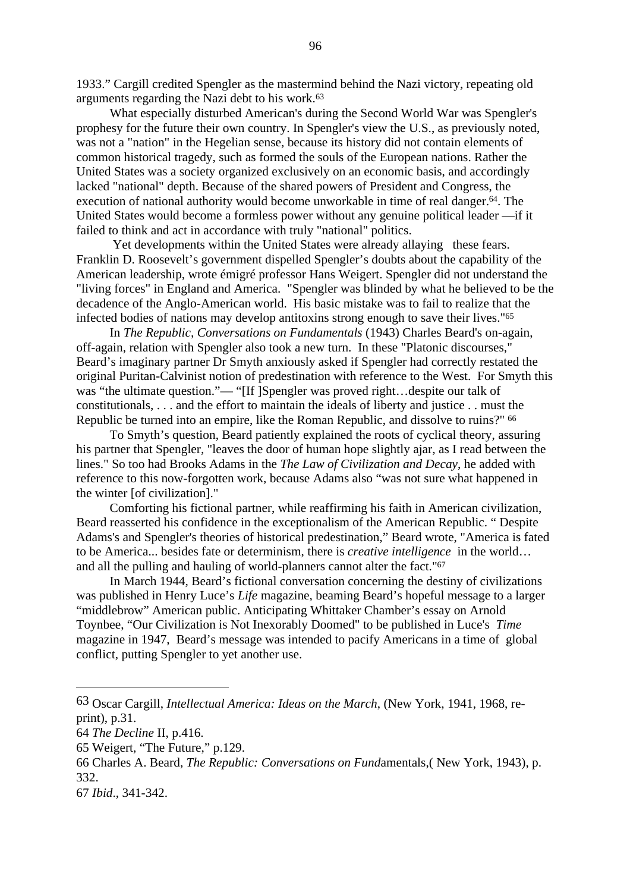1933." Cargill credited Spengler as the mastermind behind the Nazi victory, repeating old arguments regarding the Nazi debt to his work.[63]

What especially disturbed American's during the Second World War was Spengler's prophesy for the future their own country. In Spengler's view the U.S., as previously noted, was not a "nation" in the Hegelian sense, because its history did not contain elements of common historical tragedy, such as formed the souls of the European nations. Rather the United States was a society organized exclusively on an economic basis, and accordingly lacked "national" depth. Because of the shared powers of President and Congress, the execution of national authority would become unworkable in time of real danger.[64]. The United States would become a formless power without any genuine political leader —if it failed to think and act in accordance with truly "national" politics.

Yet developments within the United States were already allaying these fears. Franklin D. Roosevelt's government dispelled Spengler's doubts about the capability of the American leadership, wrote émigré professor Hans Weigert. Spengler did not understand the "living forces" in England and America. "Spengler was blinded by what he believed to be the decadence of the Anglo-American world. His basic mistake was to fail to realize that the infected bodies of nations may develop antitoxins strong enough to save their lives."[65]

In *The Republic, Conversations on Fundamentals* (1943) Charles Beard's on-again, off-again, relation with Spengler also took a new turn. In these "Platonic discourses," Beard's imaginary partner Dr Smyth anxiously asked if Spengler had correctly restated the original Puritan-Calvinist notion of predestination with reference to the West. For Smyth this was "the ultimate question."— "[If ]Spengler was proved right…despite our talk of constitutionals, . . . and the effort to maintain the ideals of liberty and justice . . must the Republic be turned into an empire, like the Roman Republic, and dissolve to ruins?" [66]

To Smyth's question, Beard patiently explained the roots of cyclical theory, assuring his partner that Spengler, "leaves the door of human hope slightly ajar, as I read between the lines." So too had Brooks Adams in the *The Law of Civilization and Decay*, he added with reference to this now-forgotten work, because Adams also "was not sure what happened in the winter [of civilization]."

Comforting his fictional partner, while reaffirming his faith in American civilization, Beard reasserted his confidence in the exceptionalism of the American Republic. " Despite Adams's and Spengler's theories of historical predestination," Beard wrote, "America is fated to be America... besides fate or determinism, there is *creative intelligence* in the world… and all the pulling and hauling of world-planners cannot alter the fact."[67]

In March 1944, Beard's fictional conversation concerning the destiny of civilizations was published in Henry Luce's *Life* magazine, beaming Beard's hopeful message to a larger "middlebrow" American public. Anticipating Whittaker Chamber's essay on Arnold Toynbee, "Our Civilization is Not Inexorably Doomed" to be published in Luce's *Time* magazine in 1947, Beard's message was intended to pacify Americans in a time of global conflict, putting Spengler to yet another use.

---

63 Oscar Cargill, *Intellectual America: Ideas on the March*, (New York, 1941, 1968, re-print), p.31.

64 *The Decline* II, p.416.

65 Weigert, "The Future," p.129.

66 Charles A. Beard, *The Republic: Conversations on Fund*amentals,( New York, 1943), p. 332.

67 *Ibid*., 341-342.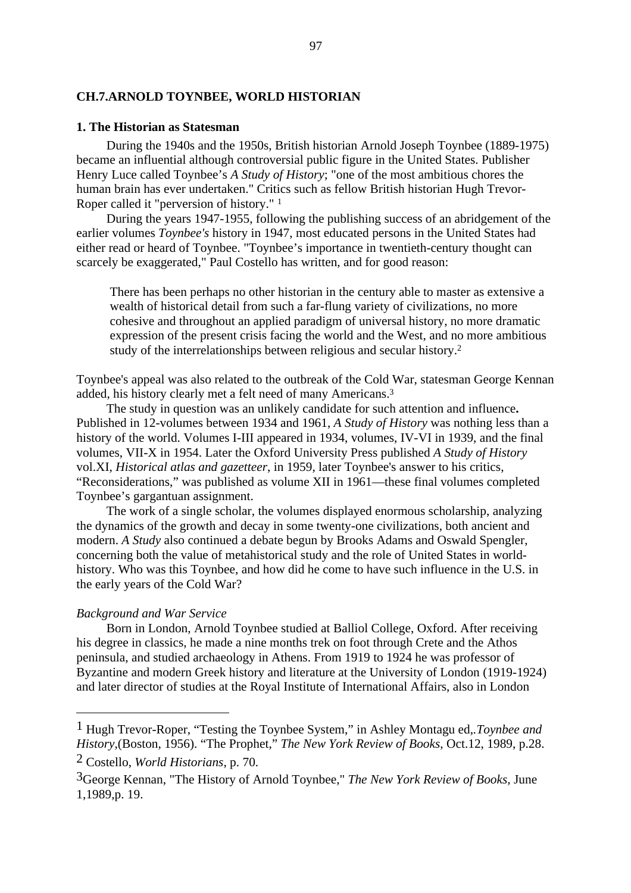## CH.7.ARNOLD TOYNBEE, WORLD HISTORIAN

### 1. The Historian as Statesman

During the 1940s and the 1950s, British historian Arnold Joseph Toynbee (1889-1975) became an influential although controversial public figure in the United States. Publisher Henry Luce called Toynbee's *A Study of History*; "one of the most ambitious chores the human brain has ever undertaken." Critics such as fellow British historian Hugh Trevor-Roper called it "perversion of history." [1]

During the years 1947-1955, following the publishing success of an abridgement of the earlier volumes *Toynbee's* history in 1947, most educated persons in the United States had either read or heard of Toynbee. "Toynbee's importance in twentieth-century thought can scarcely be exaggerated," Paul Costello has written, and for good reason:

> There has been perhaps no other historian in the century able to master as extensive a wealth of historical detail from such a far-flung variety of civilizations, no more cohesive and throughout an applied paradigm of universal history, no more dramatic expression of the present crisis facing the world and the West, and no more ambitious study of the interrelationships between religious and secular history.[2]

Toynbee's appeal was also related to the outbreak of the Cold War, statesman George Kennan added, his history clearly met a felt need of many Americans.[3]

The study in question was an unlikely candidate for such attention and influence**.** Published in 12-volumes between 1934 and 1961, *A Study of History* was nothing less than a history of the world. Volumes I-III appeared in 1934, volumes, IV-VI in 1939, and the final volumes, VII-X in 1954. Later the Oxford University Press published *A Study of History* vol.XI, *Historical atlas and gazetteer*, in 1959, later Toynbee's answer to his critics, "Reconsiderations," was published as volume XII in 1961—these final volumes completed Toynbee's gargantuan assignment.

The work of a single scholar, the volumes displayed enormous scholarship, analyzing the dynamics of the growth and decay in some twenty-one civilizations, both ancient and modern. *A Study* also continued a debate begun by Brooks Adams and Oswald Spengler, concerning both the value of metahistorical study and the role of United States in world-history. Who was this Toynbee, and how did he come to have such influence in the U.S. in the early years of the Cold War?

*Background and War Service*

Born in London, Arnold Toynbee studied at Balliol College, Oxford. After receiving his degree in classics, he made a nine months trek on foot through Crete and the Athos peninsula, and studied archaeology in Athens. From 1919 to 1924 he was professor of Byzantine and modern Greek history and literature at the University of London (1919-1924) and later director of studies at the Royal Institute of International Affairs, also in London

---

[1] Hugh Trevor-Roper, "Testing the Toynbee System," in Ashley Montagu ed,.*Toynbee and History*,(Boston, 1956). "The Prophet," *The New York Review of Books*, Oct.12, 1989, p.28.

[2] Costello, *World Historians*, p. 70.

[3] George Kennan, "The History of Arnold Toynbee," *The New York Review of Books*, June 1,1989,p. 19.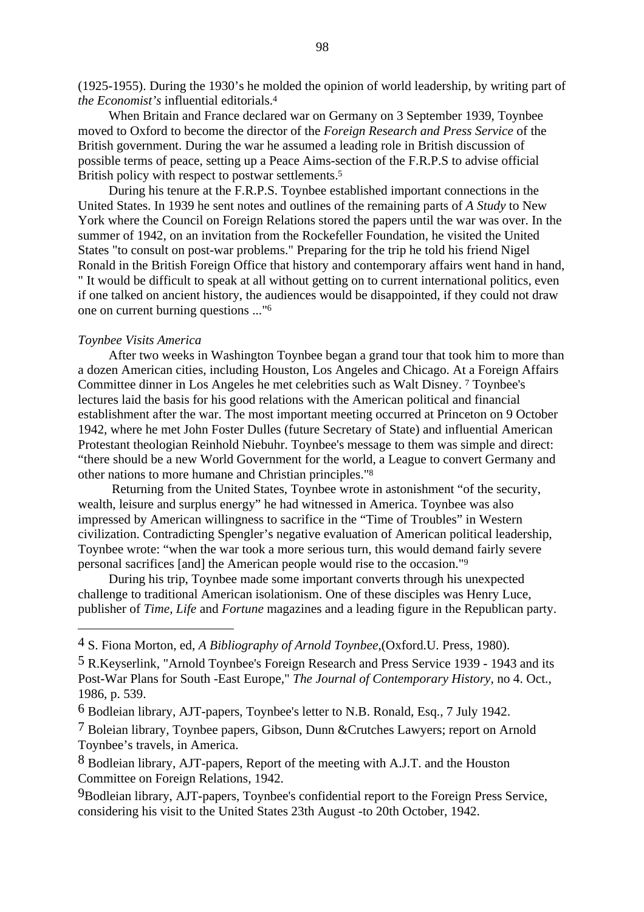(1925-1955). During the 1930's he molded the opinion of world leadership, by writing part of *the Economist's* influential editorials.[4]

When Britain and France declared war on Germany on 3 September 1939, Toynbee moved to Oxford to become the director of the *Foreign Research and Press Service* of the British government. During the war he assumed a leading role in British discussion of possible terms of peace, setting up a Peace Aims-section of the F.R.P.S to advise official British policy with respect to postwar settlements.[5]

During his tenure at the F.R.P.S. Toynbee established important connections in the United States. In 1939 he sent notes and outlines of the remaining parts of *A Study* to New York where the Council on Foreign Relations stored the papers until the war was over. In the summer of 1942, on an invitation from the Rockefeller Foundation, he visited the United States "to consult on post-war problems." Preparing for the trip he told his friend Nigel Ronald in the British Foreign Office that history and contemporary affairs went hand in hand, " It would be difficult to speak at all without getting on to current international politics, even if one talked on ancient history, the audiences would be disappointed, if they could not draw one on current burning questions ..."[6]

*Toynbee Visits America*

After two weeks in Washington Toynbee began a grand tour that took him to more than a dozen American cities, including Houston, Los Angeles and Chicago. At a Foreign Affairs Committee dinner in Los Angeles he met celebrities such as Walt Disney. [7] Toynbee's lectures laid the basis for his good relations with the American political and financial establishment after the war. The most important meeting occurred at Princeton on 9 October 1942, where he met John Foster Dulles (future Secretary of State) and influential American Protestant theologian Reinhold Niebuhr. Toynbee's message to them was simple and direct: "there should be a new World Government for the world, a League to convert Germany and other nations to more humane and Christian principles."[8]

Returning from the United States, Toynbee wrote in astonishment "of the security, wealth, leisure and surplus energy" he had witnessed in America. Toynbee was also impressed by American willingness to sacrifice in the "Time of Troubles" in Western civilization. Contradicting Spengler's negative evaluation of American political leadership, Toynbee wrote: "when the war took a more serious turn, this would demand fairly severe personal sacrifices [and] the American people would rise to the occasion."[9]

During his trip, Toynbee made some important converts through his unexpected challenge to traditional American isolationism. One of these disciples was Henry Luce, publisher of *Time, Life* and *Fortune* magazines and a leading figure in the Republican party.

---

[4] S. Fiona Morton, ed, *A Bibliography of Arnold Toynbee*,(Oxford.U. Press, 1980).

[5] R.Keyserlink, "Arnold Toynbee's Foreign Research and Press Service 1939 - 1943 and its Post-War Plans for South -East Europe," *The Journal of Contemporary History*, no 4. Oct., 1986, p. 539.

[6] Bodleian library, AJT-papers, Toynbee's letter to N.B. Ronald, Esq., 7 July 1942.

[7] Boleian library, Toynbee papers, Gibson, Dunn &Crutches Lawyers; report on Arnold Toynbee's travels, in America.

[8] Bodleian library, AJT-papers, Report of the meeting with A.J.T. and the Houston Committee on Foreign Relations, 1942.

[9] Bodleian library, AJT-papers, Toynbee's confidential report to the Foreign Press Service, considering his visit to the United States 23th August -to 20th October, 1942.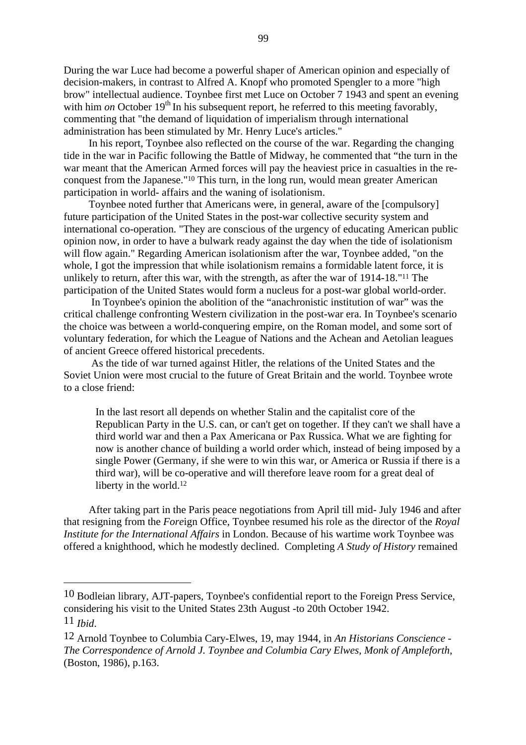During the war Luce had become a powerful shaper of American opinion and especially of decision-makers, in contrast to Alfred A. Knopf who promoted Spengler to a more "high brow" intellectual audience. Toynbee first met Luce on October 7 1943 and spent an evening with him *on* October 19th In his subsequent report, he referred to this meeting favorably, commenting that "the demand of liquidation of imperialism through international administration has been stimulated by Mr. Henry Luce's articles."

In his report, Toynbee also reflected on the course of the war. Regarding the changing tide in the war in Pacific following the Battle of Midway, he commented that "the turn in the war meant that the American Armed forces will pay the heaviest price in casualties in the re-conquest from the Japanese."[10] This turn, in the long run, would mean greater American participation in world- affairs and the waning of isolationism.

Toynbee noted further that Americans were, in general, aware of the [compulsory] future participation of the United States in the post-war collective security system and international co-operation. "They are conscious of the urgency of educating American public opinion now, in order to have a bulwark ready against the day when the tide of isolationism will flow again." Regarding American isolationism after the war, Toynbee added, "on the whole, I got the impression that while isolationism remains a formidable latent force, it is unlikely to return, after this war, with the strength, as after the war of 1914-18."[11] The participation of the United States would form a nucleus for a post-war global world-order.

In Toynbee's opinion the abolition of the "anachronistic institution of war" was the critical challenge confronting Western civilization in the post-war era. In Toynbee's scenario the choice was between a world-conquering empire, on the Roman model, and some sort of voluntary federation, for which the League of Nations and the Achean and Aetolian leagues of ancient Greece offered historical precedents.

As the tide of war turned against Hitler, the relations of the United States and the Soviet Union were most crucial to the future of Great Britain and the world. Toynbee wrote to a close friend:

> In the last resort all depends on whether Stalin and the capitalist core of the Republican Party in the U.S. can, or can't get on together. If they can't we shall have a third world war and then a Pax Americana or Pax Russica. What we are fighting for now is another chance of building a world order which, instead of being imposed by a single Power (Germany, if she were to win this war, or America or Russia if there is a third war), will be co-operative and will therefore leave room for a great deal of liberty in the world.[12]

After taking part in the Paris peace negotiations from April till mid- July 1946 and after that resigning from the *Fore*ign Office, Toynbee resumed his role as the director of the *Royal Institute for the International Affairs* in London. Because of his wartime work Toynbee was offered a knighthood, which he modestly declined. Completing *A Study of History* remained

---

10 Bodleian library, AJT-papers, Toynbee's confidential report to the Foreign Press Service, considering his visit to the United States 23th August -to 20th October 1942.

11 *Ibid*.

12 Arnold Toynbee to Columbia Cary-Elwes, 19, may 1944, in *An Historians Conscience - The Correspondence of Arnold J. Toynbee and Columbia Cary Elwes, Monk of Ampleforth*, (Boston, 1986), p.163.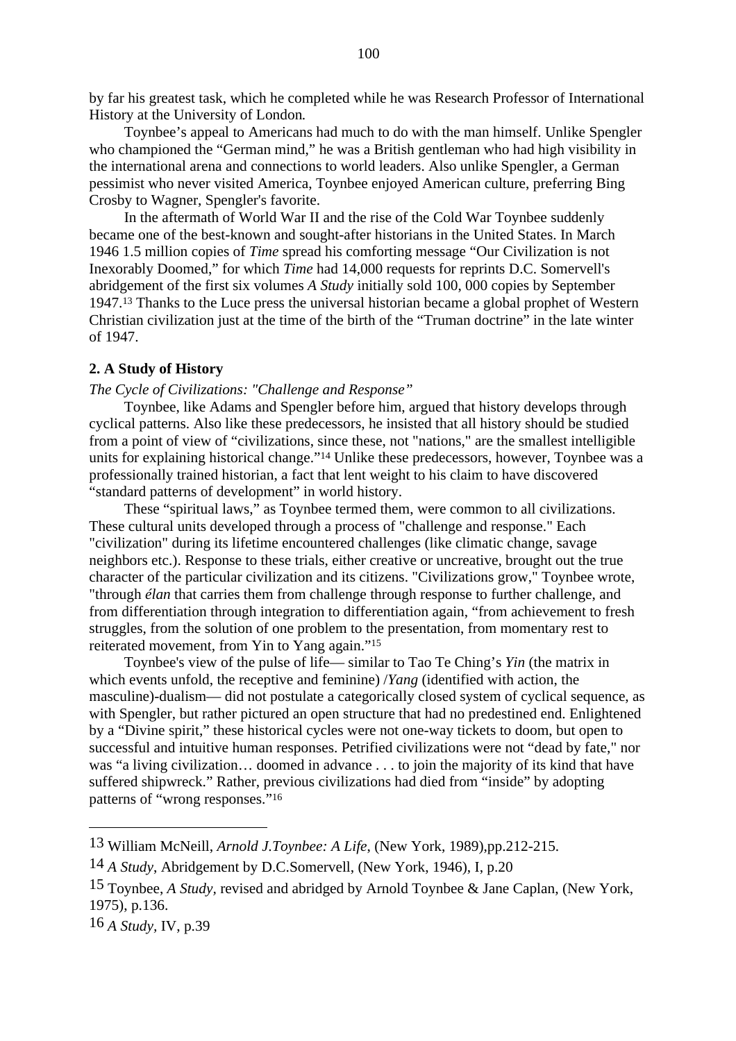by far his greatest task, which he completed while he was Research Professor of International History at the University of London.

Toynbee's appeal to Americans had much to do with the man himself. Unlike Spengler who championed the "German mind," he was a British gentleman who had high visibility in the international arena and connections to world leaders. Also unlike Spengler, a German pessimist who never visited America, Toynbee enjoyed American culture, preferring Bing Crosby to Wagner, Spengler's favorite.

In the aftermath of World War II and the rise of the Cold War Toynbee suddenly became one of the best-known and sought-after historians in the United States. In March 1946 1.5 million copies of *Time* spread his comforting message "Our Civilization is not Inexorably Doomed," for which *Time* had 14,000 requests for reprints D.C. Somervell's abridgement of the first six volumes *A Study* initially sold 100, 000 copies by September 1947.[13] Thanks to the Luce press the universal historian became a global prophet of Western Christian civilization just at the time of the birth of the "Truman doctrine" in the late winter of 1947.

**2. A Study of History**

*The Cycle of Civilizations: "Challenge and Response"*

Toynbee, like Adams and Spengler before him, argued that history develops through cyclical patterns. Also like these predecessors, he insisted that all history should be studied from a point of view of "civilizations, since these, not "nations," are the smallest intelligible units for explaining historical change."[14] Unlike these predecessors, however, Toynbee was a professionally trained historian, a fact that lent weight to his claim to have discovered "standard patterns of development" in world history.

These "spiritual laws," as Toynbee termed them, were common to all civilizations. These cultural units developed through a process of "challenge and response." Each "civilization" during its lifetime encountered challenges (like climatic change, savage neighbors etc.). Response to these trials, either creative or uncreative, brought out the true character of the particular civilization and its citizens. "Civilizations grow," Toynbee wrote, "through *élan* that carries them from challenge through response to further challenge, and from differentiation through integration to differentiation again, "from achievement to fresh struggles, from the solution of one problem to the presentation, from momentary rest to reiterated movement, from Yin to Yang again."[15]

Toynbee's view of the pulse of life— similar to Tao Te Ching's *Yin* (the matrix in which events unfold, the receptive and feminine) /*Yang* (identified with action, the masculine)-dualism— did not postulate a categorically closed system of cyclical sequence, as with Spengler, but rather pictured an open structure that had no predestined end. Enlightened by a "Divine spirit," these historical cycles were not one-way tickets to doom, but open to successful and intuitive human responses. Petrified civilizations were not "dead by fate," nor was "a living civilization… doomed in advance . . . to join the majority of its kind that have suffered shipwreck." Rather, previous civilizations had died from "inside" by adopting patterns of "wrong responses."[16]

---

13 William McNeill, *Arnold J.Toynbee: A Life*, (New York, 1989),pp.212-215.

14 *A Study*, Abridgement by D.C.Somervell, (New York, 1946), I, p.20

15 Toynbee, *A Study*, revised and abridged by Arnold Toynbee & Jane Caplan, (New York, 1975), p.136.

16 *A Study*, IV, p.39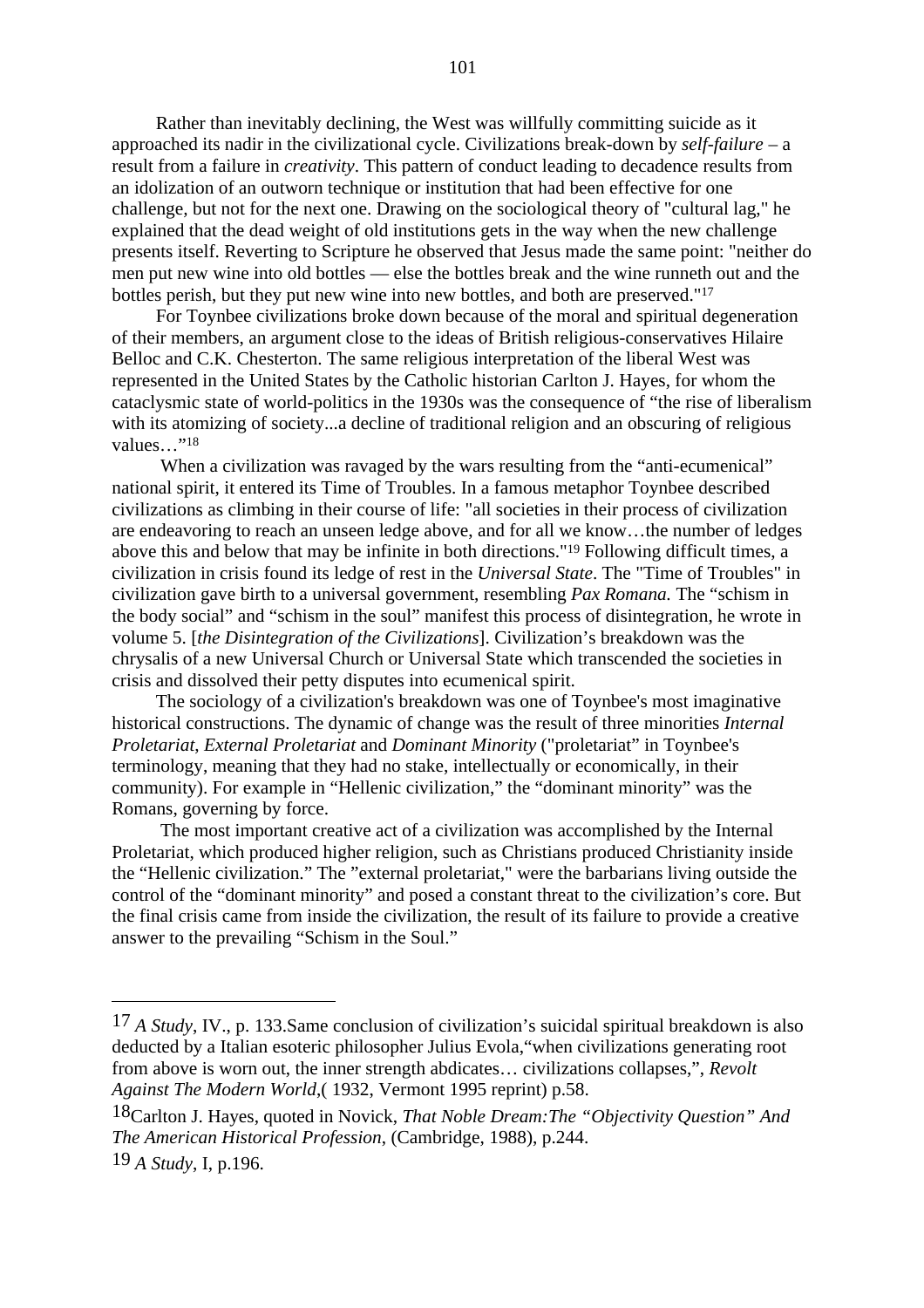Rather than inevitably declining, the West was willfully committing suicide as it approached its nadir in the civilizational cycle. Civilizations break-down by *self-failure* – a result from a failure in *creativity*. This pattern of conduct leading to decadence results from an idolization of an outworn technique or institution that had been effective for one challenge, but not for the next one. Drawing on the sociological theory of "cultural lag," he explained that the dead weight of old institutions gets in the way when the new challenge presents itself. Reverting to Scripture he observed that Jesus made the same point: "neither do men put new wine into old bottles — else the bottles break and the wine runneth out and the bottles perish, but they put new wine into new bottles, and both are preserved."[17]

For Toynbee civilizations broke down because of the moral and spiritual degeneration of their members, an argument close to the ideas of British religious-conservatives Hilaire Belloc and C.K. Chesterton. The same religious interpretation of the liberal West was represented in the United States by the Catholic historian Carlton J. Hayes, for whom the cataclysmic state of world-politics in the 1930s was the consequence of "the rise of liberalism with its atomizing of society...a decline of traditional religion and an obscuring of religious values…"[18]

When a civilization was ravaged by the wars resulting from the "anti-ecumenical" national spirit, it entered its Time of Troubles. In a famous metaphor Toynbee described civilizations as climbing in their course of life: "all societies in their process of civilization are endeavoring to reach an unseen ledge above, and for all we know…the number of ledges above this and below that may be infinite in both directions."[19] Following difficult times, a civilization in crisis found its ledge of rest in the *Universal State*. The "Time of Troubles" in civilization gave birth to a universal government, resembling *Pax Romana.* The "schism in the body social" and "schism in the soul" manifest this process of disintegration, he wrote in volume 5. [*the Disintegration of the Civilizations*]. Civilization's breakdown was the chrysalis of a new Universal Church or Universal State which transcended the societies in crisis and dissolved their petty disputes into ecumenical spirit.

The sociology of a civilization's breakdown was one of Toynbee's most imaginative historical constructions. The dynamic of change was the result of three minorities *Internal Proletariat*, *External Proletariat* and *Dominant Minority* ("proletariat" in Toynbee's terminology, meaning that they had no stake, intellectually or economically, in their community). For example in "Hellenic civilization," the "dominant minority" was the Romans, governing by force.

The most important creative act of a civilization was accomplished by the Internal Proletariat, which produced higher religion, such as Christians produced Christianity inside the "Hellenic civilization." The "external proletariat," were the barbarians living outside the control of the "dominant minority" and posed a constant threat to the civilization's core. But the final crisis came from inside the civilization, the result of its failure to provide a creative answer to the prevailing "Schism in the Soul."

---

17 *A Study*, IV., p. 133.Same conclusion of civilization's suicidal spiritual breakdown is also deducted by a Italian esoteric philosopher Julius Evola,"when civilizations generating root from above is worn out, the inner strength abdicates… civilizations collapses,", *Revolt Against The Modern World*,( 1932, Vermont 1995 reprint) p.58.

18Carlton J. Hayes, quoted in Novick, *That Noble Dream:The "Objectivity Question" And The American Historical Profession*, (Cambridge, 1988), p.244.

19 *A Study*, I, p.196.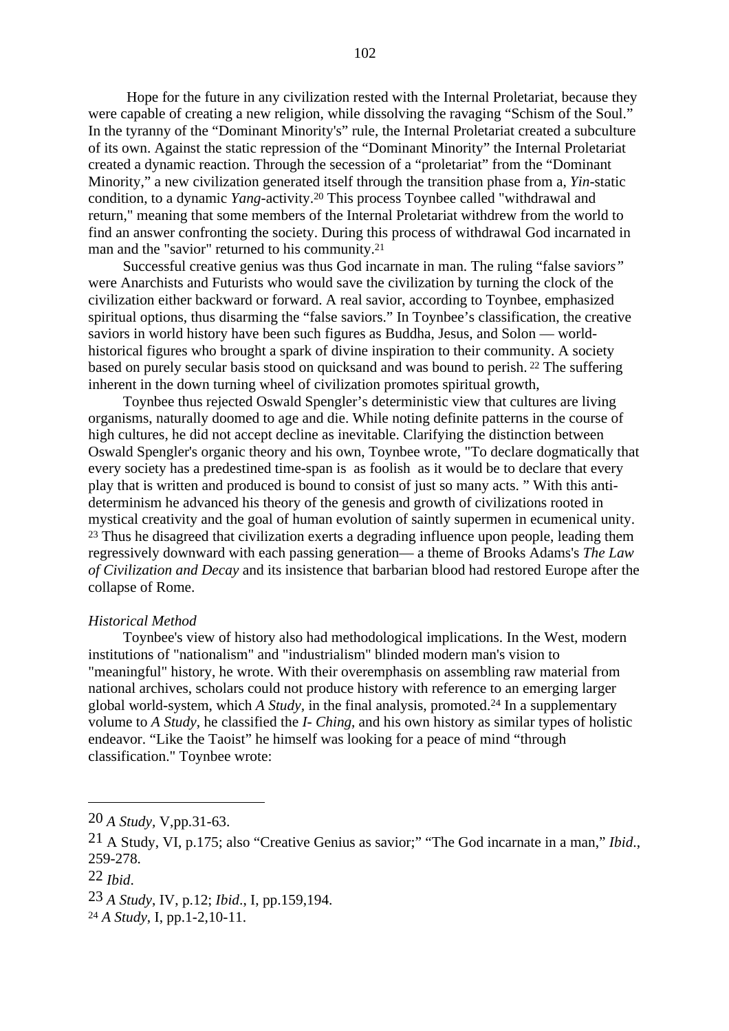Hope for the future in any civilization rested with the Internal Proletariat, because they were capable of creating a new religion, while dissolving the ravaging "Schism of the Soul." In the tyranny of the "Dominant Minority's" rule, the Internal Proletariat created a subculture of its own. Against the static repression of the "Dominant Minority" the Internal Proletariat created a dynamic reaction. Through the secession of a "proletariat" from the "Dominant Minority," a new civilization generated itself through the transition phase from a, *Yin*-static condition, to a dynamic *Yang*-activity.[20] This process Toynbee called "withdrawal and return," meaning that some members of the Internal Proletariat withdrew from the world to find an answer confronting the society. During this process of withdrawal God incarnated in man and the "savior" returned to his community.[21]

Successful creative genius was thus God incarnate in man. The ruling "false saviors" were Anarchists and Futurists who would save the civilization by turning the clock of the civilization either backward or forward. A real savior, according to Toynbee, emphasized spiritual options, thus disarming the "false saviors." In Toynbee's classification, the creative saviors in world history have been such figures as Buddha, Jesus, and Solon — world-historical figures who brought a spark of divine inspiration to their community. A society based on purely secular basis stood on quicksand and was bound to perish. [22] The suffering inherent in the down turning wheel of civilization promotes spiritual growth,

Toynbee thus rejected Oswald Spengler's deterministic view that cultures are living organisms, naturally doomed to age and die. While noting definite patterns in the course of high cultures, he did not accept decline as inevitable. Clarifying the distinction between Oswald Spengler's organic theory and his own, Toynbee wrote, "To declare dogmatically that every society has a predestined time-span is as foolish as it would be to declare that every play that is written and produced is bound to consist of just so many acts. " With this anti-determinism he advanced his theory of the genesis and growth of civilizations rooted in mystical creativity and the goal of human evolution of saintly supermen in ecumenical unity. [23] Thus he disagreed that civilization exerts a degrading influence upon people, leading them regressively downward with each passing generation— a theme of Brooks Adams's *The Law of Civilization and Decay* and its insistence that barbarian blood had restored Europe after the collapse of Rome.

*Historical Method*

Toynbee's view of history also had methodological implications. In the West, modern institutions of "nationalism" and "industrialism" blinded modern man's vision to "meaningful" history, he wrote. With their overemphasis on assembling raw material from national archives, scholars could not produce history with reference to an emerging larger global world-system, which *A Study*, in the final analysis, promoted.[24] In a supplementary volume to *A Study*, he classified the *I- Ching*, and his own history as similar types of holistic endeavor. "Like the Taoist" he himself was looking for a peace of mind "through classification." Toynbee wrote:

---

20 *A Study*, V,pp.31-63.

21 A Study, VI, p.175; also "Creative Genius as savior;" "The God incarnate in a man," *Ibid*., 259-278.

22 *Ibid*.

23 *A Study*, IV, p.12; *Ibid*., I, pp.159,194.

24 *A Study*, I, pp.1-2,10-11.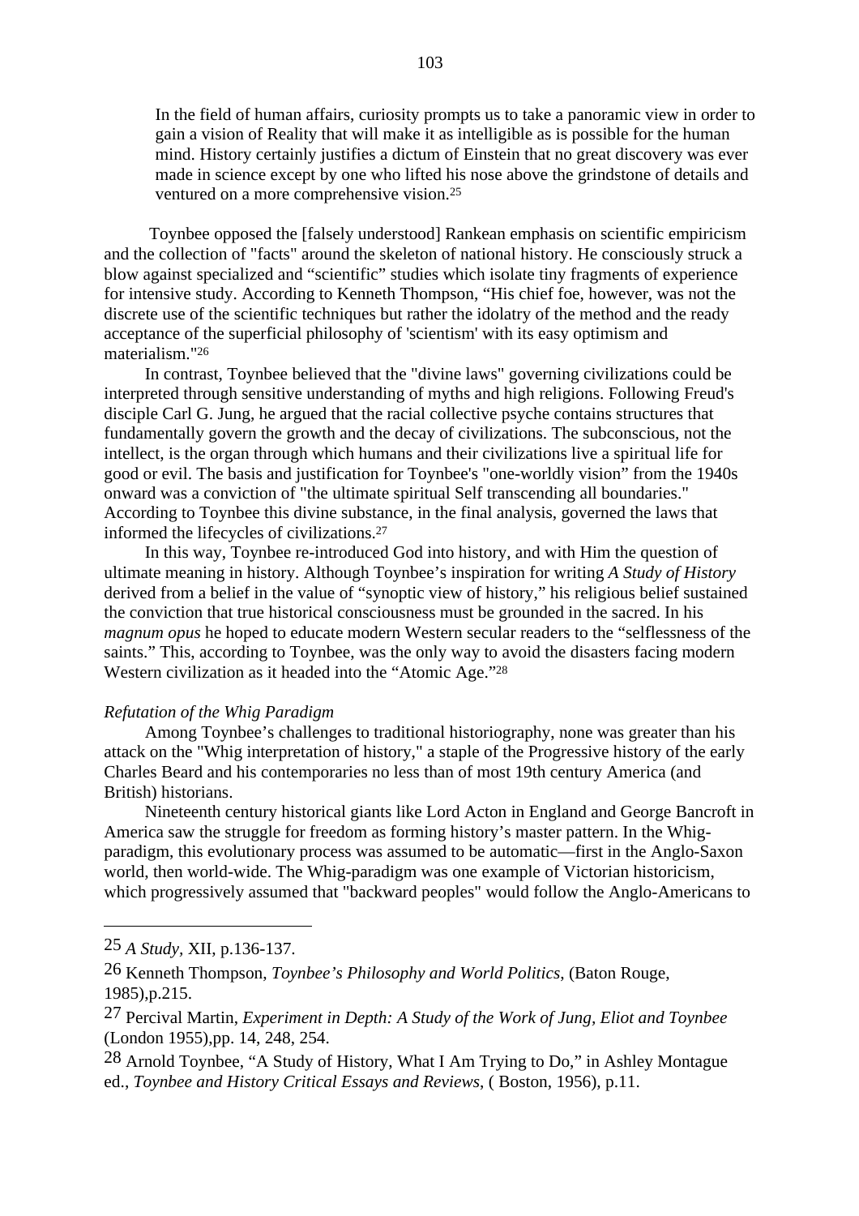> In the field of human affairs, curiosity prompts us to take a panoramic view in order to gain a vision of Reality that will make it as intelligible as is possible for the human mind. History certainly justifies a dictum of Einstein that no great discovery was ever made in science except by one who lifted his nose above the grindstone of details and ventured on a more comprehensive vision.[25]

Toynbee opposed the [falsely understood] Rankean emphasis on scientific empiricism and the collection of "facts" around the skeleton of national history. He consciously struck a blow against specialized and "scientific" studies which isolate tiny fragments of experience for intensive study. According to Kenneth Thompson, "His chief foe, however, was not the discrete use of the scientific techniques but rather the idolatry of the method and the ready acceptance of the superficial philosophy of 'scientism' with its easy optimism and materialism."[26]

In contrast, Toynbee believed that the "divine laws" governing civilizations could be interpreted through sensitive understanding of myths and high religions. Following Freud's disciple Carl G. Jung, he argued that the racial collective psyche contains structures that fundamentally govern the growth and the decay of civilizations. The subconscious, not the intellect, is the organ through which humans and their civilizations live a spiritual life for good or evil. The basis and justification for Toynbee's "one-worldly vision" from the 1940s onward was a conviction of "the ultimate spiritual Self transcending all boundaries." According to Toynbee this divine substance, in the final analysis, governed the laws that informed the lifecycles of civilizations.[27]

In this way, Toynbee re-introduced God into history, and with Him the question of ultimate meaning in history. Although Toynbee's inspiration for writing *A Study of History* derived from a belief in the value of "synoptic view of history," his religious belief sustained the conviction that true historical consciousness must be grounded in the sacred. In his *magnum opus* he hoped to educate modern Western secular readers to the "selflessness of the saints." This, according to Toynbee, was the only way to avoid the disasters facing modern Western civilization as it headed into the "Atomic Age."[28]

*Refutation of the Whig Paradigm*

Among Toynbee's challenges to traditional historiography, none was greater than his attack on the "Whig interpretation of history," a staple of the Progressive history of the early Charles Beard and his contemporaries no less than of most 19th century America (and British) historians.

Nineteenth century historical giants like Lord Acton in England and George Bancroft in America saw the struggle for freedom as forming history's master pattern. In the Whig-paradigm, this evolutionary process was assumed to be automatic—first in the Anglo-Saxon world, then world-wide. The Whig-paradigm was one example of Victorian historicism, which progressively assumed that "backward peoples" would follow the Anglo-Americans to

---

25 *A Study*, XII, p.136-137.

26 Kenneth Thompson, *Toynbee's Philosophy and World Politics*, (Baton Rouge, 1985),p.215.

27 Percival Martin, *Experiment in Depth: A Study of the Work of Jung, Eliot and Toynbee* (London 1955),pp. 14, 248, 254.

28 Arnold Toynbee, "A Study of History, What I Am Trying to Do," in Ashley Montague ed., *Toynbee and History Critical Essays and Reviews*, ( Boston, 1956), p.11.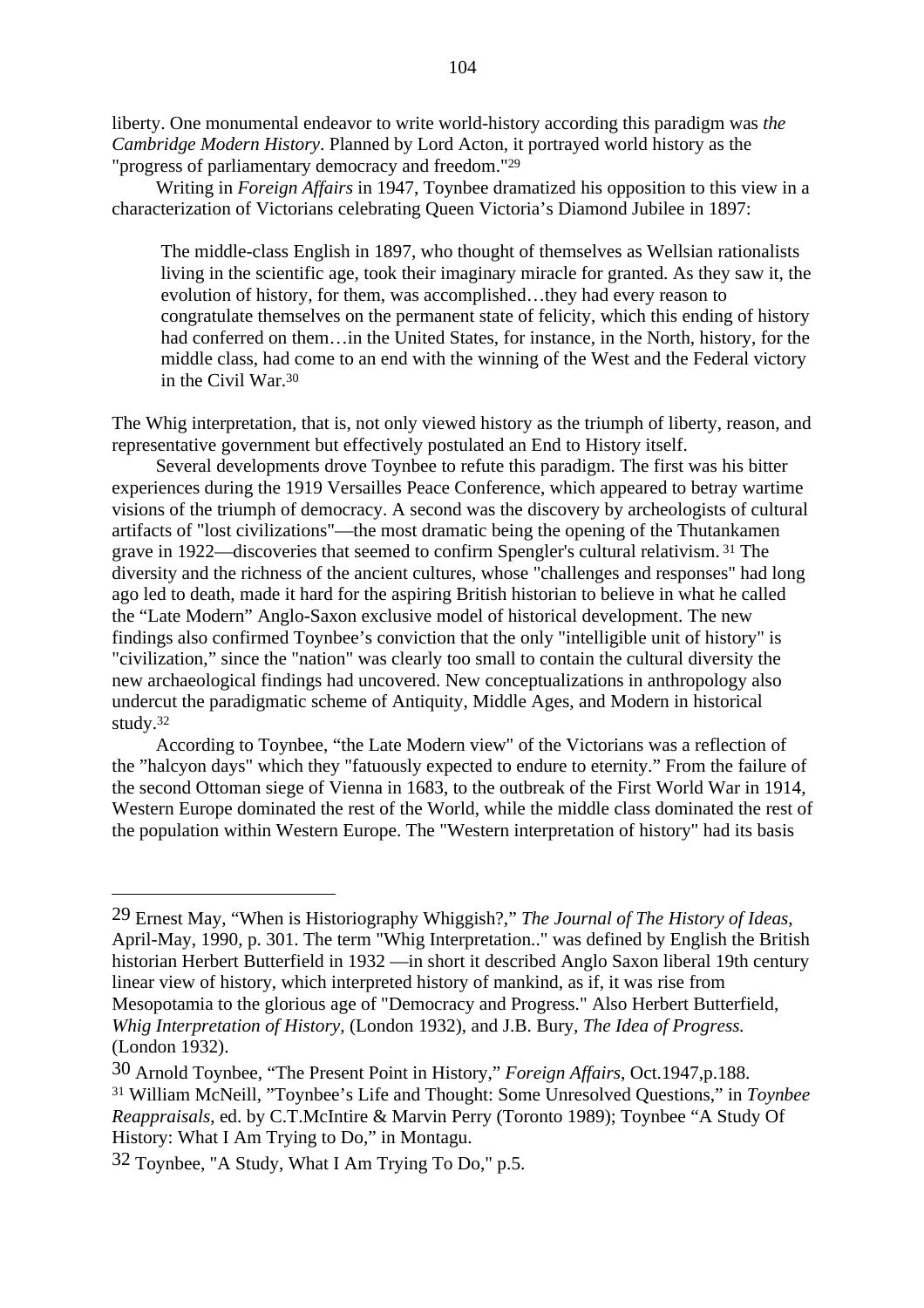liberty. One monumental endeavor to write world-history according this paradigm was *the Cambridge Modern History*. Planned by Lord Acton, it portrayed world history as the "progress of parliamentary democracy and freedom."[29]

Writing in *Foreign Affairs* in 1947, Toynbee dramatized his opposition to this view in a characterization of Victorians celebrating Queen Victoria's Diamond Jubilee in 1897:

> The middle-class English in 1897, who thought of themselves as Wellsian rationalists living in the scientific age, took their imaginary miracle for granted. As they saw it, the evolution of history, for them, was accomplished…they had every reason to congratulate themselves on the permanent state of felicity, which this ending of history had conferred on them…in the United States, for instance, in the North, history, for the middle class, had come to an end with the winning of the West and the Federal victory in the Civil War.[30]

The Whig interpretation, that is, not only viewed history as the triumph of liberty, reason, and representative government but effectively postulated an End to History itself.

Several developments drove Toynbee to refute this paradigm. The first was his bitter experiences during the 1919 Versailles Peace Conference, which appeared to betray wartime visions of the triumph of democracy. A second was the discovery by archeologists of cultural artifacts of "lost civilizations"—the most dramatic being the opening of the Thutankamen grave in 1922—discoveries that seemed to confirm Spengler's cultural relativism.[31] The diversity and the richness of the ancient cultures, whose "challenges and responses" had long ago led to death, made it hard for the aspiring British historian to believe in what he called the "Late Modern" Anglo-Saxon exclusive model of historical development. The new findings also confirmed Toynbee's conviction that the only "intelligible unit of history" is "civilization," since the "nation" was clearly too small to contain the cultural diversity the new archaeological findings had uncovered. New conceptualizations in anthropology also undercut the paradigmatic scheme of Antiquity, Middle Ages, and Modern in historical study.[32]

According to Toynbee, "the Late Modern view" of the Victorians was a reflection of the "halcyon days" which they "fatuously expected to endure to eternity." From the failure of the second Ottoman siege of Vienna in 1683, to the outbreak of the First World War in 1914, Western Europe dominated the rest of the World, while the middle class dominated the rest of the population within Western Europe. The "Western interpretation of history" had its basis

---

29 Ernest May, "When is Historiography Whiggish?," *The Journal of The History of Ideas*, April-May, 1990, p. 301. The term "Whig Interpretation.." was defined by English the British historian Herbert Butterfield in 1932 —in short it described Anglo Saxon liberal 19th century linear view of history, which interpreted history of mankind, as if, it was rise from Mesopotamia to the glorious age of "Democracy and Progress." Also Herbert Butterfield, *Whig Interpretation of History,* (London 1932), and J.B. Bury, *The Idea of Progress.* (London 1932).

30 Arnold Toynbee, "The Present Point in History," *Foreign Affairs*, Oct.1947,p.188.

31 William McNeill, "Toynbee's Life and Thought: Some Unresolved Questions," in *Toynbee Reappraisals*, ed. by C.T.McIntire & Marvin Perry (Toronto 1989); Toynbee "A Study Of History: What I Am Trying to Do," in Montagu.

32 Toynbee, "A Study, What I Am Trying To Do," p.5.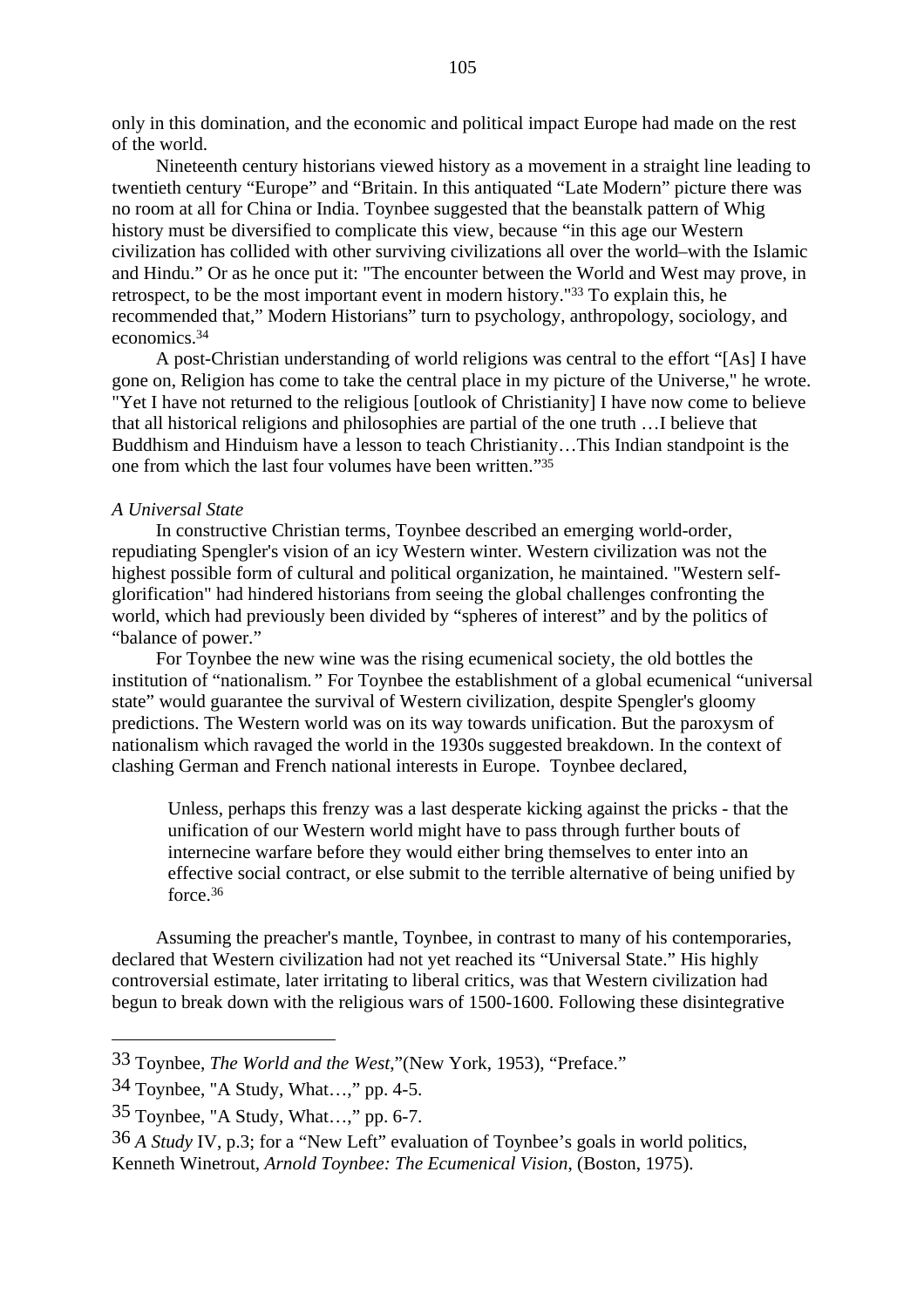only in this domination, and the economic and political impact Europe had made on the rest of the world.

Nineteenth century historians viewed history as a movement in a straight line leading to twentieth century “Europe” and “Britain. In this antiquated “Late Modern” picture there was no room at all for China or India. Toynbee suggested that the beanstalk pattern of Whig history must be diversified to complicate this view, because “in this age our Western civilization has collided with other surviving civilizations all over the world–with the Islamic and Hindu.” Or as he once put it: "The encounter between the World and West may prove, in retrospect, to be the most important event in modern history."[33] To explain this, he recommended that,” Modern Historians” turn to psychology, anthropology, sociology, and economics.[34]

A post-Christian understanding of world religions was central to the effort “[As] I have gone on, Religion has come to take the central place in my picture of the Universe," he wrote. "Yet I have not returned to the religious [outlook of Christianity] I have now come to believe that all historical religions and philosophies are partial of the one truth …I believe that Buddhism and Hinduism have a lesson to teach Christianity…This Indian standpoint is the one from which the last four volumes have been written.”[35]

*A Universal State*

In constructive Christian terms, Toynbee described an emerging world-order, repudiating Spengler's vision of an icy Western winter. Western civilization was not the highest possible form of cultural and political organization, he maintained. "Western self-glorification" had hindered historians from seeing the global challenges confronting the world, which had previously been divided by “spheres of interest” and by the politics of “balance of power.”

For Toynbee the new wine was the rising ecumenical society, the old bottles the institution of “nationalism.” For Toynbee the establishment of a global ecumenical “universal state” would guarantee the survival of Western civilization, despite Spengler's gloomy predictions. The Western world was on its way towards unification. But the paroxysm of nationalism which ravaged the world in the 1930s suggested breakdown. In the context of clashing German and French national interests in Europe.  Toynbee declared,

> Unless, perhaps this frenzy was a last desperate kicking against the pricks - that the unification of our Western world might have to pass through further bouts of internecine warfare before they would either bring themselves to enter into an effective social contract, or else submit to the terrible alternative of being unified by force.[36]

Assuming the preacher's mantle, Toynbee, in contrast to many of his contemporaries, declared that Western civilization had not yet reached its “Universal State.” His highly controversial estimate, later irritating to liberal critics, was that Western civilization had begun to break down with the religious wars of 1500-1600. Following these disintegrative

---

33 Toynbee, *The World and the West*,”(New York, 1953), “Preface.”

34 Toynbee, "A Study, What…," pp. 4-5.

35 Toynbee, "A Study, What…," pp. 6-7.

36 *A Study* IV, p.3; for a “New Left” evaluation of Toynbee’s goals in world politics, Kenneth Winetrout, *Arnold Toynbee: The Ecumenical Vision*, (Boston, 1975).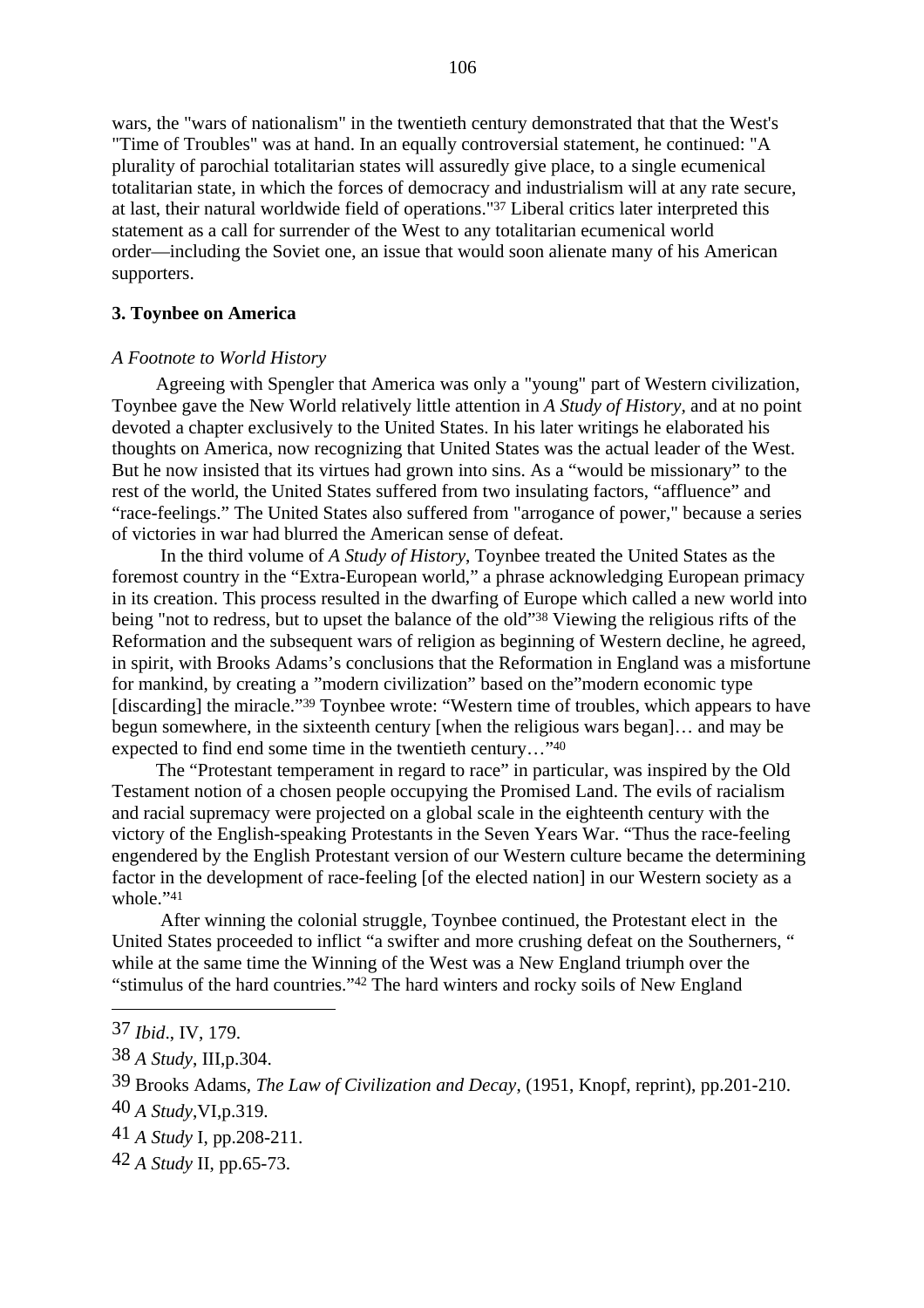wars, the "wars of nationalism" in the twentieth century demonstrated that that the West's "Time of Troubles" was at hand. In an equally controversial statement, he continued: "A plurality of parochial totalitarian states will assuredly give place, to a single ecumenical totalitarian state, in which the forces of democracy and industrialism will at any rate secure, at last, their natural worldwide field of operations."[37] Liberal critics later interpreted this statement as a call for surrender of the West to any totalitarian ecumenical world order—including the Soviet one, an issue that would soon alienate many of his American supporters.

### 3. Toynbee on America

*A Footnote to World History*

Agreeing with Spengler that America was only a "young" part of Western civilization, Toynbee gave the New World relatively little attention in *A Study of History*, and at no point devoted a chapter exclusively to the United States. In his later writings he elaborated his thoughts on America, now recognizing that United States was the actual leader of the West. But he now insisted that its virtues had grown into sins. As a "would be missionary" to the rest of the world, the United States suffered from two insulating factors, "affluence" and "race-feelings." The United States also suffered from "arrogance of power," because a series of victories in war had blurred the American sense of defeat.

In the third volume of *A Study of History*, Toynbee treated the United States as the foremost country in the "Extra-European world," a phrase acknowledging European primacy in its creation. This process resulted in the dwarfing of Europe which called a new world into being "not to redress, but to upset the balance of the old"[38] Viewing the religious rifts of the Reformation and the subsequent wars of religion as beginning of Western decline, he agreed, in spirit, with Brooks Adams's conclusions that the Reformation in England was a misfortune for mankind, by creating a "modern civilization" based on the"modern economic type [discarding] the miracle."[39] Toynbee wrote: "Western time of troubles, which appears to have begun somewhere, in the sixteenth century [when the religious wars began]… and may be expected to find end some time in the twentieth century…"[40]

The "Protestant temperament in regard to race" in particular, was inspired by the Old Testament notion of a chosen people occupying the Promised Land. The evils of racialism and racial supremacy were projected on a global scale in the eighteenth century with the victory of the English-speaking Protestants in the Seven Years War. "Thus the race-feeling engendered by the English Protestant version of our Western culture became the determining factor in the development of race-feeling [of the elected nation] in our Western society as a whole."[41]

After winning the colonial struggle, Toynbee continued, the Protestant elect in the United States proceeded to inflict "a swifter and more crushing defeat on the Southerners, " while at the same time the Winning of the West was a New England triumph over the "stimulus of the hard countries."[42] The hard winters and rocky soils of New England

---

37 *Ibid*., IV, 179.

38 *A Study*, III,p.304.

39 Brooks Adams, *The Law of Civilization and Decay*, (1951, Knopf, reprint), pp.201-210.

40 *A Study*,VI,p.319.

41 *A Study* I, pp.208-211.

42 *A Study* II, pp.65-73.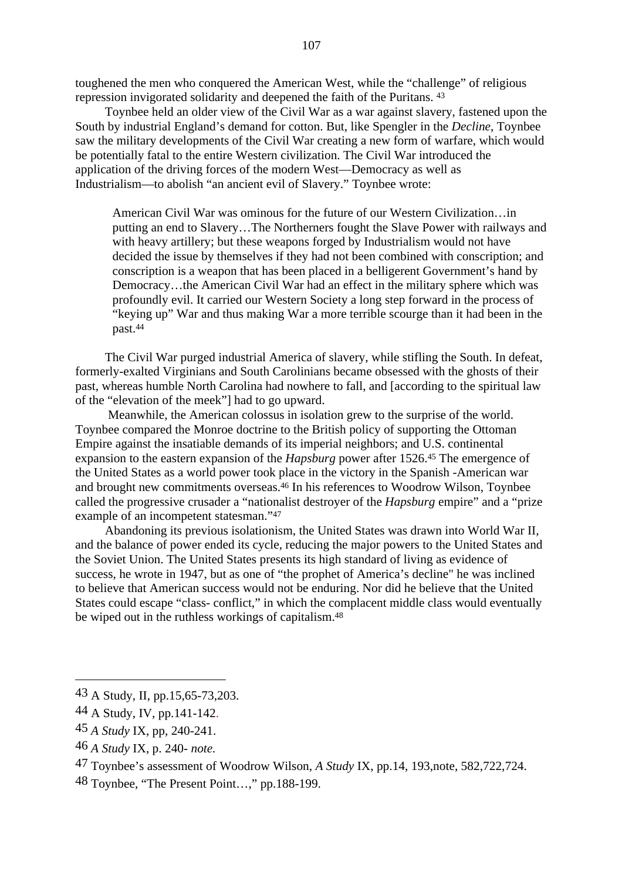toughened the men who conquered the American West, while the "challenge" of religious repression invigorated solidarity and deepened the faith of the Puritans. [43]

Toynbee held an older view of the Civil War as a war against slavery, fastened upon the South by industrial England's demand for cotton. But, like Spengler in the *Decline*, Toynbee saw the military developments of the Civil War creating a new form of warfare, which would be potentially fatal to the entire Western civilization. The Civil War introduced the application of the driving forces of the modern West—Democracy as well as Industrialism—to abolish "an ancient evil of Slavery." Toynbee wrote:

> American Civil War was ominous for the future of our Western Civilization…in putting an end to Slavery…The Northerners fought the Slave Power with railways and with heavy artillery; but these weapons forged by Industrialism would not have decided the issue by themselves if they had not been combined with conscription; and conscription is a weapon that has been placed in a belligerent Government's hand by Democracy…the American Civil War had an effect in the military sphere which was profoundly evil. It carried our Western Society a long step forward in the process of "keying up" War and thus making War a more terrible scourge than it had been in the past.[44]

The Civil War purged industrial America of slavery, while stifling the South. In defeat, formerly-exalted Virginians and South Carolinians became obsessed with the ghosts of their past, whereas humble North Carolina had nowhere to fall, and [according to the spiritual law of the "elevation of the meek"] had to go upward.

Meanwhile, the American colossus in isolation grew to the surprise of the world. Toynbee compared the Monroe doctrine to the British policy of supporting the Ottoman Empire against the insatiable demands of its imperial neighbors; and U.S. continental expansion to the eastern expansion of the *Hapsburg* power after 1526.[45] The emergence of the United States as a world power took place in the victory in the Spanish -American war and brought new commitments overseas.[46] In his references to Woodrow Wilson, Toynbee called the progressive crusader a "nationalist destroyer of the *Hapsburg* empire" and a "prize example of an incompetent statesman."[47]

Abandoning its previous isolationism, the United States was drawn into World War II, and the balance of power ended its cycle, reducing the major powers to the United States and the Soviet Union. The United States presents its high standard of living as evidence of success, he wrote in 1947, but as one of "the prophet of America's decline" he was inclined to believe that American success would not be enduring. Nor did he believe that the United States could escape "class- conflict," in which the complacent middle class would eventually be wiped out in the ruthless workings of capitalism.[48]

---

43 A Study, II, pp.15,65-73,203.

44 A Study, IV, pp.141-142.

45 *A Study* IX, pp, 240-241.

46 *A Study* IX, p. 240- *note.*

47 Toynbee's assessment of Woodrow Wilson, *A Study* IX, pp.14, 193,note, 582,722,724.

48 Toynbee, "The Present Point…," pp.188-199.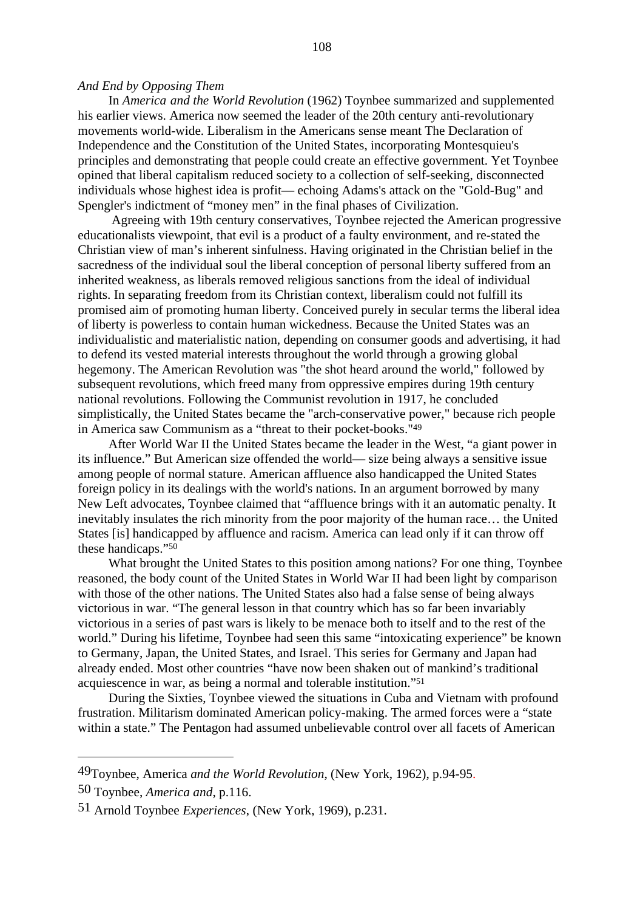*And End by Opposing Them*

In *America and the World Revolution* (1962) Toynbee summarized and supplemented his earlier views. America now seemed the leader of the 20th century anti-revolutionary movements world-wide. Liberalism in the Americans sense meant The Declaration of Independence and the Constitution of the United States, incorporating Montesquieu's principles and demonstrating that people could create an effective government. Yet Toynbee opined that liberal capitalism reduced society to a collection of self-seeking, disconnected individuals whose highest idea is profit— echoing Adams's attack on the "Gold-Bug" and Spengler's indictment of "money men" in the final phases of Civilization.

Agreeing with 19th century conservatives, Toynbee rejected the American progressive educationalists viewpoint, that evil is a product of a faulty environment, and re-stated the Christian view of man's inherent sinfulness. Having originated in the Christian belief in the sacredness of the individual soul the liberal conception of personal liberty suffered from an inherited weakness, as liberals removed religious sanctions from the ideal of individual rights. In separating freedom from its Christian context, liberalism could not fulfill its promised aim of promoting human liberty. Conceived purely in secular terms the liberal idea of liberty is powerless to contain human wickedness. Because the United States was an individualistic and materialistic nation, depending on consumer goods and advertising, it had to defend its vested material interests throughout the world through a growing global hegemony. The American Revolution was "the shot heard around the world," followed by subsequent revolutions, which freed many from oppressive empires during 19th century national revolutions. Following the Communist revolution in 1917, he concluded simplistically, the United States became the "arch-conservative power," because rich people in America saw Communism as a "threat to their pocket-books."[49]

After World War II the United States became the leader in the West, "a giant power in its influence." But American size offended the world— size being always a sensitive issue among people of normal stature. American affluence also handicapped the United States foreign policy in its dealings with the world's nations. In an argument borrowed by many New Left advocates, Toynbee claimed that "affluence brings with it an automatic penalty. It inevitably insulates the rich minority from the poor majority of the human race… the United States [is] handicapped by affluence and racism. America can lead only if it can throw off these handicaps."[50]

What brought the United States to this position among nations? For one thing, Toynbee reasoned, the body count of the United States in World War II had been light by comparison with those of the other nations. The United States also had a false sense of being always victorious in war. "The general lesson in that country which has so far been invariably victorious in a series of past wars is likely to be menace both to itself and to the rest of the world." During his lifetime, Toynbee had seen this same "intoxicating experience" be known to Germany, Japan, the United States, and Israel. This series for Germany and Japan had already ended. Most other countries "have now been shaken out of mankind's traditional acquiescence in war, as being a normal and tolerable institution."[51]

During the Sixties, Toynbee viewed the situations in Cuba and Vietnam with profound frustration. Militarism dominated American policy-making. The armed forces were a "state within a state." The Pentagon had assumed unbelievable control over all facets of American

---

49 Toynbee, America *and the World Revolution*, (New York, 1962), p.94-95.

50 Toynbee, *America and*, p.116.

51 Arnold Toynbee *Experiences*, (New York, 1969), p.231.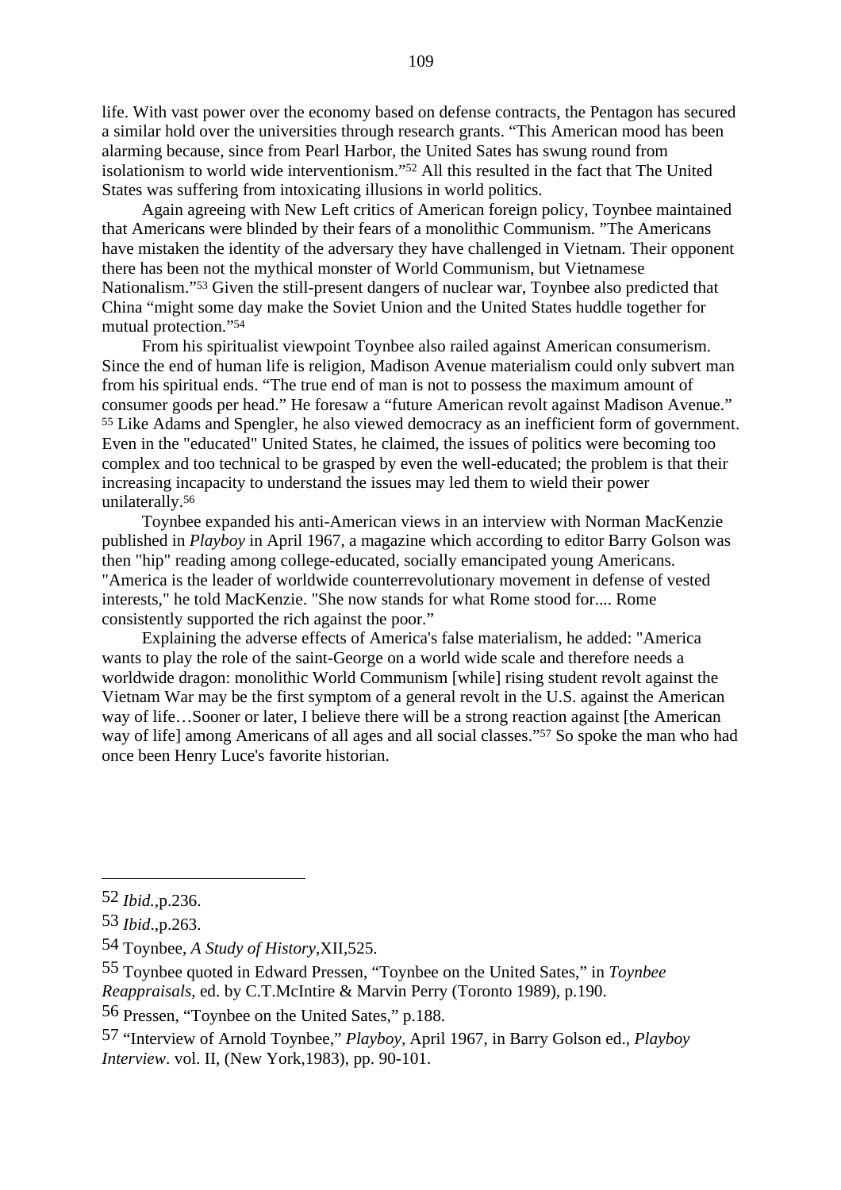life. With vast power over the economy based on defense contracts, the Pentagon has secured a similar hold over the universities through research grants. "This American mood has been alarming because, since from Pearl Harbor, the United Sates has swung round from isolationism to world wide interventionism."[52] All this resulted in the fact that The United States was suffering from intoxicating illusions in world politics.

Again agreeing with New Left critics of American foreign policy, Toynbee maintained that Americans were blinded by their fears of a monolithic Communism. "The Americans have mistaken the identity of the adversary they have challenged in Vietnam. Their opponent there has been not the mythical monster of World Communism, but Vietnamese Nationalism."[53] Given the still-present dangers of nuclear war, Toynbee also predicted that China "might some day make the Soviet Union and the United States huddle together for mutual protection."[54]

From his spiritualist viewpoint Toynbee also railed against American consumerism. Since the end of human life is religion, Madison Avenue materialism could only subvert man from his spiritual ends. "The true end of man is not to possess the maximum amount of consumer goods per head." He foresaw a "future American revolt against Madison Avenue." [55] Like Adams and Spengler, he also viewed democracy as an inefficient form of government. Even in the "educated" United States, he claimed, the issues of politics were becoming too complex and too technical to be grasped by even the well-educated; the problem is that their increasing incapacity to understand the issues may led them to wield their power unilaterally.[56]

Toynbee expanded his anti-American views in an interview with Norman MacKenzie published in *Playboy* in April 1967, a magazine which according to editor Barry Golson was then "hip" reading among college-educated, socially emancipated young Americans. "America is the leader of worldwide counterrevolutionary movement in defense of vested interests," he told MacKenzie. "She now stands for what Rome stood for.... Rome consistently supported the rich against the poor."

Explaining the adverse effects of America's false materialism, he added: "America wants to play the role of the saint-George on a world wide scale and therefore needs a worldwide dragon: monolithic World Communism [while] rising student revolt against the Vietnam War may be the first symptom of a general revolt in the U.S. against the American way of life…Sooner or later, I believe there will be a strong reaction against [the American way of life] among Americans of all ages and all social classes."[57] So spoke the man who had once been Henry Luce's favorite historian.

---

52 *Ibid.*,p.236.

53 *Ibid*.,p.263.

54 Toynbee, *A Study of History*,XII,525.

55 Toynbee quoted in Edward Pressen, "Toynbee on the United Sates," in *Toynbee Reappraisals*, ed. by C.T.McIntire & Marvin Perry (Toronto 1989), p.190.

56 Pressen, "Toynbee on the United Sates," p.188.

57 "Interview of Arnold Toynbee," *Playboy*, April 1967, in Barry Golson ed., *Playboy Interview*. vol. II, (New York,1983), pp. 90-101.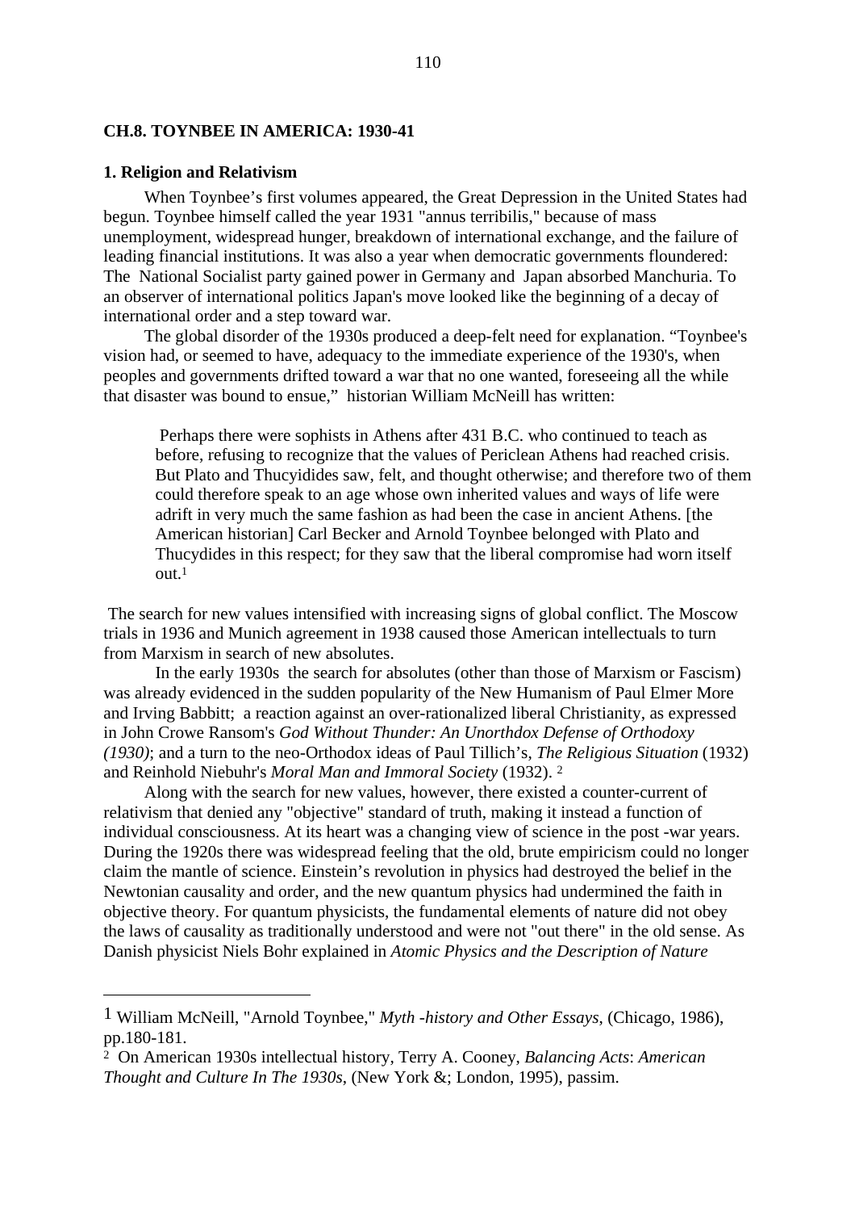## CH.8. TOYNBEE IN AMERICA: 1930-41

### 1. Religion and Relativism

When Toynbee's first volumes appeared, the Great Depression in the United States had begun. Toynbee himself called the year 1931 "annus terribilis," because of mass unemployment, widespread hunger, breakdown of international exchange, and the failure of leading financial institutions. It was also a year when democratic governments floundered: The National Socialist party gained power in Germany and Japan absorbed Manchuria. To an observer of international politics Japan's move looked like the beginning of a decay of international order and a step toward war.

The global disorder of the 1930s produced a deep-felt need for explanation. "Toynbee's vision had, or seemed to have, adequacy to the immediate experience of the 1930's, when peoples and governments drifted toward a war that no one wanted, foreseeing all the while that disaster was bound to ensue," historian William McNeill has written:

> Perhaps there were sophists in Athens after 431 B.C. who continued to teach as before, refusing to recognize that the values of Periclean Athens had reached crisis. But Plato and Thucyidides saw, felt, and thought otherwise; and therefore two of them could therefore speak to an age whose own inherited values and ways of life were adrift in very much the same fashion as had been the case in ancient Athens. [the American historian] Carl Becker and Arnold Toynbee belonged with Plato and Thucydides in this respect; for they saw that the liberal compromise had worn itself out.[1]

The search for new values intensified with increasing signs of global conflict. The Moscow trials in 1936 and Munich agreement in 1938 caused those American intellectuals to turn from Marxism in search of new absolutes.

In the early 1930s the search for absolutes (other than those of Marxism or Fascism) was already evidenced in the sudden popularity of the New Humanism of Paul Elmer More and Irving Babbitt; a reaction against an over-rationalized liberal Christianity, as expressed in John Crowe Ransom's *God Without Thunder: An Unorthdox Defense of Orthodoxy (1930)*; and a turn to the neo-Orthodox ideas of Paul Tillich's, *The Religious Situation* (1932) and Reinhold Niebuhr's *Moral Man and Immoral Society* (1932).[2]

Along with the search for new values, however, there existed a counter-current of relativism that denied any "objective" standard of truth, making it instead a function of individual consciousness. At its heart was a changing view of science in the post -war years. During the 1920s there was widespread feeling that the old, brute empiricism could no longer claim the mantle of science. Einstein's revolution in physics had destroyed the belief in the Newtonian causality and order, and the new quantum physics had undermined the faith in objective theory. For quantum physicists, the fundamental elements of nature did not obey the laws of causality as traditionally understood and were not "out there" in the old sense. As Danish physicist Niels Bohr explained in *Atomic Physics and the Description of Nature*

---

[1] William McNeill, "Arnold Toynbee," *Myth -history and Other Essays*, (Chicago, 1986), pp.180-181.

[2] On American 1930s intellectual history, Terry A. Cooney, *Balancing Acts*: *American Thought and Culture In The 1930s*, (New York &; London, 1995), passim.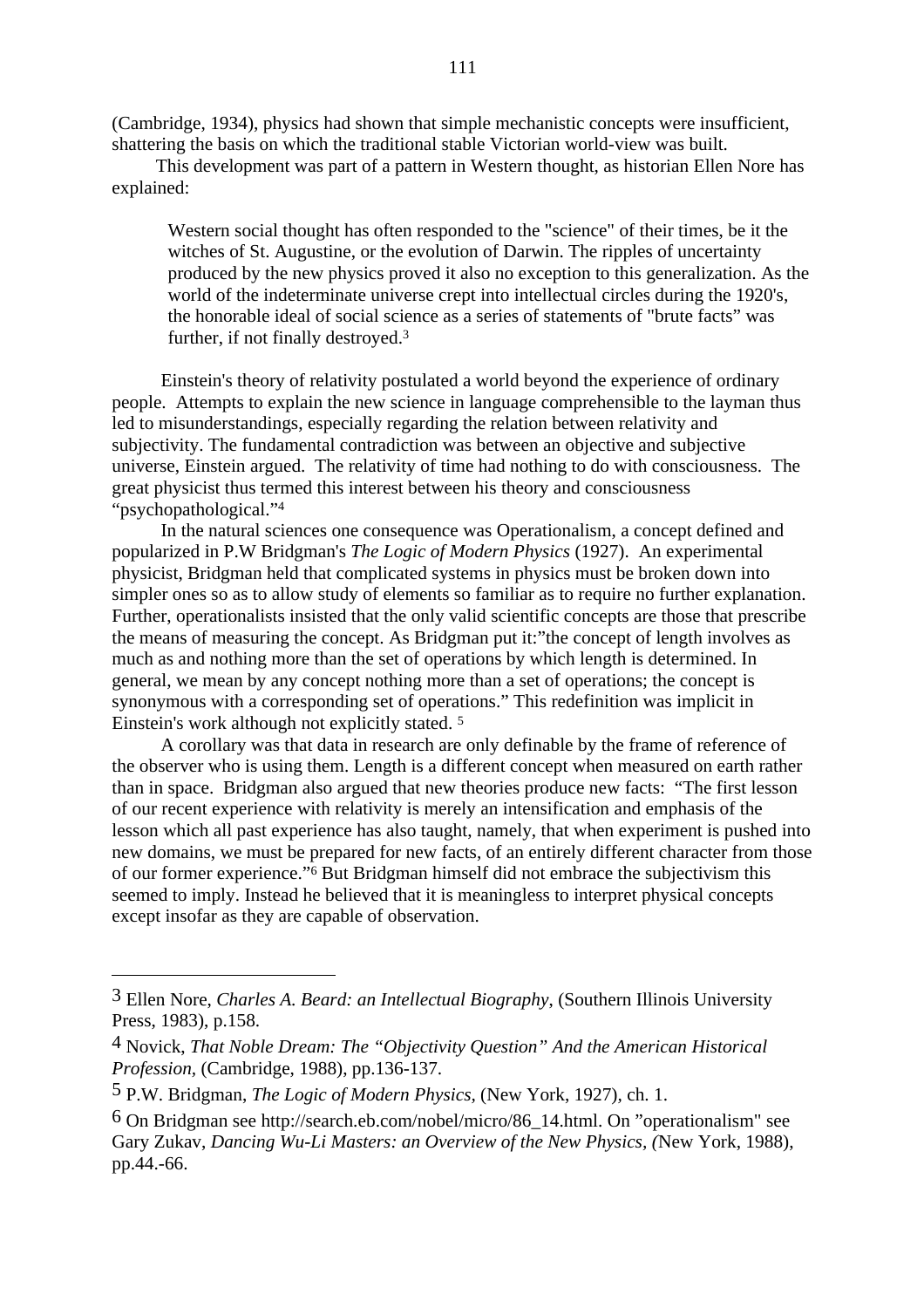(Cambridge, 1934), physics had shown that simple mechanistic concepts were insufficient, shattering the basis on which the traditional stable Victorian world-view was built.

This development was part of a pattern in Western thought, as historian Ellen Nore has explained:

> Western social thought has often responded to the "science" of their times, be it the witches of St. Augustine, or the evolution of Darwin. The ripples of uncertainty produced by the new physics proved it also no exception to this generalization. As the world of the indeterminate universe crept into intellectual circles during the 1920's, the honorable ideal of social science as a series of statements of "brute facts" was further, if not finally destroyed.[3]

Einstein's theory of relativity postulated a world beyond the experience of ordinary people. Attempts to explain the new science in language comprehensible to the layman thus led to misunderstandings, especially regarding the relation between relativity and subjectivity. The fundamental contradiction was between an objective and subjective universe, Einstein argued. The relativity of time had nothing to do with consciousness. The great physicist thus termed this interest between his theory and consciousness "psychopathological."[4]

In the natural sciences one consequence was Operationalism, a concept defined and popularized in P.W Bridgman's *The Logic of Modern Physics* (1927). An experimental physicist, Bridgman held that complicated systems in physics must be broken down into simpler ones so as to allow study of elements so familiar as to require no further explanation. Further, operationalists insisted that the only valid scientific concepts are those that prescribe the means of measuring the concept. As Bridgman put it:"the concept of length involves as much as and nothing more than the set of operations by which length is determined. In general, we mean by any concept nothing more than a set of operations; the concept is synonymous with a corresponding set of operations." This redefinition was implicit in Einstein's work although not explicitly stated. [5]

A corollary was that data in research are only definable by the frame of reference of the observer who is using them. Length is a different concept when measured on earth rather than in space. Bridgman also argued that new theories produce new facts: "The first lesson of our recent experience with relativity is merely an intensification and emphasis of the lesson which all past experience has also taught, namely, that when experiment is pushed into new domains, we must be prepared for new facts, of an entirely different character from those of our former experience."[6] But Bridgman himself did not embrace the subjectivism this seemed to imply. Instead he believed that it is meaningless to interpret physical concepts except insofar as they are capable of observation.

---

[3] Ellen Nore, *Charles A. Beard: an Intellectual Biography*, (Southern Illinois University Press, 1983), p.158.

[4] Novick, *That Noble Dream: The "Objectivity Question" And the American Historical Profession*, (Cambridge, 1988), pp.136-137.

[5] P.W. Bridgman, *The Logic of Modern Physics*, (New York, 1927), ch. 1.

[6] On Bridgman see http://search.eb.com/nobel/micro/86_14.html. On "operationalism" see Gary Zukav, *Dancing Wu-Li Masters: an Overview of the New Physics*, (New York, 1988), pp.44.-66.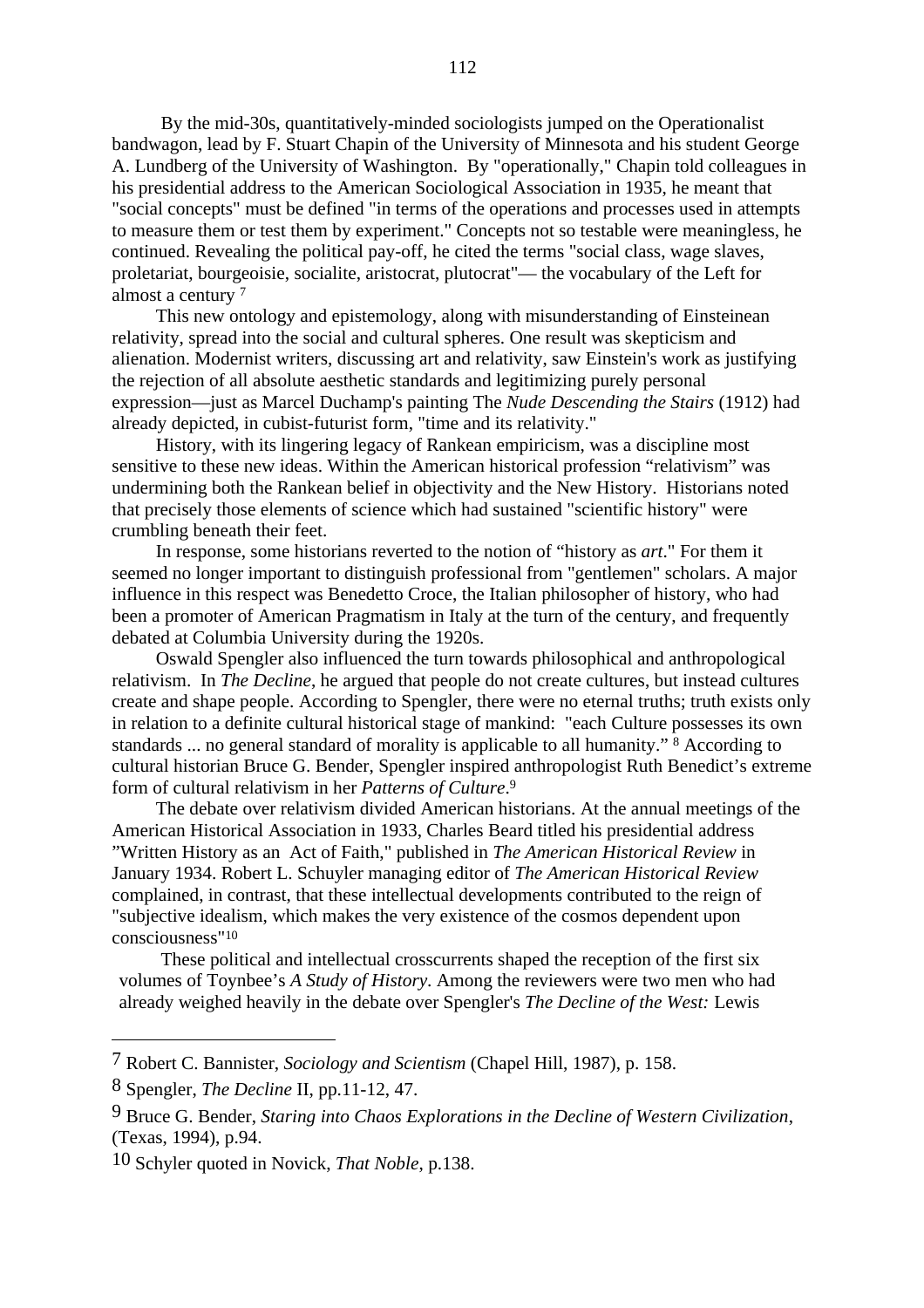By the mid-30s, quantitatively-minded sociologists jumped on the Operationalist bandwagon, lead by F. Stuart Chapin of the University of Minnesota and his student George A. Lundberg of the University of Washington. By "operationally," Chapin told colleagues in his presidential address to the American Sociological Association in 1935, he meant that "social concepts" must be defined "in terms of the operations and processes used in attempts to measure them or test them by experiment." Concepts not so testable were meaningless, he continued. Revealing the political pay-off, he cited the terms "social class, wage slaves, proletariat, bourgeoisie, socialite, aristocrat, plutocrat"— the vocabulary of the Left for almost a century [7]

This new ontology and epistemology, along with misunderstanding of Einsteinean relativity, spread into the social and cultural spheres. One result was skepticism and alienation. Modernist writers, discussing art and relativity, saw Einstein's work as justifying the rejection of all absolute aesthetic standards and legitimizing purely personal expression—just as Marcel Duchamp's painting The *Nude Descending the Stairs* (1912) had already depicted, in cubist-futurist form, "time and its relativity."

History, with its lingering legacy of Rankean empiricism, was a discipline most sensitive to these new ideas. Within the American historical profession "relativism" was undermining both the Rankean belief in objectivity and the New History. Historians noted that precisely those elements of science which had sustained "scientific history" were crumbling beneath their feet.

In response, some historians reverted to the notion of "history as *art*." For them it seemed no longer important to distinguish professional from "gentlemen" scholars. A major influence in this respect was Benedetto Croce, the Italian philosopher of history, who had been a promoter of American Pragmatism in Italy at the turn of the century, and frequently debated at Columbia University during the 1920s.

Oswald Spengler also influenced the turn towards philosophical and anthropological relativism. In *The Decline*, he argued that people do not create cultures, but instead cultures create and shape people. According to Spengler, there were no eternal truths; truth exists only in relation to a definite cultural historical stage of mankind: "each Culture possesses its own standards ... no general standard of morality is applicable to all humanity." [8] According to cultural historian Bruce G. Bender, Spengler inspired anthropologist Ruth Benedict's extreme form of cultural relativism in her *Patterns of Culture*.[9]

The debate over relativism divided American historians. At the annual meetings of the American Historical Association in 1933, Charles Beard titled his presidential address "Written History as an Act of Faith," published in *The American Historical Review* in January 1934. Robert L. Schuyler managing editor of *The American Historical Review* complained, in contrast, that these intellectual developments contributed to the reign of "subjective idealism, which makes the very existence of the cosmos dependent upon consciousness"[10]

These political and intellectual crosscurrents shaped the reception of the first six volumes of Toynbee's *A Study of History.* Among the reviewers were two men who had already weighed heavily in the debate over Spengler's *The Decline of the West:* Lewis

---

7 Robert C. Bannister, *Sociology and Scientism* (Chapel Hill, 1987), p. 158.

8 Spengler, *The Decline* II, pp.11-12, 47.

9 Bruce G. Bender, *Staring into Chaos Explorations in the Decline of Western Civilization*, (Texas, 1994), p.94.

10 Schyler quoted in Novick, *That Noble*, p.138.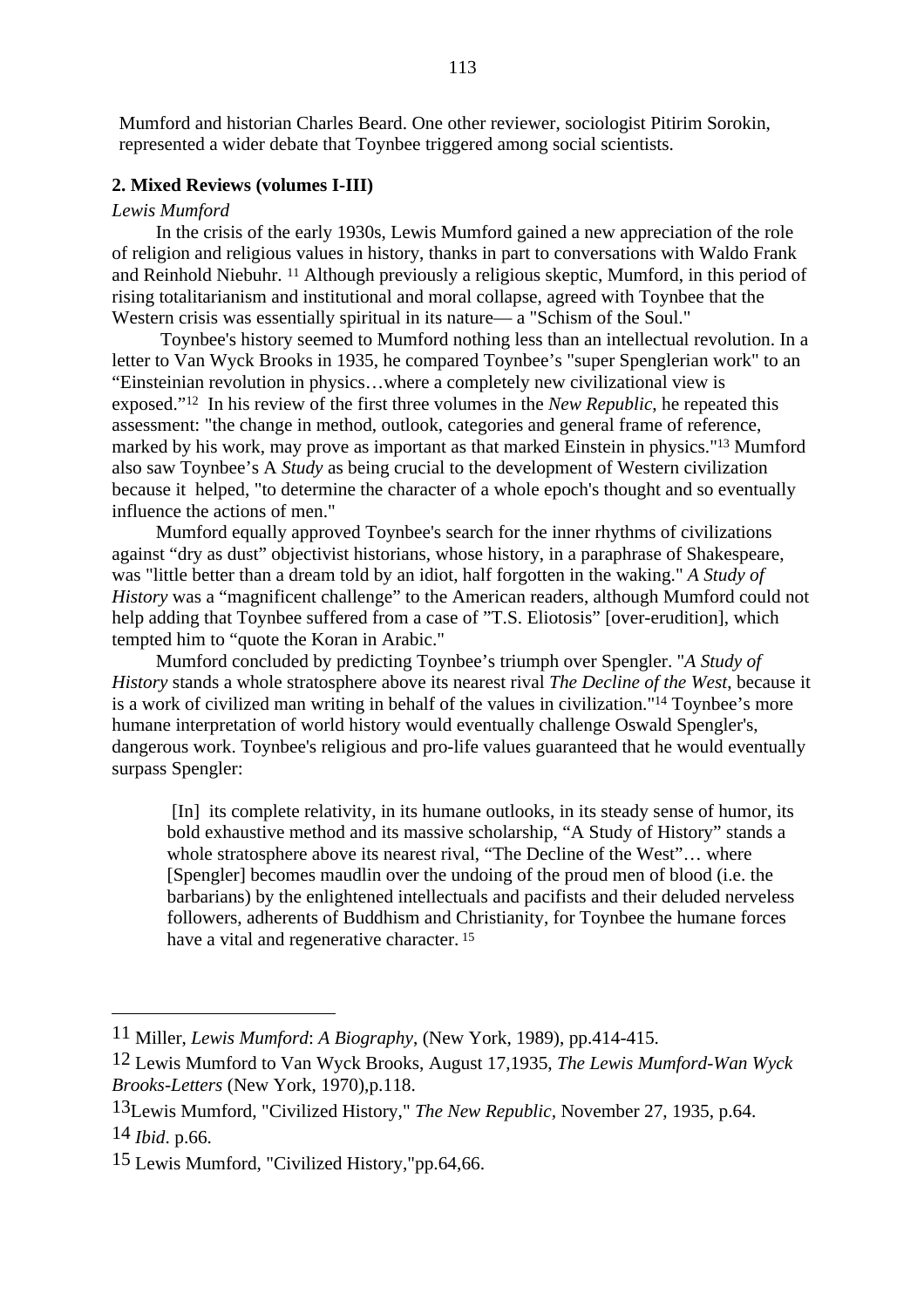Mumford and historian Charles Beard. One other reviewer, sociologist Pitirim Sorokin, represented a wider debate that Toynbee triggered among social scientists.

**2. Mixed Reviews (volumes I-III)**

*Lewis Mumford*

In the crisis of the early 1930s, Lewis Mumford gained a new appreciation of the role of religion and religious values in history, thanks in part to conversations with Waldo Frank and Reinhold Niebuhr. [11] Although previously a religious skeptic, Mumford, in this period of rising totalitarianism and institutional and moral collapse, agreed with Toynbee that the Western crisis was essentially spiritual in its nature— a "Schism of the Soul."

Toynbee's history seemed to Mumford nothing less than an intellectual revolution. In a letter to Van Wyck Brooks in 1935, he compared Toynbee's "super Spenglerian work" to an "Einsteinian revolution in physics…where a completely new civilizational view is exposed."[12] In his review of the first three volumes in the *New Republic*, he repeated this assessment: "the change in method, outlook, categories and general frame of reference, marked by his work, may prove as important as that marked Einstein in physics."[13] Mumford also saw Toynbee's A *Study* as being crucial to the development of Western civilization because it helped, "to determine the character of a whole epoch's thought and so eventually influence the actions of men."

Mumford equally approved Toynbee's search for the inner rhythms of civilizations against "dry as dust" objectivist historians, whose history, in a paraphrase of Shakespeare, was "little better than a dream told by an idiot, half forgotten in the waking." *A Study of History* was a "magnificent challenge" to the American readers, although Mumford could not help adding that Toynbee suffered from a case of "T.S. Eliotosis" [over-erudition], which tempted him to "quote the Koran in Arabic."

Mumford concluded by predicting Toynbee's triumph over Spengler. "*A Study of History* stands a whole stratosphere above its nearest rival *The Decline of the West*, because it is a work of civilized man writing in behalf of the values in civilization."[14] Toynbee's more humane interpretation of world history would eventually challenge Oswald Spengler's, dangerous work. Toynbee's religious and pro-life values guaranteed that he would eventually surpass Spengler:

> [In] its complete relativity, in its humane outlooks, in its steady sense of humor, its bold exhaustive method and its massive scholarship, "A Study of History" stands a whole stratosphere above its nearest rival, "The Decline of the West"… where [Spengler] becomes maudlin over the undoing of the proud men of blood (i.e. the barbarians) by the enlightened intellectuals and pacifists and their deluded nerveless followers, adherents of Buddhism and Christianity, for Toynbee the humane forces have a vital and regenerative character. [15]

---

11 Miller, *Lewis Mumford*: *A Biography*, (New York, 1989), pp.414-415.

12 Lewis Mumford to Van Wyck Brooks, August 17,1935, *The Lewis Mumford-Wan Wyck Brooks-Letters* (New York, 1970),p.118.

13 Lewis Mumford, "Civilized History," *The New Republic*, November 27, 1935, p.64.

14 *Ibid*. p.66.

15 Lewis Mumford, "Civilized History,"pp.64,66.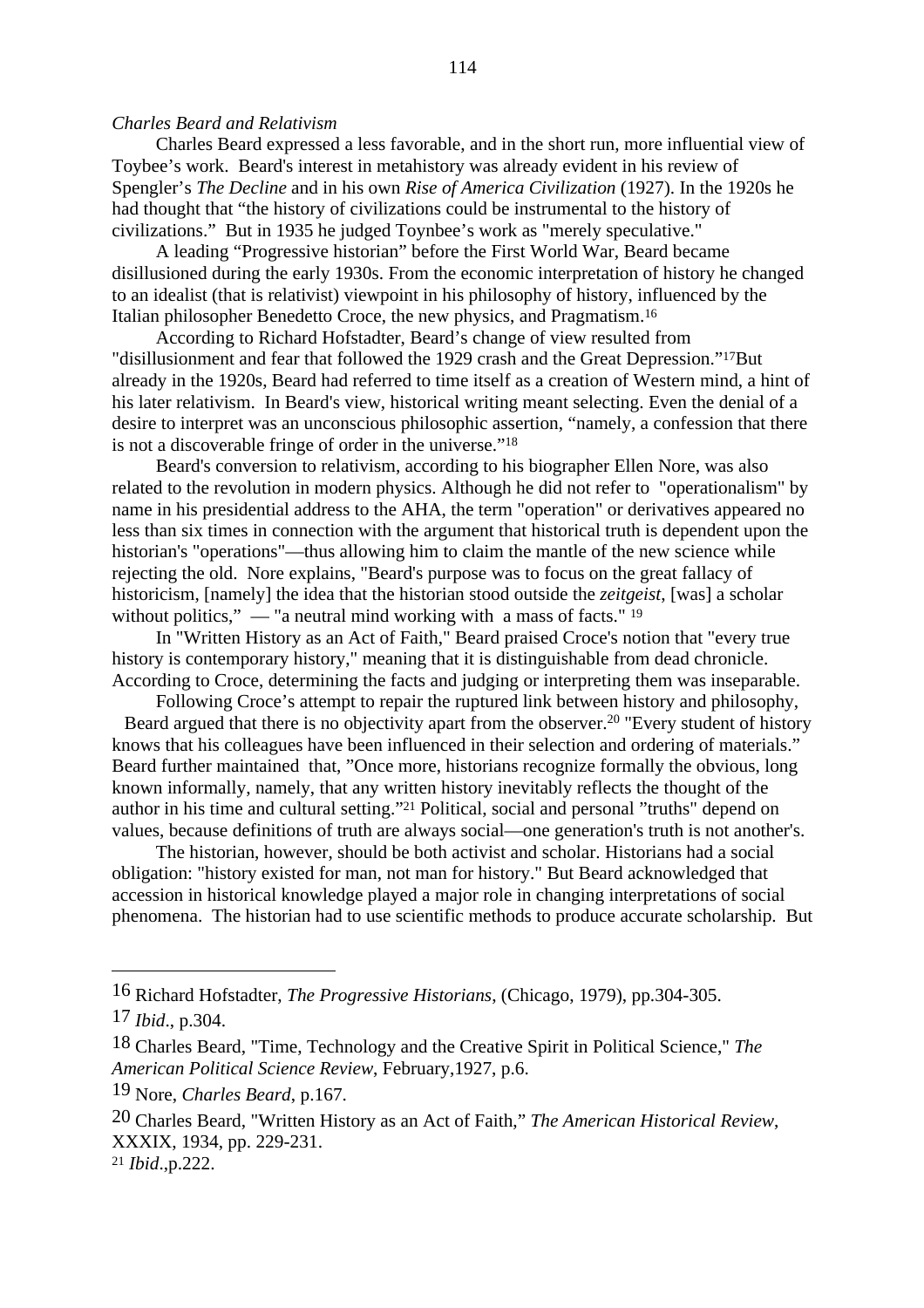*Charles Beard and Relativism*

Charles Beard expressed a less favorable, and in the short run, more influential view of Toybee's work. Beard's interest in metahistory was already evident in his review of Spengler's *The Decline* and in his own *Rise of America Civilization* (1927). In the 1920s he had thought that "the history of civilizations could be instrumental to the history of civilizations." But in 1935 he judged Toynbee's work as "merely speculative."

A leading "Progressive historian" before the First World War, Beard became disillusioned during the early 1930s. From the economic interpretation of history he changed to an idealist (that is relativist) viewpoint in his philosophy of history, influenced by the Italian philosopher Benedetto Croce, the new physics, and Pragmatism.[16]

According to Richard Hofstadter, Beard's change of view resulted from "disillusionment and fear that followed the 1929 crash and the Great Depression."[17]But already in the 1920s, Beard had referred to time itself as a creation of Western mind, a hint of his later relativism. In Beard's view, historical writing meant selecting. Even the denial of a desire to interpret was an unconscious philosophic assertion, "namely, a confession that there is not a discoverable fringe of order in the universe."[18]

Beard's conversion to relativism, according to his biographer Ellen Nore, was also related to the revolution in modern physics. Although he did not refer to "operationalism" by name in his presidential address to the AHA, the term "operation" or derivatives appeared no less than six times in connection with the argument that historical truth is dependent upon the historian's "operations"—thus allowing him to claim the mantle of the new science while rejecting the old. Nore explains, "Beard's purpose was to focus on the great fallacy of historicism, [namely] the idea that the historian stood outside the *zeitgeist*, [was] a scholar without politics," — "a neutral mind working with a mass of facts." [19]

In "Written History as an Act of Faith," Beard praised Croce's notion that "every true history is contemporary history," meaning that it is distinguishable from dead chronicle. According to Croce, determining the facts and judging or interpreting them was inseparable.

Following Croce's attempt to repair the ruptured link between history and philosophy, Beard argued that there is no objectivity apart from the observer.[20] "Every student of history knows that his colleagues have been influenced in their selection and ordering of materials." Beard further maintained that, "Once more, historians recognize formally the obvious, long known informally, namely, that any written history inevitably reflects the thought of the author in his time and cultural setting."[21] Political, social and personal "truths" depend on values, because definitions of truth are always social—one generation's truth is not another's.

The historian, however, should be both activist and scholar. Historians had a social obligation: "history existed for man, not man for history." But Beard acknowledged that accession in historical knowledge played a major role in changing interpretations of social phenomena. The historian had to use scientific methods to produce accurate scholarship. But

---

16 Richard Hofstadter, *The Progressive Historians*, (Chicago, 1979), pp.304-305.

17 *Ibid*., p.304.

18 Charles Beard, "Time, Technology and the Creative Spirit in Political Science," *The American Political Science Review*, February,1927, p.6.

19 Nore, *Charles Beard*, p.167.

20 Charles Beard, "Written History as an Act of Faith," *The American Historical Review*, XXXIX, 1934, pp. 229-231.

21 *Ibid*.,p.222.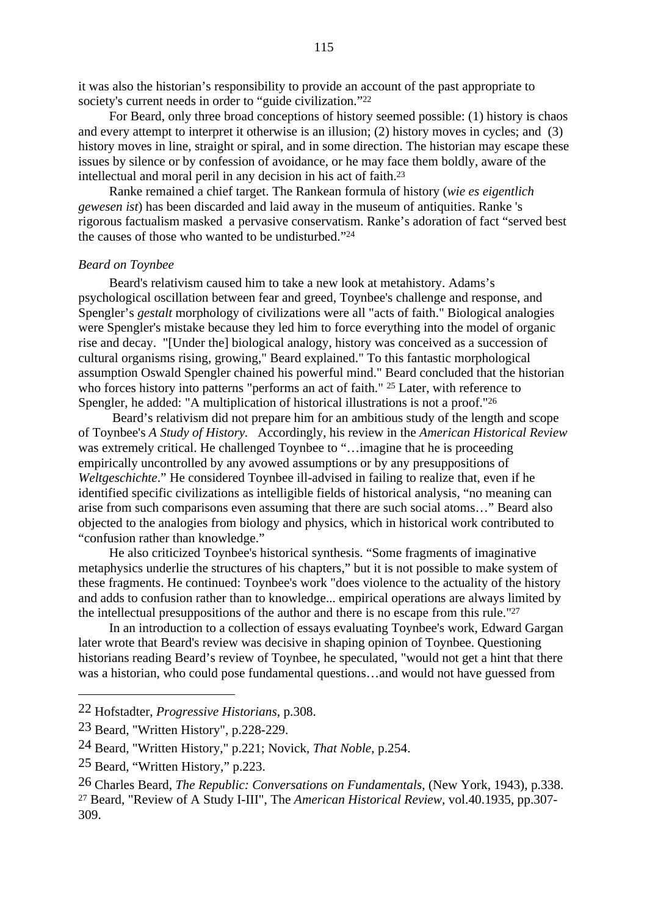it was also the historian's responsibility to provide an account of the past appropriate to society's current needs in order to "guide civilization."[22]

For Beard, only three broad conceptions of history seemed possible: (1) history is chaos and every attempt to interpret it otherwise is an illusion; (2) history moves in cycles; and (3) history moves in line, straight or spiral, and in some direction. The historian may escape these issues by silence or by confession of avoidance, or he may face them boldly, aware of the intellectual and moral peril in any decision in his act of faith.[23]

Ranke remained a chief target. The Rankean formula of history (*wie es eigentlich gewesen ist*) has been discarded and laid away in the museum of antiquities. Ranke 's rigorous factualism masked a pervasive conservatism. Ranke's adoration of fact "served best the causes of those who wanted to be undisturbed."[24]

*Beard on Toynbee*

Beard's relativism caused him to take a new look at metahistory. Adams's psychological oscillation between fear and greed, Toynbee's challenge and response, and Spengler's *gestalt* morphology of civilizations were all "acts of faith." Biological analogies were Spengler's mistake because they led him to force everything into the model of organic rise and decay. "[Under the] biological analogy, history was conceived as a succession of cultural organisms rising, growing," Beard explained." To this fantastic morphological assumption Oswald Spengler chained his powerful mind." Beard concluded that the historian who forces history into patterns "performs an act of faith." [25] Later, with reference to Spengler, he added: "A multiplication of historical illustrations is not a proof."[26]

Beard's relativism did not prepare him for an ambitious study of the length and scope of Toynbee's *A Study of History.* Accordingly, his review in the *American Historical Review* was extremely critical. He challenged Toynbee to "…imagine that he is proceeding empirically uncontrolled by any avowed assumptions or by any presuppositions of *Weltgeschichte*." He considered Toynbee ill-advised in failing to realize that, even if he identified specific civilizations as intelligible fields of historical analysis, "no meaning can arise from such comparisons even assuming that there are such social atoms…" Beard also objected to the analogies from biology and physics, which in historical work contributed to "confusion rather than knowledge."

He also criticized Toynbee's historical synthesis. "Some fragments of imaginative metaphysics underlie the structures of his chapters," but it is not possible to make system of these fragments. He continued: Toynbee's work "does violence to the actuality of the history and adds to confusion rather than to knowledge... empirical operations are always limited by the intellectual presuppositions of the author and there is no escape from this rule."[27]

In an introduction to a collection of essays evaluating Toynbee's work, Edward Gargan later wrote that Beard's review was decisive in shaping opinion of Toynbee. Questioning historians reading Beard's review of Toynbee, he speculated, "would not get a hint that there was a historian, who could pose fundamental questions…and would not have guessed from

---

[22] Hofstadter, *Progressive Historians*, p.308.

[23] Beard, "Written History", p.228-229.

[24] Beard, "Written History," p.221; Novick, *That Noble*, p.254.

[25] Beard, "Written History," p.223.

[26] Charles Beard, *The Republic: Conversations on Fundamentals*, (New York, 1943), p.338.

[27] Beard, "Review of A Study I-III", The *American Historical Review*, vol.40.1935, pp.307-309.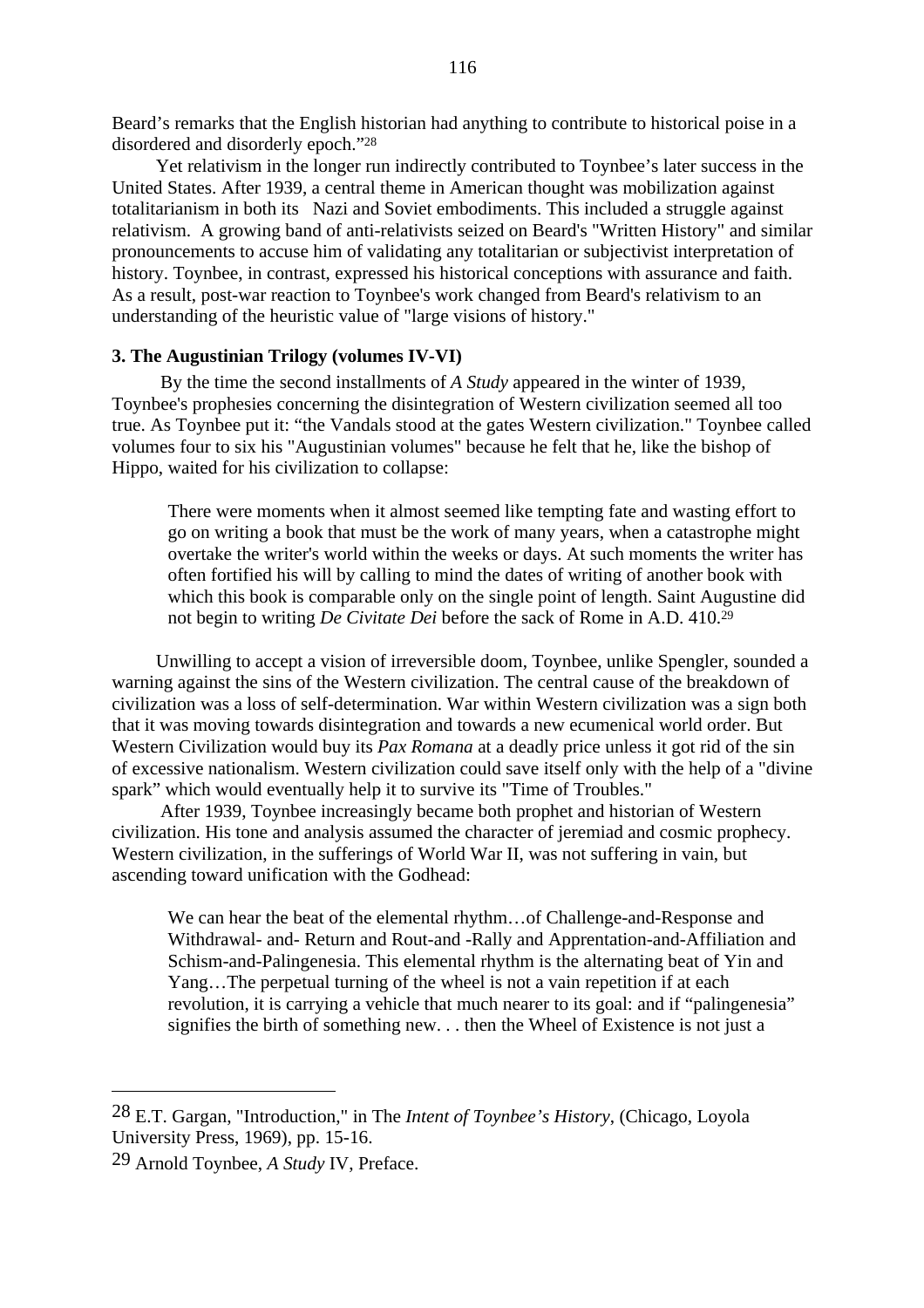Beard's remarks that the English historian had anything to contribute to historical poise in a disordered and disorderly epoch."[28]

Yet relativism in the longer run indirectly contributed to Toynbee's later success in the United States. After 1939, a central theme in American thought was mobilization against totalitarianism in both its Nazi and Soviet embodiments. This included a struggle against relativism. A growing band of anti-relativists seized on Beard's "Written History" and similar pronouncements to accuse him of validating any totalitarian or subjectivist interpretation of history. Toynbee, in contrast, expressed his historical conceptions with assurance and faith. As a result, post-war reaction to Toynbee's work changed from Beard's relativism to an understanding of the heuristic value of "large visions of history."

**3. The Augustinian Trilogy (volumes IV-VI)**

By the time the second installments of *A Study* appeared in the winter of 1939, Toynbee's prophesies concerning the disintegration of Western civilization seemed all too true. As Toynbee put it: "the Vandals stood at the gates Western civilization." Toynbee called volumes four to six his "Augustinian volumes" because he felt that he, like the bishop of Hippo, waited for his civilization to collapse:

> There were moments when it almost seemed like tempting fate and wasting effort to go on writing a book that must be the work of many years, when a catastrophe might overtake the writer's world within the weeks or days. At such moments the writer has often fortified his will by calling to mind the dates of writing of another book with which this book is comparable only on the single point of length. Saint Augustine did not begin to writing *De Civitate Dei* before the sack of Rome in A.D. 410.[29]

Unwilling to accept a vision of irreversible doom, Toynbee, unlike Spengler, sounded a warning against the sins of the Western civilization. The central cause of the breakdown of civilization was a loss of self-determination. War within Western civilization was a sign both that it was moving towards disintegration and towards a new ecumenical world order. But Western Civilization would buy its *Pax Romana* at a deadly price unless it got rid of the sin of excessive nationalism. Western civilization could save itself only with the help of a "divine spark" which would eventually help it to survive its "Time of Troubles."

After 1939, Toynbee increasingly became both prophet and historian of Western civilization. His tone and analysis assumed the character of jeremiad and cosmic prophecy. Western civilization, in the sufferings of World War II, was not suffering in vain, but ascending toward unification with the Godhead:

> We can hear the beat of the elemental rhythm…of Challenge-and-Response and Withdrawal- and- Return and Rout-and -Rally and Apprentation-and-Affiliation and Schism-and-Palingenesia. This elemental rhythm is the alternating beat of Yin and Yang…The perpetual turning of the wheel is not a vain repetition if at each revolution, it is carrying a vehicle that much nearer to its goal: and if "palingenesia" signifies the birth of something new. . . then the Wheel of Existence is not just a

---

28 E.T. Gargan, "Introduction," in The *Intent of Toynbee's History*, (Chicago, Loyola University Press, 1969), pp. 15-16.

29 Arnold Toynbee, *A Study* IV, Preface.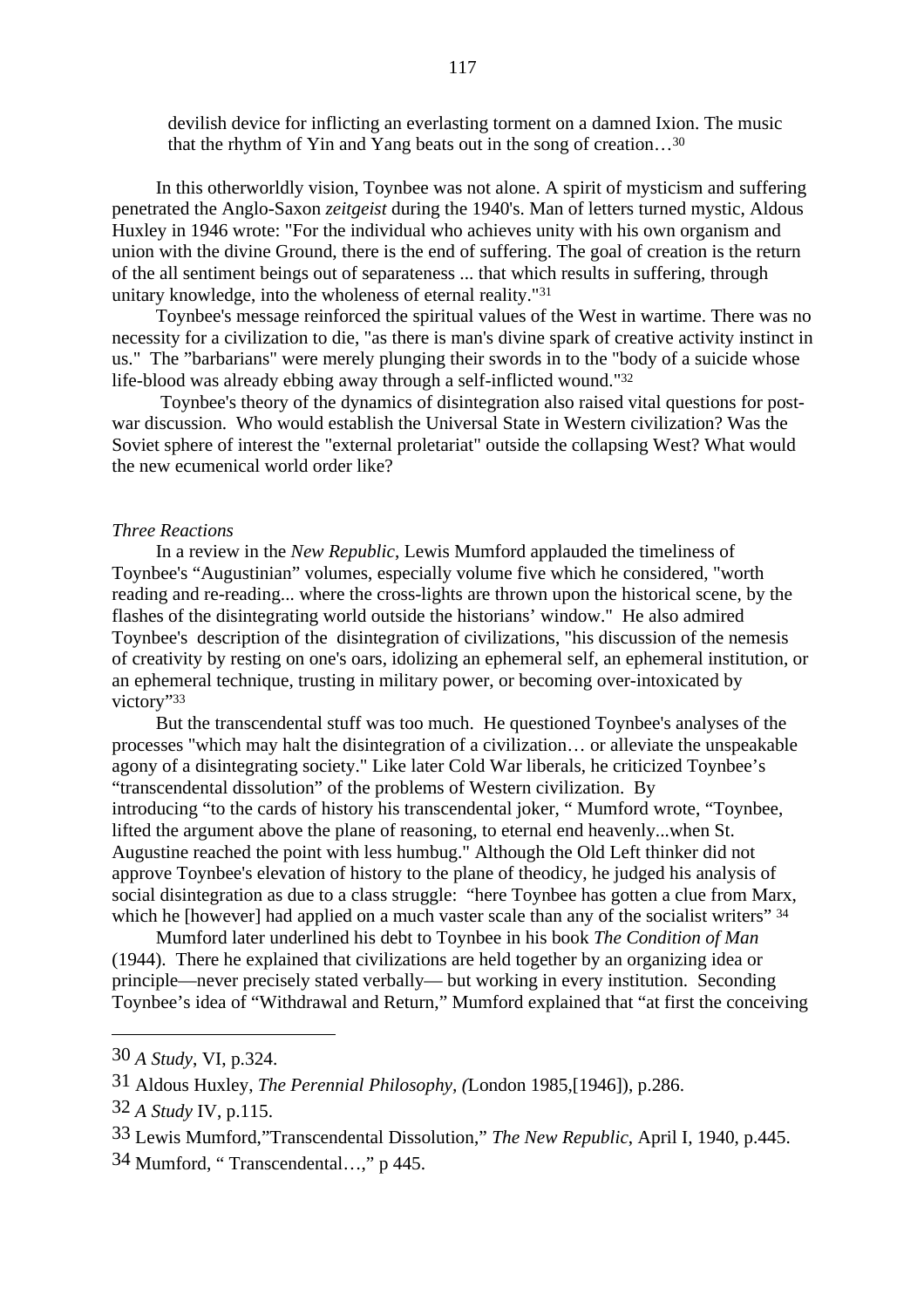> devilish device for inflicting an everlasting torment on a damned Ixion. The music that the rhythm of Yin and Yang beats out in the song of creation…[30]

In this otherworldly vision, Toynbee was not alone. A spirit of mysticism and suffering penetrated the Anglo-Saxon *zeitgeist* during the 1940's. Man of letters turned mystic, Aldous Huxley in 1946 wrote: "For the individual who achieves unity with his own organism and union with the divine Ground, there is the end of suffering. The goal of creation is the return of the all sentiment beings out of separateness ... that which results in suffering, through unitary knowledge, into the wholeness of eternal reality."[31]

Toynbee's message reinforced the spiritual values of the West in wartime. There was no necessity for a civilization to die, "as there is man's divine spark of creative activity instinct in us." The "barbarians" were merely plunging their swords in to the "body of a suicide whose life-blood was already ebbing away through a self-inflicted wound."[32]

Toynbee's theory of the dynamics of disintegration also raised vital questions for post-war discussion. Who would establish the Universal State in Western civilization? Was the Soviet sphere of interest the "external proletariat" outside the collapsing West? What would the new ecumenical world order like?

*Three Reactions*

In a review in the *New Republic*, Lewis Mumford applauded the timeliness of Toynbee's "Augustinian" volumes, especially volume five which he considered, "worth reading and re-reading... where the cross-lights are thrown upon the historical scene, by the flashes of the disintegrating world outside the historians' window." He also admired Toynbee's description of the disintegration of civilizations, "his discussion of the nemesis of creativity by resting on one's oars, idolizing an ephemeral self, an ephemeral institution, or an ephemeral technique, trusting in military power, or becoming over-intoxicated by victory"[33]

But the transcendental stuff was too much. He questioned Toynbee's analyses of the processes "which may halt the disintegration of a civilization… or alleviate the unspeakable agony of a disintegrating society." Like later Cold War liberals, he criticized Toynbee's "transcendental dissolution" of the problems of Western civilization. By introducing "to the cards of history his transcendental joker, " Mumford wrote, "Toynbee, lifted the argument above the plane of reasoning, to eternal end heavenly...when St. Augustine reached the point with less humbug." Although the Old Left thinker did not approve Toynbee's elevation of history to the plane of theodicy, he judged his analysis of social disintegration as due to a class struggle: "here Toynbee has gotten a clue from Marx, which he [however] had applied on a much vaster scale than any of the socialist writers" [34]

Mumford later underlined his debt to Toynbee in his book *The Condition of Man* (1944). There he explained that civilizations are held together by an organizing idea or principle—never precisely stated verbally— but working in every institution. Seconding Toynbee's idea of "Withdrawal and Return," Mumford explained that "at first the conceiving

---

30 *A Study*, VI, p.324.

31 Aldous Huxley, *The Perennial Philosophy, (*London 1985,[1946]), p.286.

32 *A Study* IV, p.115.

33 Lewis Mumford,"Transcendental Dissolution," *The New Republic*, April I, 1940, p.445.

34 Mumford, " Transcendental…," p 445.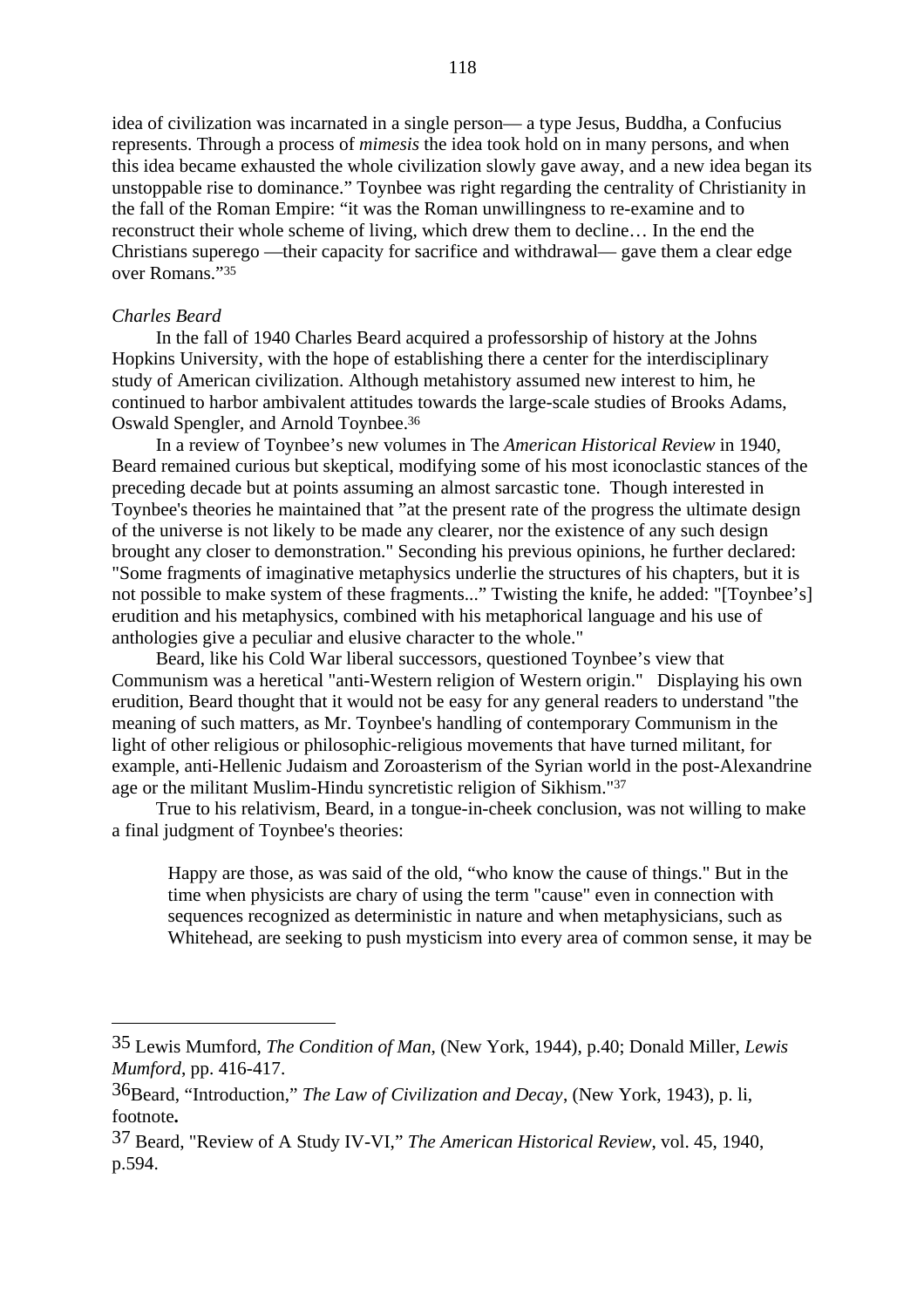idea of civilization was incarnated in a single person— a type Jesus, Buddha, a Confucius represents. Through a process of *mimesis* the idea took hold on in many persons, and when this idea became exhausted the whole civilization slowly gave away, and a new idea began its unstoppable rise to dominance." Toynbee was right regarding the centrality of Christianity in the fall of the Roman Empire: "it was the Roman unwillingness to re-examine and to reconstruct their whole scheme of living, which drew them to decline… In the end the Christians superego —their capacity for sacrifice and withdrawal— gave them a clear edge over Romans."[35]

*Charles Beard*

In the fall of 1940 Charles Beard acquired a professorship of history at the Johns Hopkins University, with the hope of establishing there a center for the interdisciplinary study of American civilization. Although metahistory assumed new interest to him, he continued to harbor ambivalent attitudes towards the large-scale studies of Brooks Adams, Oswald Spengler, and Arnold Toynbee.[36]

In a review of Toynbee's new volumes in The *American Historical Review* in 1940, Beard remained curious but skeptical, modifying some of his most iconoclastic stances of the preceding decade but at points assuming an almost sarcastic tone. Though interested in Toynbee's theories he maintained that "at the present rate of the progress the ultimate design of the universe is not likely to be made any clearer, nor the existence of any such design brought any closer to demonstration." Seconding his previous opinions, he further declared: "Some fragments of imaginative metaphysics underlie the structures of his chapters, but it is not possible to make system of these fragments..." Twisting the knife, he added: "[Toynbee's] erudition and his metaphysics, combined with his metaphorical language and his use of anthologies give a peculiar and elusive character to the whole."

Beard, like his Cold War liberal successors, questioned Toynbee's view that Communism was a heretical "anti-Western religion of Western origin." Displaying his own erudition, Beard thought that it would not be easy for any general readers to understand "the meaning of such matters, as Mr. Toynbee's handling of contemporary Communism in the light of other religious or philosophic-religious movements that have turned militant, for example, anti-Hellenic Judaism and Zoroasterism of the Syrian world in the post-Alexandrine age or the militant Muslim-Hindu syncretistic religion of Sikhism."[37]

True to his relativism, Beard, in a tongue-in-cheek conclusion, was not willing to make a final judgment of Toynbee's theories:

> Happy are those, as was said of the old, "who know the cause of things." But in the time when physicists are chary of using the term "cause" even in connection with sequences recognized as deterministic in nature and when metaphysicians, such as Whitehead, are seeking to push mysticism into every area of common sense, it may be

---

[35] Lewis Mumford, *The Condition of Man*, (New York, 1944), p.40; Donald Miller, *Lewis Mumford*, pp. 416-417.

[36] Beard, "Introduction," *The Law of Civilization and Decay*, (New York, 1943), p. li, footnote**.**

[37] Beard, "Review of A Study IV-VI," *The American Historical Review*, vol. 45, 1940, p.594.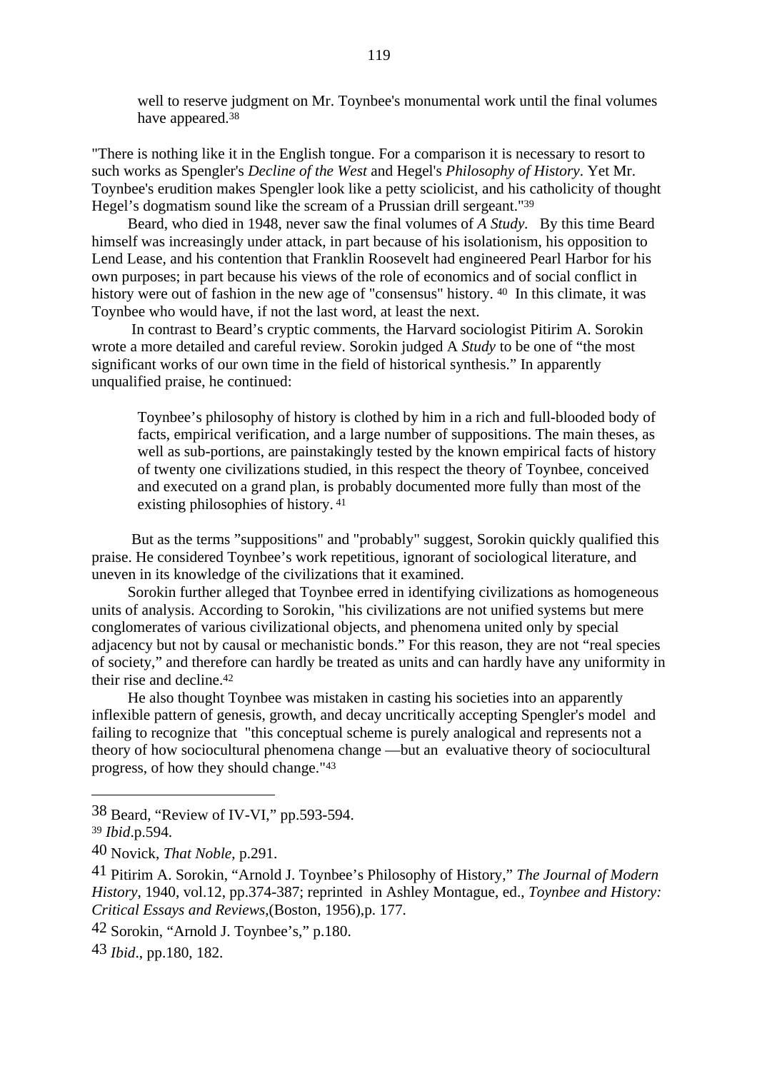> well to reserve judgment on Mr. Toynbee's monumental work until the final volumes have appeared.[38]

"There is nothing like it in the English tongue. For a comparison it is necessary to resort to such works as Spengler's *Decline of the West* and Hegel's *Philosophy of History*. Yet Mr. Toynbee's erudition makes Spengler look like a petty sciolicist, and his catholicity of thought Hegel's dogmatism sound like the scream of a Prussian drill sergeant."[39]

Beard, who died in 1948, never saw the final volumes of *A Study*. By this time Beard himself was increasingly under attack, in part because of his isolationism, his opposition to Lend Lease, and his contention that Franklin Roosevelt had engineered Pearl Harbor for his own purposes; in part because his views of the role of economics and of social conflict in history were out of fashion in the new age of "consensus" history. [40] In this climate, it was Toynbee who would have, if not the last word, at least the next.

In contrast to Beard's cryptic comments, the Harvard sociologist Pitirim A. Sorokin wrote a more detailed and careful review. Sorokin judged A *Study* to be one of "the most significant works of our own time in the field of historical synthesis." In apparently unqualified praise, he continued:

> Toynbee's philosophy of history is clothed by him in a rich and full-blooded body of facts, empirical verification, and a large number of suppositions. The main theses, as well as sub-portions, are painstakingly tested by the known empirical facts of history of twenty one civilizations studied, in this respect the theory of Toynbee, conceived and executed on a grand plan, is probably documented more fully than most of the existing philosophies of history. [41]

But as the terms "suppositions" and "probably" suggest, Sorokin quickly qualified this praise. He considered Toynbee's work repetitious, ignorant of sociological literature, and uneven in its knowledge of the civilizations that it examined.

Sorokin further alleged that Toynbee erred in identifying civilizations as homogeneous units of analysis. According to Sorokin, "his civilizations are not unified systems but mere conglomerates of various civilizational objects, and phenomena united only by special adjacency but not by causal or mechanistic bonds." For this reason, they are not "real species of society," and therefore can hardly be treated as units and can hardly have any uniformity in their rise and decline.[42]

He also thought Toynbee was mistaken in casting his societies into an apparently inflexible pattern of genesis, growth, and decay uncritically accepting Spengler's model and failing to recognize that "this conceptual scheme is purely analogical and represents not a theory of how sociocultural phenomena change —but an evaluative theory of sociocultural progress, of how they should change."[43]

---

38 Beard, "Review of IV-VI," pp.593-594.

39 *Ibid*.p.594.

40 Novick, *That Noble*, p.291.

41 Pitirim A. Sorokin, "Arnold J. Toynbee's Philosophy of History," *The Journal of Modern History*, 1940, vol.12, pp.374-387; reprinted in Ashley Montague, ed., *Toynbee and History: Critical Essays and Reviews*,(Boston, 1956),p. 177.

42 Sorokin, "Arnold J. Toynbee's," p.180.

43 *Ibid*., pp.180, 182.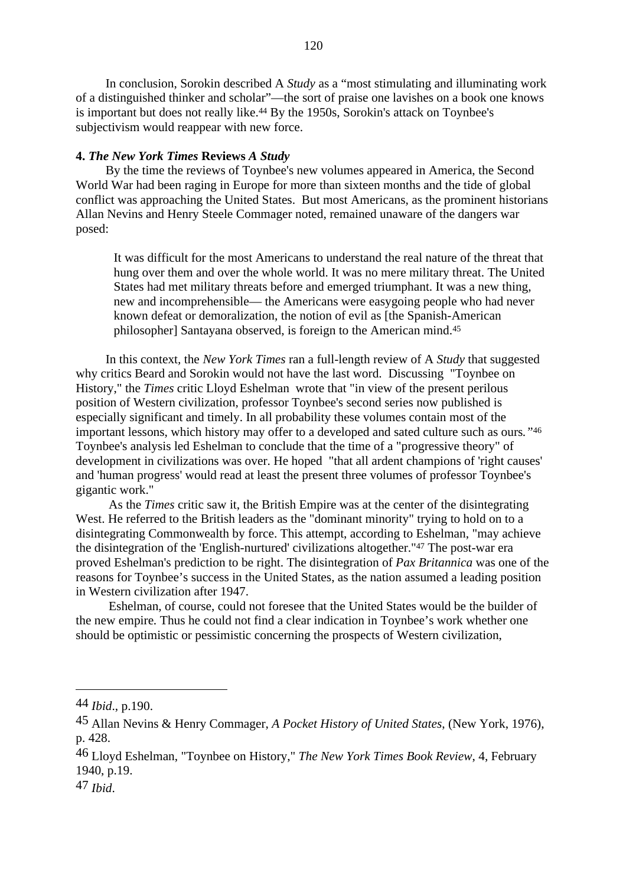In conclusion, Sorokin described A *Study* as a "most stimulating and illuminating work of a distinguished thinker and scholar"—the sort of praise one lavishes on a book one knows is important but does not really like.[44] By the 1950s, Sorokin's attack on Toynbee's subjectivism would reappear with new force.

**4. *The New York Times* Reviews *A Study***

By the time the reviews of Toynbee's new volumes appeared in America, the Second World War had been raging in Europe for more than sixteen months and the tide of global conflict was approaching the United States. But most Americans, as the prominent historians Allan Nevins and Henry Steele Commager noted, remained unaware of the dangers war posed:

> It was difficult for the most Americans to understand the real nature of the threat that hung over them and over the whole world. It was no mere military threat. The United States had met military threats before and emerged triumphant. It was a new thing, new and incomprehensible— the Americans were easygoing people who had never known defeat or demoralization, the notion of evil as [the Spanish-American philosopher] Santayana observed, is foreign to the American mind.[45]

In this context, the *New York Times* ran a full-length review of A *Study* that suggested why critics Beard and Sorokin would not have the last word. Discussing "Toynbee on History," the *Times* critic Lloyd Eshelman wrote that "in view of the present perilous position of Western civilization, professor Toynbee's second series now published is especially significant and timely. In all probability these volumes contain most of the important lessons, which history may offer to a developed and sated culture such as ours*.*"[46] Toynbee's analysis led Eshelman to conclude that the time of a "progressive theory" of development in civilizations was over. He hoped "that all ardent champions of 'right causes' and 'human progress' would read at least the present three volumes of professor Toynbee's gigantic work."

As the *Times* critic saw it, the British Empire was at the center of the disintegrating West. He referred to the British leaders as the "dominant minority" trying to hold on to a disintegrating Commonwealth by force. This attempt, according to Eshelman, "may achieve the disintegration of the 'English-nurtured' civilizations altogether."[47] The post-war era proved Eshelman's prediction to be right. The disintegration of *Pax Britannica* was one of the reasons for Toynbee's success in the United States, as the nation assumed a leading position in Western civilization after 1947.

Eshelman, of course, could not foresee that the United States would be the builder of the new empire. Thus he could not find a clear indication in Toynbee's work whether one should be optimistic or pessimistic concerning the prospects of Western civilization,

---

44 *Ibid*., p.190.

45 Allan Nevins & Henry Commager, *A Pocket History of United States*, (New York, 1976), p. 428.

46 Lloyd Eshelman, "Toynbee on History," *The New York Times Book Review*, 4, February 1940, p.19.

47 *Ibid*.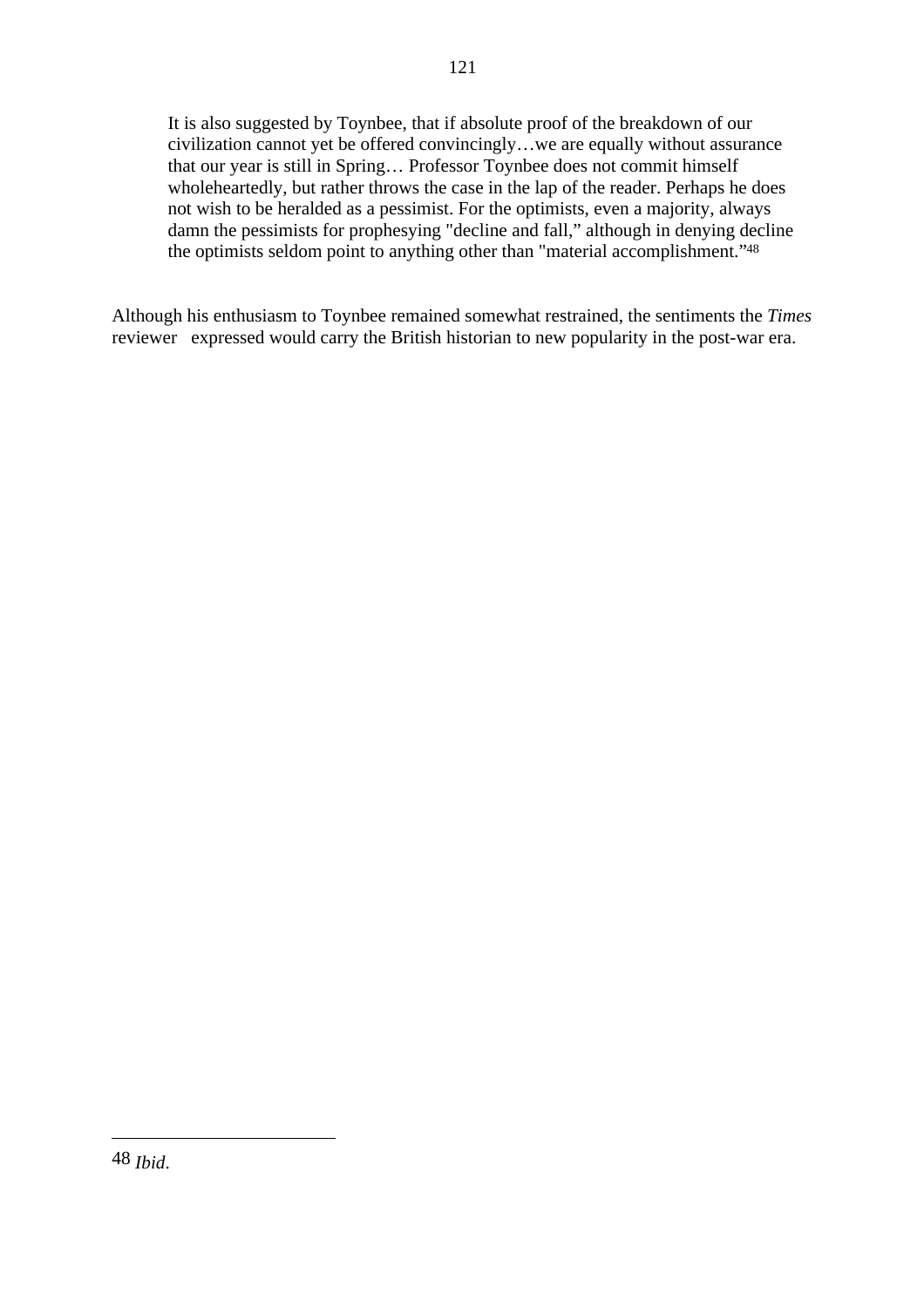> It is also suggested by Toynbee, that if absolute proof of the breakdown of our civilization cannot yet be offered convincingly…we are equally without assurance that our year is still in Spring… Professor Toynbee does not commit himself wholeheartedly, but rather throws the case in the lap of the reader. Perhaps he does not wish to be heralded as a pessimist. For the optimists, even a majority, always damn the pessimists for prophesying "decline and fall," although in denying decline the optimists seldom point to anything other than "material accomplishment."[48]

Although his enthusiasm to Toynbee remained somewhat restrained, the sentiments the *Times* reviewer expressed would carry the British historian to new popularity in the post-war era.

---

48 *Ibid*.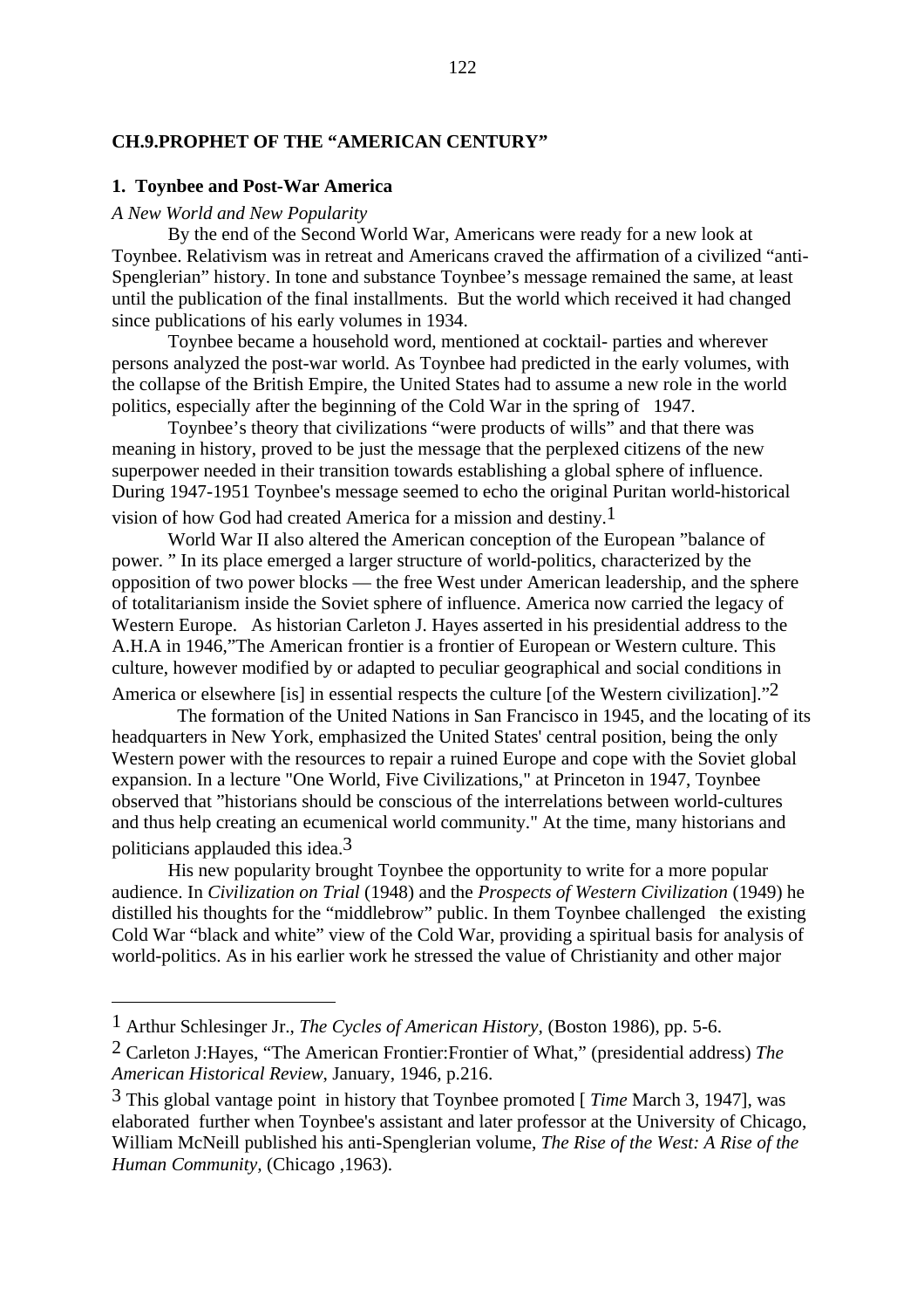## CH.9.PROPHET OF THE "AMERICAN CENTURY"

### 1. Toynbee and Post-War America

*A New World and New Popularity*

By the end of the Second World War, Americans were ready for a new look at Toynbee. Relativism was in retreat and Americans craved the affirmation of a civilized "anti-Spenglerian" history. In tone and substance Toynbee's message remained the same, at least until the publication of the final installments. But the world which received it had changed since publications of his early volumes in 1934.

Toynbee became a household word, mentioned at cocktail- parties and wherever persons analyzed the post-war world. As Toynbee had predicted in the early volumes, with the collapse of the British Empire, the United States had to assume a new role in the world politics, especially after the beginning of the Cold War in the spring of 1947.

Toynbee's theory that civilizations "were products of wills" and that there was meaning in history, proved to be just the message that the perplexed citizens of the new superpower needed in their transition towards establishing a global sphere of influence. During 1947-1951 Toynbee's message seemed to echo the original Puritan world-historical vision of how God had created America for a mission and destiny.[1]

World War II also altered the American conception of the European "balance of power. " In its place emerged a larger structure of world-politics, characterized by the opposition of two power blocks — the free West under American leadership, and the sphere of totalitarianism inside the Soviet sphere of influence. America now carried the legacy of Western Europe. As historian Carleton J. Hayes asserted in his presidential address to the A.H.A in 1946,"The American frontier is a frontier of European or Western culture. This culture, however modified by or adapted to peculiar geographical and social conditions in America or elsewhere [is] in essential respects the culture [of the Western civilization]."[2]

The formation of the United Nations in San Francisco in 1945, and the locating of its headquarters in New York, emphasized the United States' central position, being the only Western power with the resources to repair a ruined Europe and cope with the Soviet global expansion. In a lecture "One World, Five Civilizations," at Princeton in 1947, Toynbee observed that "historians should be conscious of the interrelations between world-cultures and thus help creating an ecumenical world community." At the time, many historians and politicians applauded this idea.[3]

His new popularity brought Toynbee the opportunity to write for a more popular audience. In *Civilization on Trial* (1948) and the *Prospects of Western Civilization* (1949) he distilled his thoughts for the "middlebrow" public. In them Toynbee challenged the existing Cold War "black and white" view of the Cold War, providing a spiritual basis for analysis of world-politics. As in his earlier work he stressed the value of Christianity and other major

---

[1] Arthur Schlesinger Jr., *The Cycles of American History,* (Boston 1986), pp. 5-6.

[2] Carleton J:Hayes, "The American Frontier:Frontier of What," (presidential address) *The American Historical Review*, January, 1946, p.216.

[3] This global vantage point in history that Toynbee promoted [ *Time* March 3, 1947], was elaborated further when Toynbee's assistant and later professor at the University of Chicago, William McNeill published his anti-Spenglerian volume, *The Rise of the West: A Rise of the Human Community*, (Chicago ,1963).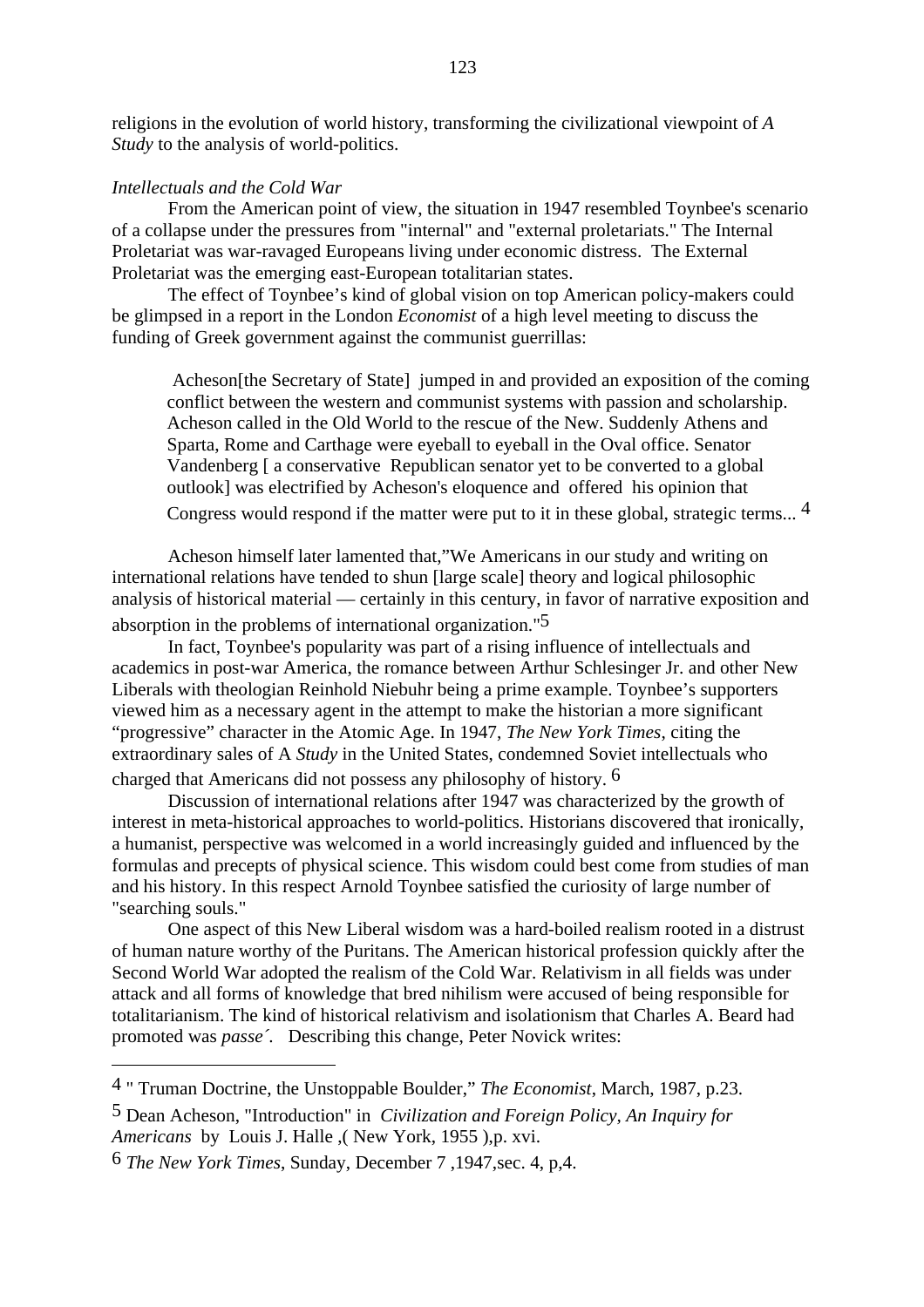religions in the evolution of world history, transforming the civilizational viewpoint of *A Study* to the analysis of world-politics.

*Intellectuals and the Cold War*

From the American point of view, the situation in 1947 resembled Toynbee's scenario of a collapse under the pressures from "internal" and "external proletariats." The Internal Proletariat was war-ravaged Europeans living under economic distress. The External Proletariat was the emerging east-European totalitarian states.

The effect of Toynbee's kind of global vision on top American policy-makers could be glimpsed in a report in the London *Economist* of a high level meeting to discuss the funding of Greek government against the communist guerrillas:

> Acheson[the Secretary of State] jumped in and provided an exposition of the coming conflict between the western and communist systems with passion and scholarship. Acheson called in the Old World to the rescue of the New. Suddenly Athens and Sparta, Rome and Carthage were eyeball to eyeball in the Oval office. Senator Vandenberg [ a conservative Republican senator yet to be converted to a global outlook] was electrified by Acheson's eloquence and offered his opinion that Congress would respond if the matter were put to it in these global, strategic terms... [4]

Acheson himself later lamented that,"We Americans in our study and writing on international relations have tended to shun [large scale] theory and logical philosophic analysis of historical material — certainly in this century, in favor of narrative exposition and absorption in the problems of international organization."[5]

In fact, Toynbee's popularity was part of a rising influence of intellectuals and academics in post-war America, the romance between Arthur Schlesinger Jr. and other New Liberals with theologian Reinhold Niebuhr being a prime example. Toynbee's supporters viewed him as a necessary agent in the attempt to make the historian a more significant "progressive" character in the Atomic Age. In 1947, *The New York Times*, citing the extraordinary sales of A *Study* in the United States, condemned Soviet intellectuals who charged that Americans did not possess any philosophy of history. [6]

Discussion of international relations after 1947 was characterized by the growth of interest in meta-historical approaches to world-politics. Historians discovered that ironically, a humanist, perspective was welcomed in a world increasingly guided and influenced by the formulas and precepts of physical science. This wisdom could best come from studies of man and his history. In this respect Arnold Toynbee satisfied the curiosity of large number of "searching souls."

One aspect of this New Liberal wisdom was a hard-boiled realism rooted in a distrust of human nature worthy of the Puritans. The American historical profession quickly after the Second World War adopted the realism of the Cold War. Relativism in all fields was under attack and all forms of knowledge that bred nihilism were accused of being responsible for totalitarianism. The kind of historical relativism and isolationism that Charles A. Beard had promoted was *passe´*. Describing this change, Peter Novick writes:

---

[4] " Truman Doctrine, the Unstoppable Boulder," *The Economist*, March, 1987, p.23.

[5] Dean Acheson, "Introduction" in *Civilization and Foreign Policy, An Inquiry for Americans* by Louis J. Halle ,( New York, 1955 ),p. xvi.

[6] *The New York Times*, Sunday, December 7 ,1947,sec. 4, p,4.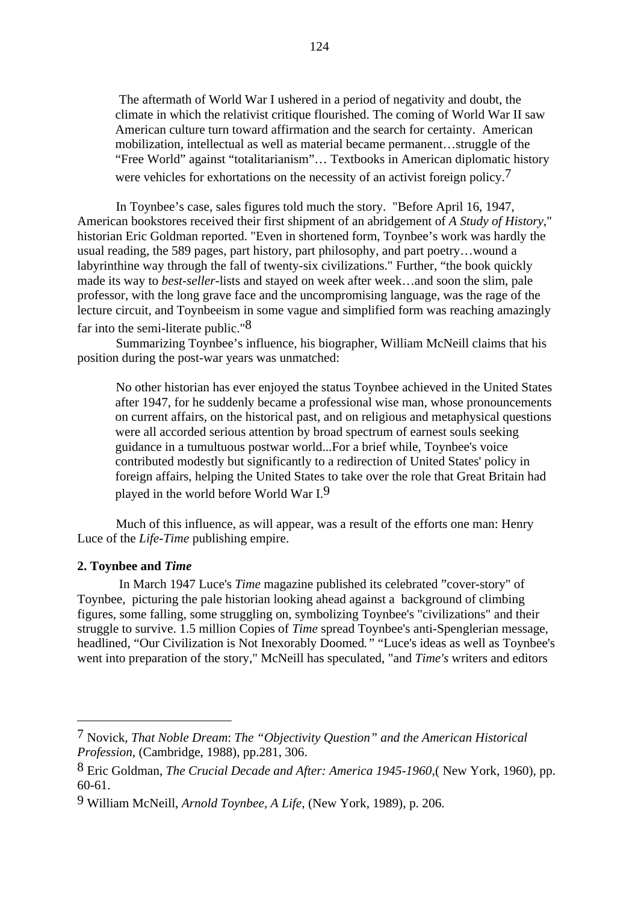> The aftermath of World War I ushered in a period of negativity and doubt, the climate in which the relativist critique flourished. The coming of World War II saw American culture turn toward affirmation and the search for certainty. American mobilization, intellectual as well as material became permanent…struggle of the "Free World" against "totalitarianism"… Textbooks in American diplomatic history were vehicles for exhortations on the necessity of an activist foreign policy.[7]

In Toynbee's case, sales figures told much the story. "Before April 16, 1947, American bookstores received their first shipment of an abridgement of *A Study of History*," historian Eric Goldman reported. "Even in shortened form, Toynbee's work was hardly the usual reading, the 589 pages, part history, part philosophy, and part poetry…wound a labyrinthine way through the fall of twenty-six civilizations." Further, "the book quickly made its way to *best-seller*-lists and stayed on week after week…and soon the slim, pale professor, with the long grave face and the uncompromising language, was the rage of the lecture circuit, and Toynbeeism in some vague and simplified form was reaching amazingly far into the semi-literate public."[8]

Summarizing Toynbee's influence, his biographer, William McNeill claims that his position during the post-war years was unmatched:

> No other historian has ever enjoyed the status Toynbee achieved in the United States after 1947, for he suddenly became a professional wise man, whose pronouncements on current affairs, on the historical past, and on religious and metaphysical questions were all accorded serious attention by broad spectrum of earnest souls seeking guidance in a tumultuous postwar world...For a brief while, Toynbee's voice contributed modestly but significantly to a redirection of United States' policy in foreign affairs, helping the United States to take over the role that Great Britain had played in the world before World War I.[9]

Much of this influence, as will appear, was a result of the efforts one man: Henry Luce of the *Life-Time* publishing empire.

**2. Toynbee and *Time***

In March 1947 Luce's *Time* magazine published its celebrated "cover-story" of Toynbee, picturing the pale historian looking ahead against a background of climbing figures, some falling, some struggling on, symbolizing Toynbee's "civilizations" and their struggle to survive. 1.5 million Copies of *Time* spread Toynbee's anti-Spenglerian message, headlined, "Our Civilization is Not Inexorably Doomed*.*" "Luce's ideas as well as Toynbee's went into preparation of the story," McNeill has speculated, "and *Time's* writers and editors

---

[7] Novick, *That Noble Dream*: *The "Objectivity Question" and the American Historical Profession*, (Cambridge, 1988), pp.281, 306.

[8] Eric Goldman, *The Crucial Decade and After: America 1945-1960*,( New York, 1960), pp. 60-61.

[9] William McNeill, *Arnold Toynbee, A Life*, (New York, 1989), p. 206.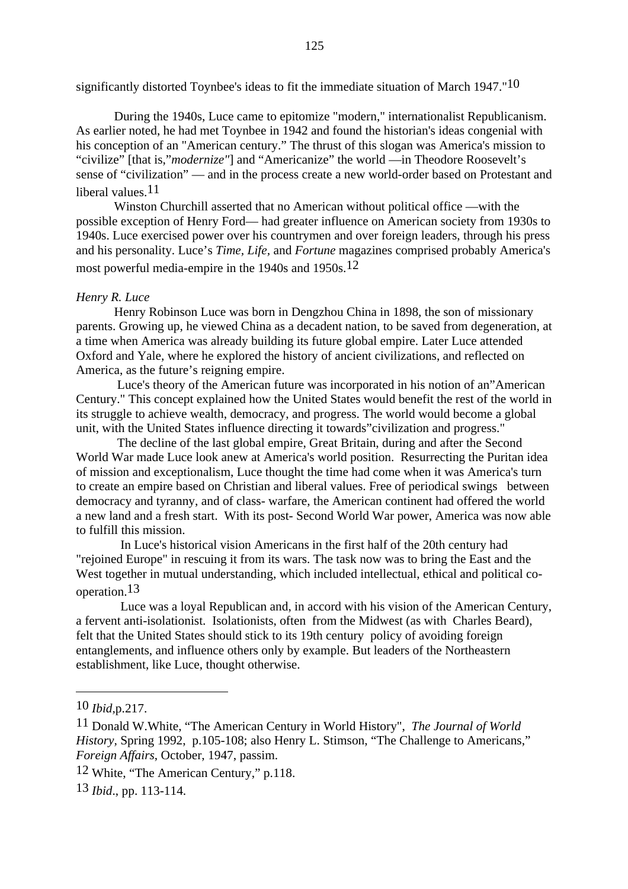significantly distorted Toynbee's ideas to fit the immediate situation of March 1947."[10]

During the 1940s, Luce came to epitomize "modern," internationalist Republicanism. As earlier noted, he had met Toynbee in 1942 and found the historian's ideas congenial with his conception of an "American century." The thrust of this slogan was America's mission to "civilize" [that is,"*modernize"*] and "Americanize" the world —in Theodore Roosevelt's sense of "civilization" — and in the process create a new world-order based on Protestant and liberal values.[11]

Winston Churchill asserted that no American without political office —with the possible exception of Henry Ford— had greater influence on American society from 1930s to 1940s. Luce exercised power over his countrymen and over foreign leaders, through his press and his personality. Luce's *Time, Life,* and *Fortune* magazines comprised probably America's most powerful media-empire in the 1940s and 1950s.[12]

*Henry R. Luce*

Henry Robinson Luce was born in Dengzhou China in 1898, the son of missionary parents. Growing up, he viewed China as a decadent nation, to be saved from degeneration, at a time when America was already building its future global empire. Later Luce attended Oxford and Yale, where he explored the history of ancient civilizations, and reflected on America, as the future's reigning empire.

Luce's theory of the American future was incorporated in his notion of an"American Century." This concept explained how the United States would benefit the rest of the world in its struggle to achieve wealth, democracy, and progress. The world would become a global unit, with the United States influence directing it towards"civilization and progress."

The decline of the last global empire, Great Britain, during and after the Second World War made Luce look anew at America's world position. Resurrecting the Puritan idea of mission and exceptionalism, Luce thought the time had come when it was America's turn to create an empire based on Christian and liberal values. Free of periodical swings between democracy and tyranny, and of class- warfare, the American continent had offered the world a new land and a fresh start. With its post- Second World War power, America was now able to fulfill this mission.

In Luce's historical vision Americans in the first half of the 20th century had "rejoined Europe" in rescuing it from its wars. The task now was to bring the East and the West together in mutual understanding, which included intellectual, ethical and political co-operation.[13]

Luce was a loyal Republican and, in accord with his vision of the American Century, a fervent anti-isolationist. Isolationists, often from the Midwest (as with Charles Beard), felt that the United States should stick to its 19th century policy of avoiding foreign entanglements, and influence others only by example. But leaders of the Northeastern establishment, like Luce, thought otherwise.

---

10 *Ibid*,p.217.

11 Donald W.White, "The American Century in World History", *The Journal of World History*, Spring 1992, p.105-108; also Henry L. Stimson, "The Challenge to Americans," *Foreign Affairs*, October, 1947, passim.

12 White, "The American Century," p.118.

13 *Ibid*., pp. 113-114.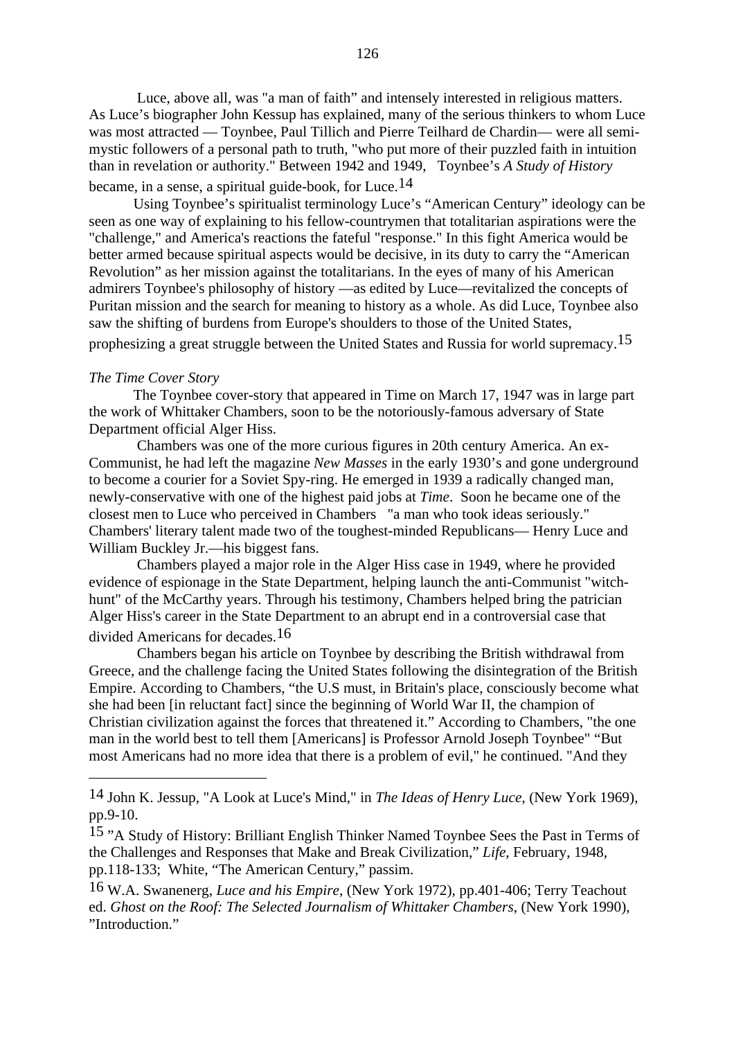Luce, above all, was "a man of faith" and intensely interested in religious matters. As Luce's biographer John Kessup has explained, many of the serious thinkers to whom Luce was most attracted — Toynbee, Paul Tillich and Pierre Teilhard de Chardin— were all semi-mystic followers of a personal path to truth, "who put more of their puzzled faith in intuition than in revelation or authority." Between 1942 and 1949, Toynbee's *A Study of History* became, in a sense, a spiritual guide-book, for Luce.[14]

Using Toynbee's spiritualist terminology Luce's "American Century" ideology can be seen as one way of explaining to his fellow-countrymen that totalitarian aspirations were the "challenge," and America's reactions the fateful "response." In this fight America would be better armed because spiritual aspects would be decisive, in its duty to carry the "American Revolution" as her mission against the totalitarians. In the eyes of many of his American admirers Toynbee's philosophy of history —as edited by Luce—revitalized the concepts of Puritan mission and the search for meaning to history as a whole. As did Luce, Toynbee also saw the shifting of burdens from Europe's shoulders to those of the United States, prophesizing a great struggle between the United States and Russia for world supremacy.[15]

*The Time Cover Story*

The Toynbee cover-story that appeared in Time on March 17, 1947 was in large part the work of Whittaker Chambers, soon to be the notoriously-famous adversary of State Department official Alger Hiss.

Chambers was one of the more curious figures in 20th century America. An ex-Communist, he had left the magazine *New Masses* in the early 1930's and gone underground to become a courier for a Soviet Spy-ring. He emerged in 1939 a radically changed man, newly-conservative with one of the highest paid jobs at *Time*. Soon he became one of the closest men to Luce who perceived in Chambers "a man who took ideas seriously." Chambers' literary talent made two of the toughest-minded Republicans— Henry Luce and William Buckley Jr.—his biggest fans.

Chambers played a major role in the Alger Hiss case in 1949, where he provided evidence of espionage in the State Department, helping launch the anti-Communist "witch-hunt" of the McCarthy years. Through his testimony, Chambers helped bring the patrician Alger Hiss's career in the State Department to an abrupt end in a controversial case that divided Americans for decades.[16]

Chambers began his article on Toynbee by describing the British withdrawal from Greece, and the challenge facing the United States following the disintegration of the British Empire. According to Chambers, "the U.S must, in Britain's place, consciously become what she had been [in reluctant fact] since the beginning of World War II, the champion of Christian civilization against the forces that threatened it." According to Chambers, "the one man in the world best to tell them [Americans] is Professor Arnold Joseph Toynbee" "But most Americans had no more idea that there is a problem of evil," he continued. "And they

---

[14] John K. Jessup, "A Look at Luce's Mind," in *The Ideas of Henry Luce*, (New York 1969), pp.9-10.

[15] "A Study of History: Brilliant English Thinker Named Toynbee Sees the Past in Terms of the Challenges and Responses that Make and Break Civilization," *Life*, February, 1948, pp.118-133; White, "The American Century," passim.

[16] W.A. Swanenerg, *Luce and his Empire*, (New York 1972), pp.401-406; Terry Teachout ed. *Ghost on the Roof: The Selected Journalism of Whittaker Chambers*, (New York 1990), "Introduction."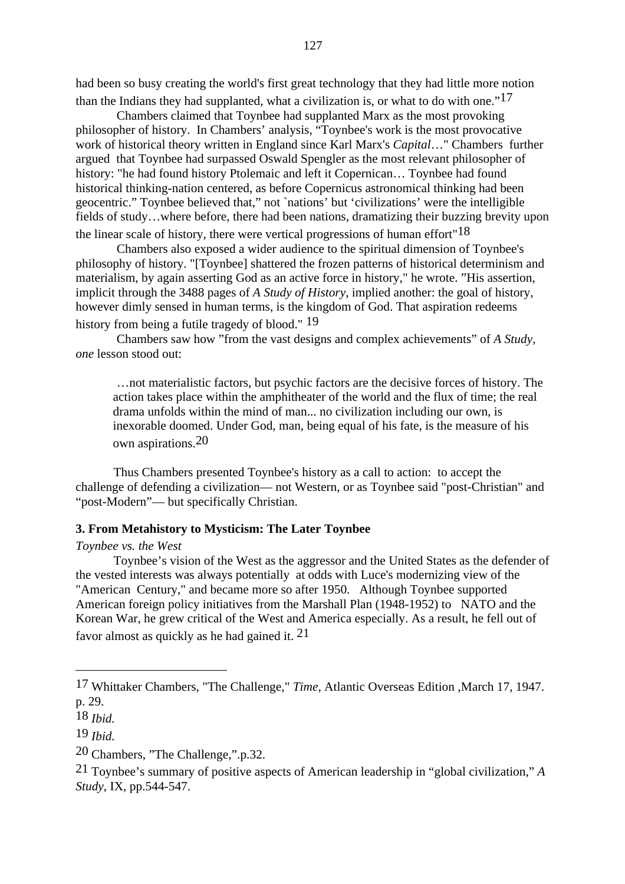had been so busy creating the world's first great technology that they had little more notion than the Indians they had supplanted, what a civilization is, or what to do with one."[17]

Chambers claimed that Toynbee had supplanted Marx as the most provoking philosopher of history. In Chambers' analysis, "Toynbee's work is the most provocative work of historical theory written in England since Karl Marx's *Capital*…" Chambers further argued that Toynbee had surpassed Oswald Spengler as the most relevant philosopher of history: "he had found history Ptolemaic and left it Copernican… Toynbee had found historical thinking-nation centered, as before Copernicus astronomical thinking had been geocentric." Toynbee believed that," not `nations' but 'civilizations' were the intelligible fields of study…where before, there had been nations, dramatizing their buzzing brevity upon the linear scale of history, there were vertical progressions of human effort"[18]

Chambers also exposed a wider audience to the spiritual dimension of Toynbee's philosophy of history. "[Toynbee] shattered the frozen patterns of historical determinism and materialism, by again asserting God as an active force in history," he wrote. "His assertion, implicit through the 3488 pages of *A Study of History,* implied another: the goal of history, however dimly sensed in human terms, is the kingdom of God. That aspiration redeems history from being a futile tragedy of blood." [19]

Chambers saw how "from the vast designs and complex achievements" of *A Study, one* lesson stood out:

> …not materialistic factors, but psychic factors are the decisive forces of history. The action takes place within the amphitheater of the world and the flux of time; the real drama unfolds within the mind of man... no civilization including our own, is inexorable doomed. Under God, man, being equal of his fate, is the measure of his own aspirations.[20]

Thus Chambers presented Toynbee's history as a call to action: to accept the challenge of defending a civilization— not Western, or as Toynbee said "post-Christian" and "post-Modern"— but specifically Christian.

### 3. From Metahistory to Mysticism: The Later Toynbee

*Toynbee vs. the West*

Toynbee's vision of the West as the aggressor and the United States as the defender of the vested interests was always potentially at odds with Luce's modernizing view of the "American Century," and became more so after 1950. Although Toynbee supported American foreign policy initiatives from the Marshall Plan (1948-1952) to NATO and the Korean War, he grew critical of the West and America especially. As a result, he fell out of favor almost as quickly as he had gained it. [21]

---

[17] Whittaker Chambers, "The Challenge," *Time,* Atlantic Overseas Edition ,March 17, 1947. p. 29.

[18] *Ibid.*

[19] *Ibid.*

[20] Chambers, "The Challenge,".p.32.

[21] Toynbee's summary of positive aspects of American leadership in "global civilization," *A Study*, IX, pp.544-547.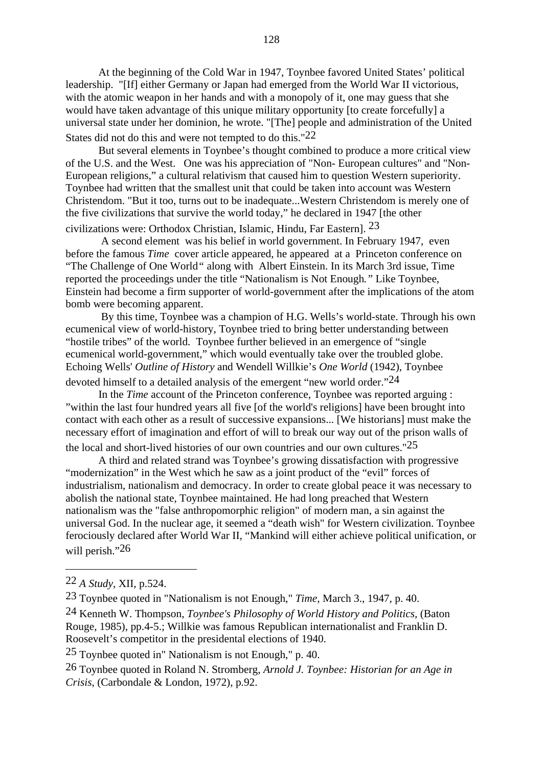At the beginning of the Cold War in 1947, Toynbee favored United States' political leadership. "[If] either Germany or Japan had emerged from the World War II victorious, with the atomic weapon in her hands and with a monopoly of it, one may guess that she would have taken advantage of this unique military opportunity [to create forcefully] a universal state under her dominion, he wrote. "[The] people and administration of the United States did not do this and were not tempted to do this."[22]

But several elements in Toynbee's thought combined to produce a more critical view of the U.S. and the West. One was his appreciation of "Non- European cultures" and "Non-European religions," a cultural relativism that caused him to question Western superiority. Toynbee had written that the smallest unit that could be taken into account was Western Christendom. "But it too, turns out to be inadequate...Western Christendom is merely one of the five civilizations that survive the world today," he declared in 1947 [the other civilizations were: Orthodox Christian, Islamic, Hindu, Far Eastern]. [23]

A second element was his belief in world government. In February 1947, even before the famous *Time* cover article appeared, he appeared at a Princeton conference on "The Challenge of One World" along with Albert Einstein. In its March 3rd issue, Time reported the proceedings under the title "Nationalism is Not Enough*.*" Like Toynbee, Einstein had become a firm supporter of world-government after the implications of the atom bomb were becoming apparent.

By this time, Toynbee was a champion of H.G. Wells's world-state. Through his own ecumenical view of world-history, Toynbee tried to bring better understanding between "hostile tribes" of the world. Toynbee further believed in an emergence of "single ecumenical world-government," which would eventually take over the troubled globe. Echoing Wells' *Outline of History* and Wendell Willkie's *One World* (1942), Toynbee devoted himself to a detailed analysis of the emergent "new world order."[24]

In the *Time* account of the Princeton conference, Toynbee was reported arguing : "within the last four hundred years all five [of the world's religions] have been brought into contact with each other as a result of successive expansions... [We historians] must make the necessary effort of imagination and effort of will to break our way out of the prison walls of the local and short-lived histories of our own countries and our own cultures."[25]

A third and related strand was Toynbee's growing dissatisfaction with progressive "modernization" in the West which he saw as a joint product of the "evil" forces of industrialism, nationalism and democracy. In order to create global peace it was necessary to abolish the national state, Toynbee maintained. He had long preached that Western nationalism was the "false anthropomorphic religion" of modern man, a sin against the universal God. In the nuclear age, it seemed a "death wish" for Western civilization. Toynbee ferociously declared after World War II, "Mankind will either achieve political unification, or will perish."[26]

---

[22] *A Study*, XII, p.524.

[23] Toynbee quoted in "Nationalism is not Enough," *Time*, March 3., 1947, p. 40.

[24] Kenneth W. Thompson, *Toynbee's Philosophy of World History and Politics*, (Baton Rouge, 1985), pp.4-5.; Willkie was famous Republican internationalist and Franklin D. Roosevelt's competitor in the presidental elections of 1940.

[25] Toynbee quoted in" Nationalism is not Enough," p. 40.

[26] Toynbee quoted in Roland N. Stromberg, *Arnold J. Toynbee: Historian for an Age in Crisis*, (Carbondale & London, 1972), p.92.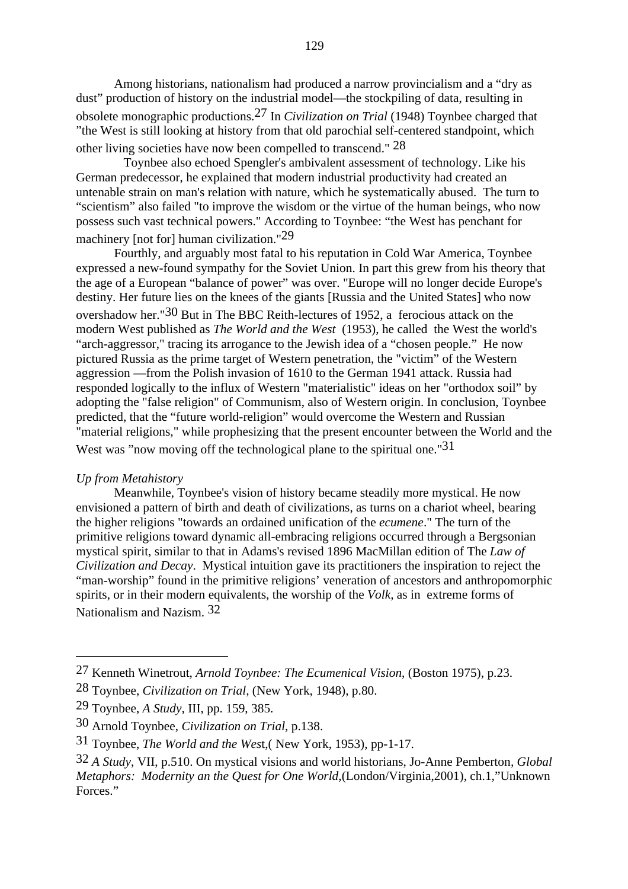Among historians, nationalism had produced a narrow provincialism and a "dry as dust" production of history on the industrial model—the stockpiling of data, resulting in obsolete monographic productions.[27] In *Civilization on Trial* (1948) Toynbee charged that "the West is still looking at history from that old parochial self-centered standpoint, which other living societies have now been compelled to transcend." [28]

Toynbee also echoed Spengler's ambivalent assessment of technology. Like his German predecessor, he explained that modern industrial productivity had created an untenable strain on man's relation with nature, which he systematically abused. The turn to "scientism" also failed "to improve the wisdom or the virtue of the human beings, who now possess such vast technical powers." According to Toynbee: "the West has penchant for machinery [not for] human civilization."[29]

Fourthly, and arguably most fatal to his reputation in Cold War America, Toynbee expressed a new-found sympathy for the Soviet Union. In part this grew from his theory that the age of a European "balance of power" was over. "Europe will no longer decide Europe's destiny. Her future lies on the knees of the giants [Russia and the United States] who now overshadow her."[30] But in The BBC Reith-lectures of 1952, a ferocious attack on the modern West published as *The World and the West* (1953), he called the West the world's "arch-aggressor," tracing its arrogance to the Jewish idea of a "chosen people." He now pictured Russia as the prime target of Western penetration, the "victim" of the Western aggression —from the Polish invasion of 1610 to the German 1941 attack. Russia had responded logically to the influx of Western "materialistic" ideas on her "orthodox soil" by adopting the "false religion" of Communism, also of Western origin. In conclusion, Toynbee predicted, that the "future world-religion" would overcome the Western and Russian "material religions," while prophesizing that the present encounter between the World and the West was "now moving off the technological plane to the spiritual one."[31]

*Up from Metahistory*

Meanwhile, Toynbee's vision of history became steadily more mystical. He now envisioned a pattern of birth and death of civilizations, as turns on a chariot wheel, bearing the higher religions "towards an ordained unification of the *ecumene*." The turn of the primitive religions toward dynamic all-embracing religions occurred through a Bergsonian mystical spirit, similar to that in Adams's revised 1896 MacMillan edition of The *Law of Civilization and Decay*. Mystical intuition gave its practitioners the inspiration to reject the "man-worship" found in the primitive religions' veneration of ancestors and anthropomorphic spirits, or in their modern equivalents, the worship of the *Volk,* as in extreme forms of Nationalism and Nazism. [32]

---

[27] Kenneth Winetrout, *Arnold Toynbee: The Ecumenical Vision*, (Boston 1975), p.23.

[28] Toynbee, *Civilization on Trial,* (New York, 1948), p.80.

[29] Toynbee, *A Study*, III, pp. 159, 385.

[30] Arnold Toynbee, *Civilization on Trial*, p.138.

[31] Toynbee, *The World and the Wes*t,( New York, 1953), pp-1-17.

[32] *A Study*, VII, p.510. On mystical visions and world historians, Jo-Anne Pemberton, *Global Metaphors: Modernity an the Quest for One World*,(London/Virginia,2001), ch.1,"Unknown Forces."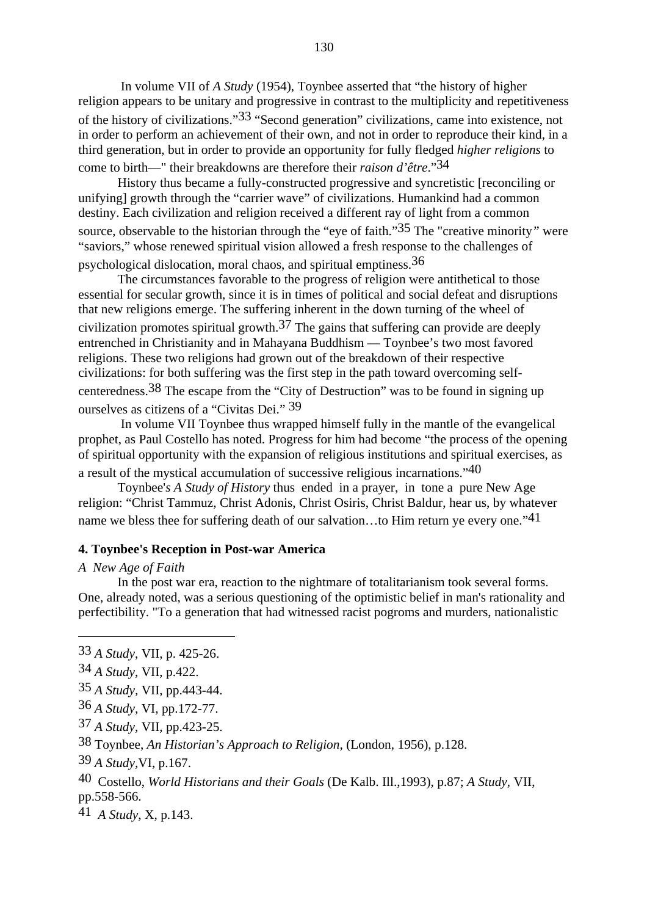In volume VII of *A Study* (1954), Toynbee asserted that "the history of higher religion appears to be unitary and progressive in contrast to the multiplicity and repetitiveness of the history of civilizations."[33] "Second generation" civilizations, came into existence, not in order to perform an achievement of their own, and not in order to reproduce their kind, in a third generation, but in order to provide an opportunity for fully fledged *higher religions* to come to birth—" their breakdowns are therefore their *raison d'être*."[34]

History thus became a fully-constructed progressive and syncretistic [reconciling or unifying] growth through the "carrier wave" of civilizations. Humankind had a common destiny. Each civilization and religion received a different ray of light from a common source, observable to the historian through the "eye of faith."[35] The "creative minority" were "saviors," whose renewed spiritual vision allowed a fresh response to the challenges of psychological dislocation, moral chaos, and spiritual emptiness.[36]

The circumstances favorable to the progress of religion were antithetical to those essential for secular growth, since it is in times of political and social defeat and disruptions that new religions emerge. The suffering inherent in the down turning of the wheel of civilization promotes spiritual growth.[37] The gains that suffering can provide are deeply entrenched in Christianity and in Mahayana Buddhism — Toynbee's two most favored religions. These two religions had grown out of the breakdown of their respective civilizations: for both suffering was the first step in the path toward overcoming self-centeredness.[38] The escape from the "City of Destruction" was to be found in signing up ourselves as citizens of a "Civitas Dei." [39]

In volume VII Toynbee thus wrapped himself fully in the mantle of the evangelical prophet, as Paul Costello has noted. Progress for him had become "the process of the opening of spiritual opportunity with the expansion of religious institutions and spiritual exercises, as a result of the mystical accumulation of successive religious incarnations."[40]

Toynbee's *A Study of History* thus ended in a prayer, in tone a pure New Age religion: "Christ Tammuz, Christ Adonis, Christ Osiris, Christ Baldur, hear us, by whatever name we bless thee for suffering death of our salvation…to Him return ye every one."[41]

#### 4. Toynbee's Reception in Post-war America

*A New Age of Faith*

In the post war era, reaction to the nightmare of totalitarianism took several forms. One, already noted, was a serious questioning of the optimistic belief in man's rationality and perfectibility. "To a generation that had witnessed racist pogroms and murders, nationalistic

---

33 *A Study*, VII, p. 425-26.

34 *A Study*, VII, p.422.

35 *A Study*, VII, pp.443-44.

36 *A Study*, VI, pp.172-77.

37 *A Study*, VII, pp.423-25.

38 Toynbee, *An Historian's Approach to Religion*, (London, 1956), p.128.

39 *A Study*,VI, p.167.

40 Costello, *World Historians and their Goals* (De Kalb. Ill.,1993), p.87; *A Study*, VII, pp.558-566.

41 *A Study*, X, p.143.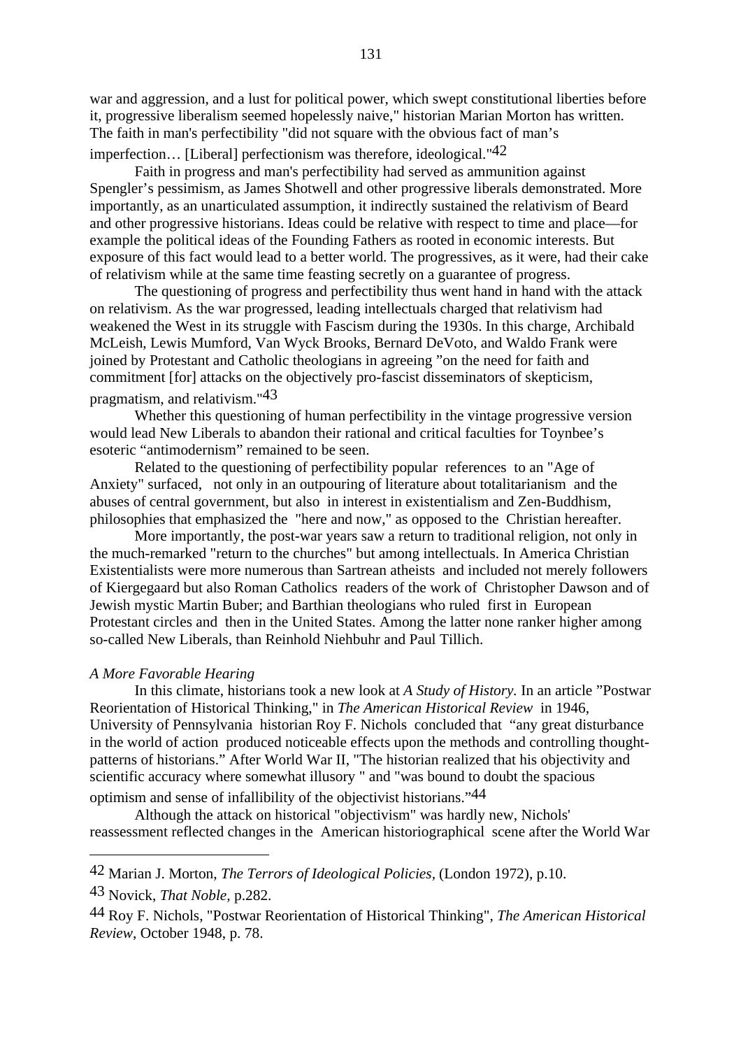war and aggression, and a lust for political power, which swept constitutional liberties before it, progressive liberalism seemed hopelessly naive," historian Marian Morton has written. The faith in man's perfectibility "did not square with the obvious fact of man's imperfection… [Liberal] perfectionism was therefore, ideological."[42]

Faith in progress and man's perfectibility had served as ammunition against Spengler's pessimism, as James Shotwell and other progressive liberals demonstrated. More importantly, as an unarticulated assumption, it indirectly sustained the relativism of Beard and other progressive historians. Ideas could be relative with respect to time and place—for example the political ideas of the Founding Fathers as rooted in economic interests. But exposure of this fact would lead to a better world. The progressives, as it were, had their cake of relativism while at the same time feasting secretly on a guarantee of progress.

The questioning of progress and perfectibility thus went hand in hand with the attack on relativism. As the war progressed, leading intellectuals charged that relativism had weakened the West in its struggle with Fascism during the 1930s. In this charge, Archibald McLeish, Lewis Mumford, Van Wyck Brooks, Bernard DeVoto, and Waldo Frank were joined by Protestant and Catholic theologians in agreeing "on the need for faith and commitment [for] attacks on the objectively pro-fascist disseminators of skepticism, pragmatism, and relativism."[43]

Whether this questioning of human perfectibility in the vintage progressive version would lead New Liberals to abandon their rational and critical faculties for Toynbee's esoteric "antimodernism" remained to be seen.

Related to the questioning of perfectibility popular references to an "Age of Anxiety" surfaced, not only in an outpouring of literature about totalitarianism and the abuses of central government, but also in interest in existentialism and Zen-Buddhism, philosophies that emphasized the "here and now," as opposed to the Christian hereafter.

More importantly, the post-war years saw a return to traditional religion, not only in the much-remarked "return to the churches" but among intellectuals. In America Christian Existentialists were more numerous than Sartrean atheists and included not merely followers of Kiergegaard but also Roman Catholics readers of the work of Christopher Dawson and of Jewish mystic Martin Buber; and Barthian theologians who ruled first in European Protestant circles and then in the United States. Among the latter none ranker higher among so-called New Liberals, than Reinhold Niehbuhr and Paul Tillich.

*A More Favorable Hearing*

In this climate, historians took a new look at *A Study of History.* In an article "Postwar Reorientation of Historical Thinking," in *The American Historical Review* in 1946, University of Pennsylvania historian Roy F. Nichols concluded that "any great disturbance in the world of action produced noticeable effects upon the methods and controlling thought-patterns of historians." After World War II, "The historian realized that his objectivity and scientific accuracy where somewhat illusory " and "was bound to doubt the spacious optimism and sense of infallibility of the objectivist historians."[44]

Although the attack on historical "objectivism" was hardly new, Nichols' reassessment reflected changes in the American historiographical scene after the World War

---

[42] Marian J. Morton, *The Terrors of Ideological Policies*, (London 1972), p.10.

[43] Novick, *That Noble,* p.282.

[44] Roy F. Nichols, "Postwar Reorientation of Historical Thinking", *The American Historical Review*, October 1948, p. 78.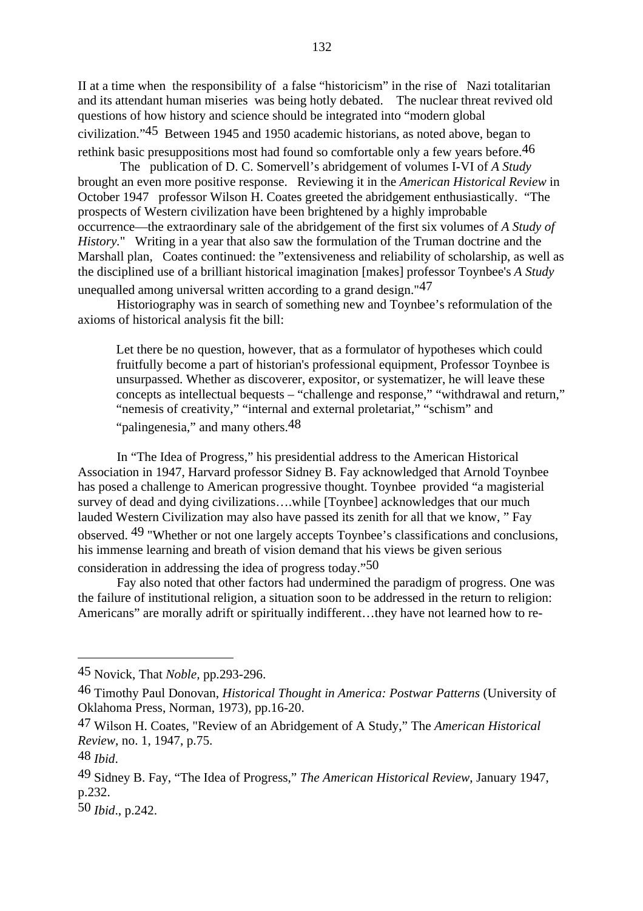II at a time when the responsibility of a false "historicism" in the rise of Nazi totalitarian and its attendant human miseries was being hotly debated. The nuclear threat revived old questions of how history and science should be integrated into "modern global civilization."[45] Between 1945 and 1950 academic historians, as noted above, began to rethink basic presuppositions most had found so comfortable only a few years before.[46]

The publication of D. C. Somervell's abridgement of volumes I-VI of *A Study* brought an even more positive response. Reviewing it in the *American Historical Review* in October 1947 professor Wilson H. Coates greeted the abridgement enthusiastically. "The prospects of Western civilization have been brightened by a highly improbable occurrence—the extraordinary sale of the abridgement of the first six volumes of *A Study of History*." Writing in a year that also saw the formulation of the Truman doctrine and the Marshall plan, Coates continued: the "extensiveness and reliability of scholarship, as well as the disciplined use of a brilliant historical imagination [makes] professor Toynbee's *A Study* unequalled among universal written according to a grand design."[47]

Historiography was in search of something new and Toynbee's reformulation of the axioms of historical analysis fit the bill:

> Let there be no question, however, that as a formulator of hypotheses which could fruitfully become a part of historian's professional equipment, Professor Toynbee is unsurpassed. Whether as discoverer, expositor, or systematizer, he will leave these concepts as intellectual bequests – "challenge and response," "withdrawal and return," "nemesis of creativity," "internal and external proletariat," "schism" and "palingenesia," and many others.[48]

In "The Idea of Progress," his presidential address to the American Historical Association in 1947, Harvard professor Sidney B. Fay acknowledged that Arnold Toynbee has posed a challenge to American progressive thought. Toynbee provided "a magisterial survey of dead and dying civilizations….while [Toynbee] acknowledges that our much lauded Western Civilization may also have passed its zenith for all that we know, " Fay observed. [49] "Whether or not one largely accepts Toynbee's classifications and conclusions, his immense learning and breath of vision demand that his views be given serious consideration in addressing the idea of progress today."[50]

Fay also noted that other factors had undermined the paradigm of progress. One was the failure of institutional religion, a situation soon to be addressed in the return to religion: Americans" are morally adrift or spiritually indifferent…they have not learned how to re-

---

[45] Novick, That *Noble,* pp.293-296.

[46] Timothy Paul Donovan, *Historical Thought in America: Postwar Patterns* (University of Oklahoma Press, Norman, 1973), pp.16-20.

[47] Wilson H. Coates, "Review of an Abridgement of A Study," The *American Historical Review*, no. 1, 1947, p.75.

[48] *Ibid*.

[49] Sidney B. Fay, "The Idea of Progress," *The American Historical Review*, January 1947, p.232.

[50] *Ibid*., p.242.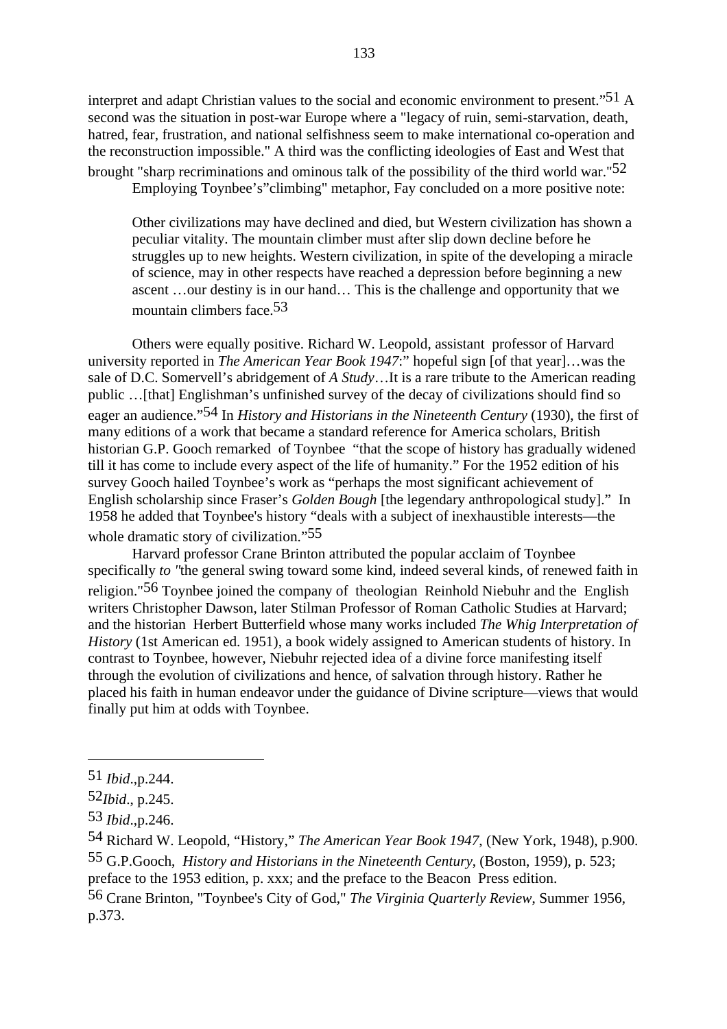interpret and adapt Christian values to the social and economic environment to present."[51] A second was the situation in post-war Europe where a "legacy of ruin, semi-starvation, death, hatred, fear, frustration, and national selfishness seem to make international co-operation and the reconstruction impossible." A third was the conflicting ideologies of East and West that brought "sharp recriminations and ominous talk of the possibility of the third world war."[52]

Employing Toynbee's"climbing" metaphor, Fay concluded on a more positive note:

> Other civilizations may have declined and died, but Western civilization has shown a peculiar vitality. The mountain climber must after slip down decline before he struggles up to new heights. Western civilization, in spite of the developing a miracle of science, may in other respects have reached a depression before beginning a new ascent …our destiny is in our hand… This is the challenge and opportunity that we mountain climbers face.[53]

Others were equally positive. Richard W. Leopold, assistant professor of Harvard university reported in *The American Year Book 1947*:" hopeful sign [of that year]…was the sale of D.C. Somervell's abridgement of *A Study*…It is a rare tribute to the American reading public …[that] Englishman's unfinished survey of the decay of civilizations should find so eager an audience."[54] In *History and Historians in the Nineteenth Century* (1930), the first of many editions of a work that became a standard reference for America scholars, British historian G.P. Gooch remarked of Toynbee "that the scope of history has gradually widened till it has come to include every aspect of the life of humanity." For the 1952 edition of his survey Gooch hailed Toynbee's work as "perhaps the most significant achievement of English scholarship since Fraser's *Golden Bough* [the legendary anthropological study]." In 1958 he added that Toynbee's history "deals with a subject of inexhaustible interests—the whole dramatic story of civilization."[55]

Harvard professor Crane Brinton attributed the popular acclaim of Toynbee specifically *to "*the general swing toward some kind, indeed several kinds, of renewed faith in religion."[56] Toynbee joined the company of theologian Reinhold Niebuhr and the English writers Christopher Dawson, later Stilman Professor of Roman Catholic Studies at Harvard; and the historian Herbert Butterfield whose many works included *The Whig Interpretation of History* (1st American ed. 1951), a book widely assigned to American students of history. In contrast to Toynbee, however, Niebuhr rejected idea of a divine force manifesting itself through the evolution of civilizations and hence, of salvation through history. Rather he placed his faith in human endeavor under the guidance of Divine scripture—views that would finally put him at odds with Toynbee.

---

51 *Ibid*.,p.244.

52*Ibid*., p.245.

53 *Ibid*.,p.246.

54 Richard W. Leopold, "History," *The American Year Book 1947*, (New York, 1948), p.900.

55 G.P.Gooch, *History and Historians in the Nineteenth Century*, (Boston, 1959), p. 523; preface to the 1953 edition, p. xxx; and the preface to the Beacon Press edition.

56 Crane Brinton, "Toynbee's City of God," *The Virginia Quarterly Review*, Summer 1956, p.373.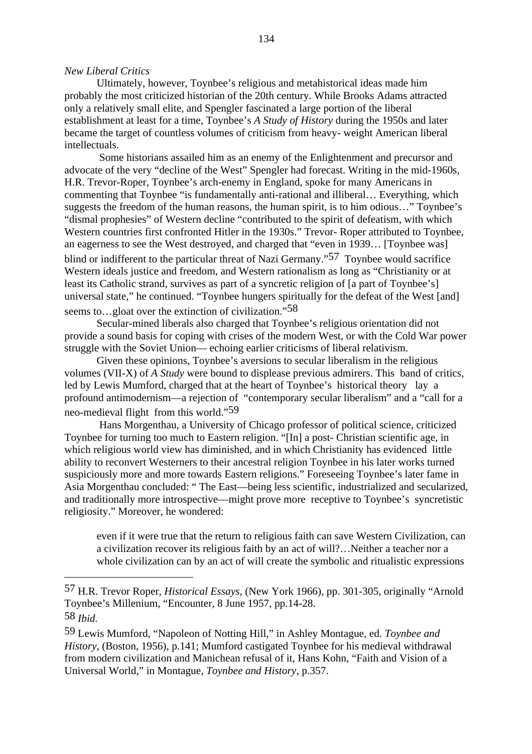*New Liberal Critics*

Ultimately, however, Toynbee's religious and metahistorical ideas made him probably the most criticized historian of the 20th century. While Brooks Adams attracted only a relatively small elite, and Spengler fascinated a large portion of the liberal establishment at least for a time, Toynbee's *A Study of History* during the 1950s and later became the target of countless volumes of criticism from heavy- weight American liberal intellectuals.

Some historians assailed him as an enemy of the Enlightenment and precursor and advocate of the very "decline of the West" Spengler had forecast. Writing in the mid-1960s, H.R. Trevor-Roper, Toynbee's arch-enemy in England, spoke for many Americans in commenting that Toynbee "is fundamentally anti-rational and illiberal… Everything, which suggests the freedom of the human reasons, the human spirit, is to him odious…" Toynbee's "dismal prophesies" of Western decline "contributed to the spirit of defeatism, with which Western countries first confronted Hitler in the 1930s." Trevor- Roper attributed to Toynbee, an eagerness to see the West destroyed, and charged that "even in 1939… [Toynbee was] blind or indifferent to the particular threat of Nazi Germany."[57] Toynbee would sacrifice Western ideals justice and freedom, and Western rationalism as long as "Christianity or at least its Catholic strand, survives as part of a syncretic religion of [a part of Toynbee's] universal state," he continued. "Toynbee hungers spiritually for the defeat of the West [and] seems to…gloat over the extinction of civilization."[58]

Secular-mined liberals also charged that Toynbee's religious orientation did not provide a sound basis for coping with crises of the modern West, or with the Cold War power struggle with the Soviet Union— echoing earlier criticisms of liberal relativism.

Given these opinions, Toynbee's aversions to secular liberalism in the religious volumes (VII-X) of *A Study* were bound to displease previous admirers. This band of critics, led by Lewis Mumford, charged that at the heart of Toynbee's historical theory lay a profound antimodernism—a rejection of "contemporary secular liberalism" and a "call for a neo-medieval flight from this world."[59]

Hans Morgenthau, a University of Chicago professor of political science, criticized Toynbee for turning too much to Eastern religion. "[In] a post- Christian scientific age, in which religious world view has diminished, and in which Christianity has evidenced little ability to reconvert Westerners to their ancestral religion Toynbee in his later works turned suspiciously more and more towards Eastern religions." Foreseeing Toynbee's later fame in Asia Morgenthau concluded: " The East—being less scientific, industrialized and secularized, and traditionally more introspective—might prove more receptive to Toynbee's syncretistic religiosity." Moreover, he wondered:

> even if it were true that the return to religious faith can save Western Civilization, can a civilization recover its religious faith by an act of will?…Neither a teacher nor a whole civilization can by an act of will create the symbolic and ritualistic expressions

---

57 H.R. Trevor Roper, *Historical Essays*, (New York 1966), pp. 301-305, originally "Arnold Toynbee's Millenium, "Encounter*,* 8 June 1957, pp.14-28.

58 *Ibid.*

59 Lewis Mumford, "Napoleon of Notting Hill," in Ashley Montague, ed. *Toynbee and History*, (Boston, 1956), p.141; Mumford castigated Toynbee for his medieval withdrawal from modern civilization and Manichean refusal of it, Hans Kohn, "Faith and Vision of a Universal World," in Montague, *Toynbee and History*, p.357.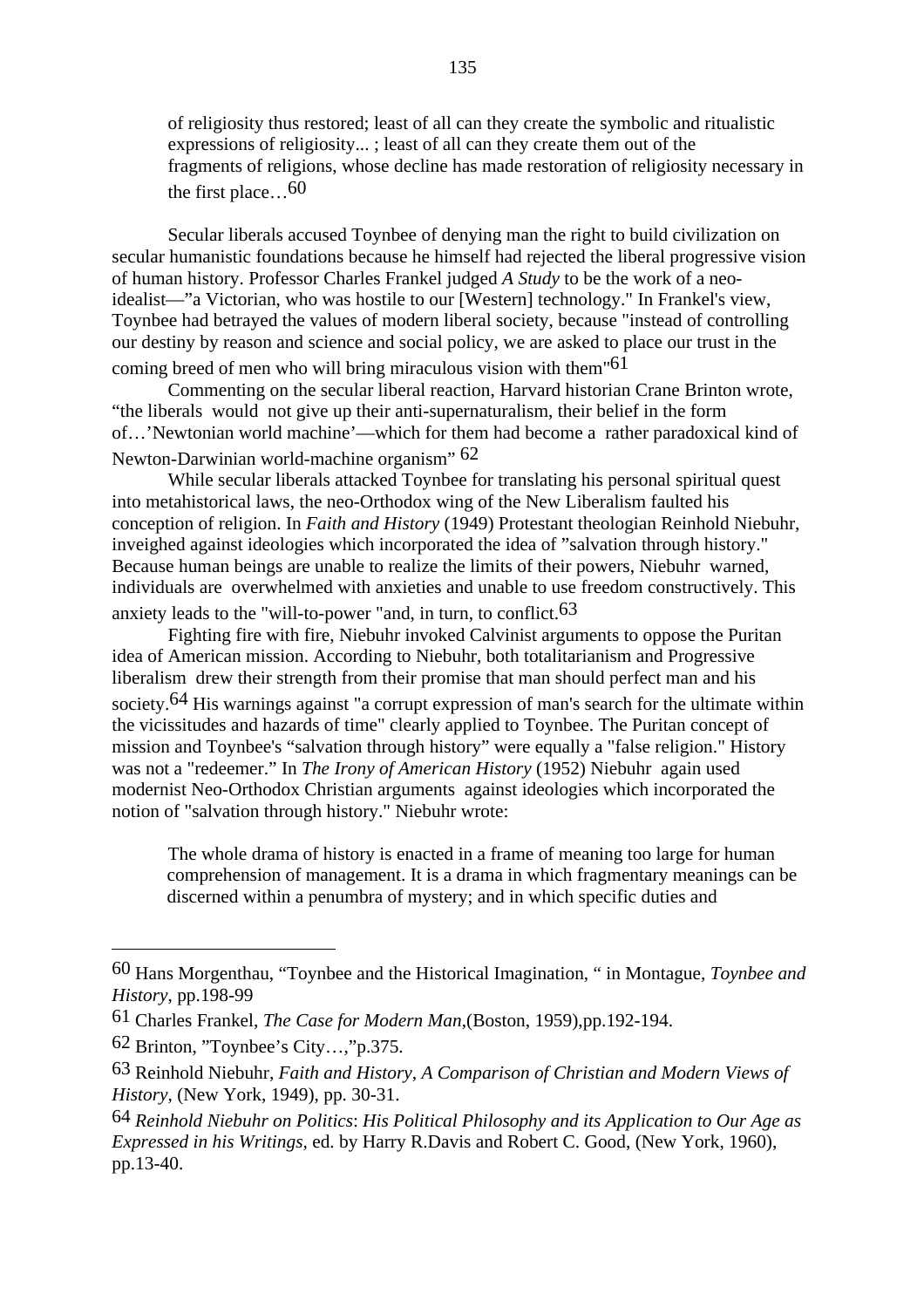> of religiosity thus restored; least of all can they create the symbolic and ritualistic expressions of religiosity... ; least of all can they create them out of the fragments of religions, whose decline has made restoration of religiosity necessary in the first place…[60]

Secular liberals accused Toynbee of denying man the right to build civilization on secular humanistic foundations because he himself had rejected the liberal progressive vision of human history. Professor Charles Frankel judged *A Study* to be the work of a neo-idealist—"a Victorian, who was hostile to our [Western] technology." In Frankel's view, Toynbee had betrayed the values of modern liberal society, because "instead of controlling our destiny by reason and science and social policy, we are asked to place our trust in the coming breed of men who will bring miraculous vision with them"[61]

Commenting on the secular liberal reaction, Harvard historian Crane Brinton wrote, "the liberals would not give up their anti-supernaturalism, their belief in the form of…'Newtonian world machine'—which for them had become a rather paradoxical kind of Newton-Darwinian world-machine organism" [62]

While secular liberals attacked Toynbee for translating his personal spiritual quest into metahistorical laws, the neo-Orthodox wing of the New Liberalism faulted his conception of religion. In *Faith and History* (1949) Protestant theologian Reinhold Niebuhr, inveighed against ideologies which incorporated the idea of "salvation through history." Because human beings are unable to realize the limits of their powers, Niebuhr warned, individuals are overwhelmed with anxieties and unable to use freedom constructively. This anxiety leads to the "will-to-power "and, in turn, to conflict.[63]

Fighting fire with fire, Niebuhr invoked Calvinist arguments to oppose the Puritan idea of American mission. According to Niebuhr, both totalitarianism and Progressive liberalism drew their strength from their promise that man should perfect man and his society.[64] His warnings against "a corrupt expression of man's search for the ultimate within the vicissitudes and hazards of time" clearly applied to Toynbee. The Puritan concept of mission and Toynbee's "salvation through history" were equally a "false religion." History was not a "redeemer." In *The Irony of American History* (1952) Niebuhr again used modernist Neo-Orthodox Christian arguments against ideologies which incorporated the notion of "salvation through history." Niebuhr wrote:

> The whole drama of history is enacted in a frame of meaning too large for human comprehension of management. It is a drama in which fragmentary meanings can be discerned within a penumbra of mystery; and in which specific duties and

---

60 Hans Morgenthau, "Toynbee and the Historical Imagination, " in Montague, *Toynbee and History*, pp.198-99

61 Charles Frankel, *The Case for Modern Man*,(Boston, 1959),pp.192-194.

62 Brinton, "Toynbee's City…,"p.375.

63 Reinhold Niebuhr, *Faith and History, A Comparison of Christian and Modern Views of History,* (New York, 1949), pp. 30-31.

64 *Reinhold Niebuhr on Politics*: *His Political Philosophy and its Application to Our Age as Expressed in his Writings*, ed. by Harry R.Davis and Robert C. Good, (New York, 1960), pp.13-40.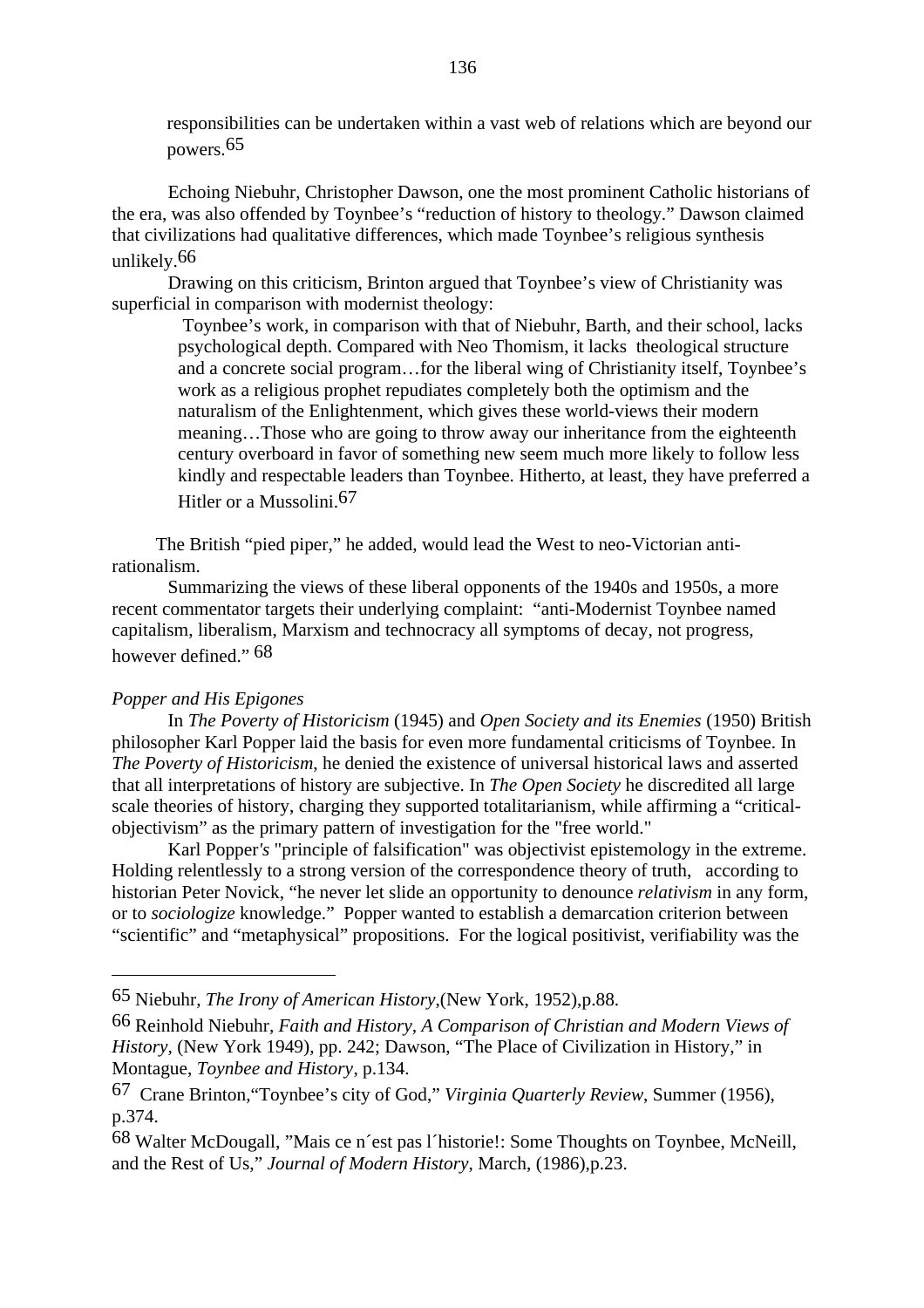responsibilities can be undertaken within a vast web of relations which are beyond our powers.[65]

Echoing Niebuhr, Christopher Dawson, one the most prominent Catholic historians of the era, was also offended by Toynbee's "reduction of history to theology." Dawson claimed that civilizations had qualitative differences, which made Toynbee's religious synthesis unlikely.[66]

Drawing on this criticism, Brinton argued that Toynbee's view of Christianity was superficial in comparison with modernist theology:

> Toynbee's work, in comparison with that of Niebuhr, Barth, and their school, lacks psychological depth. Compared with Neo Thomism, it lacks theological structure and a concrete social program…for the liberal wing of Christianity itself, Toynbee's work as a religious prophet repudiates completely both the optimism and the naturalism of the Enlightenment, which gives these world-views their modern meaning…Those who are going to throw away our inheritance from the eighteenth century overboard in favor of something new seem much more likely to follow less kindly and respectable leaders than Toynbee. Hitherto, at least, they have preferred a Hitler or a Mussolini.[67]

The British "pied piper," he added, would lead the West to neo-Victorian anti-rationalism.

Summarizing the views of these liberal opponents of the 1940s and 1950s, a more recent commentator targets their underlying complaint: "anti-Modernist Toynbee named capitalism, liberalism, Marxism and technocracy all symptoms of decay, not progress, however defined." [68]

*Popper and His Epigones*

In *The Poverty of Historicism* (1945) and *Open Society and its Enemies* (1950) British philosopher Karl Popper laid the basis for even more fundamental criticisms of Toynbee. In *The Poverty of Historicism*, he denied the existence of universal historical laws and asserted that all interpretations of history are subjective. In *The Open Society* he discredited all large scale theories of history, charging they supported totalitarianism, while affirming a "critical-objectivism" as the primary pattern of investigation for the "free world."

Karl Popper's "principle of falsification" was objectivist epistemology in the extreme. Holding relentlessly to a strong version of the correspondence theory of truth, according to historian Peter Novick, "he never let slide an opportunity to denounce *relativism* in any form, or to *sociologize* knowledge." Popper wanted to establish a demarcation criterion between "scientific" and "metaphysical" propositions. For the logical positivist, verifiability was the

---

[65] Niebuhr, *The Irony of American History*,(New York, 1952),p.88.

[66] Reinhold Niebuhr, *Faith and History, A Comparison of Christian and Modern Views of History,* (New York 1949), pp. 242; Dawson, "The Place of Civilization in History," in Montague, *Toynbee and History*, p.134.

[67] Crane Brinton,"Toynbee's city of God," *Virginia Quarterly Review*, Summer (1956), p.374.

[68] Walter McDougall, "Mais ce n´est pas l´historie!: Some Thoughts on Toynbee, McNeill, and the Rest of Us," *Journal of Modern History*, March, (1986),p.23.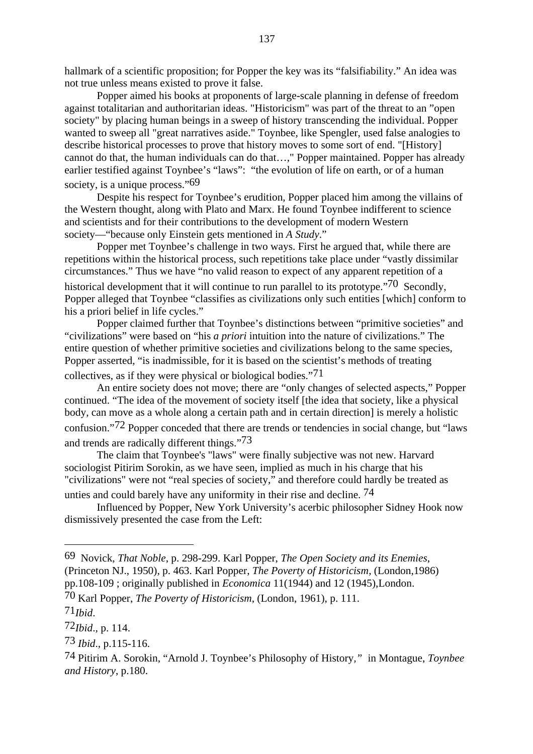hallmark of a scientific proposition; for Popper the key was its "falsifiability." An idea was not true unless means existed to prove it false.

Popper aimed his books at proponents of large-scale planning in defense of freedom against totalitarian and authoritarian ideas. "Historicism" was part of the threat to an "open society" by placing human beings in a sweep of history transcending the individual. Popper wanted to sweep all "great narratives aside." Toynbee, like Spengler, used false analogies to describe historical processes to prove that history moves to some sort of end. "[History] cannot do that, the human individuals can do that…," Popper maintained. Popper has already earlier testified against Toynbee's "laws": "the evolution of life on earth, or of a human society, is a unique process."[69]

Despite his respect for Toynbee's erudition, Popper placed him among the villains of the Western thought, along with Plato and Marx. He found Toynbee indifferent to science and scientists and for their contributions to the development of modern Western society—"because only Einstein gets mentioned in *A Study*."

Popper met Toynbee's challenge in two ways. First he argued that, while there are repetitions within the historical process, such repetitions take place under "vastly dissimilar circumstances." Thus we have "no valid reason to expect of any apparent repetition of a historical development that it will continue to run parallel to its prototype."[70] Secondly, Popper alleged that Toynbee "classifies as civilizations only such entities [which] conform to his a priori belief in life cycles."

Popper claimed further that Toynbee's distinctions between "primitive societies" and "civilizations" were based on "his *a priori* intuition into the nature of civilizations." The entire question of whether primitive societies and civilizations belong to the same species, Popper asserted, "is inadmissible, for it is based on the scientist's methods of treating collectives, as if they were physical or biological bodies."[71]

An entire society does not move; there are "only changes of selected aspects," Popper continued. "The idea of the movement of society itself [the idea that society, like a physical body, can move as a whole along a certain path and in certain direction] is merely a holistic confusion."[72] Popper conceded that there are trends or tendencies in social change, but "laws and trends are radically different things."[73]

The claim that Toynbee's "laws" were finally subjective was not new. Harvard sociologist Pitirim Sorokin, as we have seen, implied as much in his charge that his "civilizations" were not "real species of society," and therefore could hardly be treated as unties and could barely have any uniformity in their rise and decline. [74]

Influenced by Popper, New York University's acerbic philosopher Sidney Hook now dismissively presented the case from the Left:

---

[69] Novick, *That Noble*, p. 298-299. Karl Popper, *The Open Society and its Enemies*, (Princeton NJ., 1950), p. 463. Karl Popper, *The Poverty of Historicism*, (London,1986) pp.108-109 ; originally published in *Economica* 11(1944) and 12 (1945),London.

[70] Karl Popper, *The Poverty of Historicism*, (London, 1961), p. 111.

[71] *Ibid*.

[72] *Ibid*., p. 114.

[73] *Ibid*., p.115-116.

[74] Pitirim A. Sorokin, "Arnold J. Toynbee's Philosophy of History," in Montague, *Toynbee and History*, p.180.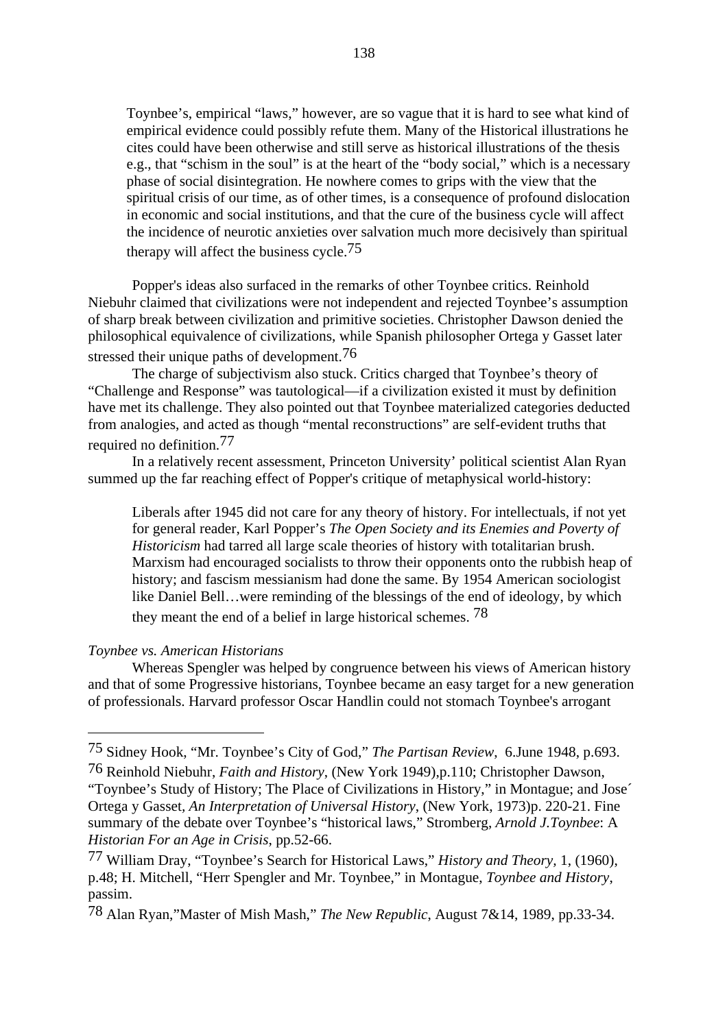> Toynbee's, empirical "laws," however, are so vague that it is hard to see what kind of empirical evidence could possibly refute them. Many of the Historical illustrations he cites could have been otherwise and still serve as historical illustrations of the thesis e.g., that "schism in the soul" is at the heart of the "body social," which is a necessary phase of social disintegration. He nowhere comes to grips with the view that the spiritual crisis of our time, as of other times, is a consequence of profound dislocation in economic and social institutions, and that the cure of the business cycle will affect the incidence of neurotic anxieties over salvation much more decisively than spiritual therapy will affect the business cycle.[75]

Popper's ideas also surfaced in the remarks of other Toynbee critics. Reinhold Niebuhr claimed that civilizations were not independent and rejected Toynbee's assumption of sharp break between civilization and primitive societies. Christopher Dawson denied the philosophical equivalence of civilizations, while Spanish philosopher Ortega y Gasset later stressed their unique paths of development.[76]

The charge of subjectivism also stuck. Critics charged that Toynbee's theory of "Challenge and Response" was tautological—if a civilization existed it must by definition have met its challenge. They also pointed out that Toynbee materialized categories deducted from analogies, and acted as though "mental reconstructions" are self-evident truths that required no definition.[77]

In a relatively recent assessment, Princeton University' political scientist Alan Ryan summed up the far reaching effect of Popper's critique of metaphysical world-history:

> Liberals after 1945 did not care for any theory of history. For intellectuals, if not yet for general reader, Karl Popper's *The Open Society and its Enemies and Poverty of Historicism* had tarred all large scale theories of history with totalitarian brush. Marxism had encouraged socialists to throw their opponents onto the rubbish heap of history; and fascism messianism had done the same. By 1954 American sociologist like Daniel Bell…were reminding of the blessings of the end of ideology, by which they meant the end of a belief in large historical schemes. [78]

*Toynbee vs. American Historians*

Whereas Spengler was helped by congruence between his views of American history and that of some Progressive historians, Toynbee became an easy target for a new generation of professionals. Harvard professor Oscar Handlin could not stomach Toynbee's arrogant

---

[75] Sidney Hook, "Mr. Toynbee's City of God," *The Partisan Review*, 6.June 1948, p.693.

[76] Reinhold Niebuhr, *Faith and History*, (New York 1949),p.110; Christopher Dawson, "Toynbee's Study of History; The Place of Civilizations in History," in Montague; and Jose´ Ortega y Gasset, *An Interpretation of Universal History*, (New York, 1973)p. 220-21. Fine summary of the debate over Toynbee's "historical laws," Stromberg, *Arnold J.Toynbee*: A *Historian For an Age in Crisis*, pp.52-66.

[77] William Dray, "Toynbee's Search for Historical Laws," *History and Theory*, 1, (1960), p.48; H. Mitchell, "Herr Spengler and Mr. Toynbee," in Montague, *Toynbee and History*, passim.

[78] Alan Ryan,"Master of Mish Mash," *The New Republic*, August 7&14, 1989, pp.33-34.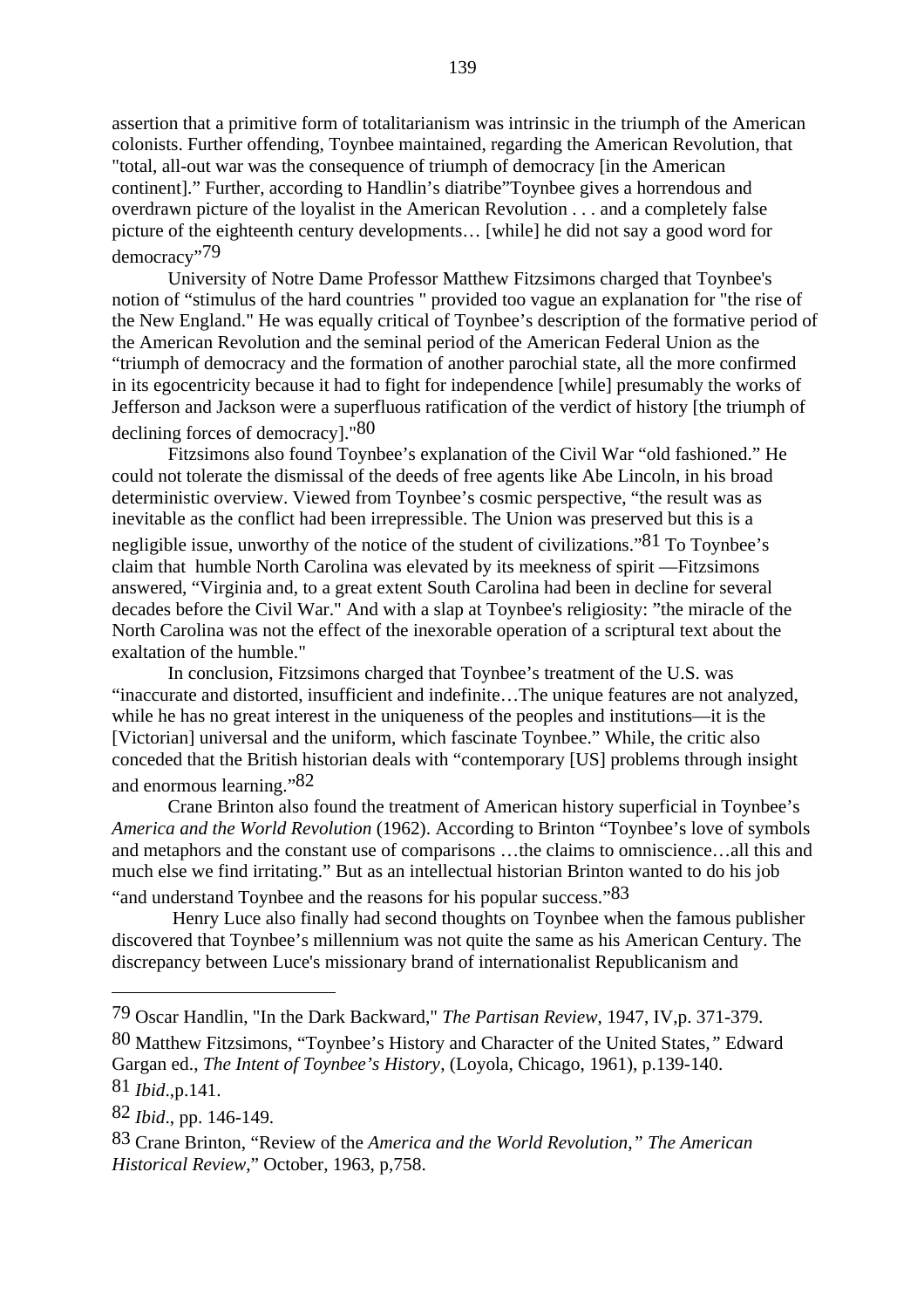assertion that a primitive form of totalitarianism was intrinsic in the triumph of the American colonists. Further offending, Toynbee maintained, regarding the American Revolution, that "total, all-out war was the consequence of triumph of democracy [in the American continent]." Further, according to Handlin's diatribe"Toynbee gives a horrendous and overdrawn picture of the loyalist in the American Revolution . . . and a completely false picture of the eighteenth century developments… [while] he did not say a good word for democracy"[79]

University of Notre Dame Professor Matthew Fitzsimons charged that Toynbee's notion of "stimulus of the hard countries " provided too vague an explanation for "the rise of the New England." He was equally critical of Toynbee's description of the formative period of the American Revolution and the seminal period of the American Federal Union as the "triumph of democracy and the formation of another parochial state, all the more confirmed in its egocentricity because it had to fight for independence [while] presumably the works of Jefferson and Jackson were a superfluous ratification of the verdict of history [the triumph of declining forces of democracy]."[80]

Fitzsimons also found Toynbee's explanation of the Civil War "old fashioned." He could not tolerate the dismissal of the deeds of free agents like Abe Lincoln, in his broad deterministic overview. Viewed from Toynbee's cosmic perspective, "the result was as inevitable as the conflict had been irrepressible. The Union was preserved but this is a negligible issue, unworthy of the notice of the student of civilizations."[81] To Toynbee's claim that humble North Carolina was elevated by its meekness of spirit —Fitzsimons answered, "Virginia and, to a great extent South Carolina had been in decline for several decades before the Civil War." And with a slap at Toynbee's religiosity: "the miracle of the North Carolina was not the effect of the inexorable operation of a scriptural text about the exaltation of the humble."

In conclusion, Fitzsimons charged that Toynbee's treatment of the U.S. was "inaccurate and distorted, insufficient and indefinite…The unique features are not analyzed, while he has no great interest in the uniqueness of the peoples and institutions—it is the [Victorian] universal and the uniform, which fascinate Toynbee." While, the critic also conceded that the British historian deals with "contemporary [US] problems through insight and enormous learning."[82]

Crane Brinton also found the treatment of American history superficial in Toynbee's *America and the World Revolution* (1962). According to Brinton "Toynbee's love of symbols and metaphors and the constant use of comparisons …the claims to omniscience…all this and much else we find irritating." But as an intellectual historian Brinton wanted to do his job "and understand Toynbee and the reasons for his popular success."[83]

Henry Luce also finally had second thoughts on Toynbee when the famous publisher discovered that Toynbee's millennium was not quite the same as his American Century. The discrepancy between Luce's missionary brand of internationalist Republicanism and

---

[79] Oscar Handlin, "In the Dark Backward," *The Partisan Review*, 1947, IV,p. 371-379.

[80] Matthew Fitzsimons, "Toynbee's History and Character of the United States," Edward Gargan ed., *The Intent of Toynbee's History*, (Loyola, Chicago, 1961), p.139-140.

[81] *Ibid*.,p.141.

[82] *Ibid*., pp. 146-149.

[83] Crane Brinton, "Review of the *America and the World Revolution," The American Historical Review*," October, 1963, p,758.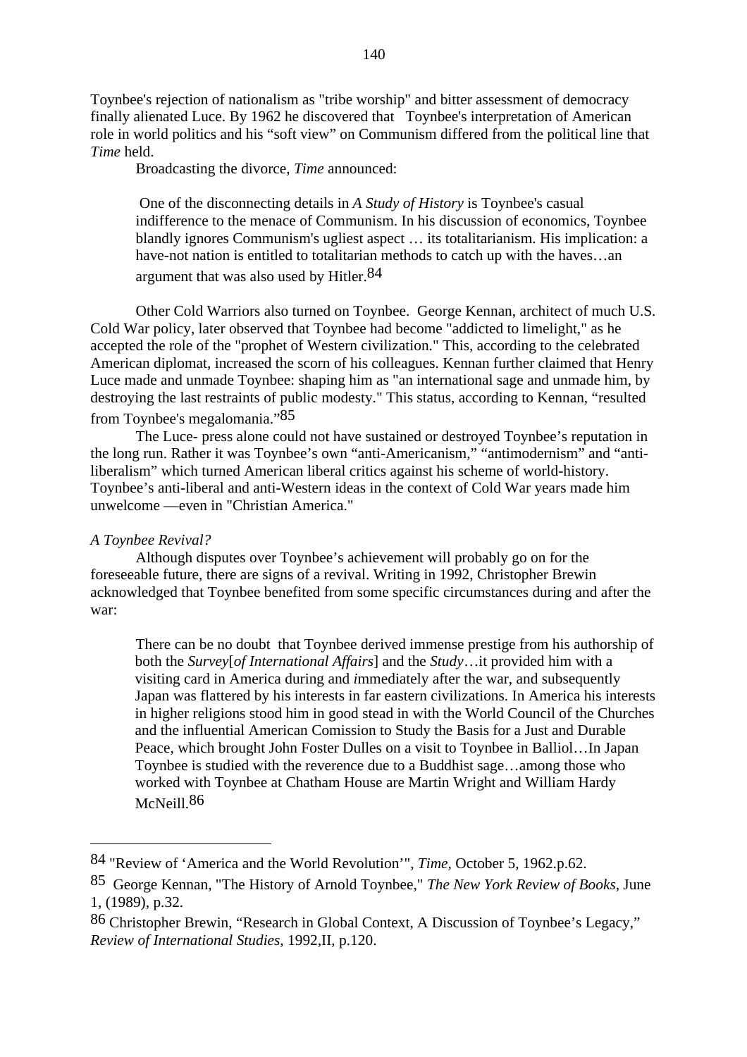Toynbee's rejection of nationalism as "tribe worship" and bitter assessment of democracy finally alienated Luce. By 1962 he discovered that Toynbee's interpretation of American role in world politics and his "soft view" on Communism differed from the political line that *Time* held.

Broadcasting the divorce, *Time* announced:

> One of the disconnecting details in *A Study of History* is Toynbee's casual indifference to the menace of Communism. In his discussion of economics, Toynbee blandly ignores Communism's ugliest aspect … its totalitarianism. His implication: a have-not nation is entitled to totalitarian methods to catch up with the haves…an argument that was also used by Hitler.[84]

Other Cold Warriors also turned on Toynbee. George Kennan, architect of much U.S. Cold War policy, later observed that Toynbee had become "addicted to limelight," as he accepted the role of the "prophet of Western civilization." This, according to the celebrated American diplomat, increased the scorn of his colleagues. Kennan further claimed that Henry Luce made and unmade Toynbee: shaping him as "an international sage and unmade him, by destroying the last restraints of public modesty." This status, according to Kennan, "resulted from Toynbee's megalomania."[85]

The Luce- press alone could not have sustained or destroyed Toynbee's reputation in the long run. Rather it was Toynbee's own "anti-Americanism," "antimodernism" and "anti-liberalism" which turned American liberal critics against his scheme of world-history. Toynbee's anti-liberal and anti-Western ideas in the context of Cold War years made him unwelcome —even in "Christian America."

*A Toynbee Revival?*

Although disputes over Toynbee's achievement will probably go on for the foreseeable future, there are signs of a revival. Writing in 1992, Christopher Brewin acknowledged that Toynbee benefited from some specific circumstances during and after the war:

> There can be no doubt that Toynbee derived immense prestige from his authorship of both the *Survey*[*of International Affairs*] and the *Study*…it provided him with a visiting card in America during and immediately after the war, and subsequently Japan was flattered by his interests in far eastern civilizations. In America his interests in higher religions stood him in good stead in with the World Council of the Churches and the influential American Comission to Study the Basis for a Just and Durable Peace, which brought John Foster Dulles on a visit to Toynbee in Balliol…In Japan Toynbee is studied with the reverence due to a Buddhist sage…among those who worked with Toynbee at Chatham House are Martin Wright and William Hardy McNeill.[86]

---

[84] "Review of 'America and the World Revolution'", *Time*, October 5, 1962.p.62.

[85] George Kennan, "The History of Arnold Toynbee," *The New York Review of Books*, June 1, (1989), p.32.

[86] Christopher Brewin, "Research in Global Context, A Discussion of Toynbee's Legacy," *Review of International Studies*, 1992,II, p.120.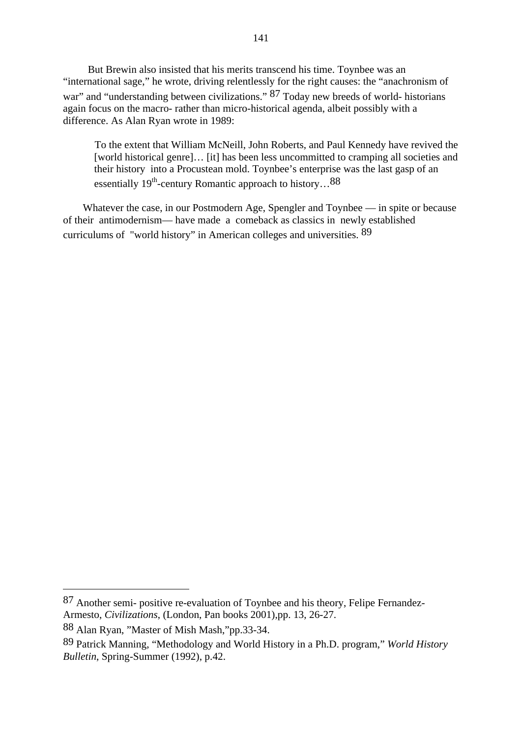But Brewin also insisted that his merits transcend his time. Toynbee was an "international sage," he wrote, driving relentlessly for the right causes: the "anachronism of war" and "understanding between civilizations." [87] Today new breeds of world- historians again focus on the macro- rather than micro-historical agenda, albeit possibly with a difference. As Alan Ryan wrote in 1989:

> To the extent that William McNeill, John Roberts, and Paul Kennedy have revived the [world historical genre]… [it] has been less uncommitted to cramping all societies and their history into a Procustean mold. Toynbee's enterprise was the last gasp of an essentially 19th-century Romantic approach to history…[88]

Whatever the case, in our Postmodern Age, Spengler and Toynbee — in spite or because of their antimodernism— have made a comeback as classics in newly established curriculums of "world history" in American colleges and universities. [89]

---

87 Another semi- positive re-evaluation of Toynbee and his theory, Felipe Fernandez-Armesto, *Civilizations*, (London, Pan books 2001),pp. 13, 26-27.

88 Alan Ryan, "Master of Mish Mash,"pp.33-34.

89 Patrick Manning, "Methodology and World History in a Ph.D. program," *World History Bulletin*, Spring-Summer (1992), p.42.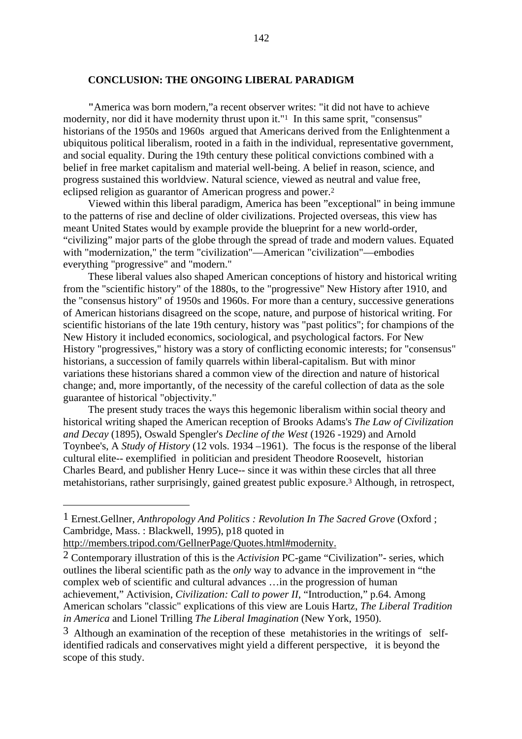## CONCLUSION: THE ONGOING LIBERAL PARADIGM

"America was born modern,"a recent observer writes: "it did not have to achieve modernity, nor did it have modernity thrust upon it."[1] In this same sprit, "consensus" historians of the 1950s and 1960s argued that Americans derived from the Enlightenment a ubiquitous political liberalism, rooted in a faith in the individual, representative government, and social equality. During the 19th century these political convictions combined with a belief in free market capitalism and material well-being. A belief in reason, science, and progress sustained this worldview. Natural science, viewed as neutral and value free, eclipsed religion as guarantor of American progress and power.[2]

Viewed within this liberal paradigm, America has been "exceptional" in being immune to the patterns of rise and decline of older civilizations. Projected overseas, this view has meant United States would by example provide the blueprint for a new world-order, "civilizing" major parts of the globe through the spread of trade and modern values. Equated with "modernization," the term "civilization"—American "civilization"—embodies everything "progressive" and "modern."

These liberal values also shaped American conceptions of history and historical writing from the "scientific history" of the 1880s, to the "progressive" New History after 1910, and the "consensus history" of 1950s and 1960s. For more than a century, successive generations of American historians disagreed on the scope, nature, and purpose of historical writing. For scientific historians of the late 19th century, history was "past politics"; for champions of the New History it included economics, sociological, and psychological factors. For New History "progressives," history was a story of conflicting economic interests; for "consensus" historians, a succession of family quarrels within liberal-capitalism. But with minor variations these historians shared a common view of the direction and nature of historical change; and, more importantly, of the necessity of the careful collection of data as the sole guarantee of historical "objectivity."

The present study traces the ways this hegemonic liberalism within social theory and historical writing shaped the American reception of Brooks Adams's *The Law of Civilization and Decay* (1895), Oswald Spengler's *Decline of the West* (1926 -1929) and Arnold Toynbee's, A *Study of History* (12 vols. 1934 –1961). The focus is the response of the liberal cultural elite-- exemplified in politician and president Theodore Roosevelt, historian Charles Beard, and publisher Henry Luce-- since it was within these circles that all three metahistorians, rather surprisingly, gained greatest public exposure.[3] Although, in retrospect,

---

[1] Ernest.Gellner, *Anthropology And Politics : Revolution In The Sacred Grove* (Oxford ; Cambridge, Mass. : Blackwell, 1995), p18 quoted in http://members.tripod.com/GellnerPage/Quotes.html#modernity.

[2] Contemporary illustration of this is the *Activision* PC-game "Civilization"- series, which outlines the liberal scientific path as the *only* way to advance in the improvement in "the complex web of scientific and cultural advances …in the progression of human achievement," Activision, *Civilization: Call to power II*, "Introduction," p.64. Among American scholars "classic" explications of this view are Louis Hartz, *The Liberal Tradition in America* and Lionel Trilling *The Liberal Imagination* (New York, 1950).

[3] Although an examination of the reception of these metahistories in the writings of self-identified radicals and conservatives might yield a different perspective, it is beyond the scope of this study.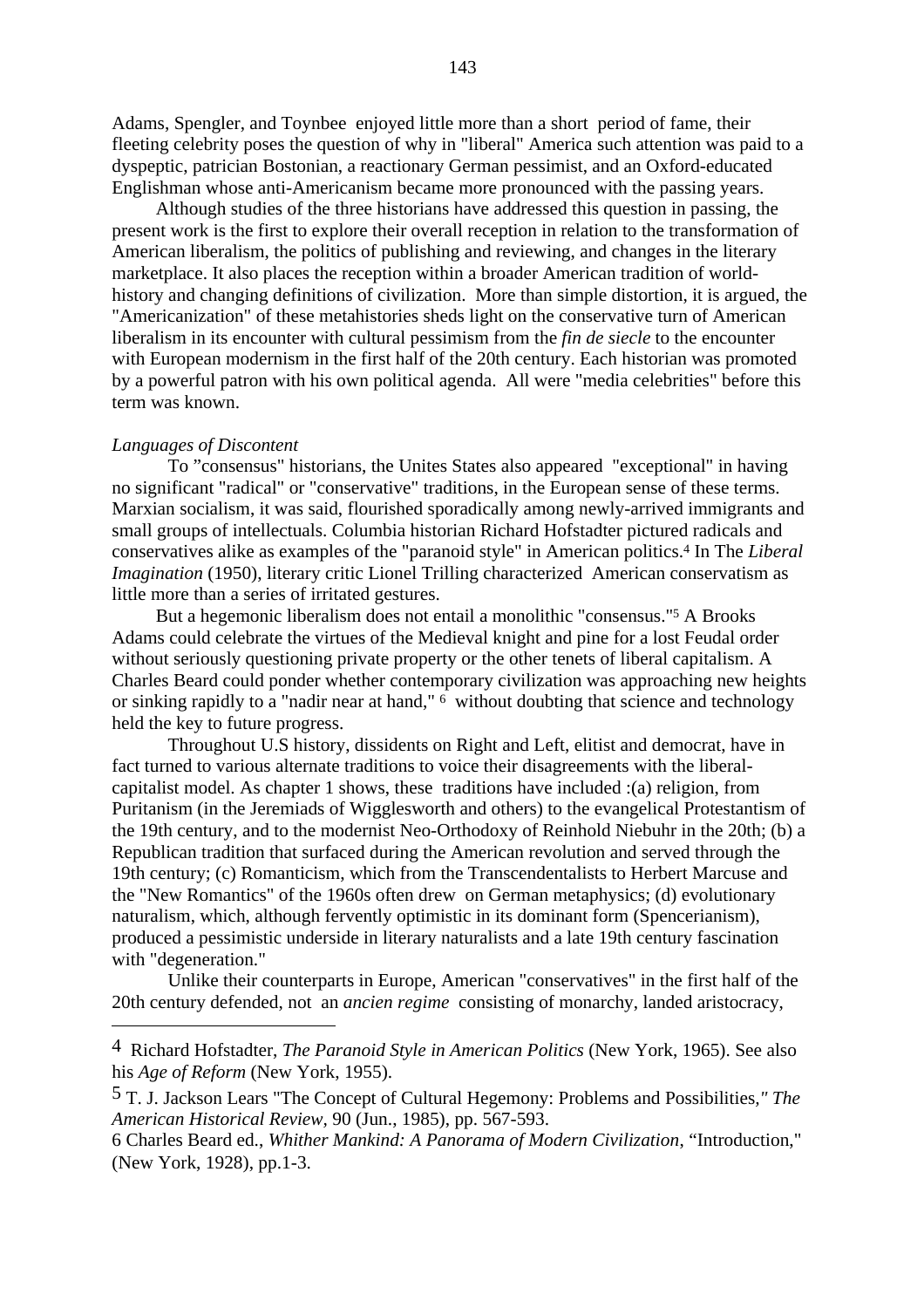Adams, Spengler, and Toynbee enjoyed little more than a short period of fame, their fleeting celebrity poses the question of why in "liberal" America such attention was paid to a dyspeptic, patrician Bostonian, a reactionary German pessimist, and an Oxford-educated Englishman whose anti-Americanism became more pronounced with the passing years.

Although studies of the three historians have addressed this question in passing, the present work is the first to explore their overall reception in relation to the transformation of American liberalism, the politics of publishing and reviewing, and changes in the literary marketplace. It also places the reception within a broader American tradition of world-history and changing definitions of civilization. More than simple distortion, it is argued, the "Americanization" of these metahistories sheds light on the conservative turn of American liberalism in its encounter with cultural pessimism from the *fin de siecle* to the encounter with European modernism in the first half of the 20th century. Each historian was promoted by a powerful patron with his own political agenda. All were "media celebrities" before this term was known.

*Languages of Discontent*

To "consensus" historians, the Unites States also appeared "exceptional" in having no significant "radical" or "conservative" traditions, in the European sense of these terms. Marxian socialism, it was said, flourished sporadically among newly-arrived immigrants and small groups of intellectuals. Columbia historian Richard Hofstadter pictured radicals and conservatives alike as examples of the "paranoid style" in American politics.[4] In The *Liberal Imagination* (1950), literary critic Lionel Trilling characterized American conservatism as little more than a series of irritated gestures.

But a hegemonic liberalism does not entail a monolithic "consensus."[5] A Brooks Adams could celebrate the virtues of the Medieval knight and pine for a lost Feudal order without seriously questioning private property or the other tenets of liberal capitalism. A Charles Beard could ponder whether contemporary civilization was approaching new heights or sinking rapidly to a "nadir near at hand," [6] without doubting that science and technology held the key to future progress.

Throughout U.S history, dissidents on Right and Left, elitist and democrat, have in fact turned to various alternate traditions to voice their disagreements with the liberal-capitalist model. As chapter 1 shows, these traditions have included :(a) religion, from Puritanism (in the Jeremiads of Wigglesworth and others) to the evangelical Protestantism of the 19th century, and to the modernist Neo-Orthodoxy of Reinhold Niebuhr in the 20th; (b) a Republican tradition that surfaced during the American revolution and served through the 19th century; (c) Romanticism, which from the Transcendentalists to Herbert Marcuse and the "New Romantics" of the 1960s often drew on German metaphysics; (d) evolutionary naturalism, which, although fervently optimistic in its dominant form (Spencerianism), produced a pessimistic underside in literary naturalists and a late 19th century fascination with "degeneration."

Unlike their counterparts in Europe, American "conservatives" in the first half of the 20th century defended, not an *ancien regime* consisting of monarchy, landed aristocracy,

---

4 Richard Hofstadter, *The Paranoid Style in American Politics* (New York, 1965). See also his *Age of Reform* (New York, 1955).

5 T. J. Jackson Lears "The Concept of Cultural Hegemony: Problems and Possibilities," *The American Historical Review*, 90 (Jun., 1985), pp. 567-593.

6 Charles Beard ed., *Whither Mankind: A Panorama of Modern Civilization*, "Introduction," (New York, 1928), pp.1-3.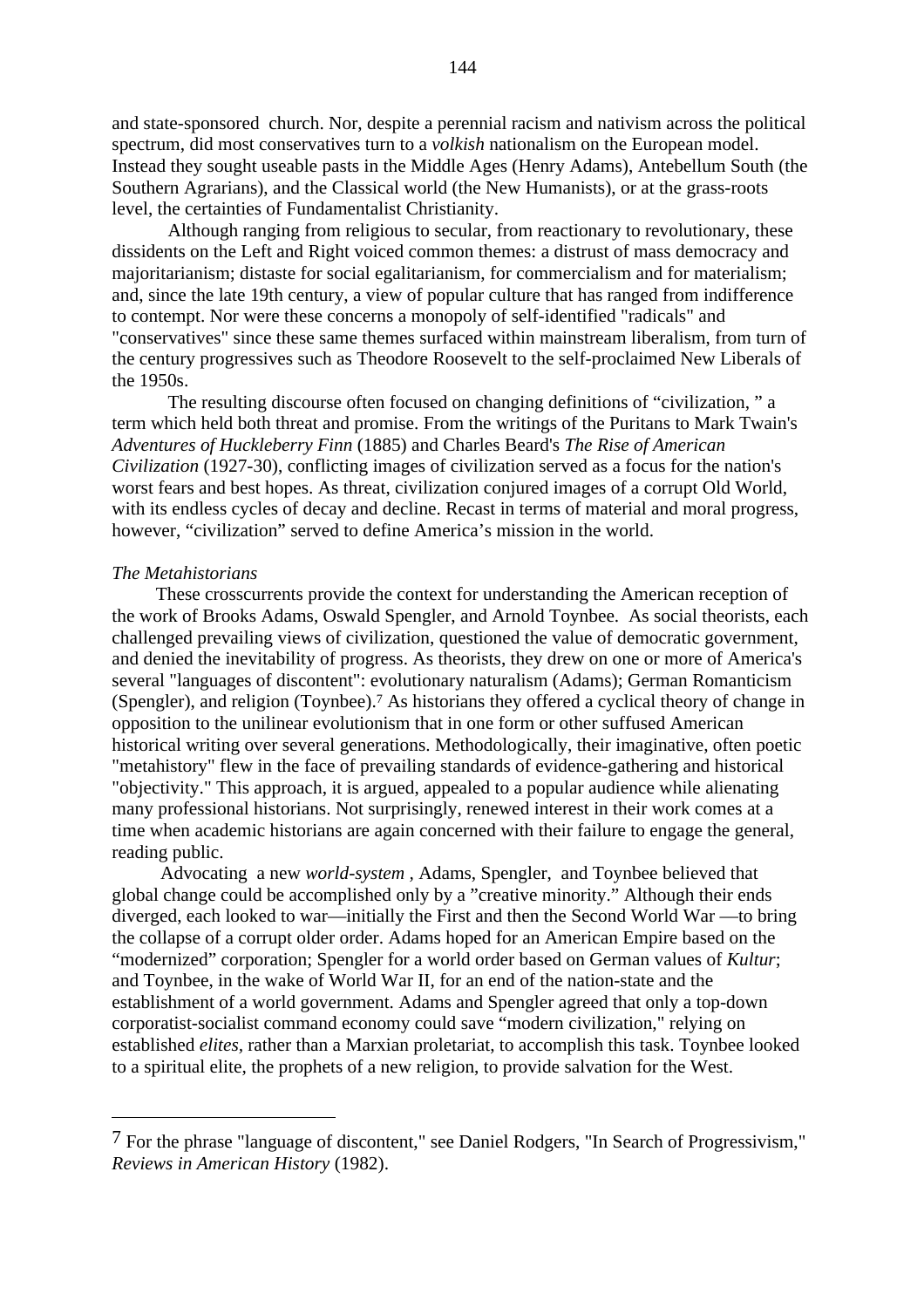and state-sponsored church. Nor, despite a perennial racism and nativism across the political spectrum, did most conservatives turn to a *volkish* nationalism on the European model. Instead they sought useable pasts in the Middle Ages (Henry Adams), Antebellum South (the Southern Agrarians), and the Classical world (the New Humanists), or at the grass-roots level, the certainties of Fundamentalist Christianity.

Although ranging from religious to secular, from reactionary to revolutionary, these dissidents on the Left and Right voiced common themes: a distrust of mass democracy and majoritarianism; distaste for social egalitarianism, for commercialism and for materialism; and, since the late 19th century, a view of popular culture that has ranged from indifference to contempt. Nor were these concerns a monopoly of self-identified "radicals" and "conservatives" since these same themes surfaced within mainstream liberalism, from turn of the century progressives such as Theodore Roosevelt to the self-proclaimed New Liberals of the 1950s.

The resulting discourse often focused on changing definitions of "civilization, " a term which held both threat and promise. From the writings of the Puritans to Mark Twain's *Adventures of Huckleberry Finn* (1885) and Charles Beard's *The Rise of American Civilization* (1927-30), conflicting images of civilization served as a focus for the nation's worst fears and best hopes. As threat, civilization conjured images of a corrupt Old World, with its endless cycles of decay and decline. Recast in terms of material and moral progress, however, "civilization" served to define America's mission in the world.

*The Metahistorians*

These crosscurrents provide the context for understanding the American reception of the work of Brooks Adams, Oswald Spengler, and Arnold Toynbee. As social theorists, each challenged prevailing views of civilization, questioned the value of democratic government, and denied the inevitability of progress. As theorists, they drew on one or more of America's several "languages of discontent": evolutionary naturalism (Adams); German Romanticism (Spengler), and religion (Toynbee).[7] As historians they offered a cyclical theory of change in opposition to the unilinear evolutionism that in one form or other suffused American historical writing over several generations. Methodologically, their imaginative, often poetic "metahistory" flew in the face of prevailing standards of evidence-gathering and historical "objectivity." This approach, it is argued, appealed to a popular audience while alienating many professional historians. Not surprisingly, renewed interest in their work comes at a time when academic historians are again concerned with their failure to engage the general, reading public.

Advocating a new *world-system* , Adams, Spengler, and Toynbee believed that global change could be accomplished only by a "creative minority." Although their ends diverged, each looked to war—initially the First and then the Second World War —to bring the collapse of a corrupt older order. Adams hoped for an American Empire based on the "modernized" corporation; Spengler for a world order based on German values of *Kultur*; and Toynbee, in the wake of World War II, for an end of the nation-state and the establishment of a world government. Adams and Spengler agreed that only a top-down corporatist-socialist command economy could save "modern civilization," relying on established *elites*, rather than a Marxian proletariat, to accomplish this task. Toynbee looked to a spiritual elite, the prophets of a new religion, to provide salvation for the West.

---

[7] For the phrase "language of discontent," see Daniel Rodgers, "In Search of Progressivism," *Reviews in American History* (1982).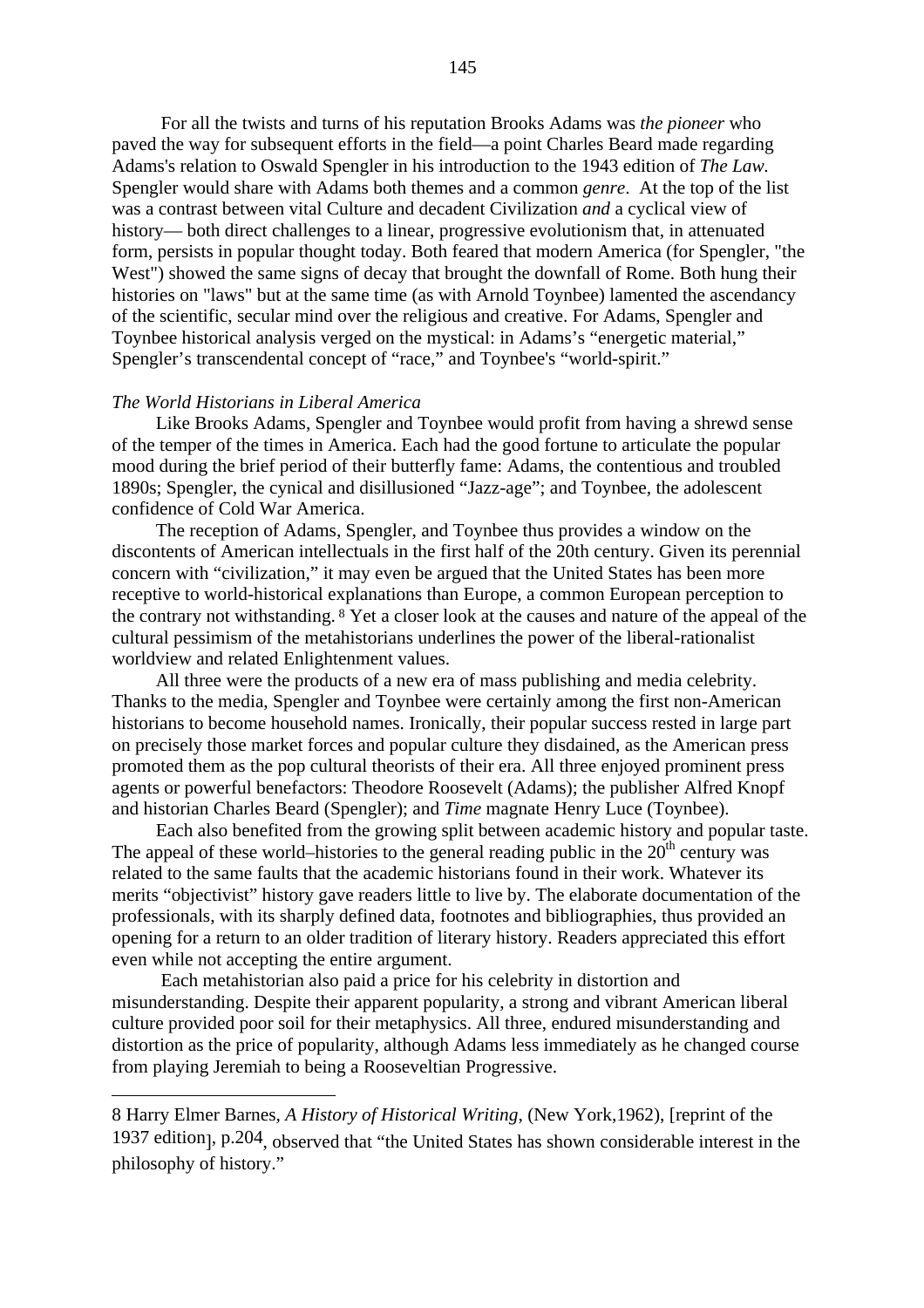For all the twists and turns of his reputation Brooks Adams was *the pioneer* who paved the way for subsequent efforts in the field—a point Charles Beard made regarding Adams's relation to Oswald Spengler in his introduction to the 1943 edition of *The Law.* Spengler would share with Adams both themes and a common *genre*. At the top of the list was a contrast between vital Culture and decadent Civilization *and* a cyclical view of history— both direct challenges to a linear, progressive evolutionism that, in attenuated form, persists in popular thought today. Both feared that modern America (for Spengler, "the West") showed the same signs of decay that brought the downfall of Rome. Both hung their histories on "laws" but at the same time (as with Arnold Toynbee) lamented the ascendancy of the scientific, secular mind over the religious and creative. For Adams, Spengler and Toynbee historical analysis verged on the mystical: in Adams's "energetic material," Spengler's transcendental concept of "race," and Toynbee's "world-spirit."

*The World Historians in Liberal America*

Like Brooks Adams, Spengler and Toynbee would profit from having a shrewd sense of the temper of the times in America. Each had the good fortune to articulate the popular mood during the brief period of their butterfly fame: Adams, the contentious and troubled 1890s; Spengler, the cynical and disillusioned "Jazz-age"; and Toynbee, the adolescent confidence of Cold War America.

The reception of Adams, Spengler, and Toynbee thus provides a window on the discontents of American intellectuals in the first half of the 20th century. Given its perennial concern with "civilization," it may even be argued that the United States has been more receptive to world-historical explanations than Europe, a common European perception to the contrary not withstanding.[8] Yet a closer look at the causes and nature of the appeal of the cultural pessimism of the metahistorians underlines the power of the liberal-rationalist worldview and related Enlightenment values.

All three were the products of a new era of mass publishing and media celebrity. Thanks to the media, Spengler and Toynbee were certainly among the first non-American historians to become household names. Ironically, their popular success rested in large part on precisely those market forces and popular culture they disdained, as the American press promoted them as the pop cultural theorists of their era. All three enjoyed prominent press agents or powerful benefactors: Theodore Roosevelt (Adams); the publisher Alfred Knopf and historian Charles Beard (Spengler); and *Time* magnate Henry Luce (Toynbee).

Each also benefited from the growing split between academic history and popular taste. The appeal of these world–histories to the general reading public in the 20th century was related to the same faults that the academic historians found in their work. Whatever its merits "objectivist" history gave readers little to live by. The elaborate documentation of the professionals, with its sharply defined data, footnotes and bibliographies, thus provided an opening for a return to an older tradition of literary history. Readers appreciated this effort even while not accepting the entire argument.

Each metahistorian also paid a price for his celebrity in distortion and misunderstanding. Despite their apparent popularity, a strong and vibrant American liberal culture provided poor soil for their metaphysics. All three, endured misunderstanding and distortion as the price of popularity, although Adams less immediately as he changed course from playing Jeremiah to being a Rooseveltian Progressive.

---

8 Harry Elmer Barnes, *A History of Historical Writing*, (New York,1962), [reprint of the 1937 edition], p.204, observed that "the United States has shown considerable interest in the philosophy of history."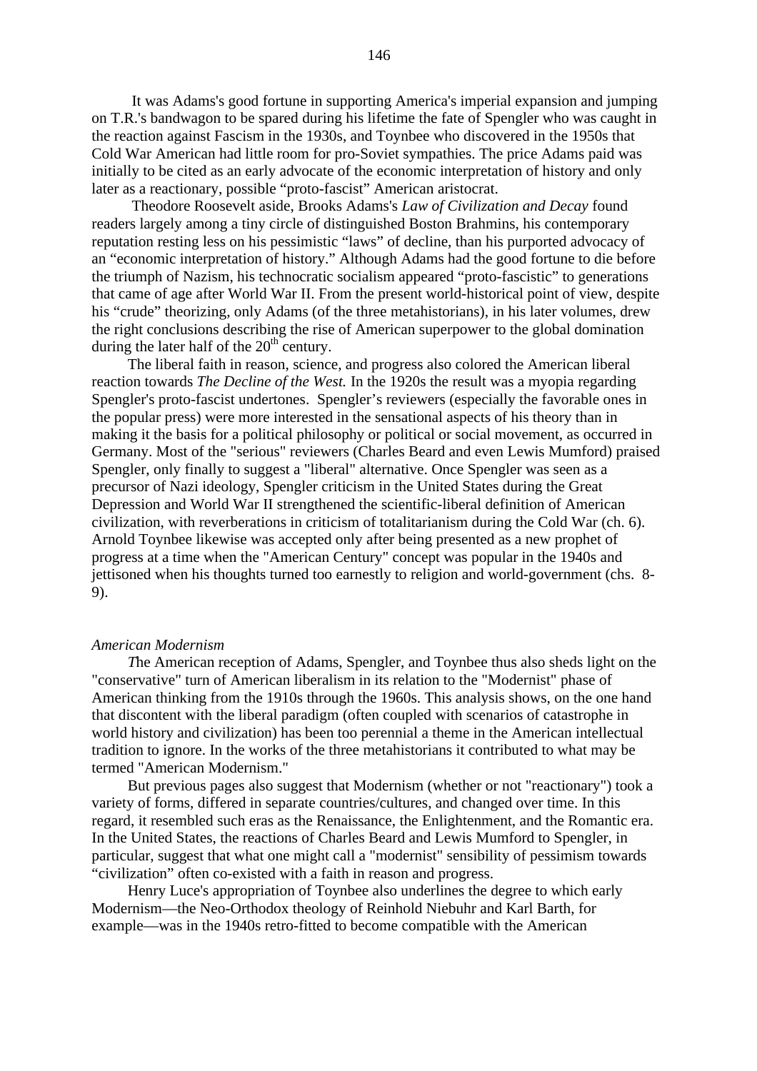It was Adams's good fortune in supporting America's imperial expansion and jumping on T.R.'s bandwagon to be spared during his lifetime the fate of Spengler who was caught in the reaction against Fascism in the 1930s, and Toynbee who discovered in the 1950s that Cold War American had little room for pro-Soviet sympathies. The price Adams paid was initially to be cited as an early advocate of the economic interpretation of history and only later as a reactionary, possible "proto-fascist" American aristocrat.

Theodore Roosevelt aside, Brooks Adams's *Law of Civilization and Decay* found readers largely among a tiny circle of distinguished Boston Brahmins, his contemporary reputation resting less on his pessimistic "laws" of decline, than his purported advocacy of an "economic interpretation of history." Although Adams had the good fortune to die before the triumph of Nazism, his technocratic socialism appeared "proto-fascistic" to generations that came of age after World War II. From the present world-historical point of view, despite his "crude" theorizing, only Adams (of the three metahistorians), in his later volumes, drew the right conclusions describing the rise of American superpower to the global domination during the later half of the 20th century.

The liberal faith in reason, science, and progress also colored the American liberal reaction towards *The Decline of the West.* In the 1920s the result was a myopia regarding Spengler's proto-fascist undertones. Spengler's reviewers (especially the favorable ones in the popular press) were more interested in the sensational aspects of his theory than in making it the basis for a political philosophy or political or social movement, as occurred in Germany. Most of the "serious" reviewers (Charles Beard and even Lewis Mumford) praised Spengler, only finally to suggest a "liberal" alternative. Once Spengler was seen as a precursor of Nazi ideology, Spengler criticism in the United States during the Great Depression and World War II strengthened the scientific-liberal definition of American civilization, with reverberations in criticism of totalitarianism during the Cold War (ch. 6). Arnold Toynbee likewise was accepted only after being presented as a new prophet of progress at a time when the "American Century" concept was popular in the 1940s and jettisoned when his thoughts turned too earnestly to religion and world-government (chs. 8-9).

*American Modernism*

The American reception of Adams, Spengler, and Toynbee thus also sheds light on the "conservative" turn of American liberalism in its relation to the "Modernist" phase of American thinking from the 1910s through the 1960s. This analysis shows, on the one hand that discontent with the liberal paradigm (often coupled with scenarios of catastrophe in world history and civilization) has been too perennial a theme in the American intellectual tradition to ignore. In the works of the three metahistorians it contributed to what may be termed "American Modernism."

But previous pages also suggest that Modernism (whether or not "reactionary") took a variety of forms, differed in separate countries/cultures, and changed over time. In this regard, it resembled such eras as the Renaissance, the Enlightenment, and the Romantic era. In the United States, the reactions of Charles Beard and Lewis Mumford to Spengler, in particular, suggest that what one might call a "modernist" sensibility of pessimism towards "civilization" often co-existed with a faith in reason and progress.

Henry Luce's appropriation of Toynbee also underlines the degree to which early Modernism—the Neo-Orthodox theology of Reinhold Niebuhr and Karl Barth, for example—was in the 1940s retro-fitted to become compatible with the American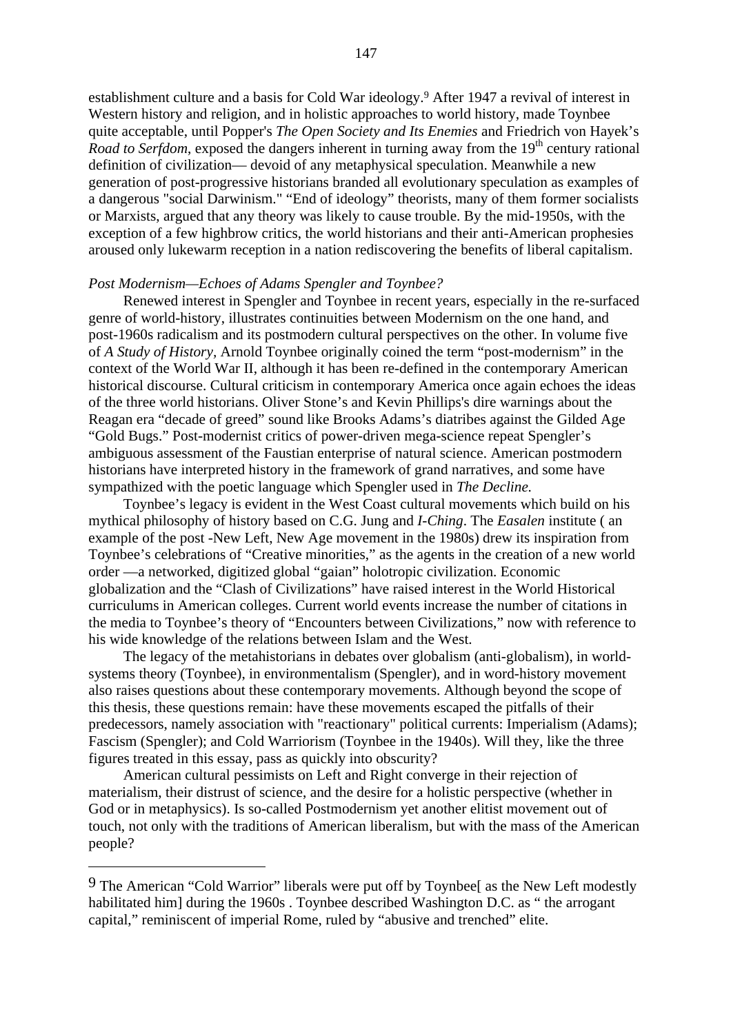establishment culture and a basis for Cold War ideology.[9] After 1947 a revival of interest in Western history and religion, and in holistic approaches to world history, made Toynbee quite acceptable, until Popper's *The Open Society and Its Enemies* and Friedrich von Hayek's *Road to Serfdom*, exposed the dangers inherent in turning away from the 19th century rational definition of civilization— devoid of any metaphysical speculation. Meanwhile a new generation of post-progressive historians branded all evolutionary speculation as examples of a dangerous "social Darwinism." "End of ideology" theorists, many of them former socialists or Marxists, argued that any theory was likely to cause trouble. By the mid-1950s, with the exception of a few highbrow critics, the world historians and their anti-American prophesies aroused only lukewarm reception in a nation rediscovering the benefits of liberal capitalism.

*Post Modernism—Echoes of Adams Spengler and Toynbee?*

Renewed interest in Spengler and Toynbee in recent years, especially in the re-surfaced genre of world-history, illustrates continuities between Modernism on the one hand, and post-1960s radicalism and its postmodern cultural perspectives on the other. In volume five of *A Study of History,* Arnold Toynbee originally coined the term "post-modernism" in the context of the World War II, although it has been re-defined in the contemporary American historical discourse. Cultural criticism in contemporary America once again echoes the ideas of the three world historians. Oliver Stone's and Kevin Phillips's dire warnings about the Reagan era "decade of greed" sound like Brooks Adams's diatribes against the Gilded Age "Gold Bugs." Post-modernist critics of power-driven mega-science repeat Spengler's ambiguous assessment of the Faustian enterprise of natural science. American postmodern historians have interpreted history in the framework of grand narratives, and some have sympathized with the poetic language which Spengler used in *The Decline.*

Toynbee's legacy is evident in the West Coast cultural movements which build on his mythical philosophy of history based on C.G. Jung and *I-Ching*. The *Easalen* institute ( an example of the post -New Left, New Age movement in the 1980s) drew its inspiration from Toynbee's celebrations of "Creative minorities," as the agents in the creation of a new world order —a networked, digitized global "gaian" holotropic civilization. Economic globalization and the "Clash of Civilizations" have raised interest in the World Historical curriculums in American colleges. Current world events increase the number of citations in the media to Toynbee's theory of "Encounters between Civilizations," now with reference to his wide knowledge of the relations between Islam and the West.

The legacy of the metahistorians in debates over globalism (anti-globalism), in world-systems theory (Toynbee), in environmentalism (Spengler), and in word-history movement also raises questions about these contemporary movements. Although beyond the scope of this thesis, these questions remain: have these movements escaped the pitfalls of their predecessors, namely association with "reactionary" political currents: Imperialism (Adams); Fascism (Spengler); and Cold Warriorism (Toynbee in the 1940s). Will they, like the three figures treated in this essay, pass as quickly into obscurity?

American cultural pessimists on Left and Right converge in their rejection of materialism, their distrust of science, and the desire for a holistic perspective (whether in God or in metaphysics). Is so-called Postmodernism yet another elitist movement out of touch, not only with the traditions of American liberalism, but with the mass of the American people?

---

9 The American "Cold Warrior" liberals were put off by Toynbee[ as the New Left modestly habilitated him] during the 1960s . Toynbee described Washington D.C. as " the arrogant capital," reminiscent of imperial Rome, ruled by "abusive and trenched" elite.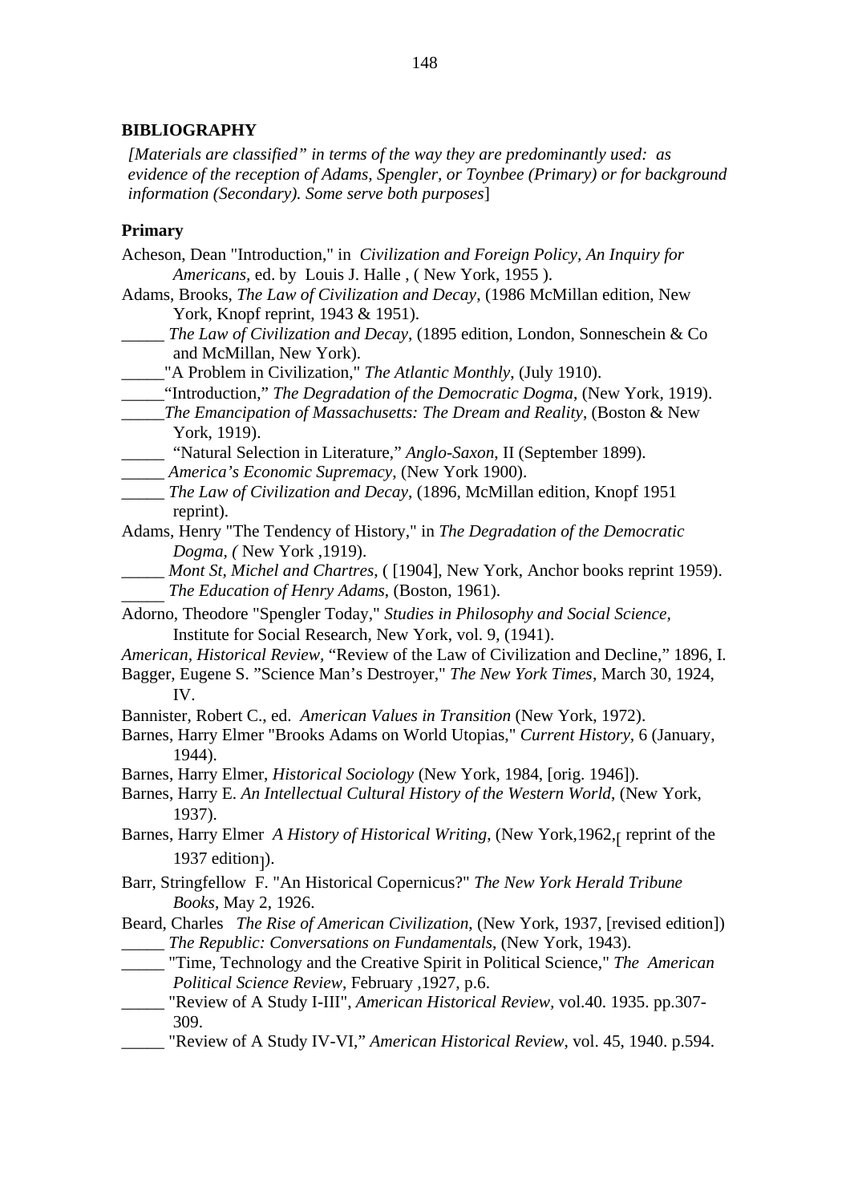**BIBLIOGRAPHY**

*[Materials are classified" in terms of the way they are predominantly used: as evidence of the reception of Adams, Spengler, or Toynbee (Primary) or for background information (Secondary). Some serve both purposes*]

**Primary**

Acheson, Dean "Introduction," in *Civilization and Foreign Policy, An Inquiry for Americans*, ed. by Louis J. Halle , ( New York, 1955 ).

Adams, Brooks, *The Law of Civilization and Decay*, (1986 McMillan edition, New York, Knopf reprint, 1943 & 1951).

_____ *The Law of Civilization and Decay*, (1895 edition, London, Sonneschein & Co and McMillan, New York).

_____"A Problem in Civilization," *The Atlantic Monthly*, (July 1910).

_____"Introduction," *The Degradation of the Democratic Dogma*, (New York, 1919).

_____*The Emancipation of Massachusetts: The Dream and Reality*, (Boston & New York, 1919).

_____ "Natural Selection in Literature," *Anglo-Saxon*, II (September 1899).

_____ *America's Economic Supremacy*, (New York 1900).

_____ *The Law of Civilization and Decay*, (1896, McMillan edition, Knopf 1951 reprint).

Adams, Henry "The Tendency of History," in *The Degradation of the Democratic Dogma, (* New York ,1919).

_____ *Mont St, Michel and Chartres*, ( [1904], New York, Anchor books reprint 1959).

_____ *The Education of Henry Adams*, (Boston, 1961).

Adorno, Theodore "Spengler Today," *Studies in Philosophy and Social Science*, Institute for Social Research, New York, vol. 9, (1941).

*American, Historical Review*, "Review of the Law of Civilization and Decline," 1896, I.

Bagger, Eugene S. "Science Man's Destroyer," *The New York Times*, March 30, 1924, IV.

Bannister, Robert C., ed. *American Values in Transition* (New York, 1972).

Barnes, Harry Elmer "Brooks Adams on World Utopias," *Current History*, 6 (January, 1944).

Barnes, Harry Elmer, *Historical Sociology* (New York, 1984, [orig. 1946]).

Barnes, Harry E. *An Intellectual Cultural History of the Western World*, (New York, 1937).

Barnes, Harry Elmer *A History of Historical Writing*, (New York,1962,[ reprint of the 1937 edition]).

Barr, Stringfellow F. "An Historical Copernicus?" *The New York Herald Tribune Books*, May 2, 1926.

Beard, Charles *The Rise of American Civilization*, (New York, 1937, [revised edition])

_____ *The Republic: Conversations on Fundamentals*, (New York, 1943).

_____ "Time, Technology and the Creative Spirit in Political Science," *The American Political Science Review*, February ,1927, p.6.

_____ "Review of A Study I-III", *American Historical Review*, vol.40. 1935. pp.307-309.

_____ "Review of A Study IV-VI," *American Historical Review*, vol. 45, 1940. p.594.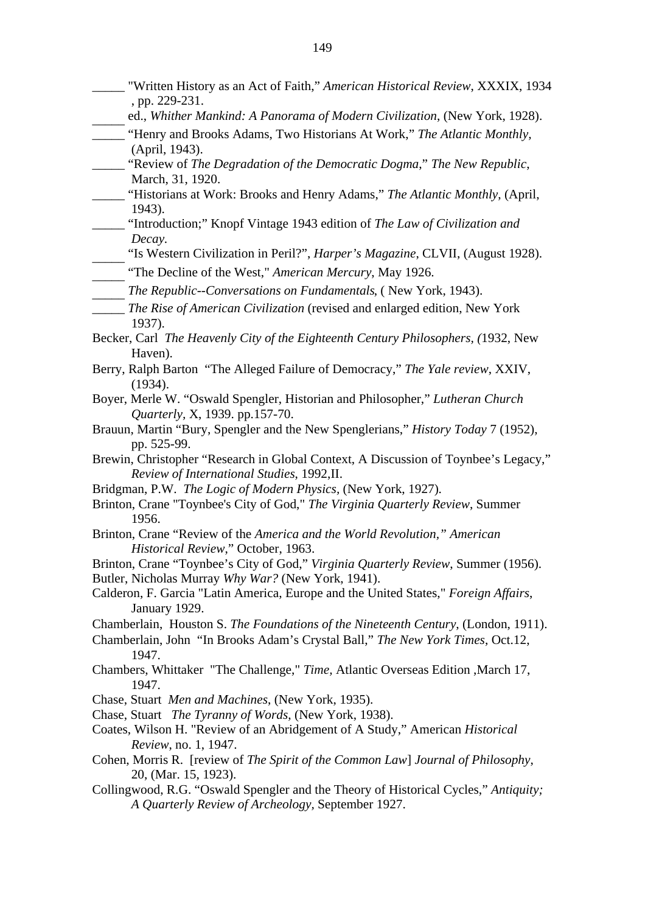_____ "Written History as an Act of Faith," *American Historical Review*, XXXIX, 1934 , pp. 229-231.

_____ ed., *Whither Mankind: A Panorama of Modern Civilization*, (New York, 1928).

_____ "Henry and Brooks Adams, Two Historians At Work," *The Atlantic Monthly,* (April, 1943).

_____ "Review of *The Degradation of the Democratic Dogma*," *The New Republic*, March, 31, 1920.

_____ "Historians at Work: Brooks and Henry Adams," *The Atlantic Monthly*, (April, 1943).

_____ "Introduction;" Knopf Vintage 1943 edition of *The Law of Civilization and Decay.*

_____ "Is Western Civilization in Peril?", *Harper's Magazine*, CLVII, (August 1928).

_____ "The Decline of the West," *American Mercury*, May 1926.

_____ *The Republic--Conversations on Fundamentals*, ( New York, 1943).

_____ *The Rise of American Civilization* (revised and enlarged edition, New York 1937).

Becker, Carl *The Heavenly City of the Eighteenth Century Philosophers, (*1932, New Haven).

Berry, Ralph Barton "The Alleged Failure of Democracy," *The Yale review*, XXIV, (1934).

Boyer, Merle W. "Oswald Spengler, Historian and Philosopher," *Lutheran Church Quarterly,* X, 1939. pp.157-70.

Brauun, Martin "Bury, Spengler and the New Spenglerians," *History Today* 7 (1952), pp. 525-99.

Brewin, Christopher "Research in Global Context, A Discussion of Toynbee's Legacy," *Review of International Studies*, 1992,II.

Bridgman, P.W. *The Logic of Modern Physics*, (New York, 1927).

Brinton, Crane "Toynbee's City of God," *The Virginia Quarterly Review*, Summer 1956.

Brinton, Crane "Review of the *America and the World Revolution," American Historical Review*," October, 1963.

Brinton, Crane "Toynbee's City of God," *Virginia Quarterly Review*, Summer (1956).

Butler, Nicholas Murray *Why War?* (New York, 1941).

Calderon, F. Garcia "Latin America, Europe and the United States," *Foreign Affairs*, January 1929.

Chamberlain, Houston S. *The Foundations of the Nineteenth Century*, (London, 1911).

Chamberlain, John "In Brooks Adam's Crystal Ball," *The New York Times*, Oct.12, 1947.

Chambers, Whittaker "The Challenge," *Time*, Atlantic Overseas Edition ,March 17, 1947.

Chase, Stuart *Men and Machines*, (New York, 1935).

Chase, Stuart *The Tyranny of Words*, (New York, 1938).

Coates, Wilson H. "Review of an Abridgement of A Study," American *Historical Review*, no. 1, 1947.

Cohen, Morris R. [review of *The Spirit of the Common Law*] *Journal of Philosophy*, 20, (Mar. 15, 1923).

Collingwood, R.G. "Oswald Spengler and the Theory of Historical Cycles," *Antiquity; A Quarterly Review of Archeology*, September 1927.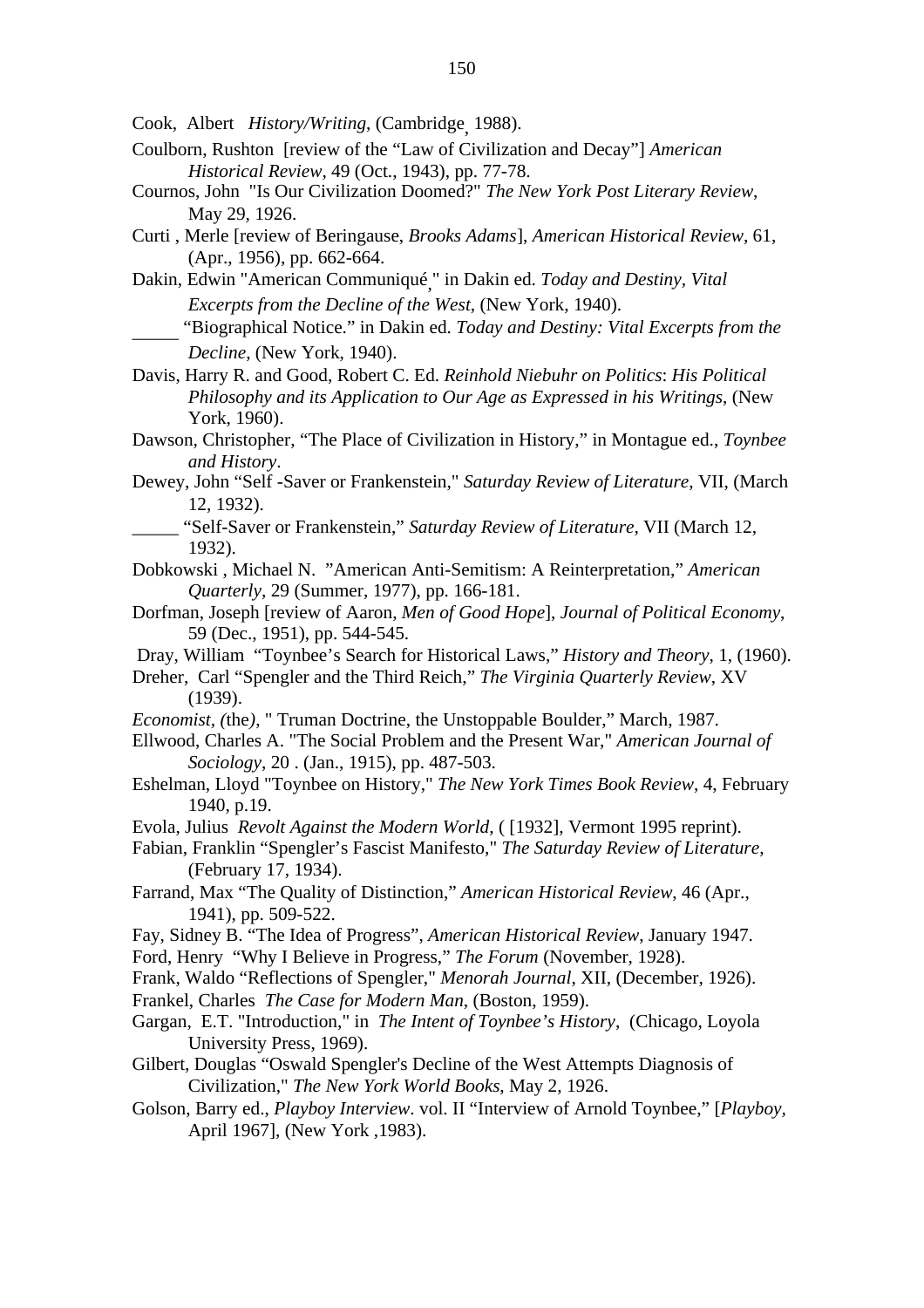Cook, Albert *History/Writing*, (Cambridge, 1988).

Coulborn, Rushton [review of the "Law of Civilization and Decay"] *American Historical Review*, 49 (Oct., 1943), pp. 77-78.

Cournos, John "Is Our Civilization Doomed?" *The New York Post Literary Review*, May 29, 1926.

Curti , Merle [review of Beringause, *Brooks Adams*], *American Historical Review*, 61, (Apr., 1956), pp. 662-664.

Dakin, Edwin "American Communiqué," in Dakin ed. *Today and Destiny, Vital Excerpts from the Decline of the West*, (New York, 1940).

_____ "Biographical Notice." in Dakin ed. *Today and Destiny: Vital Excerpts from the Decline*, (New York, 1940).

Davis, Harry R. and Good, Robert C. Ed. *Reinhold Niebuhr on Politics*: *His Political Philosophy and its Application to Our Age as Expressed in his Writings*, (New York, 1960).

Dawson, Christopher, "The Place of Civilization in History," in Montague ed., *Toynbee and History*.

Dewey, John "Self -Saver or Frankenstein," *Saturday Review of Literature*, VII, (March 12, 1932).

_____ "Self-Saver or Frankenstein," *Saturday Review of Literature*, VII (March 12, 1932).

Dobkowski , Michael N. "American Anti-Semitism: A Reinterpretation," *American Quarterly*, 29 (Summer, 1977), pp. 166-181.

Dorfman, Joseph [review of Aaron, *Men of Good Hope*], *Journal of Political Economy*, 59 (Dec., 1951), pp. 544-545.

Dray, William "Toynbee's Search for Historical Laws," *History and Theory*, 1, (1960).

Dreher, Carl "Spengler and the Third Reich," *The Virginia Quarterly Review*, XV (1939).

*Economist, (*the*)*, " Truman Doctrine, the Unstoppable Boulder," March, 1987.

Ellwood, Charles A. "The Social Problem and the Present War," *American Journal of Sociology*, 20 . (Jan., 1915), pp. 487-503.

Eshelman, Lloyd "Toynbee on History," *The New York Times Book Review*, 4, February 1940, p.19.

Evola, Julius *Revolt Against the Modern World*, ( [1932], Vermont 1995 reprint).

Fabian, Franklin "Spengler's Fascist Manifesto," *The Saturday Review of Literature*, (February 17, 1934).

Farrand, Max "The Quality of Distinction," *American Historical Review*, 46 (Apr., 1941), pp. 509-522.

Fay, Sidney B. "The Idea of Progress", *American Historical Review*, January 1947.

Ford, Henry "Why I Believe in Progress," *The Forum* (November, 1928).

Frank, Waldo "Reflections of Spengler," *Menorah Journal*, XII, (December, 1926).

Frankel, Charles *The Case for Modern Man*, (Boston, 1959).

Gargan, E.T. "Introduction," in *The Intent of Toynbee's History*, (Chicago, Loyola University Press, 1969).

Gilbert, Douglas "Oswald Spengler's Decline of the West Attempts Diagnosis of Civilization," *The New York World Books*, May 2, 1926.

Golson, Barry ed., *Playboy Interview*. vol. II "Interview of Arnold Toynbee," [*Playboy*, April 1967], (New York ,1983).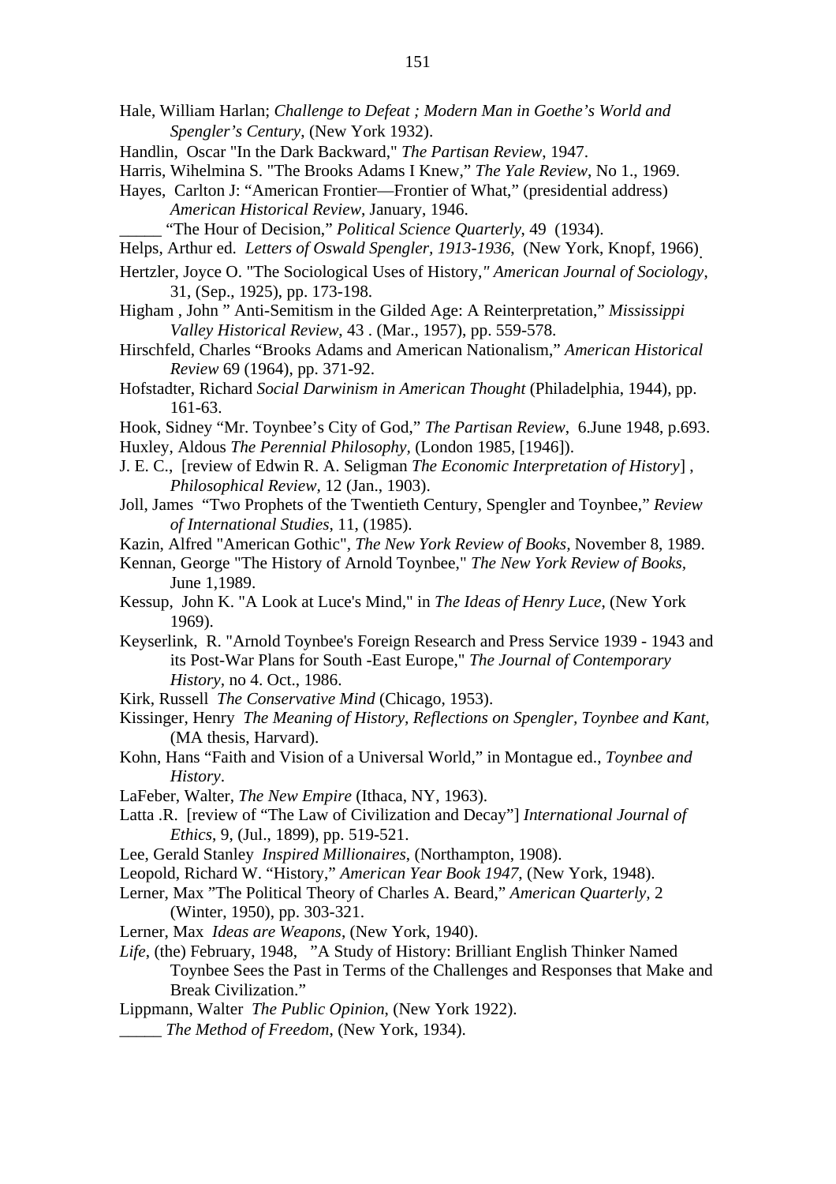Hale, William Harlan; *Challenge to Defeat ; Modern Man in Goethe's World and Spengler's Century*, (New York 1932).

Handlin, Oscar "In the Dark Backward," *The Partisan Review*, 1947.

Harris, Wihelmina S. "The Brooks Adams I Knew," *The Yale Review*, No 1., 1969.

Hayes, Carlton J: "American Frontier—Frontier of What," (presidential address) *American Historical Review*, January, 1946.

_____ "The Hour of Decision," *Political Science Quarterly*, 49 (1934).

Helps, Arthur ed. *Letters of Oswald Spengler, 1913-1936*, (New York, Knopf, 1966).

Hertzler, Joyce O. "The Sociological Uses of History," *American Journal of Sociology*, 31, (Sep., 1925), pp. 173-198.

Higham , John " Anti-Semitism in the Gilded Age: A Reinterpretation," *Mississippi Valley Historical Review*, 43 . (Mar., 1957), pp. 559-578.

Hirschfeld, Charles "Brooks Adams and American Nationalism," *American Historical Review* 69 (1964), pp. 371-92.

Hofstadter, Richard *Social Darwinism in American Thought* (Philadelphia, 1944), pp. 161-63.

Hook, Sidney "Mr. Toynbee's City of God," *The Partisan Review*, 6.June 1948, p.693.

Huxley, Aldous *The Perennial Philosophy*, (London 1985, [1946]).

J. E. C., [review of Edwin R. A. Seligman *The Economic Interpretation of History*] , *Philosophical Review*, 12 (Jan., 1903).

Joll, James "Two Prophets of the Twentieth Century, Spengler and Toynbee," *Review of International Studies*, 11, (1985).

Kazin, Alfred "American Gothic", *The New York Review of Books*, November 8, 1989.

Kennan, George "The History of Arnold Toynbee," *The New York Review of Books*, June 1,1989.

Kessup, John K. "A Look at Luce's Mind," in *The Ideas of Henry Luce*, (New York 1969).

Keyserlink, R. "Arnold Toynbee's Foreign Research and Press Service 1939 - 1943 and its Post-War Plans for South -East Europe," *The Journal of Contemporary History*, no 4. Oct., 1986.

Kirk, Russell *The Conservative Mind* (Chicago, 1953).

Kissinger, Henry *The Meaning of History, Reflections on Spengler, Toynbee and Kant*, (MA thesis, Harvard).

Kohn, Hans "Faith and Vision of a Universal World," in Montague ed., *Toynbee and History*.

LaFeber, Walter, *The New Empire* (Ithaca, NY, 1963).

Latta .R. [review of "The Law of Civilization and Decay"] *International Journal of Ethics*, 9, (Jul., 1899), pp. 519-521.

Lee, Gerald Stanley *Inspired Millionaires*, (Northampton, 1908).

Leopold, Richard W. "History," *American Year Book 1947*, (New York, 1948).

Lerner, Max "The Political Theory of Charles A. Beard," *American Quarterly*, 2 (Winter, 1950), pp. 303-321.

Lerner, Max *Ideas are Weapons*, (New York, 1940).

*Life*, (the) February, 1948, "A Study of History: Brilliant English Thinker Named Toynbee Sees the Past in Terms of the Challenges and Responses that Make and Break Civilization."

Lippmann, Walter *The Public Opinion*, (New York 1922).

_____ *The Method of Freedom*, (New York, 1934).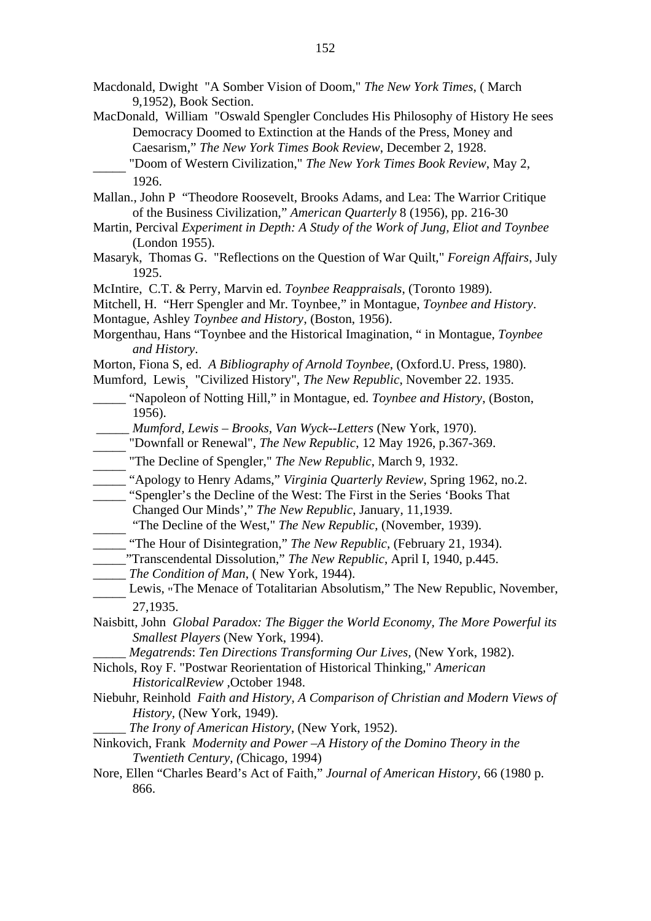Macdonald, Dwight "A Somber Vision of Doom," *The New York Times*, ( March 9,1952), Book Section.

MacDonald, William "Oswald Spengler Concludes His Philosophy of History He sees Democracy Doomed to Extinction at the Hands of the Press, Money and Caesarism," *The New York Times Book Review*, December 2, 1928.

_____ "Doom of Western Civilization," *The New York Times Book Review*, May 2, 1926.

Mallan., John P "Theodore Roosevelt, Brooks Adams, and Lea: The Warrior Critique of the Business Civilization," *American Quarterly* 8 (1956), pp. 216-30

Martin, Percival *Experiment in Depth: A Study of the Work of Jung, Eliot and Toynbee* (London 1955).

Masaryk, Thomas G. "Reflections on the Question of War Quilt," *Foreign Affairs*, July 1925.

McIntire, C.T. & Perry, Marvin ed. *Toynbee Reappraisals*, (Toronto 1989).

Mitchell, H. "Herr Spengler and Mr. Toynbee," in Montague, *Toynbee and History*.

Montague, Ashley *Toynbee and History*, (Boston, 1956).

Morgenthau, Hans "Toynbee and the Historical Imagination, " in Montague, *Toynbee and History*.

Morton, Fiona S, ed. *A Bibliography of Arnold Toynbee*, (Oxford.U. Press, 1980).

Mumford, Lewis, "Civilized History", *The New Republic*, November 22. 1935.

_____ "Napoleon of Notting Hill," in Montague, ed. *Toynbee and History*, (Boston, 1956).

_____ *Mumford, Lewis – Brooks, Van Wyck--Letters* (New York, 1970).

_____ "Downfall or Renewal", *The New Republic*, 12 May 1926, p.367-369.

_____ "The Decline of Spengler," *The New Republic*, March 9, 1932.

_____ "Apology to Henry Adams," *Virginia Quarterly Review*, Spring 1962, no.2.

_____ "Spengler's the Decline of the West: The First in the Series 'Books That Changed Our Minds'," *The New Republic*, January, 11,1939.

_____ "The Decline of the West," *The New Republic*, (November, 1939).

_____ "The Hour of Disintegration," *The New Republic*, (February 21, 1934).

_____"Transcendental Dissolution," *The New Republic*, April I, 1940, p.445.

_____ *The Condition of Man*, ( New York, 1944).

_____ Lewis, "The Menace of Totalitarian Absolutism," The New Republic, November, 27,1935.

Naisbitt, John *Global Paradox: The Bigger the World Economy, The More Powerful its Smallest Players* (New York, 1994).

_____ *Megatrends*: *Ten Directions Transforming Our Lives,* (New York, 1982).

Nichols, Roy F. "Postwar Reorientation of Historical Thinking," *American HistoricalReview* ,October 1948.

Niebuhr, Reinhold *Faith and History, A Comparison of Christian and Modern Views of History,* (New York, 1949).

_____ *The Irony of American History*, (New York, 1952).

Ninkovich, Frank *Modernity and Power –A History of the Domino Theory in the Twentieth Century, (*Chicago, 1994)

Nore, Ellen "Charles Beard's Act of Faith," *Journal of American History*, 66 (1980 p. 866.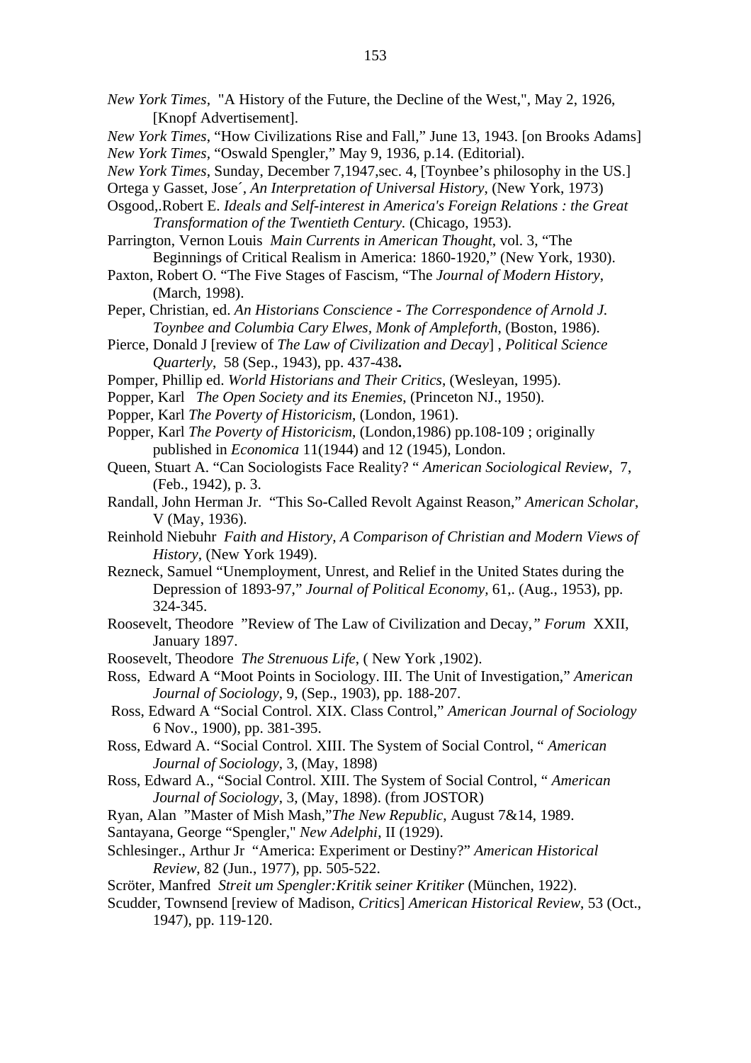*New York Times*, "A History of the Future, the Decline of the West,", May 2, 1926, [Knopf Advertisement].

*New York Times*, "How Civilizations Rise and Fall," June 13, 1943. [on Brooks Adams]

*New York Times*, "Oswald Spengler," May 9, 1936, p.14. (Editorial).

*New York Times*, Sunday, December 7,1947,sec. 4, [Toynbee's philosophy in the US.]

Ortega y Gasset, Jose´, *An Interpretation of Universal History*, (New York, 1973)

Osgood,.Robert E. *Ideals and Self-interest in America's Foreign Relations : the Great Transformation of the Twentieth Century.* (Chicago, 1953).

Parrington, Vernon Louis *Main Currents in American Thought*, vol. 3, "The Beginnings of Critical Realism in America: 1860-1920," (New York, 1930).

Paxton, Robert O. "The Five Stages of Fascism, "The *Journal of Modern History*, (March, 1998).

Peper, Christian, ed. *An Historians Conscience - The Correspondence of Arnold J. Toynbee and Columbia Cary Elwes, Monk of Ampleforth*, (Boston, 1986).

Pierce, Donald J [review of *The Law of Civilization and Decay*] , *Political Science Quarterly*, 58 (Sep., 1943), pp. 437-438**.**

Pomper, Phillip ed. *World Historians and Their Critics*, (Wesleyan, 1995).

Popper, Karl *The Open Society and its Enemies*, (Princeton NJ., 1950).

Popper, Karl *The Poverty of Historicism*, (London, 1961).

Popper, Karl *The Poverty of Historicism*, (London,1986) pp.108-109 ; originally published in *Economica* 11(1944) and 12 (1945), London.

Queen, Stuart A. "Can Sociologists Face Reality? " *American Sociological Review*, 7, (Feb., 1942), p. 3.

Randall, John Herman Jr. "This So-Called Revolt Against Reason," *American Scholar*, V (May, 1936).

Reinhold Niebuhr *Faith and History, A Comparison of Christian and Modern Views of History*, (New York 1949).

Rezneck, Samuel "Unemployment, Unrest, and Relief in the United States during the Depression of 1893-97," *Journal of Political Economy*, 61,. (Aug., 1953), pp. 324-345.

Roosevelt, Theodore "Review of The Law of Civilization and Decay,*" Forum* XXII, January 1897.

Roosevelt, Theodore *The Strenuous Life*, ( New York ,1902).

Ross, Edward A "Moot Points in Sociology. III. The Unit of Investigation," *American Journal of Sociology*, 9, (Sep., 1903), pp. 188-207.

Ross, Edward A "Social Control. XIX. Class Control," *American Journal of Sociology* 6 Nov., 1900), pp. 381-395.

Ross, Edward A. "Social Control. XIII. The System of Social Control, " *American Journal of Sociology*, 3, (May, 1898)

Ross, Edward A., "Social Control. XIII. The System of Social Control, " *American Journal of Sociology*, 3, (May, 1898). (from JOSTOR)

Ryan, Alan "Master of Mish Mash,"*The New Republic*, August 7&14, 1989.

Santayana, George "Spengler," *New Adelphi*, II (1929).

Schlesinger., Arthur Jr "America: Experiment or Destiny?" *American Historical Review*, 82 (Jun., 1977), pp. 505-522.

Scröter, Manfred *Streit um Spengler:Kritik seiner Kritiker* (München, 1922).

Scudder, Townsend [review of Madison, *Critics*] *American Historical Review*, 53 (Oct., 1947), pp. 119-120.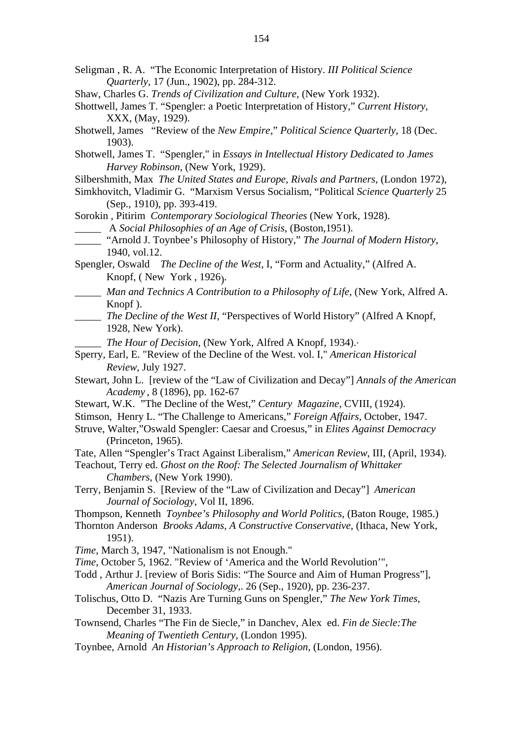Seligman , R. A. "The Economic Interpretation of History. *III Political Science Quarterly*, 17 (Jun., 1902), pp. 284-312.

Shaw, Charles G. *Trends of Civilization and Culture*, (New York 1932).

Shottwell, James T. "Spengler: a Poetic Interpretation of History," *Current History*, XXX, (May, 1929).

Shotwell, James "Review of the *New Empire*," *Political Science Quarterly*, 18 (Dec. 1903).

Shotwell, James T. "Spengler," in *Essays in Intellectual History Dedicated to James Harvey Robinson*, (New York, 1929).

Silbershmith, Max *The United States and Europe, Rivals and Partners,* (London 1972),

Simkhovitch, Vladimir G. "Marxism Versus Socialism, "Political *Science Quarterly* 25 (Sep., 1910), pp. 393-419.

Sorokin , Pitirim *Contemporary Sociological Theories* (New York, 1928).

_____ A *Social Philosophies of an Age of Crisis*, (Boston,1951).

_____ "Arnold J. Toynbee's Philosophy of History," *The Journal of Modern History*, 1940, vol.12.

Spengler, Oswald *The Decline of the West,* I, "Form and Actuality," (Alfred A. Knopf, ( New York , 1926).

_____ *Man and Technics A Contribution to a Philosophy of Life*, (New York, Alfred A. Knopf ).

_____ *The Decline of the West II,* "Perspectives of World History" (Alfred A Knopf, 1928, New York).

_____ *The Hour of Decision*, (New York, Alfred A Knopf, 1934).·

Sperry, Earl, E. "Review of the Decline of the West. vol. I," *American Historical Review*, July 1927.

Stewart, John L. [review of the "Law of Civilization and Decay"] *Annals of the American Academy* , 8 (1896), pp. 162-67

Stewart, W.K. "The Decline of the West," *Century Magazine*, CVIII, (1924).

Stimson, Henry L. "The Challenge to Americans," *Foreign Affairs*, October, 1947.

Struve, Walter,"Oswald Spengler: Caesar and Croesus," in *Elites Against Democracy* (Princeton, 1965).

Tate, Allen "Spengler's Tract Against Liberalism," *American Review*, III, (April, 1934).

Teachout, Terry ed. *Ghost on the Roof: The Selected Journalism of Whittaker Chambers*, (New York 1990).

Terry, Benjamin S. [Review of the "Law of Civilization and Decay"] *American Journal of Sociology*, Vol II, 1896.

Thompson, Kenneth *Toynbee's Philosophy and World Politics*, (Baton Rouge, 1985.)

Thornton Anderson *Brooks Adams, A Constructive Conservative*, (Ithaca, New York, 1951).

*Time,* March 3, 1947, "Nationalism is not Enough."

*Time*, October 5, 1962. "Review of 'America and the World Revolution'",

Todd , Arthur J. [review of Boris Sidis: "The Source and Aim of Human Progress"], *American Journal of Sociology*,. 26 (Sep., 1920), pp. 236-237.

Tolischus, Otto D. "Nazis Are Turning Guns on Spengler," *The New York Times*, December 31, 1933.

Townsend, Charles "The Fin de Siecle," in Danchev, Alex ed. *Fin de Siecle:The Meaning of Twentieth Century,* (London 1995).

Toynbee, Arnold *An Historian's Approach to Religion*, (London, 1956).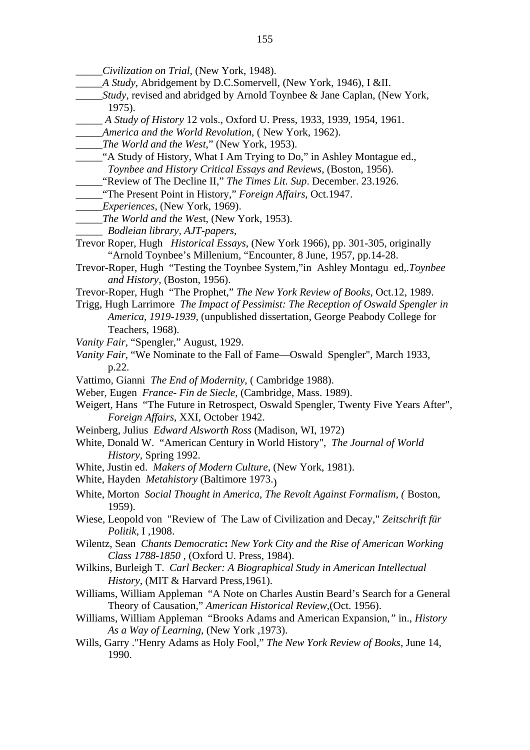_____*Civilization on Trial*, (New York, 1948).

_____*A Study*, Abridgement by D.C.Somervell, (New York, 1946), I &II.

_____*Study*, revised and abridged by Arnold Toynbee & Jane Caplan, (New York, 1975).

_____ *A Study of History* 12 vols., Oxford U. Press, 1933, 1939, 1954, 1961.

_____*America and the World Revolution*, ( New York, 1962).

_____*The World and the West*," (New York, 1953).

_____"A Study of History, What I Am Trying to Do," in Ashley Montague ed., *Toynbee and History Critical Essays and Reviews*, (Boston, 1956).

_____"Review of The Decline II," *The Times Lit. Sup*. December. 23.1926.

_____"The Present Point in History," *Foreign Affairs*, Oct.1947.

_____*Experiences*, (New York, 1969).

_____*The World and the Wes*t, (New York, 1953).

_____ *Bodleian library, AJT-papers*,

Trevor Roper, Hugh *Historical Essays*, (New York 1966), pp. 301-305, originally "Arnold Toynbee's Millenium, "Encounter, 8 June, 1957, pp.14-28.

Trevor-Roper, Hugh "Testing the Toynbee System,"in Ashley Montagu ed,.*Toynbee and History*, (Boston, 1956).

Trevor-Roper, Hugh "The Prophet," *The New York Review of Books*, Oct.12, 1989.

Trigg, Hugh Larrimore *The Impact of Pessimist: The Reception of Oswald Spengler in America, 1919-1939*, (unpublished dissertation, George Peabody College for Teachers, 1968).

*Vanity Fair*, "Spengler," August, 1929.

*Vanity Fair*, "We Nominate to the Fall of Fame—Oswald Spengler", March 1933, p.22.

Vattimo, Gianni *The End of Modernity*, ( Cambridge 1988).

Weber, Eugen *France- Fin de Siecle*, (Cambridge, Mass. 1989).

Weigert, Hans "The Future in Retrospect, Oswald Spengler, Twenty Five Years After", *Foreign Affairs*, XXI, October 1942.

Weinberg, Julius *Edward Alsworth Ross* (Madison, WI, 1972)

White, Donald W. "American Century in World History", *The Journal of World History*, Spring 1992.

White, Justin ed. *Makers of Modern Culture*, (New York, 1981).

White, Hayden *Metahistory* (Baltimore 1973.)

White, Morton *Social Thought in America, The Revolt Against Formalism*, ( Boston, 1959).

Wiese, Leopold von "Review of The Law of Civilization and Decay," *Zeitschrift für Politik*, I ,1908.

Wilentz, Sean *Chants Democratic*: *New York City and the Rise of American Working Class 1788-1850* , (Oxford U. Press, 1984).

Wilkins, Burleigh T. *Carl Becker: A Biographical Study in American Intellectual History*, (MIT & Harvard Press,1961).

Williams, William Appleman "A Note on Charles Austin Beard's Search for a General Theory of Causation," *American Historical Review*,(Oct. 1956).

Williams, William Appleman "Brooks Adams and American Expansion," in., *History As a Way of Learning*, (New York ,1973).

Wills, Garry ."Henry Adams as Holy Fool," *The New York Review of Books*, June 14, 1990.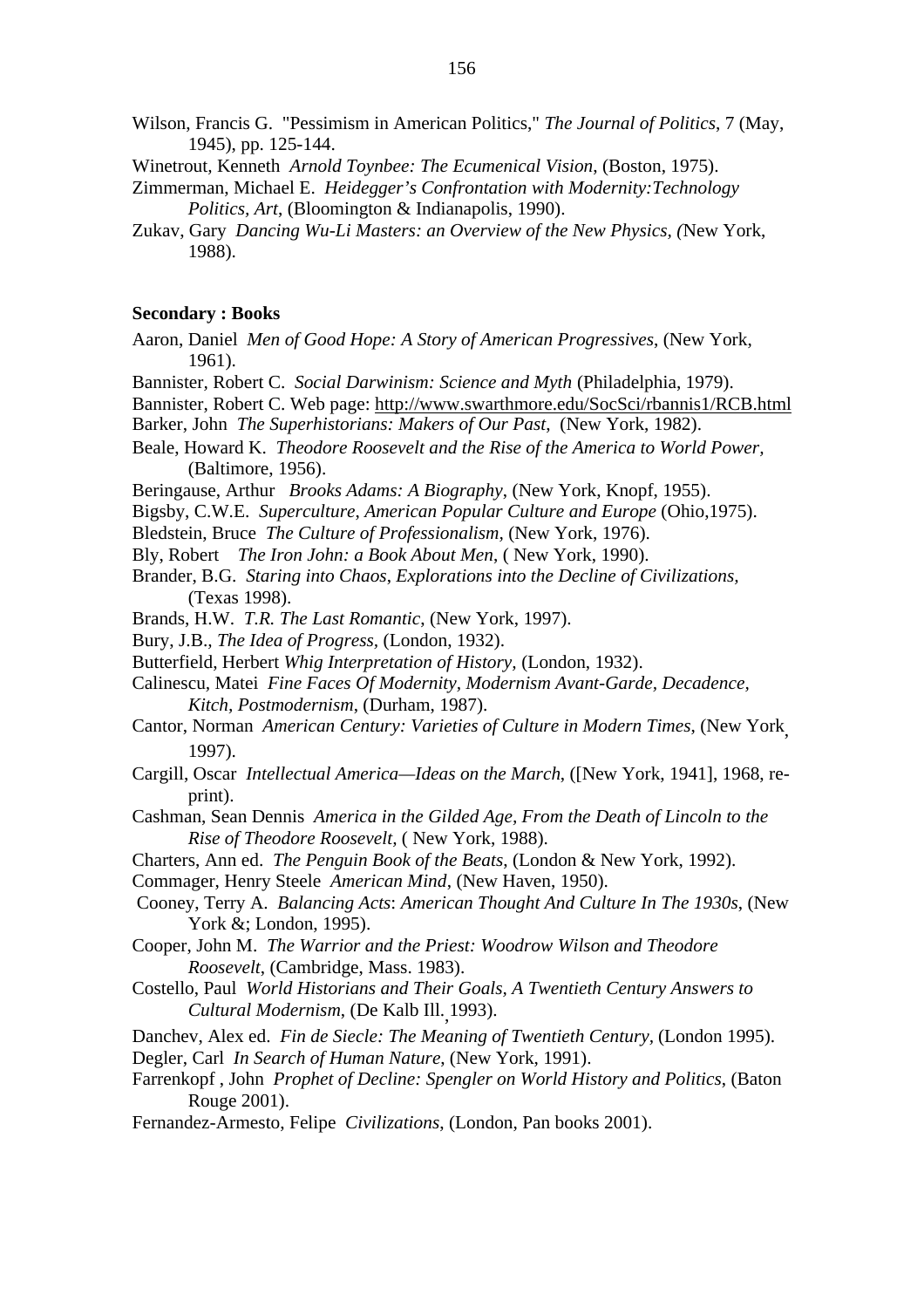Wilson, Francis G. "Pessimism in American Politics," *The Journal of Politics*, 7 (May, 1945), pp. 125-144.

Winetrout, Kenneth *Arnold Toynbee: The Ecumenical Vision*, (Boston, 1975).

Zimmerman, Michael E. *Heidegger's Confrontation with Modernity:Technology Politics, Art*, (Bloomington & Indianapolis, 1990).

Zukav, Gary *Dancing Wu-Li Masters: an Overview of the New Physics*, (New York, 1988).

**Secondary : Books**

Aaron, Daniel *Men of Good Hope: A Story of American Progressives*, (New York, 1961).

Bannister, Robert C. *Social Darwinism: Science and Myth* (Philadelphia, 1979).

Bannister, Robert C. Web page: http://www.swarthmore.edu/SocSci/rbannis1/RCB.html

Barker, John *The Superhistorians: Makers of Our Past*, (New York, 1982).

Beale, Howard K. *Theodore Roosevelt and the Rise of the America to World Power*, (Baltimore, 1956).

Beringause, Arthur *Brooks Adams: A Biography*, (New York, Knopf, 1955).

Bigsby, C.W.E. *Superculture, American Popular Culture and Europe* (Ohio,1975).

Bledstein, Bruce *The Culture of Professionalism*, (New York, 1976).

Bly, Robert *The Iron John: a Book About Men*, ( New York, 1990).

Brander, B.G. *Staring into Chaos, Explorations into the Decline of Civilizations*, (Texas 1998).

Brands, H.W. *T.R. The Last Romantic*, (New York, 1997).

Bury, J.B., *The Idea of Progress*, (London, 1932).

Butterfield, Herbert *Whig Interpretation of History*, (London, 1932).

Calinescu, Matei *Fine Faces Of Modernity, Modernism Avant-Garde, Decadence, Kitch, Postmodernism*, (Durham, 1987).

Cantor, Norman *American Century: Varieties of Culture in Modern Times*, (New York, 1997).

Cargill, Oscar *Intellectual America—Ideas on the March*, ([New York, 1941], 1968, re-print).

Cashman, Sean Dennis *America in the Gilded Age, From the Death of Lincoln to the Rise of Theodore Roosevelt*, ( New York, 1988).

Charters, Ann ed. *The Penguin Book of the Beats*, (London & New York, 1992).

Commager, Henry Steele *American Mind*, (New Haven, 1950).

Cooney, Terry A. *Balancing Acts*: *American Thought And Culture In The 1930s*, (New York &; London, 1995).

Cooper, John M. *The Warrior and the Priest: Woodrow Wilson and Theodore Roosevelt*, (Cambridge, Mass. 1983).

Costello, Paul *World Historians and Their Goals, A Twentieth Century Answers to Cultural Modernism*, (De Kalb Ill. 1993).

Danchev, Alex ed. *Fin de Siecle: The Meaning of Twentieth Century*, (London 1995).

Degler, Carl *In Search of Human Nature*, (New York, 1991).

Farrenkopf , John *Prophet of Decline: Spengler on World History and Politics*, (Baton Rouge 2001).

Fernandez-Armesto, Felipe *Civilizations*, (London, Pan books 2001).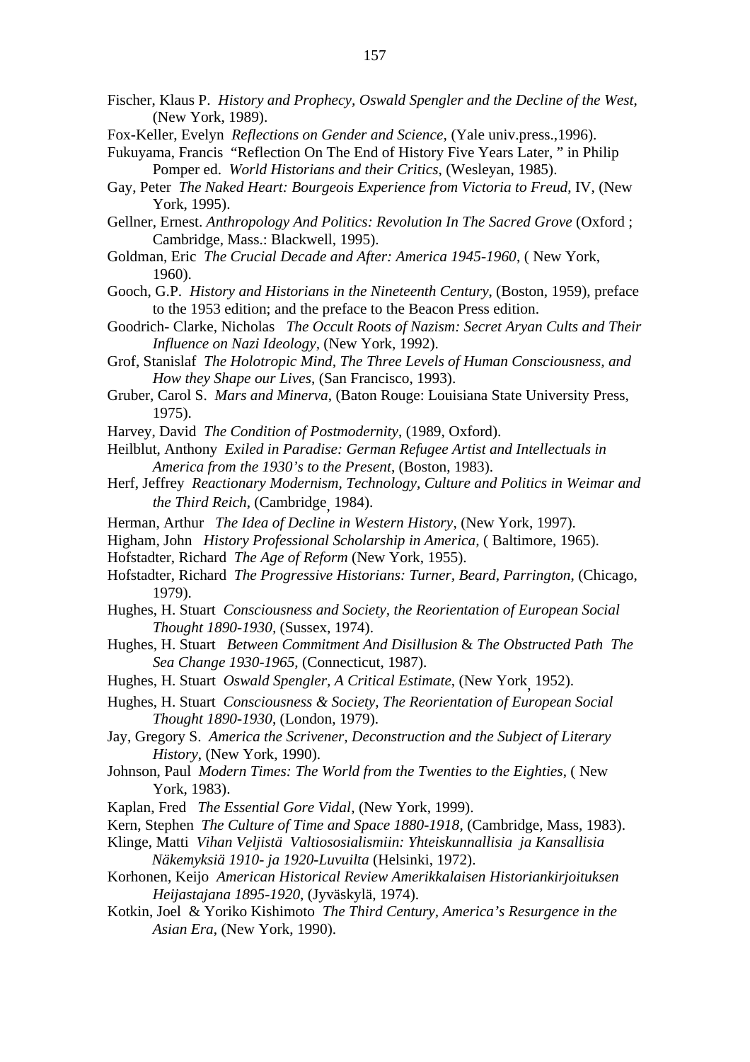Fischer, Klaus P. *History and Prophecy, Oswald Spengler and the Decline of the West*, (New York, 1989).

Fox-Keller, Evelyn *Reflections on Gender and Science*, (Yale univ.press.,1996).

Fukuyama, Francis "Reflection On The End of History Five Years Later, " in Philip Pomper ed. *World Historians and their Critics*, (Wesleyan, 1985).

Gay, Peter *The Naked Heart: Bourgeois Experience from Victoria to Freud*, IV, (New York, 1995).

Gellner, Ernest. *Anthropology And Politics: Revolution In The Sacred Grove* (Oxford ; Cambridge, Mass.: Blackwell, 1995).

Goldman, Eric *The Crucial Decade and After: America 1945-1960*, ( New York, 1960).

Gooch, G.P. *History and Historians in the Nineteenth Century*, (Boston, 1959), preface to the 1953 edition; and the preface to the Beacon Press edition.

Goodrich- Clarke, Nicholas *The Occult Roots of Nazism: Secret Aryan Cults and Their Influence on Nazi Ideology*, (New York, 1992).

Grof, Stanislaf *The Holotropic Mind, The Three Levels of Human Consciousness, and How they Shape our Lives*, (San Francisco, 1993).

Gruber, Carol S. *Mars and Minerva*, (Baton Rouge: Louisiana State University Press, 1975).

Harvey, David *The Condition of Postmodernity*, (1989, Oxford).

Heilblut, Anthony *Exiled in Paradise: German Refugee Artist and Intellectuals in America from the 1930's to the Present*, (Boston, 1983).

Herf, Jeffrey *Reactionary Modernism, Technology, Culture and Politics in Weimar and the Third Reich*, (Cambridge, 1984).

Herman, Arthur *The Idea of Decline in Western History*, (New York, 1997).

Higham, John *History Professional Scholarship in America*, ( Baltimore, 1965).

Hofstadter, Richard *The Age of Reform* (New York, 1955).

Hofstadter, Richard *The Progressive Historians: Turner, Beard, Parrington*, (Chicago, 1979).

Hughes, H. Stuart *Consciousness and Society, the Reorientation of European Social Thought 1890-1930*, (Sussex, 1974).

Hughes, H. Stuart *Between Commitment And Disillusion* & *The Obstructed Path The Sea Change 1930-1965*, (Connecticut, 1987).

Hughes, H. Stuart *Oswald Spengler, A Critical Estimate*, (New York, 1952).

Hughes, H. Stuart *Consciousness & Society, The Reorientation of European Social Thought 1890-1930*, (London, 1979).

Jay, Gregory S. *America the Scrivener, Deconstruction and the Subject of Literary History*, (New York, 1990).

Johnson, Paul *Modern Times: The World from the Twenties to the Eighties*, ( New York, 1983).

Kaplan, Fred *The Essential Gore Vidal*, (New York, 1999).

Kern, Stephen *The Culture of Time and Space 1880-1918*, (Cambridge, Mass, 1983).

Klinge, Matti *Vihan Veljistä Valtiososialismiin: Yhteiskunnallisia ja Kansallisia Näkemyksiä 1910- ja 1920-Luvuilta* (Helsinki, 1972).

Korhonen, Keijo *American Historical Review Amerikkalaisen Historiankirjoituksen Heijastajana 1895-1920*, (Jyväskylä, 1974).

Kotkin, Joel & Yoriko Kishimoto *The Third Century, America's Resurgence in the Asian Era*, (New York, 1990).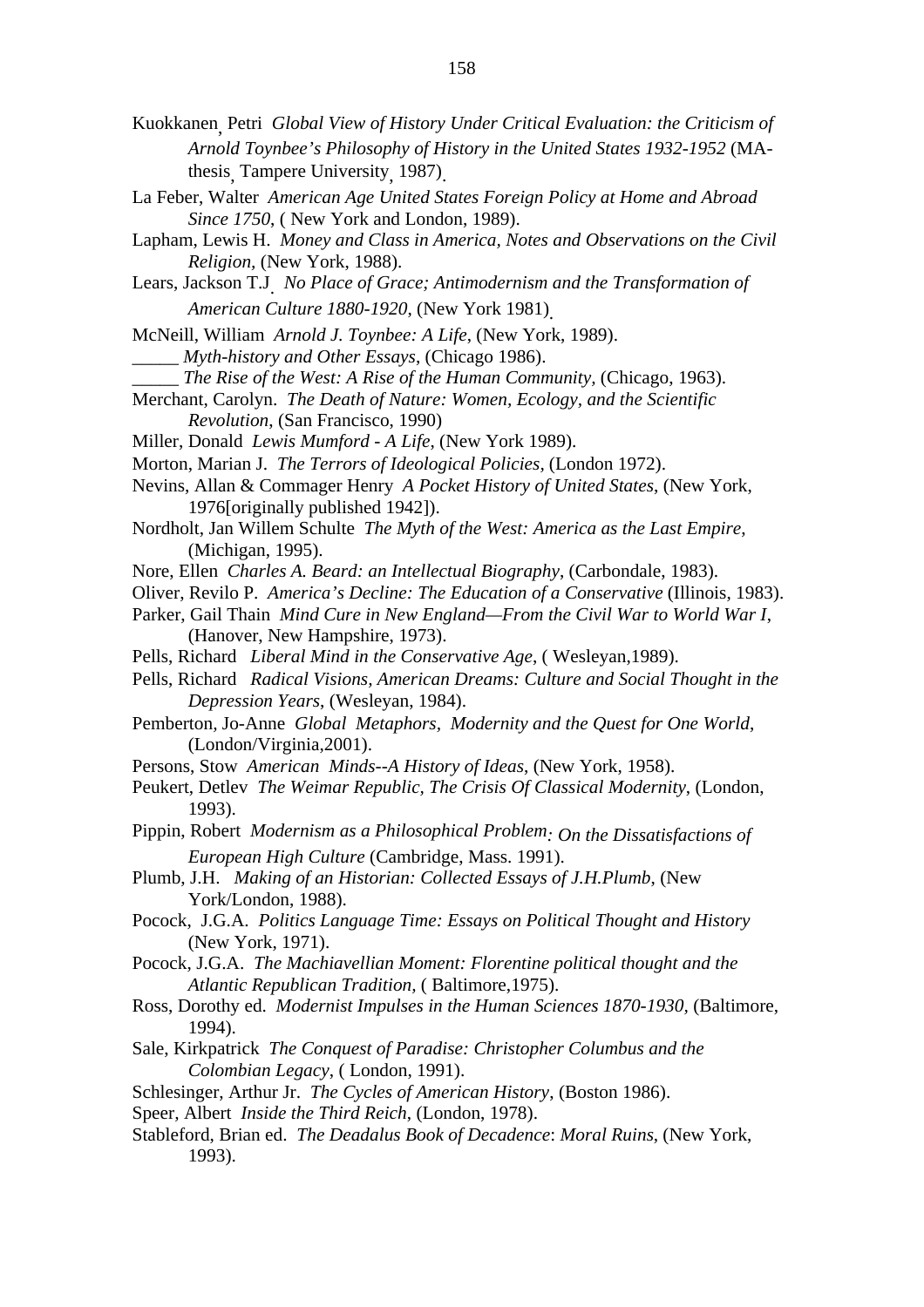Kuokkanen, Petri *Global View of History Under Critical Evaluation: the Criticism of Arnold Toynbee's Philosophy of History in the United States 1932-1952* (MA-thesis, Tampere University, 1987).

La Feber, Walter *American Age United States Foreign Policy at Home and Abroad Since 1750*, ( New York and London, 1989).

Lapham, Lewis H. *Money and Class in America, Notes and Observations on the Civil Religion*, (New York, 1988).

Lears, Jackson T.J. *No Place of Grace; Antimodernism and the Transformation of American Culture 1880-1920*, (New York 1981).

McNeill, William *Arnold J. Toynbee: A Life*, (New York, 1989).

_____ *Myth-history and Other Essays*, (Chicago 1986).

_____ *The Rise of the West: A Rise of the Human Community*, (Chicago, 1963).

Merchant, Carolyn. *The Death of Nature: Women, Ecology, and the Scientific Revolution*, (San Francisco, 1990)

Miller, Donald *Lewis Mumford - A Life*, (New York 1989).

Morton, Marian J. *The Terrors of Ideological Policies*, (London 1972).

Nevins, Allan & Commager Henry *A Pocket History of United States*, (New York, 1976[originally published 1942]).

Nordholt, Jan Willem Schulte *The Myth of the West: America as the Last Empire*, (Michigan, 1995).

Nore, Ellen *Charles A. Beard: an Intellectual Biography*, (Carbondale, 1983).

Oliver, Revilo P. *America's Decline: The Education of a Conservative* (Illinois, 1983).

Parker, Gail Thain *Mind Cure in New England—From the Civil War to World War I*, (Hanover, New Hampshire, 1973).

Pells, Richard *Liberal Mind in the Conservative Age*, ( Wesleyan,1989).

Pells, Richard *Radical Visions, American Dreams: Culture and Social Thought in the Depression Years*, (Wesleyan, 1984).

Pemberton, Jo-Anne *Global Metaphors, Modernity and the Quest for One World*, (London/Virginia,2001).

Persons, Stow *American Minds--A History of Ideas*, (New York, 1958).

Peukert, Detlev *The Weimar Republic, The Crisis Of Classical Modernity*, (London, 1993).

Pippin, Robert *Modernism as a Philosophical Problem: On the Dissatisfactions of European High Culture* (Cambridge, Mass. 1991).

Plumb, J.H. *Making of an Historian: Collected Essays of J.H.Plumb*, (New York/London, 1988).

Pocock, J.G.A. *Politics Language Time: Essays on Political Thought and History* (New York, 1971).

Pocock, J.G.A. *The Machiavellian Moment: Florentine political thought and the Atlantic Republican Tradition*, ( Baltimore,1975).

Ross, Dorothy ed. *Modernist Impulses in the Human Sciences 1870-1930*, (Baltimore, 1994).

Sale, Kirkpatrick *The Conquest of Paradise: Christopher Columbus and the Colombian Legacy*, ( London, 1991).

Schlesinger, Arthur Jr. *The Cycles of American History*, (Boston 1986).

Speer, Albert *Inside the Third Reich*, (London, 1978).

Stableford, Brian ed. *The Deadalus Book of Decadence*: *Moral Ruins*, (New York, 1993).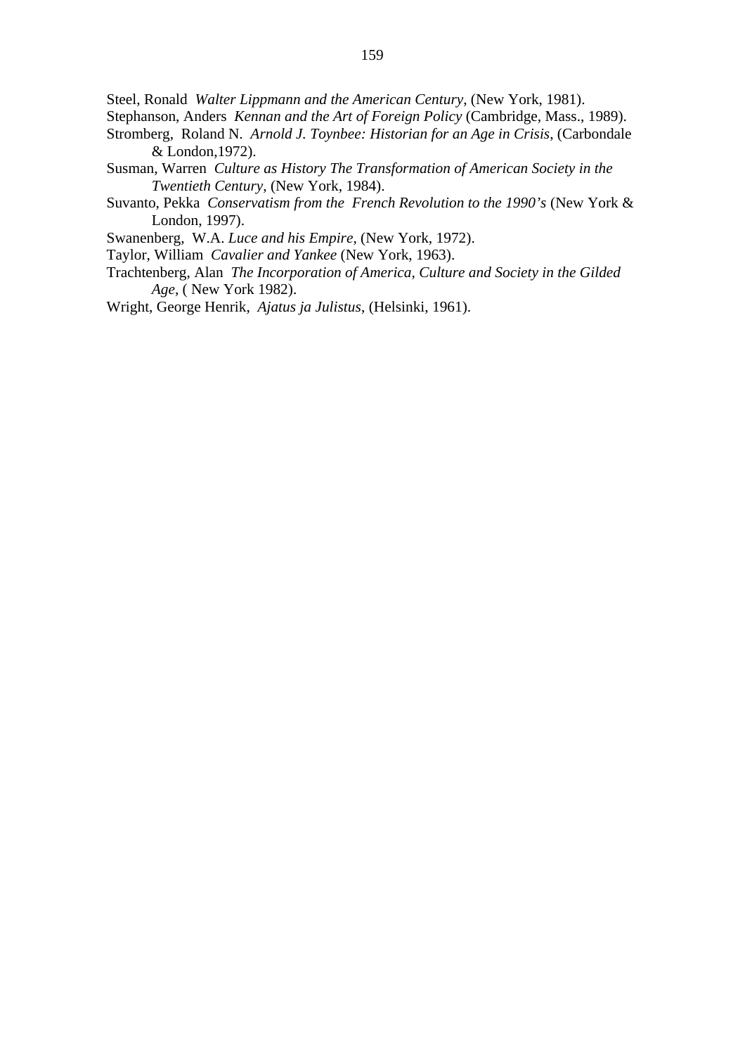Steel, Ronald *Walter Lippmann and the American Century*, (New York, 1981).

Stephanson, Anders *Kennan and the Art of Foreign Policy* (Cambridge, Mass., 1989).

Stromberg, Roland N. *Arnold J. Toynbee: Historian for an Age in Crisis*, (Carbondale & London,1972).

Susman, Warren *Culture as History The Transformation of American Society in the Twentieth Century*, (New York, 1984).

Suvanto, Pekka *Conservatism from the French Revolution to the 1990's* (New York & London, 1997).

Swanenberg, W.A. *Luce and his Empire*, (New York, 1972).

Taylor, William *Cavalier and Yankee* (New York, 1963).

Trachtenberg, Alan *The Incorporation of America, Culture and Society in the Gilded Age*, ( New York 1982).

Wright, George Henrik, *Ajatus ja Julistus*, (Helsinki, 1961).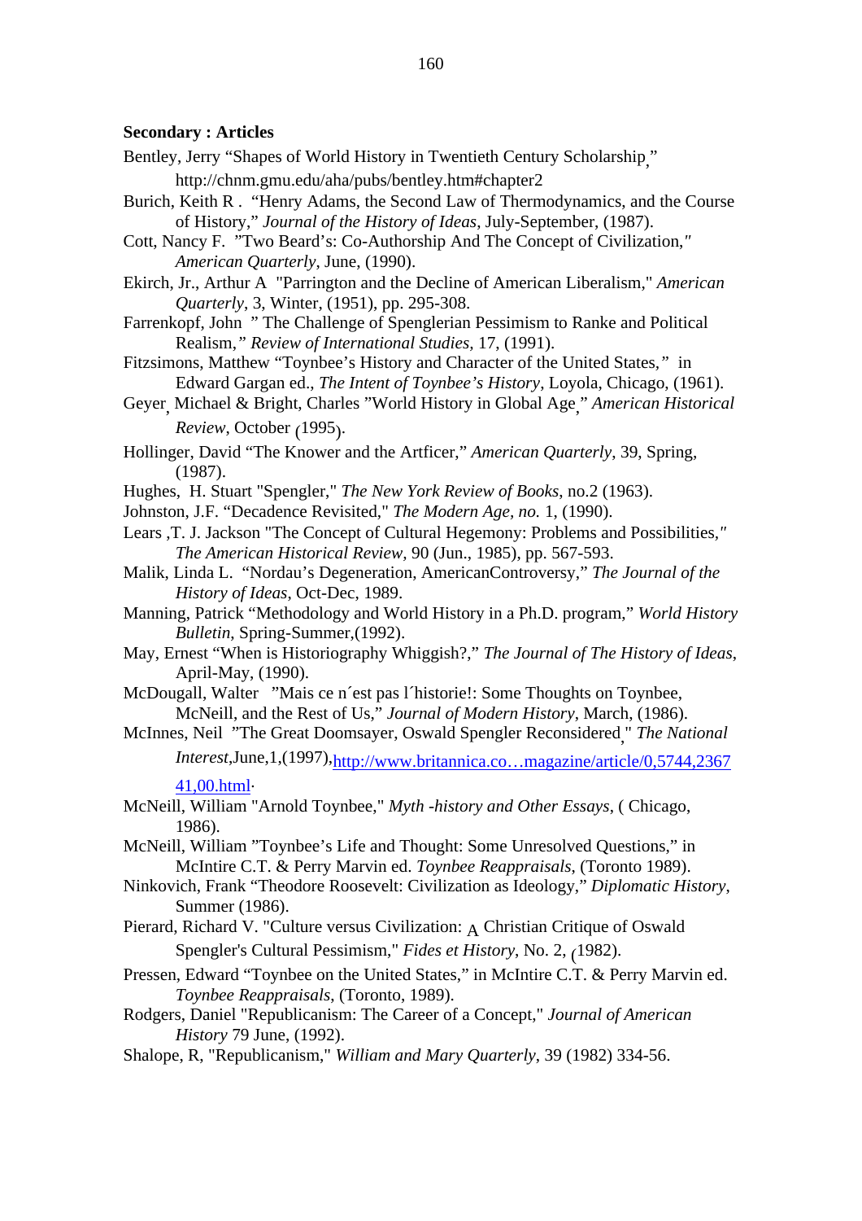**Secondary : Articles**

Bentley, Jerry “Shapes of World History in Twentieth Century Scholarship,” http://chnm.gmu.edu/aha/pubs/bentley.htm#chapter2

Burich, Keith R . “Henry Adams, the Second Law of Thermodynamics, and the Course of History,” *Journal of the History of Ideas*, July-September, (1987).

Cott, Nancy F. ”Two Beard’s: Co-Authorship And The Concept of Civilization," *American Quarterly*, June, (1990).

Ekirch, Jr., Arthur A "Parrington and the Decline of American Liberalism," *American Quarterly*, 3, Winter, (1951), pp. 295-308.

Farrenkopf, John ” The Challenge of Spenglerian Pessimism to Ranke and Political Realism,” *Review of International Studies*, 17, (1991).

Fitzsimons, Matthew “Toynbee’s History and Character of the United States,” in Edward Gargan ed., *The Intent of Toynbee’s History*, Loyola, Chicago, (1961).

Geyer, Michael & Bright, Charles ”World History in Global Age,” *American Historical Review*, October (1995).

Hollinger, David “The Knower and the Artficer,” *American Quarterly*, 39, Spring, (1987).

Hughes, H. Stuart "Spengler," *The New York Review of Books*, no.2 (1963).

Johnston, J.F. “Decadence Revisited," *The Modern Age, no.* 1, (1990).

Lears ,T. J. Jackson "The Concept of Cultural Hegemony: Problems and Possibilities," *The American Historical Review*, 90 (Jun., 1985), pp. 567-593.

Malik, Linda L. “Nordau’s Degeneration, AmericanControversy,” *The Journal of the History of Ideas*, Oct-Dec, 1989.

Manning, Patrick “Methodology and World History in a Ph.D. program,” *World History Bulletin*, Spring-Summer,(1992).

May, Ernest “When is Historiography Whiggish?,” *The Journal of The History of Ideas*, April-May, (1990).

McDougall, Walter ”Mais ce n´est pas l´historie!: Some Thoughts on Toynbee, McNeill, and the Rest of Us,” *Journal of Modern History*, March, (1986).

McInnes, Neil ”The Great Doomsayer, Oswald Spengler Reconsidered," *The National Interest*,June,1,(1997),http://www.britannica.co…magazine/article/0,5744,236741,00.html.

McNeill, William "Arnold Toynbee," *Myth -history and Other Essays*, ( Chicago, 1986).

McNeill, William ”Toynbee’s Life and Thought: Some Unresolved Questions,” in McIntire C.T. & Perry Marvin ed. *Toynbee Reappraisals*, (Toronto 1989).

Ninkovich, Frank “Theodore Roosevelt: Civilization as Ideology,” *Diplomatic History*, Summer (1986).

Pierard, Richard V. "Culture versus Civilization: A Christian Critique of Oswald Spengler's Cultural Pessimism," *Fides et History*, No. 2, (1982).

Pressen, Edward “Toynbee on the United States,” in McIntire C.T. & Perry Marvin ed. *Toynbee Reappraisals*, (Toronto, 1989).

Rodgers, Daniel "Republicanism: The Career of a Concept," *Journal of American History* 79 June, (1992).

Shalope, R, "Republicanism," *William and Mary Quarterly*, 39 (1982) 334-56.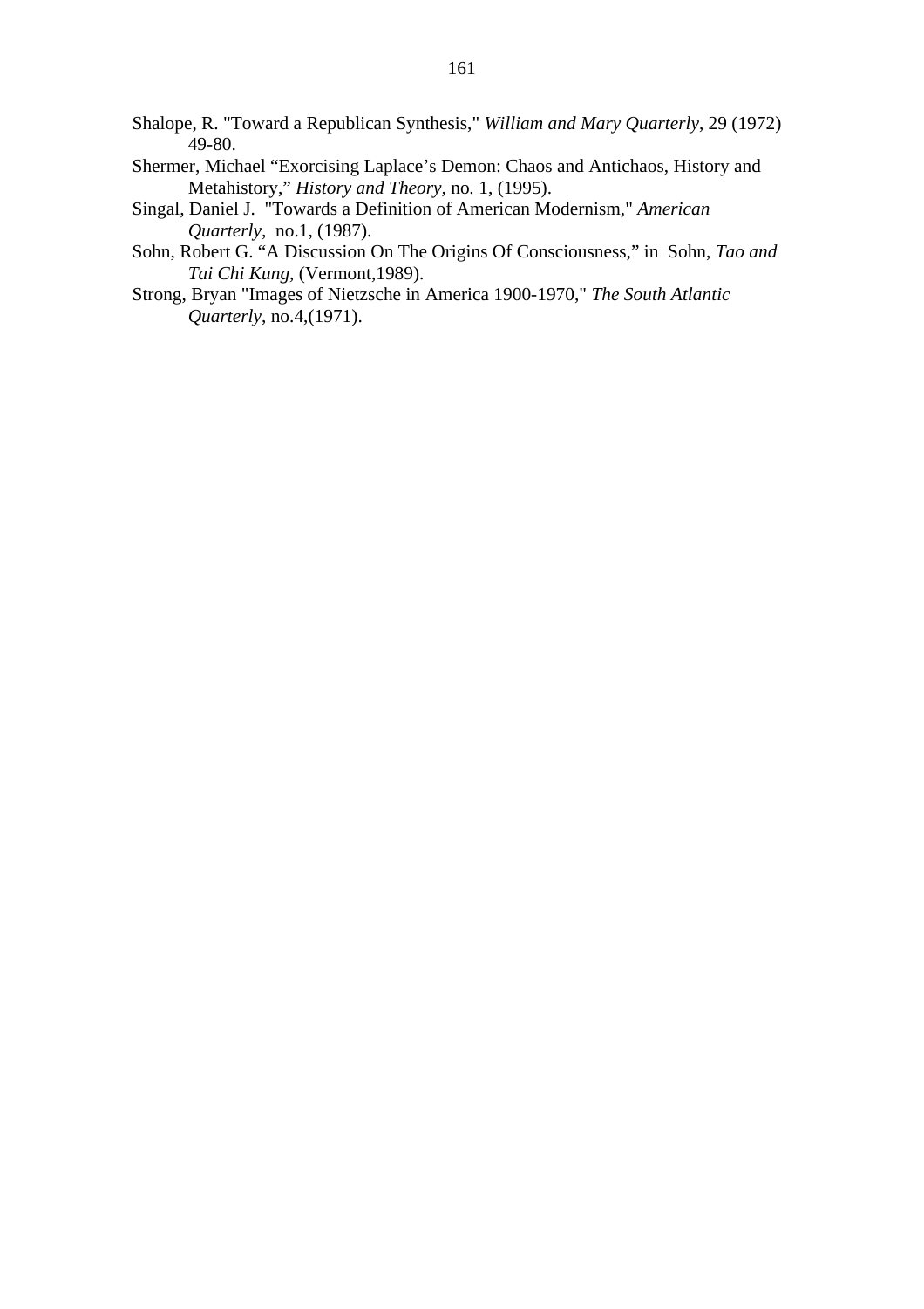Shalope, R. "Toward a Republican Synthesis," *William and Mary Quarterly*, 29 (1972) 49-80.

Shermer, Michael "Exorcising Laplace's Demon: Chaos and Antichaos, History and Metahistory," *History and Theory*, no. 1, (1995).

Singal, Daniel J. "Towards a Definition of American Modernism," *American Quarterly*, no.1, (1987).

Sohn, Robert G. "A Discussion On The Origins Of Consciousness," in Sohn, *Tao and Tai Chi Kung*, (Vermont,1989).

Strong, Bryan "Images of Nietzsche in America 1900-1970," *The South Atlantic Quarterly*, no.4,(1971).